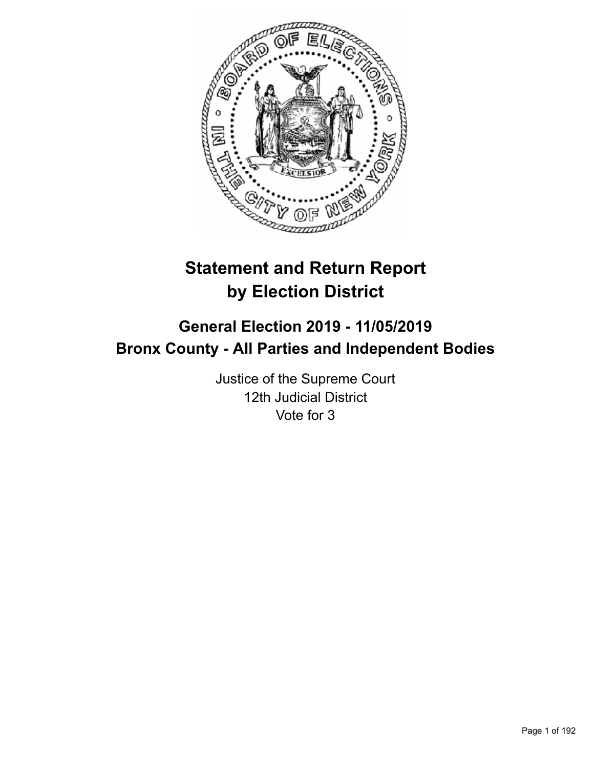# Statement and Return Report by Election District

## General Election 2019 - 11/05/2019
## Bronx County - All Parties and Independent Bodies

Justice of the Supreme Court
12th Judicial District
Vote for 3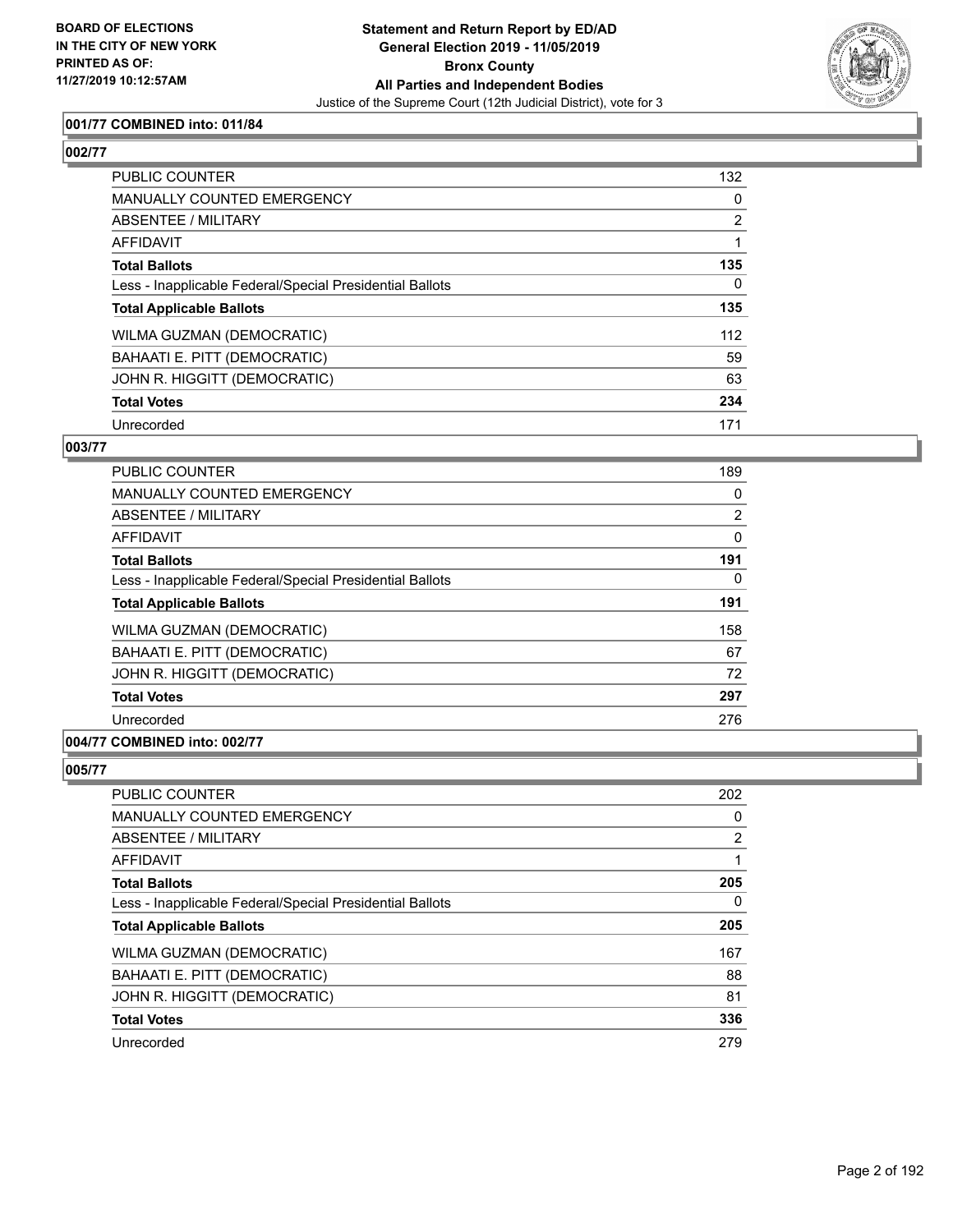### 001/77 COMBINED into: 011/84

### 002/77

| | |
|---|---|
| PUBLIC COUNTER | 132 |
| MANUALLY COUNTED EMERGENCY | 0 |
| ABSENTEE / MILITARY | 2 |
| AFFIDAVIT | 1 |
| **Total Ballots** | **135** |
| Less - Inapplicable Federal/Special Presidential Ballots | 0 |
| **Total Applicable Ballots** | **135** |
| WILMA GUZMAN (DEMOCRATIC) | 112 |
| BAHAATI E. PITT (DEMOCRATIC) | 59 |
| JOHN R. HIGGITT (DEMOCRATIC) | 63 |
| **Total Votes** | **234** |
| Unrecorded | 171 |

### 003/77

| | |
|---|---|
| PUBLIC COUNTER | 189 |
| MANUALLY COUNTED EMERGENCY | 0 |
| ABSENTEE / MILITARY | 2 |
| AFFIDAVIT | 0 |
| **Total Ballots** | **191** |
| Less - Inapplicable Federal/Special Presidential Ballots | 0 |
| **Total Applicable Ballots** | **191** |
| WILMA GUZMAN (DEMOCRATIC) | 158 |
| BAHAATI E. PITT (DEMOCRATIC) | 67 |
| JOHN R. HIGGITT (DEMOCRATIC) | 72 |
| **Total Votes** | **297** |
| Unrecorded | 276 |

### 004/77 COMBINED into: 002/77

### 005/77

| | |
|---|---|
| PUBLIC COUNTER | 202 |
| MANUALLY COUNTED EMERGENCY | 0 |
| ABSENTEE / MILITARY | 2 |
| AFFIDAVIT | 1 |
| **Total Ballots** | **205** |
| Less - Inapplicable Federal/Special Presidential Ballots | 0 |
| **Total Applicable Ballots** | **205** |
| WILMA GUZMAN (DEMOCRATIC) | 167 |
| BAHAATI E. PITT (DEMOCRATIC) | 88 |
| JOHN R. HIGGITT (DEMOCRATIC) | 81 |
| **Total Votes** | **336** |
| Unrecorded | 279 |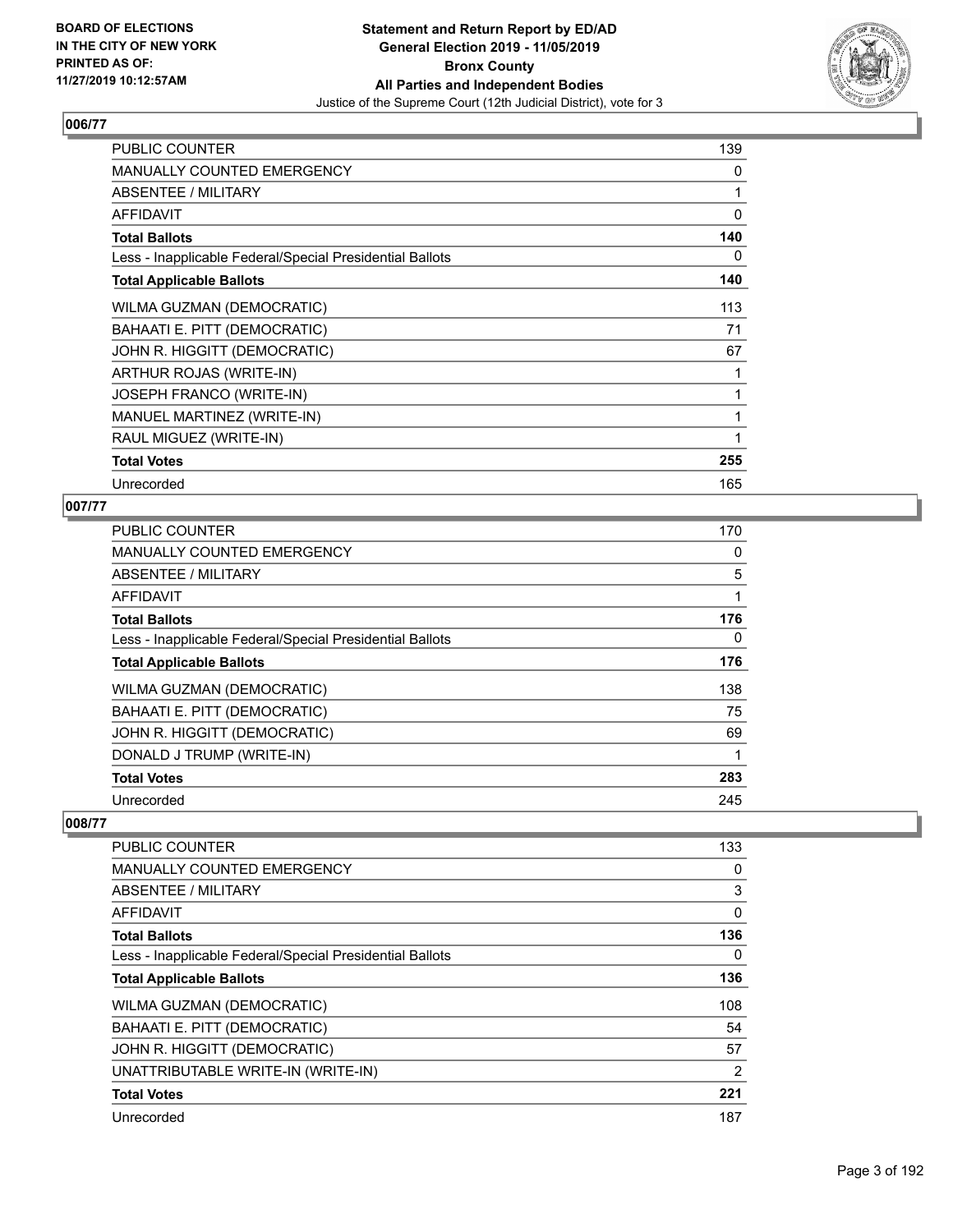## 006/77

| | |
|---|---|
| PUBLIC COUNTER | 139 |
| MANUALLY COUNTED EMERGENCY | 0 |
| ABSENTEE / MILITARY | 1 |
| AFFIDAVIT | 0 |
| **Total Ballots** | **140** |
| Less - Inapplicable Federal/Special Presidential Ballots | 0 |
| **Total Applicable Ballots** | **140** |
| WILMA GUZMAN (DEMOCRATIC) | 113 |
| BAHAATI E. PITT (DEMOCRATIC) | 71 |
| JOHN R. HIGGITT (DEMOCRATIC) | 67 |
| ARTHUR ROJAS (WRITE-IN) | 1 |
| JOSEPH FRANCO (WRITE-IN) | 1 |
| MANUEL MARTINEZ (WRITE-IN) | 1 |
| RAUL MIGUEZ (WRITE-IN) | 1 |
| **Total Votes** | **255** |
| Unrecorded | 165 |

## 007/77

| | |
|---|---|
| PUBLIC COUNTER | 170 |
| MANUALLY COUNTED EMERGENCY | 0 |
| ABSENTEE / MILITARY | 5 |
| AFFIDAVIT | 1 |
| **Total Ballots** | **176** |
| Less - Inapplicable Federal/Special Presidential Ballots | 0 |
| **Total Applicable Ballots** | **176** |
| WILMA GUZMAN (DEMOCRATIC) | 138 |
| BAHAATI E. PITT (DEMOCRATIC) | 75 |
| JOHN R. HIGGITT (DEMOCRATIC) | 69 |
| DONALD J TRUMP (WRITE-IN) | 1 |
| **Total Votes** | **283** |
| Unrecorded | 245 |

## 008/77

| | |
|---|---|
| PUBLIC COUNTER | 133 |
| MANUALLY COUNTED EMERGENCY | 0 |
| ABSENTEE / MILITARY | 3 |
| AFFIDAVIT | 0 |
| **Total Ballots** | **136** |
| Less - Inapplicable Federal/Special Presidential Ballots | 0 |
| **Total Applicable Ballots** | **136** |
| WILMA GUZMAN (DEMOCRATIC) | 108 |
| BAHAATI E. PITT (DEMOCRATIC) | 54 |
| JOHN R. HIGGITT (DEMOCRATIC) | 57 |
| UNATTRIBUTABLE WRITE-IN (WRITE-IN) | 2 |
| **Total Votes** | **221** |
| Unrecorded | 187 |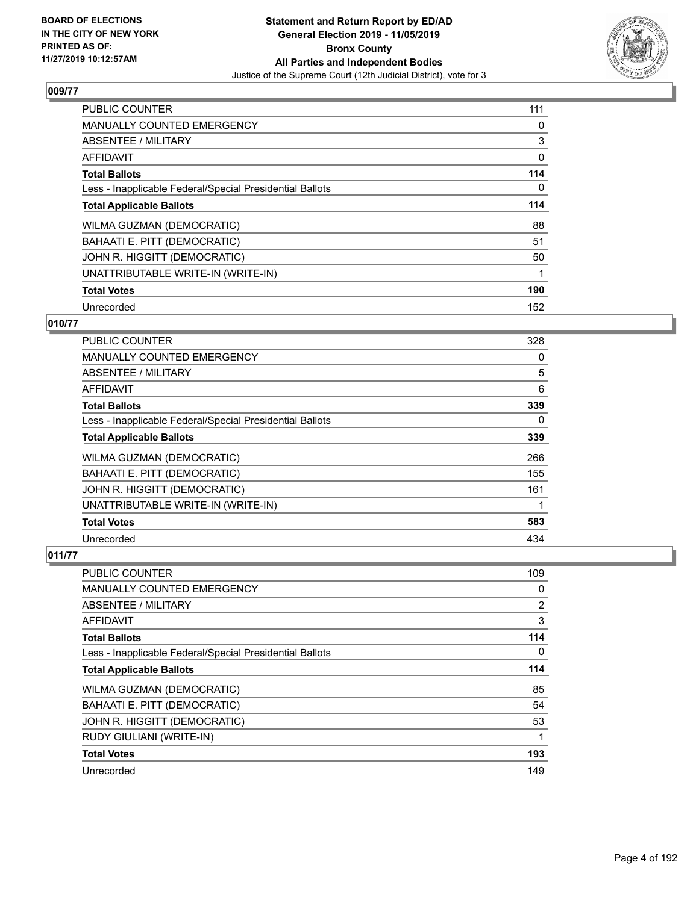**BOARD OF ELECTIONS IN THE CITY OF NEW YORK PRINTED AS OF: 11/27/2019 10:12:57AM**

**Statement and Return Report by ED/AD General Election 2019 - 11/05/2019 Bronx County All Parties and Independent Bodies**

Justice of the Supreme Court (12th Judicial District), vote for 3

## 009/77

| | |
|---|---|
| PUBLIC COUNTER | 111 |
| MANUALLY COUNTED EMERGENCY | 0 |
| ABSENTEE / MILITARY | 3 |
| AFFIDAVIT | 0 |
| **Total Ballots** | **114** |
| Less - Inapplicable Federal/Special Presidential Ballots | 0 |
| **Total Applicable Ballots** | **114** |
| WILMA GUZMAN (DEMOCRATIC) | 88 |
| BAHAATI E. PITT (DEMOCRATIC) | 51 |
| JOHN R. HIGGITT (DEMOCRATIC) | 50 |
| UNATTRIBUTABLE WRITE-IN (WRITE-IN) | 1 |
| **Total Votes** | **190** |
| Unrecorded | 152 |

## 010/77

| | |
|---|---|
| PUBLIC COUNTER | 328 |
| MANUALLY COUNTED EMERGENCY | 0 |
| ABSENTEE / MILITARY | 5 |
| AFFIDAVIT | 6 |
| **Total Ballots** | **339** |
| Less - Inapplicable Federal/Special Presidential Ballots | 0 |
| **Total Applicable Ballots** | **339** |
| WILMA GUZMAN (DEMOCRATIC) | 266 |
| BAHAATI E. PITT (DEMOCRATIC) | 155 |
| JOHN R. HIGGITT (DEMOCRATIC) | 161 |
| UNATTRIBUTABLE WRITE-IN (WRITE-IN) | 1 |
| **Total Votes** | **583** |
| Unrecorded | 434 |

## 011/77

| | |
|---|---|
| PUBLIC COUNTER | 109 |
| MANUALLY COUNTED EMERGENCY | 0 |
| ABSENTEE / MILITARY | 2 |
| AFFIDAVIT | 3 |
| **Total Ballots** | **114** |
| Less - Inapplicable Federal/Special Presidential Ballots | 0 |
| **Total Applicable Ballots** | **114** |
| WILMA GUZMAN (DEMOCRATIC) | 85 |
| BAHAATI E. PITT (DEMOCRATIC) | 54 |
| JOHN R. HIGGITT (DEMOCRATIC) | 53 |
| RUDY GIULIANI (WRITE-IN) | 1 |
| **Total Votes** | **193** |
| Unrecorded | 149 |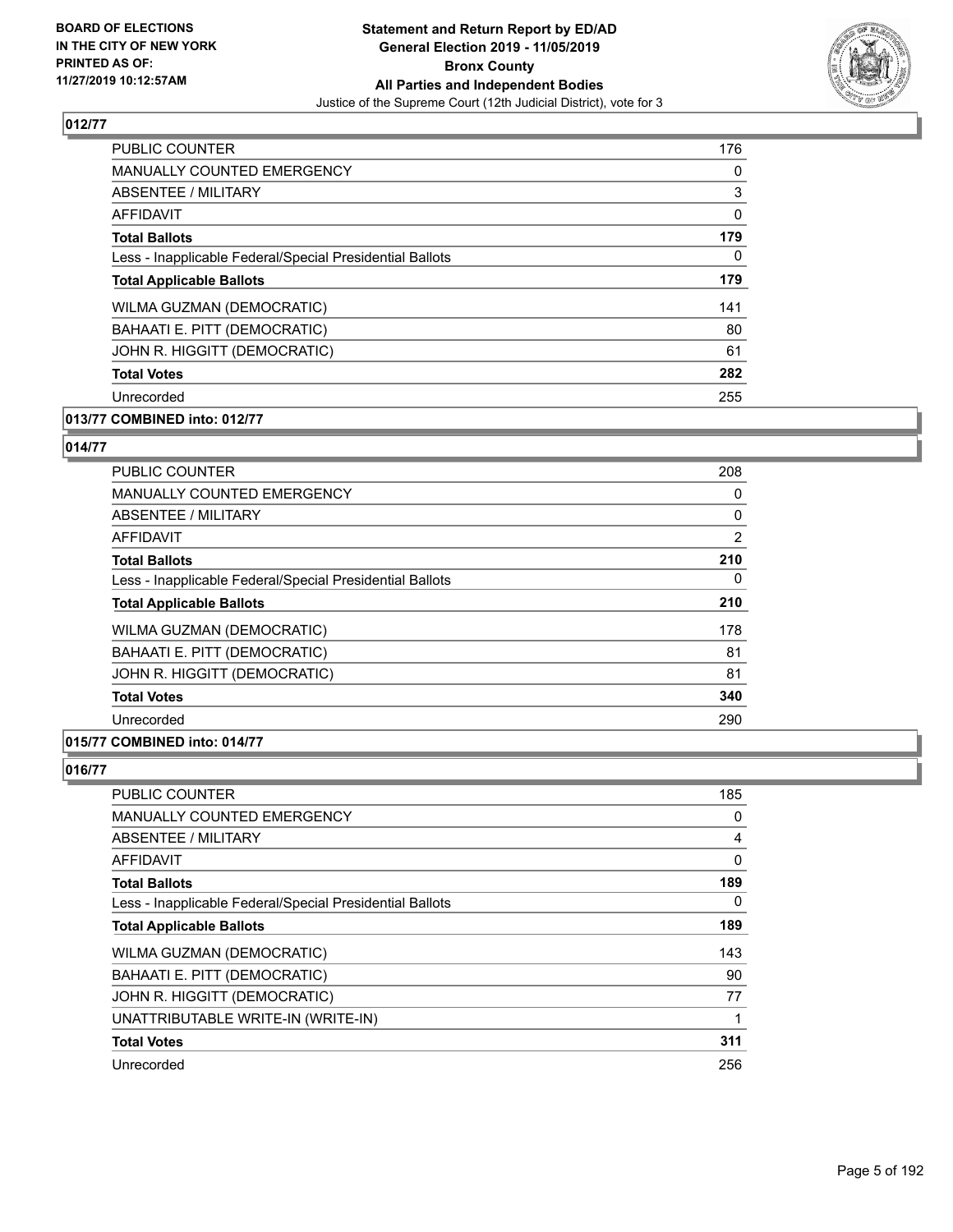## 012/77

| | |
|---|---|
| PUBLIC COUNTER | 176 |
| MANUALLY COUNTED EMERGENCY | 0 |
| ABSENTEE / MILITARY | 3 |
| AFFIDAVIT | 0 |
| **Total Ballots** | **179** |
| Less - Inapplicable Federal/Special Presidential Ballots | 0 |
| **Total Applicable Ballots** | **179** |
| WILMA GUZMAN (DEMOCRATIC) | 141 |
| BAHAATI E. PITT (DEMOCRATIC) | 80 |
| JOHN R. HIGGITT (DEMOCRATIC) | 61 |
| **Total Votes** | **282** |
| Unrecorded | 255 |

## 013/77 COMBINED into: 012/77

## 014/77

| | |
|---|---|
| PUBLIC COUNTER | 208 |
| MANUALLY COUNTED EMERGENCY | 0 |
| ABSENTEE / MILITARY | 0 |
| AFFIDAVIT | 2 |
| **Total Ballots** | **210** |
| Less - Inapplicable Federal/Special Presidential Ballots | 0 |
| **Total Applicable Ballots** | **210** |
| WILMA GUZMAN (DEMOCRATIC) | 178 |
| BAHAATI E. PITT (DEMOCRATIC) | 81 |
| JOHN R. HIGGITT (DEMOCRATIC) | 81 |
| **Total Votes** | **340** |
| Unrecorded | 290 |

## 015/77 COMBINED into: 014/77

## 016/77

| | |
|---|---|
| PUBLIC COUNTER | 185 |
| MANUALLY COUNTED EMERGENCY | 0 |
| ABSENTEE / MILITARY | 4 |
| AFFIDAVIT | 0 |
| **Total Ballots** | **189** |
| Less - Inapplicable Federal/Special Presidential Ballots | 0 |
| **Total Applicable Ballots** | **189** |
| WILMA GUZMAN (DEMOCRATIC) | 143 |
| BAHAATI E. PITT (DEMOCRATIC) | 90 |
| JOHN R. HIGGITT (DEMOCRATIC) | 77 |
| UNATTRIBUTABLE WRITE-IN (WRITE-IN) | 1 |
| **Total Votes** | **311** |
| Unrecorded | 256 |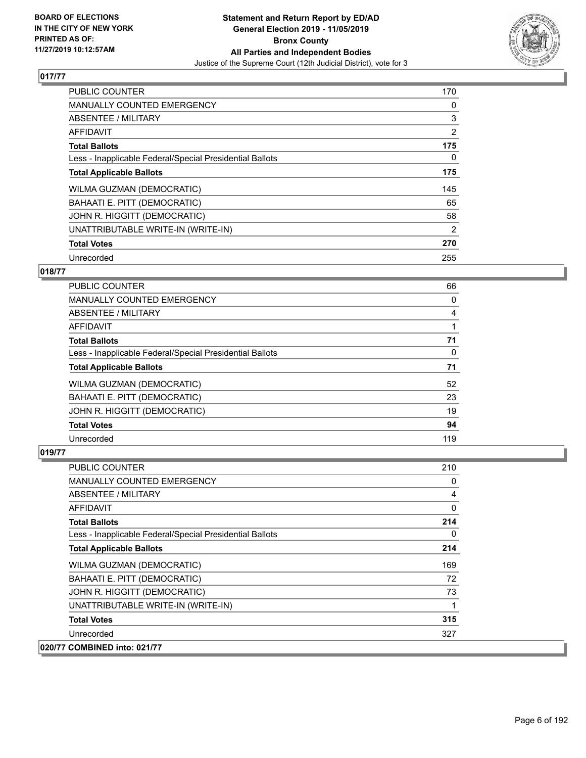**BOARD OF ELECTIONS IN THE CITY OF NEW YORK PRINTED AS OF: 11/27/2019 10:12:57AM**

**Statement and Return Report by ED/AD General Election 2019 - 11/05/2019 Bronx County All Parties and Independent Bodies**
Justice of the Supreme Court (12th Judicial District), vote for 3

## 017/77

| | |
|---|---|
| PUBLIC COUNTER | 170 |
| MANUALLY COUNTED EMERGENCY | 0 |
| ABSENTEE / MILITARY | 3 |
| AFFIDAVIT | 2 |
| **Total Ballots** | **175** |
| Less - Inapplicable Federal/Special Presidential Ballots | 0 |
| **Total Applicable Ballots** | **175** |
| WILMA GUZMAN (DEMOCRATIC) | 145 |
| BAHAATI E. PITT (DEMOCRATIC) | 65 |
| JOHN R. HIGGITT (DEMOCRATIC) | 58 |
| UNATTRIBUTABLE WRITE-IN (WRITE-IN) | 2 |
| **Total Votes** | **270** |
| Unrecorded | 255 |

## 018/77

| | |
|---|---|
| PUBLIC COUNTER | 66 |
| MANUALLY COUNTED EMERGENCY | 0 |
| ABSENTEE / MILITARY | 4 |
| AFFIDAVIT | 1 |
| **Total Ballots** | **71** |
| Less - Inapplicable Federal/Special Presidential Ballots | 0 |
| **Total Applicable Ballots** | **71** |
| WILMA GUZMAN (DEMOCRATIC) | 52 |
| BAHAATI E. PITT (DEMOCRATIC) | 23 |
| JOHN R. HIGGITT (DEMOCRATIC) | 19 |
| **Total Votes** | **94** |
| Unrecorded | 119 |

## 019/77

| | |
|---|---|
| PUBLIC COUNTER | 210 |
| MANUALLY COUNTED EMERGENCY | 0 |
| ABSENTEE / MILITARY | 4 |
| AFFIDAVIT | 0 |
| **Total Ballots** | **214** |
| Less - Inapplicable Federal/Special Presidential Ballots | 0 |
| **Total Applicable Ballots** | **214** |
| WILMA GUZMAN (DEMOCRATIC) | 169 |
| BAHAATI E. PITT (DEMOCRATIC) | 72 |
| JOHN R. HIGGITT (DEMOCRATIC) | 73 |
| UNATTRIBUTABLE WRITE-IN (WRITE-IN) | 1 |
| **Total Votes** | **315** |
| Unrecorded | 327 |

## 020/77 COMBINED into: 021/77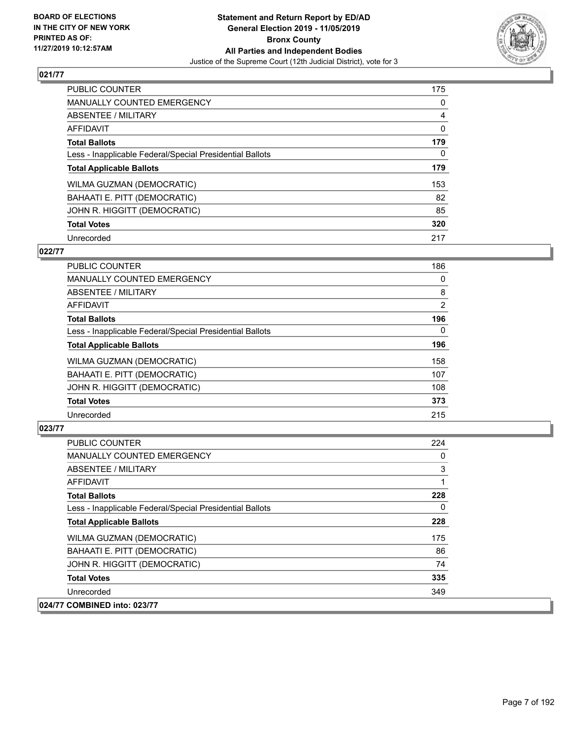## 021/77

| | |
|---|---|
| PUBLIC COUNTER | 175 |
| MANUALLY COUNTED EMERGENCY | 0 |
| ABSENTEE / MILITARY | 4 |
| AFFIDAVIT | 0 |
| **Total Ballots** | **179** |
| Less - Inapplicable Federal/Special Presidential Ballots | 0 |
| **Total Applicable Ballots** | **179** |
| WILMA GUZMAN (DEMOCRATIC) | 153 |
| BAHAATI E. PITT (DEMOCRATIC) | 82 |
| JOHN R. HIGGITT (DEMOCRATIC) | 85 |
| **Total Votes** | **320** |
| Unrecorded | 217 |

## 022/77

| | |
|---|---|
| PUBLIC COUNTER | 186 |
| MANUALLY COUNTED EMERGENCY | 0 |
| ABSENTEE / MILITARY | 8 |
| AFFIDAVIT | 2 |
| **Total Ballots** | **196** |
| Less - Inapplicable Federal/Special Presidential Ballots | 0 |
| **Total Applicable Ballots** | **196** |
| WILMA GUZMAN (DEMOCRATIC) | 158 |
| BAHAATI E. PITT (DEMOCRATIC) | 107 |
| JOHN R. HIGGITT (DEMOCRATIC) | 108 |
| **Total Votes** | **373** |
| Unrecorded | 215 |

## 023/77

| | |
|---|---|
| PUBLIC COUNTER | 224 |
| MANUALLY COUNTED EMERGENCY | 0 |
| ABSENTEE / MILITARY | 3 |
| AFFIDAVIT | 1 |
| **Total Ballots** | **228** |
| Less - Inapplicable Federal/Special Presidential Ballots | 0 |
| **Total Applicable Ballots** | **228** |
| WILMA GUZMAN (DEMOCRATIC) | 175 |
| BAHAATI E. PITT (DEMOCRATIC) | 86 |
| JOHN R. HIGGITT (DEMOCRATIC) | 74 |
| **Total Votes** | **335** |
| Unrecorded | 349 |

## 024/77 COMBINED into: 023/77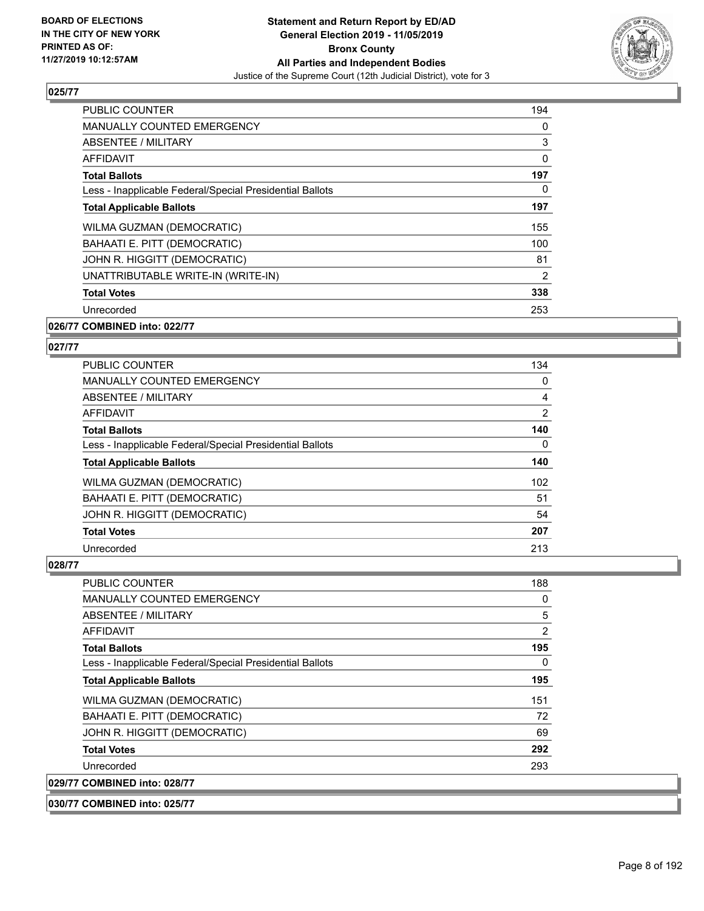## 025/77

| | |
|---|---|
| PUBLIC COUNTER | 194 |
| MANUALLY COUNTED EMERGENCY | 0 |
| ABSENTEE / MILITARY | 3 |
| AFFIDAVIT | 0 |
| **Total Ballots** | **197** |
| Less - Inapplicable Federal/Special Presidential Ballots | 0 |
| **Total Applicable Ballots** | **197** |
| WILMA GUZMAN (DEMOCRATIC) | 155 |
| BAHAATI E. PITT (DEMOCRATIC) | 100 |
| JOHN R. HIGGITT (DEMOCRATIC) | 81 |
| UNATTRIBUTABLE WRITE-IN (WRITE-IN) | 2 |
| **Total Votes** | **338** |
| Unrecorded | 253 |

## 026/77 COMBINED into: 022/77

## 027/77

| | |
|---|---|
| PUBLIC COUNTER | 134 |
| MANUALLY COUNTED EMERGENCY | 0 |
| ABSENTEE / MILITARY | 4 |
| AFFIDAVIT | 2 |
| **Total Ballots** | **140** |
| Less - Inapplicable Federal/Special Presidential Ballots | 0 |
| **Total Applicable Ballots** | **140** |
| WILMA GUZMAN (DEMOCRATIC) | 102 |
| BAHAATI E. PITT (DEMOCRATIC) | 51 |
| JOHN R. HIGGITT (DEMOCRATIC) | 54 |
| **Total Votes** | **207** |
| Unrecorded | 213 |

## 028/77

| | |
|---|---|
| PUBLIC COUNTER | 188 |
| MANUALLY COUNTED EMERGENCY | 0 |
| ABSENTEE / MILITARY | 5 |
| AFFIDAVIT | 2 |
| **Total Ballots** | **195** |
| Less - Inapplicable Federal/Special Presidential Ballots | 0 |
| **Total Applicable Ballots** | **195** |
| WILMA GUZMAN (DEMOCRATIC) | 151 |
| BAHAATI E. PITT (DEMOCRATIC) | 72 |
| JOHN R. HIGGITT (DEMOCRATIC) | 69 |
| **Total Votes** | **292** |
| Unrecorded | 293 |

## 029/77 COMBINED into: 028/77

## 030/77 COMBINED into: 025/77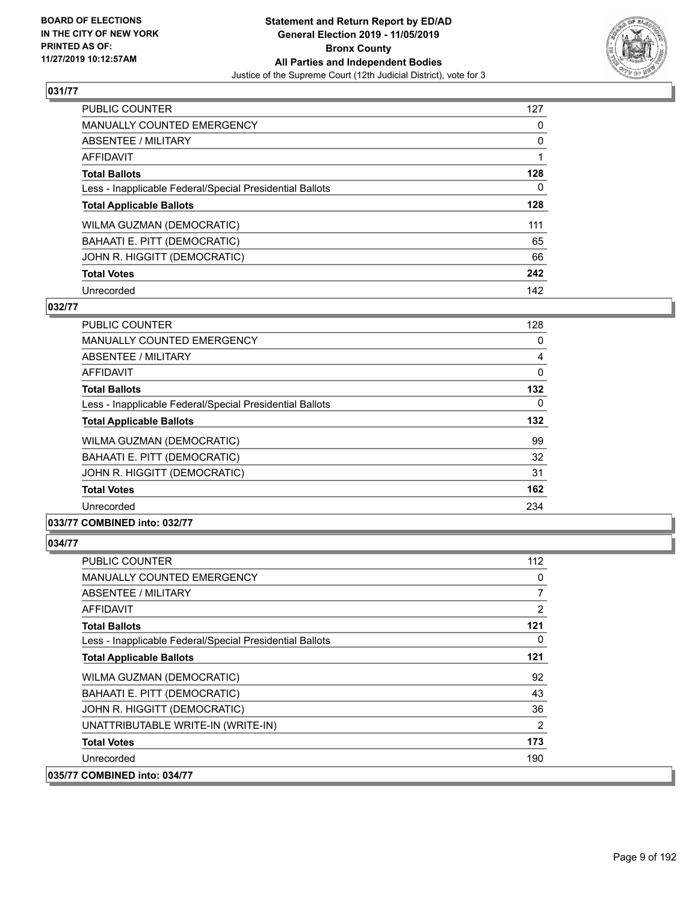## 031/77

| | |
|---|---|
| PUBLIC COUNTER | 127 |
| MANUALLY COUNTED EMERGENCY | 0 |
| ABSENTEE / MILITARY | 0 |
| AFFIDAVIT | 1 |
| **Total Ballots** | **128** |
| Less - Inapplicable Federal/Special Presidential Ballots | 0 |
| **Total Applicable Ballots** | **128** |
| WILMA GUZMAN (DEMOCRATIC) | 111 |
| BAHAATI E. PITT (DEMOCRATIC) | 65 |
| JOHN R. HIGGITT (DEMOCRATIC) | 66 |
| **Total Votes** | **242** |
| Unrecorded | 142 |

## 032/77

| | |
|---|---|
| PUBLIC COUNTER | 128 |
| MANUALLY COUNTED EMERGENCY | 0 |
| ABSENTEE / MILITARY | 4 |
| AFFIDAVIT | 0 |
| **Total Ballots** | **132** |
| Less - Inapplicable Federal/Special Presidential Ballots | 0 |
| **Total Applicable Ballots** | **132** |
| WILMA GUZMAN (DEMOCRATIC) | 99 |
| BAHAATI E. PITT (DEMOCRATIC) | 32 |
| JOHN R. HIGGITT (DEMOCRATIC) | 31 |
| **Total Votes** | **162** |
| Unrecorded | 234 |

## 033/77 COMBINED into: 032/77

## 034/77

| | |
|---|---|
| PUBLIC COUNTER | 112 |
| MANUALLY COUNTED EMERGENCY | 0 |
| ABSENTEE / MILITARY | 7 |
| AFFIDAVIT | 2 |
| **Total Ballots** | **121** |
| Less - Inapplicable Federal/Special Presidential Ballots | 0 |
| **Total Applicable Ballots** | **121** |
| WILMA GUZMAN (DEMOCRATIC) | 92 |
| BAHAATI E. PITT (DEMOCRATIC) | 43 |
| JOHN R. HIGGITT (DEMOCRATIC) | 36 |
| UNATTRIBUTABLE WRITE-IN (WRITE-IN) | 2 |
| **Total Votes** | **173** |
| Unrecorded | 190 |

## 035/77 COMBINED into: 034/77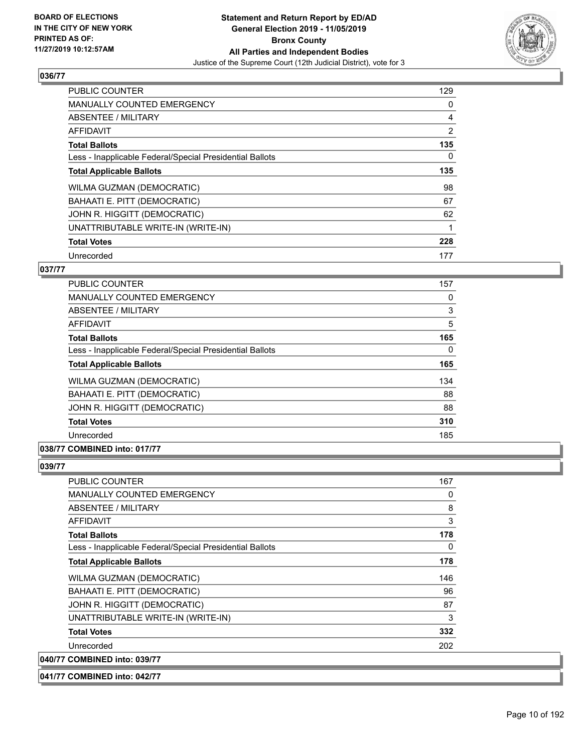## 036/77

| | |
|---|---|
| PUBLIC COUNTER | 129 |
| MANUALLY COUNTED EMERGENCY | 0 |
| ABSENTEE / MILITARY | 4 |
| AFFIDAVIT | 2 |
| **Total Ballots** | **135** |
| Less - Inapplicable Federal/Special Presidential Ballots | 0 |
| **Total Applicable Ballots** | **135** |
| WILMA GUZMAN (DEMOCRATIC) | 98 |
| BAHAATI E. PITT (DEMOCRATIC) | 67 |
| JOHN R. HIGGITT (DEMOCRATIC) | 62 |
| UNATTRIBUTABLE WRITE-IN (WRITE-IN) | 1 |
| **Total Votes** | **228** |
| Unrecorded | 177 |

## 037/77

| | |
|---|---|
| PUBLIC COUNTER | 157 |
| MANUALLY COUNTED EMERGENCY | 0 |
| ABSENTEE / MILITARY | 3 |
| AFFIDAVIT | 5 |
| **Total Ballots** | **165** |
| Less - Inapplicable Federal/Special Presidential Ballots | 0 |
| **Total Applicable Ballots** | **165** |
| WILMA GUZMAN (DEMOCRATIC) | 134 |
| BAHAATI E. PITT (DEMOCRATIC) | 88 |
| JOHN R. HIGGITT (DEMOCRATIC) | 88 |
| **Total Votes** | **310** |
| Unrecorded | 185 |

## 038/77 COMBINED into: 017/77

## 039/77

| | |
|---|---|
| PUBLIC COUNTER | 167 |
| MANUALLY COUNTED EMERGENCY | 0 |
| ABSENTEE / MILITARY | 8 |
| AFFIDAVIT | 3 |
| **Total Ballots** | **178** |
| Less - Inapplicable Federal/Special Presidential Ballots | 0 |
| **Total Applicable Ballots** | **178** |
| WILMA GUZMAN (DEMOCRATIC) | 146 |
| BAHAATI E. PITT (DEMOCRATIC) | 96 |
| JOHN R. HIGGITT (DEMOCRATIC) | 87 |
| UNATTRIBUTABLE WRITE-IN (WRITE-IN) | 3 |
| **Total Votes** | **332** |
| Unrecorded | 202 |

## 040/77 COMBINED into: 039/77

## 041/77 COMBINED into: 042/77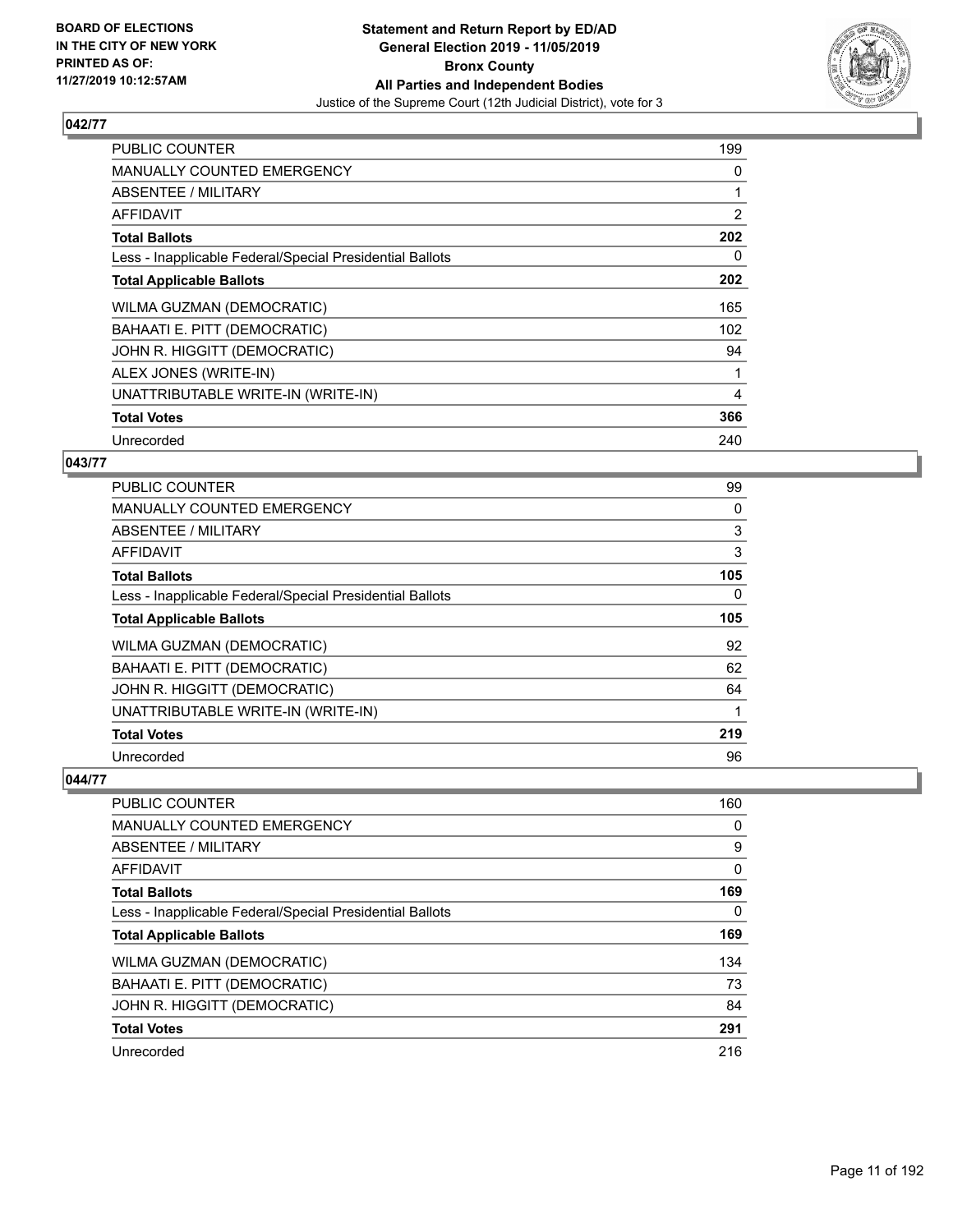### 042/77

| | |
|---|---|
| PUBLIC COUNTER | 199 |
| MANUALLY COUNTED EMERGENCY | 0 |
| ABSENTEE / MILITARY | 1 |
| AFFIDAVIT | 2 |
| **Total Ballots** | **202** |
| Less - Inapplicable Federal/Special Presidential Ballots | 0 |
| **Total Applicable Ballots** | **202** |
| WILMA GUZMAN (DEMOCRATIC) | 165 |
| BAHAATI E. PITT (DEMOCRATIC) | 102 |
| JOHN R. HIGGITT (DEMOCRATIC) | 94 |
| ALEX JONES (WRITE-IN) | 1 |
| UNATTRIBUTABLE WRITE-IN (WRITE-IN) | 4 |
| **Total Votes** | **366** |
| Unrecorded | 240 |

### 043/77

| | |
|---|---|
| PUBLIC COUNTER | 99 |
| MANUALLY COUNTED EMERGENCY | 0 |
| ABSENTEE / MILITARY | 3 |
| AFFIDAVIT | 3 |
| **Total Ballots** | **105** |
| Less - Inapplicable Federal/Special Presidential Ballots | 0 |
| **Total Applicable Ballots** | **105** |
| WILMA GUZMAN (DEMOCRATIC) | 92 |
| BAHAATI E. PITT (DEMOCRATIC) | 62 |
| JOHN R. HIGGITT (DEMOCRATIC) | 64 |
| UNATTRIBUTABLE WRITE-IN (WRITE-IN) | 1 |
| **Total Votes** | **219** |
| Unrecorded | 96 |

### 044/77

| | |
|---|---|
| PUBLIC COUNTER | 160 |
| MANUALLY COUNTED EMERGENCY | 0 |
| ABSENTEE / MILITARY | 9 |
| AFFIDAVIT | 0 |
| **Total Ballots** | **169** |
| Less - Inapplicable Federal/Special Presidential Ballots | 0 |
| **Total Applicable Ballots** | **169** |
| WILMA GUZMAN (DEMOCRATIC) | 134 |
| BAHAATI E. PITT (DEMOCRATIC) | 73 |
| JOHN R. HIGGITT (DEMOCRATIC) | 84 |
| **Total Votes** | **291** |
| Unrecorded | 216 |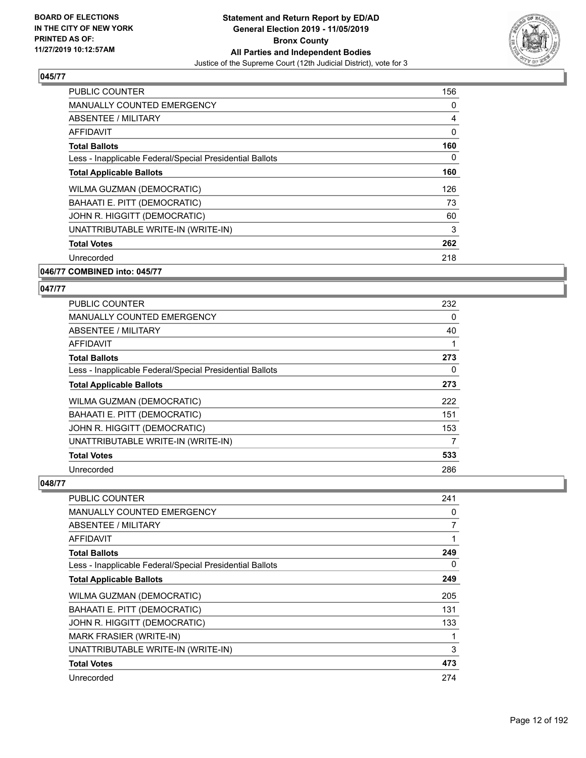## 045/77

| | |
|---|---|
| PUBLIC COUNTER | 156 |
| MANUALLY COUNTED EMERGENCY | 0 |
| ABSENTEE / MILITARY | 4 |
| AFFIDAVIT | 0 |
| **Total Ballots** | **160** |
| Less - Inapplicable Federal/Special Presidential Ballots | 0 |
| **Total Applicable Ballots** | **160** |
| WILMA GUZMAN (DEMOCRATIC) | 126 |
| BAHAATI E. PITT (DEMOCRATIC) | 73 |
| JOHN R. HIGGITT (DEMOCRATIC) | 60 |
| UNATTRIBUTABLE WRITE-IN (WRITE-IN) | 3 |
| **Total Votes** | **262** |
| Unrecorded | 218 |

## 046/77 COMBINED into: 045/77

## 047/77

| | |
|---|---|
| PUBLIC COUNTER | 232 |
| MANUALLY COUNTED EMERGENCY | 0 |
| ABSENTEE / MILITARY | 40 |
| AFFIDAVIT | 1 |
| **Total Ballots** | **273** |
| Less - Inapplicable Federal/Special Presidential Ballots | 0 |
| **Total Applicable Ballots** | **273** |
| WILMA GUZMAN (DEMOCRATIC) | 222 |
| BAHAATI E. PITT (DEMOCRATIC) | 151 |
| JOHN R. HIGGITT (DEMOCRATIC) | 153 |
| UNATTRIBUTABLE WRITE-IN (WRITE-IN) | 7 |
| **Total Votes** | **533** |
| Unrecorded | 286 |

## 048/77

| | |
|---|---|
| PUBLIC COUNTER | 241 |
| MANUALLY COUNTED EMERGENCY | 0 |
| ABSENTEE / MILITARY | 7 |
| AFFIDAVIT | 1 |
| **Total Ballots** | **249** |
| Less - Inapplicable Federal/Special Presidential Ballots | 0 |
| **Total Applicable Ballots** | **249** |
| WILMA GUZMAN (DEMOCRATIC) | 205 |
| BAHAATI E. PITT (DEMOCRATIC) | 131 |
| JOHN R. HIGGITT (DEMOCRATIC) | 133 |
| MARK FRASIER (WRITE-IN) | 1 |
| UNATTRIBUTABLE WRITE-IN (WRITE-IN) | 3 |
| **Total Votes** | **473** |
| Unrecorded | 274 |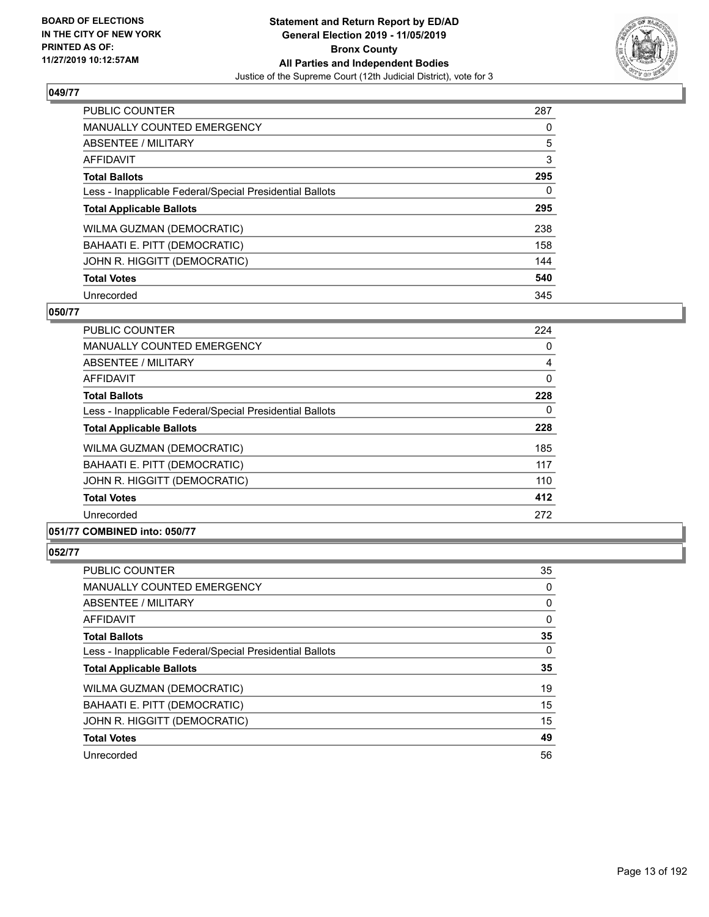### 049/77

| | |
|---|---|
| PUBLIC COUNTER | 287 |
| MANUALLY COUNTED EMERGENCY | 0 |
| ABSENTEE / MILITARY | 5 |
| AFFIDAVIT | 3 |
| **Total Ballots** | **295** |
| Less - Inapplicable Federal/Special Presidential Ballots | 0 |
| **Total Applicable Ballots** | **295** |
| WILMA GUZMAN (DEMOCRATIC) | 238 |
| BAHAATI E. PITT (DEMOCRATIC) | 158 |
| JOHN R. HIGGITT (DEMOCRATIC) | 144 |
| **Total Votes** | **540** |
| Unrecorded | 345 |

### 050/77

| | |
|---|---|
| PUBLIC COUNTER | 224 |
| MANUALLY COUNTED EMERGENCY | 0 |
| ABSENTEE / MILITARY | 4 |
| AFFIDAVIT | 0 |
| **Total Ballots** | **228** |
| Less - Inapplicable Federal/Special Presidential Ballots | 0 |
| **Total Applicable Ballots** | **228** |
| WILMA GUZMAN (DEMOCRATIC) | 185 |
| BAHAATI E. PITT (DEMOCRATIC) | 117 |
| JOHN R. HIGGITT (DEMOCRATIC) | 110 |
| **Total Votes** | **412** |
| Unrecorded | 272 |

### 051/77 COMBINED into: 050/77

### 052/77

| | |
|---|---|
| PUBLIC COUNTER | 35 |
| MANUALLY COUNTED EMERGENCY | 0 |
| ABSENTEE / MILITARY | 0 |
| AFFIDAVIT | 0 |
| **Total Ballots** | **35** |
| Less - Inapplicable Federal/Special Presidential Ballots | 0 |
| **Total Applicable Ballots** | **35** |
| WILMA GUZMAN (DEMOCRATIC) | 19 |
| BAHAATI E. PITT (DEMOCRATIC) | 15 |
| JOHN R. HIGGITT (DEMOCRATIC) | 15 |
| **Total Votes** | **49** |
| Unrecorded | 56 |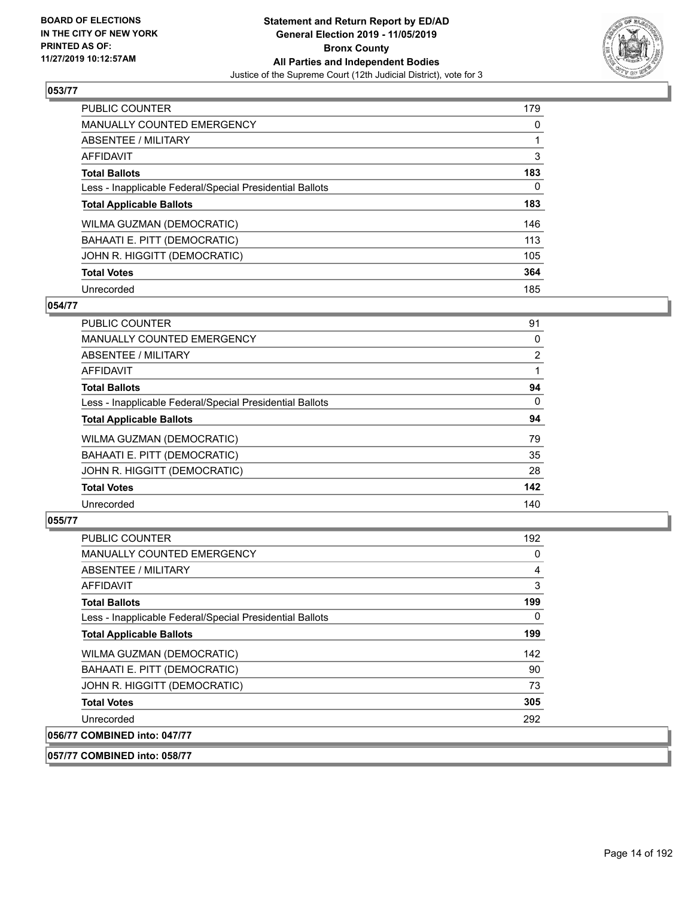### 053/77

| | |
|---|---|
| PUBLIC COUNTER | 179 |
| MANUALLY COUNTED EMERGENCY | 0 |
| ABSENTEE / MILITARY | 1 |
| AFFIDAVIT | 3 |
| **Total Ballots** | **183** |
| Less - Inapplicable Federal/Special Presidential Ballots | 0 |
| **Total Applicable Ballots** | **183** |
| WILMA GUZMAN (DEMOCRATIC) | 146 |
| BAHAATI E. PITT (DEMOCRATIC) | 113 |
| JOHN R. HIGGITT (DEMOCRATIC) | 105 |
| **Total Votes** | **364** |
| Unrecorded | 185 |

### 054/77

| | |
|---|---|
| PUBLIC COUNTER | 91 |
| MANUALLY COUNTED EMERGENCY | 0 |
| ABSENTEE / MILITARY | 2 |
| AFFIDAVIT | 1 |
| **Total Ballots** | **94** |
| Less - Inapplicable Federal/Special Presidential Ballots | 0 |
| **Total Applicable Ballots** | **94** |
| WILMA GUZMAN (DEMOCRATIC) | 79 |
| BAHAATI E. PITT (DEMOCRATIC) | 35 |
| JOHN R. HIGGITT (DEMOCRATIC) | 28 |
| **Total Votes** | **142** |
| Unrecorded | 140 |

### 055/77

| | |
|---|---|
| PUBLIC COUNTER | 192 |
| MANUALLY COUNTED EMERGENCY | 0 |
| ABSENTEE / MILITARY | 4 |
| AFFIDAVIT | 3 |
| **Total Ballots** | **199** |
| Less - Inapplicable Federal/Special Presidential Ballots | 0 |
| **Total Applicable Ballots** | **199** |
| WILMA GUZMAN (DEMOCRATIC) | 142 |
| BAHAATI E. PITT (DEMOCRATIC) | 90 |
| JOHN R. HIGGITT (DEMOCRATIC) | 73 |
| **Total Votes** | **305** |
| Unrecorded | 292 |

### 056/77 COMBINED into: 047/77

### 057/77 COMBINED into: 058/77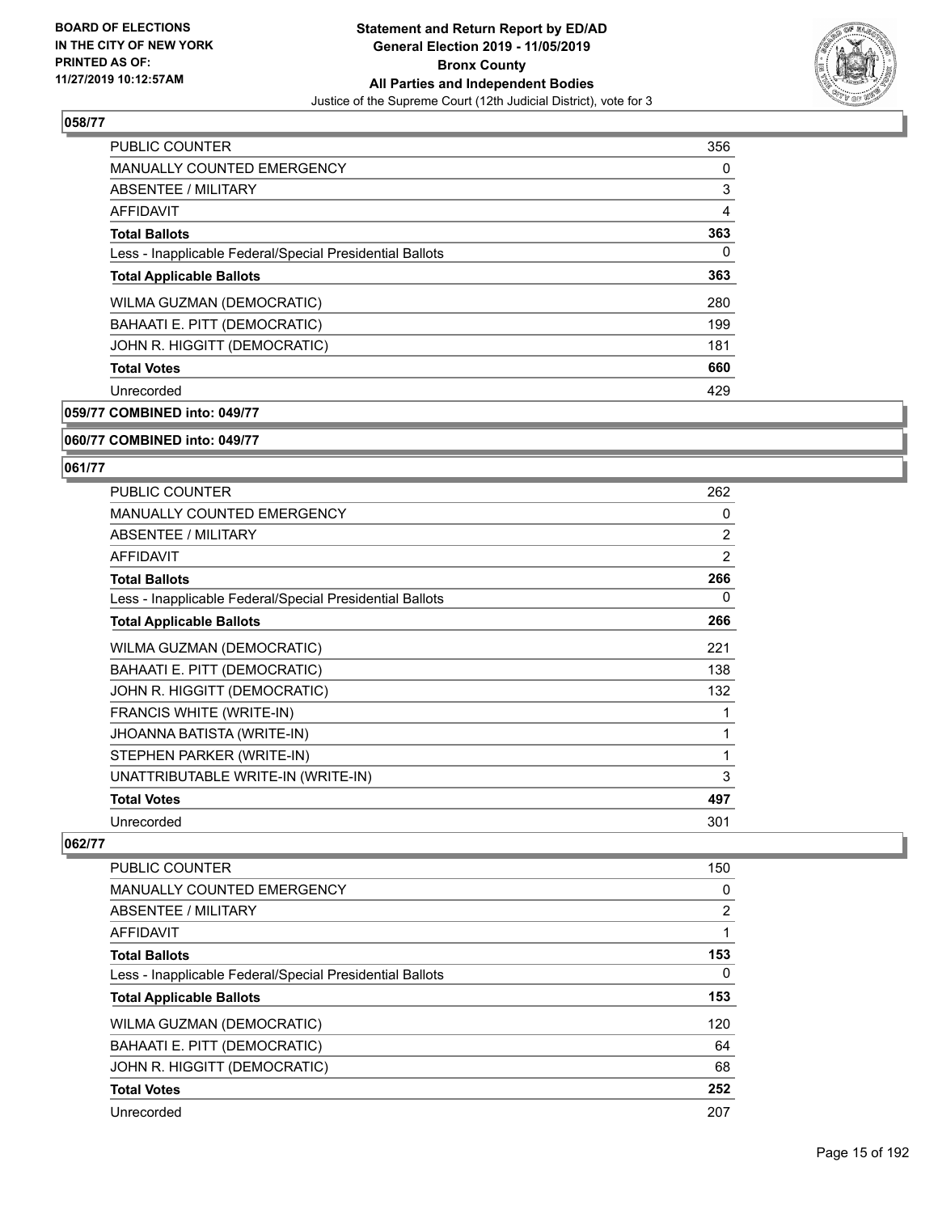## 058/77

| | |
|---|---|
| PUBLIC COUNTER | 356 |
| MANUALLY COUNTED EMERGENCY | 0 |
| ABSENTEE / MILITARY | 3 |
| AFFIDAVIT | 4 |
| **Total Ballots** | **363** |
| Less - Inapplicable Federal/Special Presidential Ballots | 0 |
| **Total Applicable Ballots** | **363** |
| WILMA GUZMAN (DEMOCRATIC) | 280 |
| BAHAATI E. PITT (DEMOCRATIC) | 199 |
| JOHN R. HIGGITT (DEMOCRATIC) | 181 |
| **Total Votes** | **660** |
| Unrecorded | 429 |

## 059/77 COMBINED into: 049/77

## 060/77 COMBINED into: 049/77

## 061/77

| | |
|---|---|
| PUBLIC COUNTER | 262 |
| MANUALLY COUNTED EMERGENCY | 0 |
| ABSENTEE / MILITARY | 2 |
| AFFIDAVIT | 2 |
| **Total Ballots** | **266** |
| Less - Inapplicable Federal/Special Presidential Ballots | 0 |
| **Total Applicable Ballots** | **266** |
| WILMA GUZMAN (DEMOCRATIC) | 221 |
| BAHAATI E. PITT (DEMOCRATIC) | 138 |
| JOHN R. HIGGITT (DEMOCRATIC) | 132 |
| FRANCIS WHITE (WRITE-IN) | 1 |
| JHOANNA BATISTA (WRITE-IN) | 1 |
| STEPHEN PARKER (WRITE-IN) | 1 |
| UNATTRIBUTABLE WRITE-IN (WRITE-IN) | 3 |
| **Total Votes** | **497** |
| Unrecorded | 301 |

## 062/77

| | |
|---|---|
| PUBLIC COUNTER | 150 |
| MANUALLY COUNTED EMERGENCY | 0 |
| ABSENTEE / MILITARY | 2 |
| AFFIDAVIT | 1 |
| **Total Ballots** | **153** |
| Less - Inapplicable Federal/Special Presidential Ballots | 0 |
| **Total Applicable Ballots** | **153** |
| WILMA GUZMAN (DEMOCRATIC) | 120 |
| BAHAATI E. PITT (DEMOCRATIC) | 64 |
| JOHN R. HIGGITT (DEMOCRATIC) | 68 |
| **Total Votes** | **252** |
| Unrecorded | 207 |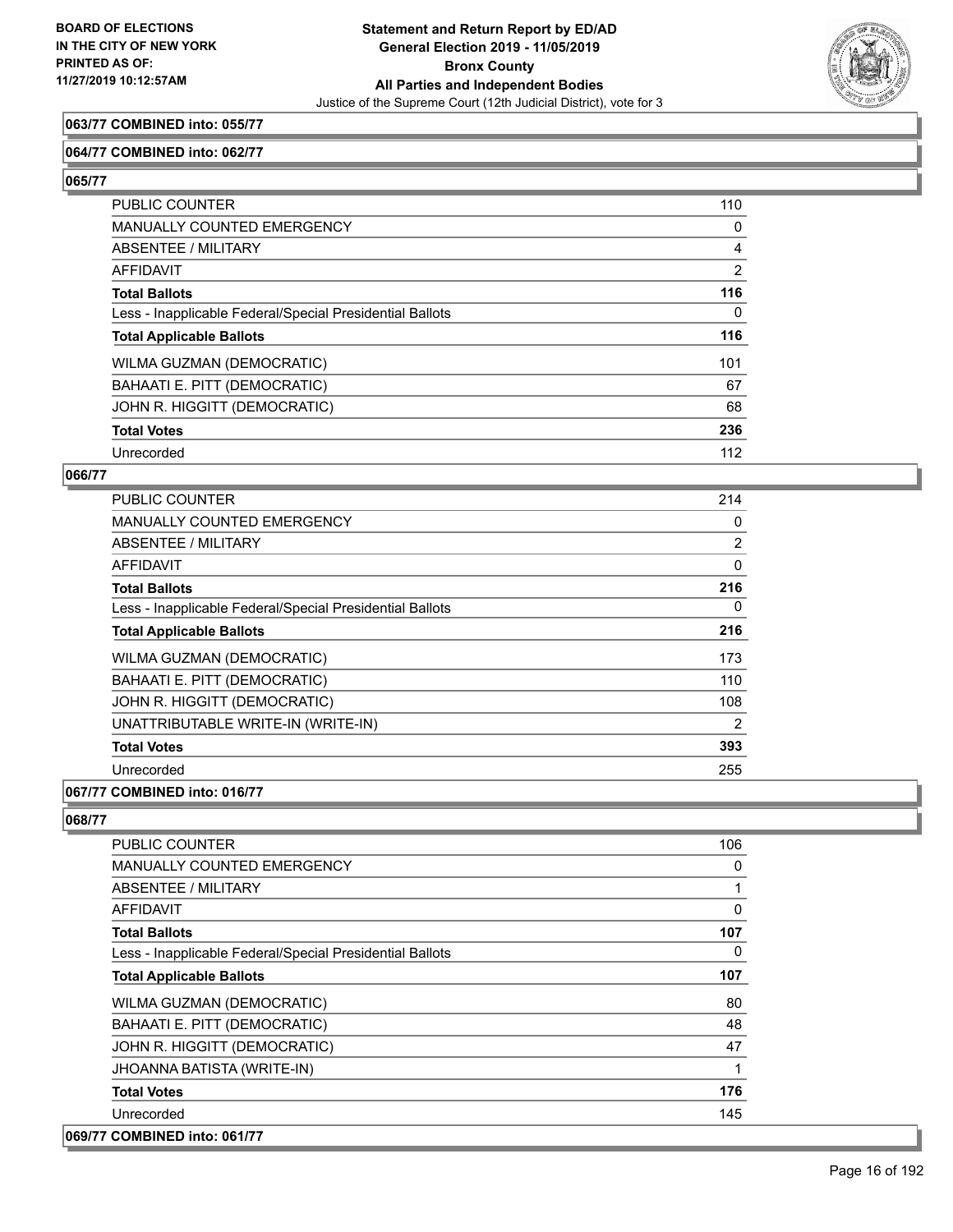**063/77 COMBINED into: 055/77**

**064/77 COMBINED into: 062/77**

**065/77**

| | |
|---|---|
| PUBLIC COUNTER | 110 |
| MANUALLY COUNTED EMERGENCY | 0 |
| ABSENTEE / MILITARY | 4 |
| AFFIDAVIT | 2 |
| **Total Ballots** | **116** |
| Less - Inapplicable Federal/Special Presidential Ballots | 0 |
| **Total Applicable Ballots** | **116** |
| WILMA GUZMAN (DEMOCRATIC) | 101 |
| BAHAATI E. PITT (DEMOCRATIC) | 67 |
| JOHN R. HIGGITT (DEMOCRATIC) | 68 |
| **Total Votes** | **236** |
| Unrecorded | 112 |

**066/77**

| | |
|---|---|
| PUBLIC COUNTER | 214 |
| MANUALLY COUNTED EMERGENCY | 0 |
| ABSENTEE / MILITARY | 2 |
| AFFIDAVIT | 0 |
| **Total Ballots** | **216** |
| Less - Inapplicable Federal/Special Presidential Ballots | 0 |
| **Total Applicable Ballots** | **216** |
| WILMA GUZMAN (DEMOCRATIC) | 173 |
| BAHAATI E. PITT (DEMOCRATIC) | 110 |
| JOHN R. HIGGITT (DEMOCRATIC) | 108 |
| UNATTRIBUTABLE WRITE-IN (WRITE-IN) | 2 |
| **Total Votes** | **393** |
| Unrecorded | 255 |

**067/77 COMBINED into: 016/77**

**068/77**

| | |
|---|---|
| PUBLIC COUNTER | 106 |
| MANUALLY COUNTED EMERGENCY | 0 |
| ABSENTEE / MILITARY | 1 |
| AFFIDAVIT | 0 |
| **Total Ballots** | **107** |
| Less - Inapplicable Federal/Special Presidential Ballots | 0 |
| **Total Applicable Ballots** | **107** |
| WILMA GUZMAN (DEMOCRATIC) | 80 |
| BAHAATI E. PITT (DEMOCRATIC) | 48 |
| JOHN R. HIGGITT (DEMOCRATIC) | 47 |
| JHOANNA BATISTA (WRITE-IN) | 1 |
| **Total Votes** | **176** |
| Unrecorded | 145 |

**069/77 COMBINED into: 061/77**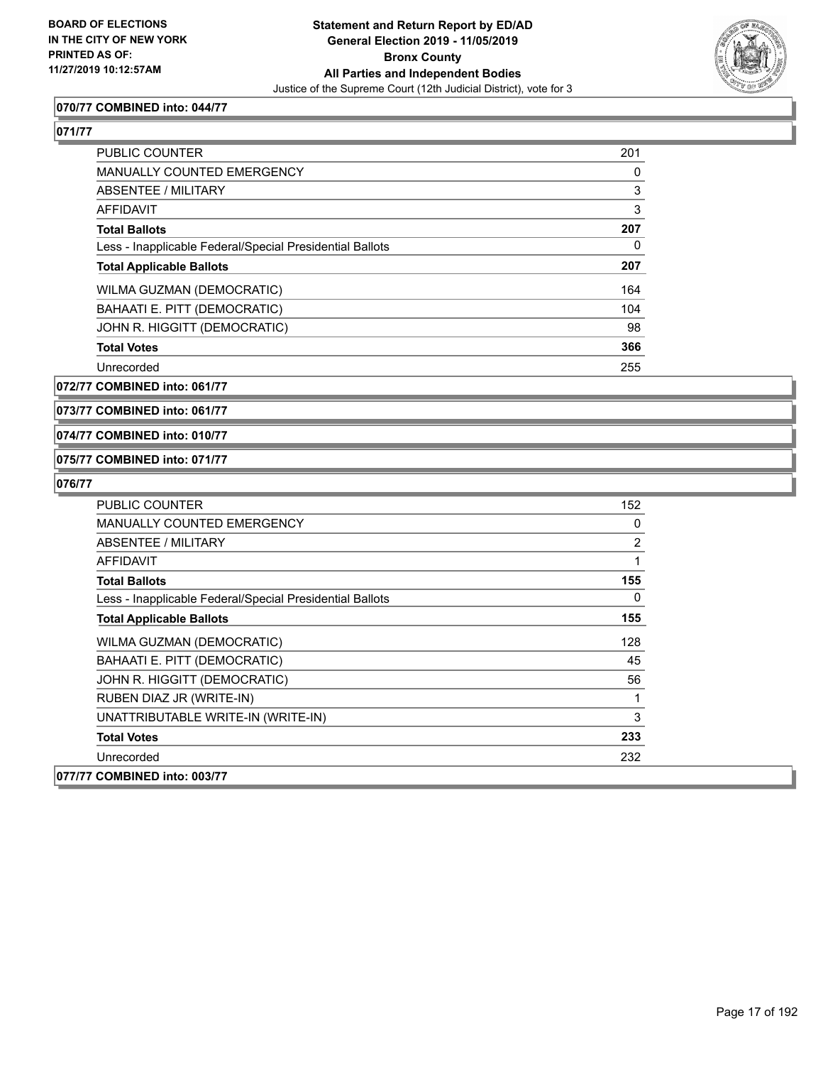**BOARD OF ELECTIONS IN THE CITY OF NEW YORK PRINTED AS OF: 11/27/2019 10:12:57AM**

**Statement and Return Report by ED/AD General Election 2019 - 11/05/2019 Bronx County All Parties and Independent Bodies**

Justice of the Supreme Court (12th Judicial District), vote for 3

### 070/77 COMBINED into: 044/77

### 071/77

| | |
|---|---|
| PUBLIC COUNTER | 201 |
| MANUALLY COUNTED EMERGENCY | 0 |
| ABSENTEE / MILITARY | 3 |
| AFFIDAVIT | 3 |
| **Total Ballots** | **207** |
| Less - Inapplicable Federal/Special Presidential Ballots | 0 |
| **Total Applicable Ballots** | **207** |
| WILMA GUZMAN (DEMOCRATIC) | 164 |
| BAHAATI E. PITT (DEMOCRATIC) | 104 |
| JOHN R. HIGGITT (DEMOCRATIC) | 98 |
| **Total Votes** | **366** |
| Unrecorded | 255 |

### 072/77 COMBINED into: 061/77

### 073/77 COMBINED into: 061/77

### 074/77 COMBINED into: 010/77

### 075/77 COMBINED into: 071/77

### 076/77

| | |
|---|---|
| PUBLIC COUNTER | 152 |
| MANUALLY COUNTED EMERGENCY | 0 |
| ABSENTEE / MILITARY | 2 |
| AFFIDAVIT | 1 |
| **Total Ballots** | **155** |
| Less - Inapplicable Federal/Special Presidential Ballots | 0 |
| **Total Applicable Ballots** | **155** |
| WILMA GUZMAN (DEMOCRATIC) | 128 |
| BAHAATI E. PITT (DEMOCRATIC) | 45 |
| JOHN R. HIGGITT (DEMOCRATIC) | 56 |
| RUBEN DIAZ JR (WRITE-IN) | 1 |
| UNATTRIBUTABLE WRITE-IN (WRITE-IN) | 3 |
| **Total Votes** | **233** |
| Unrecorded | 232 |

### 077/77 COMBINED into: 003/77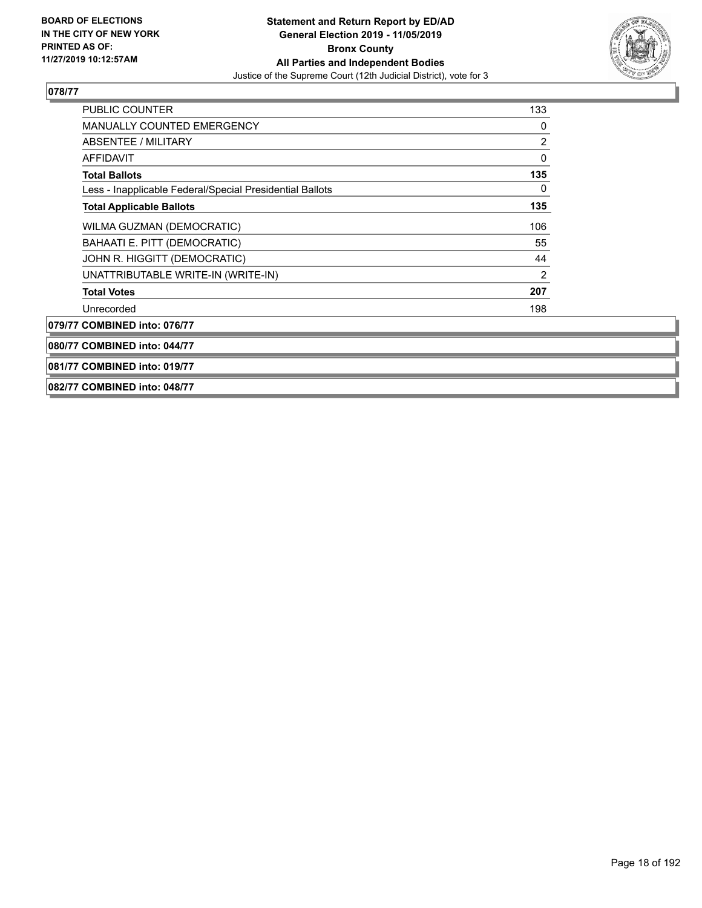**BOARD OF ELECTIONS IN THE CITY OF NEW YORK PRINTED AS OF: 11/27/2019 10:12:57AM**

**Statement and Return Report by ED/AD General Election 2019 - 11/05/2019 Bronx County All Parties and Independent Bodies**

Justice of the Supreme Court (12th Judicial District), vote for 3

**078/77**

| | |
|---|---|
| PUBLIC COUNTER | 133 |
| MANUALLY COUNTED EMERGENCY | 0 |
| ABSENTEE / MILITARY | 2 |
| AFFIDAVIT | 0 |
| **Total Ballots** | **135** |
| Less - Inapplicable Federal/Special Presidential Ballots | 0 |
| **Total Applicable Ballots** | **135** |
| WILMA GUZMAN (DEMOCRATIC) | 106 |
| BAHAATI E. PITT (DEMOCRATIC) | 55 |
| JOHN R. HIGGITT (DEMOCRATIC) | 44 |
| UNATTRIBUTABLE WRITE-IN (WRITE-IN) | 2 |
| **Total Votes** | **207** |
| Unrecorded | 198 |

**079/77 COMBINED into: 076/77**

**080/77 COMBINED into: 044/77**

**081/77 COMBINED into: 019/77**

**082/77 COMBINED into: 048/77**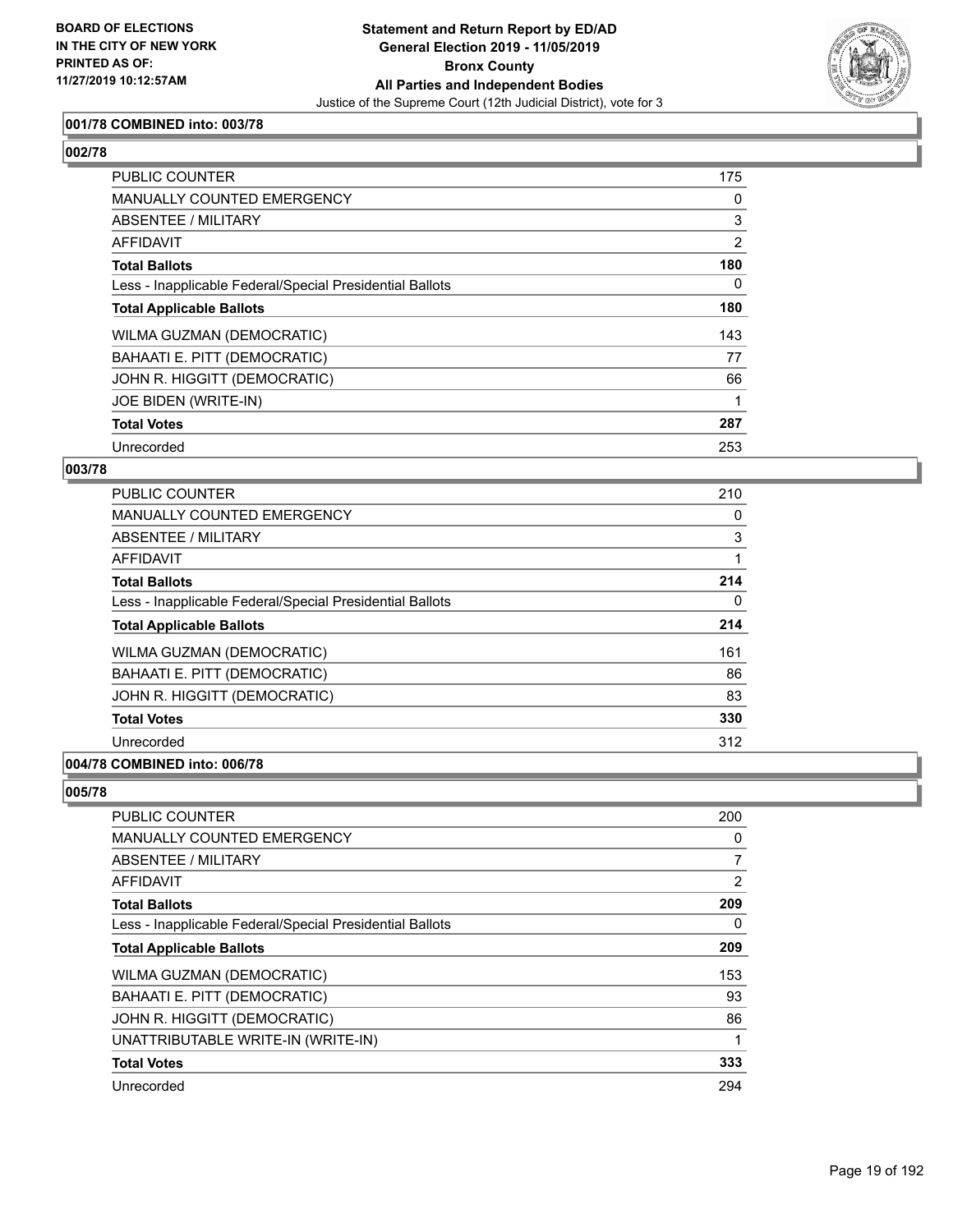**BOARD OF ELECTIONS IN THE CITY OF NEW YORK PRINTED AS OF: 11/27/2019 10:12:57AM**

**Statement and Return Report by ED/AD**
**General Election 2019 - 11/05/2019**
**Bronx County**
**All Parties and Independent Bodies**
Justice of the Supreme Court (12th Judicial District), vote for 3

### 001/78 COMBINED into: 003/78

### 002/78

| | |
|---|---|
| PUBLIC COUNTER | 175 |
| MANUALLY COUNTED EMERGENCY | 0 |
| ABSENTEE / MILITARY | 3 |
| AFFIDAVIT | 2 |
| **Total Ballots** | **180** |
| Less - Inapplicable Federal/Special Presidential Ballots | 0 |
| **Total Applicable Ballots** | **180** |
| WILMA GUZMAN (DEMOCRATIC) | 143 |
| BAHAATI E. PITT (DEMOCRATIC) | 77 |
| JOHN R. HIGGITT (DEMOCRATIC) | 66 |
| JOE BIDEN (WRITE-IN) | 1 |
| **Total Votes** | **287** |
| Unrecorded | 253 |

### 003/78

| | |
|---|---|
| PUBLIC COUNTER | 210 |
| MANUALLY COUNTED EMERGENCY | 0 |
| ABSENTEE / MILITARY | 3 |
| AFFIDAVIT | 1 |
| **Total Ballots** | **214** |
| Less - Inapplicable Federal/Special Presidential Ballots | 0 |
| **Total Applicable Ballots** | **214** |
| WILMA GUZMAN (DEMOCRATIC) | 161 |
| BAHAATI E. PITT (DEMOCRATIC) | 86 |
| JOHN R. HIGGITT (DEMOCRATIC) | 83 |
| **Total Votes** | **330** |
| Unrecorded | 312 |

### 004/78 COMBINED into: 006/78

### 005/78

| | |
|---|---|
| PUBLIC COUNTER | 200 |
| MANUALLY COUNTED EMERGENCY | 0 |
| ABSENTEE / MILITARY | 7 |
| AFFIDAVIT | 2 |
| **Total Ballots** | **209** |
| Less - Inapplicable Federal/Special Presidential Ballots | 0 |
| **Total Applicable Ballots** | **209** |
| WILMA GUZMAN (DEMOCRATIC) | 153 |
| BAHAATI E. PITT (DEMOCRATIC) | 93 |
| JOHN R. HIGGITT (DEMOCRATIC) | 86 |
| UNATTRIBUTABLE WRITE-IN (WRITE-IN) | 1 |
| **Total Votes** | **333** |
| Unrecorded | 294 |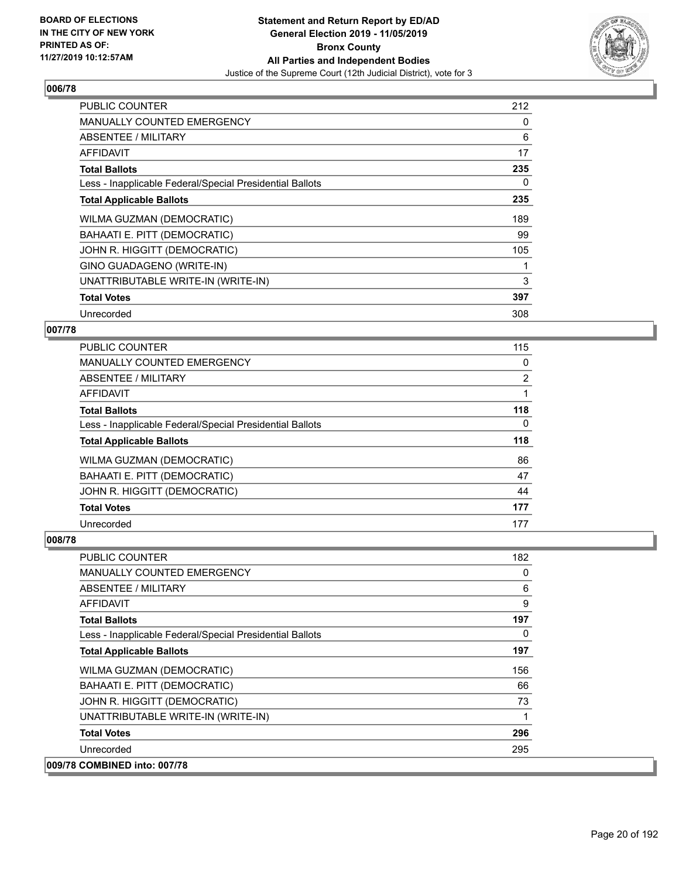### 006/78

| | |
|---|---|
| PUBLIC COUNTER | 212 |
| MANUALLY COUNTED EMERGENCY | 0 |
| ABSENTEE / MILITARY | 6 |
| AFFIDAVIT | 17 |
| **Total Ballots** | **235** |
| Less - Inapplicable Federal/Special Presidential Ballots | 0 |
| **Total Applicable Ballots** | **235** |
| WILMA GUZMAN (DEMOCRATIC) | 189 |
| BAHAATI E. PITT (DEMOCRATIC) | 99 |
| JOHN R. HIGGITT (DEMOCRATIC) | 105 |
| GINO GUADAGENO (WRITE-IN) | 1 |
| UNATTRIBUTABLE WRITE-IN (WRITE-IN) | 3 |
| **Total Votes** | **397** |
| Unrecorded | 308 |

### 007/78

| | |
|---|---|
| PUBLIC COUNTER | 115 |
| MANUALLY COUNTED EMERGENCY | 0 |
| ABSENTEE / MILITARY | 2 |
| AFFIDAVIT | 1 |
| **Total Ballots** | **118** |
| Less - Inapplicable Federal/Special Presidential Ballots | 0 |
| **Total Applicable Ballots** | **118** |
| WILMA GUZMAN (DEMOCRATIC) | 86 |
| BAHAATI E. PITT (DEMOCRATIC) | 47 |
| JOHN R. HIGGITT (DEMOCRATIC) | 44 |
| **Total Votes** | **177** |
| Unrecorded | 177 |

### 008/78

| | |
|---|---|
| PUBLIC COUNTER | 182 |
| MANUALLY COUNTED EMERGENCY | 0 |
| ABSENTEE / MILITARY | 6 |
| AFFIDAVIT | 9 |
| **Total Ballots** | **197** |
| Less - Inapplicable Federal/Special Presidential Ballots | 0 |
| **Total Applicable Ballots** | **197** |
| WILMA GUZMAN (DEMOCRATIC) | 156 |
| BAHAATI E. PITT (DEMOCRATIC) | 66 |
| JOHN R. HIGGITT (DEMOCRATIC) | 73 |
| UNATTRIBUTABLE WRITE-IN (WRITE-IN) | 1 |
| **Total Votes** | **296** |
| Unrecorded | 295 |

### 009/78 COMBINED into: 007/78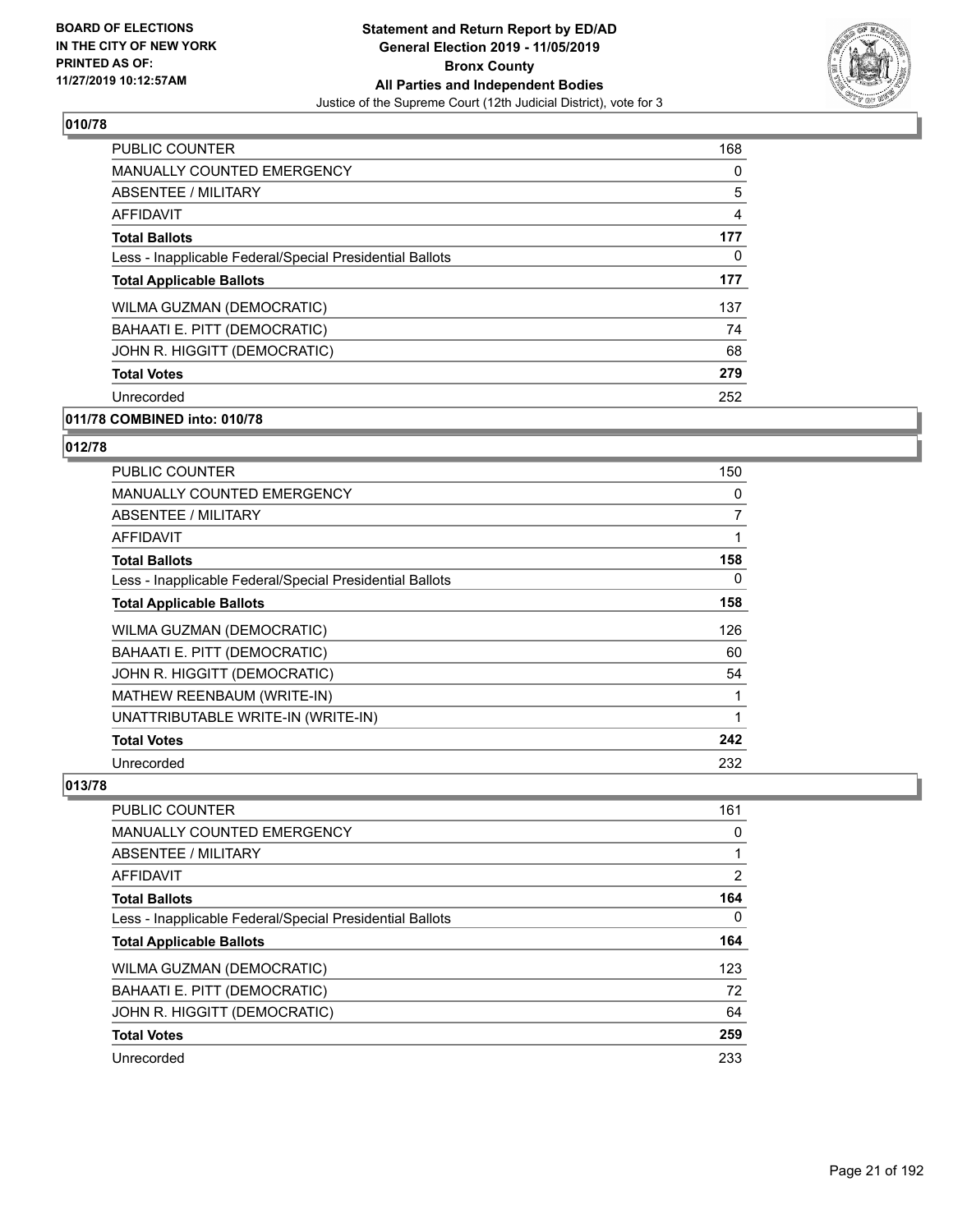**Statement and Return Report by ED/AD**
**General Election 2019 - 11/05/2019**
**Bronx County**
**All Parties and Independent Bodies**
Justice of the Supreme Court (12th Judicial District), vote for 3

BOARD OF ELECTIONS
IN THE CITY OF NEW YORK
PRINTED AS OF:
11/27/2019 10:12:57AM

### 010/78

| | |
|---|---|
| PUBLIC COUNTER | 168 |
| MANUALLY COUNTED EMERGENCY | 0 |
| ABSENTEE / MILITARY | 5 |
| AFFIDAVIT | 4 |
| **Total Ballots** | **177** |
| Less - Inapplicable Federal/Special Presidential Ballots | 0 |
| **Total Applicable Ballots** | **177** |
| WILMA GUZMAN (DEMOCRATIC) | 137 |
| BAHAATI E. PITT (DEMOCRATIC) | 74 |
| JOHN R. HIGGITT (DEMOCRATIC) | 68 |
| **Total Votes** | **279** |
| Unrecorded | 252 |

### 011/78 COMBINED into: 010/78

### 012/78

| | |
|---|---|
| PUBLIC COUNTER | 150 |
| MANUALLY COUNTED EMERGENCY | 0 |
| ABSENTEE / MILITARY | 7 |
| AFFIDAVIT | 1 |
| **Total Ballots** | **158** |
| Less - Inapplicable Federal/Special Presidential Ballots | 0 |
| **Total Applicable Ballots** | **158** |
| WILMA GUZMAN (DEMOCRATIC) | 126 |
| BAHAATI E. PITT (DEMOCRATIC) | 60 |
| JOHN R. HIGGITT (DEMOCRATIC) | 54 |
| MATHEW REENBAUM (WRITE-IN) | 1 |
| UNATTRIBUTABLE WRITE-IN (WRITE-IN) | 1 |
| **Total Votes** | **242** |
| Unrecorded | 232 |

### 013/78

| | |
|---|---|
| PUBLIC COUNTER | 161 |
| MANUALLY COUNTED EMERGENCY | 0 |
| ABSENTEE / MILITARY | 1 |
| AFFIDAVIT | 2 |
| **Total Ballots** | **164** |
| Less - Inapplicable Federal/Special Presidential Ballots | 0 |
| **Total Applicable Ballots** | **164** |
| WILMA GUZMAN (DEMOCRATIC) | 123 |
| BAHAATI E. PITT (DEMOCRATIC) | 72 |
| JOHN R. HIGGITT (DEMOCRATIC) | 64 |
| **Total Votes** | **259** |
| Unrecorded | 233 |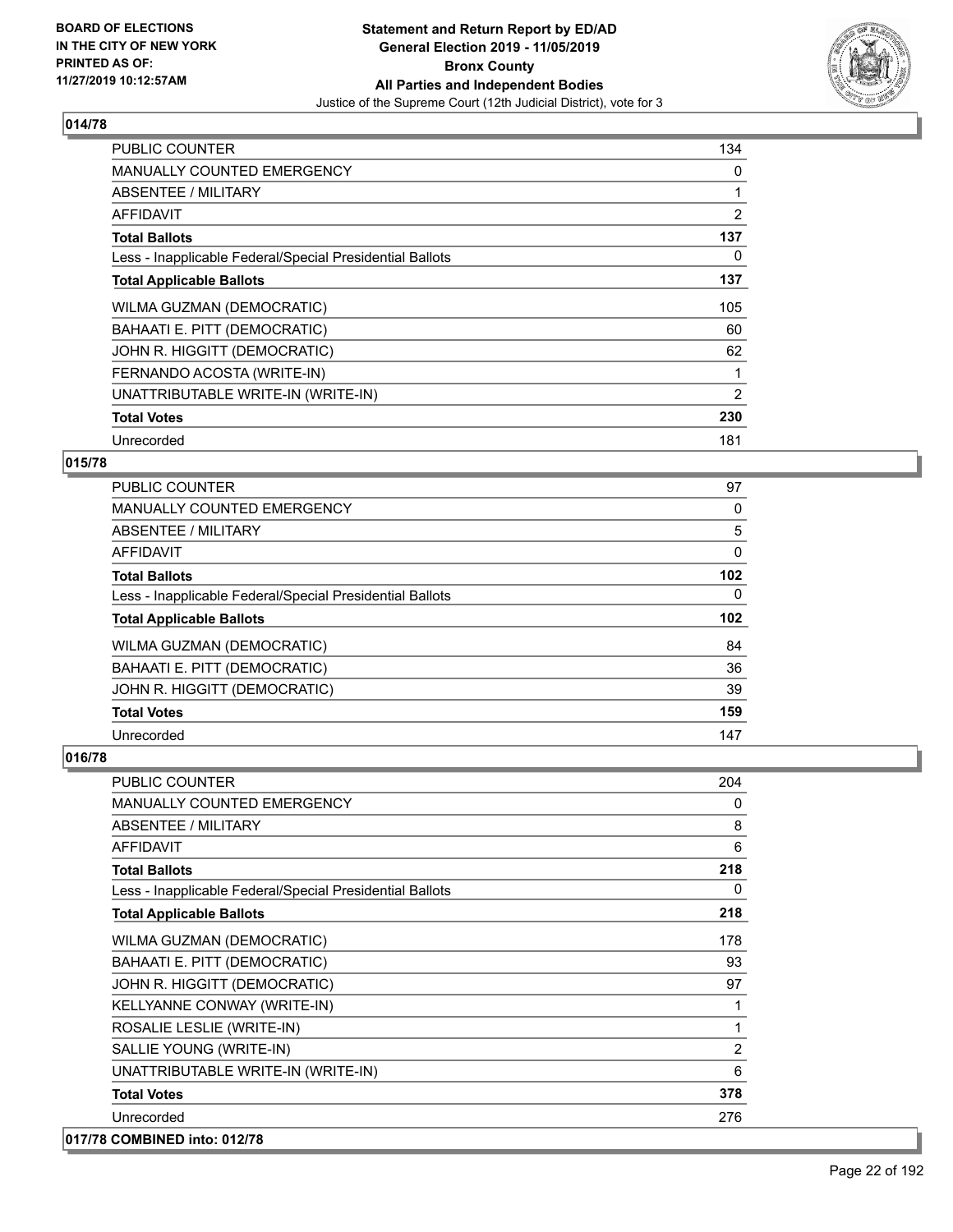## 014/78

| | |
|---|---|
| PUBLIC COUNTER | 134 |
| MANUALLY COUNTED EMERGENCY | 0 |
| ABSENTEE / MILITARY | 1 |
| AFFIDAVIT | 2 |
| **Total Ballots** | **137** |
| Less - Inapplicable Federal/Special Presidential Ballots | 0 |
| **Total Applicable Ballots** | **137** |
| WILMA GUZMAN (DEMOCRATIC) | 105 |
| BAHAATI E. PITT (DEMOCRATIC) | 60 |
| JOHN R. HIGGITT (DEMOCRATIC) | 62 |
| FERNANDO ACOSTA (WRITE-IN) | 1 |
| UNATTRIBUTABLE WRITE-IN (WRITE-IN) | 2 |
| **Total Votes** | **230** |
| Unrecorded | 181 |

## 015/78

| | |
|---|---|
| PUBLIC COUNTER | 97 |
| MANUALLY COUNTED EMERGENCY | 0 |
| ABSENTEE / MILITARY | 5 |
| AFFIDAVIT | 0 |
| **Total Ballots** | **102** |
| Less - Inapplicable Federal/Special Presidential Ballots | 0 |
| **Total Applicable Ballots** | **102** |
| WILMA GUZMAN (DEMOCRATIC) | 84 |
| BAHAATI E. PITT (DEMOCRATIC) | 36 |
| JOHN R. HIGGITT (DEMOCRATIC) | 39 |
| **Total Votes** | **159** |
| Unrecorded | 147 |

## 016/78

| | |
|---|---|
| PUBLIC COUNTER | 204 |
| MANUALLY COUNTED EMERGENCY | 0 |
| ABSENTEE / MILITARY | 8 |
| AFFIDAVIT | 6 |
| **Total Ballots** | **218** |
| Less - Inapplicable Federal/Special Presidential Ballots | 0 |
| **Total Applicable Ballots** | **218** |
| WILMA GUZMAN (DEMOCRATIC) | 178 |
| BAHAATI E. PITT (DEMOCRATIC) | 93 |
| JOHN R. HIGGITT (DEMOCRATIC) | 97 |
| KELLYANNE CONWAY (WRITE-IN) | 1 |
| ROSALIE LESLIE (WRITE-IN) | 1 |
| SALLIE YOUNG (WRITE-IN) | 2 |
| UNATTRIBUTABLE WRITE-IN (WRITE-IN) | 6 |
| **Total Votes** | **378** |
| Unrecorded | 276 |

## 017/78 COMBINED into: 012/78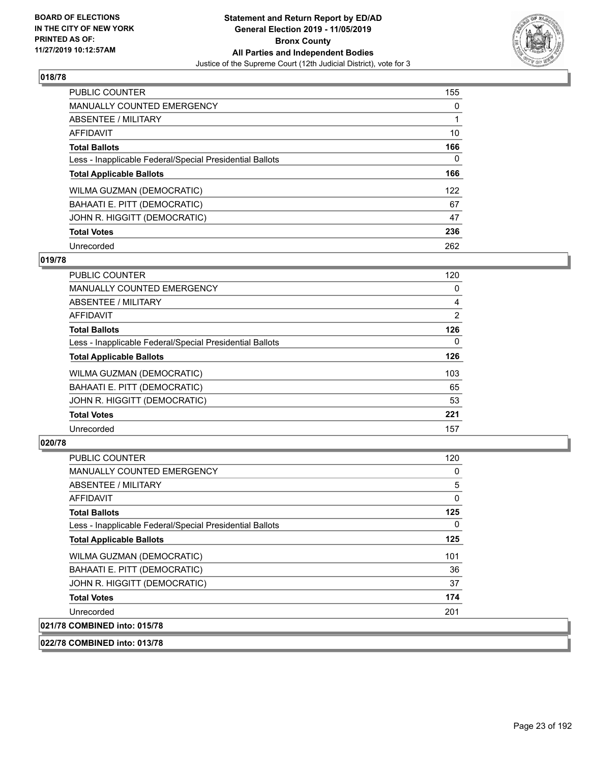## 018/78

| | |
|---|---|
| PUBLIC COUNTER | 155 |
| MANUALLY COUNTED EMERGENCY | 0 |
| ABSENTEE / MILITARY | 1 |
| AFFIDAVIT | 10 |
| **Total Ballots** | **166** |
| Less - Inapplicable Federal/Special Presidential Ballots | 0 |
| **Total Applicable Ballots** | **166** |
| WILMA GUZMAN (DEMOCRATIC) | 122 |
| BAHAATI E. PITT (DEMOCRATIC) | 67 |
| JOHN R. HIGGITT (DEMOCRATIC) | 47 |
| **Total Votes** | **236** |
| Unrecorded | 262 |

## 019/78

| | |
|---|---|
| PUBLIC COUNTER | 120 |
| MANUALLY COUNTED EMERGENCY | 0 |
| ABSENTEE / MILITARY | 4 |
| AFFIDAVIT | 2 |
| **Total Ballots** | **126** |
| Less - Inapplicable Federal/Special Presidential Ballots | 0 |
| **Total Applicable Ballots** | **126** |
| WILMA GUZMAN (DEMOCRATIC) | 103 |
| BAHAATI E. PITT (DEMOCRATIC) | 65 |
| JOHN R. HIGGITT (DEMOCRATIC) | 53 |
| **Total Votes** | **221** |
| Unrecorded | 157 |

## 020/78

| | |
|---|---|
| PUBLIC COUNTER | 120 |
| MANUALLY COUNTED EMERGENCY | 0 |
| ABSENTEE / MILITARY | 5 |
| AFFIDAVIT | 0 |
| **Total Ballots** | **125** |
| Less - Inapplicable Federal/Special Presidential Ballots | 0 |
| **Total Applicable Ballots** | **125** |
| WILMA GUZMAN (DEMOCRATIC) | 101 |
| BAHAATI E. PITT (DEMOCRATIC) | 36 |
| JOHN R. HIGGITT (DEMOCRATIC) | 37 |
| **Total Votes** | **174** |
| Unrecorded | 201 |

## 021/78 COMBINED into: 015/78

## 022/78 COMBINED into: 013/78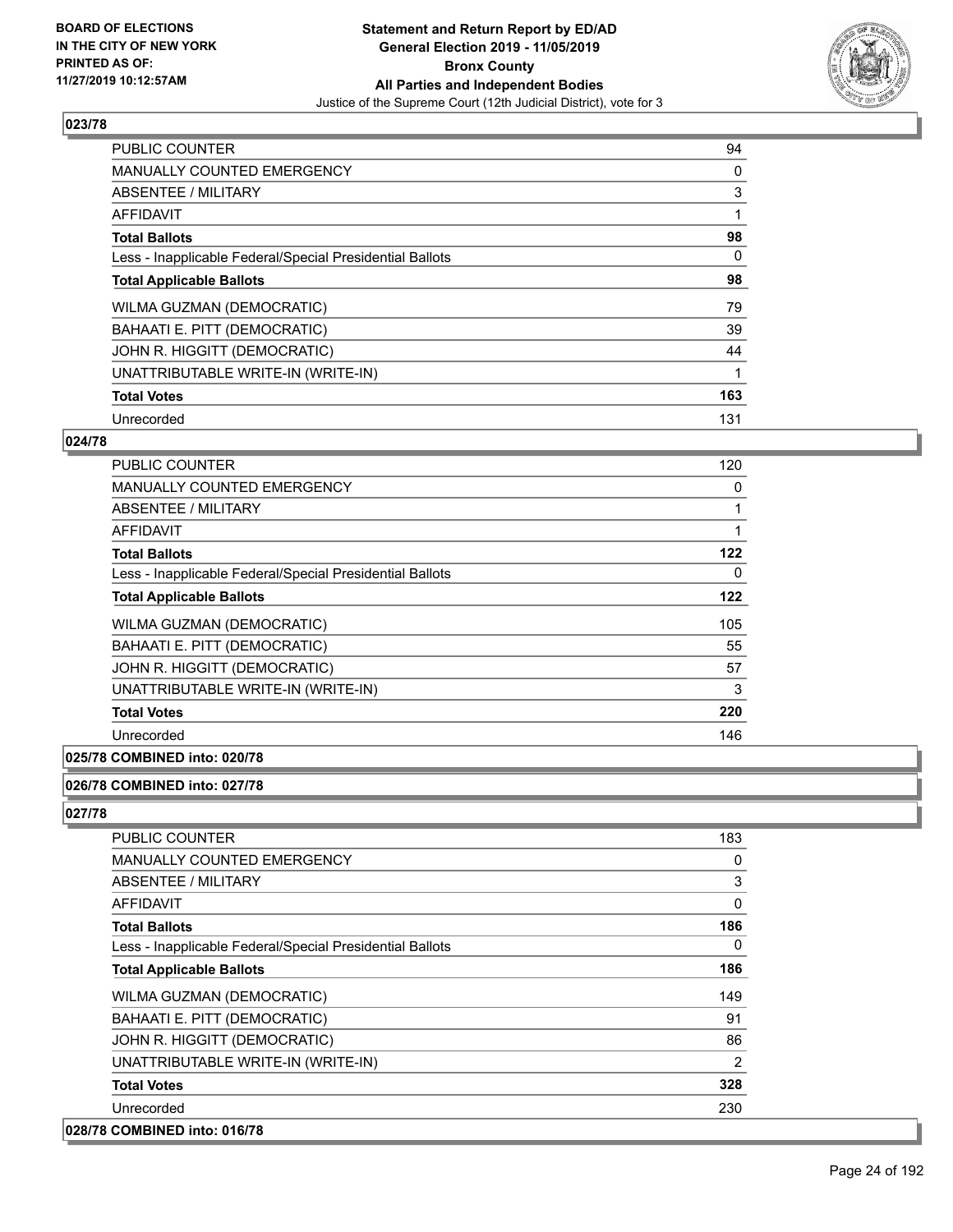## 023/78

| | |
|---|---|
| PUBLIC COUNTER | 94 |
| MANUALLY COUNTED EMERGENCY | 0 |
| ABSENTEE / MILITARY | 3 |
| AFFIDAVIT | 1 |
| **Total Ballots** | **98** |
| Less - Inapplicable Federal/Special Presidential Ballots | 0 |
| **Total Applicable Ballots** | **98** |
| WILMA GUZMAN (DEMOCRATIC) | 79 |
| BAHAATI E. PITT (DEMOCRATIC) | 39 |
| JOHN R. HIGGITT (DEMOCRATIC) | 44 |
| UNATTRIBUTABLE WRITE-IN (WRITE-IN) | 1 |
| **Total Votes** | **163** |
| Unrecorded | 131 |

## 024/78

| | |
|---|---|
| PUBLIC COUNTER | 120 |
| MANUALLY COUNTED EMERGENCY | 0 |
| ABSENTEE / MILITARY | 1 |
| AFFIDAVIT | 1 |
| **Total Ballots** | **122** |
| Less - Inapplicable Federal/Special Presidential Ballots | 0 |
| **Total Applicable Ballots** | **122** |
| WILMA GUZMAN (DEMOCRATIC) | 105 |
| BAHAATI E. PITT (DEMOCRATIC) | 55 |
| JOHN R. HIGGITT (DEMOCRATIC) | 57 |
| UNATTRIBUTABLE WRITE-IN (WRITE-IN) | 3 |
| **Total Votes** | **220** |
| Unrecorded | 146 |

## 025/78 COMBINED into: 020/78

## 026/78 COMBINED into: 027/78

## 027/78

| | |
|---|---|
| PUBLIC COUNTER | 183 |
| MANUALLY COUNTED EMERGENCY | 0 |
| ABSENTEE / MILITARY | 3 |
| AFFIDAVIT | 0 |
| **Total Ballots** | **186** |
| Less - Inapplicable Federal/Special Presidential Ballots | 0 |
| **Total Applicable Ballots** | **186** |
| WILMA GUZMAN (DEMOCRATIC) | 149 |
| BAHAATI E. PITT (DEMOCRATIC) | 91 |
| JOHN R. HIGGITT (DEMOCRATIC) | 86 |
| UNATTRIBUTABLE WRITE-IN (WRITE-IN) | 2 |
| **Total Votes** | **328** |
| Unrecorded | 230 |

## 028/78 COMBINED into: 016/78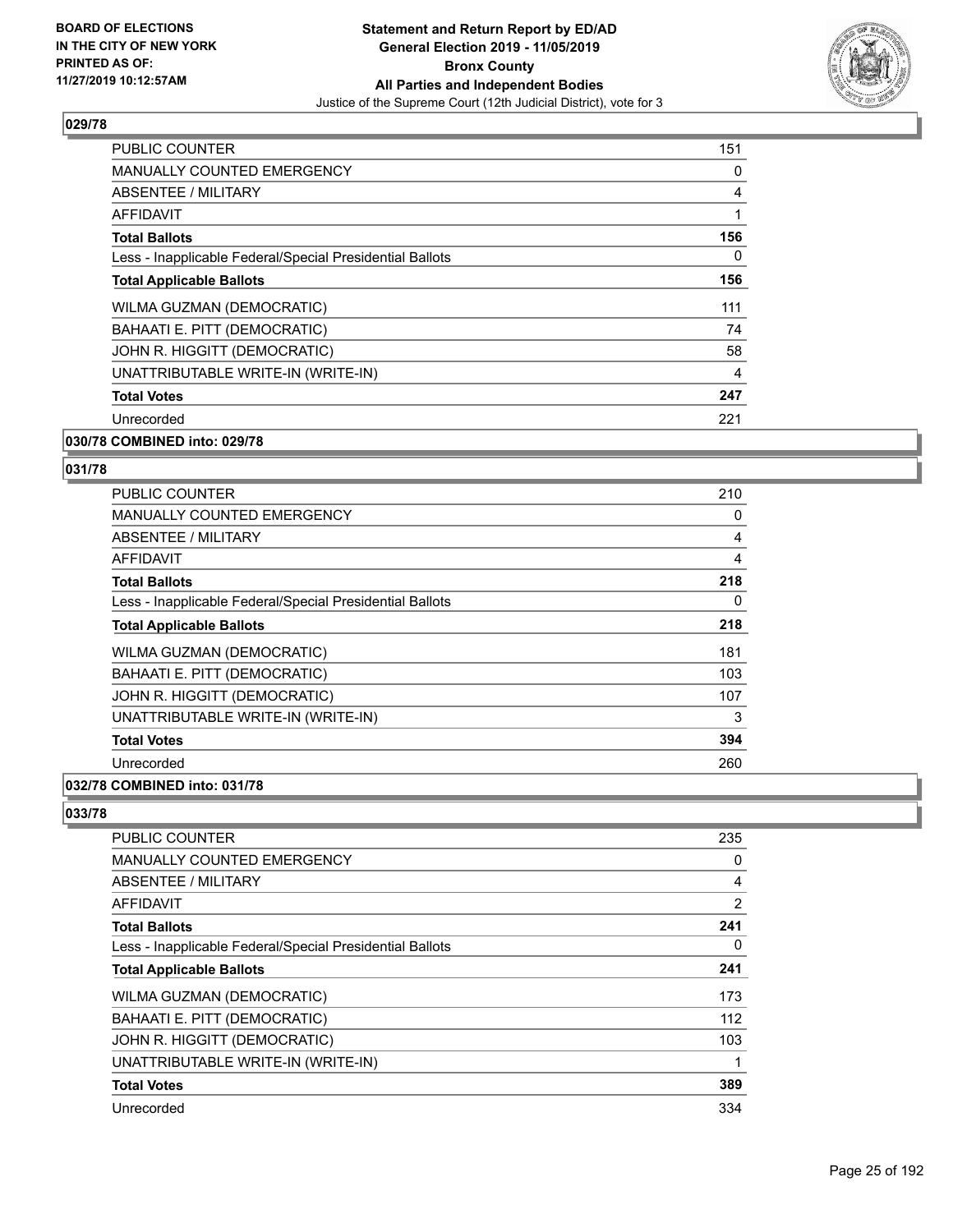**BOARD OF ELECTIONS IN THE CITY OF NEW YORK PRINTED AS OF: 11/27/2019 10:12:57AM**

**Statement and Return Report by ED/AD General Election 2019 - 11/05/2019 Bronx County All Parties and Independent Bodies**

Justice of the Supreme Court (12th Judicial District), vote for 3

## 029/78

| | |
|---|---|
| PUBLIC COUNTER | 151 |
| MANUALLY COUNTED EMERGENCY | 0 |
| ABSENTEE / MILITARY | 4 |
| AFFIDAVIT | 1 |
| **Total Ballots** | **156** |
| Less - Inapplicable Federal/Special Presidential Ballots | 0 |
| **Total Applicable Ballots** | **156** |
| WILMA GUZMAN (DEMOCRATIC) | 111 |
| BAHAATI E. PITT (DEMOCRATIC) | 74 |
| JOHN R. HIGGITT (DEMOCRATIC) | 58 |
| UNATTRIBUTABLE WRITE-IN (WRITE-IN) | 4 |
| **Total Votes** | **247** |
| Unrecorded | 221 |

## 030/78 COMBINED into: 029/78

## 031/78

| | |
|---|---|
| PUBLIC COUNTER | 210 |
| MANUALLY COUNTED EMERGENCY | 0 |
| ABSENTEE / MILITARY | 4 |
| AFFIDAVIT | 4 |
| **Total Ballots** | **218** |
| Less - Inapplicable Federal/Special Presidential Ballots | 0 |
| **Total Applicable Ballots** | **218** |
| WILMA GUZMAN (DEMOCRATIC) | 181 |
| BAHAATI E. PITT (DEMOCRATIC) | 103 |
| JOHN R. HIGGITT (DEMOCRATIC) | 107 |
| UNATTRIBUTABLE WRITE-IN (WRITE-IN) | 3 |
| **Total Votes** | **394** |
| Unrecorded | 260 |

## 032/78 COMBINED into: 031/78

## 033/78

| | |
|---|---|
| PUBLIC COUNTER | 235 |
| MANUALLY COUNTED EMERGENCY | 0 |
| ABSENTEE / MILITARY | 4 |
| AFFIDAVIT | 2 |
| **Total Ballots** | **241** |
| Less - Inapplicable Federal/Special Presidential Ballots | 0 |
| **Total Applicable Ballots** | **241** |
| WILMA GUZMAN (DEMOCRATIC) | 173 |
| BAHAATI E. PITT (DEMOCRATIC) | 112 |
| JOHN R. HIGGITT (DEMOCRATIC) | 103 |
| UNATTRIBUTABLE WRITE-IN (WRITE-IN) | 1 |
| **Total Votes** | **389** |
| Unrecorded | 334 |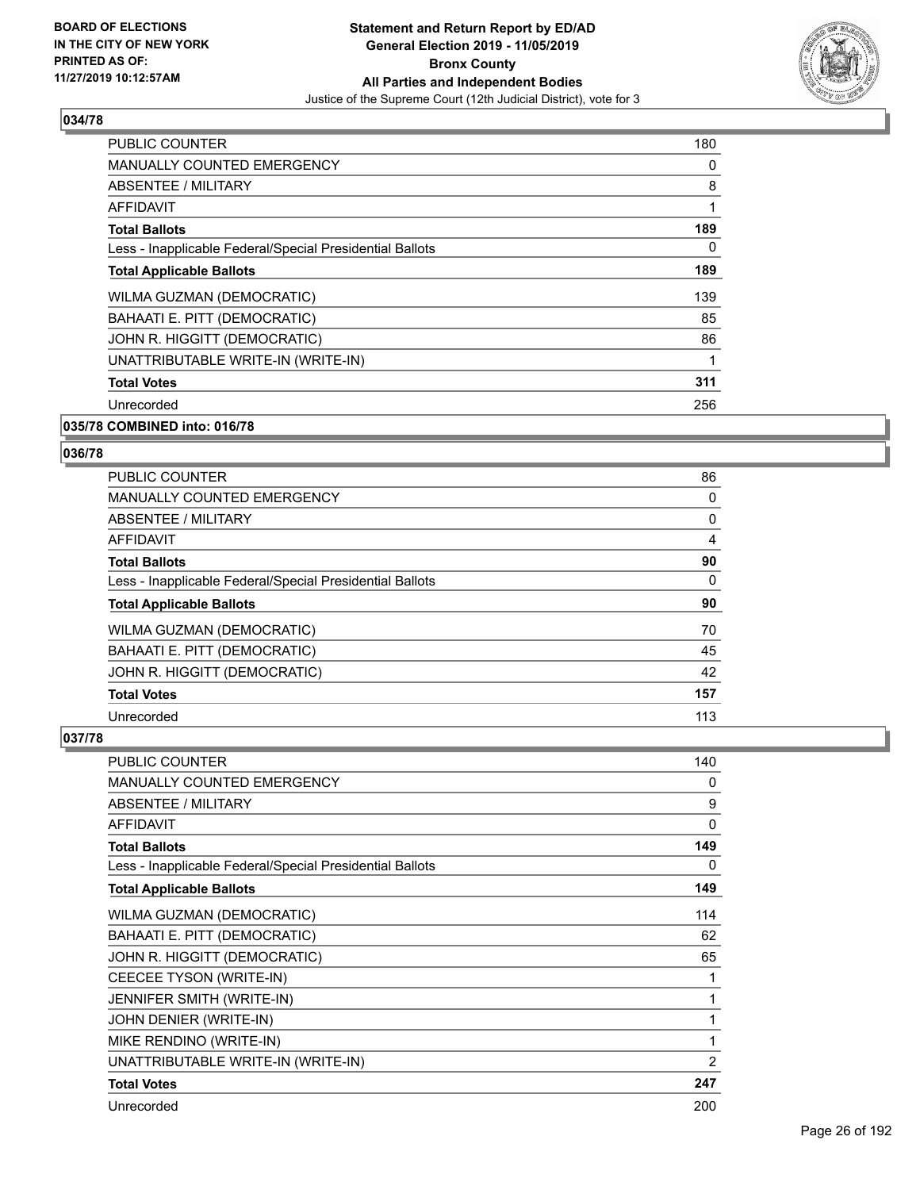## 034/78

| | |
|---|---|
| PUBLIC COUNTER | 180 |
| MANUALLY COUNTED EMERGENCY | 0 |
| ABSENTEE / MILITARY | 8 |
| AFFIDAVIT | 1 |
| **Total Ballots** | **189** |
| Less - Inapplicable Federal/Special Presidential Ballots | 0 |
| **Total Applicable Ballots** | **189** |
| WILMA GUZMAN (DEMOCRATIC) | 139 |
| BAHAATI E. PITT (DEMOCRATIC) | 85 |
| JOHN R. HIGGITT (DEMOCRATIC) | 86 |
| UNATTRIBUTABLE WRITE-IN (WRITE-IN) | 1 |
| **Total Votes** | **311** |
| Unrecorded | 256 |

## 035/78 COMBINED into: 016/78

## 036/78

| | |
|---|---|
| PUBLIC COUNTER | 86 |
| MANUALLY COUNTED EMERGENCY | 0 |
| ABSENTEE / MILITARY | 0 |
| AFFIDAVIT | 4 |
| **Total Ballots** | **90** |
| Less - Inapplicable Federal/Special Presidential Ballots | 0 |
| **Total Applicable Ballots** | **90** |
| WILMA GUZMAN (DEMOCRATIC) | 70 |
| BAHAATI E. PITT (DEMOCRATIC) | 45 |
| JOHN R. HIGGITT (DEMOCRATIC) | 42 |
| **Total Votes** | **157** |
| Unrecorded | 113 |

## 037/78

| | |
|---|---|
| PUBLIC COUNTER | 140 |
| MANUALLY COUNTED EMERGENCY | 0 |
| ABSENTEE / MILITARY | 9 |
| AFFIDAVIT | 0 |
| **Total Ballots** | **149** |
| Less - Inapplicable Federal/Special Presidential Ballots | 0 |
| **Total Applicable Ballots** | **149** |
| WILMA GUZMAN (DEMOCRATIC) | 114 |
| BAHAATI E. PITT (DEMOCRATIC) | 62 |
| JOHN R. HIGGITT (DEMOCRATIC) | 65 |
| CEECEE TYSON (WRITE-IN) | 1 |
| JENNIFER SMITH (WRITE-IN) | 1 |
| JOHN DENIER (WRITE-IN) | 1 |
| MIKE RENDINO (WRITE-IN) | 1 |
| UNATTRIBUTABLE WRITE-IN (WRITE-IN) | 2 |
| **Total Votes** | **247** |
| Unrecorded | 200 |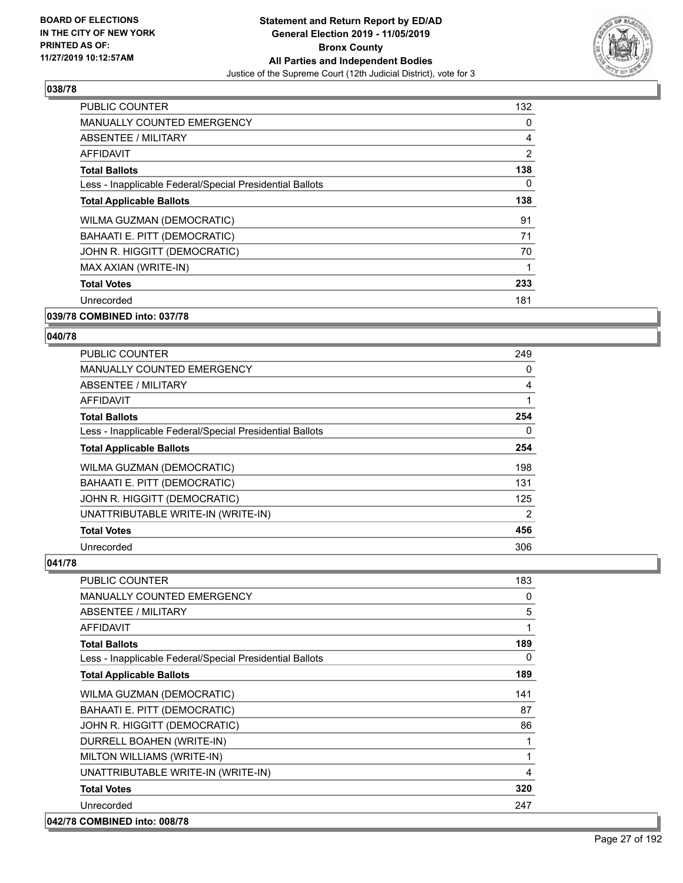**BOARD OF ELECTIONS IN THE CITY OF NEW YORK PRINTED AS OF: 11/27/2019 10:12:57AM**

**Statement and Return Report by ED/AD General Election 2019 - 11/05/2019 Bronx County All Parties and Independent Bodies**
Justice of the Supreme Court (12th Judicial District), vote for 3

## 038/78

| | |
|---|---|
| PUBLIC COUNTER | 132 |
| MANUALLY COUNTED EMERGENCY | 0 |
| ABSENTEE / MILITARY | 4 |
| AFFIDAVIT | 2 |
| **Total Ballots** | **138** |
| Less - Inapplicable Federal/Special Presidential Ballots | 0 |
| **Total Applicable Ballots** | **138** |
| WILMA GUZMAN (DEMOCRATIC) | 91 |
| BAHAATI E. PITT (DEMOCRATIC) | 71 |
| JOHN R. HIGGITT (DEMOCRATIC) | 70 |
| MAX AXIAN (WRITE-IN) | 1 |
| **Total Votes** | **233** |
| Unrecorded | 181 |

**039/78 COMBINED into: 037/78**

## 040/78

| | |
|---|---|
| PUBLIC COUNTER | 249 |
| MANUALLY COUNTED EMERGENCY | 0 |
| ABSENTEE / MILITARY | 4 |
| AFFIDAVIT | 1 |
| **Total Ballots** | **254** |
| Less - Inapplicable Federal/Special Presidential Ballots | 0 |
| **Total Applicable Ballots** | **254** |
| WILMA GUZMAN (DEMOCRATIC) | 198 |
| BAHAATI E. PITT (DEMOCRATIC) | 131 |
| JOHN R. HIGGITT (DEMOCRATIC) | 125 |
| UNATTRIBUTABLE WRITE-IN (WRITE-IN) | 2 |
| **Total Votes** | **456** |
| Unrecorded | 306 |

## 041/78

| | |
|---|---|
| PUBLIC COUNTER | 183 |
| MANUALLY COUNTED EMERGENCY | 0 |
| ABSENTEE / MILITARY | 5 |
| AFFIDAVIT | 1 |
| **Total Ballots** | **189** |
| Less - Inapplicable Federal/Special Presidential Ballots | 0 |
| **Total Applicable Ballots** | **189** |
| WILMA GUZMAN (DEMOCRATIC) | 141 |
| BAHAATI E. PITT (DEMOCRATIC) | 87 |
| JOHN R. HIGGITT (DEMOCRATIC) | 86 |
| DURRELL BOAHEN (WRITE-IN) | 1 |
| MILTON WILLIAMS (WRITE-IN) | 1 |
| UNATTRIBUTABLE WRITE-IN (WRITE-IN) | 4 |
| **Total Votes** | **320** |
| Unrecorded | 247 |

**042/78 COMBINED into: 008/78**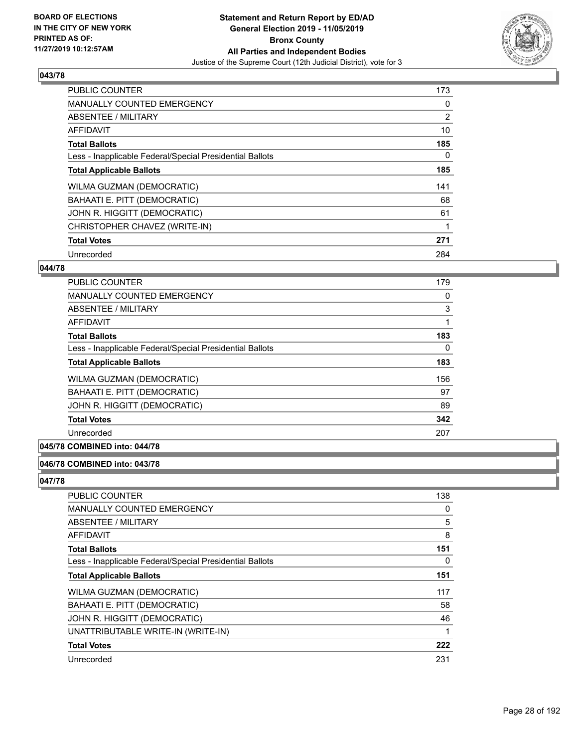## 043/78

| | |
|---|---|
| PUBLIC COUNTER | 173 |
| MANUALLY COUNTED EMERGENCY | 0 |
| ABSENTEE / MILITARY | 2 |
| AFFIDAVIT | 10 |
| **Total Ballots** | **185** |
| Less - Inapplicable Federal/Special Presidential Ballots | 0 |
| **Total Applicable Ballots** | **185** |
| WILMA GUZMAN (DEMOCRATIC) | 141 |
| BAHAATI E. PITT (DEMOCRATIC) | 68 |
| JOHN R. HIGGITT (DEMOCRATIC) | 61 |
| CHRISTOPHER CHAVEZ (WRITE-IN) | 1 |
| **Total Votes** | **271** |
| Unrecorded | 284 |

## 044/78

| | |
|---|---|
| PUBLIC COUNTER | 179 |
| MANUALLY COUNTED EMERGENCY | 0 |
| ABSENTEE / MILITARY | 3 |
| AFFIDAVIT | 1 |
| **Total Ballots** | **183** |
| Less - Inapplicable Federal/Special Presidential Ballots | 0 |
| **Total Applicable Ballots** | **183** |
| WILMA GUZMAN (DEMOCRATIC) | 156 |
| BAHAATI E. PITT (DEMOCRATIC) | 97 |
| JOHN R. HIGGITT (DEMOCRATIC) | 89 |
| **Total Votes** | **342** |
| Unrecorded | 207 |

## 045/78 COMBINED into: 044/78

## 046/78 COMBINED into: 043/78

## 047/78

| | |
|---|---|
| PUBLIC COUNTER | 138 |
| MANUALLY COUNTED EMERGENCY | 0 |
| ABSENTEE / MILITARY | 5 |
| AFFIDAVIT | 8 |
| **Total Ballots** | **151** |
| Less - Inapplicable Federal/Special Presidential Ballots | 0 |
| **Total Applicable Ballots** | **151** |
| WILMA GUZMAN (DEMOCRATIC) | 117 |
| BAHAATI E. PITT (DEMOCRATIC) | 58 |
| JOHN R. HIGGITT (DEMOCRATIC) | 46 |
| UNATTRIBUTABLE WRITE-IN (WRITE-IN) | 1 |
| **Total Votes** | **222** |
| Unrecorded | 231 |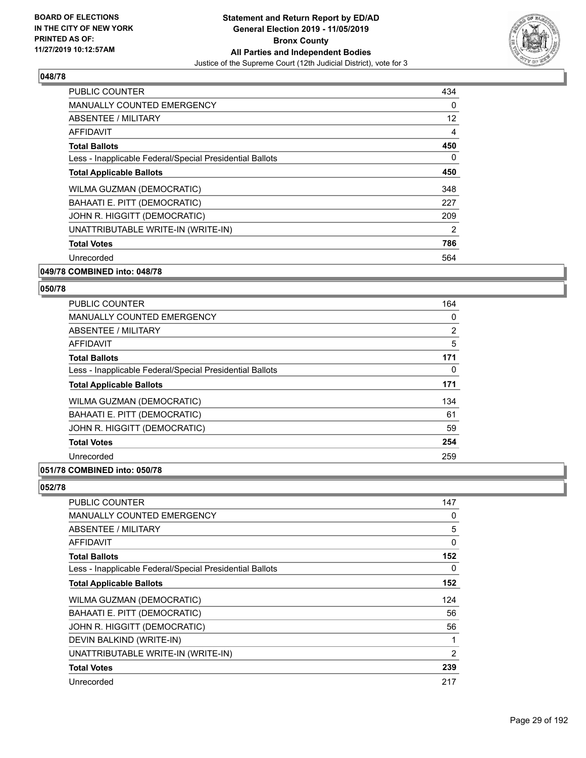**BOARD OF ELECTIONS IN THE CITY OF NEW YORK PRINTED AS OF: 11/27/2019 10:12:57AM**

**Statement and Return Report by ED/AD General Election 2019 - 11/05/2019 Bronx County All Parties and Independent Bodies**

Justice of the Supreme Court (12th Judicial District), vote for 3

## 048/78

| | |
|---|---|
| PUBLIC COUNTER | 434 |
| MANUALLY COUNTED EMERGENCY | 0 |
| ABSENTEE / MILITARY | 12 |
| AFFIDAVIT | 4 |
| **Total Ballots** | **450** |
| Less - Inapplicable Federal/Special Presidential Ballots | 0 |
| **Total Applicable Ballots** | **450** |
| WILMA GUZMAN (DEMOCRATIC) | 348 |
| BAHAATI E. PITT (DEMOCRATIC) | 227 |
| JOHN R. HIGGITT (DEMOCRATIC) | 209 |
| UNATTRIBUTABLE WRITE-IN (WRITE-IN) | 2 |
| **Total Votes** | **786** |
| Unrecorded | 564 |

**049/78 COMBINED into: 048/78**

## 050/78

| | |
|---|---|
| PUBLIC COUNTER | 164 |
| MANUALLY COUNTED EMERGENCY | 0 |
| ABSENTEE / MILITARY | 2 |
| AFFIDAVIT | 5 |
| **Total Ballots** | **171** |
| Less - Inapplicable Federal/Special Presidential Ballots | 0 |
| **Total Applicable Ballots** | **171** |
| WILMA GUZMAN (DEMOCRATIC) | 134 |
| BAHAATI E. PITT (DEMOCRATIC) | 61 |
| JOHN R. HIGGITT (DEMOCRATIC) | 59 |
| **Total Votes** | **254** |
| Unrecorded | 259 |

**051/78 COMBINED into: 050/78**

## 052/78

| | |
|---|---|
| PUBLIC COUNTER | 147 |
| MANUALLY COUNTED EMERGENCY | 0 |
| ABSENTEE / MILITARY | 5 |
| AFFIDAVIT | 0 |
| **Total Ballots** | **152** |
| Less - Inapplicable Federal/Special Presidential Ballots | 0 |
| **Total Applicable Ballots** | **152** |
| WILMA GUZMAN (DEMOCRATIC) | 124 |
| BAHAATI E. PITT (DEMOCRATIC) | 56 |
| JOHN R. HIGGITT (DEMOCRATIC) | 56 |
| DEVIN BALKIND (WRITE-IN) | 1 |
| UNATTRIBUTABLE WRITE-IN (WRITE-IN) | 2 |
| **Total Votes** | **239** |
| Unrecorded | 217 |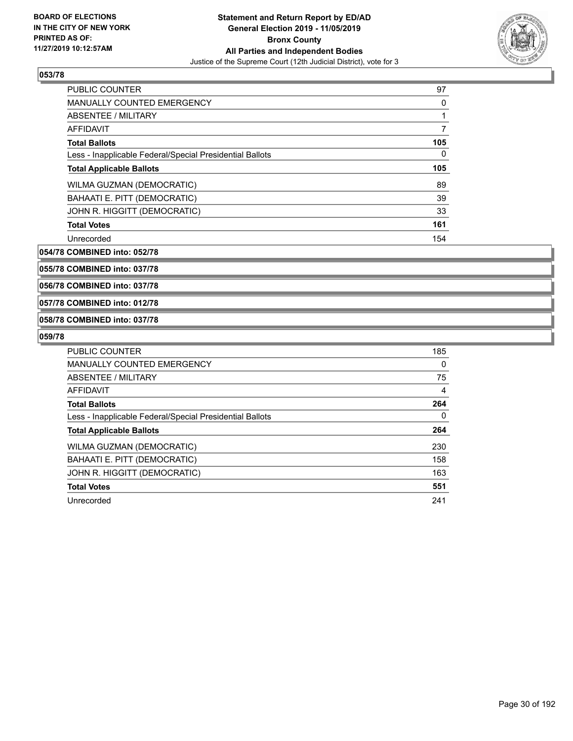**053/78**

| | |
|---|---|
| PUBLIC COUNTER | 97 |
| MANUALLY COUNTED EMERGENCY | 0 |
| ABSENTEE / MILITARY | 1 |
| AFFIDAVIT | 7 |
| **Total Ballots** | **105** |
| Less - Inapplicable Federal/Special Presidential Ballots | 0 |
| **Total Applicable Ballots** | **105** |
| WILMA GUZMAN (DEMOCRATIC) | 89 |
| BAHAATI E. PITT (DEMOCRATIC) | 39 |
| JOHN R. HIGGITT (DEMOCRATIC) | 33 |
| **Total Votes** | **161** |
| Unrecorded | 154 |

**054/78 COMBINED into: 052/78**

**055/78 COMBINED into: 037/78**

**056/78 COMBINED into: 037/78**

**057/78 COMBINED into: 012/78**

**058/78 COMBINED into: 037/78**

**059/78**

| | |
|---|---|
| PUBLIC COUNTER | 185 |
| MANUALLY COUNTED EMERGENCY | 0 |
| ABSENTEE / MILITARY | 75 |
| AFFIDAVIT | 4 |
| **Total Ballots** | **264** |
| Less - Inapplicable Federal/Special Presidential Ballots | 0 |
| **Total Applicable Ballots** | **264** |
| WILMA GUZMAN (DEMOCRATIC) | 230 |
| BAHAATI E. PITT (DEMOCRATIC) | 158 |
| JOHN R. HIGGITT (DEMOCRATIC) | 163 |
| **Total Votes** | **551** |
| Unrecorded | 241 |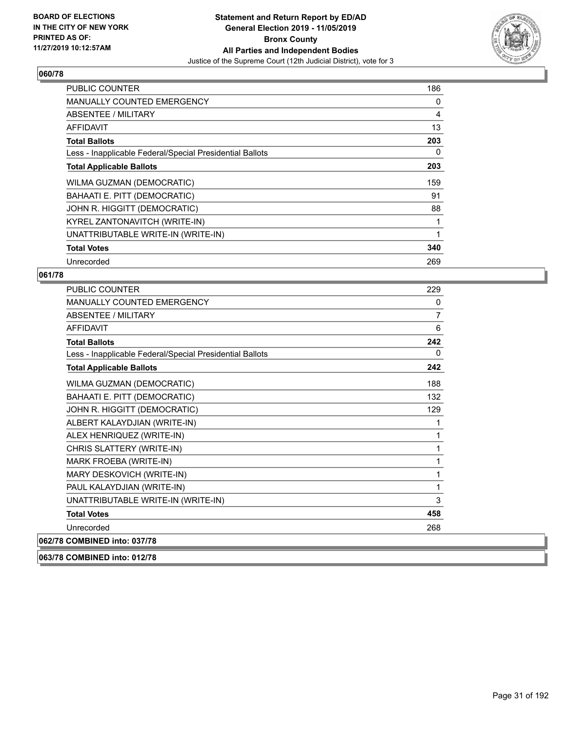## 060/78

| | |
|---|---|
| PUBLIC COUNTER | 186 |
| MANUALLY COUNTED EMERGENCY | 0 |
| ABSENTEE / MILITARY | 4 |
| AFFIDAVIT | 13 |
| **Total Ballots** | **203** |
| Less - Inapplicable Federal/Special Presidential Ballots | 0 |
| **Total Applicable Ballots** | **203** |
| WILMA GUZMAN (DEMOCRATIC) | 159 |
| BAHAATI E. PITT (DEMOCRATIC) | 91 |
| JOHN R. HIGGITT (DEMOCRATIC) | 88 |
| KYREL ZANTONAVITCH (WRITE-IN) | 1 |
| UNATTRIBUTABLE WRITE-IN (WRITE-IN) | 1 |
| **Total Votes** | **340** |
| Unrecorded | 269 |

## 061/78

| | |
|---|---|
| PUBLIC COUNTER | 229 |
| MANUALLY COUNTED EMERGENCY | 0 |
| ABSENTEE / MILITARY | 7 |
| AFFIDAVIT | 6 |
| **Total Ballots** | **242** |
| Less - Inapplicable Federal/Special Presidential Ballots | 0 |
| **Total Applicable Ballots** | **242** |
| WILMA GUZMAN (DEMOCRATIC) | 188 |
| BAHAATI E. PITT (DEMOCRATIC) | 132 |
| JOHN R. HIGGITT (DEMOCRATIC) | 129 |
| ALBERT KALAYDJIAN (WRITE-IN) | 1 |
| ALEX HENRIQUEZ (WRITE-IN) | 1 |
| CHRIS SLATTERY (WRITE-IN) | 1 |
| MARK FROEBA (WRITE-IN) | 1 |
| MARY DESKOVICH (WRITE-IN) | 1 |
| PAUL KALAYDJIAN (WRITE-IN) | 1 |
| UNATTRIBUTABLE WRITE-IN (WRITE-IN) | 3 |
| **Total Votes** | **458** |
| Unrecorded | 268 |

## 062/78 COMBINED into: 037/78

## 063/78 COMBINED into: 012/78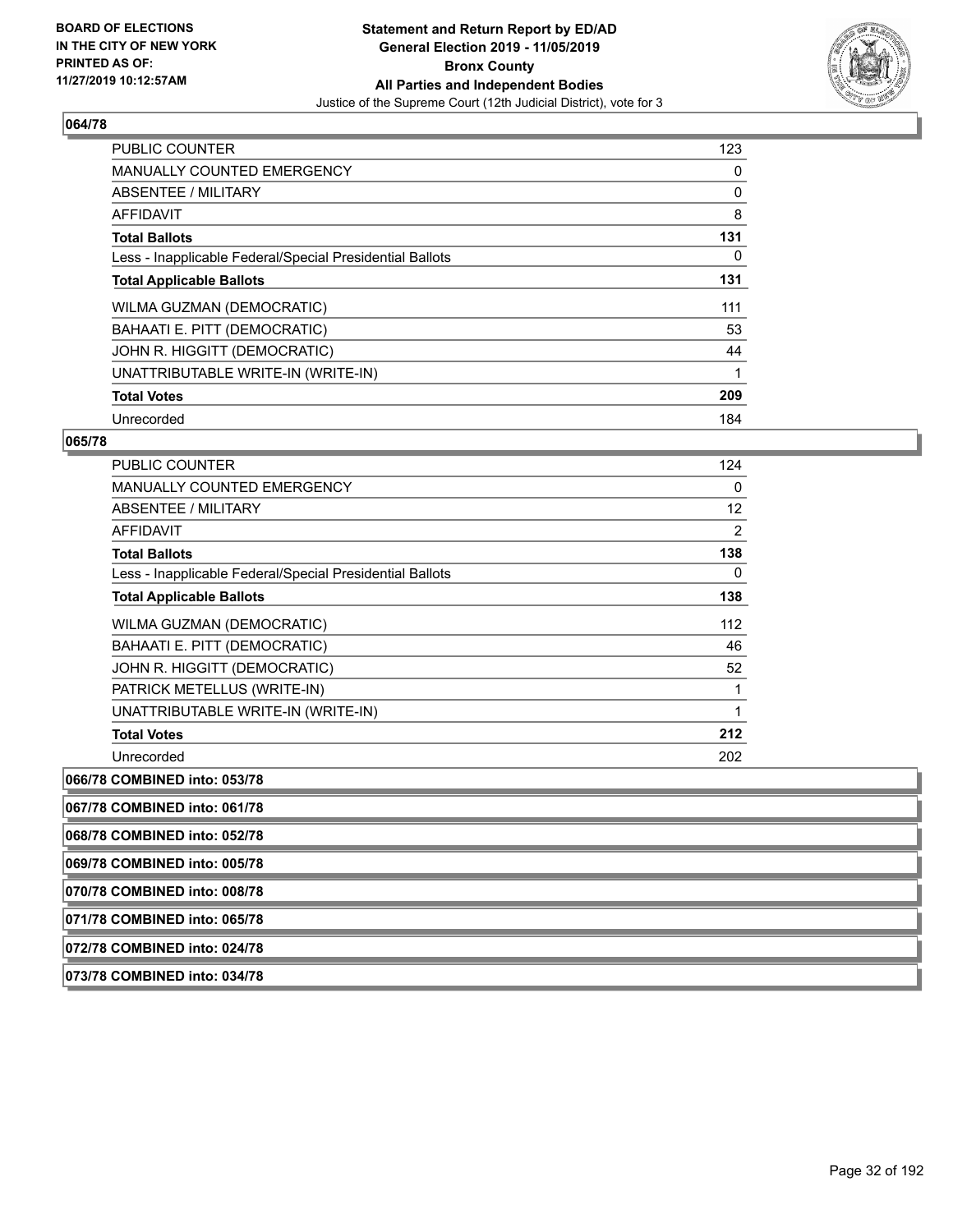## 064/78

| | |
|---|---|
| PUBLIC COUNTER | 123 |
| MANUALLY COUNTED EMERGENCY | 0 |
| ABSENTEE / MILITARY | 0 |
| AFFIDAVIT | 8 |
| **Total Ballots** | **131** |
| Less - Inapplicable Federal/Special Presidential Ballots | 0 |
| **Total Applicable Ballots** | **131** |
| WILMA GUZMAN (DEMOCRATIC) | 111 |
| BAHAATI E. PITT (DEMOCRATIC) | 53 |
| JOHN R. HIGGITT (DEMOCRATIC) | 44 |
| UNATTRIBUTABLE WRITE-IN (WRITE-IN) | 1 |
| **Total Votes** | **209** |
| Unrecorded | 184 |

## 065/78

| | |
|---|---|
| PUBLIC COUNTER | 124 |
| MANUALLY COUNTED EMERGENCY | 0 |
| ABSENTEE / MILITARY | 12 |
| AFFIDAVIT | 2 |
| **Total Ballots** | **138** |
| Less - Inapplicable Federal/Special Presidential Ballots | 0 |
| **Total Applicable Ballots** | **138** |
| WILMA GUZMAN (DEMOCRATIC) | 112 |
| BAHAATI E. PITT (DEMOCRATIC) | 46 |
| JOHN R. HIGGITT (DEMOCRATIC) | 52 |
| PATRICK METELLUS (WRITE-IN) | 1 |
| UNATTRIBUTABLE WRITE-IN (WRITE-IN) | 1 |
| **Total Votes** | **212** |
| Unrecorded | 202 |

**066/78 COMBINED into: 053/78**

**067/78 COMBINED into: 061/78**

**068/78 COMBINED into: 052/78**

**069/78 COMBINED into: 005/78**

**070/78 COMBINED into: 008/78**

**071/78 COMBINED into: 065/78**

**072/78 COMBINED into: 024/78**

**073/78 COMBINED into: 034/78**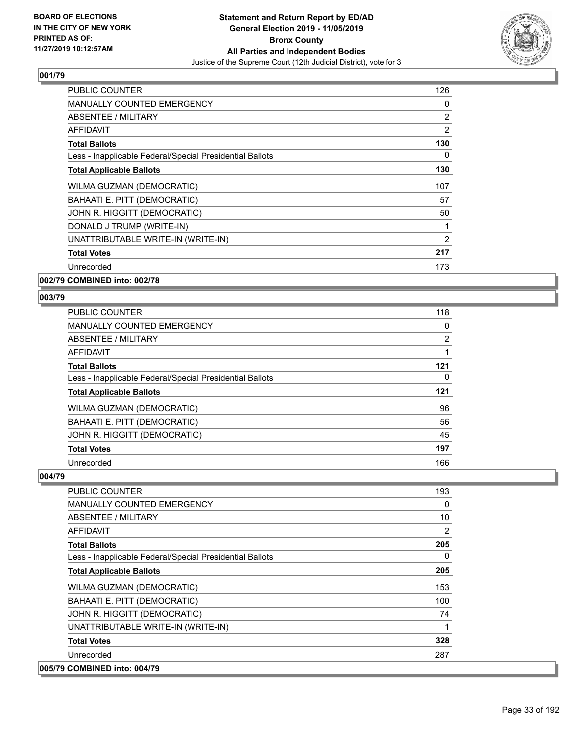## 001/79

| | |
|---|---|
| PUBLIC COUNTER | 126 |
| MANUALLY COUNTED EMERGENCY | 0 |
| ABSENTEE / MILITARY | 2 |
| AFFIDAVIT | 2 |
| **Total Ballots** | **130** |
| Less - Inapplicable Federal/Special Presidential Ballots | 0 |
| **Total Applicable Ballots** | **130** |
| WILMA GUZMAN (DEMOCRATIC) | 107 |
| BAHAATI E. PITT (DEMOCRATIC) | 57 |
| JOHN R. HIGGITT (DEMOCRATIC) | 50 |
| DONALD J TRUMP (WRITE-IN) | 1 |
| UNATTRIBUTABLE WRITE-IN (WRITE-IN) | 2 |
| **Total Votes** | **217** |
| Unrecorded | 173 |

## 002/79 COMBINED into: 002/78

## 003/79

| | |
|---|---|
| PUBLIC COUNTER | 118 |
| MANUALLY COUNTED EMERGENCY | 0 |
| ABSENTEE / MILITARY | 2 |
| AFFIDAVIT | 1 |
| **Total Ballots** | **121** |
| Less - Inapplicable Federal/Special Presidential Ballots | 0 |
| **Total Applicable Ballots** | **121** |
| WILMA GUZMAN (DEMOCRATIC) | 96 |
| BAHAATI E. PITT (DEMOCRATIC) | 56 |
| JOHN R. HIGGITT (DEMOCRATIC) | 45 |
| **Total Votes** | **197** |
| Unrecorded | 166 |

## 004/79

| | |
|---|---|
| PUBLIC COUNTER | 193 |
| MANUALLY COUNTED EMERGENCY | 0 |
| ABSENTEE / MILITARY | 10 |
| AFFIDAVIT | 2 |
| **Total Ballots** | **205** |
| Less - Inapplicable Federal/Special Presidential Ballots | 0 |
| **Total Applicable Ballots** | **205** |
| WILMA GUZMAN (DEMOCRATIC) | 153 |
| BAHAATI E. PITT (DEMOCRATIC) | 100 |
| JOHN R. HIGGITT (DEMOCRATIC) | 74 |
| UNATTRIBUTABLE WRITE-IN (WRITE-IN) | 1 |
| **Total Votes** | **328** |
| Unrecorded | 287 |

## 005/79 COMBINED into: 004/79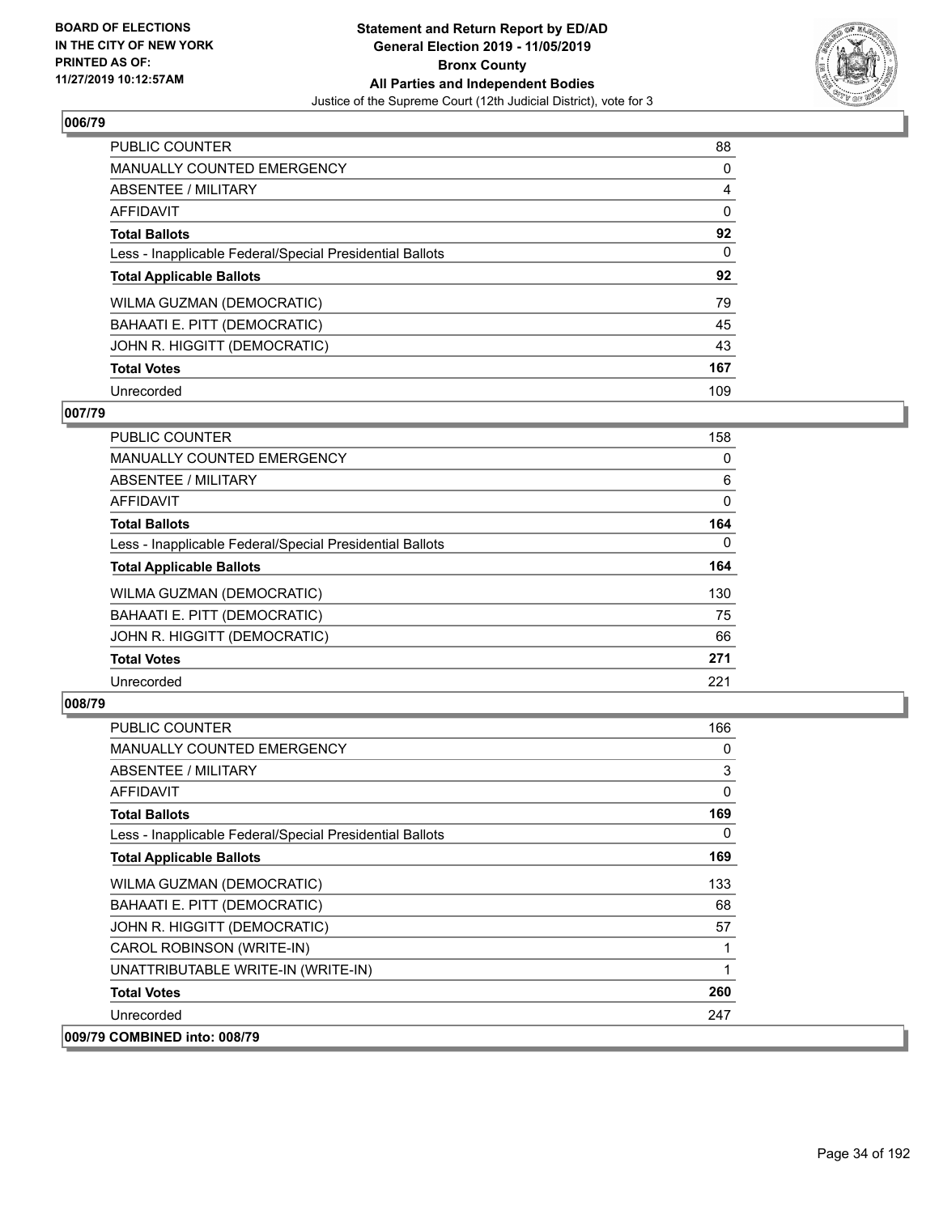## 006/79

| | |
|---|---|
| PUBLIC COUNTER | 88 |
| MANUALLY COUNTED EMERGENCY | 0 |
| ABSENTEE / MILITARY | 4 |
| AFFIDAVIT | 0 |
| **Total Ballots** | **92** |
| Less - Inapplicable Federal/Special Presidential Ballots | 0 |
| **Total Applicable Ballots** | **92** |
| WILMA GUZMAN (DEMOCRATIC) | 79 |
| BAHAATI E. PITT (DEMOCRATIC) | 45 |
| JOHN R. HIGGITT (DEMOCRATIC) | 43 |
| **Total Votes** | **167** |
| Unrecorded | 109 |

## 007/79

| | |
|---|---|
| PUBLIC COUNTER | 158 |
| MANUALLY COUNTED EMERGENCY | 0 |
| ABSENTEE / MILITARY | 6 |
| AFFIDAVIT | 0 |
| **Total Ballots** | **164** |
| Less - Inapplicable Federal/Special Presidential Ballots | 0 |
| **Total Applicable Ballots** | **164** |
| WILMA GUZMAN (DEMOCRATIC) | 130 |
| BAHAATI E. PITT (DEMOCRATIC) | 75 |
| JOHN R. HIGGITT (DEMOCRATIC) | 66 |
| **Total Votes** | **271** |
| Unrecorded | 221 |

## 008/79

| | |
|---|---|
| PUBLIC COUNTER | 166 |
| MANUALLY COUNTED EMERGENCY | 0 |
| ABSENTEE / MILITARY | 3 |
| AFFIDAVIT | 0 |
| **Total Ballots** | **169** |
| Less - Inapplicable Federal/Special Presidential Ballots | 0 |
| **Total Applicable Ballots** | **169** |
| WILMA GUZMAN (DEMOCRATIC) | 133 |
| BAHAATI E. PITT (DEMOCRATIC) | 68 |
| JOHN R. HIGGITT (DEMOCRATIC) | 57 |
| CAROL ROBINSON (WRITE-IN) | 1 |
| UNATTRIBUTABLE WRITE-IN (WRITE-IN) | 1 |
| **Total Votes** | **260** |
| Unrecorded | 247 |

## 009/79 COMBINED into: 008/79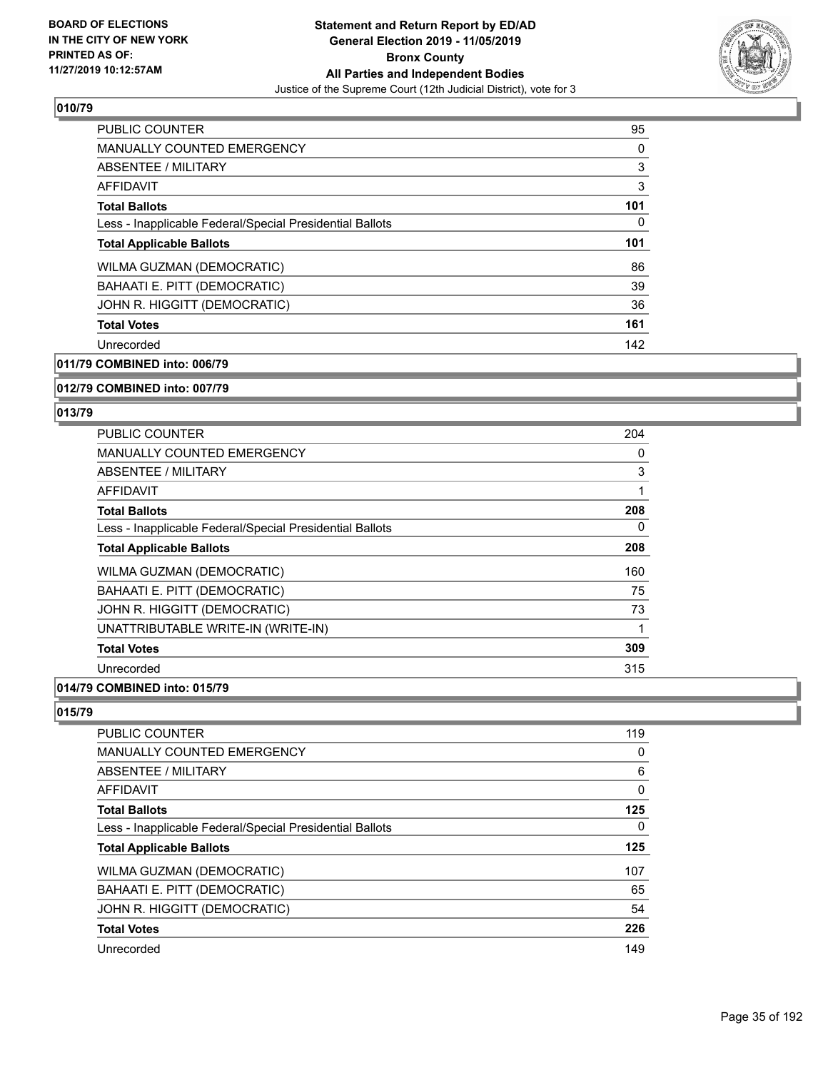## 010/79

| | |
|---|---|
| PUBLIC COUNTER | 95 |
| MANUALLY COUNTED EMERGENCY | 0 |
| ABSENTEE / MILITARY | 3 |
| AFFIDAVIT | 3 |
| **Total Ballots** | **101** |
| Less - Inapplicable Federal/Special Presidential Ballots | 0 |
| **Total Applicable Ballots** | **101** |
| WILMA GUZMAN (DEMOCRATIC) | 86 |
| BAHAATI E. PITT (DEMOCRATIC) | 39 |
| JOHN R. HIGGITT (DEMOCRATIC) | 36 |
| **Total Votes** | **161** |
| Unrecorded | 142 |

## 011/79 COMBINED into: 006/79

## 012/79 COMBINED into: 007/79

## 013/79

| | |
|---|---|
| PUBLIC COUNTER | 204 |
| MANUALLY COUNTED EMERGENCY | 0 |
| ABSENTEE / MILITARY | 3 |
| AFFIDAVIT | 1 |
| **Total Ballots** | **208** |
| Less - Inapplicable Federal/Special Presidential Ballots | 0 |
| **Total Applicable Ballots** | **208** |
| WILMA GUZMAN (DEMOCRATIC) | 160 |
| BAHAATI E. PITT (DEMOCRATIC) | 75 |
| JOHN R. HIGGITT (DEMOCRATIC) | 73 |
| UNATTRIBUTABLE WRITE-IN (WRITE-IN) | 1 |
| **Total Votes** | **309** |
| Unrecorded | 315 |

## 014/79 COMBINED into: 015/79

## 015/79

| | |
|---|---|
| PUBLIC COUNTER | 119 |
| MANUALLY COUNTED EMERGENCY | 0 |
| ABSENTEE / MILITARY | 6 |
| AFFIDAVIT | 0 |
| **Total Ballots** | **125** |
| Less - Inapplicable Federal/Special Presidential Ballots | 0 |
| **Total Applicable Ballots** | **125** |
| WILMA GUZMAN (DEMOCRATIC) | 107 |
| BAHAATI E. PITT (DEMOCRATIC) | 65 |
| JOHN R. HIGGITT (DEMOCRATIC) | 54 |
| **Total Votes** | **226** |
| Unrecorded | 149 |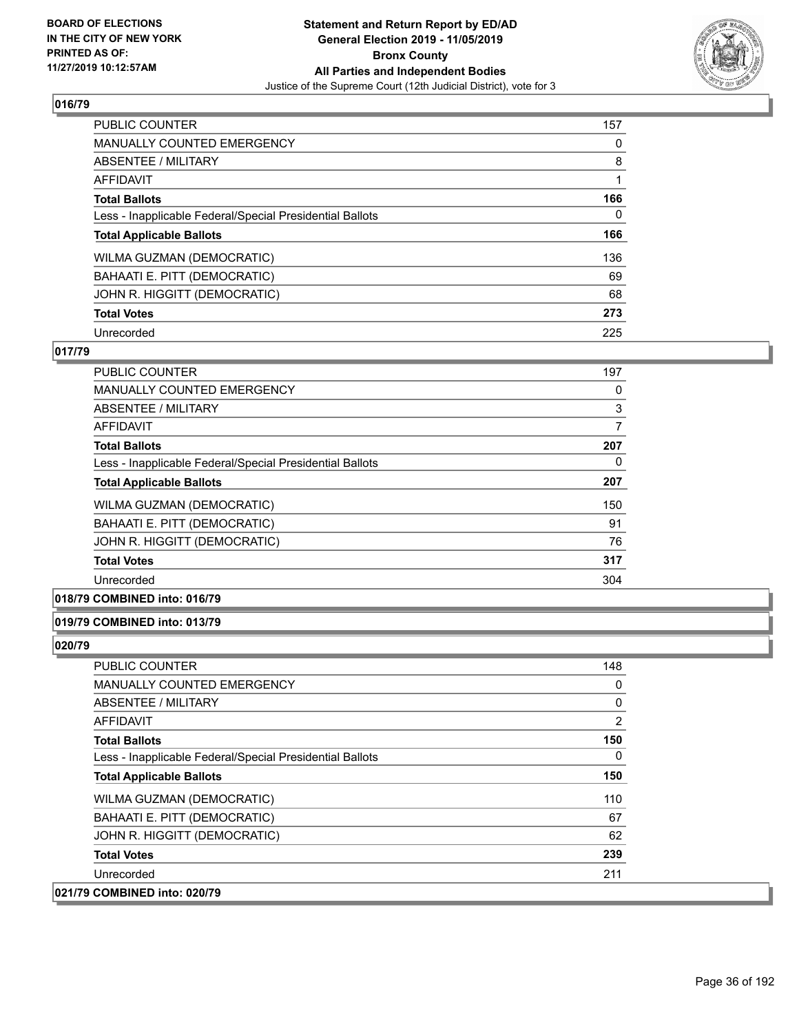## 016/79

| | |
|---|---|
| PUBLIC COUNTER | 157 |
| MANUALLY COUNTED EMERGENCY | 0 |
| ABSENTEE / MILITARY | 8 |
| AFFIDAVIT | 1 |
| **Total Ballots** | **166** |
| Less - Inapplicable Federal/Special Presidential Ballots | 0 |
| **Total Applicable Ballots** | **166** |
| WILMA GUZMAN (DEMOCRATIC) | 136 |
| BAHAATI E. PITT (DEMOCRATIC) | 69 |
| JOHN R. HIGGITT (DEMOCRATIC) | 68 |
| **Total Votes** | **273** |
| Unrecorded | 225 |

## 017/79

| | |
|---|---|
| PUBLIC COUNTER | 197 |
| MANUALLY COUNTED EMERGENCY | 0 |
| ABSENTEE / MILITARY | 3 |
| AFFIDAVIT | 7 |
| **Total Ballots** | **207** |
| Less - Inapplicable Federal/Special Presidential Ballots | 0 |
| **Total Applicable Ballots** | **207** |
| WILMA GUZMAN (DEMOCRATIC) | 150 |
| BAHAATI E. PITT (DEMOCRATIC) | 91 |
| JOHN R. HIGGITT (DEMOCRATIC) | 76 |
| **Total Votes** | **317** |
| Unrecorded | 304 |

## 018/79 COMBINED into: 016/79

## 019/79 COMBINED into: 013/79

## 020/79

| | |
|---|---|
| PUBLIC COUNTER | 148 |
| MANUALLY COUNTED EMERGENCY | 0 |
| ABSENTEE / MILITARY | 0 |
| AFFIDAVIT | 2 |
| **Total Ballots** | **150** |
| Less - Inapplicable Federal/Special Presidential Ballots | 0 |
| **Total Applicable Ballots** | **150** |
| WILMA GUZMAN (DEMOCRATIC) | 110 |
| BAHAATI E. PITT (DEMOCRATIC) | 67 |
| JOHN R. HIGGITT (DEMOCRATIC) | 62 |
| **Total Votes** | **239** |
| Unrecorded | 211 |

## 021/79 COMBINED into: 020/79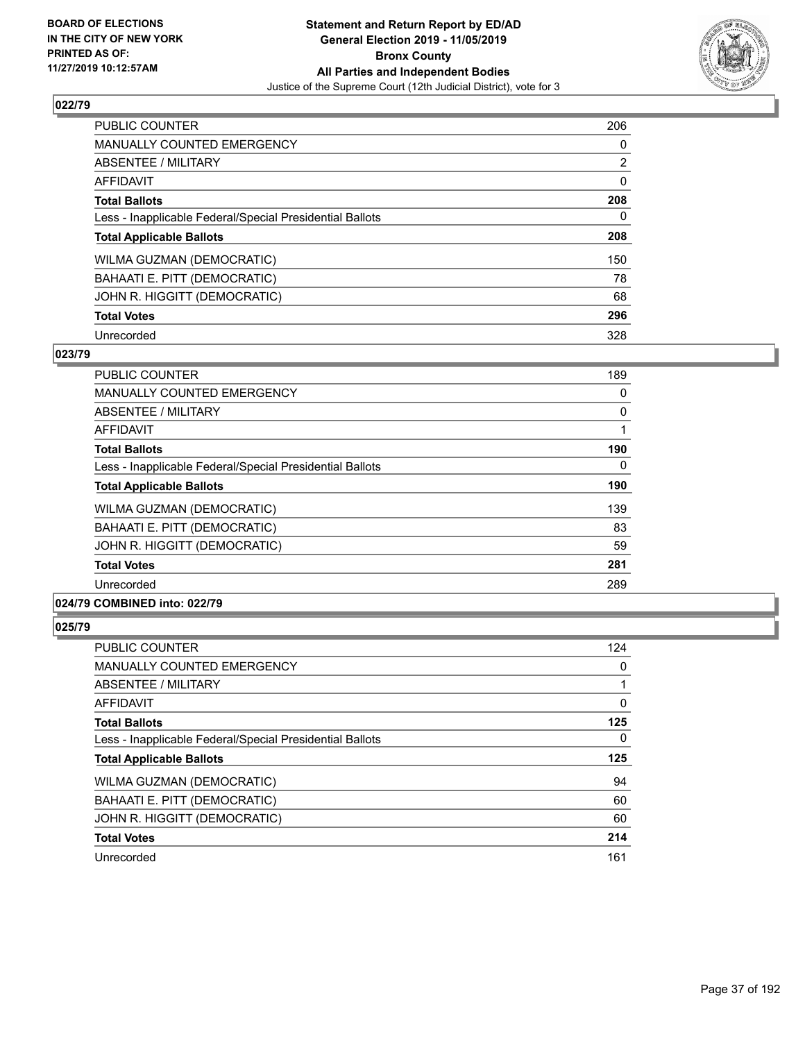**BOARD OF ELECTIONS IN THE CITY OF NEW YORK PRINTED AS OF: 11/27/2019 10:12:57AM**

# Statement and Return Report by ED/AD
## General Election 2019 - 11/05/2019
## Bronx County
## All Parties and Independent Bodies
Justice of the Supreme Court (12th Judicial District), vote for 3

### 022/79

| | |
|---|---|
| PUBLIC COUNTER | 206 |
| MANUALLY COUNTED EMERGENCY | 0 |
| ABSENTEE / MILITARY | 2 |
| AFFIDAVIT | 0 |
| **Total Ballots** | **208** |
| Less - Inapplicable Federal/Special Presidential Ballots | 0 |
| **Total Applicable Ballots** | **208** |
| WILMA GUZMAN (DEMOCRATIC) | 150 |
| BAHAATI E. PITT (DEMOCRATIC) | 78 |
| JOHN R. HIGGITT (DEMOCRATIC) | 68 |
| **Total Votes** | **296** |
| Unrecorded | 328 |

### 023/79

| | |
|---|---|
| PUBLIC COUNTER | 189 |
| MANUALLY COUNTED EMERGENCY | 0 |
| ABSENTEE / MILITARY | 0 |
| AFFIDAVIT | 1 |
| **Total Ballots** | **190** |
| Less - Inapplicable Federal/Special Presidential Ballots | 0 |
| **Total Applicable Ballots** | **190** |
| WILMA GUZMAN (DEMOCRATIC) | 139 |
| BAHAATI E. PITT (DEMOCRATIC) | 83 |
| JOHN R. HIGGITT (DEMOCRATIC) | 59 |
| **Total Votes** | **281** |
| Unrecorded | 289 |

### 024/79 COMBINED into: 022/79

### 025/79

| | |
|---|---|
| PUBLIC COUNTER | 124 |
| MANUALLY COUNTED EMERGENCY | 0 |
| ABSENTEE / MILITARY | 1 |
| AFFIDAVIT | 0 |
| **Total Ballots** | **125** |
| Less - Inapplicable Federal/Special Presidential Ballots | 0 |
| **Total Applicable Ballots** | **125** |
| WILMA GUZMAN (DEMOCRATIC) | 94 |
| BAHAATI E. PITT (DEMOCRATIC) | 60 |
| JOHN R. HIGGITT (DEMOCRATIC) | 60 |
| **Total Votes** | **214** |
| Unrecorded | 161 |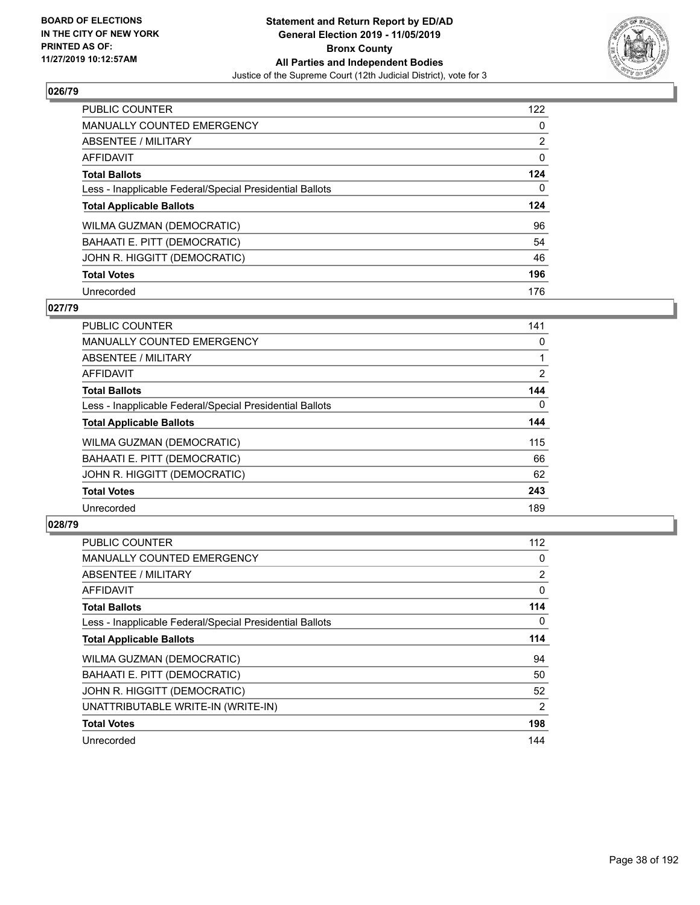**BOARD OF ELECTIONS IN THE CITY OF NEW YORK PRINTED AS OF: 11/27/2019 10:12:57AM**

**Statement and Return Report by ED/AD General Election 2019 - 11/05/2019 Bronx County All Parties and Independent Bodies**

Justice of the Supreme Court (12th Judicial District), vote for 3

### 026/79

| | |
|---|---|
| PUBLIC COUNTER | 122 |
| MANUALLY COUNTED EMERGENCY | 0 |
| ABSENTEE / MILITARY | 2 |
| AFFIDAVIT | 0 |
| **Total Ballots** | **124** |
| Less - Inapplicable Federal/Special Presidential Ballots | 0 |
| **Total Applicable Ballots** | **124** |
| WILMA GUZMAN (DEMOCRATIC) | 96 |
| BAHAATI E. PITT (DEMOCRATIC) | 54 |
| JOHN R. HIGGITT (DEMOCRATIC) | 46 |
| **Total Votes** | **196** |
| Unrecorded | 176 |

### 027/79

| | |
|---|---|
| PUBLIC COUNTER | 141 |
| MANUALLY COUNTED EMERGENCY | 0 |
| ABSENTEE / MILITARY | 1 |
| AFFIDAVIT | 2 |
| **Total Ballots** | **144** |
| Less - Inapplicable Federal/Special Presidential Ballots | 0 |
| **Total Applicable Ballots** | **144** |
| WILMA GUZMAN (DEMOCRATIC) | 115 |
| BAHAATI E. PITT (DEMOCRATIC) | 66 |
| JOHN R. HIGGITT (DEMOCRATIC) | 62 |
| **Total Votes** | **243** |
| Unrecorded | 189 |

### 028/79

| | |
|---|---|
| PUBLIC COUNTER | 112 |
| MANUALLY COUNTED EMERGENCY | 0 |
| ABSENTEE / MILITARY | 2 |
| AFFIDAVIT | 0 |
| **Total Ballots** | **114** |
| Less - Inapplicable Federal/Special Presidential Ballots | 0 |
| **Total Applicable Ballots** | **114** |
| WILMA GUZMAN (DEMOCRATIC) | 94 |
| BAHAATI E. PITT (DEMOCRATIC) | 50 |
| JOHN R. HIGGITT (DEMOCRATIC) | 52 |
| UNATTRIBUTABLE WRITE-IN (WRITE-IN) | 2 |
| **Total Votes** | **198** |
| Unrecorded | 144 |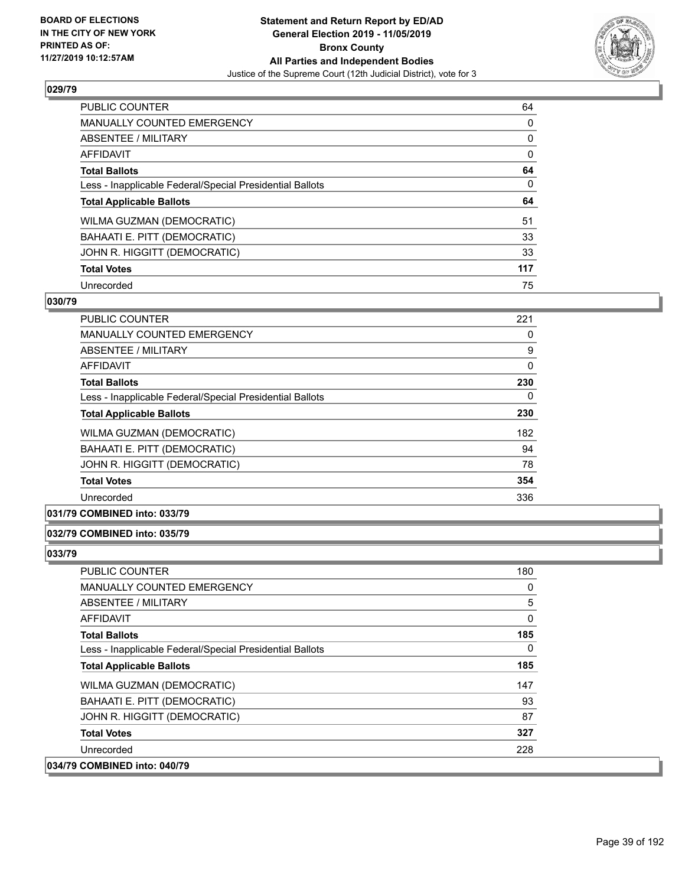**BOARD OF ELECTIONS IN THE CITY OF NEW YORK PRINTED AS OF: 11/27/2019 10:12:57AM**

**Statement and Return Report by ED/AD**
**General Election 2019 - 11/05/2019**
**Bronx County**
**All Parties and Independent Bodies**
Justice of the Supreme Court (12th Judicial District), vote for 3

### 029/79

| | |
|---|---|
| PUBLIC COUNTER | 64 |
| MANUALLY COUNTED EMERGENCY | 0 |
| ABSENTEE / MILITARY | 0 |
| AFFIDAVIT | 0 |
| **Total Ballots** | **64** |
| Less - Inapplicable Federal/Special Presidential Ballots | 0 |
| **Total Applicable Ballots** | **64** |
| WILMA GUZMAN (DEMOCRATIC) | 51 |
| BAHAATI E. PITT (DEMOCRATIC) | 33 |
| JOHN R. HIGGITT (DEMOCRATIC) | 33 |
| **Total Votes** | **117** |
| Unrecorded | 75 |

### 030/79

| | |
|---|---|
| PUBLIC COUNTER | 221 |
| MANUALLY COUNTED EMERGENCY | 0 |
| ABSENTEE / MILITARY | 9 |
| AFFIDAVIT | 0 |
| **Total Ballots** | **230** |
| Less - Inapplicable Federal/Special Presidential Ballots | 0 |
| **Total Applicable Ballots** | **230** |
| WILMA GUZMAN (DEMOCRATIC) | 182 |
| BAHAATI E. PITT (DEMOCRATIC) | 94 |
| JOHN R. HIGGITT (DEMOCRATIC) | 78 |
| **Total Votes** | **354** |
| Unrecorded | 336 |

### 031/79 COMBINED into: 033/79

### 032/79 COMBINED into: 035/79

### 033/79

| | |
|---|---|
| PUBLIC COUNTER | 180 |
| MANUALLY COUNTED EMERGENCY | 0 |
| ABSENTEE / MILITARY | 5 |
| AFFIDAVIT | 0 |
| **Total Ballots** | **185** |
| Less - Inapplicable Federal/Special Presidential Ballots | 0 |
| **Total Applicable Ballots** | **185** |
| WILMA GUZMAN (DEMOCRATIC) | 147 |
| BAHAATI E. PITT (DEMOCRATIC) | 93 |
| JOHN R. HIGGITT (DEMOCRATIC) | 87 |
| **Total Votes** | **327** |
| Unrecorded | 228 |

### 034/79 COMBINED into: 040/79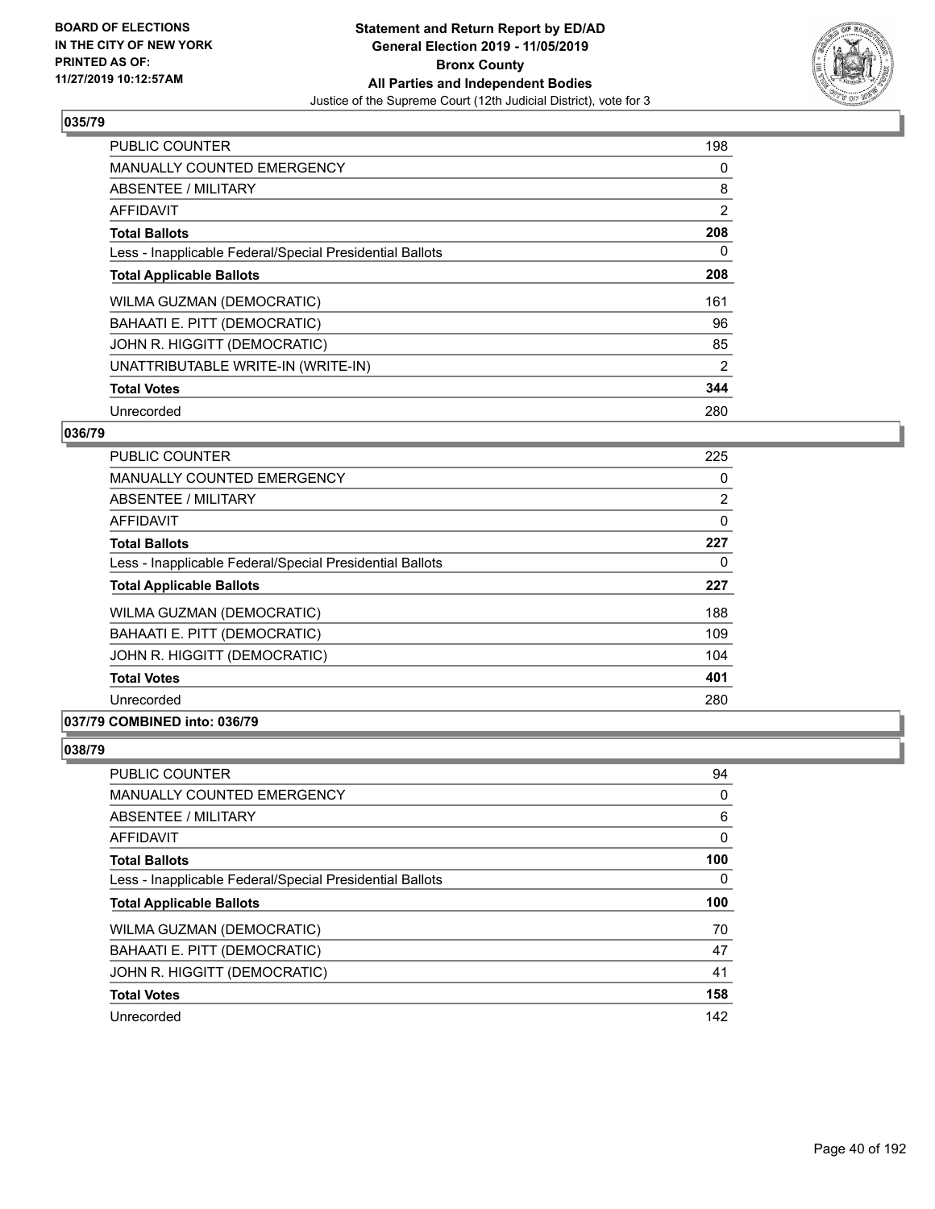**Statement and Return Report by ED/AD**
**General Election 2019 - 11/05/2019**
**Bronx County**
**All Parties and Independent Bodies**
Justice of the Supreme Court (12th Judicial District), vote for 3

BOARD OF ELECTIONS IN THE CITY OF NEW YORK PRINTED AS OF: 11/27/2019 10:12:57AM

### 035/79

| | |
|---|---|
| PUBLIC COUNTER | 198 |
| MANUALLY COUNTED EMERGENCY | 0 |
| ABSENTEE / MILITARY | 8 |
| AFFIDAVIT | 2 |
| **Total Ballots** | **208** |
| Less - Inapplicable Federal/Special Presidential Ballots | 0 |
| **Total Applicable Ballots** | **208** |
| WILMA GUZMAN (DEMOCRATIC) | 161 |
| BAHAATI E. PITT (DEMOCRATIC) | 96 |
| JOHN R. HIGGITT (DEMOCRATIC) | 85 |
| UNATTRIBUTABLE WRITE-IN (WRITE-IN) | 2 |
| **Total Votes** | **344** |
| Unrecorded | 280 |

### 036/79

| | |
|---|---|
| PUBLIC COUNTER | 225 |
| MANUALLY COUNTED EMERGENCY | 0 |
| ABSENTEE / MILITARY | 2 |
| AFFIDAVIT | 0 |
| **Total Ballots** | **227** |
| Less - Inapplicable Federal/Special Presidential Ballots | 0 |
| **Total Applicable Ballots** | **227** |
| WILMA GUZMAN (DEMOCRATIC) | 188 |
| BAHAATI E. PITT (DEMOCRATIC) | 109 |
| JOHN R. HIGGITT (DEMOCRATIC) | 104 |
| **Total Votes** | **401** |
| Unrecorded | 280 |

### 037/79 COMBINED into: 036/79

### 038/79

| | |
|---|---|
| PUBLIC COUNTER | 94 |
| MANUALLY COUNTED EMERGENCY | 0 |
| ABSENTEE / MILITARY | 6 |
| AFFIDAVIT | 0 |
| **Total Ballots** | **100** |
| Less - Inapplicable Federal/Special Presidential Ballots | 0 |
| **Total Applicable Ballots** | **100** |
| WILMA GUZMAN (DEMOCRATIC) | 70 |
| BAHAATI E. PITT (DEMOCRATIC) | 47 |
| JOHN R. HIGGITT (DEMOCRATIC) | 41 |
| **Total Votes** | **158** |
| Unrecorded | 142 |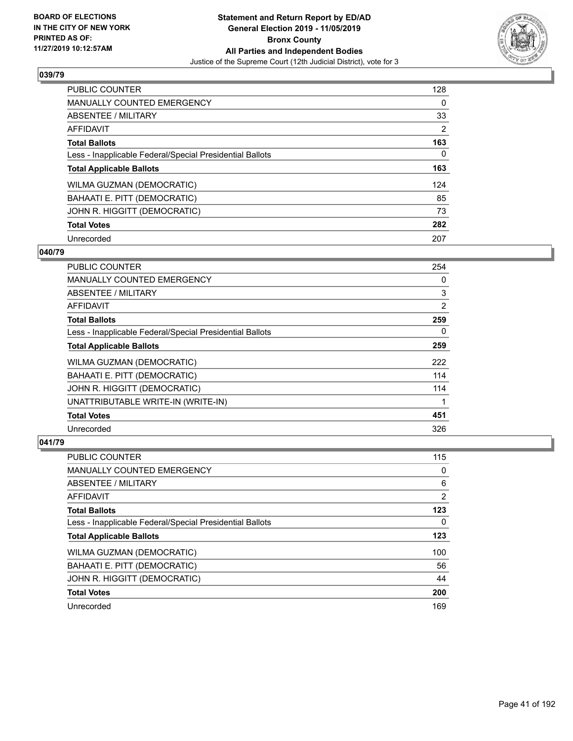**BOARD OF ELECTIONS IN THE CITY OF NEW YORK PRINTED AS OF: 11/27/2019 10:12:57AM**

# Statement and Return Report by ED/AD
## General Election 2019 - 11/05/2019
## Bronx County
## All Parties and Independent Bodies
### Justice of the Supreme Court (12th Judicial District), vote for 3

### 039/79

| | |
|---|---|
| PUBLIC COUNTER | 128 |
| MANUALLY COUNTED EMERGENCY | 0 |
| ABSENTEE / MILITARY | 33 |
| AFFIDAVIT | 2 |
| **Total Ballots** | **163** |
| Less - Inapplicable Federal/Special Presidential Ballots | 0 |
| **Total Applicable Ballots** | **163** |
| WILMA GUZMAN (DEMOCRATIC) | 124 |
| BAHAATI E. PITT (DEMOCRATIC) | 85 |
| JOHN R. HIGGITT (DEMOCRATIC) | 73 |
| **Total Votes** | **282** |
| Unrecorded | 207 |

### 040/79

| | |
|---|---|
| PUBLIC COUNTER | 254 |
| MANUALLY COUNTED EMERGENCY | 0 |
| ABSENTEE / MILITARY | 3 |
| AFFIDAVIT | 2 |
| **Total Ballots** | **259** |
| Less - Inapplicable Federal/Special Presidential Ballots | 0 |
| **Total Applicable Ballots** | **259** |
| WILMA GUZMAN (DEMOCRATIC) | 222 |
| BAHAATI E. PITT (DEMOCRATIC) | 114 |
| JOHN R. HIGGITT (DEMOCRATIC) | 114 |
| UNATTRIBUTABLE WRITE-IN (WRITE-IN) | 1 |
| **Total Votes** | **451** |
| Unrecorded | 326 |

### 041/79

| | |
|---|---|
| PUBLIC COUNTER | 115 |
| MANUALLY COUNTED EMERGENCY | 0 |
| ABSENTEE / MILITARY | 6 |
| AFFIDAVIT | 2 |
| **Total Ballots** | **123** |
| Less - Inapplicable Federal/Special Presidential Ballots | 0 |
| **Total Applicable Ballots** | **123** |
| WILMA GUZMAN (DEMOCRATIC) | 100 |
| BAHAATI E. PITT (DEMOCRATIC) | 56 |
| JOHN R. HIGGITT (DEMOCRATIC) | 44 |
| **Total Votes** | **200** |
| Unrecorded | 169 |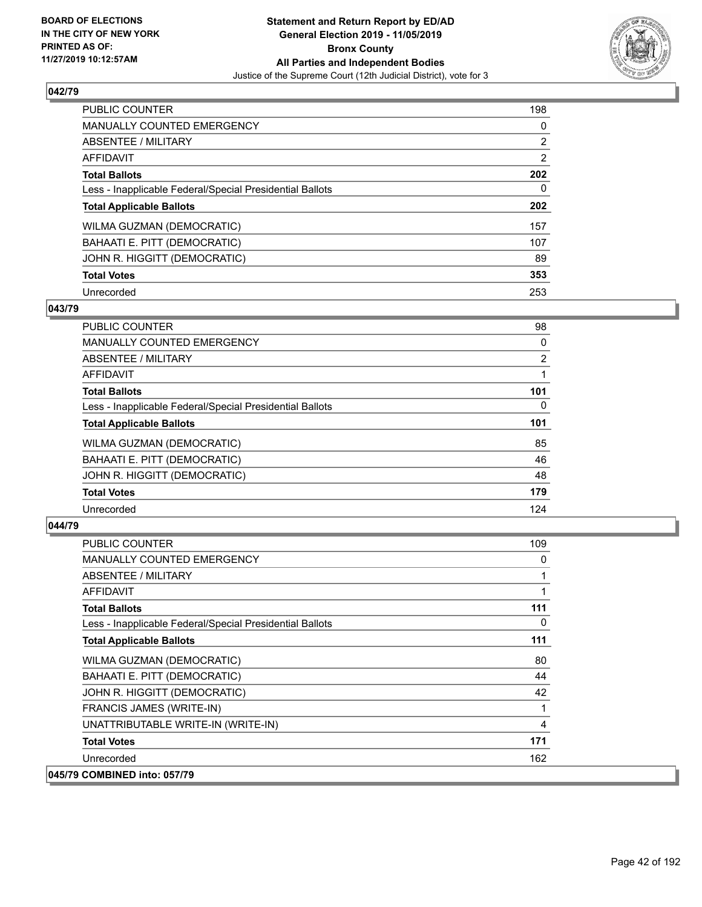### 042/79

| | |
|---|---|
| PUBLIC COUNTER | 198 |
| MANUALLY COUNTED EMERGENCY | 0 |
| ABSENTEE / MILITARY | 2 |
| AFFIDAVIT | 2 |
| **Total Ballots** | **202** |
| Less - Inapplicable Federal/Special Presidential Ballots | 0 |
| **Total Applicable Ballots** | **202** |
| WILMA GUZMAN (DEMOCRATIC) | 157 |
| BAHAATI E. PITT (DEMOCRATIC) | 107 |
| JOHN R. HIGGITT (DEMOCRATIC) | 89 |
| **Total Votes** | **353** |
| Unrecorded | 253 |

### 043/79

| | |
|---|---|
| PUBLIC COUNTER | 98 |
| MANUALLY COUNTED EMERGENCY | 0 |
| ABSENTEE / MILITARY | 2 |
| AFFIDAVIT | 1 |
| **Total Ballots** | **101** |
| Less - Inapplicable Federal/Special Presidential Ballots | 0 |
| **Total Applicable Ballots** | **101** |
| WILMA GUZMAN (DEMOCRATIC) | 85 |
| BAHAATI E. PITT (DEMOCRATIC) | 46 |
| JOHN R. HIGGITT (DEMOCRATIC) | 48 |
| **Total Votes** | **179** |
| Unrecorded | 124 |

### 044/79

| | |
|---|---|
| PUBLIC COUNTER | 109 |
| MANUALLY COUNTED EMERGENCY | 0 |
| ABSENTEE / MILITARY | 1 |
| AFFIDAVIT | 1 |
| **Total Ballots** | **111** |
| Less - Inapplicable Federal/Special Presidential Ballots | 0 |
| **Total Applicable Ballots** | **111** |
| WILMA GUZMAN (DEMOCRATIC) | 80 |
| BAHAATI E. PITT (DEMOCRATIC) | 44 |
| JOHN R. HIGGITT (DEMOCRATIC) | 42 |
| FRANCIS JAMES (WRITE-IN) | 1 |
| UNATTRIBUTABLE WRITE-IN (WRITE-IN) | 4 |
| **Total Votes** | **171** |
| Unrecorded | 162 |

### 045/79 COMBINED into: 057/79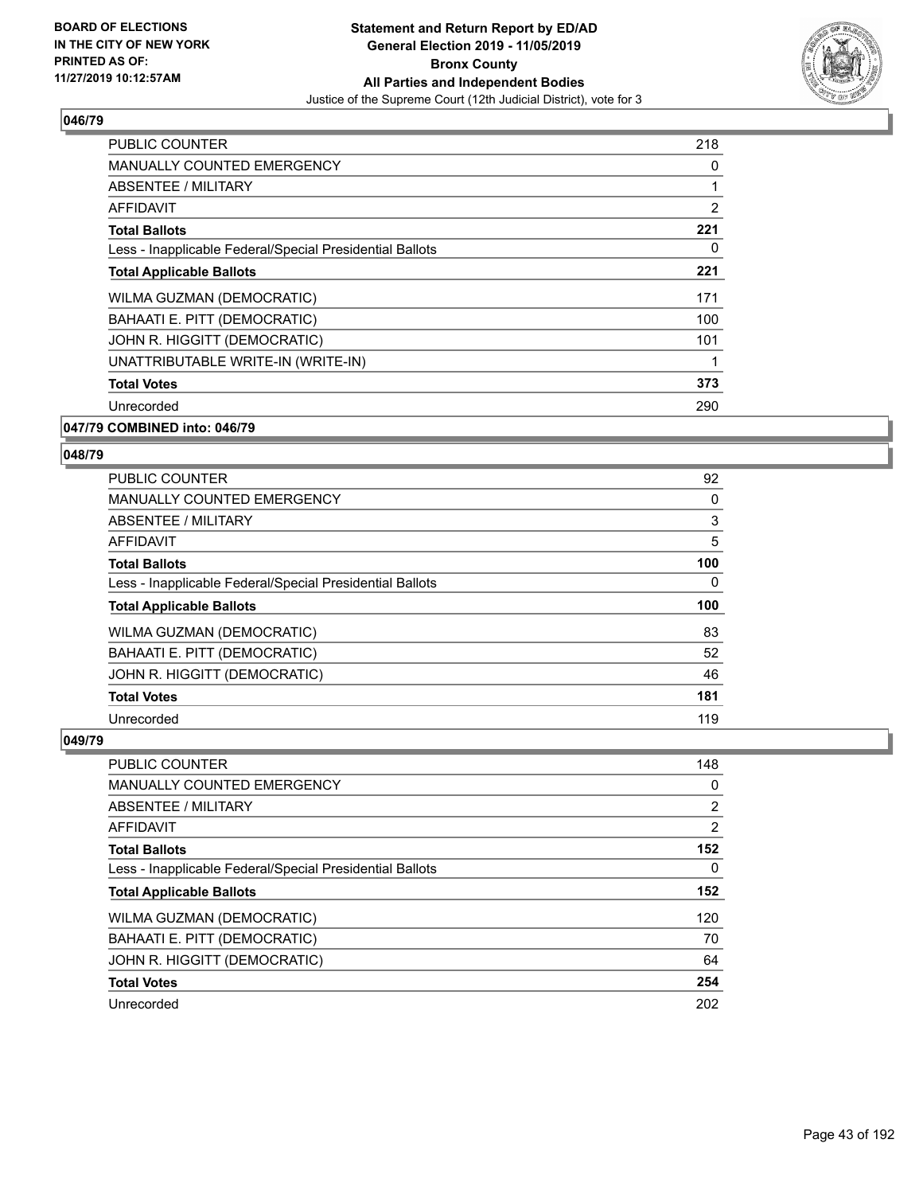## 046/79

| | |
|---|---|
| PUBLIC COUNTER | 218 |
| MANUALLY COUNTED EMERGENCY | 0 |
| ABSENTEE / MILITARY | 1 |
| AFFIDAVIT | 2 |
| **Total Ballots** | **221** |
| Less - Inapplicable Federal/Special Presidential Ballots | 0 |
| **Total Applicable Ballots** | **221** |
| WILMA GUZMAN (DEMOCRATIC) | 171 |
| BAHAATI E. PITT (DEMOCRATIC) | 100 |
| JOHN R. HIGGITT (DEMOCRATIC) | 101 |
| UNATTRIBUTABLE WRITE-IN (WRITE-IN) | 1 |
| **Total Votes** | **373** |
| Unrecorded | 290 |

## 047/79 COMBINED into: 046/79

## 048/79

| | |
|---|---|
| PUBLIC COUNTER | 92 |
| MANUALLY COUNTED EMERGENCY | 0 |
| ABSENTEE / MILITARY | 3 |
| AFFIDAVIT | 5 |
| **Total Ballots** | **100** |
| Less - Inapplicable Federal/Special Presidential Ballots | 0 |
| **Total Applicable Ballots** | **100** |
| WILMA GUZMAN (DEMOCRATIC) | 83 |
| BAHAATI E. PITT (DEMOCRATIC) | 52 |
| JOHN R. HIGGITT (DEMOCRATIC) | 46 |
| **Total Votes** | **181** |
| Unrecorded | 119 |

## 049/79

| | |
|---|---|
| PUBLIC COUNTER | 148 |
| MANUALLY COUNTED EMERGENCY | 0 |
| ABSENTEE / MILITARY | 2 |
| AFFIDAVIT | 2 |
| **Total Ballots** | **152** |
| Less - Inapplicable Federal/Special Presidential Ballots | 0 |
| **Total Applicable Ballots** | **152** |
| WILMA GUZMAN (DEMOCRATIC) | 120 |
| BAHAATI E. PITT (DEMOCRATIC) | 70 |
| JOHN R. HIGGITT (DEMOCRATIC) | 64 |
| **Total Votes** | **254** |
| Unrecorded | 202 |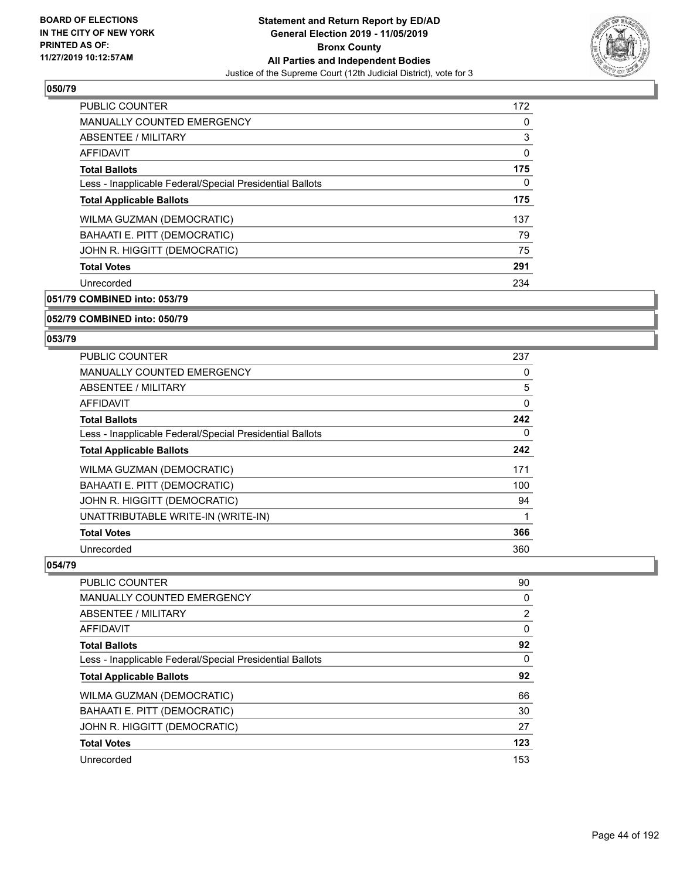## 050/79

| | |
|---|---|
| PUBLIC COUNTER | 172 |
| MANUALLY COUNTED EMERGENCY | 0 |
| ABSENTEE / MILITARY | 3 |
| AFFIDAVIT | 0 |
| **Total Ballots** | **175** |
| Less - Inapplicable Federal/Special Presidential Ballots | 0 |
| **Total Applicable Ballots** | **175** |
| WILMA GUZMAN (DEMOCRATIC) | 137 |
| BAHAATI E. PITT (DEMOCRATIC) | 79 |
| JOHN R. HIGGITT (DEMOCRATIC) | 75 |
| **Total Votes** | **291** |
| Unrecorded | 234 |

## 051/79 COMBINED into: 053/79

## 052/79 COMBINED into: 050/79

## 053/79

| | |
|---|---|
| PUBLIC COUNTER | 237 |
| MANUALLY COUNTED EMERGENCY | 0 |
| ABSENTEE / MILITARY | 5 |
| AFFIDAVIT | 0 |
| **Total Ballots** | **242** |
| Less - Inapplicable Federal/Special Presidential Ballots | 0 |
| **Total Applicable Ballots** | **242** |
| WILMA GUZMAN (DEMOCRATIC) | 171 |
| BAHAATI E. PITT (DEMOCRATIC) | 100 |
| JOHN R. HIGGITT (DEMOCRATIC) | 94 |
| UNATTRIBUTABLE WRITE-IN (WRITE-IN) | 1 |
| **Total Votes** | **366** |
| Unrecorded | 360 |

## 054/79

| | |
|---|---|
| PUBLIC COUNTER | 90 |
| MANUALLY COUNTED EMERGENCY | 0 |
| ABSENTEE / MILITARY | 2 |
| AFFIDAVIT | 0 |
| **Total Ballots** | **92** |
| Less - Inapplicable Federal/Special Presidential Ballots | 0 |
| **Total Applicable Ballots** | **92** |
| WILMA GUZMAN (DEMOCRATIC) | 66 |
| BAHAATI E. PITT (DEMOCRATIC) | 30 |
| JOHN R. HIGGITT (DEMOCRATIC) | 27 |
| **Total Votes** | **123** |
| Unrecorded | 153 |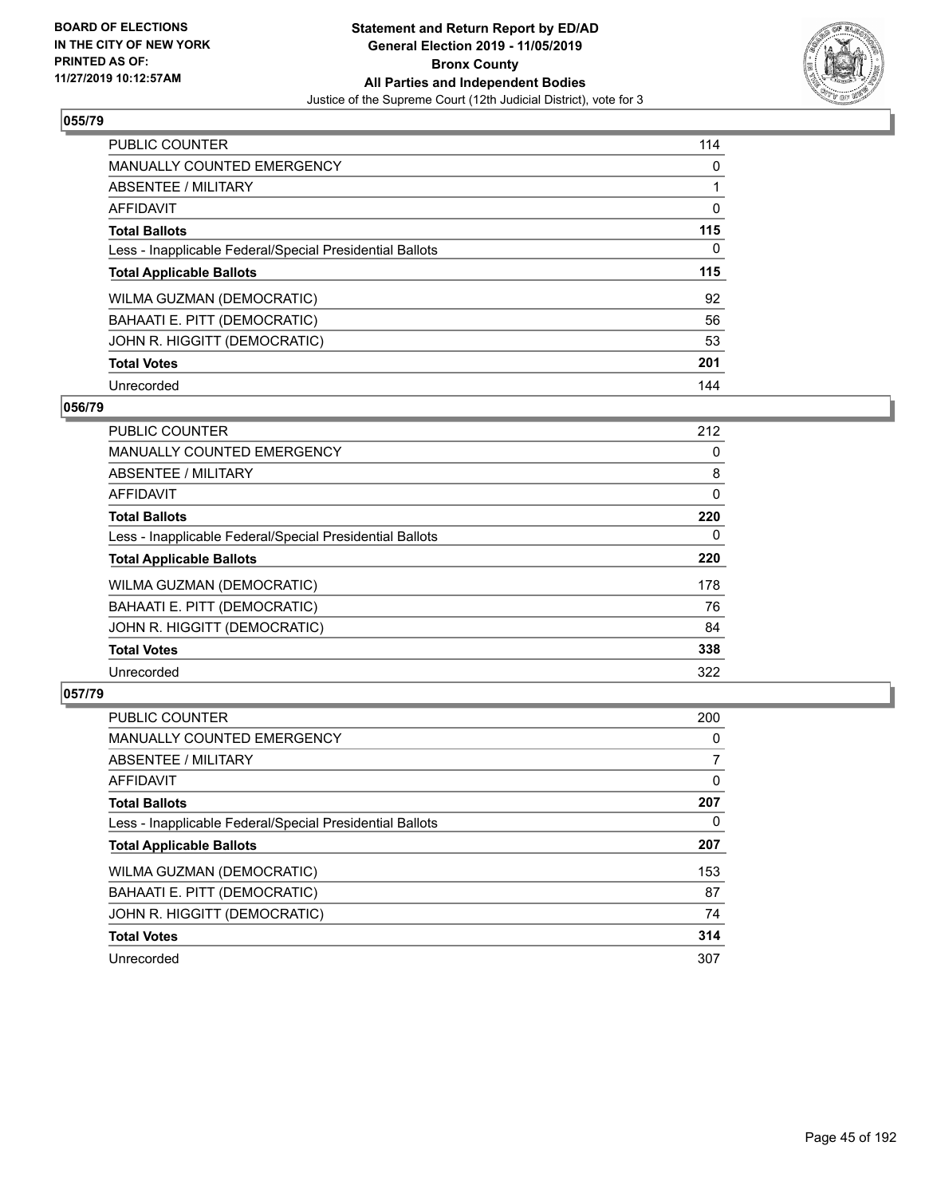BOARD OF ELECTIONS
IN THE CITY OF NEW YORK
PRINTED AS OF:
11/27/2019 10:12:57AM

**Statement and Return Report by ED/AD**
**General Election 2019 - 11/05/2019**
**Bronx County**
**All Parties and Independent Bodies**
Justice of the Supreme Court (12th Judicial District), vote for 3

### 055/79

| | |
|---|---|
| PUBLIC COUNTER | 114 |
| MANUALLY COUNTED EMERGENCY | 0 |
| ABSENTEE / MILITARY | 1 |
| AFFIDAVIT | 0 |
| **Total Ballots** | **115** |
| Less - Inapplicable Federal/Special Presidential Ballots | 0 |
| **Total Applicable Ballots** | **115** |
| WILMA GUZMAN (DEMOCRATIC) | 92 |
| BAHAATI E. PITT (DEMOCRATIC) | 56 |
| JOHN R. HIGGITT (DEMOCRATIC) | 53 |
| **Total Votes** | **201** |
| Unrecorded | 144 |

### 056/79

| | |
|---|---|
| PUBLIC COUNTER | 212 |
| MANUALLY COUNTED EMERGENCY | 0 |
| ABSENTEE / MILITARY | 8 |
| AFFIDAVIT | 0 |
| **Total Ballots** | **220** |
| Less - Inapplicable Federal/Special Presidential Ballots | 0 |
| **Total Applicable Ballots** | **220** |
| WILMA GUZMAN (DEMOCRATIC) | 178 |
| BAHAATI E. PITT (DEMOCRATIC) | 76 |
| JOHN R. HIGGITT (DEMOCRATIC) | 84 |
| **Total Votes** | **338** |
| Unrecorded | 322 |

### 057/79

| | |
|---|---|
| PUBLIC COUNTER | 200 |
| MANUALLY COUNTED EMERGENCY | 0 |
| ABSENTEE / MILITARY | 7 |
| AFFIDAVIT | 0 |
| **Total Ballots** | **207** |
| Less - Inapplicable Federal/Special Presidential Ballots | 0 |
| **Total Applicable Ballots** | **207** |
| WILMA GUZMAN (DEMOCRATIC) | 153 |
| BAHAATI E. PITT (DEMOCRATIC) | 87 |
| JOHN R. HIGGITT (DEMOCRATIC) | 74 |
| **Total Votes** | **314** |
| Unrecorded | 307 |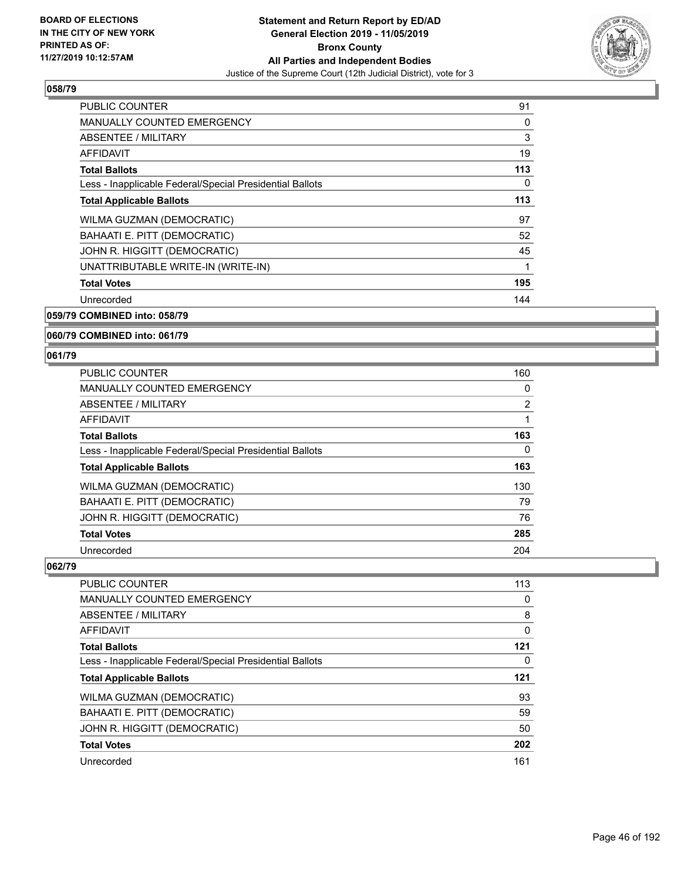## 058/79

| | |
|---|---|
| PUBLIC COUNTER | 91 |
| MANUALLY COUNTED EMERGENCY | 0 |
| ABSENTEE / MILITARY | 3 |
| AFFIDAVIT | 19 |
| **Total Ballots** | **113** |
| Less - Inapplicable Federal/Special Presidential Ballots | 0 |
| **Total Applicable Ballots** | **113** |
| WILMA GUZMAN (DEMOCRATIC) | 97 |
| BAHAATI E. PITT (DEMOCRATIC) | 52 |
| JOHN R. HIGGITT (DEMOCRATIC) | 45 |
| UNATTRIBUTABLE WRITE-IN (WRITE-IN) | 1 |
| **Total Votes** | **195** |
| Unrecorded | 144 |

## 059/79 COMBINED into: 058/79

## 060/79 COMBINED into: 061/79

## 061/79

| | |
|---|---|
| PUBLIC COUNTER | 160 |
| MANUALLY COUNTED EMERGENCY | 0 |
| ABSENTEE / MILITARY | 2 |
| AFFIDAVIT | 1 |
| **Total Ballots** | **163** |
| Less - Inapplicable Federal/Special Presidential Ballots | 0 |
| **Total Applicable Ballots** | **163** |
| WILMA GUZMAN (DEMOCRATIC) | 130 |
| BAHAATI E. PITT (DEMOCRATIC) | 79 |
| JOHN R. HIGGITT (DEMOCRATIC) | 76 |
| **Total Votes** | **285** |
| Unrecorded | 204 |

## 062/79

| | |
|---|---|
| PUBLIC COUNTER | 113 |
| MANUALLY COUNTED EMERGENCY | 0 |
| ABSENTEE / MILITARY | 8 |
| AFFIDAVIT | 0 |
| **Total Ballots** | **121** |
| Less - Inapplicable Federal/Special Presidential Ballots | 0 |
| **Total Applicable Ballots** | **121** |
| WILMA GUZMAN (DEMOCRATIC) | 93 |
| BAHAATI E. PITT (DEMOCRATIC) | 59 |
| JOHN R. HIGGITT (DEMOCRATIC) | 50 |
| **Total Votes** | **202** |
| Unrecorded | 161 |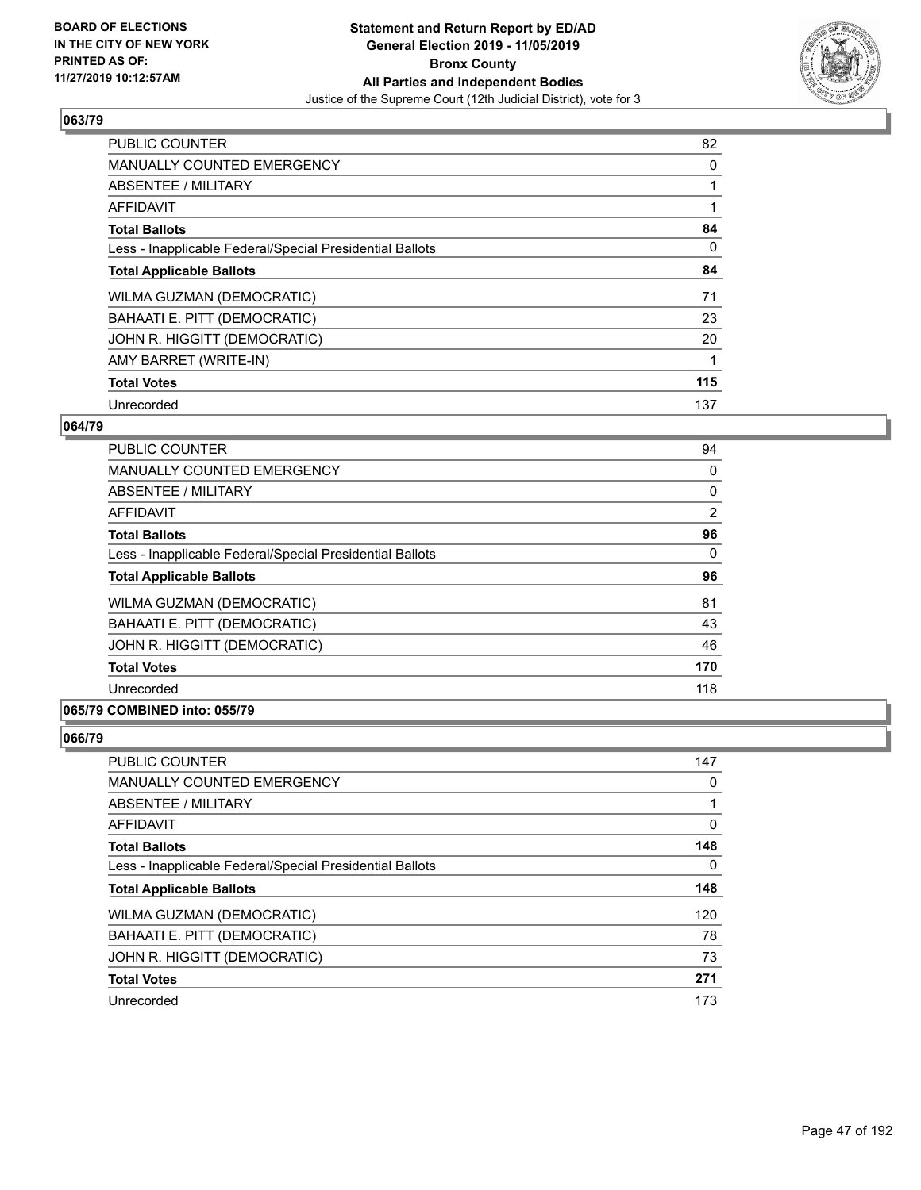## 063/79

| | |
|---|---|
| PUBLIC COUNTER | 82 |
| MANUALLY COUNTED EMERGENCY | 0 |
| ABSENTEE / MILITARY | 1 |
| AFFIDAVIT | 1 |
| **Total Ballots** | **84** |
| Less - Inapplicable Federal/Special Presidential Ballots | 0 |
| **Total Applicable Ballots** | **84** |
| WILMA GUZMAN (DEMOCRATIC) | 71 |
| BAHAATI E. PITT (DEMOCRATIC) | 23 |
| JOHN R. HIGGITT (DEMOCRATIC) | 20 |
| AMY BARRET (WRITE-IN) | 1 |
| **Total Votes** | **115** |
| Unrecorded | 137 |

## 064/79

| | |
|---|---|
| PUBLIC COUNTER | 94 |
| MANUALLY COUNTED EMERGENCY | 0 |
| ABSENTEE / MILITARY | 0 |
| AFFIDAVIT | 2 |
| **Total Ballots** | **96** |
| Less - Inapplicable Federal/Special Presidential Ballots | 0 |
| **Total Applicable Ballots** | **96** |
| WILMA GUZMAN (DEMOCRATIC) | 81 |
| BAHAATI E. PITT (DEMOCRATIC) | 43 |
| JOHN R. HIGGITT (DEMOCRATIC) | 46 |
| **Total Votes** | **170** |
| Unrecorded | 118 |

## 065/79 COMBINED into: 055/79

## 066/79

| | |
|---|---|
| PUBLIC COUNTER | 147 |
| MANUALLY COUNTED EMERGENCY | 0 |
| ABSENTEE / MILITARY | 1 |
| AFFIDAVIT | 0 |
| **Total Ballots** | **148** |
| Less - Inapplicable Federal/Special Presidential Ballots | 0 |
| **Total Applicable Ballots** | **148** |
| WILMA GUZMAN (DEMOCRATIC) | 120 |
| BAHAATI E. PITT (DEMOCRATIC) | 78 |
| JOHN R. HIGGITT (DEMOCRATIC) | 73 |
| **Total Votes** | **271** |
| Unrecorded | 173 |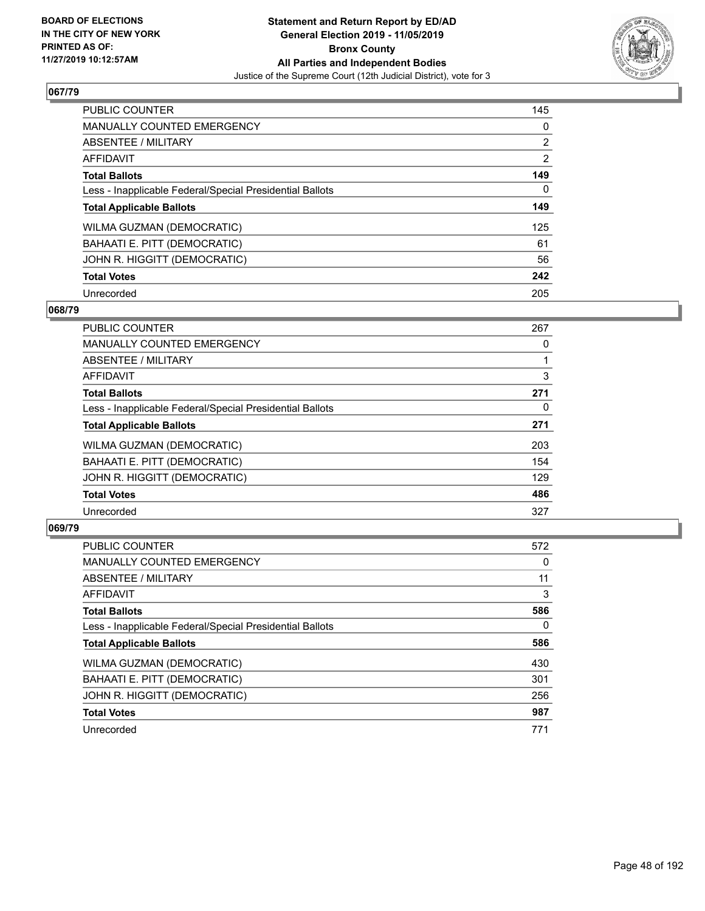**BOARD OF ELECTIONS IN THE CITY OF NEW YORK PRINTED AS OF: 11/27/2019 10:12:57AM**

# Statement and Return Report by ED/AD
## General Election 2019 - 11/05/2019
## Bronx County
## All Parties and Independent Bodies
### Justice of the Supreme Court (12th Judicial District), vote for 3

### 067/79

| | |
|---|---|
| PUBLIC COUNTER | 145 |
| MANUALLY COUNTED EMERGENCY | 0 |
| ABSENTEE / MILITARY | 2 |
| AFFIDAVIT | 2 |
| **Total Ballots** | **149** |
| Less - Inapplicable Federal/Special Presidential Ballots | 0 |
| **Total Applicable Ballots** | **149** |
| WILMA GUZMAN (DEMOCRATIC) | 125 |
| BAHAATI E. PITT (DEMOCRATIC) | 61 |
| JOHN R. HIGGITT (DEMOCRATIC) | 56 |
| **Total Votes** | **242** |
| Unrecorded | 205 |

### 068/79

| | |
|---|---|
| PUBLIC COUNTER | 267 |
| MANUALLY COUNTED EMERGENCY | 0 |
| ABSENTEE / MILITARY | 1 |
| AFFIDAVIT | 3 |
| **Total Ballots** | **271** |
| Less - Inapplicable Federal/Special Presidential Ballots | 0 |
| **Total Applicable Ballots** | **271** |
| WILMA GUZMAN (DEMOCRATIC) | 203 |
| BAHAATI E. PITT (DEMOCRATIC) | 154 |
| JOHN R. HIGGITT (DEMOCRATIC) | 129 |
| **Total Votes** | **486** |
| Unrecorded | 327 |

### 069/79

| | |
|---|---|
| PUBLIC COUNTER | 572 |
| MANUALLY COUNTED EMERGENCY | 0 |
| ABSENTEE / MILITARY | 11 |
| AFFIDAVIT | 3 |
| **Total Ballots** | **586** |
| Less - Inapplicable Federal/Special Presidential Ballots | 0 |
| **Total Applicable Ballots** | **586** |
| WILMA GUZMAN (DEMOCRATIC) | 430 |
| BAHAATI E. PITT (DEMOCRATIC) | 301 |
| JOHN R. HIGGITT (DEMOCRATIC) | 256 |
| **Total Votes** | **987** |
| Unrecorded | 771 |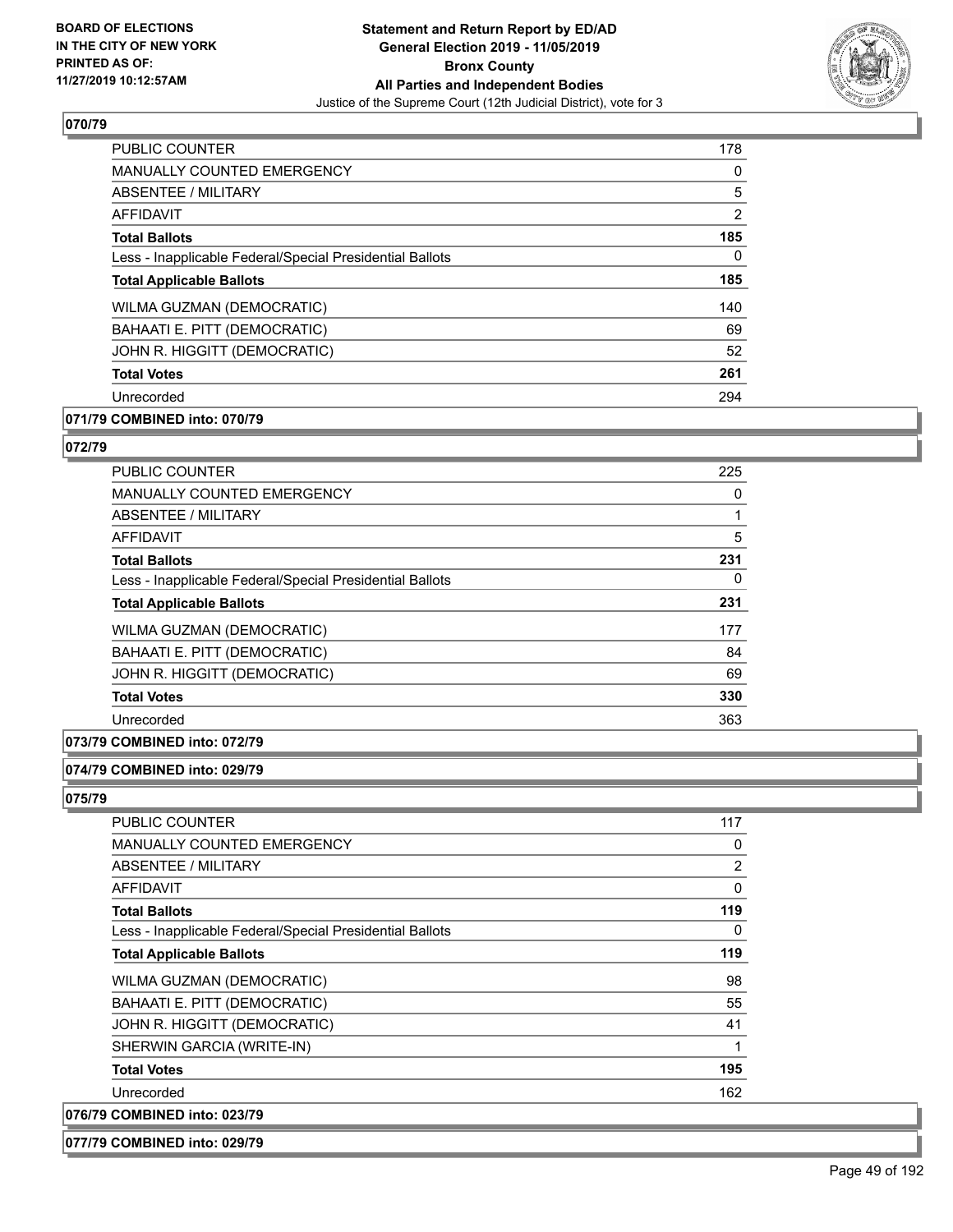**070/79**

| | |
|---|---|
| PUBLIC COUNTER | 178 |
| MANUALLY COUNTED EMERGENCY | 0 |
| ABSENTEE / MILITARY | 5 |
| AFFIDAVIT | 2 |
| **Total Ballots** | **185** |
| Less - Inapplicable Federal/Special Presidential Ballots | 0 |
| **Total Applicable Ballots** | **185** |
| WILMA GUZMAN (DEMOCRATIC) | 140 |
| BAHAATI E. PITT (DEMOCRATIC) | 69 |
| JOHN R. HIGGITT (DEMOCRATIC) | 52 |
| **Total Votes** | **261** |
| Unrecorded | 294 |

**071/79 COMBINED into: 070/79**

**072/79**

| | |
|---|---|
| PUBLIC COUNTER | 225 |
| MANUALLY COUNTED EMERGENCY | 0 |
| ABSENTEE / MILITARY | 1 |
| AFFIDAVIT | 5 |
| **Total Ballots** | **231** |
| Less - Inapplicable Federal/Special Presidential Ballots | 0 |
| **Total Applicable Ballots** | **231** |
| WILMA GUZMAN (DEMOCRATIC) | 177 |
| BAHAATI E. PITT (DEMOCRATIC) | 84 |
| JOHN R. HIGGITT (DEMOCRATIC) | 69 |
| **Total Votes** | **330** |
| Unrecorded | 363 |

**073/79 COMBINED into: 072/79**

**074/79 COMBINED into: 029/79**

**075/79**

| | |
|---|---|
| PUBLIC COUNTER | 117 |
| MANUALLY COUNTED EMERGENCY | 0 |
| ABSENTEE / MILITARY | 2 |
| AFFIDAVIT | 0 |
| **Total Ballots** | **119** |
| Less - Inapplicable Federal/Special Presidential Ballots | 0 |
| **Total Applicable Ballots** | **119** |
| WILMA GUZMAN (DEMOCRATIC) | 98 |
| BAHAATI E. PITT (DEMOCRATIC) | 55 |
| JOHN R. HIGGITT (DEMOCRATIC) | 41 |
| SHERWIN GARCIA (WRITE-IN) | 1 |
| **Total Votes** | **195** |
| Unrecorded | 162 |

**076/79 COMBINED into: 023/79**

**077/79 COMBINED into: 029/79**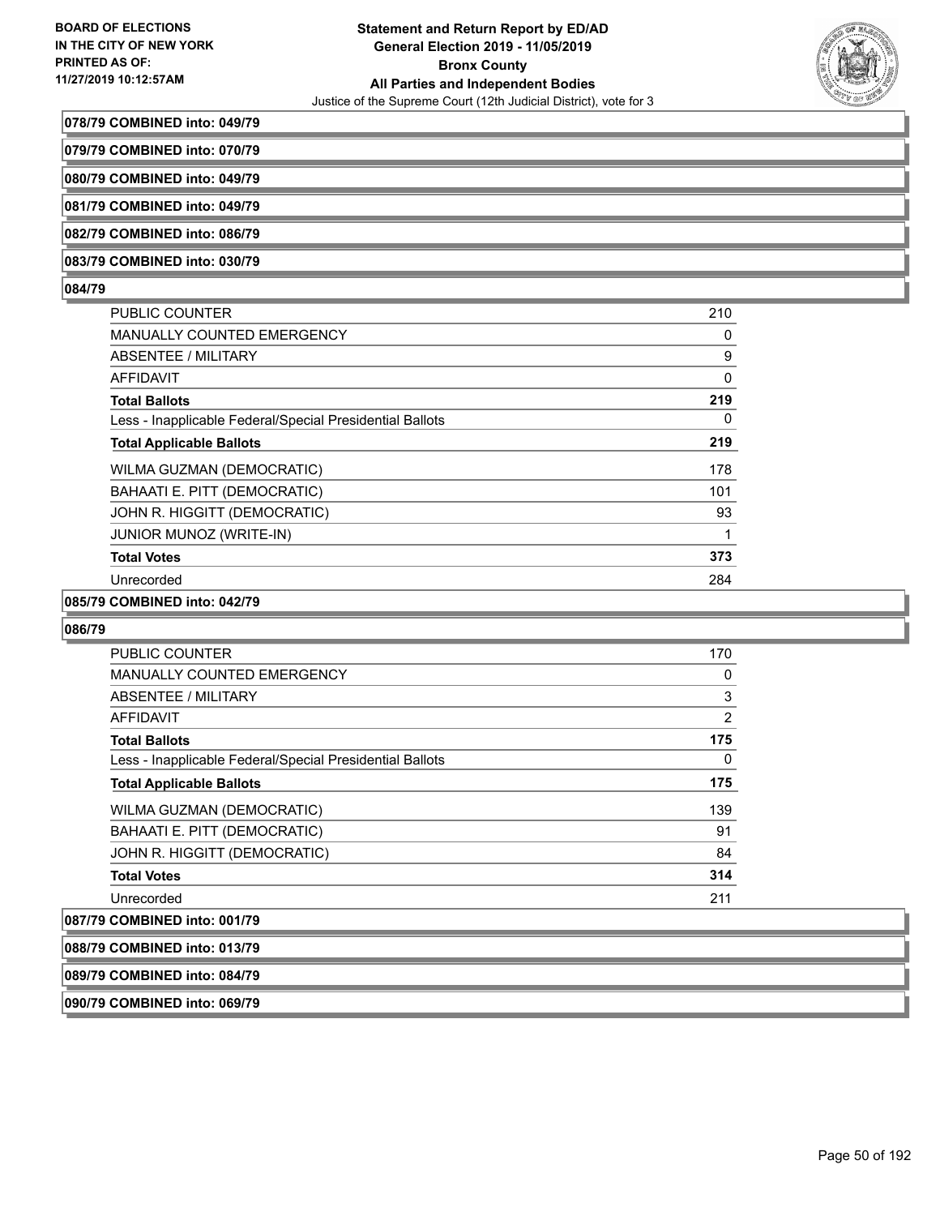**078/79 COMBINED into: 049/79**

**079/79 COMBINED into: 070/79**

**080/79 COMBINED into: 049/79**

**081/79 COMBINED into: 049/79**

**082/79 COMBINED into: 086/79**

**083/79 COMBINED into: 030/79**

**084/79**

| | |
|---|---|
| PUBLIC COUNTER | 210 |
| MANUALLY COUNTED EMERGENCY | 0 |
| ABSENTEE / MILITARY | 9 |
| AFFIDAVIT | 0 |
| **Total Ballots** | **219** |
| Less - Inapplicable Federal/Special Presidential Ballots | 0 |
| **Total Applicable Ballots** | **219** |
| WILMA GUZMAN (DEMOCRATIC) | 178 |
| BAHAATI E. PITT (DEMOCRATIC) | 101 |
| JOHN R. HIGGITT (DEMOCRATIC) | 93 |
| JUNIOR MUNOZ (WRITE-IN) | 1 |
| **Total Votes** | **373** |
| Unrecorded | 284 |

**085/79 COMBINED into: 042/79**

**086/79**

| | |
|---|---|
| PUBLIC COUNTER | 170 |
| MANUALLY COUNTED EMERGENCY | 0 |
| ABSENTEE / MILITARY | 3 |
| AFFIDAVIT | 2 |
| **Total Ballots** | **175** |
| Less - Inapplicable Federal/Special Presidential Ballots | 0 |
| **Total Applicable Ballots** | **175** |
| WILMA GUZMAN (DEMOCRATIC) | 139 |
| BAHAATI E. PITT (DEMOCRATIC) | 91 |
| JOHN R. HIGGITT (DEMOCRATIC) | 84 |
| **Total Votes** | **314** |
| Unrecorded | 211 |

**087/79 COMBINED into: 001/79**

**088/79 COMBINED into: 013/79**

**089/79 COMBINED into: 084/79**

**090/79 COMBINED into: 069/79**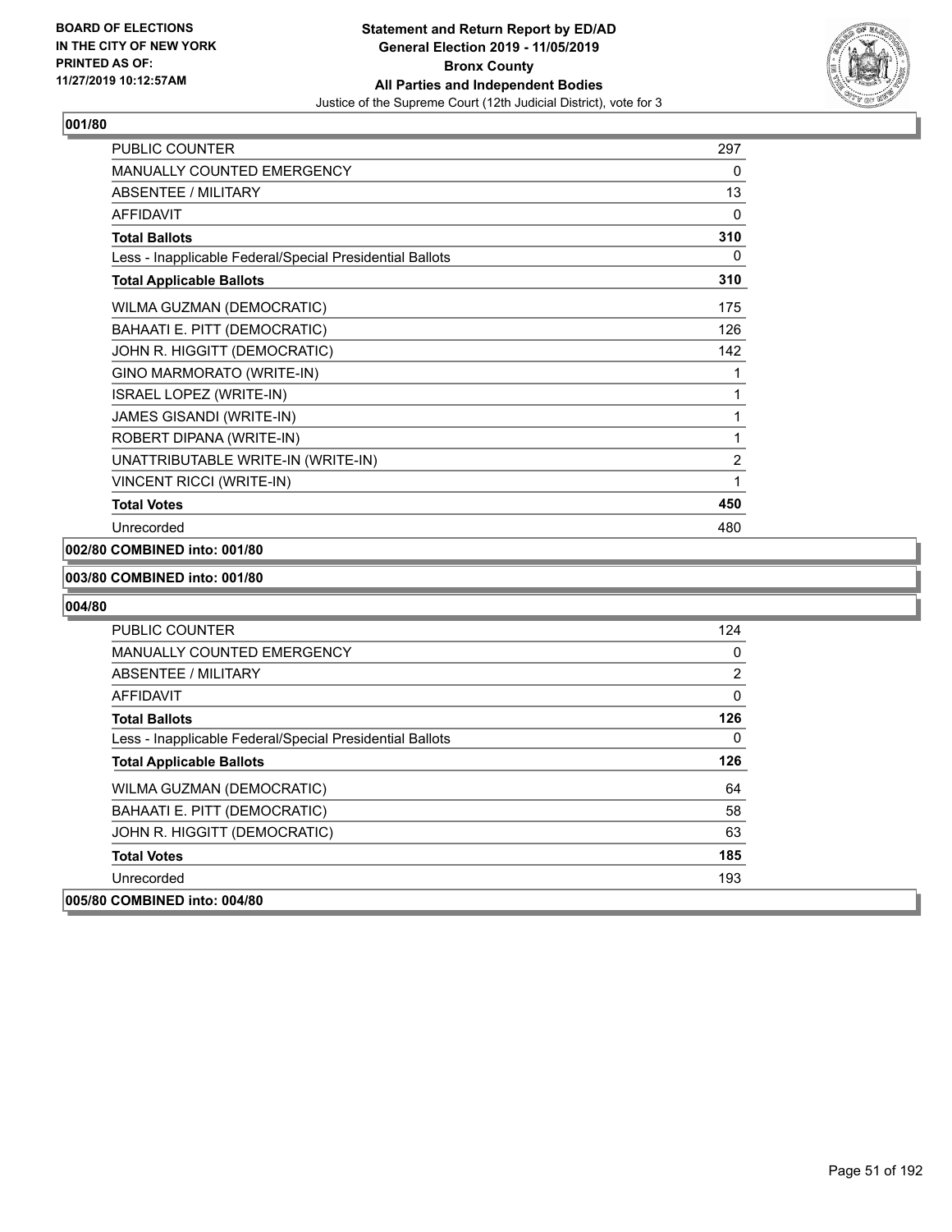BOARD OF ELECTIONS
IN THE CITY OF NEW YORK
PRINTED AS OF:
11/27/2019 10:12:57AM

# Statement and Return Report by ED/AD
## General Election 2019 - 11/05/2019
## Bronx County
## All Parties and Independent Bodies
Justice of the Supreme Court (12th Judicial District), vote for 3

### 001/80

| | |
|---|---|
| PUBLIC COUNTER | 297 |
| MANUALLY COUNTED EMERGENCY | 0 |
| ABSENTEE / MILITARY | 13 |
| AFFIDAVIT | 0 |
| **Total Ballots** | **310** |
| Less - Inapplicable Federal/Special Presidential Ballots | 0 |
| **Total Applicable Ballots** | **310** |
| WILMA GUZMAN (DEMOCRATIC) | 175 |
| BAHAATI E. PITT (DEMOCRATIC) | 126 |
| JOHN R. HIGGITT (DEMOCRATIC) | 142 |
| GINO MARMORATO (WRITE-IN) | 1 |
| ISRAEL LOPEZ (WRITE-IN) | 1 |
| JAMES GISANDI (WRITE-IN) | 1 |
| ROBERT DIPANA (WRITE-IN) | 1 |
| UNATTRIBUTABLE WRITE-IN (WRITE-IN) | 2 |
| VINCENT RICCI (WRITE-IN) | 1 |
| **Total Votes** | **450** |
| Unrecorded | 480 |

### 002/80 COMBINED into: 001/80

### 003/80 COMBINED into: 001/80

### 004/80

| | |
|---|---|
| PUBLIC COUNTER | 124 |
| MANUALLY COUNTED EMERGENCY | 0 |
| ABSENTEE / MILITARY | 2 |
| AFFIDAVIT | 0 |
| **Total Ballots** | **126** |
| Less - Inapplicable Federal/Special Presidential Ballots | 0 |
| **Total Applicable Ballots** | **126** |
| WILMA GUZMAN (DEMOCRATIC) | 64 |
| BAHAATI E. PITT (DEMOCRATIC) | 58 |
| JOHN R. HIGGITT (DEMOCRATIC) | 63 |
| **Total Votes** | **185** |
| Unrecorded | 193 |

### 005/80 COMBINED into: 004/80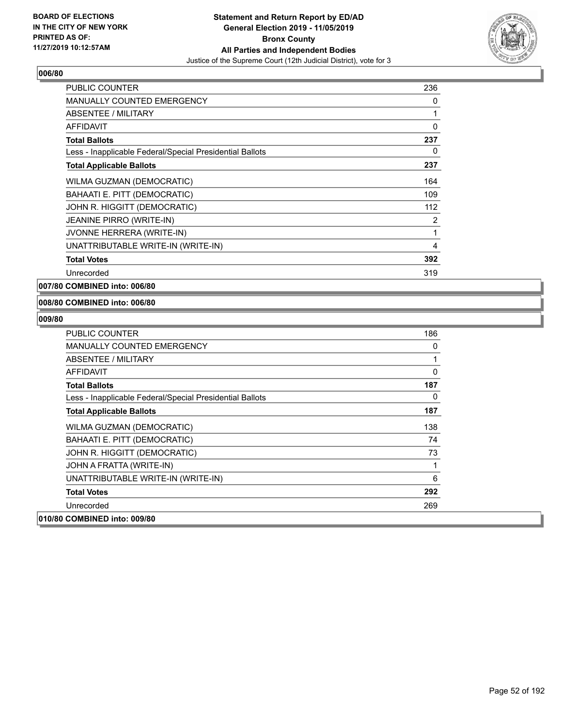**BOARD OF ELECTIONS IN THE CITY OF NEW YORK PRINTED AS OF: 11/27/2019 10:12:57AM**

**Statement and Return Report by ED/AD General Election 2019 - 11/05/2019 Bronx County All Parties and Independent Bodies**

Justice of the Supreme Court (12th Judicial District), vote for 3

**006/80**

| | |
|---|---|
| PUBLIC COUNTER | 236 |
| MANUALLY COUNTED EMERGENCY | 0 |
| ABSENTEE / MILITARY | 1 |
| AFFIDAVIT | 0 |
| **Total Ballots** | **237** |
| Less - Inapplicable Federal/Special Presidential Ballots | 0 |
| **Total Applicable Ballots** | **237** |
| WILMA GUZMAN (DEMOCRATIC) | 164 |
| BAHAATI E. PITT (DEMOCRATIC) | 109 |
| JOHN R. HIGGITT (DEMOCRATIC) | 112 |
| JEANINE PIRRO (WRITE-IN) | 2 |
| JVONNE HERRERA (WRITE-IN) | 1 |
| UNATTRIBUTABLE WRITE-IN (WRITE-IN) | 4 |
| **Total Votes** | **392** |
| Unrecorded | 319 |

**007/80 COMBINED into: 006/80**

**008/80 COMBINED into: 006/80**

**009/80**

| | |
|---|---|
| PUBLIC COUNTER | 186 |
| MANUALLY COUNTED EMERGENCY | 0 |
| ABSENTEE / MILITARY | 1 |
| AFFIDAVIT | 0 |
| **Total Ballots** | **187** |
| Less - Inapplicable Federal/Special Presidential Ballots | 0 |
| **Total Applicable Ballots** | **187** |
| WILMA GUZMAN (DEMOCRATIC) | 138 |
| BAHAATI E. PITT (DEMOCRATIC) | 74 |
| JOHN R. HIGGITT (DEMOCRATIC) | 73 |
| JOHN A FRATTA (WRITE-IN) | 1 |
| UNATTRIBUTABLE WRITE-IN (WRITE-IN) | 6 |
| **Total Votes** | **292** |
| Unrecorded | 269 |

**010/80 COMBINED into: 009/80**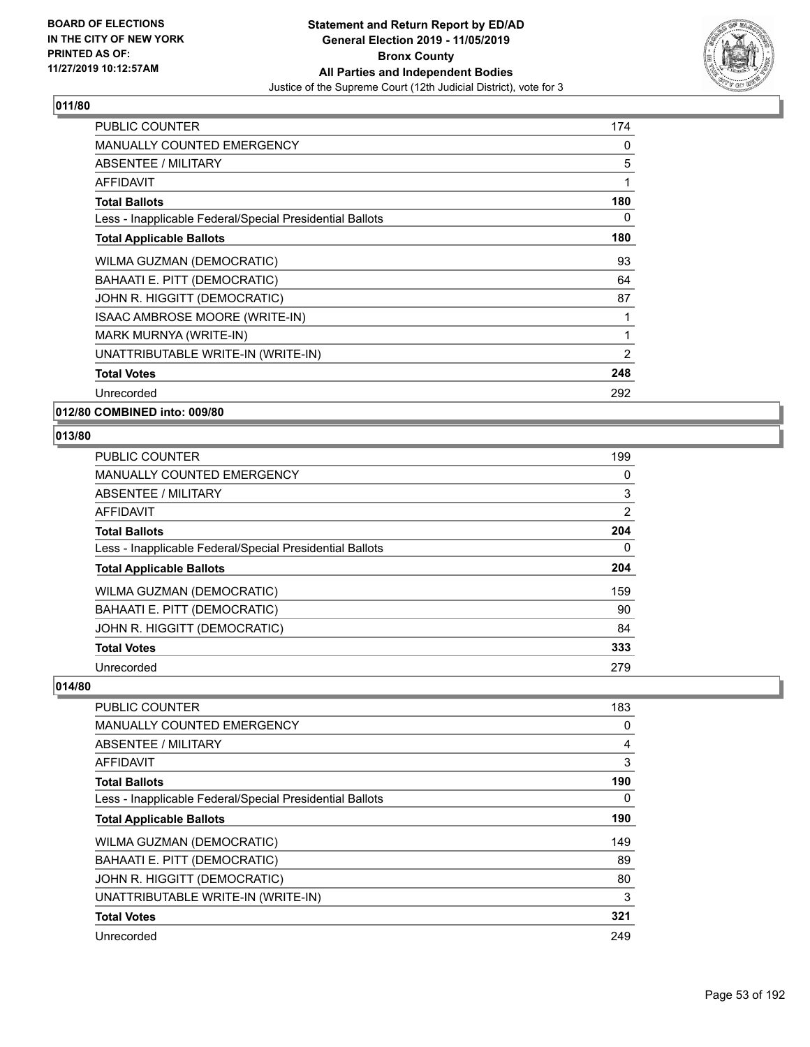## 011/80

| | |
|---|---|
| PUBLIC COUNTER | 174 |
| MANUALLY COUNTED EMERGENCY | 0 |
| ABSENTEE / MILITARY | 5 |
| AFFIDAVIT | 1 |
| **Total Ballots** | **180** |
| Less - Inapplicable Federal/Special Presidential Ballots | 0 |
| **Total Applicable Ballots** | **180** |
| WILMA GUZMAN (DEMOCRATIC) | 93 |
| BAHAATI E. PITT (DEMOCRATIC) | 64 |
| JOHN R. HIGGITT (DEMOCRATIC) | 87 |
| ISAAC AMBROSE MOORE (WRITE-IN) | 1 |
| MARK MURNYA (WRITE-IN) | 1 |
| UNATTRIBUTABLE WRITE-IN (WRITE-IN) | 2 |
| **Total Votes** | **248** |
| Unrecorded | 292 |

## 012/80 COMBINED into: 009/80

## 013/80

| | |
|---|---|
| PUBLIC COUNTER | 199 |
| MANUALLY COUNTED EMERGENCY | 0 |
| ABSENTEE / MILITARY | 3 |
| AFFIDAVIT | 2 |
| **Total Ballots** | **204** |
| Less - Inapplicable Federal/Special Presidential Ballots | 0 |
| **Total Applicable Ballots** | **204** |
| WILMA GUZMAN (DEMOCRATIC) | 159 |
| BAHAATI E. PITT (DEMOCRATIC) | 90 |
| JOHN R. HIGGITT (DEMOCRATIC) | 84 |
| **Total Votes** | **333** |
| Unrecorded | 279 |

## 014/80

| | |
|---|---|
| PUBLIC COUNTER | 183 |
| MANUALLY COUNTED EMERGENCY | 0 |
| ABSENTEE / MILITARY | 4 |
| AFFIDAVIT | 3 |
| **Total Ballots** | **190** |
| Less - Inapplicable Federal/Special Presidential Ballots | 0 |
| **Total Applicable Ballots** | **190** |
| WILMA GUZMAN (DEMOCRATIC) | 149 |
| BAHAATI E. PITT (DEMOCRATIC) | 89 |
| JOHN R. HIGGITT (DEMOCRATIC) | 80 |
| UNATTRIBUTABLE WRITE-IN (WRITE-IN) | 3 |
| **Total Votes** | **321** |
| Unrecorded | 249 |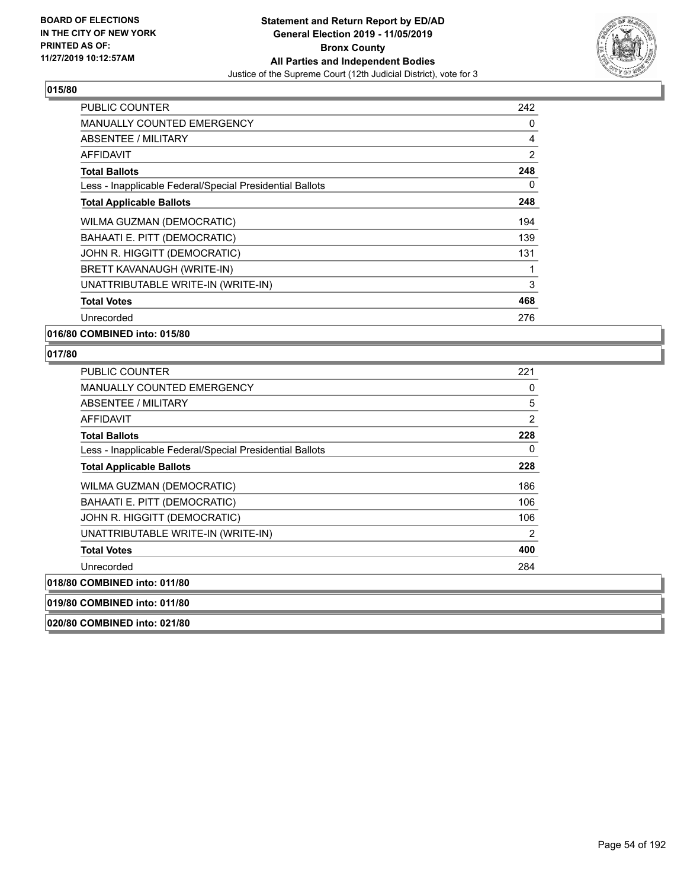## 015/80

| | |
|---|---|
| PUBLIC COUNTER | 242 |
| MANUALLY COUNTED EMERGENCY | 0 |
| ABSENTEE / MILITARY | 4 |
| AFFIDAVIT | 2 |
| **Total Ballots** | **248** |
| Less - Inapplicable Federal/Special Presidential Ballots | 0 |
| **Total Applicable Ballots** | **248** |
| WILMA GUZMAN (DEMOCRATIC) | 194 |
| BAHAATI E. PITT (DEMOCRATIC) | 139 |
| JOHN R. HIGGITT (DEMOCRATIC) | 131 |
| BRETT KAVANAUGH (WRITE-IN) | 1 |
| UNATTRIBUTABLE WRITE-IN (WRITE-IN) | 3 |
| **Total Votes** | **468** |
| Unrecorded | 276 |

## 016/80 COMBINED into: 015/80

## 017/80

| | |
|---|---|
| PUBLIC COUNTER | 221 |
| MANUALLY COUNTED EMERGENCY | 0 |
| ABSENTEE / MILITARY | 5 |
| AFFIDAVIT | 2 |
| **Total Ballots** | **228** |
| Less - Inapplicable Federal/Special Presidential Ballots | 0 |
| **Total Applicable Ballots** | **228** |
| WILMA GUZMAN (DEMOCRATIC) | 186 |
| BAHAATI E. PITT (DEMOCRATIC) | 106 |
| JOHN R. HIGGITT (DEMOCRATIC) | 106 |
| UNATTRIBUTABLE WRITE-IN (WRITE-IN) | 2 |
| **Total Votes** | **400** |
| Unrecorded | 284 |

## 018/80 COMBINED into: 011/80

## 019/80 COMBINED into: 011/80

## 020/80 COMBINED into: 021/80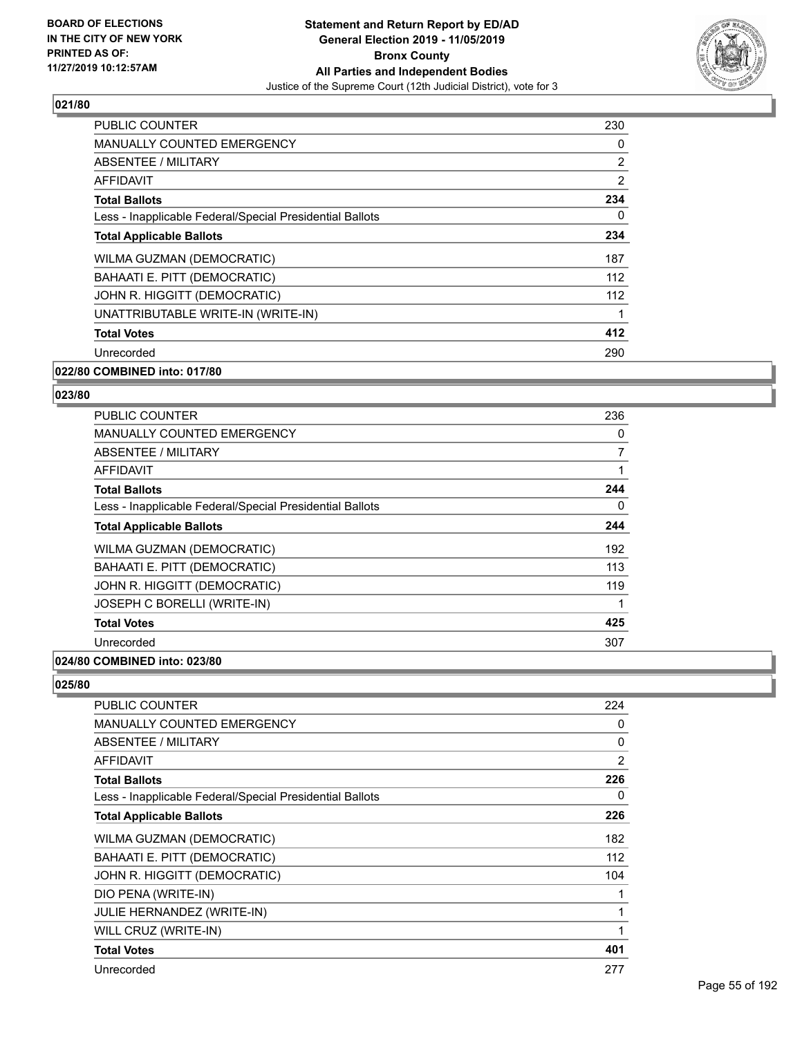## 021/80

| | |
|---|---|
| PUBLIC COUNTER | 230 |
| MANUALLY COUNTED EMERGENCY | 0 |
| ABSENTEE / MILITARY | 2 |
| AFFIDAVIT | 2 |
| **Total Ballots** | **234** |
| Less - Inapplicable Federal/Special Presidential Ballots | 0 |
| **Total Applicable Ballots** | **234** |
| WILMA GUZMAN (DEMOCRATIC) | 187 |
| BAHAATI E. PITT (DEMOCRATIC) | 112 |
| JOHN R. HIGGITT (DEMOCRATIC) | 112 |
| UNATTRIBUTABLE WRITE-IN (WRITE-IN) | 1 |
| **Total Votes** | **412** |
| Unrecorded | 290 |

## 022/80 COMBINED into: 017/80

## 023/80

| | |
|---|---|
| PUBLIC COUNTER | 236 |
| MANUALLY COUNTED EMERGENCY | 0 |
| ABSENTEE / MILITARY | 7 |
| AFFIDAVIT | 1 |
| **Total Ballots** | **244** |
| Less - Inapplicable Federal/Special Presidential Ballots | 0 |
| **Total Applicable Ballots** | **244** |
| WILMA GUZMAN (DEMOCRATIC) | 192 |
| BAHAATI E. PITT (DEMOCRATIC) | 113 |
| JOHN R. HIGGITT (DEMOCRATIC) | 119 |
| JOSEPH C BORELLI (WRITE-IN) | 1 |
| **Total Votes** | **425** |
| Unrecorded | 307 |

## 024/80 COMBINED into: 023/80

## 025/80

| | |
|---|---|
| PUBLIC COUNTER | 224 |
| MANUALLY COUNTED EMERGENCY | 0 |
| ABSENTEE / MILITARY | 0 |
| AFFIDAVIT | 2 |
| **Total Ballots** | **226** |
| Less - Inapplicable Federal/Special Presidential Ballots | 0 |
| **Total Applicable Ballots** | **226** |
| WILMA GUZMAN (DEMOCRATIC) | 182 |
| BAHAATI E. PITT (DEMOCRATIC) | 112 |
| JOHN R. HIGGITT (DEMOCRATIC) | 104 |
| DIO PENA (WRITE-IN) | 1 |
| JULIE HERNANDEZ (WRITE-IN) | 1 |
| WILL CRUZ (WRITE-IN) | 1 |
| **Total Votes** | **401** |
| Unrecorded | 277 |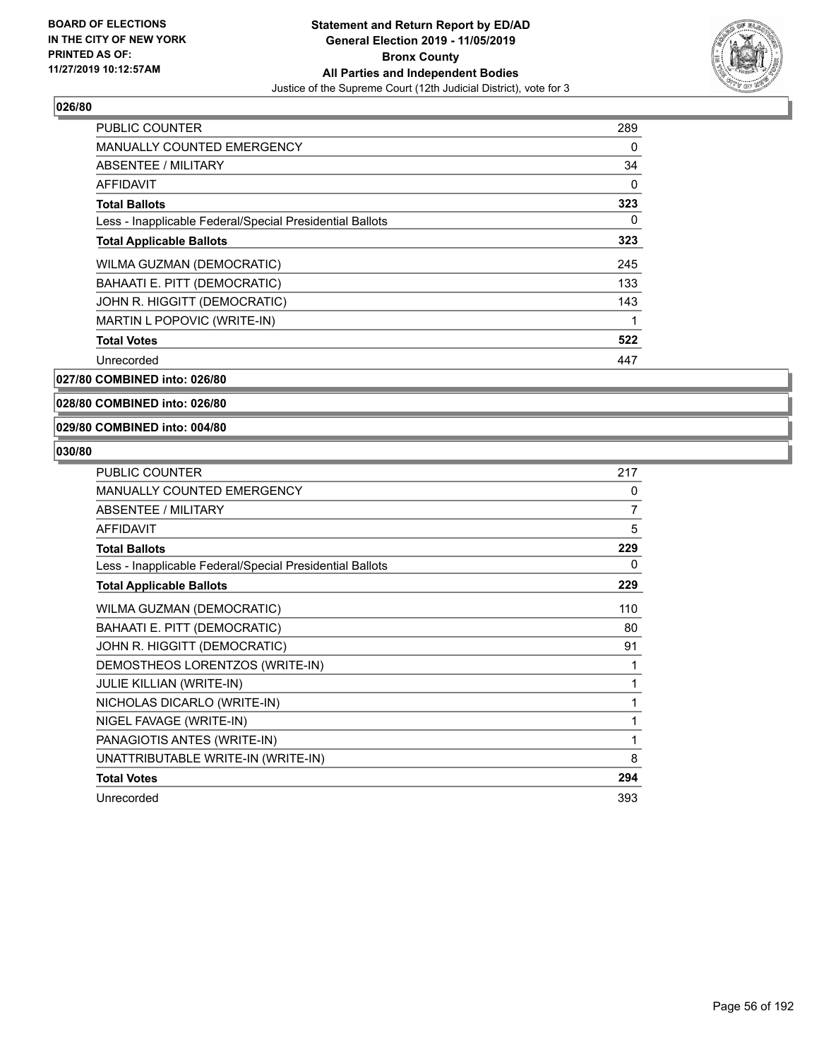## 026/80

| | |
|---|---|
| PUBLIC COUNTER | 289 |
| MANUALLY COUNTED EMERGENCY | 0 |
| ABSENTEE / MILITARY | 34 |
| AFFIDAVIT | 0 |
| **Total Ballots** | **323** |
| Less - Inapplicable Federal/Special Presidential Ballots | 0 |
| **Total Applicable Ballots** | **323** |
| WILMA GUZMAN (DEMOCRATIC) | 245 |
| BAHAATI E. PITT (DEMOCRATIC) | 133 |
| JOHN R. HIGGITT (DEMOCRATIC) | 143 |
| MARTIN L POPOVIC (WRITE-IN) | 1 |
| **Total Votes** | **522** |
| Unrecorded | 447 |

## 027/80 COMBINED into: 026/80

## 028/80 COMBINED into: 026/80

## 029/80 COMBINED into: 004/80

## 030/80

| | |
|---|---|
| PUBLIC COUNTER | 217 |
| MANUALLY COUNTED EMERGENCY | 0 |
| ABSENTEE / MILITARY | 7 |
| AFFIDAVIT | 5 |
| **Total Ballots** | **229** |
| Less - Inapplicable Federal/Special Presidential Ballots | 0 |
| **Total Applicable Ballots** | **229** |
| WILMA GUZMAN (DEMOCRATIC) | 110 |
| BAHAATI E. PITT (DEMOCRATIC) | 80 |
| JOHN R. HIGGITT (DEMOCRATIC) | 91 |
| DEMOSTHEOS LORENTZOS (WRITE-IN) | 1 |
| JULIE KILLIAN (WRITE-IN) | 1 |
| NICHOLAS DICARLO (WRITE-IN) | 1 |
| NIGEL FAVAGE (WRITE-IN) | 1 |
| PANAGIOTIS ANTES (WRITE-IN) | 1 |
| UNATTRIBUTABLE WRITE-IN (WRITE-IN) | 8 |
| **Total Votes** | **294** |
| Unrecorded | 393 |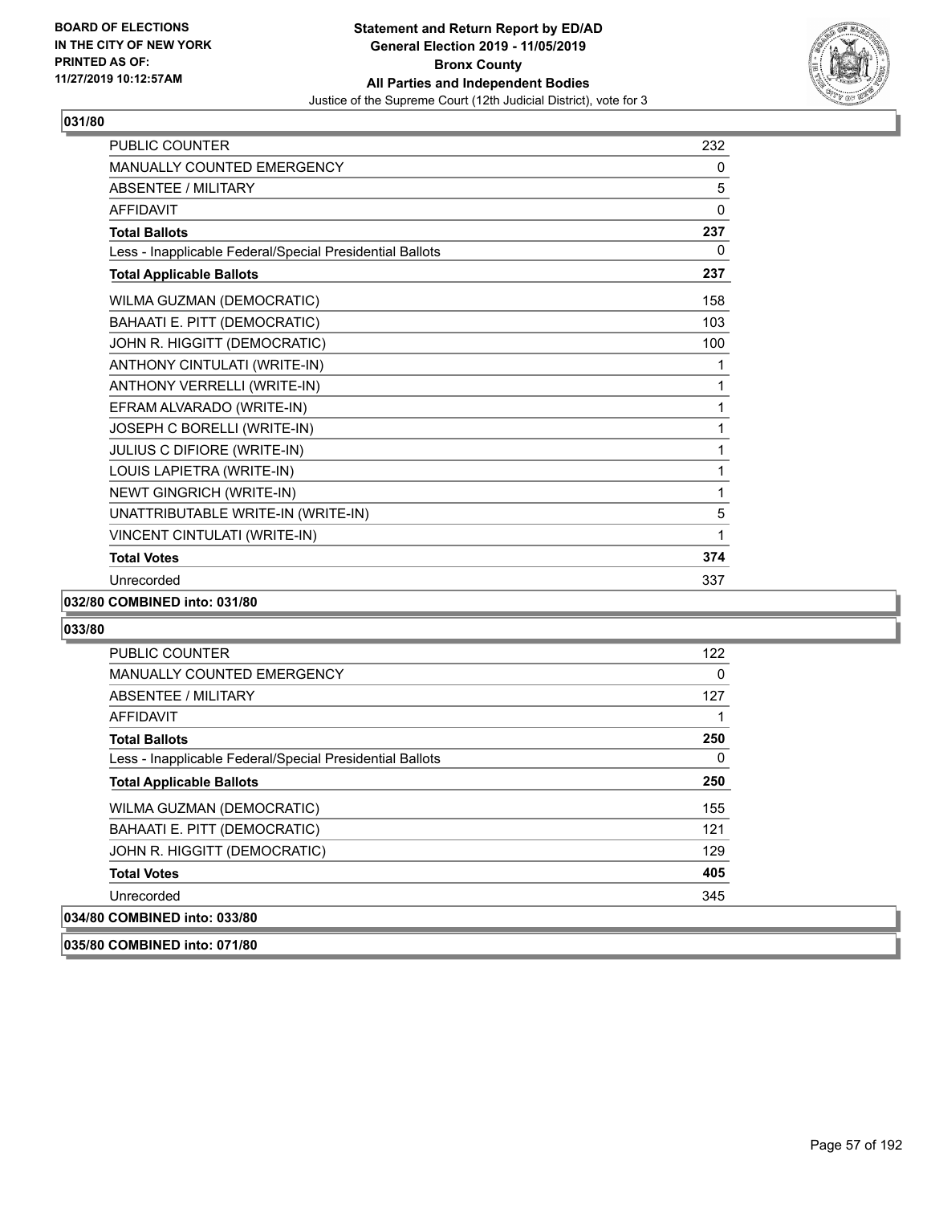**BOARD OF ELECTIONS IN THE CITY OF NEW YORK PRINTED AS OF: 11/27/2019 10:12:57AM**

**Statement and Return Report by ED/AD**
**General Election 2019 - 11/05/2019**
**Bronx County**
**All Parties and Independent Bodies**
Justice of the Supreme Court (12th Judicial District), vote for 3

**031/80**

| | |
|---|---|
| PUBLIC COUNTER | 232 |
| MANUALLY COUNTED EMERGENCY | 0 |
| ABSENTEE / MILITARY | 5 |
| AFFIDAVIT | 0 |
| **Total Ballots** | **237** |
| Less - Inapplicable Federal/Special Presidential Ballots | 0 |
| **Total Applicable Ballots** | **237** |
| WILMA GUZMAN (DEMOCRATIC) | 158 |
| BAHAATI E. PITT (DEMOCRATIC) | 103 |
| JOHN R. HIGGITT (DEMOCRATIC) | 100 |
| ANTHONY CINTULATI (WRITE-IN) | 1 |
| ANTHONY VERRELLI (WRITE-IN) | 1 |
| EFRAM ALVARADO (WRITE-IN) | 1 |
| JOSEPH C BORELLI (WRITE-IN) | 1 |
| JULIUS C DIFIORE (WRITE-IN) | 1 |
| LOUIS LAPIETRA (WRITE-IN) | 1 |
| NEWT GINGRICH (WRITE-IN) | 1 |
| UNATTRIBUTABLE WRITE-IN (WRITE-IN) | 5 |
| VINCENT CINTULATI (WRITE-IN) | 1 |
| **Total Votes** | **374** |
| Unrecorded | 337 |

**032/80 COMBINED into: 031/80**

**033/80**

| | |
|---|---|
| PUBLIC COUNTER | 122 |
| MANUALLY COUNTED EMERGENCY | 0 |
| ABSENTEE / MILITARY | 127 |
| AFFIDAVIT | 1 |
| **Total Ballots** | **250** |
| Less - Inapplicable Federal/Special Presidential Ballots | 0 |
| **Total Applicable Ballots** | **250** |
| WILMA GUZMAN (DEMOCRATIC) | 155 |
| BAHAATI E. PITT (DEMOCRATIC) | 121 |
| JOHN R. HIGGITT (DEMOCRATIC) | 129 |
| **Total Votes** | **405** |
| Unrecorded | 345 |

**034/80 COMBINED into: 033/80**

**035/80 COMBINED into: 071/80**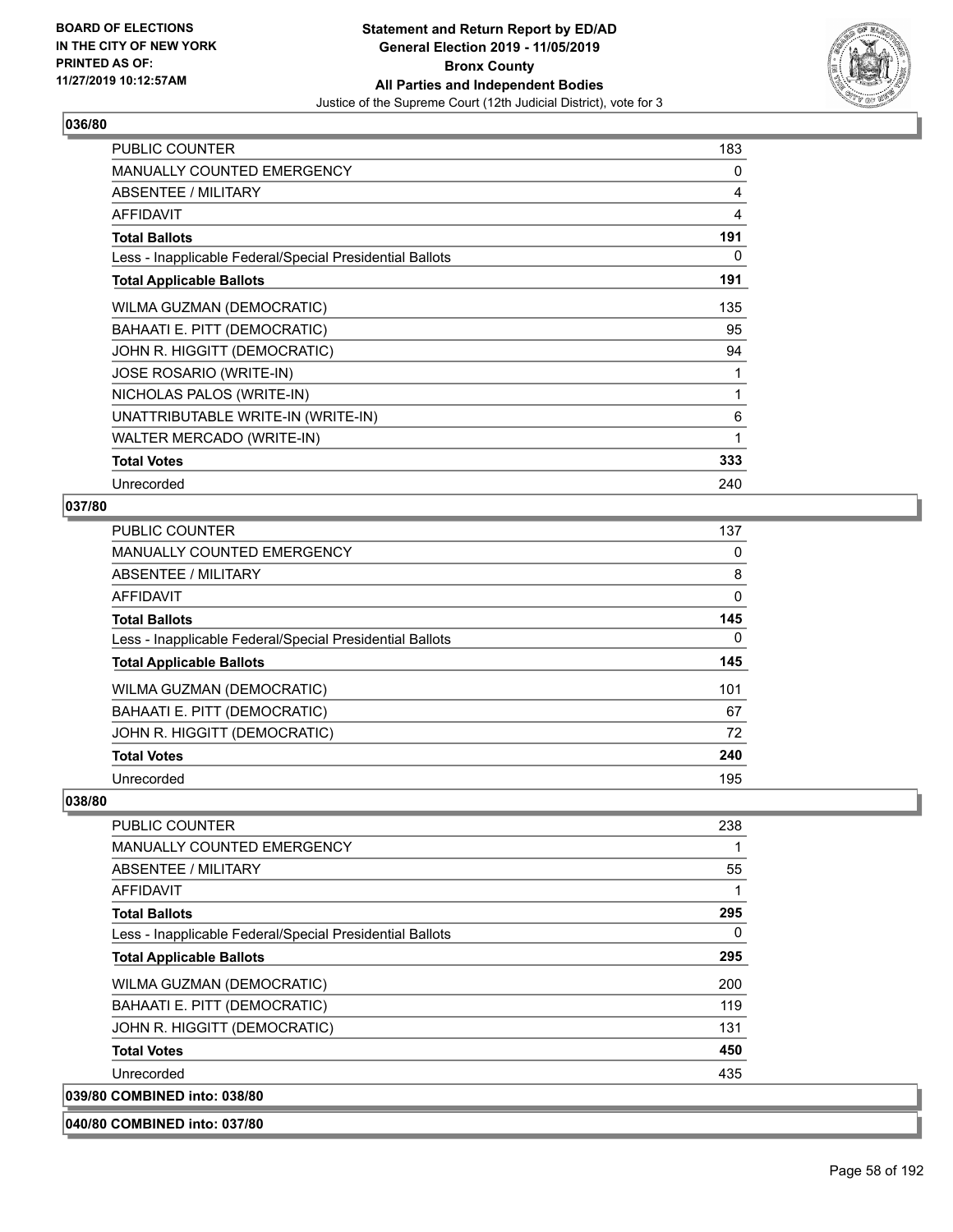**BOARD OF ELECTIONS IN THE CITY OF NEW YORK PRINTED AS OF: 11/27/2019 10:12:57AM**

**Statement and Return Report by ED/AD General Election 2019 - 11/05/2019 Bronx County All Parties and Independent Bodies**

Justice of the Supreme Court (12th Judicial District), vote for 3

### 036/80

| | |
|---|---|
| PUBLIC COUNTER | 183 |
| MANUALLY COUNTED EMERGENCY | 0 |
| ABSENTEE / MILITARY | 4 |
| AFFIDAVIT | 4 |
| **Total Ballots** | **191** |
| Less - Inapplicable Federal/Special Presidential Ballots | 0 |
| **Total Applicable Ballots** | **191** |
| WILMA GUZMAN (DEMOCRATIC) | 135 |
| BAHAATI E. PITT (DEMOCRATIC) | 95 |
| JOHN R. HIGGITT (DEMOCRATIC) | 94 |
| JOSE ROSARIO (WRITE-IN) | 1 |
| NICHOLAS PALOS (WRITE-IN) | 1 |
| UNATTRIBUTABLE WRITE-IN (WRITE-IN) | 6 |
| WALTER MERCADO (WRITE-IN) | 1 |
| **Total Votes** | **333** |
| Unrecorded | 240 |

### 037/80

| | |
|---|---|
| PUBLIC COUNTER | 137 |
| MANUALLY COUNTED EMERGENCY | 0 |
| ABSENTEE / MILITARY | 8 |
| AFFIDAVIT | 0 |
| **Total Ballots** | **145** |
| Less - Inapplicable Federal/Special Presidential Ballots | 0 |
| **Total Applicable Ballots** | **145** |
| WILMA GUZMAN (DEMOCRATIC) | 101 |
| BAHAATI E. PITT (DEMOCRATIC) | 67 |
| JOHN R. HIGGITT (DEMOCRATIC) | 72 |
| **Total Votes** | **240** |
| Unrecorded | 195 |

### 038/80

| | |
|---|---|
| PUBLIC COUNTER | 238 |
| MANUALLY COUNTED EMERGENCY | 1 |
| ABSENTEE / MILITARY | 55 |
| AFFIDAVIT | 1 |
| **Total Ballots** | **295** |
| Less - Inapplicable Federal/Special Presidential Ballots | 0 |
| **Total Applicable Ballots** | **295** |
| WILMA GUZMAN (DEMOCRATIC) | 200 |
| BAHAATI E. PITT (DEMOCRATIC) | 119 |
| JOHN R. HIGGITT (DEMOCRATIC) | 131 |
| **Total Votes** | **450** |
| Unrecorded | 435 |

### 039/80 COMBINED into: 038/80

### 040/80 COMBINED into: 037/80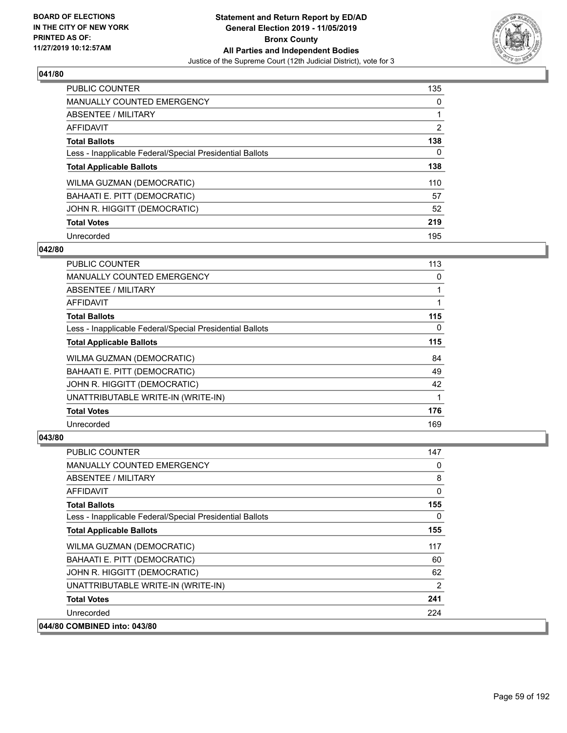## 041/80

| | |
|---|---|
| PUBLIC COUNTER | 135 |
| MANUALLY COUNTED EMERGENCY | 0 |
| ABSENTEE / MILITARY | 1 |
| AFFIDAVIT | 2 |
| **Total Ballots** | **138** |
| Less - Inapplicable Federal/Special Presidential Ballots | 0 |
| **Total Applicable Ballots** | **138** |
| WILMA GUZMAN (DEMOCRATIC) | 110 |
| BAHAATI E. PITT (DEMOCRATIC) | 57 |
| JOHN R. HIGGITT (DEMOCRATIC) | 52 |
| **Total Votes** | **219** |
| Unrecorded | 195 |

## 042/80

| | |
|---|---|
| PUBLIC COUNTER | 113 |
| MANUALLY COUNTED EMERGENCY | 0 |
| ABSENTEE / MILITARY | 1 |
| AFFIDAVIT | 1 |
| **Total Ballots** | **115** |
| Less - Inapplicable Federal/Special Presidential Ballots | 0 |
| **Total Applicable Ballots** | **115** |
| WILMA GUZMAN (DEMOCRATIC) | 84 |
| BAHAATI E. PITT (DEMOCRATIC) | 49 |
| JOHN R. HIGGITT (DEMOCRATIC) | 42 |
| UNATTRIBUTABLE WRITE-IN (WRITE-IN) | 1 |
| **Total Votes** | **176** |
| Unrecorded | 169 |

## 043/80

| | |
|---|---|
| PUBLIC COUNTER | 147 |
| MANUALLY COUNTED EMERGENCY | 0 |
| ABSENTEE / MILITARY | 8 |
| AFFIDAVIT | 0 |
| **Total Ballots** | **155** |
| Less - Inapplicable Federal/Special Presidential Ballots | 0 |
| **Total Applicable Ballots** | **155** |
| WILMA GUZMAN (DEMOCRATIC) | 117 |
| BAHAATI E. PITT (DEMOCRATIC) | 60 |
| JOHN R. HIGGITT (DEMOCRATIC) | 62 |
| UNATTRIBUTABLE WRITE-IN (WRITE-IN) | 2 |
| **Total Votes** | **241** |
| Unrecorded | 224 |

## 044/80 COMBINED into: 043/80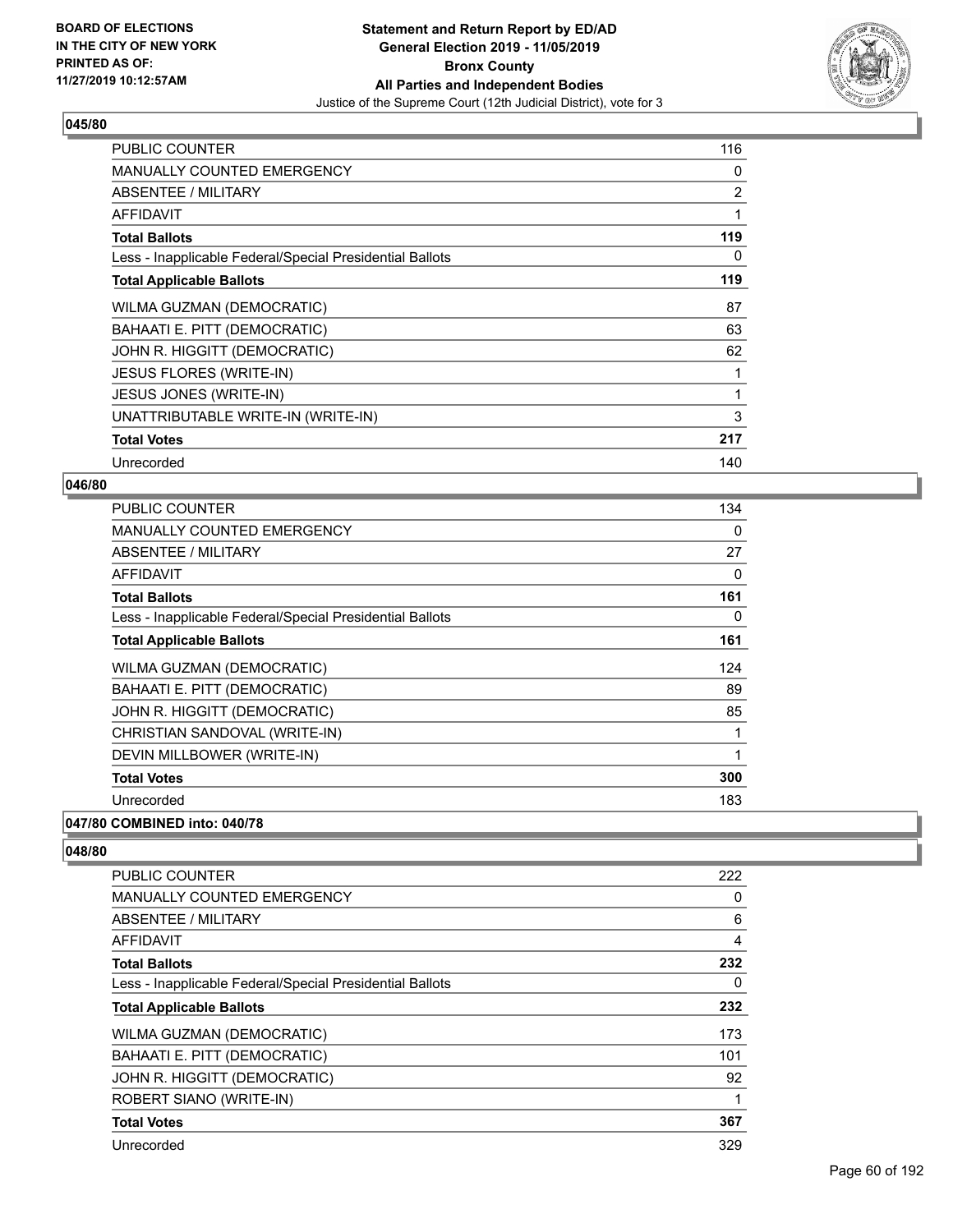**Statement and Return Report by ED/AD**
**General Election 2019 - 11/05/2019**
**Bronx County**
**All Parties and Independent Bodies**
Justice of the Supreme Court (12th Judicial District), vote for 3

BOARD OF ELECTIONS IN THE CITY OF NEW YORK PRINTED AS OF: 11/27/2019 10:12:57AM

### 045/80

| | |
|---|---|
| PUBLIC COUNTER | 116 |
| MANUALLY COUNTED EMERGENCY | 0 |
| ABSENTEE / MILITARY | 2 |
| AFFIDAVIT | 1 |
| **Total Ballots** | **119** |
| Less - Inapplicable Federal/Special Presidential Ballots | 0 |
| **Total Applicable Ballots** | **119** |
| WILMA GUZMAN (DEMOCRATIC) | 87 |
| BAHAATI E. PITT (DEMOCRATIC) | 63 |
| JOHN R. HIGGITT (DEMOCRATIC) | 62 |
| JESUS FLORES (WRITE-IN) | 1 |
| JESUS JONES (WRITE-IN) | 1 |
| UNATTRIBUTABLE WRITE-IN (WRITE-IN) | 3 |
| **Total Votes** | **217** |
| Unrecorded | 140 |

### 046/80

| | |
|---|---|
| PUBLIC COUNTER | 134 |
| MANUALLY COUNTED EMERGENCY | 0 |
| ABSENTEE / MILITARY | 27 |
| AFFIDAVIT | 0 |
| **Total Ballots** | **161** |
| Less - Inapplicable Federal/Special Presidential Ballots | 0 |
| **Total Applicable Ballots** | **161** |
| WILMA GUZMAN (DEMOCRATIC) | 124 |
| BAHAATI E. PITT (DEMOCRATIC) | 89 |
| JOHN R. HIGGITT (DEMOCRATIC) | 85 |
| CHRISTIAN SANDOVAL (WRITE-IN) | 1 |
| DEVIN MILLBOWER (WRITE-IN) | 1 |
| **Total Votes** | **300** |
| Unrecorded | 183 |

### 047/80 COMBINED into: 040/78

### 048/80

| | |
|---|---|
| PUBLIC COUNTER | 222 |
| MANUALLY COUNTED EMERGENCY | 0 |
| ABSENTEE / MILITARY | 6 |
| AFFIDAVIT | 4 |
| **Total Ballots** | **232** |
| Less - Inapplicable Federal/Special Presidential Ballots | 0 |
| **Total Applicable Ballots** | **232** |
| WILMA GUZMAN (DEMOCRATIC) | 173 |
| BAHAATI E. PITT (DEMOCRATIC) | 101 |
| JOHN R. HIGGITT (DEMOCRATIC) | 92 |
| ROBERT SIANO (WRITE-IN) | 1 |
| **Total Votes** | **367** |
| Unrecorded | 329 |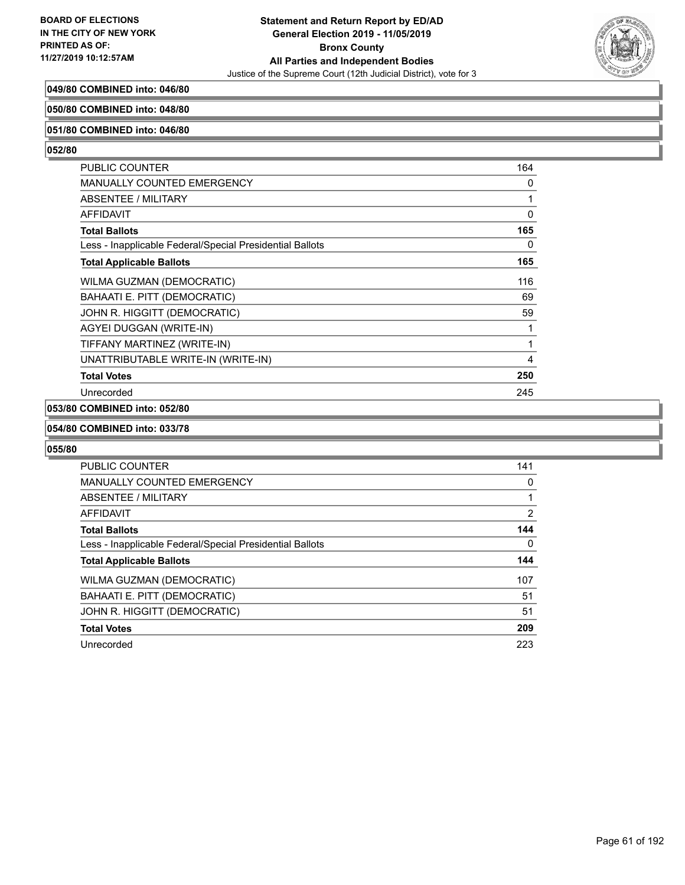**049/80 COMBINED into: 046/80**

**050/80 COMBINED into: 048/80**

**051/80 COMBINED into: 046/80**

**052/80**

| | |
|---|---|
| PUBLIC COUNTER | 164 |
| MANUALLY COUNTED EMERGENCY | 0 |
| ABSENTEE / MILITARY | 1 |
| AFFIDAVIT | 0 |
| **Total Ballots** | **165** |
| Less - Inapplicable Federal/Special Presidential Ballots | 0 |
| **Total Applicable Ballots** | **165** |
| WILMA GUZMAN (DEMOCRATIC) | 116 |
| BAHAATI E. PITT (DEMOCRATIC) | 69 |
| JOHN R. HIGGITT (DEMOCRATIC) | 59 |
| AGYEI DUGGAN (WRITE-IN) | 1 |
| TIFFANY MARTINEZ (WRITE-IN) | 1 |
| UNATTRIBUTABLE WRITE-IN (WRITE-IN) | 4 |
| **Total Votes** | **250** |
| Unrecorded | 245 |

**053/80 COMBINED into: 052/80**

**054/80 COMBINED into: 033/78**

**055/80**

| | |
|---|---|
| PUBLIC COUNTER | 141 |
| MANUALLY COUNTED EMERGENCY | 0 |
| ABSENTEE / MILITARY | 1 |
| AFFIDAVIT | 2 |
| **Total Ballots** | **144** |
| Less - Inapplicable Federal/Special Presidential Ballots | 0 |
| **Total Applicable Ballots** | **144** |
| WILMA GUZMAN (DEMOCRATIC) | 107 |
| BAHAATI E. PITT (DEMOCRATIC) | 51 |
| JOHN R. HIGGITT (DEMOCRATIC) | 51 |
| **Total Votes** | **209** |
| Unrecorded | 223 |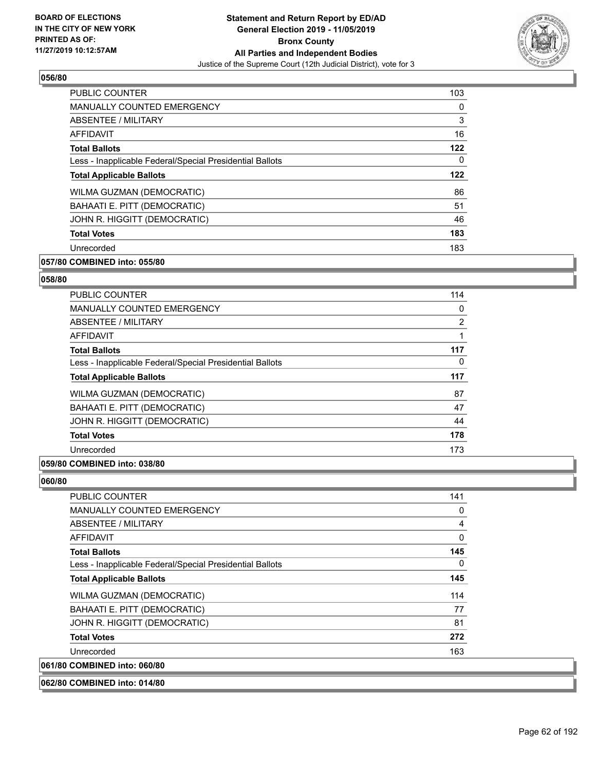**Statement and Return Report by ED/AD**
**General Election 2019 - 11/05/2019**
**Bronx County**
**All Parties and Independent Bodies**
Justice of the Supreme Court (12th Judicial District), vote for 3

BOARD OF ELECTIONS IN THE CITY OF NEW YORK PRINTED AS OF: 11/27/2019 10:12:57AM

**056/80**

| | |
|---|---|
| PUBLIC COUNTER | 103 |
| MANUALLY COUNTED EMERGENCY | 0 |
| ABSENTEE / MILITARY | 3 |
| AFFIDAVIT | 16 |
| **Total Ballots** | **122** |
| Less - Inapplicable Federal/Special Presidential Ballots | 0 |
| **Total Applicable Ballots** | **122** |
| WILMA GUZMAN (DEMOCRATIC) | 86 |
| BAHAATI E. PITT (DEMOCRATIC) | 51 |
| JOHN R. HIGGITT (DEMOCRATIC) | 46 |
| **Total Votes** | **183** |
| Unrecorded | 183 |

**057/80 COMBINED into: 055/80**

**058/80**

| | |
|---|---|
| PUBLIC COUNTER | 114 |
| MANUALLY COUNTED EMERGENCY | 0 |
| ABSENTEE / MILITARY | 2 |
| AFFIDAVIT | 1 |
| **Total Ballots** | **117** |
| Less - Inapplicable Federal/Special Presidential Ballots | 0 |
| **Total Applicable Ballots** | **117** |
| WILMA GUZMAN (DEMOCRATIC) | 87 |
| BAHAATI E. PITT (DEMOCRATIC) | 47 |
| JOHN R. HIGGITT (DEMOCRATIC) | 44 |
| **Total Votes** | **178** |
| Unrecorded | 173 |

**059/80 COMBINED into: 038/80**

**060/80**

| | |
|---|---|
| PUBLIC COUNTER | 141 |
| MANUALLY COUNTED EMERGENCY | 0 |
| ABSENTEE / MILITARY | 4 |
| AFFIDAVIT | 0 |
| **Total Ballots** | **145** |
| Less - Inapplicable Federal/Special Presidential Ballots | 0 |
| **Total Applicable Ballots** | **145** |
| WILMA GUZMAN (DEMOCRATIC) | 114 |
| BAHAATI E. PITT (DEMOCRATIC) | 77 |
| JOHN R. HIGGITT (DEMOCRATIC) | 81 |
| **Total Votes** | **272** |
| Unrecorded | 163 |

**061/80 COMBINED into: 060/80**

**062/80 COMBINED into: 014/80**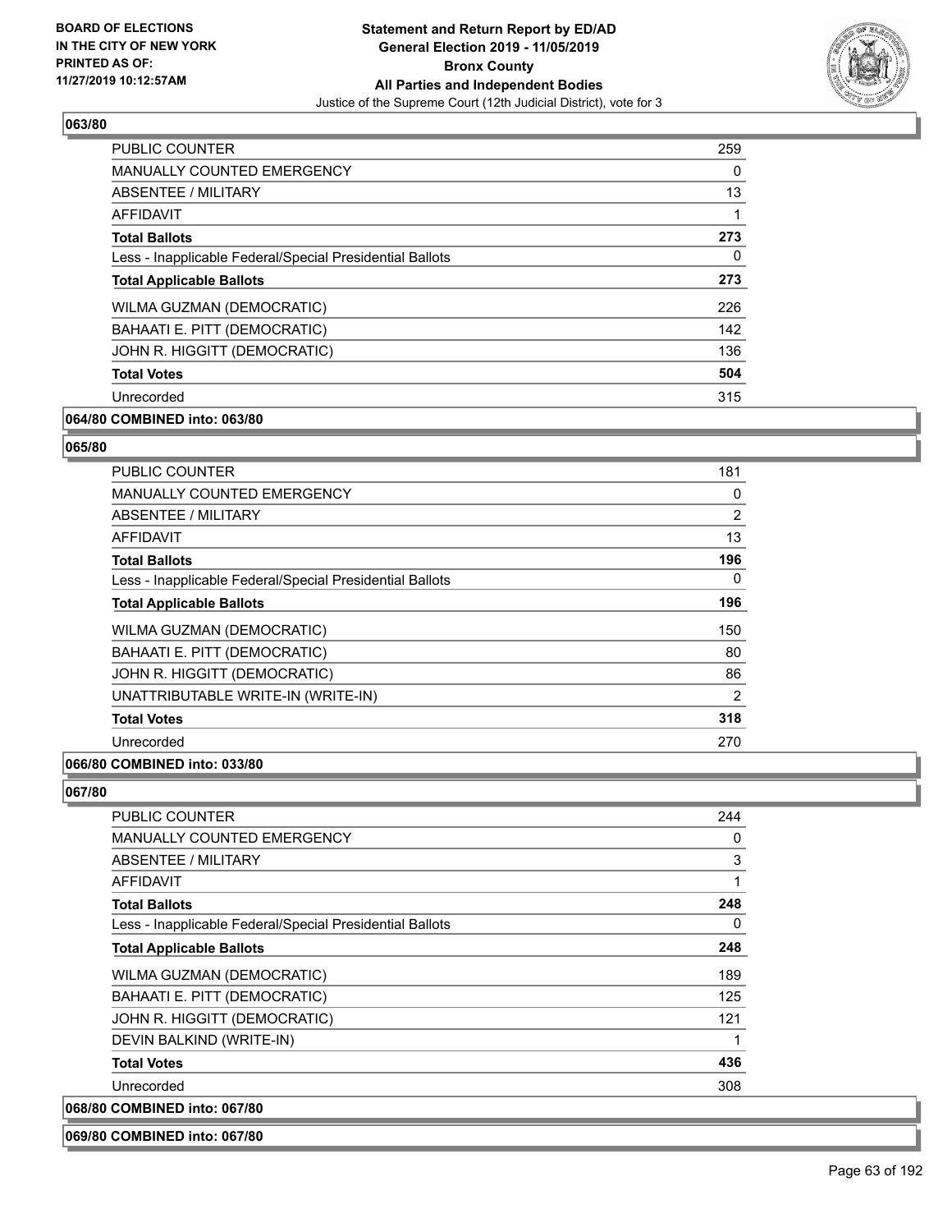## 063/80

| | |
|---|---|
| PUBLIC COUNTER | 259 |
| MANUALLY COUNTED EMERGENCY | 0 |
| ABSENTEE / MILITARY | 13 |
| AFFIDAVIT | 1 |
| **Total Ballots** | **273** |
| Less - Inapplicable Federal/Special Presidential Ballots | 0 |
| **Total Applicable Ballots** | **273** |
| WILMA GUZMAN (DEMOCRATIC) | 226 |
| BAHAATI E. PITT (DEMOCRATIC) | 142 |
| JOHN R. HIGGITT (DEMOCRATIC) | 136 |
| **Total Votes** | **504** |
| Unrecorded | 315 |

**064/80 COMBINED into: 063/80**

## 065/80

| | |
|---|---|
| PUBLIC COUNTER | 181 |
| MANUALLY COUNTED EMERGENCY | 0 |
| ABSENTEE / MILITARY | 2 |
| AFFIDAVIT | 13 |
| **Total Ballots** | **196** |
| Less - Inapplicable Federal/Special Presidential Ballots | 0 |
| **Total Applicable Ballots** | **196** |
| WILMA GUZMAN (DEMOCRATIC) | 150 |
| BAHAATI E. PITT (DEMOCRATIC) | 80 |
| JOHN R. HIGGITT (DEMOCRATIC) | 86 |
| UNATTRIBUTABLE WRITE-IN (WRITE-IN) | 2 |
| **Total Votes** | **318** |
| Unrecorded | 270 |

**066/80 COMBINED into: 033/80**

## 067/80

| | |
|---|---|
| PUBLIC COUNTER | 244 |
| MANUALLY COUNTED EMERGENCY | 0 |
| ABSENTEE / MILITARY | 3 |
| AFFIDAVIT | 1 |
| **Total Ballots** | **248** |
| Less - Inapplicable Federal/Special Presidential Ballots | 0 |
| **Total Applicable Ballots** | **248** |
| WILMA GUZMAN (DEMOCRATIC) | 189 |
| BAHAATI E. PITT (DEMOCRATIC) | 125 |
| JOHN R. HIGGITT (DEMOCRATIC) | 121 |
| DEVIN BALKIND (WRITE-IN) | 1 |
| **Total Votes** | **436** |
| Unrecorded | 308 |

**068/80 COMBINED into: 067/80**

**069/80 COMBINED into: 067/80**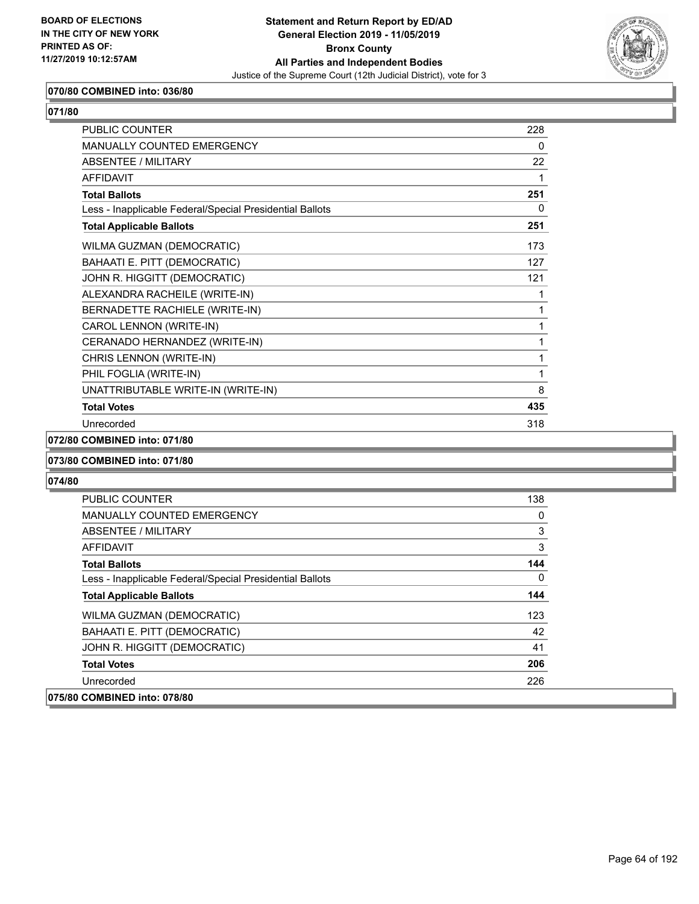**Statement and Return Report by ED/AD**
**General Election 2019 - 11/05/2019**
**Bronx County**
**All Parties and Independent Bodies**
Justice of the Supreme Court (12th Judicial District), vote for 3

BOARD OF ELECTIONS IN THE CITY OF NEW YORK PRINTED AS OF: 11/27/2019 10:12:57AM

**070/80 COMBINED into: 036/80**

**071/80**

| | |
|---|---|
| PUBLIC COUNTER | 228 |
| MANUALLY COUNTED EMERGENCY | 0 |
| ABSENTEE / MILITARY | 22 |
| AFFIDAVIT | 1 |
| **Total Ballots** | **251** |
| Less - Inapplicable Federal/Special Presidential Ballots | 0 |
| **Total Applicable Ballots** | **251** |
| WILMA GUZMAN (DEMOCRATIC) | 173 |
| BAHAATI E. PITT (DEMOCRATIC) | 127 |
| JOHN R. HIGGITT (DEMOCRATIC) | 121 |
| ALEXANDRA RACHEILE (WRITE-IN) | 1 |
| BERNADETTE RACHIELE (WRITE-IN) | 1 |
| CAROL LENNON (WRITE-IN) | 1 |
| CERANADO HERNANDEZ (WRITE-IN) | 1 |
| CHRIS LENNON (WRITE-IN) | 1 |
| PHIL FOGLIA (WRITE-IN) | 1 |
| UNATTRIBUTABLE WRITE-IN (WRITE-IN) | 8 |
| **Total Votes** | **435** |
| Unrecorded | 318 |

**072/80 COMBINED into: 071/80**

**073/80 COMBINED into: 071/80**

**074/80**

| | |
|---|---|
| PUBLIC COUNTER | 138 |
| MANUALLY COUNTED EMERGENCY | 0 |
| ABSENTEE / MILITARY | 3 |
| AFFIDAVIT | 3 |
| **Total Ballots** | **144** |
| Less - Inapplicable Federal/Special Presidential Ballots | 0 |
| **Total Applicable Ballots** | **144** |
| WILMA GUZMAN (DEMOCRATIC) | 123 |
| BAHAATI E. PITT (DEMOCRATIC) | 42 |
| JOHN R. HIGGITT (DEMOCRATIC) | 41 |
| **Total Votes** | **206** |
| Unrecorded | 226 |

**075/80 COMBINED into: 078/80**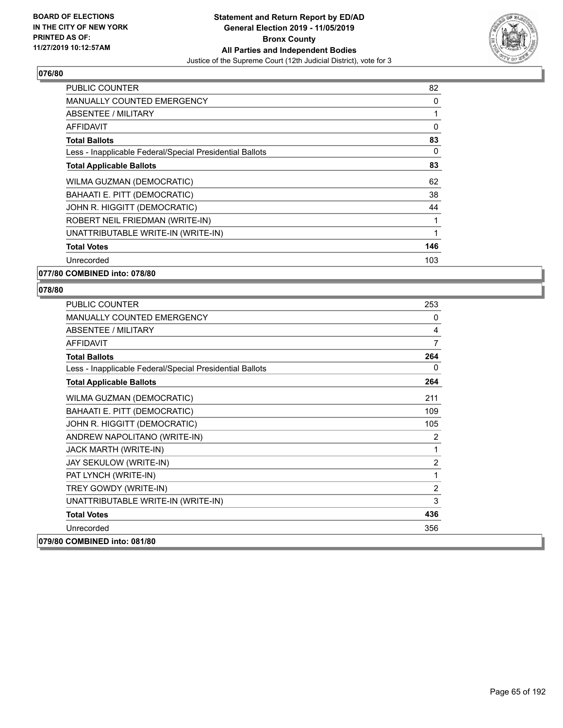**BOARD OF ELECTIONS IN THE CITY OF NEW YORK PRINTED AS OF: 11/27/2019 10:12:57AM**

**Statement and Return Report by ED/AD General Election 2019 - 11/05/2019 Bronx County All Parties and Independent Bodies**

Justice of the Supreme Court (12th Judicial District), vote for 3

## 076/80

| | |
|---|---|
| PUBLIC COUNTER | 82 |
| MANUALLY COUNTED EMERGENCY | 0 |
| ABSENTEE / MILITARY | 1 |
| AFFIDAVIT | 0 |
| **Total Ballots** | **83** |
| Less - Inapplicable Federal/Special Presidential Ballots | 0 |
| **Total Applicable Ballots** | **83** |
| WILMA GUZMAN (DEMOCRATIC) | 62 |
| BAHAATI E. PITT (DEMOCRATIC) | 38 |
| JOHN R. HIGGITT (DEMOCRATIC) | 44 |
| ROBERT NEIL FRIEDMAN (WRITE-IN) | 1 |
| UNATTRIBUTABLE WRITE-IN (WRITE-IN) | 1 |
| **Total Votes** | **146** |
| Unrecorded | 103 |

## 077/80 COMBINED into: 078/80

## 078/80

| | |
|---|---|
| PUBLIC COUNTER | 253 |
| MANUALLY COUNTED EMERGENCY | 0 |
| ABSENTEE / MILITARY | 4 |
| AFFIDAVIT | 7 |
| **Total Ballots** | **264** |
| Less - Inapplicable Federal/Special Presidential Ballots | 0 |
| **Total Applicable Ballots** | **264** |
| WILMA GUZMAN (DEMOCRATIC) | 211 |
| BAHAATI E. PITT (DEMOCRATIC) | 109 |
| JOHN R. HIGGITT (DEMOCRATIC) | 105 |
| ANDREW NAPOLITANO (WRITE-IN) | 2 |
| JACK MARTH (WRITE-IN) | 1 |
| JAY SEKULOW (WRITE-IN) | 2 |
| PAT LYNCH (WRITE-IN) | 1 |
| TREY GOWDY (WRITE-IN) | 2 |
| UNATTRIBUTABLE WRITE-IN (WRITE-IN) | 3 |
| **Total Votes** | **436** |
| Unrecorded | 356 |

## 079/80 COMBINED into: 081/80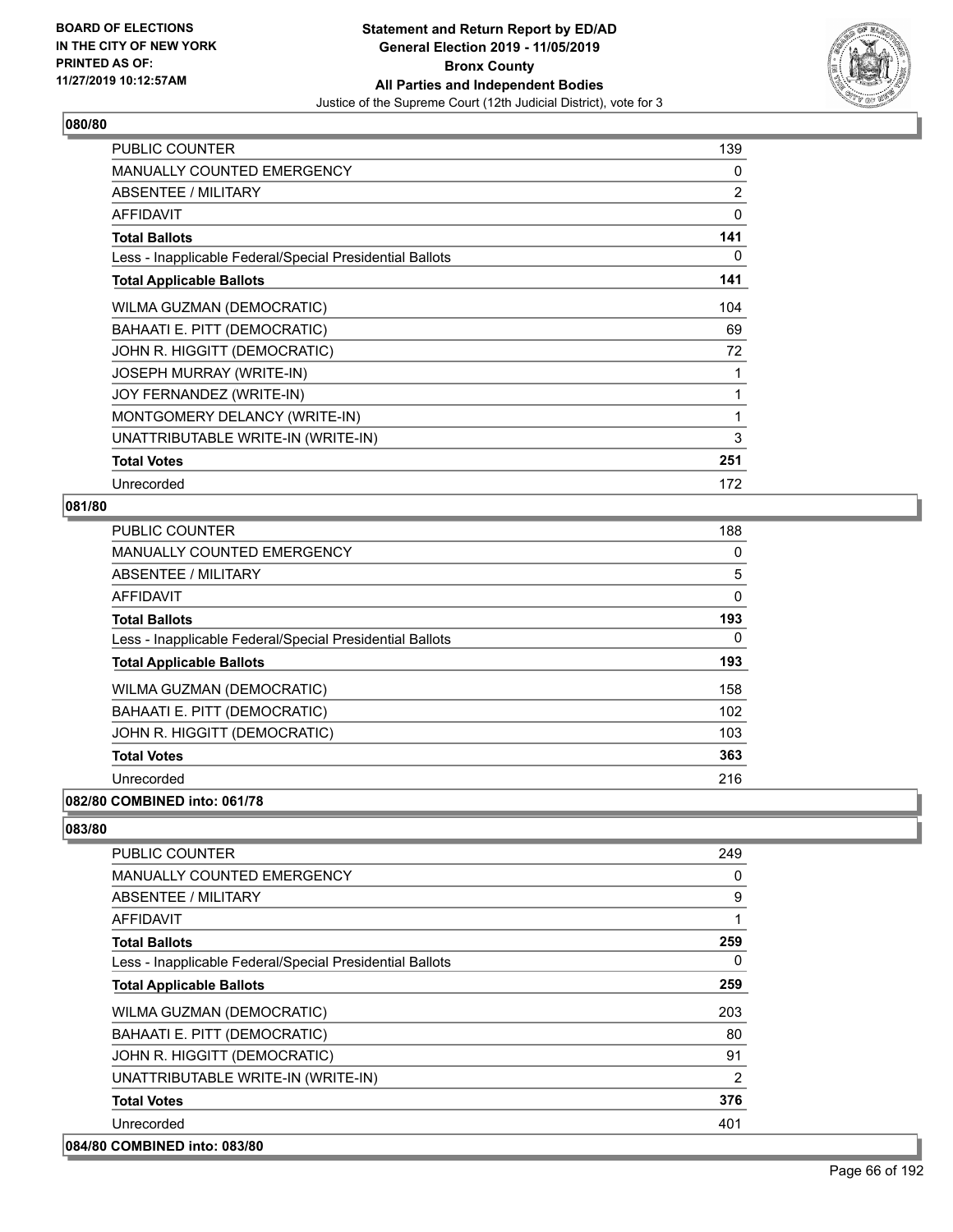**BOARD OF ELECTIONS IN THE CITY OF NEW YORK PRINTED AS OF: 11/27/2019 10:12:57AM**

**Statement and Return Report by ED/AD General Election 2019 - 11/05/2019 Bronx County All Parties and Independent Bodies**
Justice of the Supreme Court (12th Judicial District), vote for 3

## 080/80

| | |
|---|---|
| PUBLIC COUNTER | 139 |
| MANUALLY COUNTED EMERGENCY | 0 |
| ABSENTEE / MILITARY | 2 |
| AFFIDAVIT | 0 |
| **Total Ballots** | **141** |
| Less - Inapplicable Federal/Special Presidential Ballots | 0 |
| **Total Applicable Ballots** | **141** |
| WILMA GUZMAN (DEMOCRATIC) | 104 |
| BAHAATI E. PITT (DEMOCRATIC) | 69 |
| JOHN R. HIGGITT (DEMOCRATIC) | 72 |
| JOSEPH MURRAY (WRITE-IN) | 1 |
| JOY FERNANDEZ (WRITE-IN) | 1 |
| MONTGOMERY DELANCY (WRITE-IN) | 1 |
| UNATTRIBUTABLE WRITE-IN (WRITE-IN) | 3 |
| **Total Votes** | **251** |
| Unrecorded | 172 |

## 081/80

| | |
|---|---|
| PUBLIC COUNTER | 188 |
| MANUALLY COUNTED EMERGENCY | 0 |
| ABSENTEE / MILITARY | 5 |
| AFFIDAVIT | 0 |
| **Total Ballots** | **193** |
| Less - Inapplicable Federal/Special Presidential Ballots | 0 |
| **Total Applicable Ballots** | **193** |
| WILMA GUZMAN (DEMOCRATIC) | 158 |
| BAHAATI E. PITT (DEMOCRATIC) | 102 |
| JOHN R. HIGGITT (DEMOCRATIC) | 103 |
| **Total Votes** | **363** |
| Unrecorded | 216 |

## 082/80 COMBINED into: 061/78

## 083/80

| | |
|---|---|
| PUBLIC COUNTER | 249 |
| MANUALLY COUNTED EMERGENCY | 0 |
| ABSENTEE / MILITARY | 9 |
| AFFIDAVIT | 1 |
| **Total Ballots** | **259** |
| Less - Inapplicable Federal/Special Presidential Ballots | 0 |
| **Total Applicable Ballots** | **259** |
| WILMA GUZMAN (DEMOCRATIC) | 203 |
| BAHAATI E. PITT (DEMOCRATIC) | 80 |
| JOHN R. HIGGITT (DEMOCRATIC) | 91 |
| UNATTRIBUTABLE WRITE-IN (WRITE-IN) | 2 |
| **Total Votes** | **376** |
| Unrecorded | 401 |

## 084/80 COMBINED into: 083/80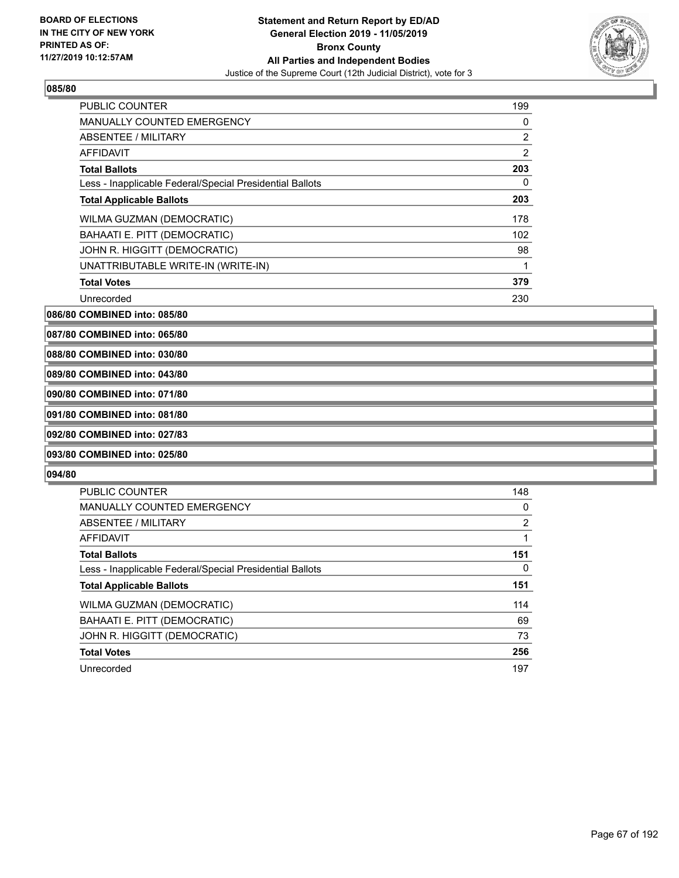**BOARD OF ELECTIONS IN THE CITY OF NEW YORK PRINTED AS OF: 11/27/2019 10:12:57AM**

**Statement and Return Report by ED/AD General Election 2019 - 11/05/2019 Bronx County All Parties and Independent Bodies**

Justice of the Supreme Court (12th Judicial District), vote for 3

### 085/80

| | |
|---|---|
| PUBLIC COUNTER | 199 |
| MANUALLY COUNTED EMERGENCY | 0 |
| ABSENTEE / MILITARY | 2 |
| AFFIDAVIT | 2 |
| **Total Ballots** | **203** |
| Less - Inapplicable Federal/Special Presidential Ballots | 0 |
| **Total Applicable Ballots** | **203** |
| WILMA GUZMAN (DEMOCRATIC) | 178 |
| BAHAATI E. PITT (DEMOCRATIC) | 102 |
| JOHN R. HIGGITT (DEMOCRATIC) | 98 |
| UNATTRIBUTABLE WRITE-IN (WRITE-IN) | 1 |
| **Total Votes** | **379** |
| Unrecorded | 230 |

**086/80 COMBINED into: 085/80**

**087/80 COMBINED into: 065/80**

**088/80 COMBINED into: 030/80**

**089/80 COMBINED into: 043/80**

**090/80 COMBINED into: 071/80**

**091/80 COMBINED into: 081/80**

**092/80 COMBINED into: 027/83**

**093/80 COMBINED into: 025/80**

### 094/80

| | |
|---|---|
| PUBLIC COUNTER | 148 |
| MANUALLY COUNTED EMERGENCY | 0 |
| ABSENTEE / MILITARY | 2 |
| AFFIDAVIT | 1 |
| **Total Ballots** | **151** |
| Less - Inapplicable Federal/Special Presidential Ballots | 0 |
| **Total Applicable Ballots** | **151** |
| WILMA GUZMAN (DEMOCRATIC) | 114 |
| BAHAATI E. PITT (DEMOCRATIC) | 69 |
| JOHN R. HIGGITT (DEMOCRATIC) | 73 |
| **Total Votes** | **256** |
| Unrecorded | 197 |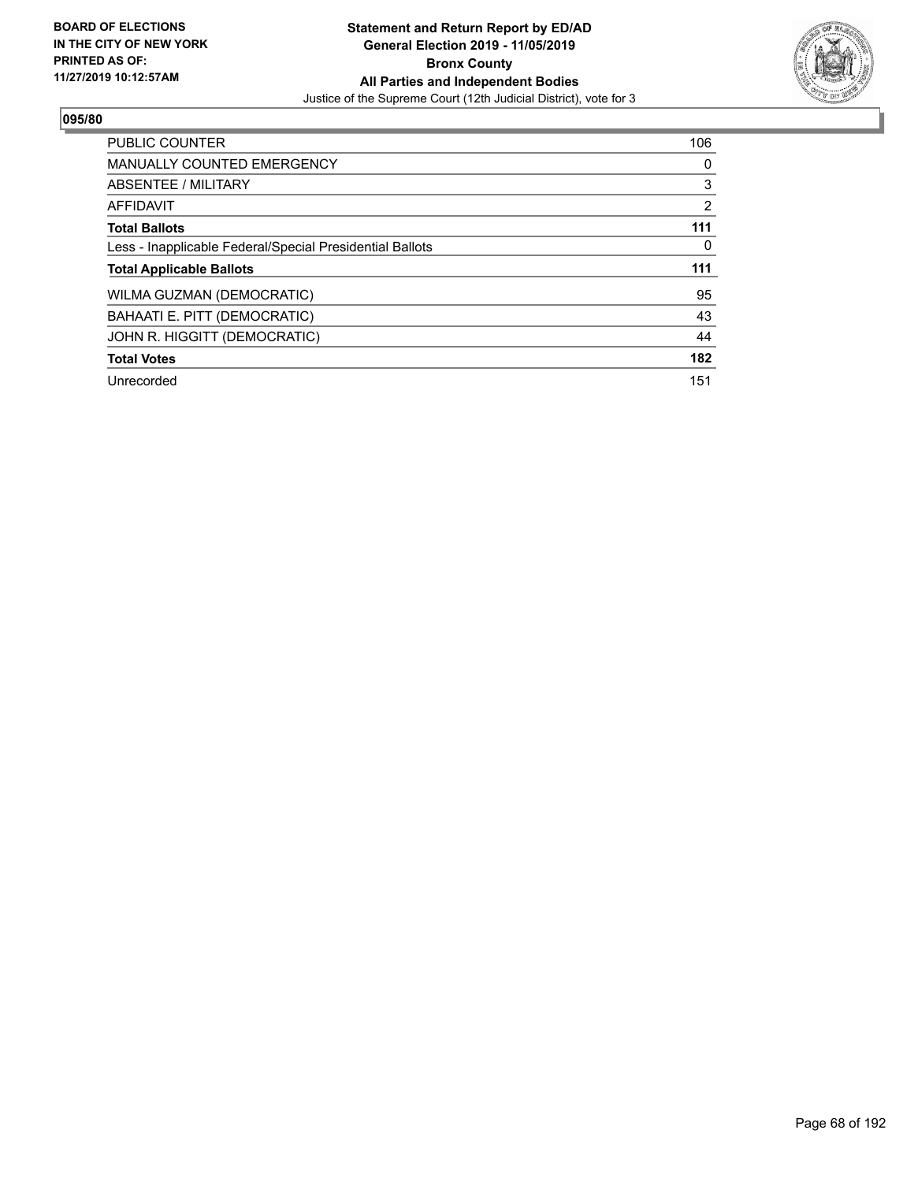BOARD OF ELECTIONS
IN THE CITY OF NEW YORK
PRINTED AS OF:
11/27/2019 10:12:57AM

**Statement and Return Report by ED/AD**
**General Election 2019 - 11/05/2019**
**Bronx County**
**All Parties and Independent Bodies**
Justice of the Supreme Court (12th Judicial District), vote for 3

**095/80**

| | |
|---|---|
| PUBLIC COUNTER | 106 |
| MANUALLY COUNTED EMERGENCY | 0 |
| ABSENTEE / MILITARY | 3 |
| AFFIDAVIT | 2 |
| **Total Ballots** | **111** |
| Less - Inapplicable Federal/Special Presidential Ballots | 0 |
| **Total Applicable Ballots** | **111** |
| WILMA GUZMAN (DEMOCRATIC) | 95 |
| BAHAATI E. PITT (DEMOCRATIC) | 43 |
| JOHN R. HIGGITT (DEMOCRATIC) | 44 |
| **Total Votes** | **182** |
| Unrecorded | 151 |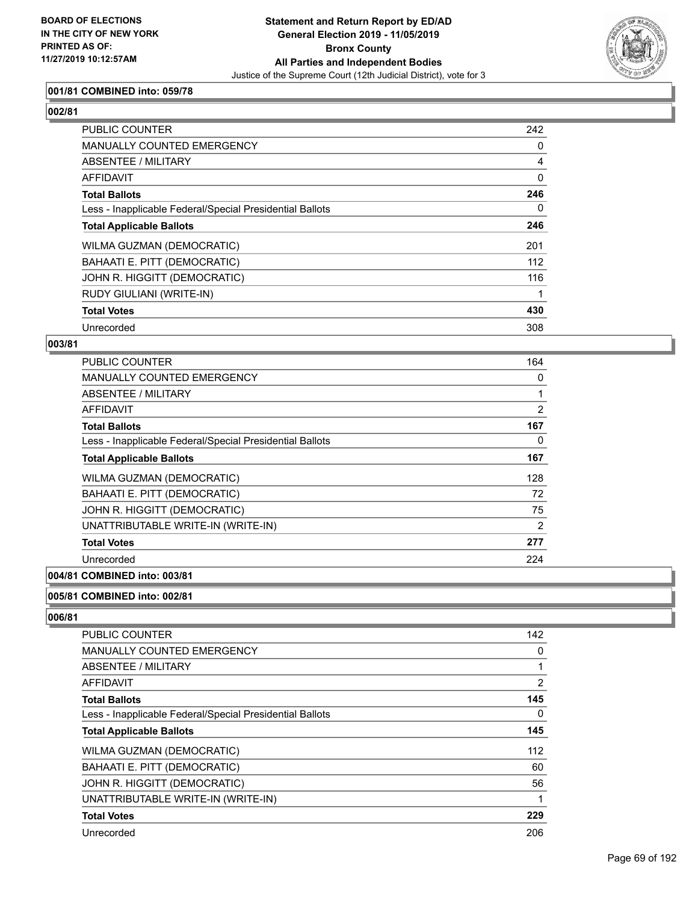### 001/81 COMBINED into: 059/78

### 002/81

| | |
|---|---|
| PUBLIC COUNTER | 242 |
| MANUALLY COUNTED EMERGENCY | 0 |
| ABSENTEE / MILITARY | 4 |
| AFFIDAVIT | 0 |
| **Total Ballots** | **246** |
| Less - Inapplicable Federal/Special Presidential Ballots | 0 |
| **Total Applicable Ballots** | **246** |
| WILMA GUZMAN (DEMOCRATIC) | 201 |
| BAHAATI E. PITT (DEMOCRATIC) | 112 |
| JOHN R. HIGGITT (DEMOCRATIC) | 116 |
| RUDY GIULIANI (WRITE-IN) | 1 |
| **Total Votes** | **430** |
| Unrecorded | 308 |

### 003/81

| | |
|---|---|
| PUBLIC COUNTER | 164 |
| MANUALLY COUNTED EMERGENCY | 0 |
| ABSENTEE / MILITARY | 1 |
| AFFIDAVIT | 2 |
| **Total Ballots** | **167** |
| Less - Inapplicable Federal/Special Presidential Ballots | 0 |
| **Total Applicable Ballots** | **167** |
| WILMA GUZMAN (DEMOCRATIC) | 128 |
| BAHAATI E. PITT (DEMOCRATIC) | 72 |
| JOHN R. HIGGITT (DEMOCRATIC) | 75 |
| UNATTRIBUTABLE WRITE-IN (WRITE-IN) | 2 |
| **Total Votes** | **277** |
| Unrecorded | 224 |

### 004/81 COMBINED into: 003/81

### 005/81 COMBINED into: 002/81

### 006/81

| | |
|---|---|
| PUBLIC COUNTER | 142 |
| MANUALLY COUNTED EMERGENCY | 0 |
| ABSENTEE / MILITARY | 1 |
| AFFIDAVIT | 2 |
| **Total Ballots** | **145** |
| Less - Inapplicable Federal/Special Presidential Ballots | 0 |
| **Total Applicable Ballots** | **145** |
| WILMA GUZMAN (DEMOCRATIC) | 112 |
| BAHAATI E. PITT (DEMOCRATIC) | 60 |
| JOHN R. HIGGITT (DEMOCRATIC) | 56 |
| UNATTRIBUTABLE WRITE-IN (WRITE-IN) | 1 |
| **Total Votes** | **229** |
| Unrecorded | 206 |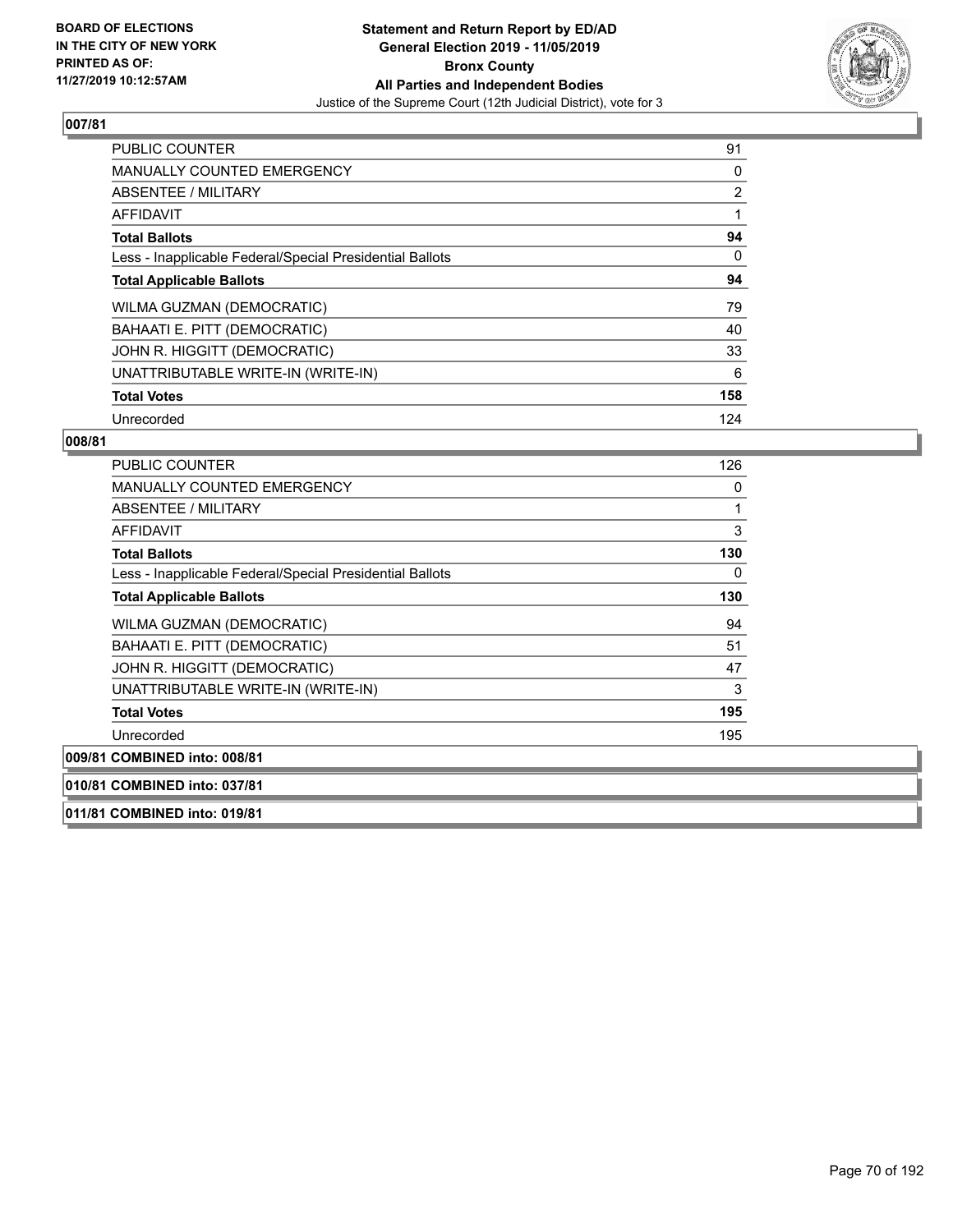**BOARD OF ELECTIONS IN THE CITY OF NEW YORK PRINTED AS OF: 11/27/2019 10:12:57AM**

# Statement and Return Report by ED/AD
## General Election 2019 - 11/05/2019
## Bronx County
## All Parties and Independent Bodies
Justice of the Supreme Court (12th Judicial District), vote for 3

### 007/81

| | |
|---|---|
| PUBLIC COUNTER | 91 |
| MANUALLY COUNTED EMERGENCY | 0 |
| ABSENTEE / MILITARY | 2 |
| AFFIDAVIT | 1 |
| **Total Ballots** | **94** |
| Less - Inapplicable Federal/Special Presidential Ballots | 0 |
| **Total Applicable Ballots** | **94** |
| WILMA GUZMAN (DEMOCRATIC) | 79 |
| BAHAATI E. PITT (DEMOCRATIC) | 40 |
| JOHN R. HIGGITT (DEMOCRATIC) | 33 |
| UNATTRIBUTABLE WRITE-IN (WRITE-IN) | 6 |
| **Total Votes** | **158** |
| Unrecorded | 124 |

### 008/81

| | |
|---|---|
| PUBLIC COUNTER | 126 |
| MANUALLY COUNTED EMERGENCY | 0 |
| ABSENTEE / MILITARY | 1 |
| AFFIDAVIT | 3 |
| **Total Ballots** | **130** |
| Less - Inapplicable Federal/Special Presidential Ballots | 0 |
| **Total Applicable Ballots** | **130** |
| WILMA GUZMAN (DEMOCRATIC) | 94 |
| BAHAATI E. PITT (DEMOCRATIC) | 51 |
| JOHN R. HIGGITT (DEMOCRATIC) | 47 |
| UNATTRIBUTABLE WRITE-IN (WRITE-IN) | 3 |
| **Total Votes** | **195** |
| Unrecorded | 195 |

**009/81 COMBINED into: 008/81**

**010/81 COMBINED into: 037/81**

**011/81 COMBINED into: 019/81**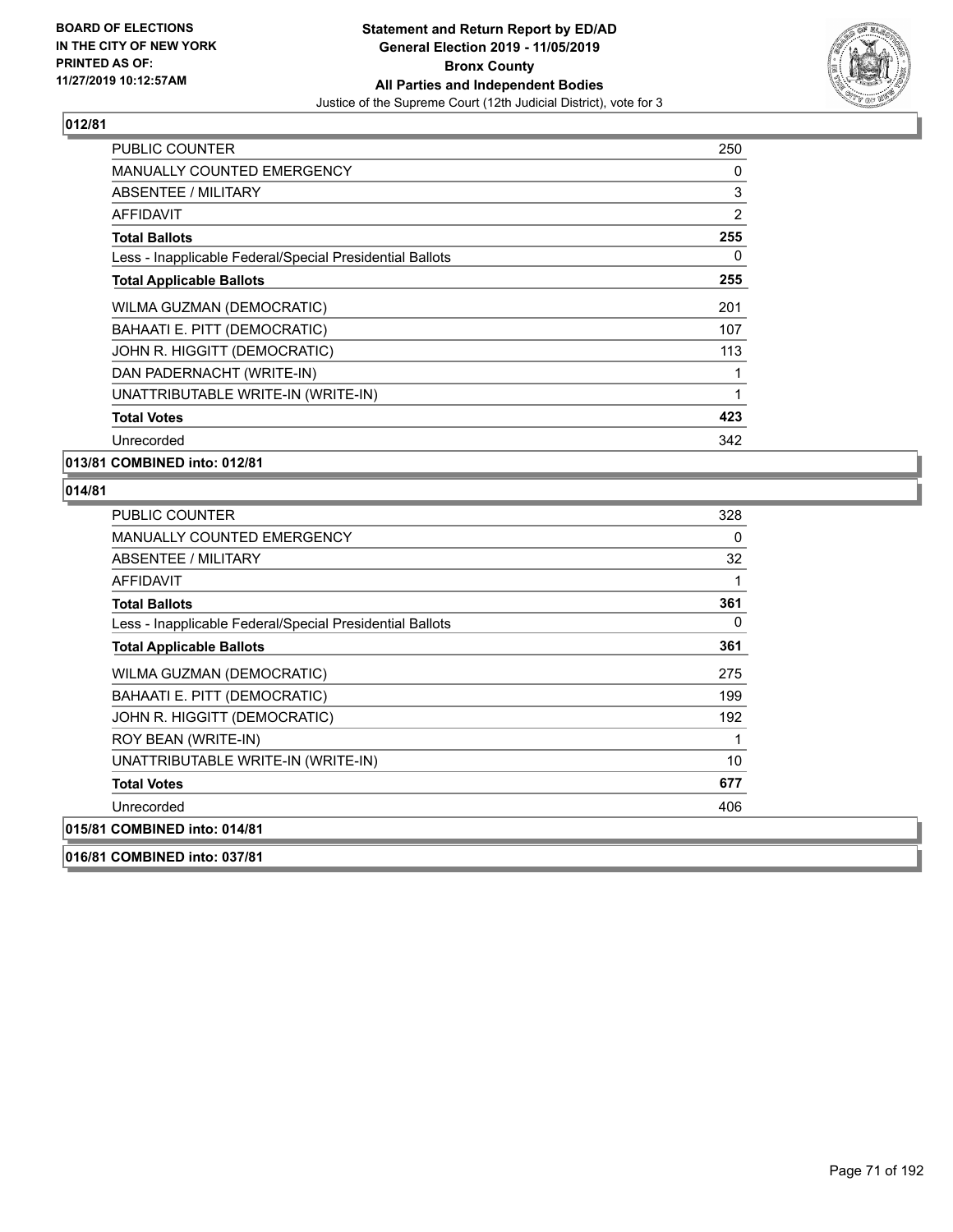**BOARD OF ELECTIONS IN THE CITY OF NEW YORK PRINTED AS OF: 11/27/2019 10:12:57AM**

**Statement and Return Report by ED/AD General Election 2019 - 11/05/2019 Bronx County All Parties and Independent Bodies**

Justice of the Supreme Court (12th Judicial District), vote for 3

## 012/81

| | |
|---|---|
| PUBLIC COUNTER | 250 |
| MANUALLY COUNTED EMERGENCY | 0 |
| ABSENTEE / MILITARY | 3 |
| AFFIDAVIT | 2 |
| **Total Ballots** | **255** |
| Less - Inapplicable Federal/Special Presidential Ballots | 0 |
| **Total Applicable Ballots** | **255** |
| WILMA GUZMAN (DEMOCRATIC) | 201 |
| BAHAATI E. PITT (DEMOCRATIC) | 107 |
| JOHN R. HIGGITT (DEMOCRATIC) | 113 |
| DAN PADERNACHT (WRITE-IN) | 1 |
| UNATTRIBUTABLE WRITE-IN (WRITE-IN) | 1 |
| **Total Votes** | **423** |
| Unrecorded | 342 |

## 013/81 COMBINED into: 012/81

## 014/81

| | |
|---|---|
| PUBLIC COUNTER | 328 |
| MANUALLY COUNTED EMERGENCY | 0 |
| ABSENTEE / MILITARY | 32 |
| AFFIDAVIT | 1 |
| **Total Ballots** | **361** |
| Less - Inapplicable Federal/Special Presidential Ballots | 0 |
| **Total Applicable Ballots** | **361** |
| WILMA GUZMAN (DEMOCRATIC) | 275 |
| BAHAATI E. PITT (DEMOCRATIC) | 199 |
| JOHN R. HIGGITT (DEMOCRATIC) | 192 |
| ROY BEAN (WRITE-IN) | 1 |
| UNATTRIBUTABLE WRITE-IN (WRITE-IN) | 10 |
| **Total Votes** | **677** |
| Unrecorded | 406 |

## 015/81 COMBINED into: 014/81

## 016/81 COMBINED into: 037/81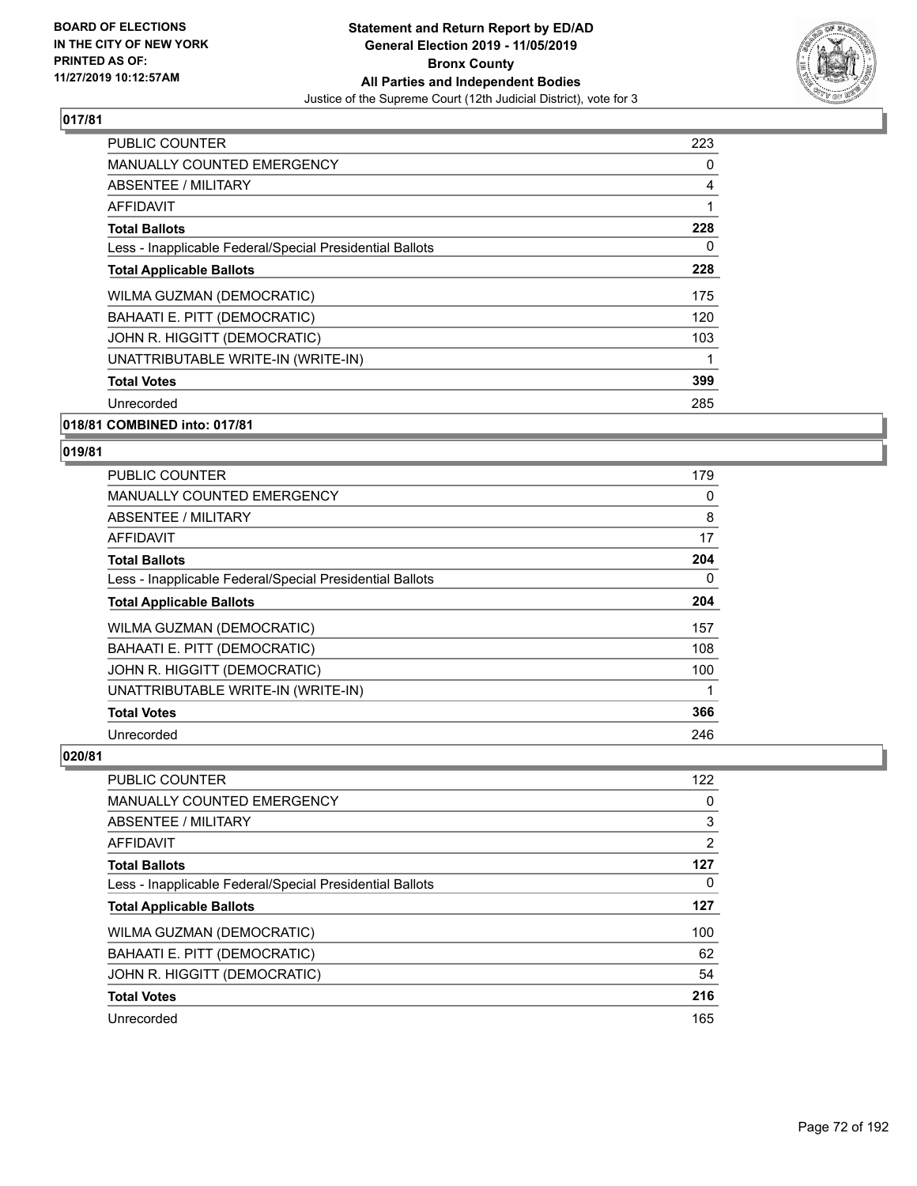### 017/81

| | |
|---|---|
| PUBLIC COUNTER | 223 |
| MANUALLY COUNTED EMERGENCY | 0 |
| ABSENTEE / MILITARY | 4 |
| AFFIDAVIT | 1 |
| **Total Ballots** | **228** |
| Less - Inapplicable Federal/Special Presidential Ballots | 0 |
| **Total Applicable Ballots** | **228** |
| WILMA GUZMAN (DEMOCRATIC) | 175 |
| BAHAATI E. PITT (DEMOCRATIC) | 120 |
| JOHN R. HIGGITT (DEMOCRATIC) | 103 |
| UNATTRIBUTABLE WRITE-IN (WRITE-IN) | 1 |
| **Total Votes** | **399** |
| Unrecorded | 285 |

### 018/81 COMBINED into: 017/81

### 019/81

| | |
|---|---|
| PUBLIC COUNTER | 179 |
| MANUALLY COUNTED EMERGENCY | 0 |
| ABSENTEE / MILITARY | 8 |
| AFFIDAVIT | 17 |
| **Total Ballots** | **204** |
| Less - Inapplicable Federal/Special Presidential Ballots | 0 |
| **Total Applicable Ballots** | **204** |
| WILMA GUZMAN (DEMOCRATIC) | 157 |
| BAHAATI E. PITT (DEMOCRATIC) | 108 |
| JOHN R. HIGGITT (DEMOCRATIC) | 100 |
| UNATTRIBUTABLE WRITE-IN (WRITE-IN) | 1 |
| **Total Votes** | **366** |
| Unrecorded | 246 |

### 020/81

| | |
|---|---|
| PUBLIC COUNTER | 122 |
| MANUALLY COUNTED EMERGENCY | 0 |
| ABSENTEE / MILITARY | 3 |
| AFFIDAVIT | 2 |
| **Total Ballots** | **127** |
| Less - Inapplicable Federal/Special Presidential Ballots | 0 |
| **Total Applicable Ballots** | **127** |
| WILMA GUZMAN (DEMOCRATIC) | 100 |
| BAHAATI E. PITT (DEMOCRATIC) | 62 |
| JOHN R. HIGGITT (DEMOCRATIC) | 54 |
| **Total Votes** | **216** |
| Unrecorded | 165 |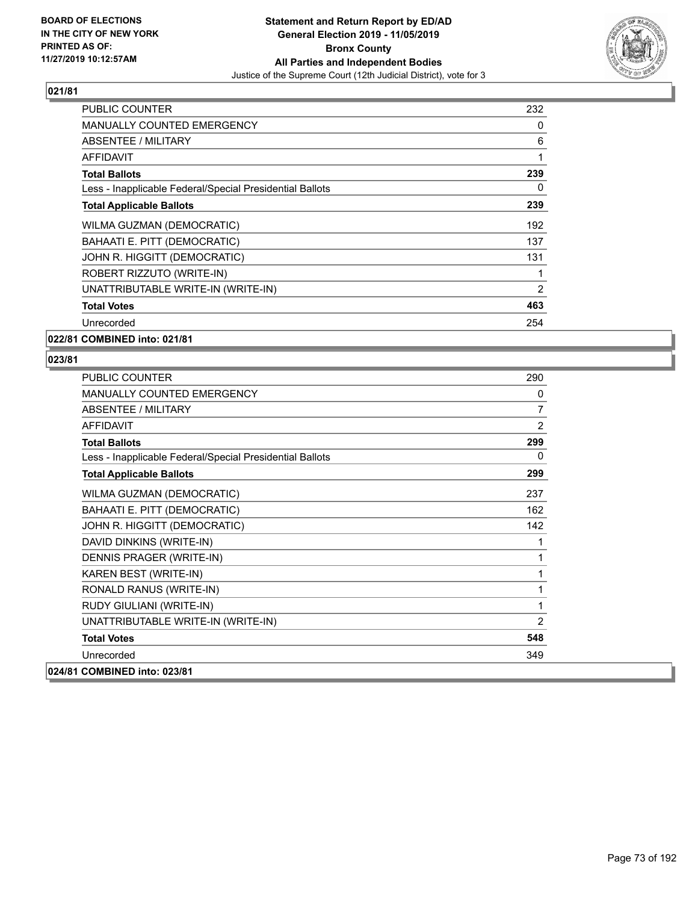## 021/81

| | |
|---|---|
| PUBLIC COUNTER | 232 |
| MANUALLY COUNTED EMERGENCY | 0 |
| ABSENTEE / MILITARY | 6 |
| AFFIDAVIT | 1 |
| **Total Ballots** | **239** |
| Less - Inapplicable Federal/Special Presidential Ballots | 0 |
| **Total Applicable Ballots** | **239** |
| WILMA GUZMAN (DEMOCRATIC) | 192 |
| BAHAATI E. PITT (DEMOCRATIC) | 137 |
| JOHN R. HIGGITT (DEMOCRATIC) | 131 |
| ROBERT RIZZUTO (WRITE-IN) | 1 |
| UNATTRIBUTABLE WRITE-IN (WRITE-IN) | 2 |
| **Total Votes** | **463** |
| Unrecorded | 254 |

**022/81 COMBINED into: 021/81**

## 023/81

| | |
|---|---|
| PUBLIC COUNTER | 290 |
| MANUALLY COUNTED EMERGENCY | 0 |
| ABSENTEE / MILITARY | 7 |
| AFFIDAVIT | 2 |
| **Total Ballots** | **299** |
| Less - Inapplicable Federal/Special Presidential Ballots | 0 |
| **Total Applicable Ballots** | **299** |
| WILMA GUZMAN (DEMOCRATIC) | 237 |
| BAHAATI E. PITT (DEMOCRATIC) | 162 |
| JOHN R. HIGGITT (DEMOCRATIC) | 142 |
| DAVID DINKINS (WRITE-IN) | 1 |
| DENNIS PRAGER (WRITE-IN) | 1 |
| KAREN BEST (WRITE-IN) | 1 |
| RONALD RANUS (WRITE-IN) | 1 |
| RUDY GIULIANI (WRITE-IN) | 1 |
| UNATTRIBUTABLE WRITE-IN (WRITE-IN) | 2 |
| **Total Votes** | **548** |
| Unrecorded | 349 |

**024/81 COMBINED into: 023/81**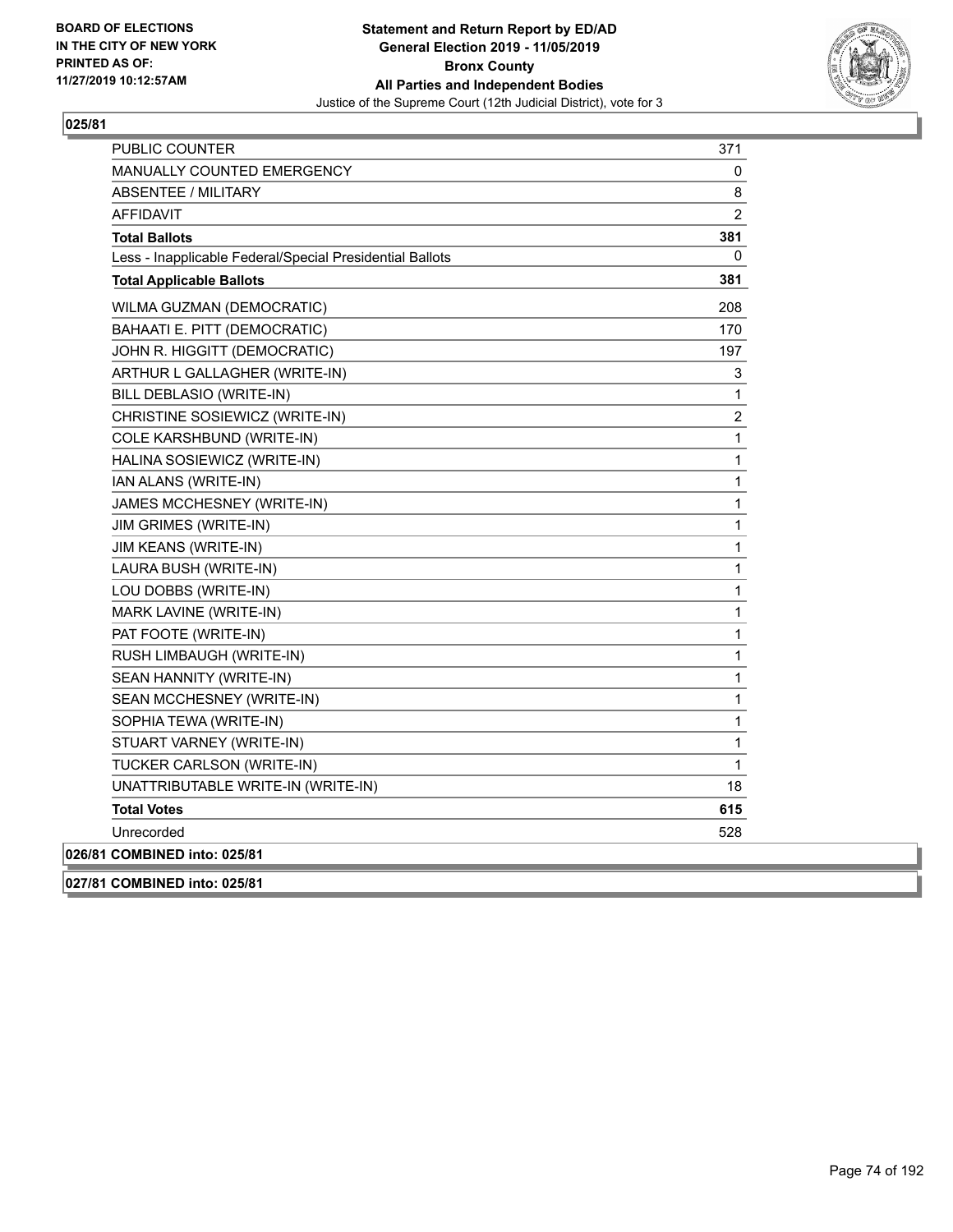**025/81**

| | |
|---|---|
| PUBLIC COUNTER | 371 |
| MANUALLY COUNTED EMERGENCY | 0 |
| ABSENTEE / MILITARY | 8 |
| AFFIDAVIT | 2 |
| **Total Ballots** | **381** |
| Less - Inapplicable Federal/Special Presidential Ballots | 0 |
| **Total Applicable Ballots** | **381** |
| WILMA GUZMAN (DEMOCRATIC) | 208 |
| BAHAATI E. PITT (DEMOCRATIC) | 170 |
| JOHN R. HIGGITT (DEMOCRATIC) | 197 |
| ARTHUR L GALLAGHER (WRITE-IN) | 3 |
| BILL DEBLASIO (WRITE-IN) | 1 |
| CHRISTINE SOSIEWICZ (WRITE-IN) | 2 |
| COLE KARSHBUND (WRITE-IN) | 1 |
| HALINA SOSIEWICZ (WRITE-IN) | 1 |
| IAN ALANS (WRITE-IN) | 1 |
| JAMES MCCHESNEY (WRITE-IN) | 1 |
| JIM GRIMES (WRITE-IN) | 1 |
| JIM KEANS (WRITE-IN) | 1 |
| LAURA BUSH (WRITE-IN) | 1 |
| LOU DOBBS (WRITE-IN) | 1 |
| MARK LAVINE (WRITE-IN) | 1 |
| PAT FOOTE (WRITE-IN) | 1 |
| RUSH LIMBAUGH (WRITE-IN) | 1 |
| SEAN HANNITY (WRITE-IN) | 1 |
| SEAN MCCHESNEY (WRITE-IN) | 1 |
| SOPHIA TEWA (WRITE-IN) | 1 |
| STUART VARNEY (WRITE-IN) | 1 |
| TUCKER CARLSON (WRITE-IN) | 1 |
| UNATTRIBUTABLE WRITE-IN (WRITE-IN) | 18 |
| **Total Votes** | **615** |
| Unrecorded | 528 |

**026/81 COMBINED into: 025/81**

**027/81 COMBINED into: 025/81**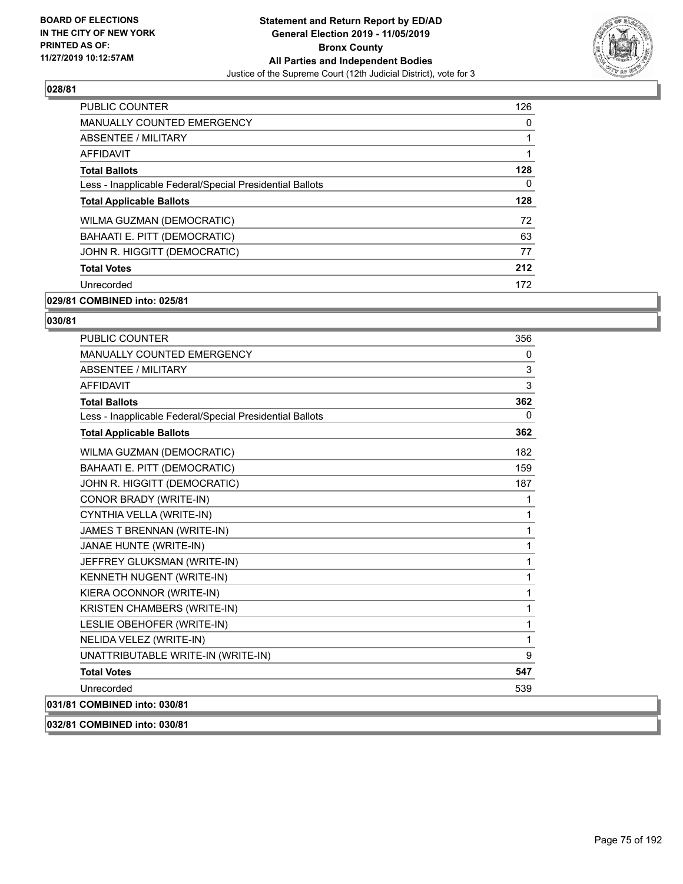**BOARD OF ELECTIONS IN THE CITY OF NEW YORK PRINTED AS OF: 11/27/2019 10:12:57AM**

**Statement and Return Report by ED/AD General Election 2019 - 11/05/2019 Bronx County All Parties and Independent Bodies**

Justice of the Supreme Court (12th Judicial District), vote for 3

### 028/81

| | |
|---|---|
| PUBLIC COUNTER | 126 |
| MANUALLY COUNTED EMERGENCY | 0 |
| ABSENTEE / MILITARY | 1 |
| AFFIDAVIT | 1 |
| **Total Ballots** | **128** |
| Less - Inapplicable Federal/Special Presidential Ballots | 0 |
| **Total Applicable Ballots** | **128** |
| WILMA GUZMAN (DEMOCRATIC) | 72 |
| BAHAATI E. PITT (DEMOCRATIC) | 63 |
| JOHN R. HIGGITT (DEMOCRATIC) | 77 |
| **Total Votes** | **212** |
| Unrecorded | 172 |

### 029/81 COMBINED into: 025/81

### 030/81

| | |
|---|---|
| PUBLIC COUNTER | 356 |
| MANUALLY COUNTED EMERGENCY | 0 |
| ABSENTEE / MILITARY | 3 |
| AFFIDAVIT | 3 |
| **Total Ballots** | **362** |
| Less - Inapplicable Federal/Special Presidential Ballots | 0 |
| **Total Applicable Ballots** | **362** |
| WILMA GUZMAN (DEMOCRATIC) | 182 |
| BAHAATI E. PITT (DEMOCRATIC) | 159 |
| JOHN R. HIGGITT (DEMOCRATIC) | 187 |
| CONOR BRADY (WRITE-IN) | 1 |
| CYNTHIA VELLA (WRITE-IN) | 1 |
| JAMES T BRENNAN (WRITE-IN) | 1 |
| JANAE HUNTE (WRITE-IN) | 1 |
| JEFFREY GLUKSMAN (WRITE-IN) | 1 |
| KENNETH NUGENT (WRITE-IN) | 1 |
| KIERA OCONNOR (WRITE-IN) | 1 |
| KRISTEN CHAMBERS (WRITE-IN) | 1 |
| LESLIE OBEHOFER (WRITE-IN) | 1 |
| NELIDA VELEZ (WRITE-IN) | 1 |
| UNATTRIBUTABLE WRITE-IN (WRITE-IN) | 9 |
| **Total Votes** | **547** |
| Unrecorded | 539 |

### 031/81 COMBINED into: 030/81

### 032/81 COMBINED into: 030/81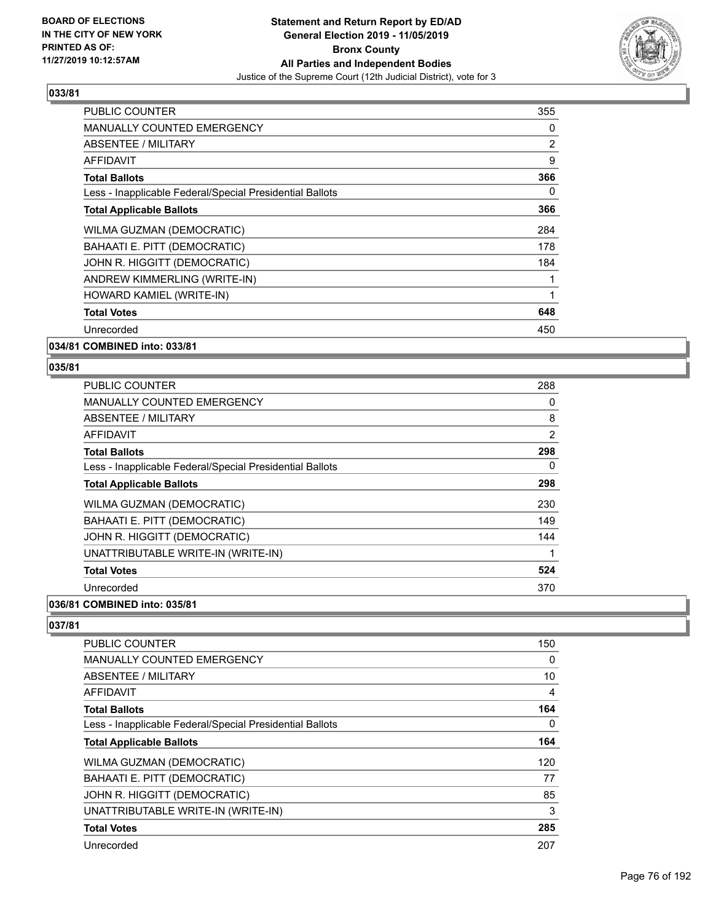## 033/81

| | |
|---|---|
| PUBLIC COUNTER | 355 |
| MANUALLY COUNTED EMERGENCY | 0 |
| ABSENTEE / MILITARY | 2 |
| AFFIDAVIT | 9 |
| **Total Ballots** | **366** |
| Less - Inapplicable Federal/Special Presidential Ballots | 0 |
| **Total Applicable Ballots** | **366** |
| WILMA GUZMAN (DEMOCRATIC) | 284 |
| BAHAATI E. PITT (DEMOCRATIC) | 178 |
| JOHN R. HIGGITT (DEMOCRATIC) | 184 |
| ANDREW KIMMERLING (WRITE-IN) | 1 |
| HOWARD KAMIEL (WRITE-IN) | 1 |
| **Total Votes** | **648** |
| Unrecorded | 450 |

## 034/81 COMBINED into: 033/81

## 035/81

| | |
|---|---|
| PUBLIC COUNTER | 288 |
| MANUALLY COUNTED EMERGENCY | 0 |
| ABSENTEE / MILITARY | 8 |
| AFFIDAVIT | 2 |
| **Total Ballots** | **298** |
| Less - Inapplicable Federal/Special Presidential Ballots | 0 |
| **Total Applicable Ballots** | **298** |
| WILMA GUZMAN (DEMOCRATIC) | 230 |
| BAHAATI E. PITT (DEMOCRATIC) | 149 |
| JOHN R. HIGGITT (DEMOCRATIC) | 144 |
| UNATTRIBUTABLE WRITE-IN (WRITE-IN) | 1 |
| **Total Votes** | **524** |
| Unrecorded | 370 |

## 036/81 COMBINED into: 035/81

## 037/81

| | |
|---|---|
| PUBLIC COUNTER | 150 |
| MANUALLY COUNTED EMERGENCY | 0 |
| ABSENTEE / MILITARY | 10 |
| AFFIDAVIT | 4 |
| **Total Ballots** | **164** |
| Less - Inapplicable Federal/Special Presidential Ballots | 0 |
| **Total Applicable Ballots** | **164** |
| WILMA GUZMAN (DEMOCRATIC) | 120 |
| BAHAATI E. PITT (DEMOCRATIC) | 77 |
| JOHN R. HIGGITT (DEMOCRATIC) | 85 |
| UNATTRIBUTABLE WRITE-IN (WRITE-IN) | 3 |
| **Total Votes** | **285** |
| Unrecorded | 207 |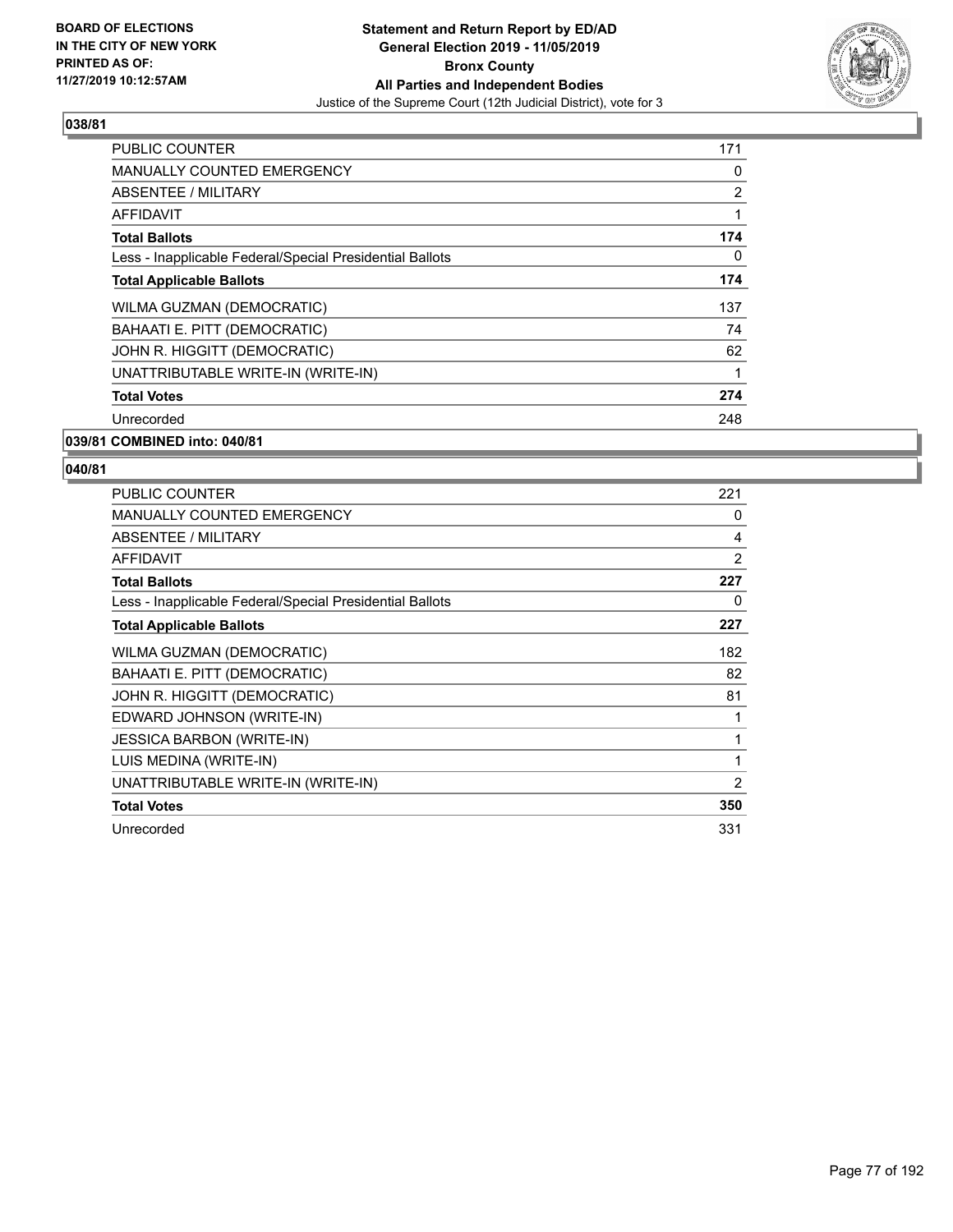**BOARD OF ELECTIONS IN THE CITY OF NEW YORK PRINTED AS OF: 11/27/2019 10:12:57AM**

**Statement and Return Report by ED/AD General Election 2019 - 11/05/2019 Bronx County All Parties and Independent Bodies**

Justice of the Supreme Court (12th Judicial District), vote for 3

**038/81**

| | |
|---|---|
| PUBLIC COUNTER | 171 |
| MANUALLY COUNTED EMERGENCY | 0 |
| ABSENTEE / MILITARY | 2 |
| AFFIDAVIT | 1 |
| **Total Ballots** | **174** |
| Less - Inapplicable Federal/Special Presidential Ballots | 0 |
| **Total Applicable Ballots** | **174** |
| WILMA GUZMAN (DEMOCRATIC) | 137 |
| BAHAATI E. PITT (DEMOCRATIC) | 74 |
| JOHN R. HIGGITT (DEMOCRATIC) | 62 |
| UNATTRIBUTABLE WRITE-IN (WRITE-IN) | 1 |
| **Total Votes** | **274** |
| Unrecorded | 248 |

**039/81 COMBINED into: 040/81**

**040/81**

| | |
|---|---|
| PUBLIC COUNTER | 221 |
| MANUALLY COUNTED EMERGENCY | 0 |
| ABSENTEE / MILITARY | 4 |
| AFFIDAVIT | 2 |
| **Total Ballots** | **227** |
| Less - Inapplicable Federal/Special Presidential Ballots | 0 |
| **Total Applicable Ballots** | **227** |
| WILMA GUZMAN (DEMOCRATIC) | 182 |
| BAHAATI E. PITT (DEMOCRATIC) | 82 |
| JOHN R. HIGGITT (DEMOCRATIC) | 81 |
| EDWARD JOHNSON (WRITE-IN) | 1 |
| JESSICA BARBON (WRITE-IN) | 1 |
| LUIS MEDINA (WRITE-IN) | 1 |
| UNATTRIBUTABLE WRITE-IN (WRITE-IN) | 2 |
| **Total Votes** | **350** |
| Unrecorded | 331 |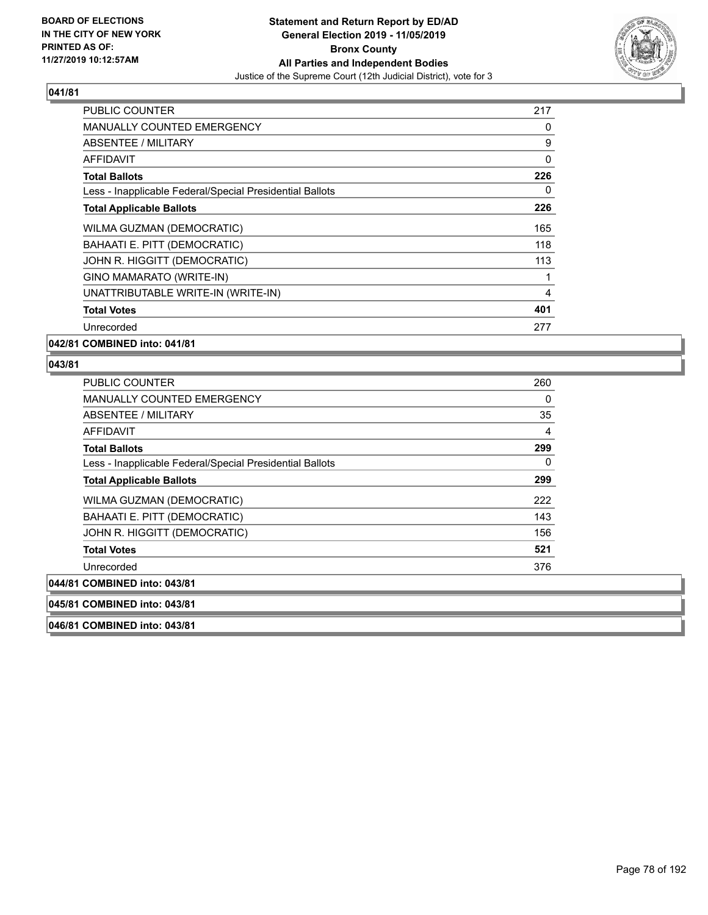**BOARD OF ELECTIONS IN THE CITY OF NEW YORK PRINTED AS OF: 11/27/2019 10:12:57AM**

**Statement and Return Report by ED/AD General Election 2019 - 11/05/2019 Bronx County All Parties and Independent Bodies**

Justice of the Supreme Court (12th Judicial District), vote for 3

## 041/81

| | |
|---|---|
| PUBLIC COUNTER | 217 |
| MANUALLY COUNTED EMERGENCY | 0 |
| ABSENTEE / MILITARY | 9 |
| AFFIDAVIT | 0 |
| **Total Ballots** | **226** |
| Less - Inapplicable Federal/Special Presidential Ballots | 0 |
| **Total Applicable Ballots** | **226** |
| WILMA GUZMAN (DEMOCRATIC) | 165 |
| BAHAATI E. PITT (DEMOCRATIC) | 118 |
| JOHN R. HIGGITT (DEMOCRATIC) | 113 |
| GINO MAMARATO (WRITE-IN) | 1 |
| UNATTRIBUTABLE WRITE-IN (WRITE-IN) | 4 |
| **Total Votes** | **401** |
| Unrecorded | 277 |

**042/81 COMBINED into: 041/81**

## 043/81

| | |
|---|---|
| PUBLIC COUNTER | 260 |
| MANUALLY COUNTED EMERGENCY | 0 |
| ABSENTEE / MILITARY | 35 |
| AFFIDAVIT | 4 |
| **Total Ballots** | **299** |
| Less - Inapplicable Federal/Special Presidential Ballots | 0 |
| **Total Applicable Ballots** | **299** |
| WILMA GUZMAN (DEMOCRATIC) | 222 |
| BAHAATI E. PITT (DEMOCRATIC) | 143 |
| JOHN R. HIGGITT (DEMOCRATIC) | 156 |
| **Total Votes** | **521** |
| Unrecorded | 376 |

**044/81 COMBINED into: 043/81**

**045/81 COMBINED into: 043/81**

**046/81 COMBINED into: 043/81**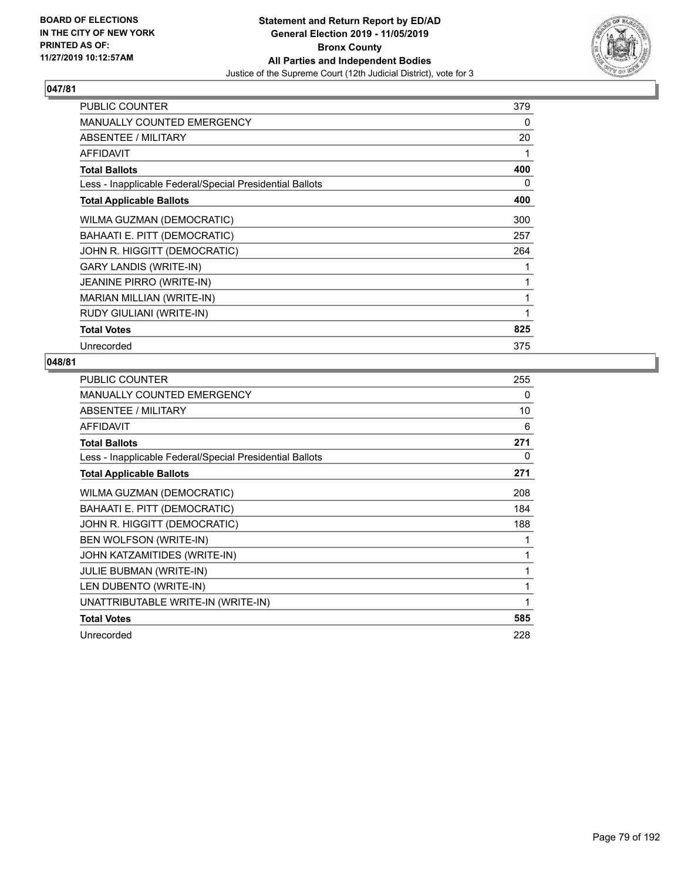**Statement and Return Report by ED/AD**
**General Election 2019 - 11/05/2019**
**Bronx County**
**All Parties and Independent Bodies**
Justice of the Supreme Court (12th Judicial District), vote for 3

BOARD OF ELECTIONS IN THE CITY OF NEW YORK PRINTED AS OF: 11/27/2019 10:12:57AM

### 047/81

| | |
|---|---|
| PUBLIC COUNTER | 379 |
| MANUALLY COUNTED EMERGENCY | 0 |
| ABSENTEE / MILITARY | 20 |
| AFFIDAVIT | 1 |
| **Total Ballots** | **400** |
| Less - Inapplicable Federal/Special Presidential Ballots | 0 |
| **Total Applicable Ballots** | **400** |
| WILMA GUZMAN (DEMOCRATIC) | 300 |
| BAHAATI E. PITT (DEMOCRATIC) | 257 |
| JOHN R. HIGGITT (DEMOCRATIC) | 264 |
| GARY LANDIS (WRITE-IN) | 1 |
| JEANINE PIRRO (WRITE-IN) | 1 |
| MARIAN MILLIAN (WRITE-IN) | 1 |
| RUDY GIULIANI (WRITE-IN) | 1 |
| **Total Votes** | **825** |
| Unrecorded | 375 |

### 048/81

| | |
|---|---|
| PUBLIC COUNTER | 255 |
| MANUALLY COUNTED EMERGENCY | 0 |
| ABSENTEE / MILITARY | 10 |
| AFFIDAVIT | 6 |
| **Total Ballots** | **271** |
| Less - Inapplicable Federal/Special Presidential Ballots | 0 |
| **Total Applicable Ballots** | **271** |
| WILMA GUZMAN (DEMOCRATIC) | 208 |
| BAHAATI E. PITT (DEMOCRATIC) | 184 |
| JOHN R. HIGGITT (DEMOCRATIC) | 188 |
| BEN WOLFSON (WRITE-IN) | 1 |
| JOHN KATZAMITIDES (WRITE-IN) | 1 |
| JULIE BUBMAN (WRITE-IN) | 1 |
| LEN DUBENTO (WRITE-IN) | 1 |
| UNATTRIBUTABLE WRITE-IN (WRITE-IN) | 1 |
| **Total Votes** | **585** |
| Unrecorded | 228 |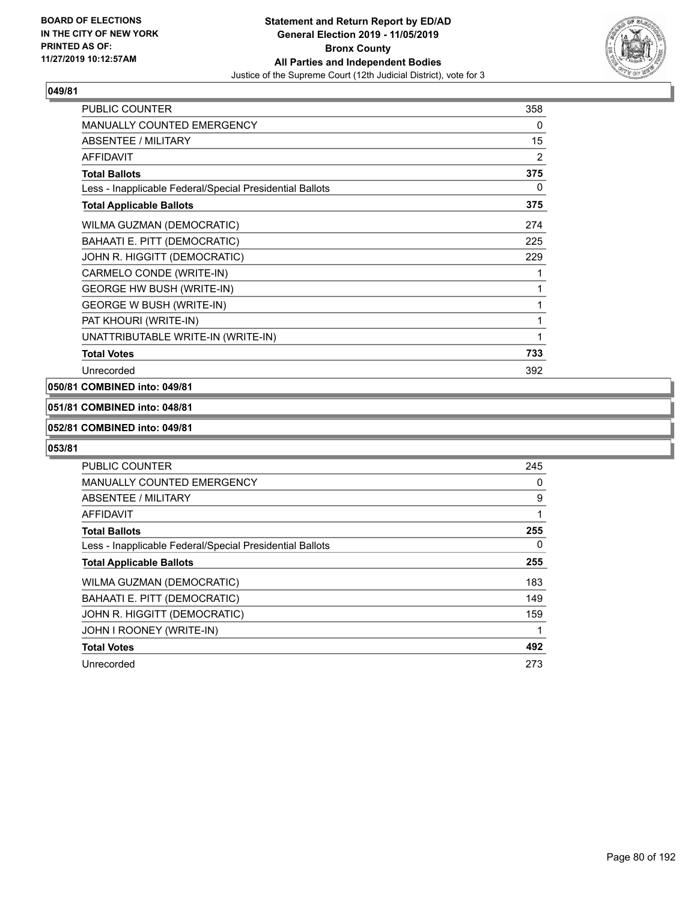### 049/81

| | |
|---|---|
| PUBLIC COUNTER | 358 |
| MANUALLY COUNTED EMERGENCY | 0 |
| ABSENTEE / MILITARY | 15 |
| AFFIDAVIT | 2 |
| **Total Ballots** | **375** |
| Less - Inapplicable Federal/Special Presidential Ballots | 0 |
| **Total Applicable Ballots** | **375** |
| WILMA GUZMAN (DEMOCRATIC) | 274 |
| BAHAATI E. PITT (DEMOCRATIC) | 225 |
| JOHN R. HIGGITT (DEMOCRATIC) | 229 |
| CARMELO CONDE (WRITE-IN) | 1 |
| GEORGE HW BUSH (WRITE-IN) | 1 |
| GEORGE W BUSH (WRITE-IN) | 1 |
| PAT KHOURI (WRITE-IN) | 1 |
| UNATTRIBUTABLE WRITE-IN (WRITE-IN) | 1 |
| **Total Votes** | **733** |
| Unrecorded | 392 |

### 050/81 COMBINED into: 049/81

### 051/81 COMBINED into: 048/81

### 052/81 COMBINED into: 049/81

### 053/81

| | |
|---|---|
| PUBLIC COUNTER | 245 |
| MANUALLY COUNTED EMERGENCY | 0 |
| ABSENTEE / MILITARY | 9 |
| AFFIDAVIT | 1 |
| **Total Ballots** | **255** |
| Less - Inapplicable Federal/Special Presidential Ballots | 0 |
| **Total Applicable Ballots** | **255** |
| WILMA GUZMAN (DEMOCRATIC) | 183 |
| BAHAATI E. PITT (DEMOCRATIC) | 149 |
| JOHN R. HIGGITT (DEMOCRATIC) | 159 |
| JOHN I ROONEY (WRITE-IN) | 1 |
| **Total Votes** | **492** |
| Unrecorded | 273 |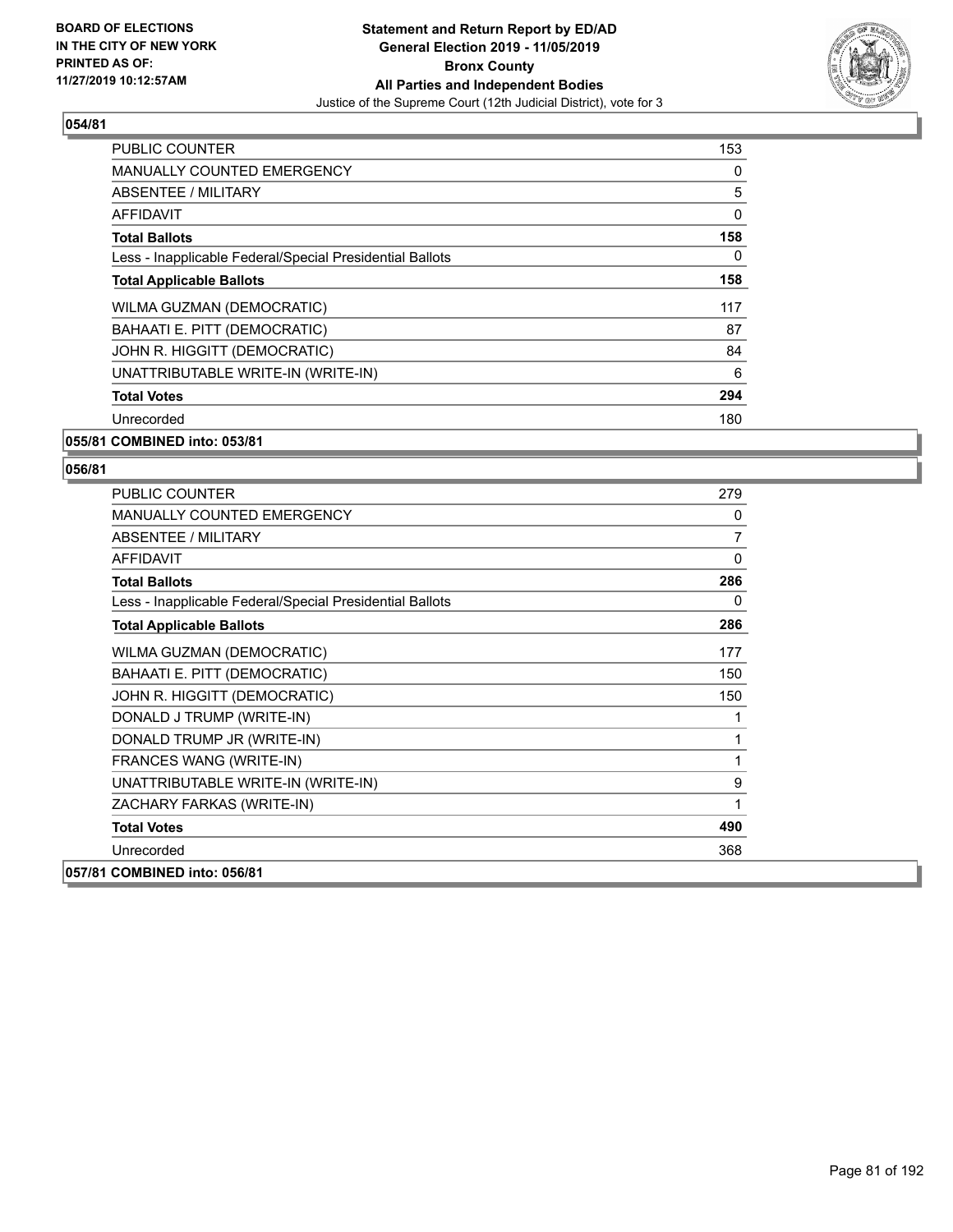**BOARD OF ELECTIONS IN THE CITY OF NEW YORK PRINTED AS OF: 11/27/2019 10:12:57AM**

**Statement and Return Report by ED/AD General Election 2019 - 11/05/2019 Bronx County All Parties and Independent Bodies**

Justice of the Supreme Court (12th Judicial District), vote for 3

### 054/81

| | |
|---|---|
| PUBLIC COUNTER | 153 |
| MANUALLY COUNTED EMERGENCY | 0 |
| ABSENTEE / MILITARY | 5 |
| AFFIDAVIT | 0 |
| **Total Ballots** | **158** |
| Less - Inapplicable Federal/Special Presidential Ballots | 0 |
| **Total Applicable Ballots** | **158** |
| WILMA GUZMAN (DEMOCRATIC) | 117 |
| BAHAATI E. PITT (DEMOCRATIC) | 87 |
| JOHN R. HIGGITT (DEMOCRATIC) | 84 |
| UNATTRIBUTABLE WRITE-IN (WRITE-IN) | 6 |
| **Total Votes** | **294** |
| Unrecorded | 180 |

### 055/81 COMBINED into: 053/81

### 056/81

| | |
|---|---|
| PUBLIC COUNTER | 279 |
| MANUALLY COUNTED EMERGENCY | 0 |
| ABSENTEE / MILITARY | 7 |
| AFFIDAVIT | 0 |
| **Total Ballots** | **286** |
| Less - Inapplicable Federal/Special Presidential Ballots | 0 |
| **Total Applicable Ballots** | **286** |
| WILMA GUZMAN (DEMOCRATIC) | 177 |
| BAHAATI E. PITT (DEMOCRATIC) | 150 |
| JOHN R. HIGGITT (DEMOCRATIC) | 150 |
| DONALD J TRUMP (WRITE-IN) | 1 |
| DONALD TRUMP JR (WRITE-IN) | 1 |
| FRANCES WANG (WRITE-IN) | 1 |
| UNATTRIBUTABLE WRITE-IN (WRITE-IN) | 9 |
| ZACHARY FARKAS (WRITE-IN) | 1 |
| **Total Votes** | **490** |
| Unrecorded | 368 |

### 057/81 COMBINED into: 056/81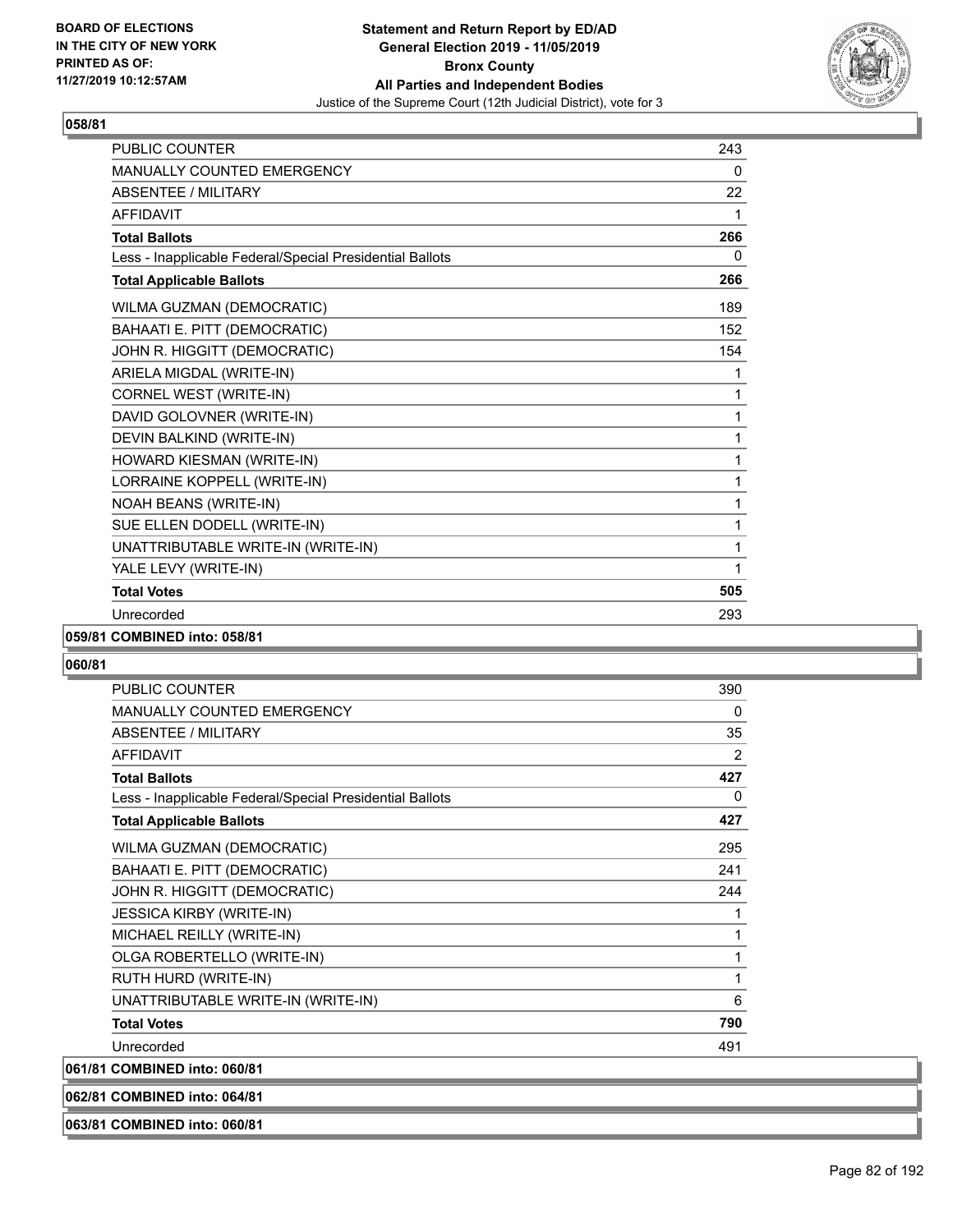**058/81**

| | |
|---|---|
| PUBLIC COUNTER | 243 |
| MANUALLY COUNTED EMERGENCY | 0 |
| ABSENTEE / MILITARY | 22 |
| AFFIDAVIT | 1 |
| **Total Ballots** | **266** |
| Less - Inapplicable Federal/Special Presidential Ballots | 0 |
| **Total Applicable Ballots** | **266** |
| WILMA GUZMAN (DEMOCRATIC) | 189 |
| BAHAATI E. PITT (DEMOCRATIC) | 152 |
| JOHN R. HIGGITT (DEMOCRATIC) | 154 |
| ARIELA MIGDAL (WRITE-IN) | 1 |
| CORNEL WEST (WRITE-IN) | 1 |
| DAVID GOLOVNER (WRITE-IN) | 1 |
| DEVIN BALKIND (WRITE-IN) | 1 |
| HOWARD KIESMAN (WRITE-IN) | 1 |
| LORRAINE KOPPELL (WRITE-IN) | 1 |
| NOAH BEANS (WRITE-IN) | 1 |
| SUE ELLEN DODELL (WRITE-IN) | 1 |
| UNATTRIBUTABLE WRITE-IN (WRITE-IN) | 1 |
| YALE LEVY (WRITE-IN) | 1 |
| **Total Votes** | **505** |
| Unrecorded | 293 |

**059/81 COMBINED into: 058/81**

**060/81**

| | |
|---|---|
| PUBLIC COUNTER | 390 |
| MANUALLY COUNTED EMERGENCY | 0 |
| ABSENTEE / MILITARY | 35 |
| AFFIDAVIT | 2 |
| **Total Ballots** | **427** |
| Less - Inapplicable Federal/Special Presidential Ballots | 0 |
| **Total Applicable Ballots** | **427** |
| WILMA GUZMAN (DEMOCRATIC) | 295 |
| BAHAATI E. PITT (DEMOCRATIC) | 241 |
| JOHN R. HIGGITT (DEMOCRATIC) | 244 |
| JESSICA KIRBY (WRITE-IN) | 1 |
| MICHAEL REILLY (WRITE-IN) | 1 |
| OLGA ROBERTELLO (WRITE-IN) | 1 |
| RUTH HURD (WRITE-IN) | 1 |
| UNATTRIBUTABLE WRITE-IN (WRITE-IN) | 6 |
| **Total Votes** | **790** |
| Unrecorded | 491 |

**061/81 COMBINED into: 060/81**

**062/81 COMBINED into: 064/81**

**063/81 COMBINED into: 060/81**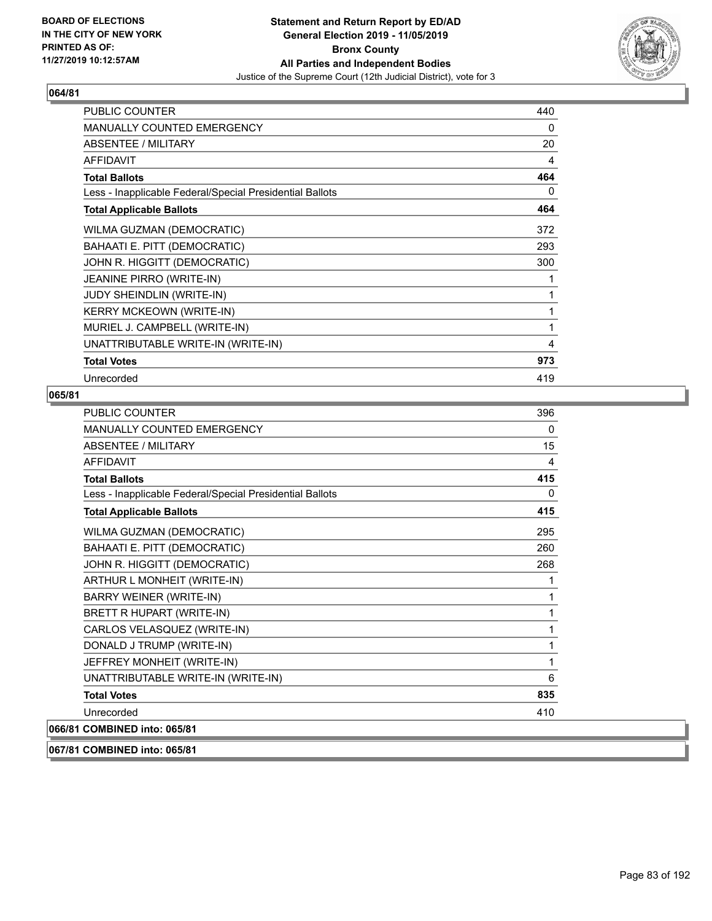### 064/81

| | |
|---|---|
| PUBLIC COUNTER | 440 |
| MANUALLY COUNTED EMERGENCY | 0 |
| ABSENTEE / MILITARY | 20 |
| AFFIDAVIT | 4 |
| **Total Ballots** | **464** |
| Less - Inapplicable Federal/Special Presidential Ballots | 0 |
| **Total Applicable Ballots** | **464** |
| WILMA GUZMAN (DEMOCRATIC) | 372 |
| BAHAATI E. PITT (DEMOCRATIC) | 293 |
| JOHN R. HIGGITT (DEMOCRATIC) | 300 |
| JEANINE PIRRO (WRITE-IN) | 1 |
| JUDY SHEINDLIN (WRITE-IN) | 1 |
| KERRY MCKEOWN (WRITE-IN) | 1 |
| MURIEL J. CAMPBELL (WRITE-IN) | 1 |
| UNATTRIBUTABLE WRITE-IN (WRITE-IN) | 4 |
| **Total Votes** | **973** |
| Unrecorded | 419 |

### 065/81

| | |
|---|---|
| PUBLIC COUNTER | 396 |
| MANUALLY COUNTED EMERGENCY | 0 |
| ABSENTEE / MILITARY | 15 |
| AFFIDAVIT | 4 |
| **Total Ballots** | **415** |
| Less - Inapplicable Federal/Special Presidential Ballots | 0 |
| **Total Applicable Ballots** | **415** |
| WILMA GUZMAN (DEMOCRATIC) | 295 |
| BAHAATI E. PITT (DEMOCRATIC) | 260 |
| JOHN R. HIGGITT (DEMOCRATIC) | 268 |
| ARTHUR L MONHEIT (WRITE-IN) | 1 |
| BARRY WEINER (WRITE-IN) | 1 |
| BRETT R HUPART (WRITE-IN) | 1 |
| CARLOS VELASQUEZ (WRITE-IN) | 1 |
| DONALD J TRUMP (WRITE-IN) | 1 |
| JEFFREY MONHEIT (WRITE-IN) | 1 |
| UNATTRIBUTABLE WRITE-IN (WRITE-IN) | 6 |
| **Total Votes** | **835** |
| Unrecorded | 410 |

### 066/81 COMBINED into: 065/81

### 067/81 COMBINED into: 065/81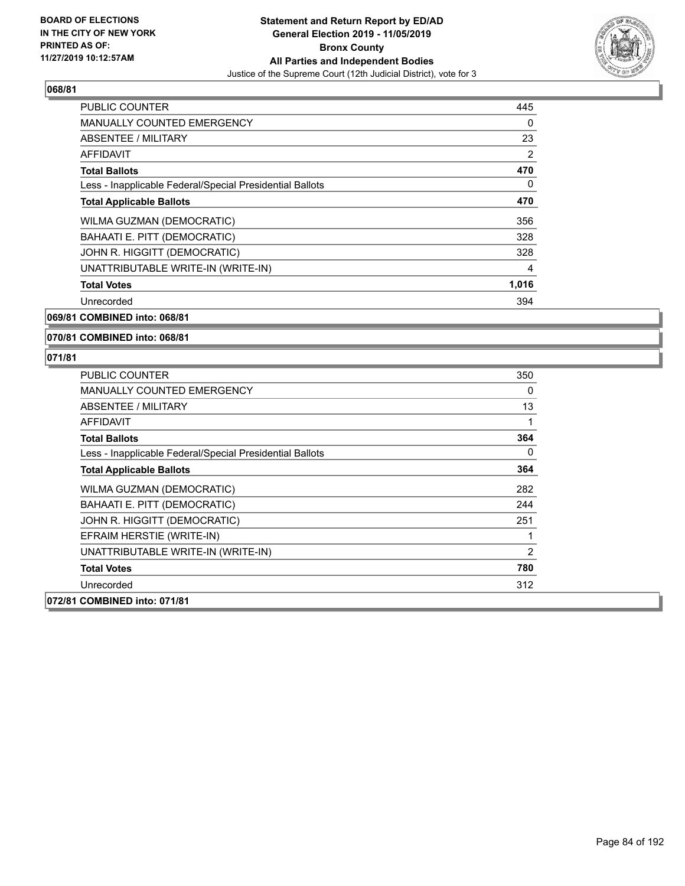**BOARD OF ELECTIONS IN THE CITY OF NEW YORK PRINTED AS OF: 11/27/2019 10:12:57AM**

# Statement and Return Report by ED/AD
## General Election 2019 - 11/05/2019
## Bronx County
## All Parties and Independent Bodies
### Justice of the Supreme Court (12th Judicial District), vote for 3

**068/81**

| | |
|---|---|
| PUBLIC COUNTER | 445 |
| MANUALLY COUNTED EMERGENCY | 0 |
| ABSENTEE / MILITARY | 23 |
| AFFIDAVIT | 2 |
| **Total Ballots** | **470** |
| Less - Inapplicable Federal/Special Presidential Ballots | 0 |
| **Total Applicable Ballots** | **470** |
| WILMA GUZMAN (DEMOCRATIC) | 356 |
| BAHAATI E. PITT (DEMOCRATIC) | 328 |
| JOHN R. HIGGITT (DEMOCRATIC) | 328 |
| UNATTRIBUTABLE WRITE-IN (WRITE-IN) | 4 |
| **Total Votes** | **1,016** |
| Unrecorded | 394 |

**069/81 COMBINED into: 068/81**

**070/81 COMBINED into: 068/81**

**071/81**

| | |
|---|---|
| PUBLIC COUNTER | 350 |
| MANUALLY COUNTED EMERGENCY | 0 |
| ABSENTEE / MILITARY | 13 |
| AFFIDAVIT | 1 |
| **Total Ballots** | **364** |
| Less - Inapplicable Federal/Special Presidential Ballots | 0 |
| **Total Applicable Ballots** | **364** |
| WILMA GUZMAN (DEMOCRATIC) | 282 |
| BAHAATI E. PITT (DEMOCRATIC) | 244 |
| JOHN R. HIGGITT (DEMOCRATIC) | 251 |
| EFRAIM HERSTIE (WRITE-IN) | 1 |
| UNATTRIBUTABLE WRITE-IN (WRITE-IN) | 2 |
| **Total Votes** | **780** |
| Unrecorded | 312 |

**072/81 COMBINED into: 071/81**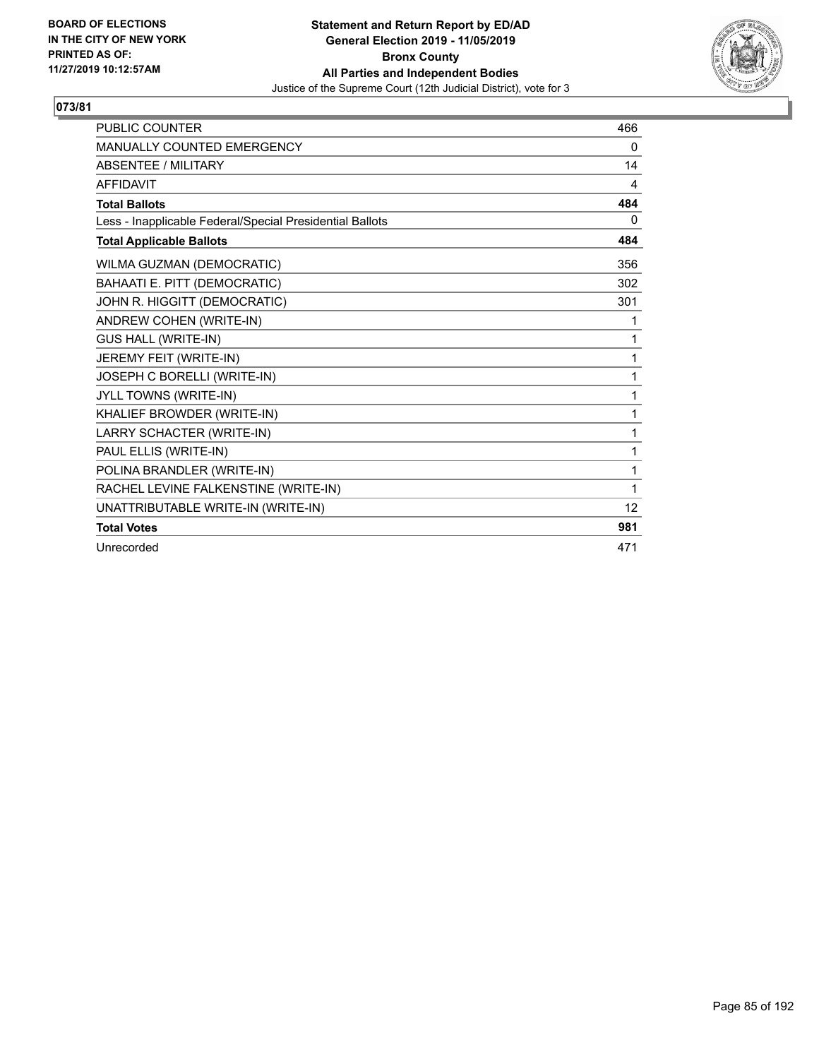**BOARD OF ELECTIONS IN THE CITY OF NEW YORK PRINTED AS OF: 11/27/2019 10:12:57AM**

**Statement and Return Report by ED/AD**
**General Election 2019 - 11/05/2019**
**Bronx County**
**All Parties and Independent Bodies**
Justice of the Supreme Court (12th Judicial District), vote for 3

## 073/81

| | |
|---|---|
| PUBLIC COUNTER | 466 |
| MANUALLY COUNTED EMERGENCY | 0 |
| ABSENTEE / MILITARY | 14 |
| AFFIDAVIT | 4 |
| **Total Ballots** | **484** |
| Less - Inapplicable Federal/Special Presidential Ballots | 0 |
| **Total Applicable Ballots** | **484** |
| WILMA GUZMAN (DEMOCRATIC) | 356 |
| BAHAATI E. PITT (DEMOCRATIC) | 302 |
| JOHN R. HIGGITT (DEMOCRATIC) | 301 |
| ANDREW COHEN (WRITE-IN) | 1 |
| GUS HALL (WRITE-IN) | 1 |
| JEREMY FEIT (WRITE-IN) | 1 |
| JOSEPH C BORELLI (WRITE-IN) | 1 |
| JYLL TOWNS (WRITE-IN) | 1 |
| KHALIEF BROWDER (WRITE-IN) | 1 |
| LARRY SCHACTER (WRITE-IN) | 1 |
| PAUL ELLIS (WRITE-IN) | 1 |
| POLINA BRANDLER (WRITE-IN) | 1 |
| RACHEL LEVINE FALKENSTINE (WRITE-IN) | 1 |
| UNATTRIBUTABLE WRITE-IN (WRITE-IN) | 12 |
| **Total Votes** | **981** |
| Unrecorded | 471 |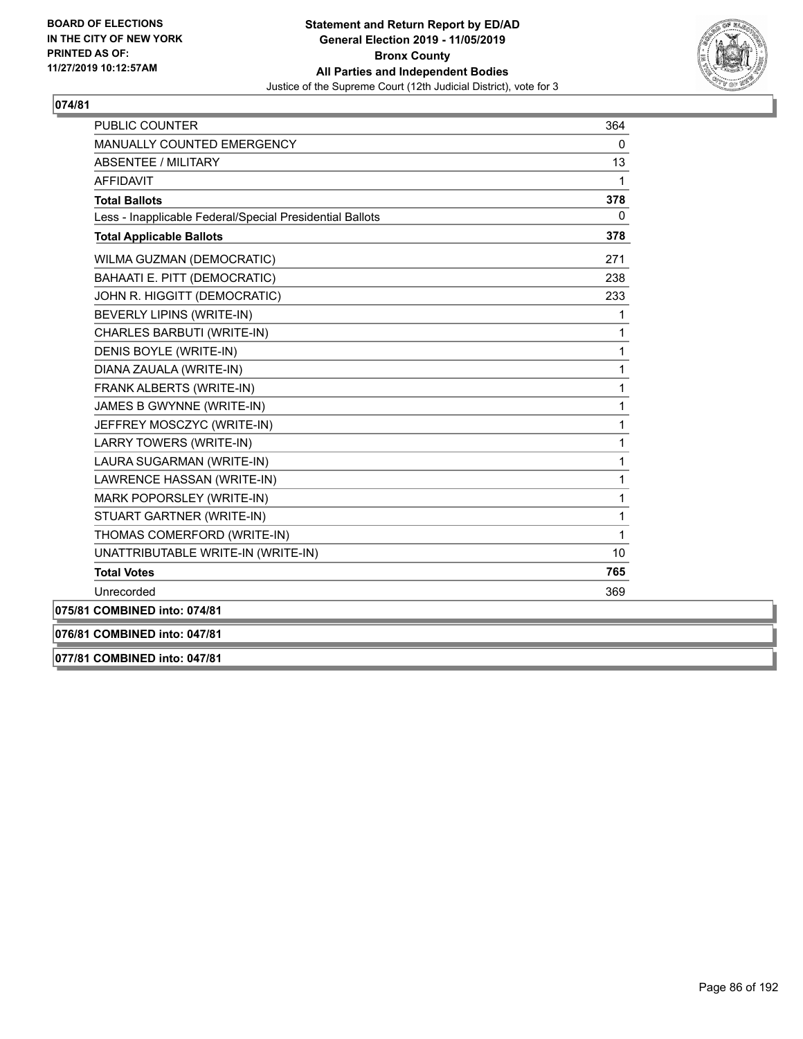**BOARD OF ELECTIONS IN THE CITY OF NEW YORK PRINTED AS OF: 11/27/2019 10:12:57AM**

**Statement and Return Report by ED/AD General Election 2019 - 11/05/2019 Bronx County All Parties and Independent Bodies**

Justice of the Supreme Court (12th Judicial District), vote for 3

## 074/81

| | |
|---|---|
| PUBLIC COUNTER | 364 |
| MANUALLY COUNTED EMERGENCY | 0 |
| ABSENTEE / MILITARY | 13 |
| AFFIDAVIT | 1 |
| **Total Ballots** | **378** |
| Less - Inapplicable Federal/Special Presidential Ballots | 0 |
| **Total Applicable Ballots** | **378** |
| WILMA GUZMAN (DEMOCRATIC) | 271 |
| BAHAATI E. PITT (DEMOCRATIC) | 238 |
| JOHN R. HIGGITT (DEMOCRATIC) | 233 |
| BEVERLY LIPINS (WRITE-IN) | 1 |
| CHARLES BARBUTI (WRITE-IN) | 1 |
| DENIS BOYLE (WRITE-IN) | 1 |
| DIANA ZAUALA (WRITE-IN) | 1 |
| FRANK ALBERTS (WRITE-IN) | 1 |
| JAMES B GWYNNE (WRITE-IN) | 1 |
| JEFFREY MOSCZYC (WRITE-IN) | 1 |
| LARRY TOWERS (WRITE-IN) | 1 |
| LAURA SUGARMAN (WRITE-IN) | 1 |
| LAWRENCE HASSAN (WRITE-IN) | 1 |
| MARK POPORSLEY (WRITE-IN) | 1 |
| STUART GARTNER (WRITE-IN) | 1 |
| THOMAS COMERFORD (WRITE-IN) | 1 |
| UNATTRIBUTABLE WRITE-IN (WRITE-IN) | 10 |
| **Total Votes** | **765** |
| Unrecorded | 369 |

**075/81 COMBINED into: 074/81**

**076/81 COMBINED into: 047/81**

**077/81 COMBINED into: 047/81**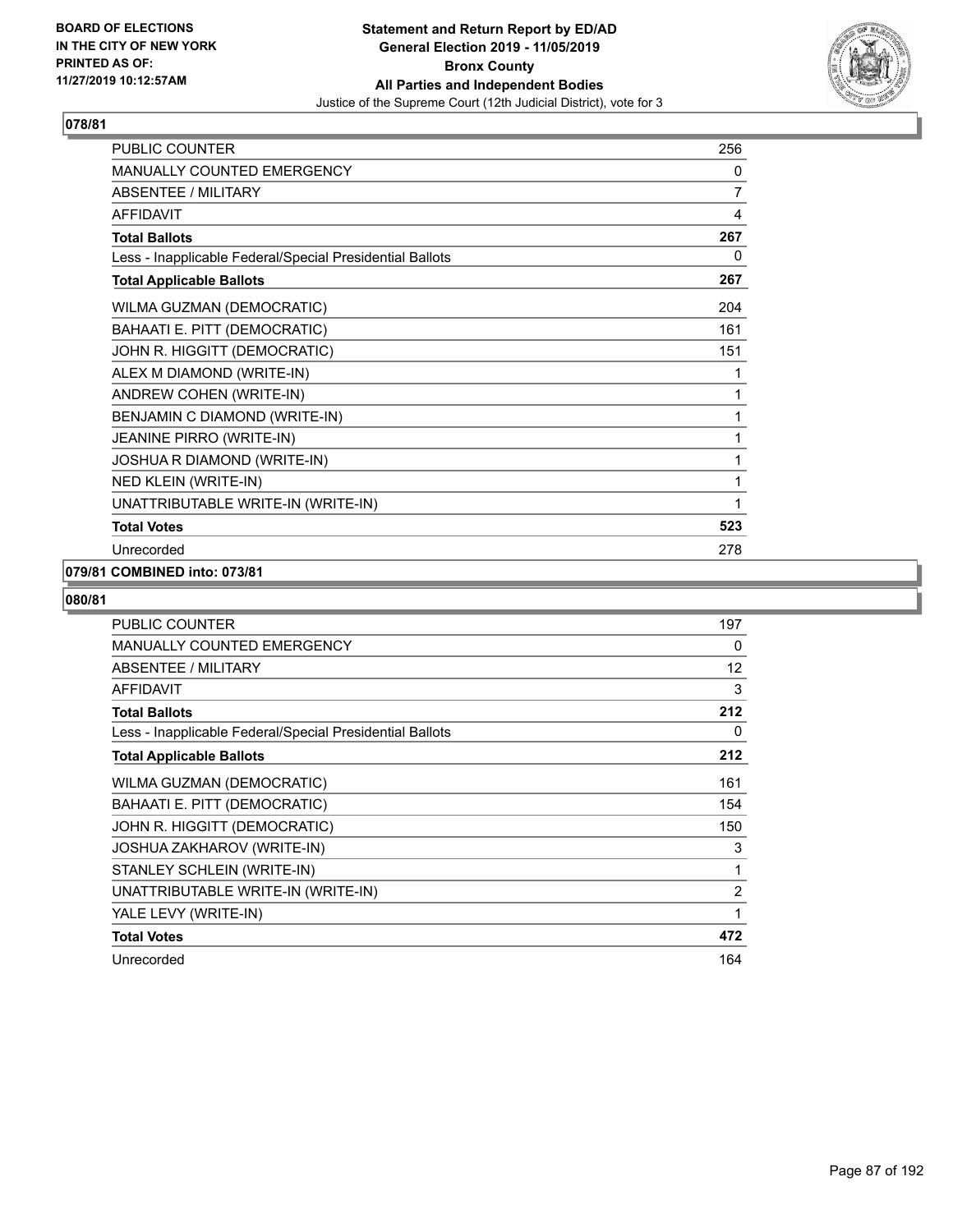**BOARD OF ELECTIONS IN THE CITY OF NEW YORK PRINTED AS OF: 11/27/2019 10:12:57AM**

# Statement and Return Report by ED/AD
## General Election 2019 - 11/05/2019
## Bronx County
## All Parties and Independent Bodies
### Justice of the Supreme Court (12th Judicial District), vote for 3

### 078/81

| | |
|---|---|
| PUBLIC COUNTER | 256 |
| MANUALLY COUNTED EMERGENCY | 0 |
| ABSENTEE / MILITARY | 7 |
| AFFIDAVIT | 4 |
| **Total Ballots** | **267** |
| Less - Inapplicable Federal/Special Presidential Ballots | 0 |
| **Total Applicable Ballots** | **267** |
| WILMA GUZMAN (DEMOCRATIC) | 204 |
| BAHAATI E. PITT (DEMOCRATIC) | 161 |
| JOHN R. HIGGITT (DEMOCRATIC) | 151 |
| ALEX M DIAMOND (WRITE-IN) | 1 |
| ANDREW COHEN (WRITE-IN) | 1 |
| BENJAMIN C DIAMOND (WRITE-IN) | 1 |
| JEANINE PIRRO (WRITE-IN) | 1 |
| JOSHUA R DIAMOND (WRITE-IN) | 1 |
| NED KLEIN (WRITE-IN) | 1 |
| UNATTRIBUTABLE WRITE-IN (WRITE-IN) | 1 |
| **Total Votes** | **523** |
| Unrecorded | 278 |

### 079/81 COMBINED into: 073/81

### 080/81

| | |
|---|---|
| PUBLIC COUNTER | 197 |
| MANUALLY COUNTED EMERGENCY | 0 |
| ABSENTEE / MILITARY | 12 |
| AFFIDAVIT | 3 |
| **Total Ballots** | **212** |
| Less - Inapplicable Federal/Special Presidential Ballots | 0 |
| **Total Applicable Ballots** | **212** |
| WILMA GUZMAN (DEMOCRATIC) | 161 |
| BAHAATI E. PITT (DEMOCRATIC) | 154 |
| JOHN R. HIGGITT (DEMOCRATIC) | 150 |
| JOSHUA ZAKHAROV (WRITE-IN) | 3 |
| STANLEY SCHLEIN (WRITE-IN) | 1 |
| UNATTRIBUTABLE WRITE-IN (WRITE-IN) | 2 |
| YALE LEVY (WRITE-IN) | 1 |
| **Total Votes** | **472** |
| Unrecorded | 164 |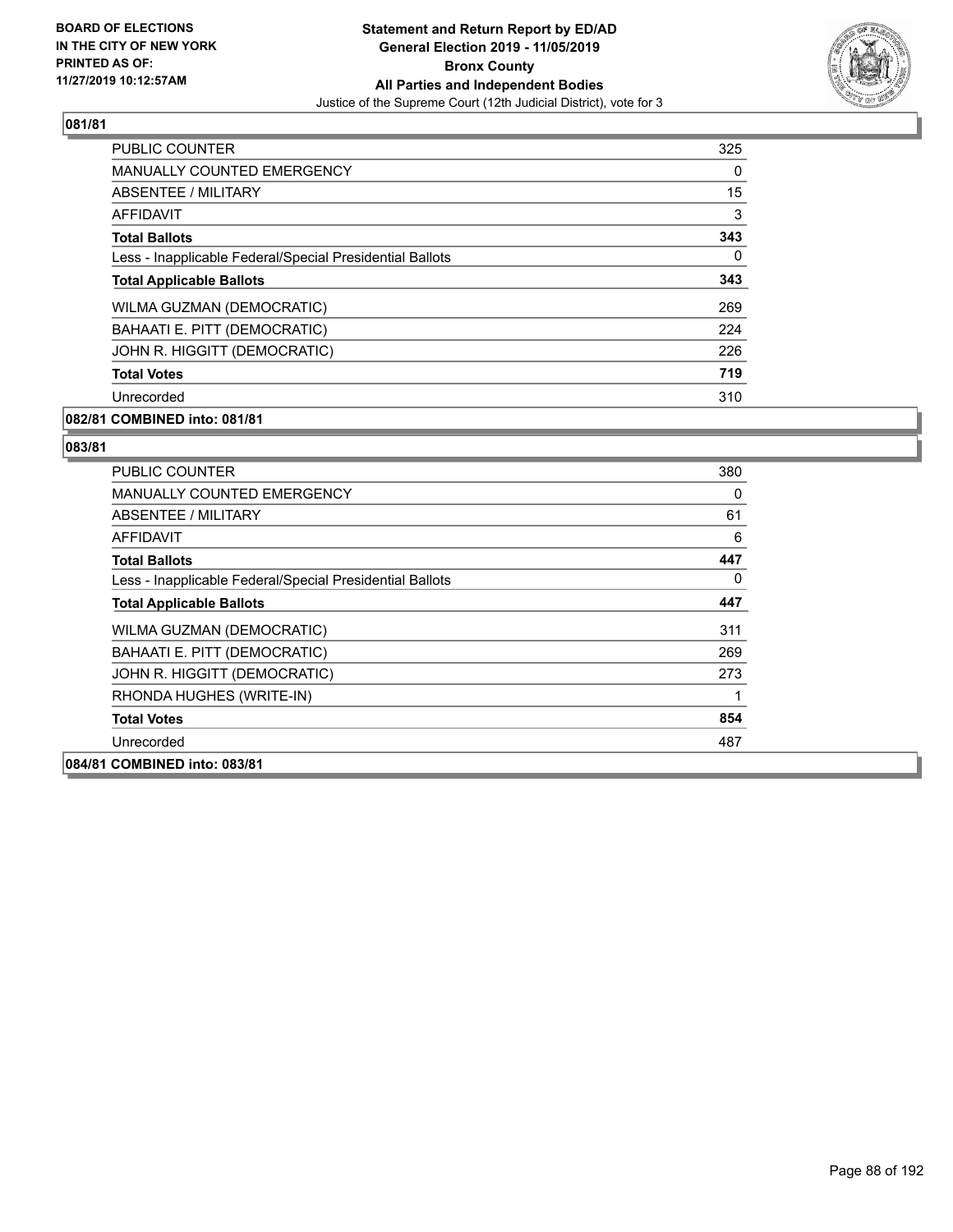**BOARD OF ELECTIONS IN THE CITY OF NEW YORK PRINTED AS OF: 11/27/2019 10:12:57AM**

**Statement and Return Report by ED/AD General Election 2019 - 11/05/2019 Bronx County All Parties and Independent Bodies**

Justice of the Supreme Court (12th Judicial District), vote for 3

### 081/81

| | |
|---|---|
| PUBLIC COUNTER | 325 |
| MANUALLY COUNTED EMERGENCY | 0 |
| ABSENTEE / MILITARY | 15 |
| AFFIDAVIT | 3 |
| **Total Ballots** | **343** |
| Less - Inapplicable Federal/Special Presidential Ballots | 0 |
| **Total Applicable Ballots** | **343** |
| WILMA GUZMAN (DEMOCRATIC) | 269 |
| BAHAATI E. PITT (DEMOCRATIC) | 224 |
| JOHN R. HIGGITT (DEMOCRATIC) | 226 |
| **Total Votes** | **719** |
| Unrecorded | 310 |

**082/81 COMBINED into: 081/81**

### 083/81

| | |
|---|---|
| PUBLIC COUNTER | 380 |
| MANUALLY COUNTED EMERGENCY | 0 |
| ABSENTEE / MILITARY | 61 |
| AFFIDAVIT | 6 |
| **Total Ballots** | **447** |
| Less - Inapplicable Federal/Special Presidential Ballots | 0 |
| **Total Applicable Ballots** | **447** |
| WILMA GUZMAN (DEMOCRATIC) | 311 |
| BAHAATI E. PITT (DEMOCRATIC) | 269 |
| JOHN R. HIGGITT (DEMOCRATIC) | 273 |
| RHONDA HUGHES (WRITE-IN) | 1 |
| **Total Votes** | **854** |
| Unrecorded | 487 |

**084/81 COMBINED into: 083/81**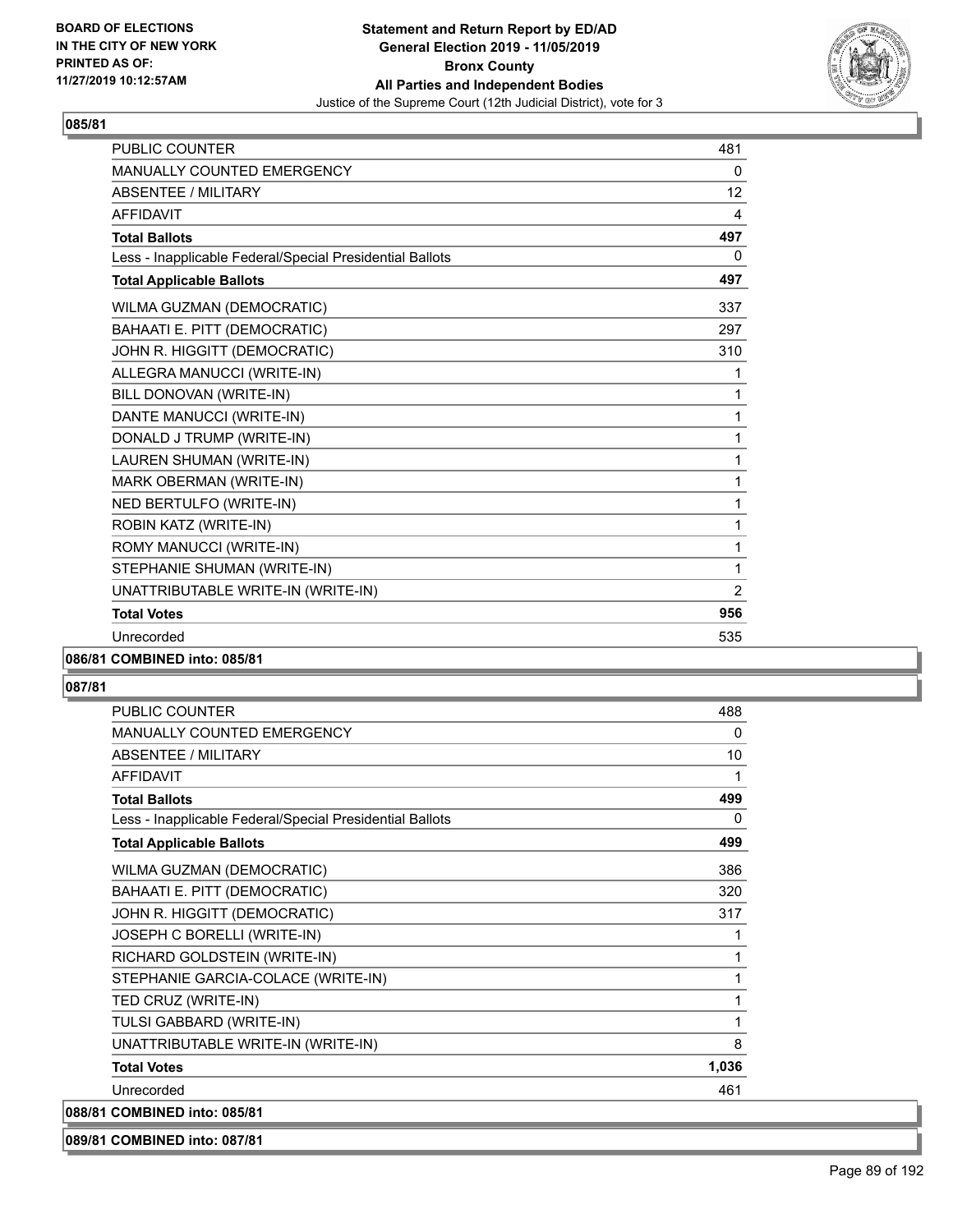**Statement and Return Report by ED/AD**
**General Election 2019 - 11/05/2019**
**Bronx County**
**All Parties and Independent Bodies**
Justice of the Supreme Court (12th Judicial District), vote for 3

BOARD OF ELECTIONS
IN THE CITY OF NEW YORK
PRINTED AS OF:
11/27/2019 10:12:57AM

**085/81**

| | |
|---|---|
| PUBLIC COUNTER | 481 |
| MANUALLY COUNTED EMERGENCY | 0 |
| ABSENTEE / MILITARY | 12 |
| AFFIDAVIT | 4 |
| **Total Ballots** | **497** |
| Less - Inapplicable Federal/Special Presidential Ballots | 0 |
| **Total Applicable Ballots** | **497** |
| WILMA GUZMAN (DEMOCRATIC) | 337 |
| BAHAATI E. PITT (DEMOCRATIC) | 297 |
| JOHN R. HIGGITT (DEMOCRATIC) | 310 |
| ALLEGRA MANUCCI (WRITE-IN) | 1 |
| BILL DONOVAN (WRITE-IN) | 1 |
| DANTE MANUCCI (WRITE-IN) | 1 |
| DONALD J TRUMP (WRITE-IN) | 1 |
| LAUREN SHUMAN (WRITE-IN) | 1 |
| MARK OBERMAN (WRITE-IN) | 1 |
| NED BERTULFO (WRITE-IN) | 1 |
| ROBIN KATZ (WRITE-IN) | 1 |
| ROMY MANUCCI (WRITE-IN) | 1 |
| STEPHANIE SHUMAN (WRITE-IN) | 1 |
| UNATTRIBUTABLE WRITE-IN (WRITE-IN) | 2 |
| **Total Votes** | **956** |
| Unrecorded | 535 |

**086/81 COMBINED into: 085/81**

**087/81**

| | |
|---|---|
| PUBLIC COUNTER | 488 |
| MANUALLY COUNTED EMERGENCY | 0 |
| ABSENTEE / MILITARY | 10 |
| AFFIDAVIT | 1 |
| **Total Ballots** | **499** |
| Less - Inapplicable Federal/Special Presidential Ballots | 0 |
| **Total Applicable Ballots** | **499** |
| WILMA GUZMAN (DEMOCRATIC) | 386 |
| BAHAATI E. PITT (DEMOCRATIC) | 320 |
| JOHN R. HIGGITT (DEMOCRATIC) | 317 |
| JOSEPH C BORELLI (WRITE-IN) | 1 |
| RICHARD GOLDSTEIN (WRITE-IN) | 1 |
| STEPHANIE GARCIA-COLACE (WRITE-IN) | 1 |
| TED CRUZ (WRITE-IN) | 1 |
| TULSI GABBARD (WRITE-IN) | 1 |
| UNATTRIBUTABLE WRITE-IN (WRITE-IN) | 8 |
| **Total Votes** | **1,036** |
| Unrecorded | 461 |

**088/81 COMBINED into: 085/81**

**089/81 COMBINED into: 087/81**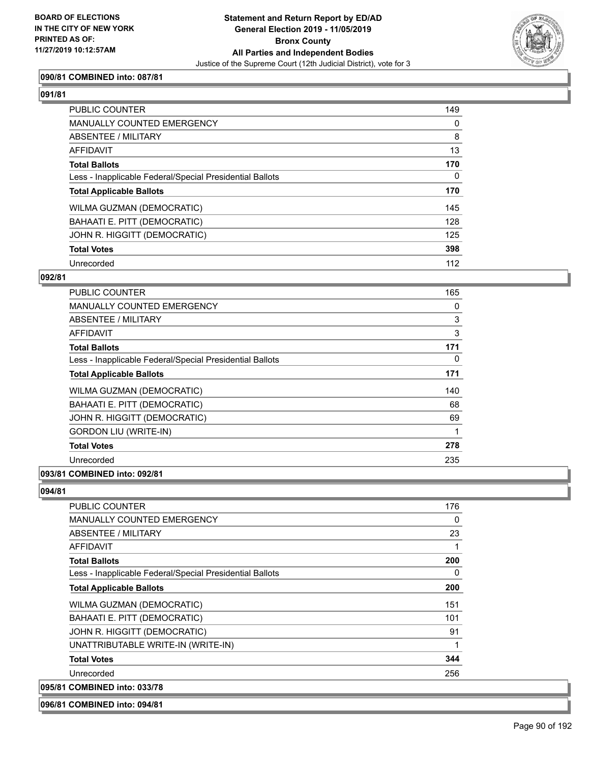**090/81 COMBINED into: 087/81**

**091/81**

| | |
|---|---|
| PUBLIC COUNTER | 149 |
| MANUALLY COUNTED EMERGENCY | 0 |
| ABSENTEE / MILITARY | 8 |
| AFFIDAVIT | 13 |
| **Total Ballots** | **170** |
| Less - Inapplicable Federal/Special Presidential Ballots | 0 |
| **Total Applicable Ballots** | **170** |
| WILMA GUZMAN (DEMOCRATIC) | 145 |
| BAHAATI E. PITT (DEMOCRATIC) | 128 |
| JOHN R. HIGGITT (DEMOCRATIC) | 125 |
| **Total Votes** | **398** |
| Unrecorded | 112 |

**092/81**

| | |
|---|---|
| PUBLIC COUNTER | 165 |
| MANUALLY COUNTED EMERGENCY | 0 |
| ABSENTEE / MILITARY | 3 |
| AFFIDAVIT | 3 |
| **Total Ballots** | **171** |
| Less - Inapplicable Federal/Special Presidential Ballots | 0 |
| **Total Applicable Ballots** | **171** |
| WILMA GUZMAN (DEMOCRATIC) | 140 |
| BAHAATI E. PITT (DEMOCRATIC) | 68 |
| JOHN R. HIGGITT (DEMOCRATIC) | 69 |
| GORDON LIU (WRITE-IN) | 1 |
| **Total Votes** | **278** |
| Unrecorded | 235 |

**093/81 COMBINED into: 092/81**

**094/81**

| | |
|---|---|
| PUBLIC COUNTER | 176 |
| MANUALLY COUNTED EMERGENCY | 0 |
| ABSENTEE / MILITARY | 23 |
| AFFIDAVIT | 1 |
| **Total Ballots** | **200** |
| Less - Inapplicable Federal/Special Presidential Ballots | 0 |
| **Total Applicable Ballots** | **200** |
| WILMA GUZMAN (DEMOCRATIC) | 151 |
| BAHAATI E. PITT (DEMOCRATIC) | 101 |
| JOHN R. HIGGITT (DEMOCRATIC) | 91 |
| UNATTRIBUTABLE WRITE-IN (WRITE-IN) | 1 |
| **Total Votes** | **344** |
| Unrecorded | 256 |

**095/81 COMBINED into: 033/78**

**096/81 COMBINED into: 094/81**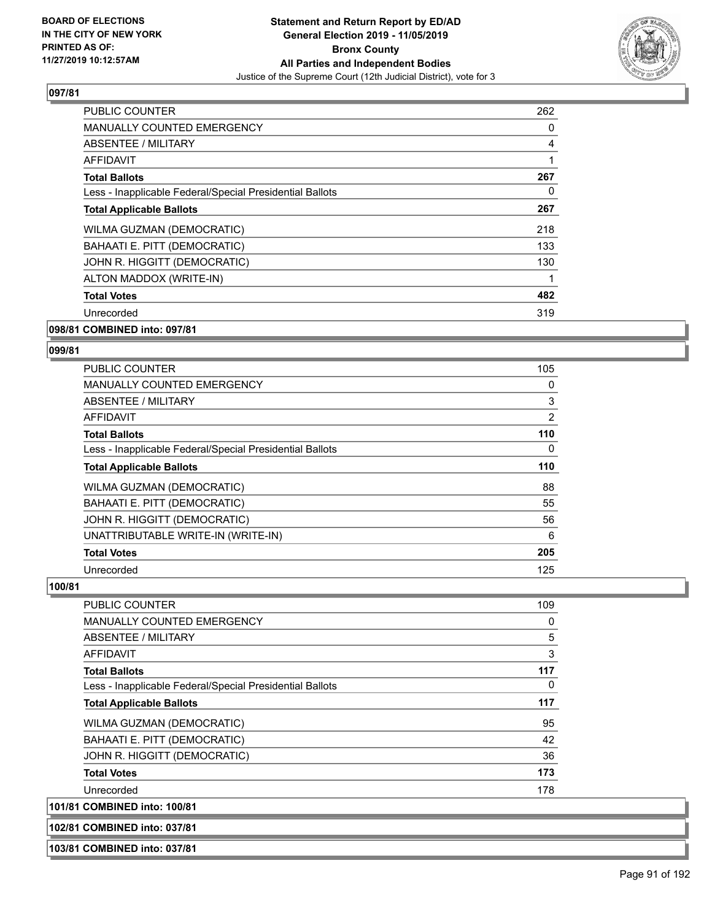**BOARD OF ELECTIONS IN THE CITY OF NEW YORK PRINTED AS OF: 11/27/2019 10:12:57AM**

**Statement and Return Report by ED/AD General Election 2019 - 11/05/2019 Bronx County All Parties and Independent Bodies**

Justice of the Supreme Court (12th Judicial District), vote for 3

### 097/81

| | |
|---|---|
| PUBLIC COUNTER | 262 |
| MANUALLY COUNTED EMERGENCY | 0 |
| ABSENTEE / MILITARY | 4 |
| AFFIDAVIT | 1 |
| **Total Ballots** | **267** |
| Less - Inapplicable Federal/Special Presidential Ballots | 0 |
| **Total Applicable Ballots** | **267** |
| WILMA GUZMAN (DEMOCRATIC) | 218 |
| BAHAATI E. PITT (DEMOCRATIC) | 133 |
| JOHN R. HIGGITT (DEMOCRATIC) | 130 |
| ALTON MADDOX (WRITE-IN) | 1 |
| **Total Votes** | **482** |
| Unrecorded | 319 |

### 098/81 COMBINED into: 097/81

### 099/81

| | |
|---|---|
| PUBLIC COUNTER | 105 |
| MANUALLY COUNTED EMERGENCY | 0 |
| ABSENTEE / MILITARY | 3 |
| AFFIDAVIT | 2 |
| **Total Ballots** | **110** |
| Less - Inapplicable Federal/Special Presidential Ballots | 0 |
| **Total Applicable Ballots** | **110** |
| WILMA GUZMAN (DEMOCRATIC) | 88 |
| BAHAATI E. PITT (DEMOCRATIC) | 55 |
| JOHN R. HIGGITT (DEMOCRATIC) | 56 |
| UNATTRIBUTABLE WRITE-IN (WRITE-IN) | 6 |
| **Total Votes** | **205** |
| Unrecorded | 125 |

### 100/81

| | |
|---|---|
| PUBLIC COUNTER | 109 |
| MANUALLY COUNTED EMERGENCY | 0 |
| ABSENTEE / MILITARY | 5 |
| AFFIDAVIT | 3 |
| **Total Ballots** | **117** |
| Less - Inapplicable Federal/Special Presidential Ballots | 0 |
| **Total Applicable Ballots** | **117** |
| WILMA GUZMAN (DEMOCRATIC) | 95 |
| BAHAATI E. PITT (DEMOCRATIC) | 42 |
| JOHN R. HIGGITT (DEMOCRATIC) | 36 |
| **Total Votes** | **173** |
| Unrecorded | 178 |

### 101/81 COMBINED into: 100/81

### 102/81 COMBINED into: 037/81

### 103/81 COMBINED into: 037/81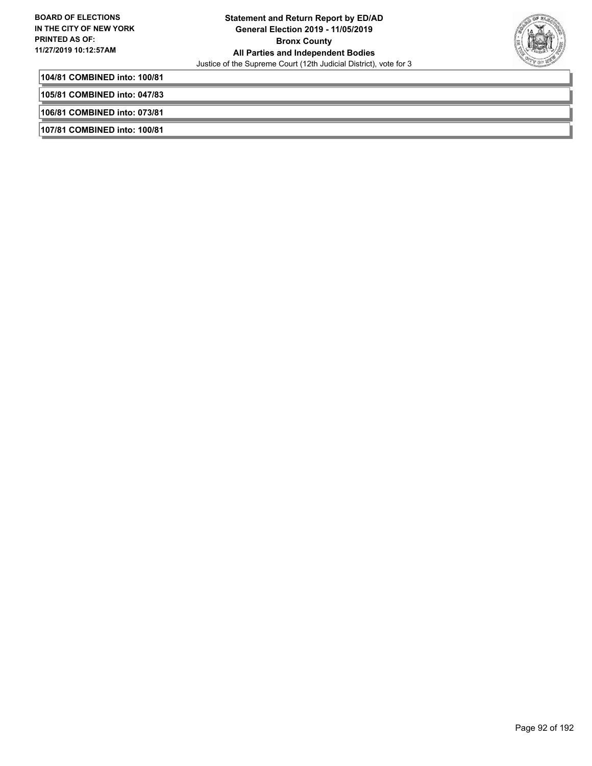**104/81 COMBINED into: 100/81**

**105/81 COMBINED into: 047/83**

**106/81 COMBINED into: 073/81**

**107/81 COMBINED into: 100/81**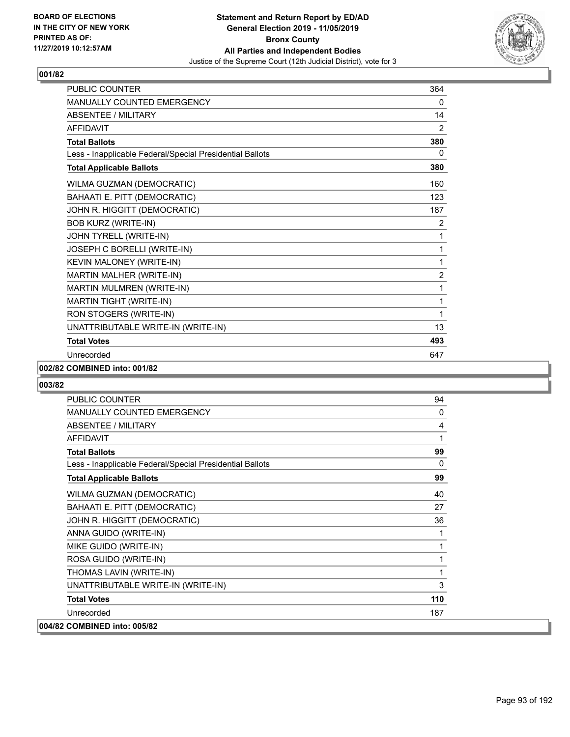**Statement and Return Report by ED/AD**
**General Election 2019 - 11/05/2019**
**Bronx County**
**All Parties and Independent Bodies**
Justice of the Supreme Court (12th Judicial District), vote for 3

BOARD OF ELECTIONS IN THE CITY OF NEW YORK PRINTED AS OF: 11/27/2019 10:12:57AM

## 001/82

| | |
|---|---|
| PUBLIC COUNTER | 364 |
| MANUALLY COUNTED EMERGENCY | 0 |
| ABSENTEE / MILITARY | 14 |
| AFFIDAVIT | 2 |
| **Total Ballots** | **380** |
| Less - Inapplicable Federal/Special Presidential Ballots | 0 |
| **Total Applicable Ballots** | **380** |
| WILMA GUZMAN (DEMOCRATIC) | 160 |
| BAHAATI E. PITT (DEMOCRATIC) | 123 |
| JOHN R. HIGGITT (DEMOCRATIC) | 187 |
| BOB KURZ (WRITE-IN) | 2 |
| JOHN TYRELL (WRITE-IN) | 1 |
| JOSEPH C BORELLI (WRITE-IN) | 1 |
| KEVIN MALONEY (WRITE-IN) | 1 |
| MARTIN MALHER (WRITE-IN) | 2 |
| MARTIN MULMREN (WRITE-IN) | 1 |
| MARTIN TIGHT (WRITE-IN) | 1 |
| RON STOGERS (WRITE-IN) | 1 |
| UNATTRIBUTABLE WRITE-IN (WRITE-IN) | 13 |
| **Total Votes** | **493** |
| Unrecorded | 647 |

**002/82 COMBINED into: 001/82**

## 003/82

| | |
|---|---|
| PUBLIC COUNTER | 94 |
| MANUALLY COUNTED EMERGENCY | 0 |
| ABSENTEE / MILITARY | 4 |
| AFFIDAVIT | 1 |
| **Total Ballots** | **99** |
| Less - Inapplicable Federal/Special Presidential Ballots | 0 |
| **Total Applicable Ballots** | **99** |
| WILMA GUZMAN (DEMOCRATIC) | 40 |
| BAHAATI E. PITT (DEMOCRATIC) | 27 |
| JOHN R. HIGGITT (DEMOCRATIC) | 36 |
| ANNA GUIDO (WRITE-IN) | 1 |
| MIKE GUIDO (WRITE-IN) | 1 |
| ROSA GUIDO (WRITE-IN) | 1 |
| THOMAS LAVIN (WRITE-IN) | 1 |
| UNATTRIBUTABLE WRITE-IN (WRITE-IN) | 3 |
| **Total Votes** | **110** |
| Unrecorded | 187 |

**004/82 COMBINED into: 005/82**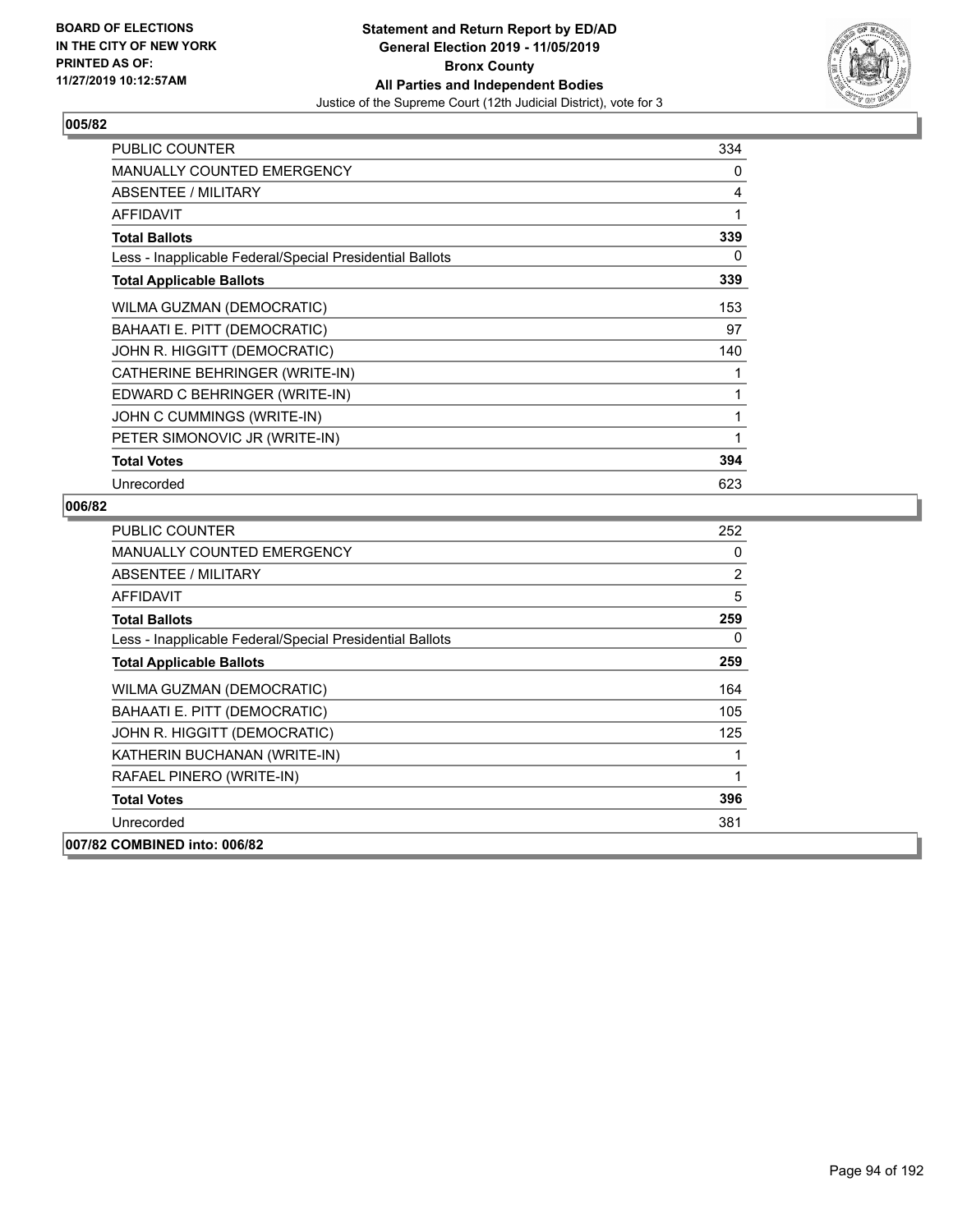**Statement and Return Report by ED/AD**
**General Election 2019 - 11/05/2019**
**Bronx County**
**All Parties and Independent Bodies**
Justice of the Supreme Court (12th Judicial District), vote for 3

BOARD OF ELECTIONS
IN THE CITY OF NEW YORK
PRINTED AS OF:
11/27/2019 10:12:57AM

**005/82**

| | |
|---|---|
| PUBLIC COUNTER | 334 |
| MANUALLY COUNTED EMERGENCY | 0 |
| ABSENTEE / MILITARY | 4 |
| AFFIDAVIT | 1 |
| **Total Ballots** | **339** |
| Less - Inapplicable Federal/Special Presidential Ballots | 0 |
| **Total Applicable Ballots** | **339** |
| WILMA GUZMAN (DEMOCRATIC) | 153 |
| BAHAATI E. PITT (DEMOCRATIC) | 97 |
| JOHN R. HIGGITT (DEMOCRATIC) | 140 |
| CATHERINE BEHRINGER (WRITE-IN) | 1 |
| EDWARD C BEHRINGER (WRITE-IN) | 1 |
| JOHN C CUMMINGS (WRITE-IN) | 1 |
| PETER SIMONOVIC JR (WRITE-IN) | 1 |
| **Total Votes** | **394** |
| Unrecorded | 623 |

**006/82**

| | |
|---|---|
| PUBLIC COUNTER | 252 |
| MANUALLY COUNTED EMERGENCY | 0 |
| ABSENTEE / MILITARY | 2 |
| AFFIDAVIT | 5 |
| **Total Ballots** | **259** |
| Less - Inapplicable Federal/Special Presidential Ballots | 0 |
| **Total Applicable Ballots** | **259** |
| WILMA GUZMAN (DEMOCRATIC) | 164 |
| BAHAATI E. PITT (DEMOCRATIC) | 105 |
| JOHN R. HIGGITT (DEMOCRATIC) | 125 |
| KATHERIN BUCHANAN (WRITE-IN) | 1 |
| RAFAEL PINERO (WRITE-IN) | 1 |
| **Total Votes** | **396** |
| Unrecorded | 381 |

**007/82 COMBINED into: 006/82**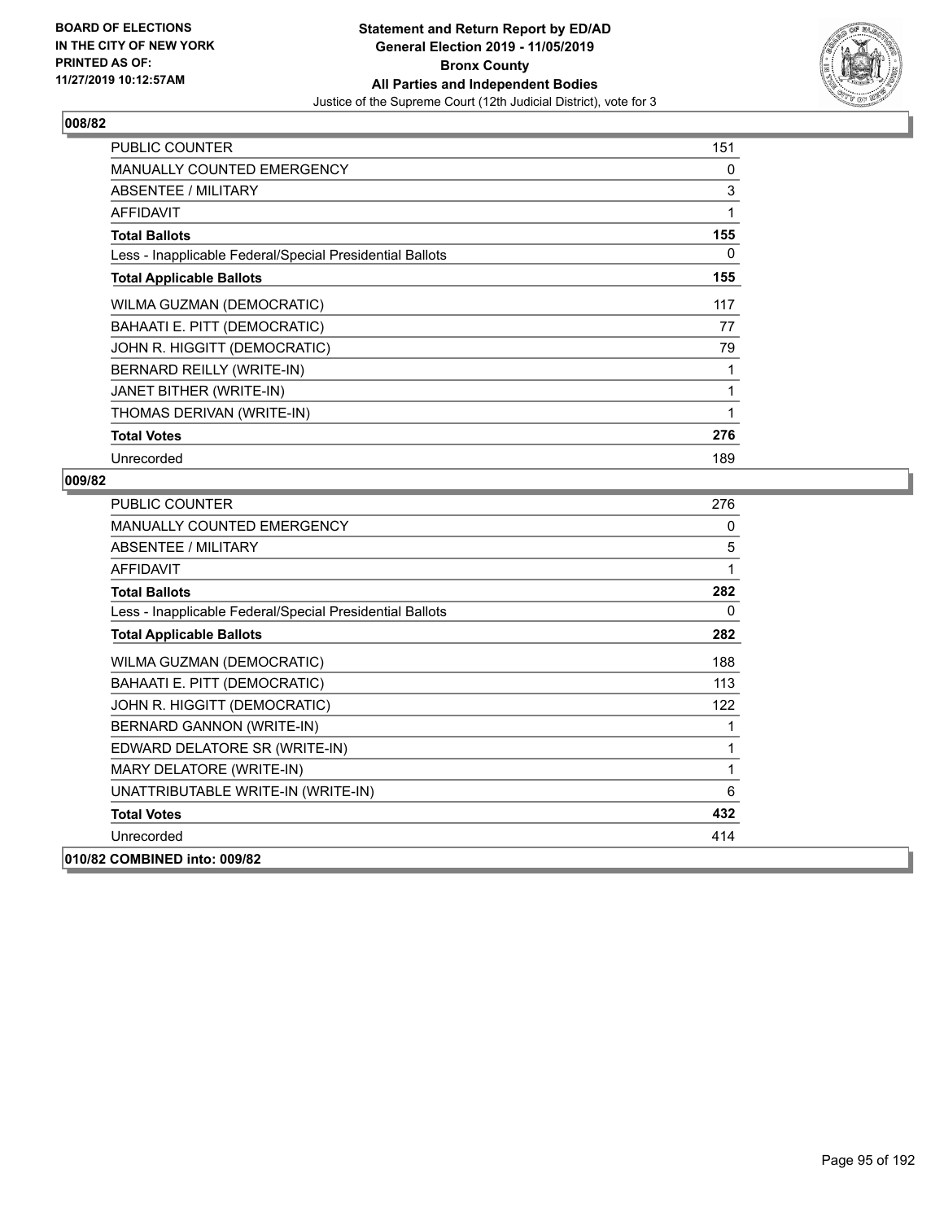## 008/82

| | |
|---|---|
| PUBLIC COUNTER | 151 |
| MANUALLY COUNTED EMERGENCY | 0 |
| ABSENTEE / MILITARY | 3 |
| AFFIDAVIT | 1 |
| **Total Ballots** | **155** |
| Less - Inapplicable Federal/Special Presidential Ballots | 0 |
| **Total Applicable Ballots** | **155** |
| WILMA GUZMAN (DEMOCRATIC) | 117 |
| BAHAATI E. PITT (DEMOCRATIC) | 77 |
| JOHN R. HIGGITT (DEMOCRATIC) | 79 |
| BERNARD REILLY (WRITE-IN) | 1 |
| JANET BITHER (WRITE-IN) | 1 |
| THOMAS DERIVAN (WRITE-IN) | 1 |
| **Total Votes** | **276** |
| Unrecorded | 189 |

## 009/82

| | |
|---|---|
| PUBLIC COUNTER | 276 |
| MANUALLY COUNTED EMERGENCY | 0 |
| ABSENTEE / MILITARY | 5 |
| AFFIDAVIT | 1 |
| **Total Ballots** | **282** |
| Less - Inapplicable Federal/Special Presidential Ballots | 0 |
| **Total Applicable Ballots** | **282** |
| WILMA GUZMAN (DEMOCRATIC) | 188 |
| BAHAATI E. PITT (DEMOCRATIC) | 113 |
| JOHN R. HIGGITT (DEMOCRATIC) | 122 |
| BERNARD GANNON (WRITE-IN) | 1 |
| EDWARD DELATORE SR (WRITE-IN) | 1 |
| MARY DELATORE (WRITE-IN) | 1 |
| UNATTRIBUTABLE WRITE-IN (WRITE-IN) | 6 |
| **Total Votes** | **432** |
| Unrecorded | 414 |

## 010/82 COMBINED into: 009/82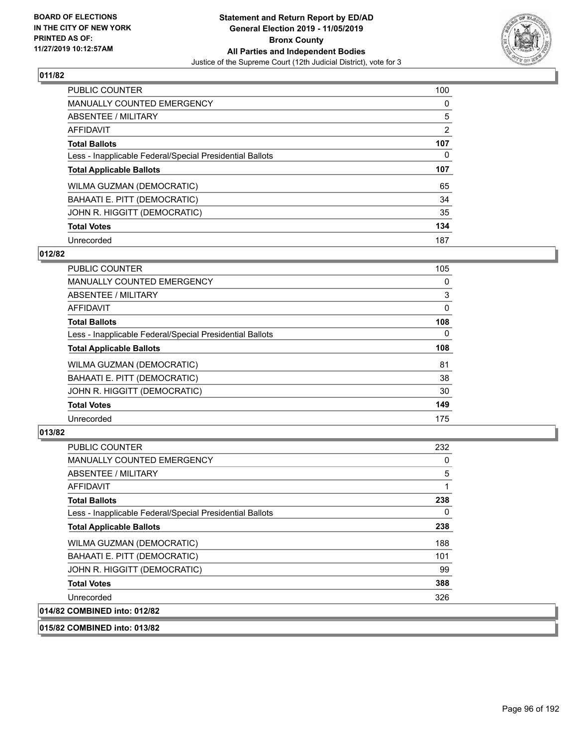## 011/82

| | |
|---|---|
| PUBLIC COUNTER | 100 |
| MANUALLY COUNTED EMERGENCY | 0 |
| ABSENTEE / MILITARY | 5 |
| AFFIDAVIT | 2 |
| **Total Ballots** | **107** |
| Less - Inapplicable Federal/Special Presidential Ballots | 0 |
| **Total Applicable Ballots** | **107** |
| WILMA GUZMAN (DEMOCRATIC) | 65 |
| BAHAATI E. PITT (DEMOCRATIC) | 34 |
| JOHN R. HIGGITT (DEMOCRATIC) | 35 |
| **Total Votes** | **134** |
| Unrecorded | 187 |

## 012/82

| | |
|---|---|
| PUBLIC COUNTER | 105 |
| MANUALLY COUNTED EMERGENCY | 0 |
| ABSENTEE / MILITARY | 3 |
| AFFIDAVIT | 0 |
| **Total Ballots** | **108** |
| Less - Inapplicable Federal/Special Presidential Ballots | 0 |
| **Total Applicable Ballots** | **108** |
| WILMA GUZMAN (DEMOCRATIC) | 81 |
| BAHAATI E. PITT (DEMOCRATIC) | 38 |
| JOHN R. HIGGITT (DEMOCRATIC) | 30 |
| **Total Votes** | **149** |
| Unrecorded | 175 |

## 013/82

| | |
|---|---|
| PUBLIC COUNTER | 232 |
| MANUALLY COUNTED EMERGENCY | 0 |
| ABSENTEE / MILITARY | 5 |
| AFFIDAVIT | 1 |
| **Total Ballots** | **238** |
| Less - Inapplicable Federal/Special Presidential Ballots | 0 |
| **Total Applicable Ballots** | **238** |
| WILMA GUZMAN (DEMOCRATIC) | 188 |
| BAHAATI E. PITT (DEMOCRATIC) | 101 |
| JOHN R. HIGGITT (DEMOCRATIC) | 99 |
| **Total Votes** | **388** |
| Unrecorded | 326 |

## 014/82 COMBINED into: 012/82

## 015/82 COMBINED into: 013/82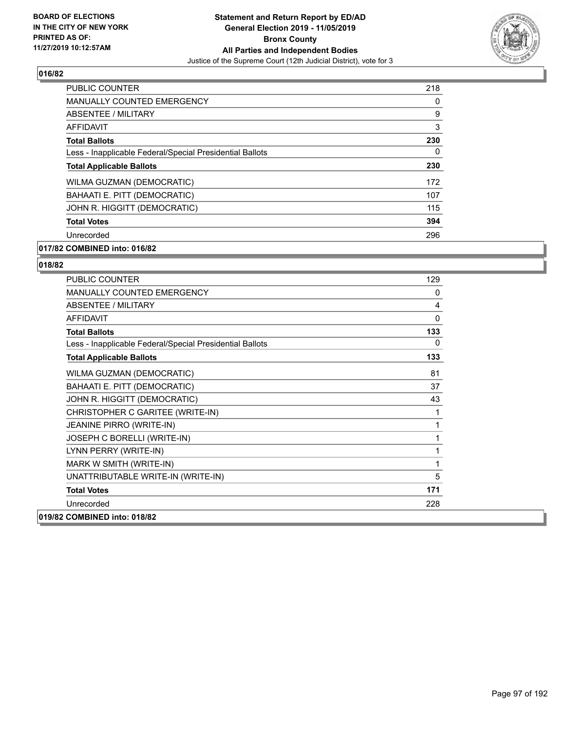**BOARD OF ELECTIONS IN THE CITY OF NEW YORK PRINTED AS OF: 11/27/2019 10:12:57AM**

# Statement and Return Report by ED/AD
## General Election 2019 - 11/05/2019
## Bronx County
## All Parties and Independent Bodies
Justice of the Supreme Court (12th Judicial District), vote for 3

### 016/82

| | |
|---|---|
| PUBLIC COUNTER | 218 |
| MANUALLY COUNTED EMERGENCY | 0 |
| ABSENTEE / MILITARY | 9 |
| AFFIDAVIT | 3 |
| **Total Ballots** | **230** |
| Less - Inapplicable Federal/Special Presidential Ballots | 0 |
| **Total Applicable Ballots** | **230** |
| WILMA GUZMAN (DEMOCRATIC) | 172 |
| BAHAATI E. PITT (DEMOCRATIC) | 107 |
| JOHN R. HIGGITT (DEMOCRATIC) | 115 |
| **Total Votes** | **394** |
| Unrecorded | 296 |

**017/82 COMBINED into: 016/82**

### 018/82

| | |
|---|---|
| PUBLIC COUNTER | 129 |
| MANUALLY COUNTED EMERGENCY | 0 |
| ABSENTEE / MILITARY | 4 |
| AFFIDAVIT | 0 |
| **Total Ballots** | **133** |
| Less - Inapplicable Federal/Special Presidential Ballots | 0 |
| **Total Applicable Ballots** | **133** |
| WILMA GUZMAN (DEMOCRATIC) | 81 |
| BAHAATI E. PITT (DEMOCRATIC) | 37 |
| JOHN R. HIGGITT (DEMOCRATIC) | 43 |
| CHRISTOPHER C GARITEE (WRITE-IN) | 1 |
| JEANINE PIRRO (WRITE-IN) | 1 |
| JOSEPH C BORELLI (WRITE-IN) | 1 |
| LYNN PERRY (WRITE-IN) | 1 |
| MARK W SMITH (WRITE-IN) | 1 |
| UNATTRIBUTABLE WRITE-IN (WRITE-IN) | 5 |
| **Total Votes** | **171** |
| Unrecorded | 228 |

**019/82 COMBINED into: 018/82**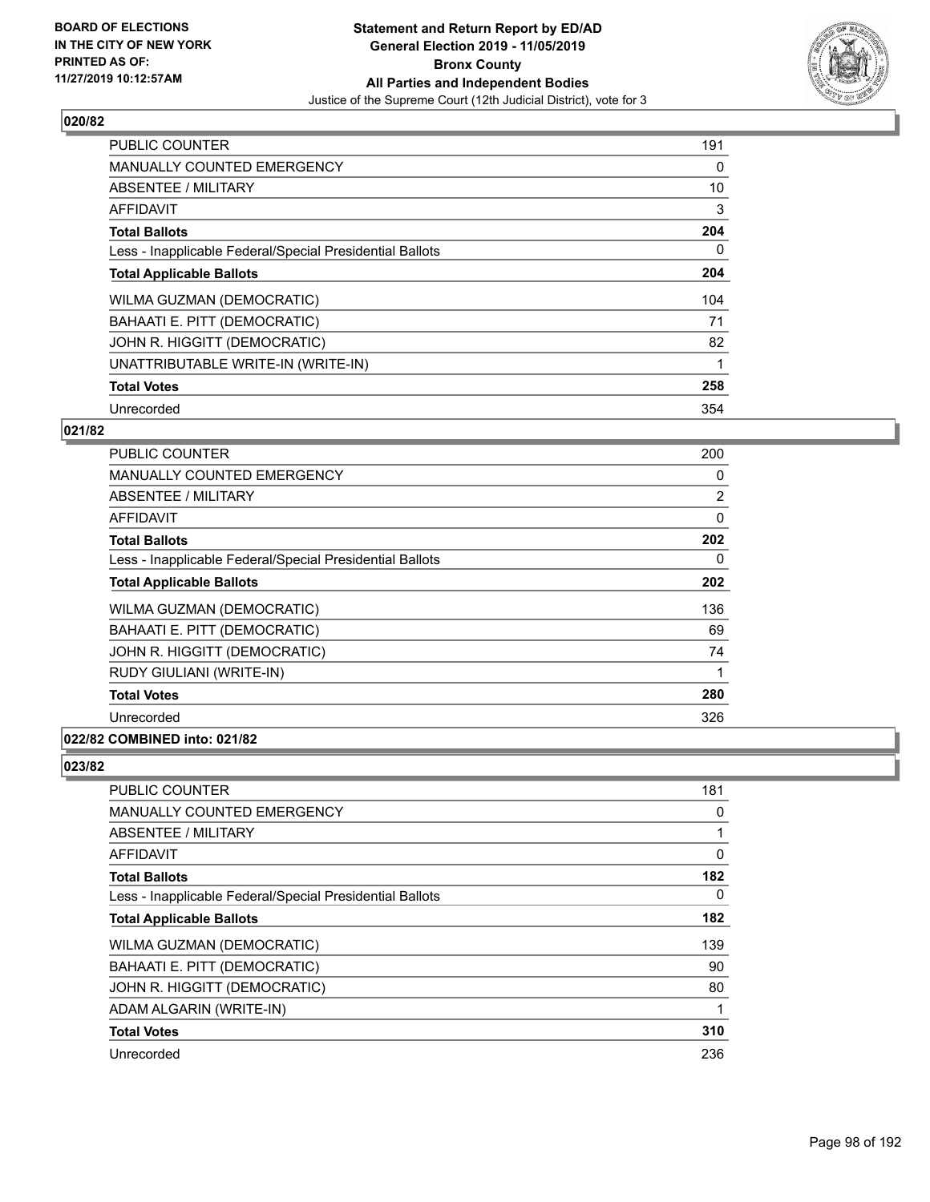**Statement and Return Report by ED/AD**
**General Election 2019 - 11/05/2019**
**Bronx County**
**All Parties and Independent Bodies**
Justice of the Supreme Court (12th Judicial District), vote for 3

BOARD OF ELECTIONS IN THE CITY OF NEW YORK PRINTED AS OF: 11/27/2019 10:12:57AM

## 020/82

| | |
|---|---|
| PUBLIC COUNTER | 191 |
| MANUALLY COUNTED EMERGENCY | 0 |
| ABSENTEE / MILITARY | 10 |
| AFFIDAVIT | 3 |
| **Total Ballots** | **204** |
| Less - Inapplicable Federal/Special Presidential Ballots | 0 |
| **Total Applicable Ballots** | **204** |
| WILMA GUZMAN (DEMOCRATIC) | 104 |
| BAHAATI E. PITT (DEMOCRATIC) | 71 |
| JOHN R. HIGGITT (DEMOCRATIC) | 82 |
| UNATTRIBUTABLE WRITE-IN (WRITE-IN) | 1 |
| **Total Votes** | **258** |
| Unrecorded | 354 |

## 021/82

| | |
|---|---|
| PUBLIC COUNTER | 200 |
| MANUALLY COUNTED EMERGENCY | 0 |
| ABSENTEE / MILITARY | 2 |
| AFFIDAVIT | 0 |
| **Total Ballots** | **202** |
| Less - Inapplicable Federal/Special Presidential Ballots | 0 |
| **Total Applicable Ballots** | **202** |
| WILMA GUZMAN (DEMOCRATIC) | 136 |
| BAHAATI E. PITT (DEMOCRATIC) | 69 |
| JOHN R. HIGGITT (DEMOCRATIC) | 74 |
| RUDY GIULIANI (WRITE-IN) | 1 |
| **Total Votes** | **280** |
| Unrecorded | 326 |

## 022/82 COMBINED into: 021/82

## 023/82

| | |
|---|---|
| PUBLIC COUNTER | 181 |
| MANUALLY COUNTED EMERGENCY | 0 |
| ABSENTEE / MILITARY | 1 |
| AFFIDAVIT | 0 |
| **Total Ballots** | **182** |
| Less - Inapplicable Federal/Special Presidential Ballots | 0 |
| **Total Applicable Ballots** | **182** |
| WILMA GUZMAN (DEMOCRATIC) | 139 |
| BAHAATI E. PITT (DEMOCRATIC) | 90 |
| JOHN R. HIGGITT (DEMOCRATIC) | 80 |
| ADAM ALGARIN (WRITE-IN) | 1 |
| **Total Votes** | **310** |
| Unrecorded | 236 |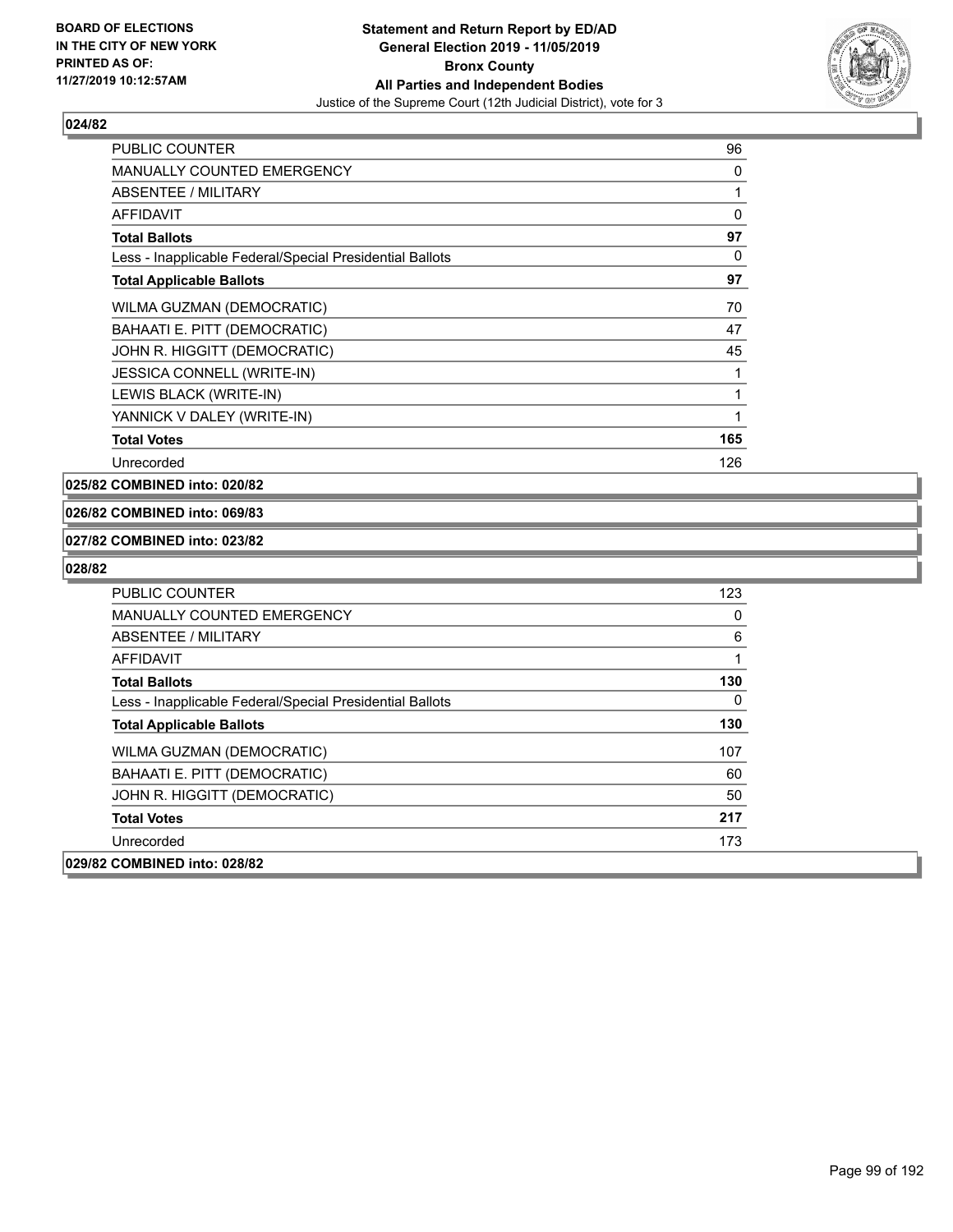**BOARD OF ELECTIONS IN THE CITY OF NEW YORK PRINTED AS OF: 11/27/2019 10:12:57AM**

**Statement and Return Report by ED/AD General Election 2019 - 11/05/2019 Bronx County All Parties and Independent Bodies**

Justice of the Supreme Court (12th Judicial District), vote for 3

### 024/82

| | |
|---|---|
| PUBLIC COUNTER | 96 |
| MANUALLY COUNTED EMERGENCY | 0 |
| ABSENTEE / MILITARY | 1 |
| AFFIDAVIT | 0 |
| **Total Ballots** | **97** |
| Less - Inapplicable Federal/Special Presidential Ballots | 0 |
| **Total Applicable Ballots** | **97** |
| WILMA GUZMAN (DEMOCRATIC) | 70 |
| BAHAATI E. PITT (DEMOCRATIC) | 47 |
| JOHN R. HIGGITT (DEMOCRATIC) | 45 |
| JESSICA CONNELL (WRITE-IN) | 1 |
| LEWIS BLACK (WRITE-IN) | 1 |
| YANNICK V DALEY (WRITE-IN) | 1 |
| **Total Votes** | **165** |
| Unrecorded | 126 |

### 025/82 COMBINED into: 020/82

### 026/82 COMBINED into: 069/83

### 027/82 COMBINED into: 023/82

### 028/82

| | |
|---|---|
| PUBLIC COUNTER | 123 |
| MANUALLY COUNTED EMERGENCY | 0 |
| ABSENTEE / MILITARY | 6 |
| AFFIDAVIT | 1 |
| **Total Ballots** | **130** |
| Less - Inapplicable Federal/Special Presidential Ballots | 0 |
| **Total Applicable Ballots** | **130** |
| WILMA GUZMAN (DEMOCRATIC) | 107 |
| BAHAATI E. PITT (DEMOCRATIC) | 60 |
| JOHN R. HIGGITT (DEMOCRATIC) | 50 |
| **Total Votes** | **217** |
| Unrecorded | 173 |

### 029/82 COMBINED into: 028/82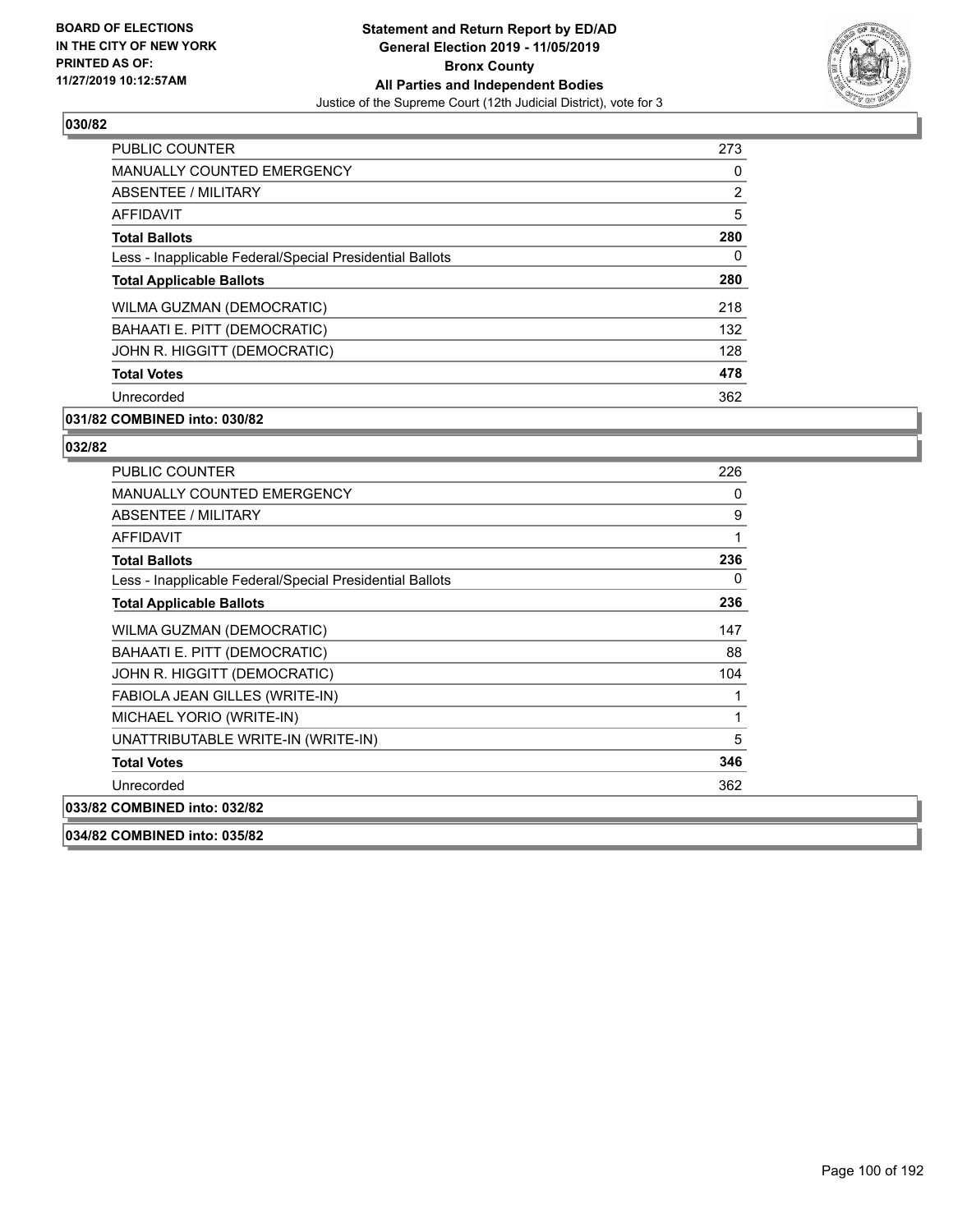**BOARD OF ELECTIONS IN THE CITY OF NEW YORK PRINTED AS OF: 11/27/2019 10:12:57AM**

**Statement and Return Report by ED/AD General Election 2019 - 11/05/2019 Bronx County All Parties and Independent Bodies**

Justice of the Supreme Court (12th Judicial District), vote for 3

## 030/82

| | |
|---|---|
| PUBLIC COUNTER | 273 |
| MANUALLY COUNTED EMERGENCY | 0 |
| ABSENTEE / MILITARY | 2 |
| AFFIDAVIT | 5 |
| **Total Ballots** | **280** |
| Less - Inapplicable Federal/Special Presidential Ballots | 0 |
| **Total Applicable Ballots** | **280** |
| WILMA GUZMAN (DEMOCRATIC) | 218 |
| BAHAATI E. PITT (DEMOCRATIC) | 132 |
| JOHN R. HIGGITT (DEMOCRATIC) | 128 |
| **Total Votes** | **478** |
| Unrecorded | 362 |

**031/82 COMBINED into: 030/82**

## 032/82

| | |
|---|---|
| PUBLIC COUNTER | 226 |
| MANUALLY COUNTED EMERGENCY | 0 |
| ABSENTEE / MILITARY | 9 |
| AFFIDAVIT | 1 |
| **Total Ballots** | **236** |
| Less - Inapplicable Federal/Special Presidential Ballots | 0 |
| **Total Applicable Ballots** | **236** |
| WILMA GUZMAN (DEMOCRATIC) | 147 |
| BAHAATI E. PITT (DEMOCRATIC) | 88 |
| JOHN R. HIGGITT (DEMOCRATIC) | 104 |
| FABIOLA JEAN GILLES (WRITE-IN) | 1 |
| MICHAEL YORIO (WRITE-IN) | 1 |
| UNATTRIBUTABLE WRITE-IN (WRITE-IN) | 5 |
| **Total Votes** | **346** |
| Unrecorded | 362 |

**033/82 COMBINED into: 032/82**

**034/82 COMBINED into: 035/82**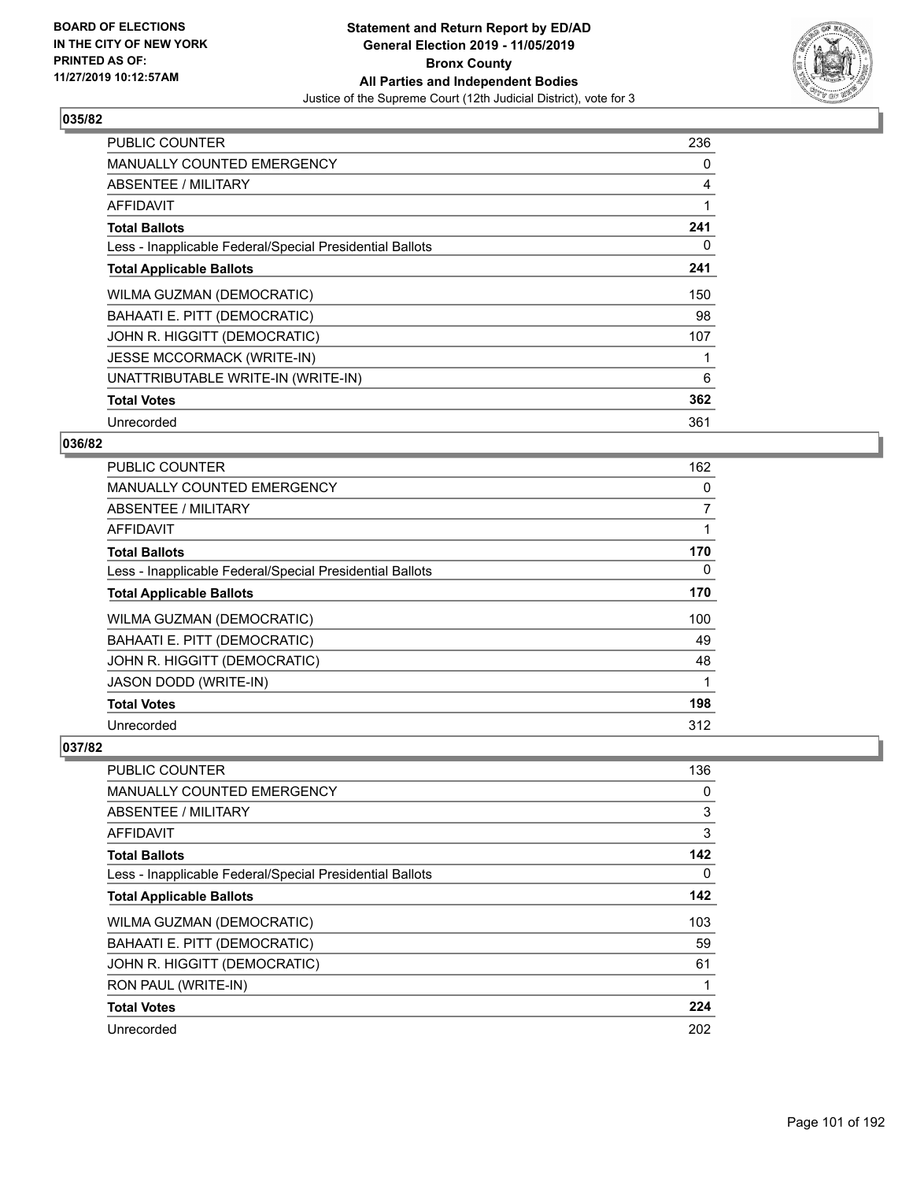BOARD OF ELECTIONS
IN THE CITY OF NEW YORK
PRINTED AS OF:
11/27/2019 10:12:57AM

**Statement and Return Report by ED/AD**
**General Election 2019 - 11/05/2019**
**Bronx County**
**All Parties and Independent Bodies**
Justice of the Supreme Court (12th Judicial District), vote for 3

## 035/82

| | |
|---|---|
| PUBLIC COUNTER | 236 |
| MANUALLY COUNTED EMERGENCY | 0 |
| ABSENTEE / MILITARY | 4 |
| AFFIDAVIT | 1 |
| **Total Ballots** | **241** |
| Less - Inapplicable Federal/Special Presidential Ballots | 0 |
| **Total Applicable Ballots** | **241** |
| WILMA GUZMAN (DEMOCRATIC) | 150 |
| BAHAATI E. PITT (DEMOCRATIC) | 98 |
| JOHN R. HIGGITT (DEMOCRATIC) | 107 |
| JESSE MCCORMACK (WRITE-IN) | 1 |
| UNATTRIBUTABLE WRITE-IN (WRITE-IN) | 6 |
| **Total Votes** | **362** |
| Unrecorded | 361 |

## 036/82

| | |
|---|---|
| PUBLIC COUNTER | 162 |
| MANUALLY COUNTED EMERGENCY | 0 |
| ABSENTEE / MILITARY | 7 |
| AFFIDAVIT | 1 |
| **Total Ballots** | **170** |
| Less - Inapplicable Federal/Special Presidential Ballots | 0 |
| **Total Applicable Ballots** | **170** |
| WILMA GUZMAN (DEMOCRATIC) | 100 |
| BAHAATI E. PITT (DEMOCRATIC) | 49 |
| JOHN R. HIGGITT (DEMOCRATIC) | 48 |
| JASON DODD (WRITE-IN) | 1 |
| **Total Votes** | **198** |
| Unrecorded | 312 |

## 037/82

| | |
|---|---|
| PUBLIC COUNTER | 136 |
| MANUALLY COUNTED EMERGENCY | 0 |
| ABSENTEE / MILITARY | 3 |
| AFFIDAVIT | 3 |
| **Total Ballots** | **142** |
| Less - Inapplicable Federal/Special Presidential Ballots | 0 |
| **Total Applicable Ballots** | **142** |
| WILMA GUZMAN (DEMOCRATIC) | 103 |
| BAHAATI E. PITT (DEMOCRATIC) | 59 |
| JOHN R. HIGGITT (DEMOCRATIC) | 61 |
| RON PAUL (WRITE-IN) | 1 |
| **Total Votes** | **224** |
| Unrecorded | 202 |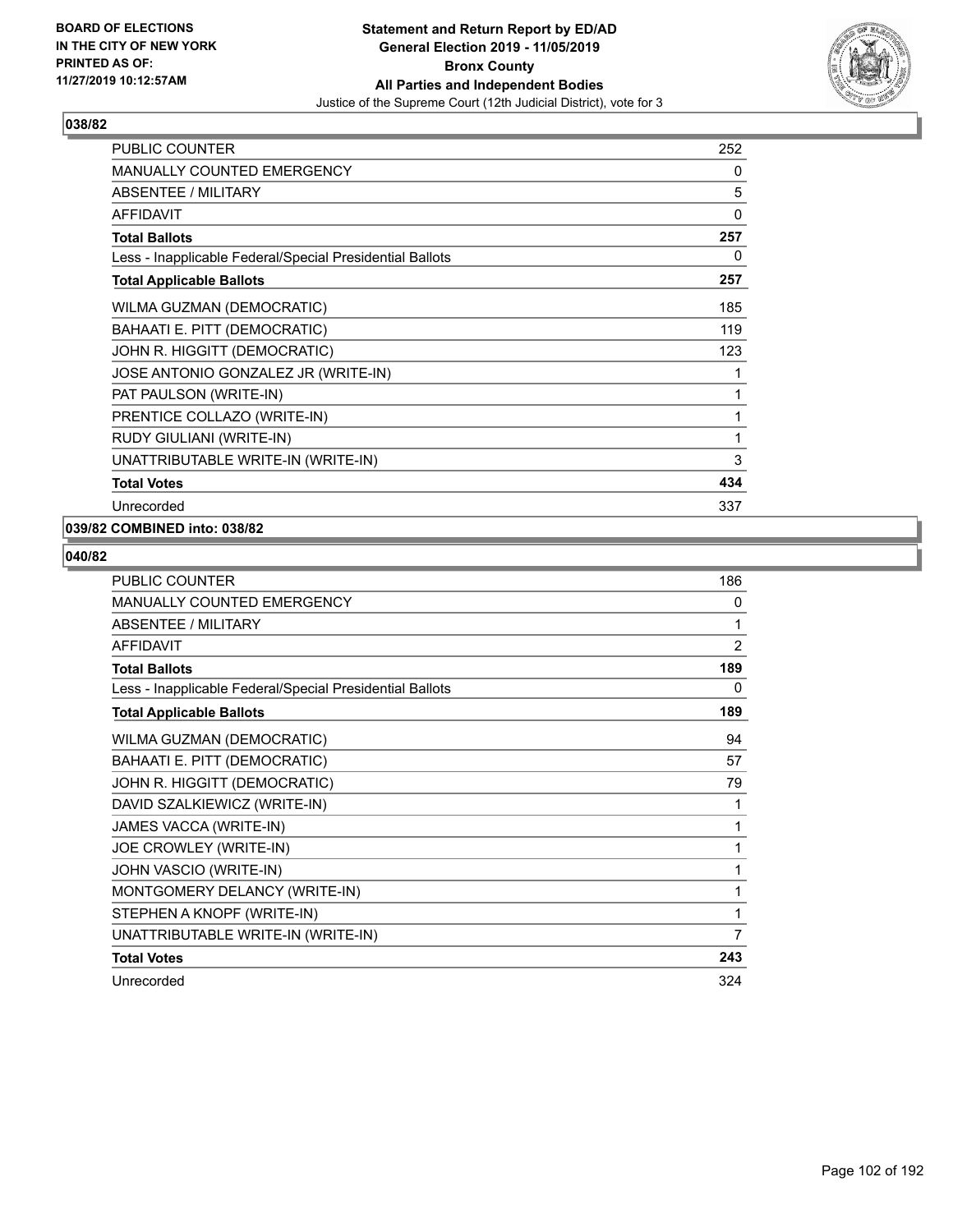**BOARD OF ELECTIONS IN THE CITY OF NEW YORK PRINTED AS OF: 11/27/2019 10:12:57AM**

# Statement and Return Report by ED/AD
## General Election 2019 - 11/05/2019
## Bronx County
## All Parties and Independent Bodies
### Justice of the Supreme Court (12th Judicial District), vote for 3

**038/82**

| | |
|---|---|
| PUBLIC COUNTER | 252 |
| MANUALLY COUNTED EMERGENCY | 0 |
| ABSENTEE / MILITARY | 5 |
| AFFIDAVIT | 0 |
| **Total Ballots** | **257** |
| Less - Inapplicable Federal/Special Presidential Ballots | 0 |
| **Total Applicable Ballots** | **257** |
| WILMA GUZMAN (DEMOCRATIC) | 185 |
| BAHAATI E. PITT (DEMOCRATIC) | 119 |
| JOHN R. HIGGITT (DEMOCRATIC) | 123 |
| JOSE ANTONIO GONZALEZ JR (WRITE-IN) | 1 |
| PAT PAULSON (WRITE-IN) | 1 |
| PRENTICE COLLAZO (WRITE-IN) | 1 |
| RUDY GIULIANI (WRITE-IN) | 1 |
| UNATTRIBUTABLE WRITE-IN (WRITE-IN) | 3 |
| **Total Votes** | **434** |
| Unrecorded | 337 |

**039/82 COMBINED into: 038/82**

**040/82**

| | |
|---|---|
| PUBLIC COUNTER | 186 |
| MANUALLY COUNTED EMERGENCY | 0 |
| ABSENTEE / MILITARY | 1 |
| AFFIDAVIT | 2 |
| **Total Ballots** | **189** |
| Less - Inapplicable Federal/Special Presidential Ballots | 0 |
| **Total Applicable Ballots** | **189** |
| WILMA GUZMAN (DEMOCRATIC) | 94 |
| BAHAATI E. PITT (DEMOCRATIC) | 57 |
| JOHN R. HIGGITT (DEMOCRATIC) | 79 |
| DAVID SZALKIEWICZ (WRITE-IN) | 1 |
| JAMES VACCA (WRITE-IN) | 1 |
| JOE CROWLEY (WRITE-IN) | 1 |
| JOHN VASCIO (WRITE-IN) | 1 |
| MONTGOMERY DELANCY (WRITE-IN) | 1 |
| STEPHEN A KNOPF (WRITE-IN) | 1 |
| UNATTRIBUTABLE WRITE-IN (WRITE-IN) | 7 |
| **Total Votes** | **243** |
| Unrecorded | 324 |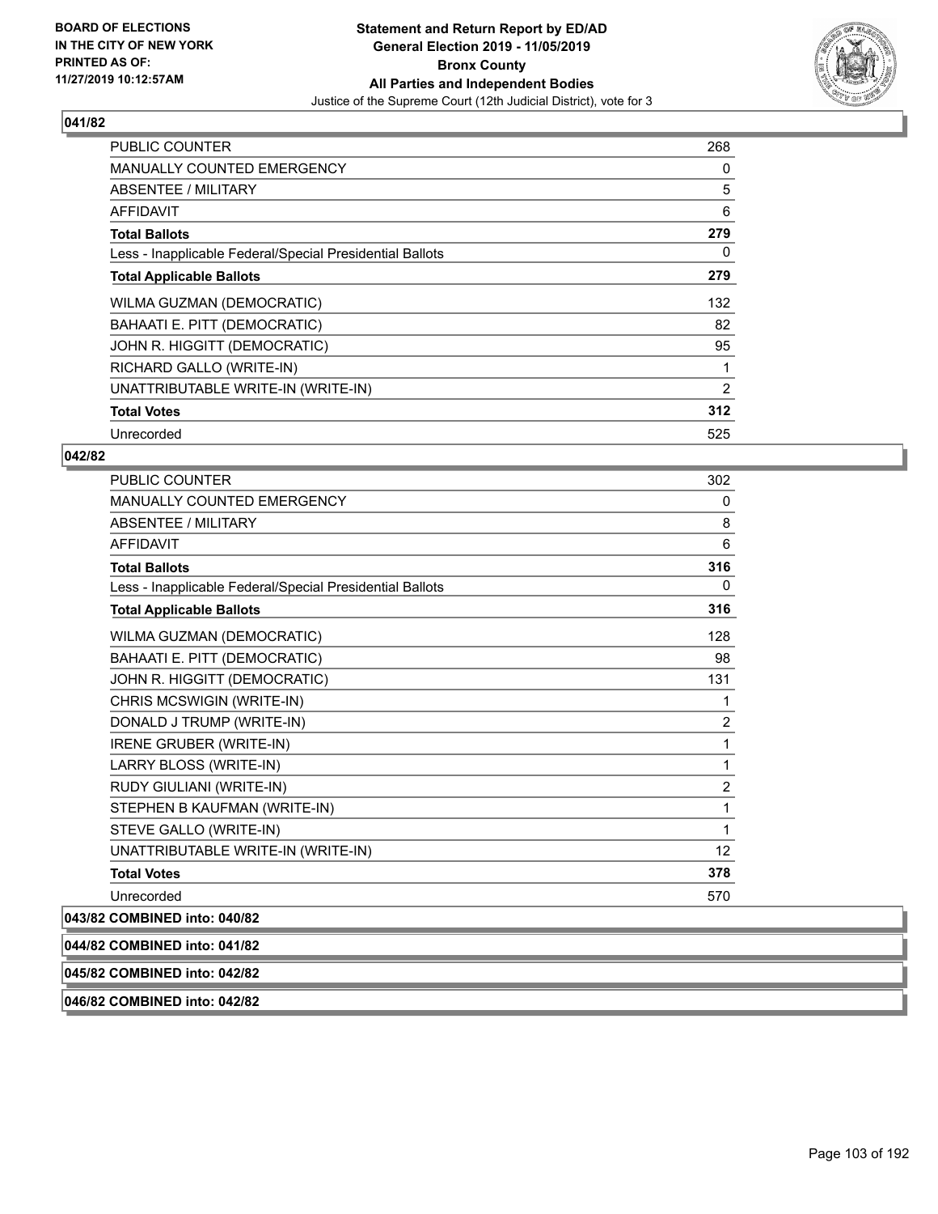## 041/82

| | |
|---|---|
| PUBLIC COUNTER | 268 |
| MANUALLY COUNTED EMERGENCY | 0 |
| ABSENTEE / MILITARY | 5 |
| AFFIDAVIT | 6 |
| **Total Ballots** | **279** |
| Less - Inapplicable Federal/Special Presidential Ballots | 0 |
| **Total Applicable Ballots** | **279** |
| WILMA GUZMAN (DEMOCRATIC) | 132 |
| BAHAATI E. PITT (DEMOCRATIC) | 82 |
| JOHN R. HIGGITT (DEMOCRATIC) | 95 |
| RICHARD GALLO (WRITE-IN) | 1 |
| UNATTRIBUTABLE WRITE-IN (WRITE-IN) | 2 |
| **Total Votes** | **312** |
| Unrecorded | 525 |

## 042/82

| | |
|---|---|
| PUBLIC COUNTER | 302 |
| MANUALLY COUNTED EMERGENCY | 0 |
| ABSENTEE / MILITARY | 8 |
| AFFIDAVIT | 6 |
| **Total Ballots** | **316** |
| Less - Inapplicable Federal/Special Presidential Ballots | 0 |
| **Total Applicable Ballots** | **316** |
| WILMA GUZMAN (DEMOCRATIC) | 128 |
| BAHAATI E. PITT (DEMOCRATIC) | 98 |
| JOHN R. HIGGITT (DEMOCRATIC) | 131 |
| CHRIS MCSWIGIN (WRITE-IN) | 1 |
| DONALD J TRUMP (WRITE-IN) | 2 |
| IRENE GRUBER (WRITE-IN) | 1 |
| LARRY BLOSS (WRITE-IN) | 1 |
| RUDY GIULIANI (WRITE-IN) | 2 |
| STEPHEN B KAUFMAN (WRITE-IN) | 1 |
| STEVE GALLO (WRITE-IN) | 1 |
| UNATTRIBUTABLE WRITE-IN (WRITE-IN) | 12 |
| **Total Votes** | **378** |
| Unrecorded | 570 |

**043/82 COMBINED into: 040/82**

**044/82 COMBINED into: 041/82**

**045/82 COMBINED into: 042/82**

**046/82 COMBINED into: 042/82**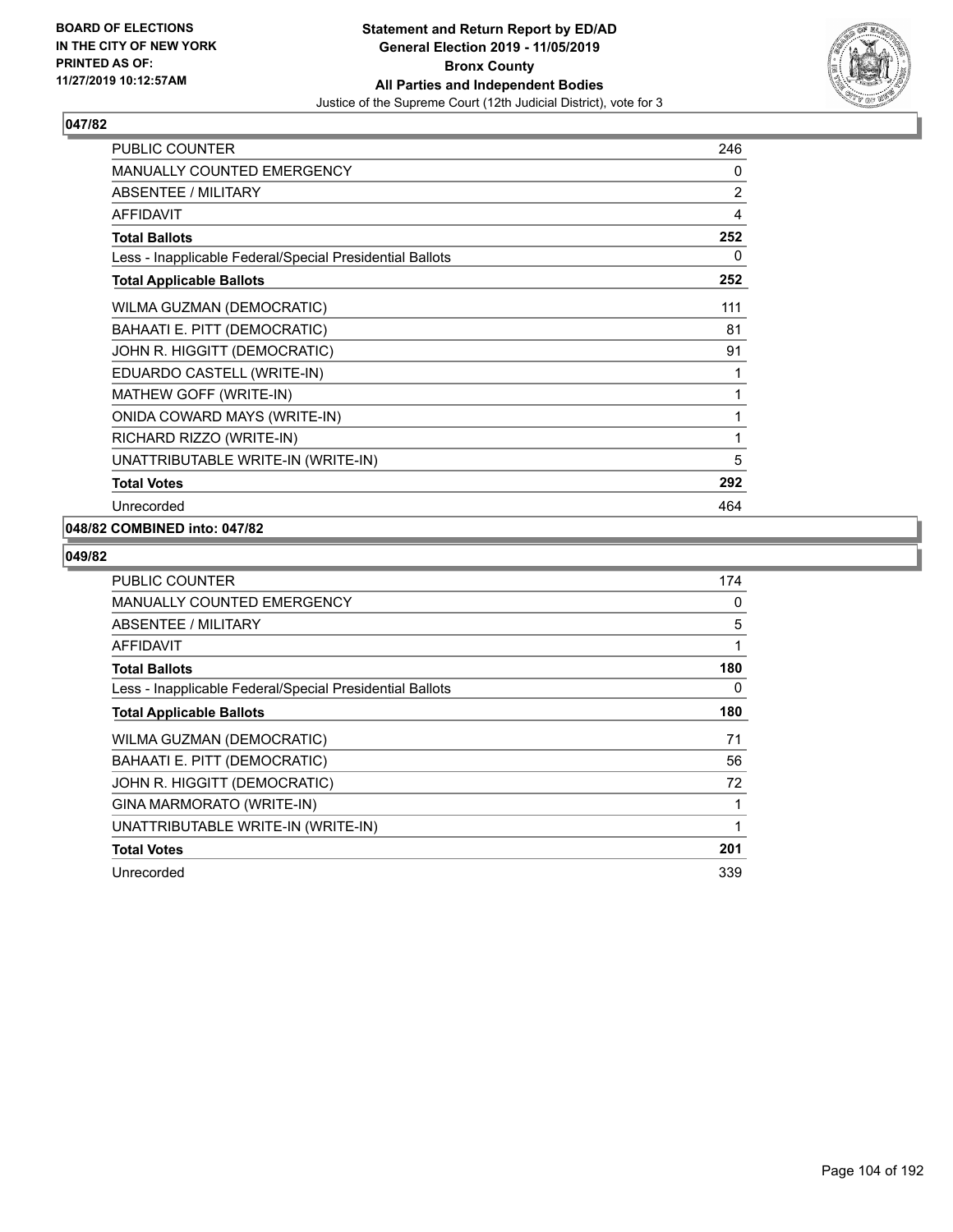### 047/82

| | |
|---|---|
| PUBLIC COUNTER | 246 |
| MANUALLY COUNTED EMERGENCY | 0 |
| ABSENTEE / MILITARY | 2 |
| AFFIDAVIT | 4 |
| **Total Ballots** | **252** |
| Less - Inapplicable Federal/Special Presidential Ballots | 0 |
| **Total Applicable Ballots** | **252** |
| WILMA GUZMAN (DEMOCRATIC) | 111 |
| BAHAATI E. PITT (DEMOCRATIC) | 81 |
| JOHN R. HIGGITT (DEMOCRATIC) | 91 |
| EDUARDO CASTELL (WRITE-IN) | 1 |
| MATHEW GOFF (WRITE-IN) | 1 |
| ONIDA COWARD MAYS (WRITE-IN) | 1 |
| RICHARD RIZZO (WRITE-IN) | 1 |
| UNATTRIBUTABLE WRITE-IN (WRITE-IN) | 5 |
| **Total Votes** | **292** |
| Unrecorded | 464 |

### 048/82 COMBINED into: 047/82

### 049/82

| | |
|---|---|
| PUBLIC COUNTER | 174 |
| MANUALLY COUNTED EMERGENCY | 0 |
| ABSENTEE / MILITARY | 5 |
| AFFIDAVIT | 1 |
| **Total Ballots** | **180** |
| Less - Inapplicable Federal/Special Presidential Ballots | 0 |
| **Total Applicable Ballots** | **180** |
| WILMA GUZMAN (DEMOCRATIC) | 71 |
| BAHAATI E. PITT (DEMOCRATIC) | 56 |
| JOHN R. HIGGITT (DEMOCRATIC) | 72 |
| GINA MARMORATO (WRITE-IN) | 1 |
| UNATTRIBUTABLE WRITE-IN (WRITE-IN) | 1 |
| **Total Votes** | **201** |
| Unrecorded | 339 |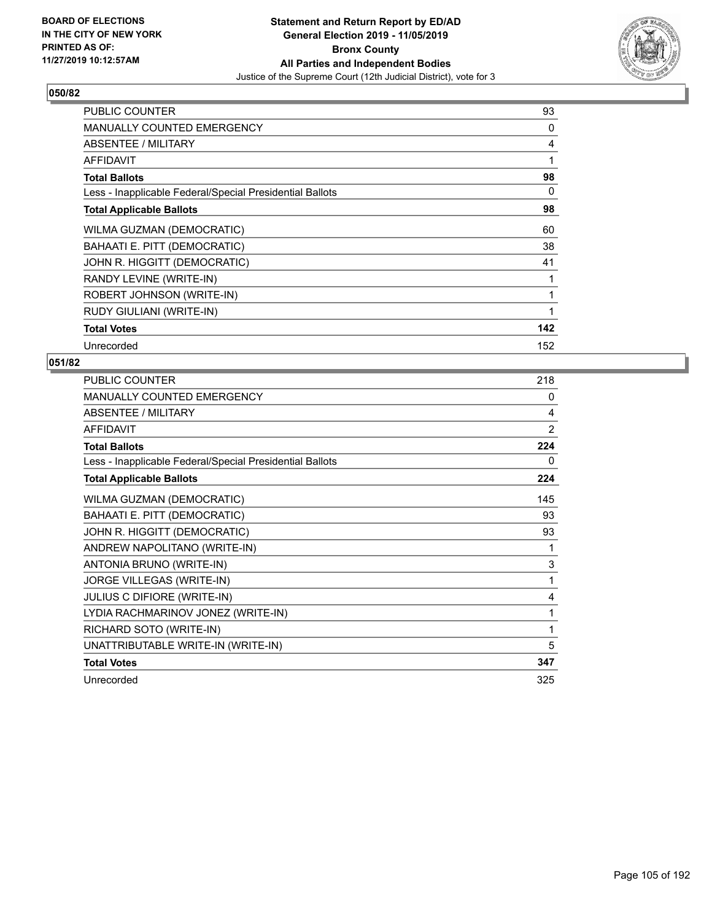BOARD OF ELECTIONS
IN THE CITY OF NEW YORK
PRINTED AS OF:
11/27/2019 10:12:57AM

**Statement and Return Report by ED/AD**
**General Election 2019 - 11/05/2019**
**Bronx County**
**All Parties and Independent Bodies**
Justice of the Supreme Court (12th Judicial District), vote for 3

### 050/82

| | |
|---|---|
| PUBLIC COUNTER | 93 |
| MANUALLY COUNTED EMERGENCY | 0 |
| ABSENTEE / MILITARY | 4 |
| AFFIDAVIT | 1 |
| **Total Ballots** | **98** |
| Less - Inapplicable Federal/Special Presidential Ballots | 0 |
| **Total Applicable Ballots** | **98** |
| WILMA GUZMAN (DEMOCRATIC) | 60 |
| BAHAATI E. PITT (DEMOCRATIC) | 38 |
| JOHN R. HIGGITT (DEMOCRATIC) | 41 |
| RANDY LEVINE (WRITE-IN) | 1 |
| ROBERT JOHNSON (WRITE-IN) | 1 |
| RUDY GIULIANI (WRITE-IN) | 1 |
| **Total Votes** | **142** |
| Unrecorded | 152 |

### 051/82

| | |
|---|---|
| PUBLIC COUNTER | 218 |
| MANUALLY COUNTED EMERGENCY | 0 |
| ABSENTEE / MILITARY | 4 |
| AFFIDAVIT | 2 |
| **Total Ballots** | **224** |
| Less - Inapplicable Federal/Special Presidential Ballots | 0 |
| **Total Applicable Ballots** | **224** |
| WILMA GUZMAN (DEMOCRATIC) | 145 |
| BAHAATI E. PITT (DEMOCRATIC) | 93 |
| JOHN R. HIGGITT (DEMOCRATIC) | 93 |
| ANDREW NAPOLITANO (WRITE-IN) | 1 |
| ANTONIA BRUNO (WRITE-IN) | 3 |
| JORGE VILLEGAS (WRITE-IN) | 1 |
| JULIUS C DIFIORE (WRITE-IN) | 4 |
| LYDIA RACHMARINOV JONEZ (WRITE-IN) | 1 |
| RICHARD SOTO (WRITE-IN) | 1 |
| UNATTRIBUTABLE WRITE-IN (WRITE-IN) | 5 |
| **Total Votes** | **347** |
| Unrecorded | 325 |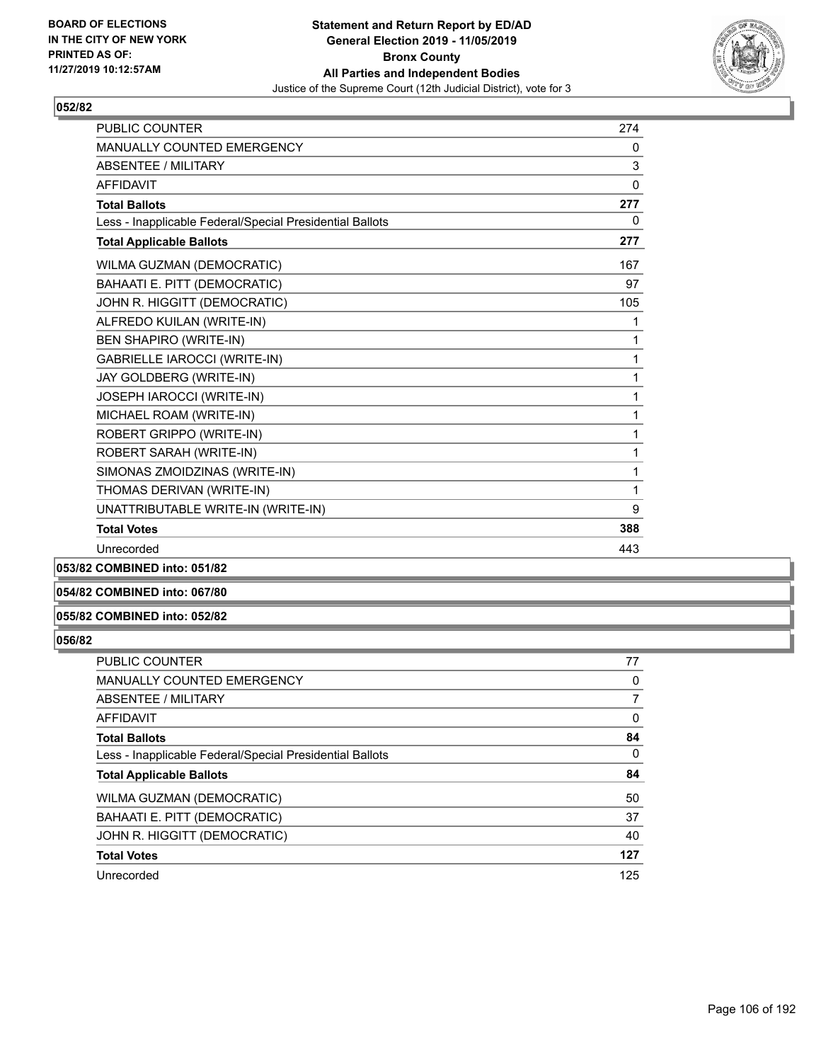### 052/82

| | |
|---|---|
| PUBLIC COUNTER | 274 |
| MANUALLY COUNTED EMERGENCY | 0 |
| ABSENTEE / MILITARY | 3 |
| AFFIDAVIT | 0 |
| **Total Ballots** | **277** |
| Less - Inapplicable Federal/Special Presidential Ballots | 0 |
| **Total Applicable Ballots** | **277** |
| WILMA GUZMAN (DEMOCRATIC) | 167 |
| BAHAATI E. PITT (DEMOCRATIC) | 97 |
| JOHN R. HIGGITT (DEMOCRATIC) | 105 |
| ALFREDO KUILAN (WRITE-IN) | 1 |
| BEN SHAPIRO (WRITE-IN) | 1 |
| GABRIELLE IAROCCI (WRITE-IN) | 1 |
| JAY GOLDBERG (WRITE-IN) | 1 |
| JOSEPH IAROCCI (WRITE-IN) | 1 |
| MICHAEL ROAM (WRITE-IN) | 1 |
| ROBERT GRIPPO (WRITE-IN) | 1 |
| ROBERT SARAH (WRITE-IN) | 1 |
| SIMONAS ZMOIDZINAS (WRITE-IN) | 1 |
| THOMAS DERIVAN (WRITE-IN) | 1 |
| UNATTRIBUTABLE WRITE-IN (WRITE-IN) | 9 |
| **Total Votes** | **388** |
| Unrecorded | 443 |

### 053/82 COMBINED into: 051/82

### 054/82 COMBINED into: 067/80

### 055/82 COMBINED into: 052/82

### 056/82

| | |
|---|---|
| PUBLIC COUNTER | 77 |
| MANUALLY COUNTED EMERGENCY | 0 |
| ABSENTEE / MILITARY | 7 |
| AFFIDAVIT | 0 |
| **Total Ballots** | **84** |
| Less - Inapplicable Federal/Special Presidential Ballots | 0 |
| **Total Applicable Ballots** | **84** |
| WILMA GUZMAN (DEMOCRATIC) | 50 |
| BAHAATI E. PITT (DEMOCRATIC) | 37 |
| JOHN R. HIGGITT (DEMOCRATIC) | 40 |
| **Total Votes** | **127** |
| Unrecorded | 125 |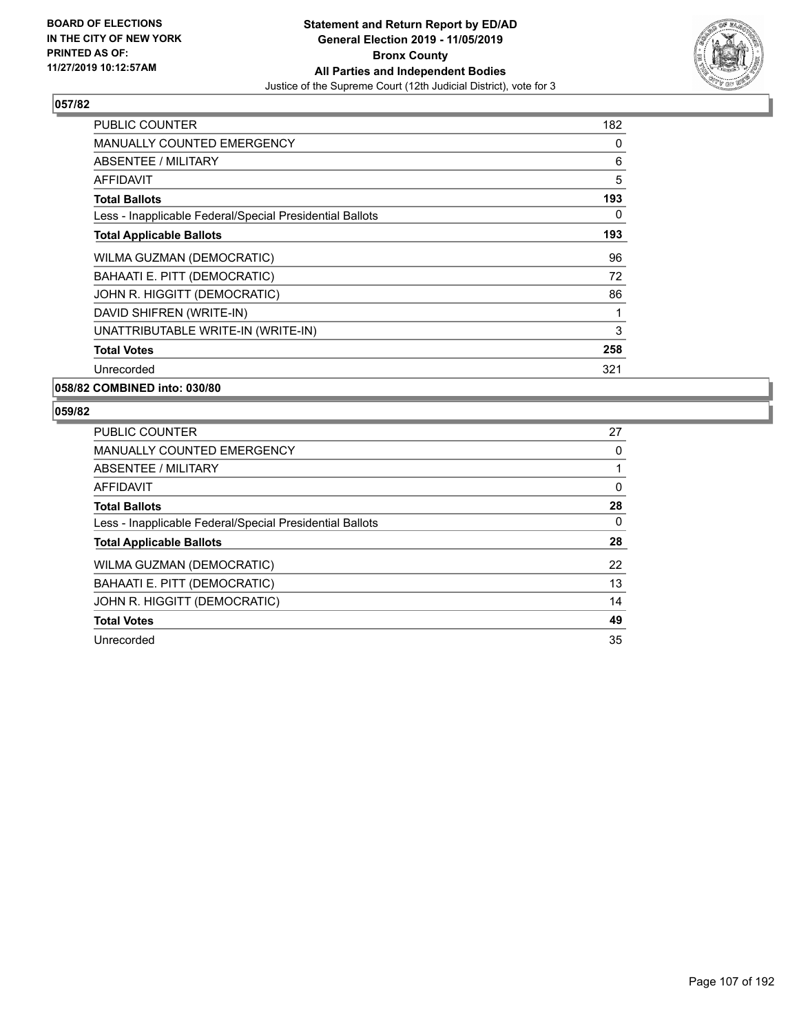**BOARD OF ELECTIONS IN THE CITY OF NEW YORK PRINTED AS OF: 11/27/2019 10:12:57AM**

**Statement and Return Report by ED/AD General Election 2019 - 11/05/2019 Bronx County All Parties and Independent Bodies**
Justice of the Supreme Court (12th Judicial District), vote for 3

## 057/82

| | |
|---|---|
| PUBLIC COUNTER | 182 |
| MANUALLY COUNTED EMERGENCY | 0 |
| ABSENTEE / MILITARY | 6 |
| AFFIDAVIT | 5 |
| **Total Ballots** | **193** |
| Less - Inapplicable Federal/Special Presidential Ballots | 0 |
| **Total Applicable Ballots** | **193** |
| WILMA GUZMAN (DEMOCRATIC) | 96 |
| BAHAATI E. PITT (DEMOCRATIC) | 72 |
| JOHN R. HIGGITT (DEMOCRATIC) | 86 |
| DAVID SHIFREN (WRITE-IN) | 1 |
| UNATTRIBUTABLE WRITE-IN (WRITE-IN) | 3 |
| **Total Votes** | **258** |
| Unrecorded | 321 |

## 058/82 COMBINED into: 030/80

## 059/82

| | |
|---|---|
| PUBLIC COUNTER | 27 |
| MANUALLY COUNTED EMERGENCY | 0 |
| ABSENTEE / MILITARY | 1 |
| AFFIDAVIT | 0 |
| **Total Ballots** | **28** |
| Less - Inapplicable Federal/Special Presidential Ballots | 0 |
| **Total Applicable Ballots** | **28** |
| WILMA GUZMAN (DEMOCRATIC) | 22 |
| BAHAATI E. PITT (DEMOCRATIC) | 13 |
| JOHN R. HIGGITT (DEMOCRATIC) | 14 |
| **Total Votes** | **49** |
| Unrecorded | 35 |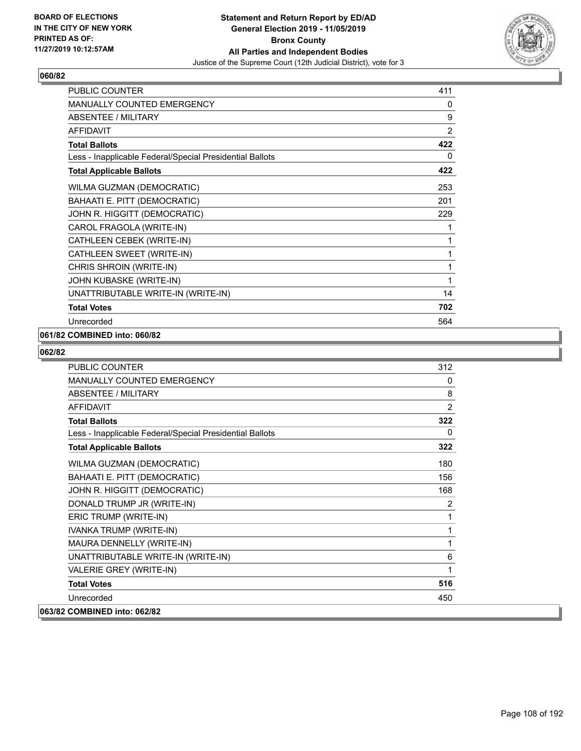**BOARD OF ELECTIONS IN THE CITY OF NEW YORK PRINTED AS OF: 11/27/2019 10:12:57AM**

# Statement and Return Report by ED/AD
## General Election 2019 - 11/05/2019
## Bronx County
## All Parties and Independent Bodies
### Justice of the Supreme Court (12th Judicial District), vote for 3

## 060/82

| | |
|---|---|
| PUBLIC COUNTER | 411 |
| MANUALLY COUNTED EMERGENCY | 0 |
| ABSENTEE / MILITARY | 9 |
| AFFIDAVIT | 2 |
| **Total Ballots** | **422** |
| Less - Inapplicable Federal/Special Presidential Ballots | 0 |
| **Total Applicable Ballots** | **422** |
| WILMA GUZMAN (DEMOCRATIC) | 253 |
| BAHAATI E. PITT (DEMOCRATIC) | 201 |
| JOHN R. HIGGITT (DEMOCRATIC) | 229 |
| CAROL FRAGOLA (WRITE-IN) | 1 |
| CATHLEEN CEBEK (WRITE-IN) | 1 |
| CATHLEEN SWEET (WRITE-IN) | 1 |
| CHRIS SHROIN (WRITE-IN) | 1 |
| JOHN KUBASKE (WRITE-IN) | 1 |
| UNATTRIBUTABLE WRITE-IN (WRITE-IN) | 14 |
| **Total Votes** | **702** |
| Unrecorded | 564 |

**061/82 COMBINED into: 060/82**

## 062/82

| | |
|---|---|
| PUBLIC COUNTER | 312 |
| MANUALLY COUNTED EMERGENCY | 0 |
| ABSENTEE / MILITARY | 8 |
| AFFIDAVIT | 2 |
| **Total Ballots** | **322** |
| Less - Inapplicable Federal/Special Presidential Ballots | 0 |
| **Total Applicable Ballots** | **322** |
| WILMA GUZMAN (DEMOCRATIC) | 180 |
| BAHAATI E. PITT (DEMOCRATIC) | 156 |
| JOHN R. HIGGITT (DEMOCRATIC) | 168 |
| DONALD TRUMP JR (WRITE-IN) | 2 |
| ERIC TRUMP (WRITE-IN) | 1 |
| IVANKA TRUMP (WRITE-IN) | 1 |
| MAURA DENNELLY (WRITE-IN) | 1 |
| UNATTRIBUTABLE WRITE-IN (WRITE-IN) | 6 |
| VALERIE GREY (WRITE-IN) | 1 |
| **Total Votes** | **516** |
| Unrecorded | 450 |

**063/82 COMBINED into: 062/82**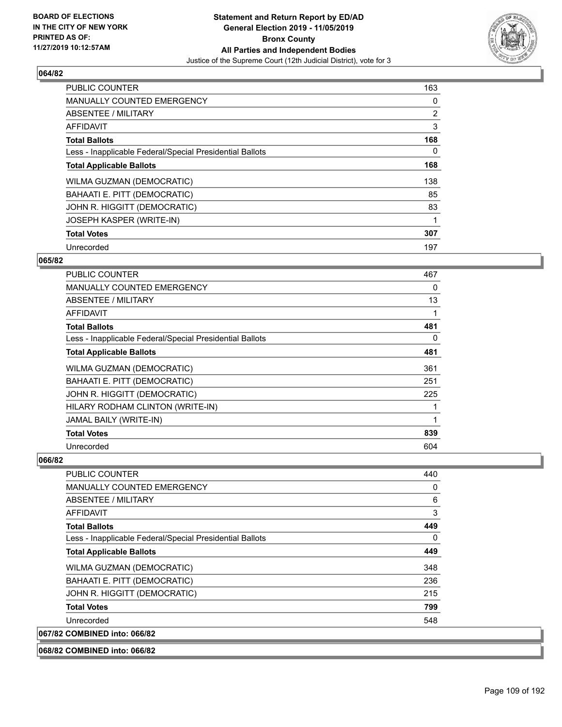### 064/82

| | |
|---|---|
| PUBLIC COUNTER | 163 |
| MANUALLY COUNTED EMERGENCY | 0 |
| ABSENTEE / MILITARY | 2 |
| AFFIDAVIT | 3 |
| **Total Ballots** | **168** |
| Less - Inapplicable Federal/Special Presidential Ballots | 0 |
| **Total Applicable Ballots** | **168** |
| WILMA GUZMAN (DEMOCRATIC) | 138 |
| BAHAATI E. PITT (DEMOCRATIC) | 85 |
| JOHN R. HIGGITT (DEMOCRATIC) | 83 |
| JOSEPH KASPER (WRITE-IN) | 1 |
| **Total Votes** | **307** |
| Unrecorded | 197 |

### 065/82

| | |
|---|---|
| PUBLIC COUNTER | 467 |
| MANUALLY COUNTED EMERGENCY | 0 |
| ABSENTEE / MILITARY | 13 |
| AFFIDAVIT | 1 |
| **Total Ballots** | **481** |
| Less - Inapplicable Federal/Special Presidential Ballots | 0 |
| **Total Applicable Ballots** | **481** |
| WILMA GUZMAN (DEMOCRATIC) | 361 |
| BAHAATI E. PITT (DEMOCRATIC) | 251 |
| JOHN R. HIGGITT (DEMOCRATIC) | 225 |
| HILARY RODHAM CLINTON (WRITE-IN) | 1 |
| JAMAL BAILY (WRITE-IN) | 1 |
| **Total Votes** | **839** |
| Unrecorded | 604 |

### 066/82

| | |
|---|---|
| PUBLIC COUNTER | 440 |
| MANUALLY COUNTED EMERGENCY | 0 |
| ABSENTEE / MILITARY | 6 |
| AFFIDAVIT | 3 |
| **Total Ballots** | **449** |
| Less - Inapplicable Federal/Special Presidential Ballots | 0 |
| **Total Applicable Ballots** | **449** |
| WILMA GUZMAN (DEMOCRATIC) | 348 |
| BAHAATI E. PITT (DEMOCRATIC) | 236 |
| JOHN R. HIGGITT (DEMOCRATIC) | 215 |
| **Total Votes** | **799** |
| Unrecorded | 548 |

### 067/82 COMBINED into: 066/82

### 068/82 COMBINED into: 066/82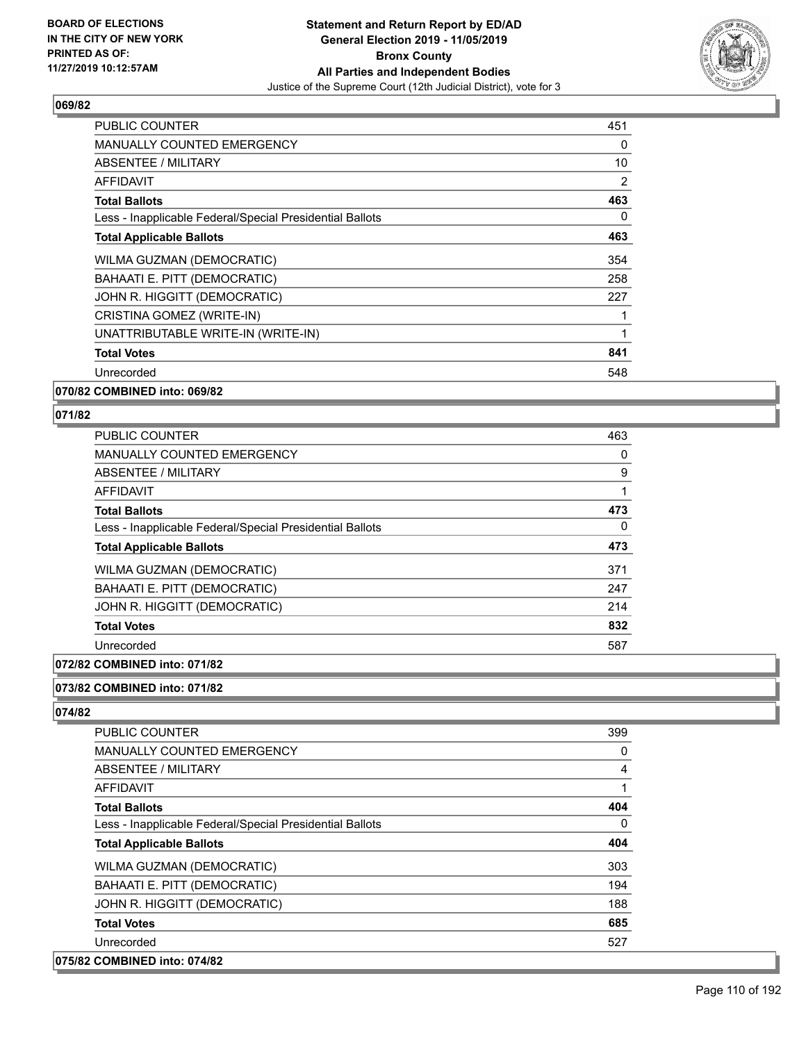## 069/82

| | |
|---|---|
| PUBLIC COUNTER | 451 |
| MANUALLY COUNTED EMERGENCY | 0 |
| ABSENTEE / MILITARY | 10 |
| AFFIDAVIT | 2 |
| **Total Ballots** | **463** |
| Less - Inapplicable Federal/Special Presidential Ballots | 0 |
| **Total Applicable Ballots** | **463** |
| WILMA GUZMAN (DEMOCRATIC) | 354 |
| BAHAATI E. PITT (DEMOCRATIC) | 258 |
| JOHN R. HIGGITT (DEMOCRATIC) | 227 |
| CRISTINA GOMEZ (WRITE-IN) | 1 |
| UNATTRIBUTABLE WRITE-IN (WRITE-IN) | 1 |
| **Total Votes** | **841** |
| Unrecorded | 548 |

## 070/82 COMBINED into: 069/82

## 071/82

| | |
|---|---|
| PUBLIC COUNTER | 463 |
| MANUALLY COUNTED EMERGENCY | 0 |
| ABSENTEE / MILITARY | 9 |
| AFFIDAVIT | 1 |
| **Total Ballots** | **473** |
| Less - Inapplicable Federal/Special Presidential Ballots | 0 |
| **Total Applicable Ballots** | **473** |
| WILMA GUZMAN (DEMOCRATIC) | 371 |
| BAHAATI E. PITT (DEMOCRATIC) | 247 |
| JOHN R. HIGGITT (DEMOCRATIC) | 214 |
| **Total Votes** | **832** |
| Unrecorded | 587 |

## 072/82 COMBINED into: 071/82

## 073/82 COMBINED into: 071/82

## 074/82

| | |
|---|---|
| PUBLIC COUNTER | 399 |
| MANUALLY COUNTED EMERGENCY | 0 |
| ABSENTEE / MILITARY | 4 |
| AFFIDAVIT | 1 |
| **Total Ballots** | **404** |
| Less - Inapplicable Federal/Special Presidential Ballots | 0 |
| **Total Applicable Ballots** | **404** |
| WILMA GUZMAN (DEMOCRATIC) | 303 |
| BAHAATI E. PITT (DEMOCRATIC) | 194 |
| JOHN R. HIGGITT (DEMOCRATIC) | 188 |
| **Total Votes** | **685** |
| Unrecorded | 527 |

## 075/82 COMBINED into: 074/82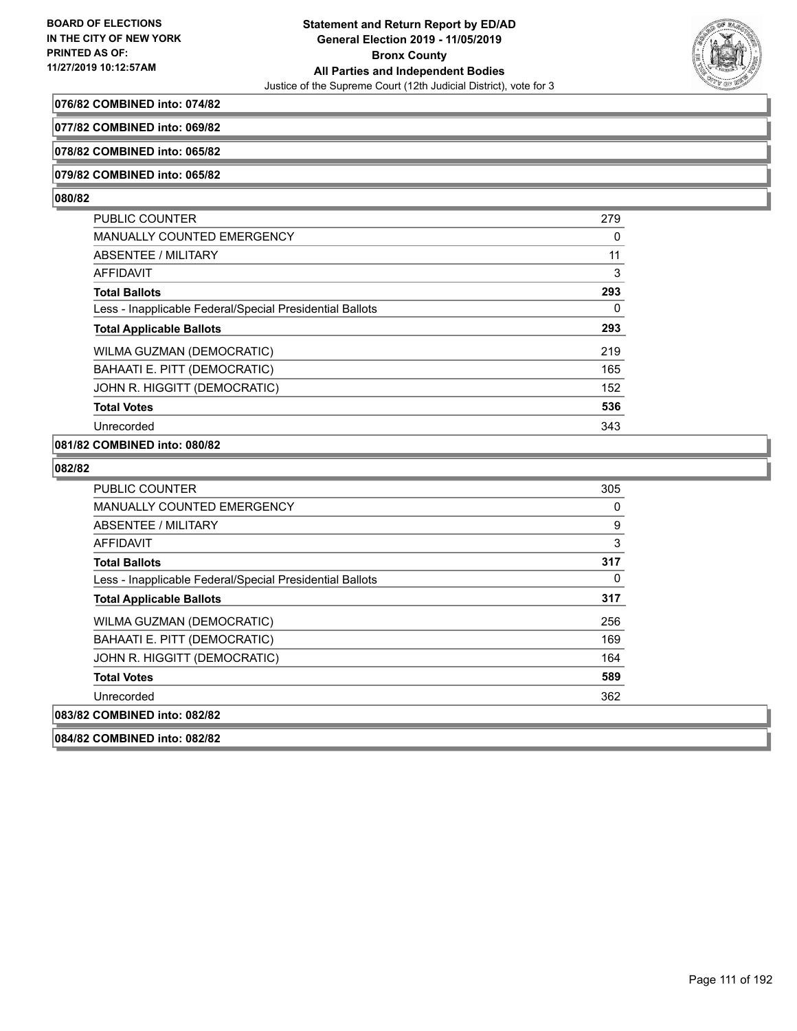**076/82 COMBINED into: 074/82**

**077/82 COMBINED into: 069/82**

**078/82 COMBINED into: 065/82**

**079/82 COMBINED into: 065/82**

**080/82**

| | |
|---|---|
| PUBLIC COUNTER | 279 |
| MANUALLY COUNTED EMERGENCY | 0 |
| ABSENTEE / MILITARY | 11 |
| AFFIDAVIT | 3 |
| **Total Ballots** | **293** |
| Less - Inapplicable Federal/Special Presidential Ballots | 0 |
| **Total Applicable Ballots** | **293** |
| WILMA GUZMAN (DEMOCRATIC) | 219 |
| BAHAATI E. PITT (DEMOCRATIC) | 165 |
| JOHN R. HIGGITT (DEMOCRATIC) | 152 |
| **Total Votes** | **536** |
| Unrecorded | 343 |

**081/82 COMBINED into: 080/82**

**082/82**

| | |
|---|---|
| PUBLIC COUNTER | 305 |
| MANUALLY COUNTED EMERGENCY | 0 |
| ABSENTEE / MILITARY | 9 |
| AFFIDAVIT | 3 |
| **Total Ballots** | **317** |
| Less - Inapplicable Federal/Special Presidential Ballots | 0 |
| **Total Applicable Ballots** | **317** |
| WILMA GUZMAN (DEMOCRATIC) | 256 |
| BAHAATI E. PITT (DEMOCRATIC) | 169 |
| JOHN R. HIGGITT (DEMOCRATIC) | 164 |
| **Total Votes** | **589** |
| Unrecorded | 362 |

**083/82 COMBINED into: 082/82**

**084/82 COMBINED into: 082/82**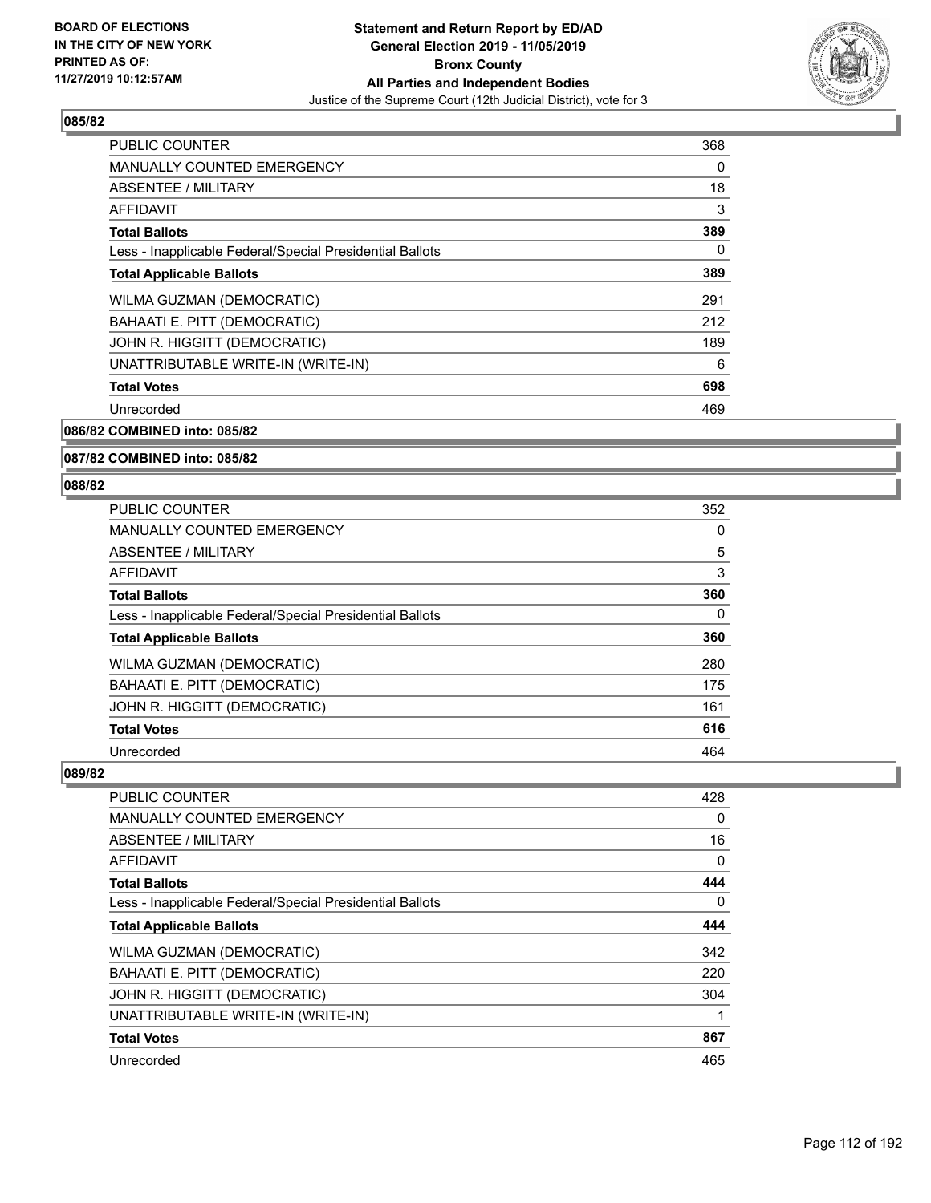## 085/82

| | |
|---|---|
| PUBLIC COUNTER | 368 |
| MANUALLY COUNTED EMERGENCY | 0 |
| ABSENTEE / MILITARY | 18 |
| AFFIDAVIT | 3 |
| **Total Ballots** | **389** |
| Less - Inapplicable Federal/Special Presidential Ballots | 0 |
| **Total Applicable Ballots** | **389** |
| WILMA GUZMAN (DEMOCRATIC) | 291 |
| BAHAATI E. PITT (DEMOCRATIC) | 212 |
| JOHN R. HIGGITT (DEMOCRATIC) | 189 |
| UNATTRIBUTABLE WRITE-IN (WRITE-IN) | 6 |
| **Total Votes** | **698** |
| Unrecorded | 469 |

## 086/82 COMBINED into: 085/82

## 087/82 COMBINED into: 085/82

## 088/82

| | |
|---|---|
| PUBLIC COUNTER | 352 |
| MANUALLY COUNTED EMERGENCY | 0 |
| ABSENTEE / MILITARY | 5 |
| AFFIDAVIT | 3 |
| **Total Ballots** | **360** |
| Less - Inapplicable Federal/Special Presidential Ballots | 0 |
| **Total Applicable Ballots** | **360** |
| WILMA GUZMAN (DEMOCRATIC) | 280 |
| BAHAATI E. PITT (DEMOCRATIC) | 175 |
| JOHN R. HIGGITT (DEMOCRATIC) | 161 |
| **Total Votes** | **616** |
| Unrecorded | 464 |

## 089/82

| | |
|---|---|
| PUBLIC COUNTER | 428 |
| MANUALLY COUNTED EMERGENCY | 0 |
| ABSENTEE / MILITARY | 16 |
| AFFIDAVIT | 0 |
| **Total Ballots** | **444** |
| Less - Inapplicable Federal/Special Presidential Ballots | 0 |
| **Total Applicable Ballots** | **444** |
| WILMA GUZMAN (DEMOCRATIC) | 342 |
| BAHAATI E. PITT (DEMOCRATIC) | 220 |
| JOHN R. HIGGITT (DEMOCRATIC) | 304 |
| UNATTRIBUTABLE WRITE-IN (WRITE-IN) | 1 |
| **Total Votes** | **867** |
| Unrecorded | 465 |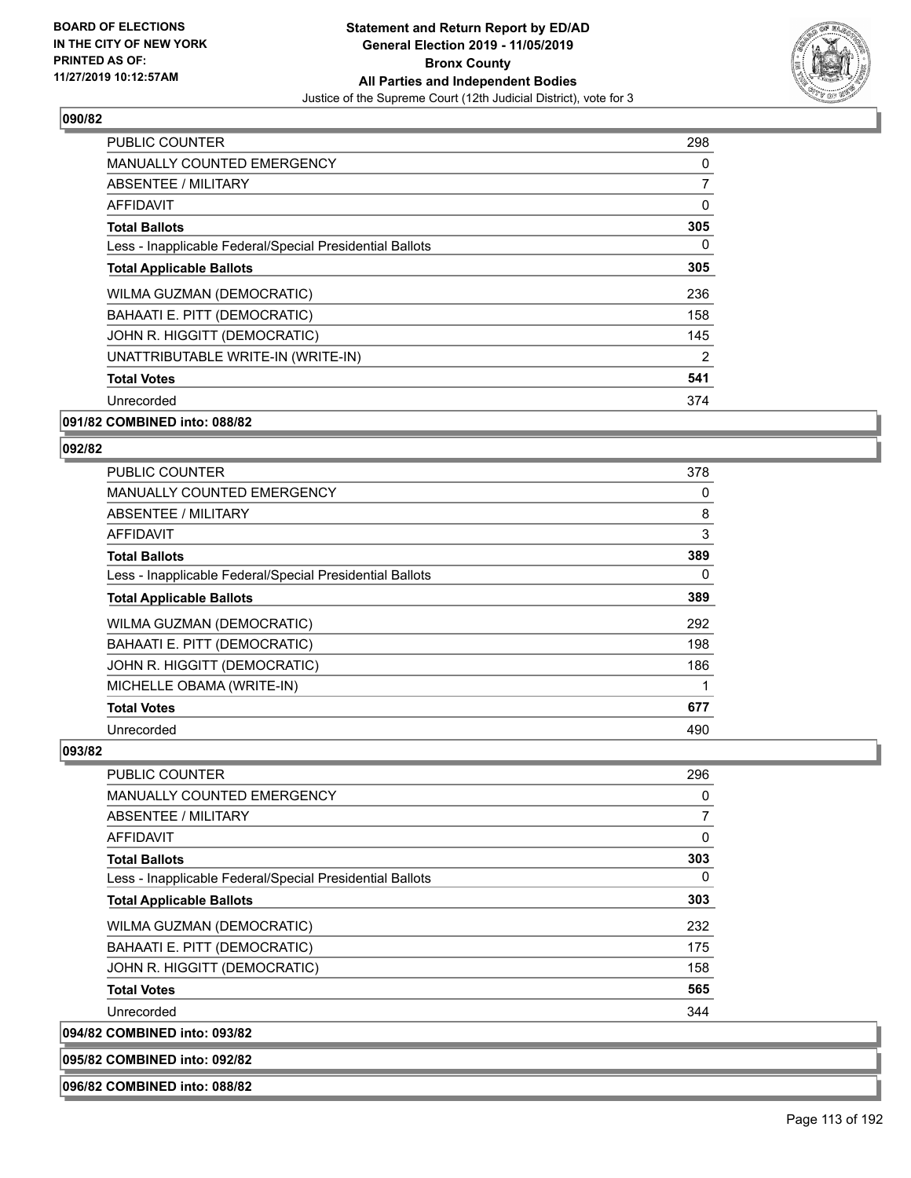## 090/82

| | |
|---|---|
| PUBLIC COUNTER | 298 |
| MANUALLY COUNTED EMERGENCY | 0 |
| ABSENTEE / MILITARY | 7 |
| AFFIDAVIT | 0 |
| **Total Ballots** | **305** |
| Less - Inapplicable Federal/Special Presidential Ballots | 0 |
| **Total Applicable Ballots** | **305** |
| WILMA GUZMAN (DEMOCRATIC) | 236 |
| BAHAATI E. PITT (DEMOCRATIC) | 158 |
| JOHN R. HIGGITT (DEMOCRATIC) | 145 |
| UNATTRIBUTABLE WRITE-IN (WRITE-IN) | 2 |
| **Total Votes** | **541** |
| Unrecorded | 374 |

## 091/82 COMBINED into: 088/82

## 092/82

| | |
|---|---|
| PUBLIC COUNTER | 378 |
| MANUALLY COUNTED EMERGENCY | 0 |
| ABSENTEE / MILITARY | 8 |
| AFFIDAVIT | 3 |
| **Total Ballots** | **389** |
| Less - Inapplicable Federal/Special Presidential Ballots | 0 |
| **Total Applicable Ballots** | **389** |
| WILMA GUZMAN (DEMOCRATIC) | 292 |
| BAHAATI E. PITT (DEMOCRATIC) | 198 |
| JOHN R. HIGGITT (DEMOCRATIC) | 186 |
| MICHELLE OBAMA (WRITE-IN) | 1 |
| **Total Votes** | **677** |
| Unrecorded | 490 |

## 093/82

| | |
|---|---|
| PUBLIC COUNTER | 296 |
| MANUALLY COUNTED EMERGENCY | 0 |
| ABSENTEE / MILITARY | 7 |
| AFFIDAVIT | 0 |
| **Total Ballots** | **303** |
| Less - Inapplicable Federal/Special Presidential Ballots | 0 |
| **Total Applicable Ballots** | **303** |
| WILMA GUZMAN (DEMOCRATIC) | 232 |
| BAHAATI E. PITT (DEMOCRATIC) | 175 |
| JOHN R. HIGGITT (DEMOCRATIC) | 158 |
| **Total Votes** | **565** |
| Unrecorded | 344 |

## 094/82 COMBINED into: 093/82

## 095/82 COMBINED into: 092/82

## 096/82 COMBINED into: 088/82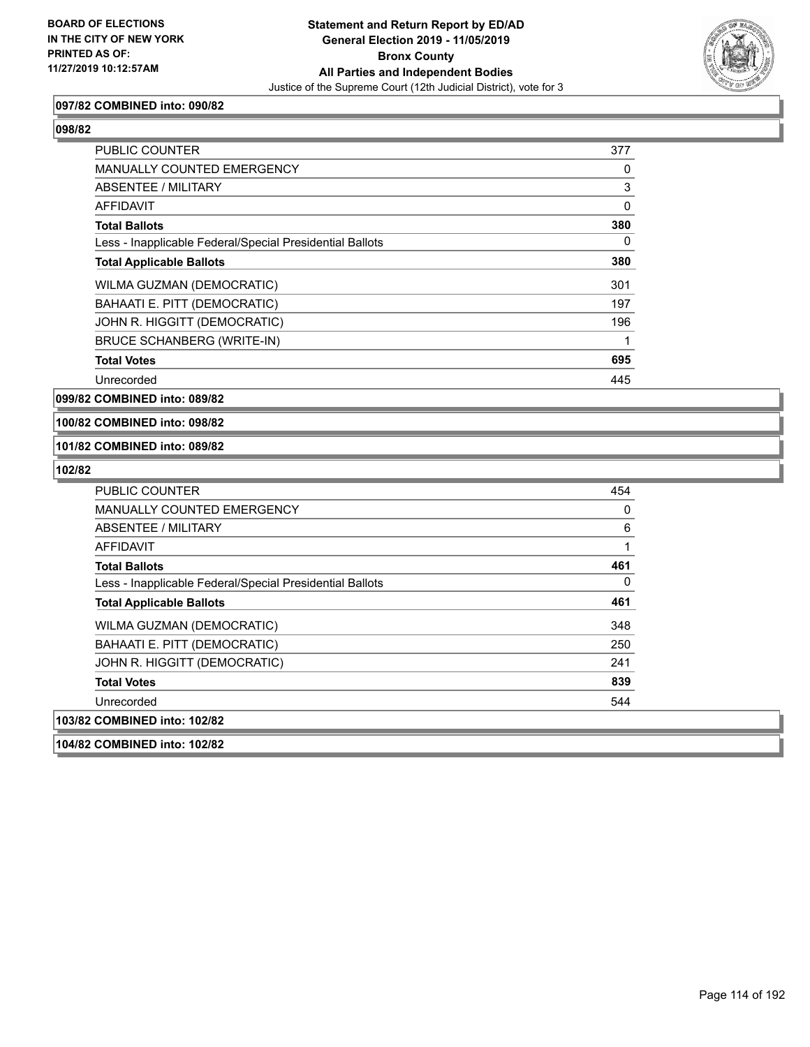BOARD OF ELECTIONS
IN THE CITY OF NEW YORK
PRINTED AS OF:
11/27/2019 10:12:57AM

**Statement and Return Report by ED/AD**
**General Election 2019 - 11/05/2019**
**Bronx County**
**All Parties and Independent Bodies**
Justice of the Supreme Court (12th Judicial District), vote for 3

**097/82 COMBINED into: 090/82**

**098/82**

| | |
|---|---|
| PUBLIC COUNTER | 377 |
| MANUALLY COUNTED EMERGENCY | 0 |
| ABSENTEE / MILITARY | 3 |
| AFFIDAVIT | 0 |
| **Total Ballots** | **380** |
| Less - Inapplicable Federal/Special Presidential Ballots | 0 |
| **Total Applicable Ballots** | **380** |
| WILMA GUZMAN (DEMOCRATIC) | 301 |
| BAHAATI E. PITT (DEMOCRATIC) | 197 |
| JOHN R. HIGGITT (DEMOCRATIC) | 196 |
| BRUCE SCHANBERG (WRITE-IN) | 1 |
| **Total Votes** | **695** |
| Unrecorded | 445 |

**099/82 COMBINED into: 089/82**

**100/82 COMBINED into: 098/82**

**101/82 COMBINED into: 089/82**

**102/82**

| | |
|---|---|
| PUBLIC COUNTER | 454 |
| MANUALLY COUNTED EMERGENCY | 0 |
| ABSENTEE / MILITARY | 6 |
| AFFIDAVIT | 1 |
| **Total Ballots** | **461** |
| Less - Inapplicable Federal/Special Presidential Ballots | 0 |
| **Total Applicable Ballots** | **461** |
| WILMA GUZMAN (DEMOCRATIC) | 348 |
| BAHAATI E. PITT (DEMOCRATIC) | 250 |
| JOHN R. HIGGITT (DEMOCRATIC) | 241 |
| **Total Votes** | **839** |
| Unrecorded | 544 |

**103/82 COMBINED into: 102/82**

**104/82 COMBINED into: 102/82**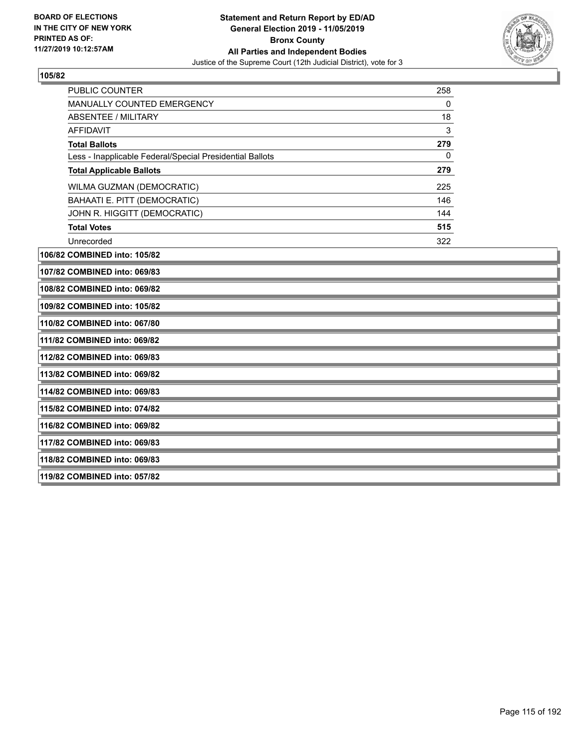**105/82**

| | |
|---|---|
| PUBLIC COUNTER | 258 |
| MANUALLY COUNTED EMERGENCY | 0 |
| ABSENTEE / MILITARY | 18 |
| AFFIDAVIT | 3 |
| **Total Ballots** | **279** |
| Less - Inapplicable Federal/Special Presidential Ballots | 0 |
| **Total Applicable Ballots** | **279** |
| WILMA GUZMAN (DEMOCRATIC) | 225 |
| BAHAATI E. PITT (DEMOCRATIC) | 146 |
| JOHN R. HIGGITT (DEMOCRATIC) | 144 |
| **Total Votes** | **515** |
| Unrecorded | 322 |

**106/82 COMBINED into: 105/82**

**107/82 COMBINED into: 069/83**

**108/82 COMBINED into: 069/82**

**109/82 COMBINED into: 105/82**

**110/82 COMBINED into: 067/80**

**111/82 COMBINED into: 069/82**

**112/82 COMBINED into: 069/83**

**113/82 COMBINED into: 069/82**

**114/82 COMBINED into: 069/83**

**115/82 COMBINED into: 074/82**

**116/82 COMBINED into: 069/82**

**117/82 COMBINED into: 069/83**

**118/82 COMBINED into: 069/83**

**119/82 COMBINED into: 057/82**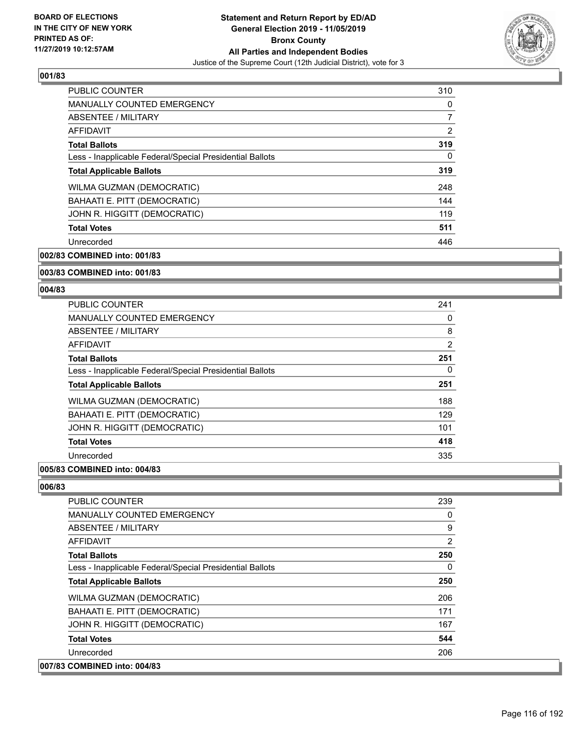## 001/83

| | |
|---|---|
| PUBLIC COUNTER | 310 |
| MANUALLY COUNTED EMERGENCY | 0 |
| ABSENTEE / MILITARY | 7 |
| AFFIDAVIT | 2 |
| **Total Ballots** | **319** |
| Less - Inapplicable Federal/Special Presidential Ballots | 0 |
| **Total Applicable Ballots** | **319** |
| WILMA GUZMAN (DEMOCRATIC) | 248 |
| BAHAATI E. PITT (DEMOCRATIC) | 144 |
| JOHN R. HIGGITT (DEMOCRATIC) | 119 |
| **Total Votes** | **511** |
| Unrecorded | 446 |

**002/83 COMBINED into: 001/83**

**003/83 COMBINED into: 001/83**

## 004/83

| | |
|---|---|
| PUBLIC COUNTER | 241 |
| MANUALLY COUNTED EMERGENCY | 0 |
| ABSENTEE / MILITARY | 8 |
| AFFIDAVIT | 2 |
| **Total Ballots** | **251** |
| Less - Inapplicable Federal/Special Presidential Ballots | 0 |
| **Total Applicable Ballots** | **251** |
| WILMA GUZMAN (DEMOCRATIC) | 188 |
| BAHAATI E. PITT (DEMOCRATIC) | 129 |
| JOHN R. HIGGITT (DEMOCRATIC) | 101 |
| **Total Votes** | **418** |
| Unrecorded | 335 |

**005/83 COMBINED into: 004/83**

## 006/83

| | |
|---|---|
| PUBLIC COUNTER | 239 |
| MANUALLY COUNTED EMERGENCY | 0 |
| ABSENTEE / MILITARY | 9 |
| AFFIDAVIT | 2 |
| **Total Ballots** | **250** |
| Less - Inapplicable Federal/Special Presidential Ballots | 0 |
| **Total Applicable Ballots** | **250** |
| WILMA GUZMAN (DEMOCRATIC) | 206 |
| BAHAATI E. PITT (DEMOCRATIC) | 171 |
| JOHN R. HIGGITT (DEMOCRATIC) | 167 |
| **Total Votes** | **544** |
| Unrecorded | 206 |

**007/83 COMBINED into: 004/83**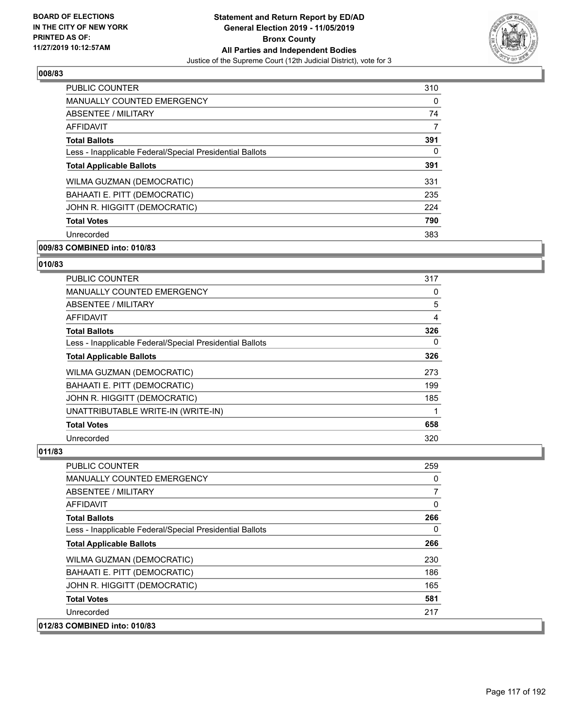# Statement and Return Report by ED/AD
## General Election 2019 - 11/05/2019
## Bronx County
## All Parties and Independent Bodies
### Justice of the Supreme Court (12th Judicial District), vote for 3

BOARD OF ELECTIONS
IN THE CITY OF NEW YORK
PRINTED AS OF:
11/27/2019 10:12:57AM

**008/83**

| | |
|---|---|
| PUBLIC COUNTER | 310 |
| MANUALLY COUNTED EMERGENCY | 0 |
| ABSENTEE / MILITARY | 74 |
| AFFIDAVIT | 7 |
| **Total Ballots** | **391** |
| Less - Inapplicable Federal/Special Presidential Ballots | 0 |
| **Total Applicable Ballots** | **391** |
| WILMA GUZMAN (DEMOCRATIC) | 331 |
| BAHAATI E. PITT (DEMOCRATIC) | 235 |
| JOHN R. HIGGITT (DEMOCRATIC) | 224 |
| **Total Votes** | **790** |
| Unrecorded | 383 |

**009/83 COMBINED into: 010/83**

**010/83**

| | |
|---|---|
| PUBLIC COUNTER | 317 |
| MANUALLY COUNTED EMERGENCY | 0 |
| ABSENTEE / MILITARY | 5 |
| AFFIDAVIT | 4 |
| **Total Ballots** | **326** |
| Less - Inapplicable Federal/Special Presidential Ballots | 0 |
| **Total Applicable Ballots** | **326** |
| WILMA GUZMAN (DEMOCRATIC) | 273 |
| BAHAATI E. PITT (DEMOCRATIC) | 199 |
| JOHN R. HIGGITT (DEMOCRATIC) | 185 |
| UNATTRIBUTABLE WRITE-IN (WRITE-IN) | 1 |
| **Total Votes** | **658** |
| Unrecorded | 320 |

**011/83**

| | |
|---|---|
| PUBLIC COUNTER | 259 |
| MANUALLY COUNTED EMERGENCY | 0 |
| ABSENTEE / MILITARY | 7 |
| AFFIDAVIT | 0 |
| **Total Ballots** | **266** |
| Less - Inapplicable Federal/Special Presidential Ballots | 0 |
| **Total Applicable Ballots** | **266** |
| WILMA GUZMAN (DEMOCRATIC) | 230 |
| BAHAATI E. PITT (DEMOCRATIC) | 186 |
| JOHN R. HIGGITT (DEMOCRATIC) | 165 |
| **Total Votes** | **581** |
| Unrecorded | 217 |

**012/83 COMBINED into: 010/83**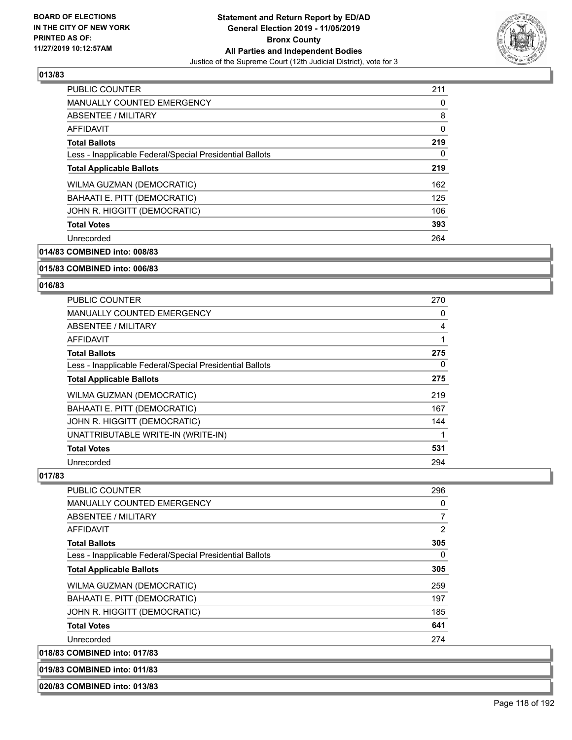### 013/83

| | |
|---|---|
| PUBLIC COUNTER | 211 |
| MANUALLY COUNTED EMERGENCY | 0 |
| ABSENTEE / MILITARY | 8 |
| AFFIDAVIT | 0 |
| **Total Ballots** | **219** |
| Less - Inapplicable Federal/Special Presidential Ballots | 0 |
| **Total Applicable Ballots** | **219** |
| WILMA GUZMAN (DEMOCRATIC) | 162 |
| BAHAATI E. PITT (DEMOCRATIC) | 125 |
| JOHN R. HIGGITT (DEMOCRATIC) | 106 |
| **Total Votes** | **393** |
| Unrecorded | 264 |

### 014/83 COMBINED into: 008/83

### 015/83 COMBINED into: 006/83

### 016/83

| | |
|---|---|
| PUBLIC COUNTER | 270 |
| MANUALLY COUNTED EMERGENCY | 0 |
| ABSENTEE / MILITARY | 4 |
| AFFIDAVIT | 1 |
| **Total Ballots** | **275** |
| Less - Inapplicable Federal/Special Presidential Ballots | 0 |
| **Total Applicable Ballots** | **275** |
| WILMA GUZMAN (DEMOCRATIC) | 219 |
| BAHAATI E. PITT (DEMOCRATIC) | 167 |
| JOHN R. HIGGITT (DEMOCRATIC) | 144 |
| UNATTRIBUTABLE WRITE-IN (WRITE-IN) | 1 |
| **Total Votes** | **531** |
| Unrecorded | 294 |

### 017/83

| | |
|---|---|
| PUBLIC COUNTER | 296 |
| MANUALLY COUNTED EMERGENCY | 0 |
| ABSENTEE / MILITARY | 7 |
| AFFIDAVIT | 2 |
| **Total Ballots** | **305** |
| Less - Inapplicable Federal/Special Presidential Ballots | 0 |
| **Total Applicable Ballots** | **305** |
| WILMA GUZMAN (DEMOCRATIC) | 259 |
| BAHAATI E. PITT (DEMOCRATIC) | 197 |
| JOHN R. HIGGITT (DEMOCRATIC) | 185 |
| **Total Votes** | **641** |
| Unrecorded | 274 |

### 018/83 COMBINED into: 017/83

### 019/83 COMBINED into: 011/83

### 020/83 COMBINED into: 013/83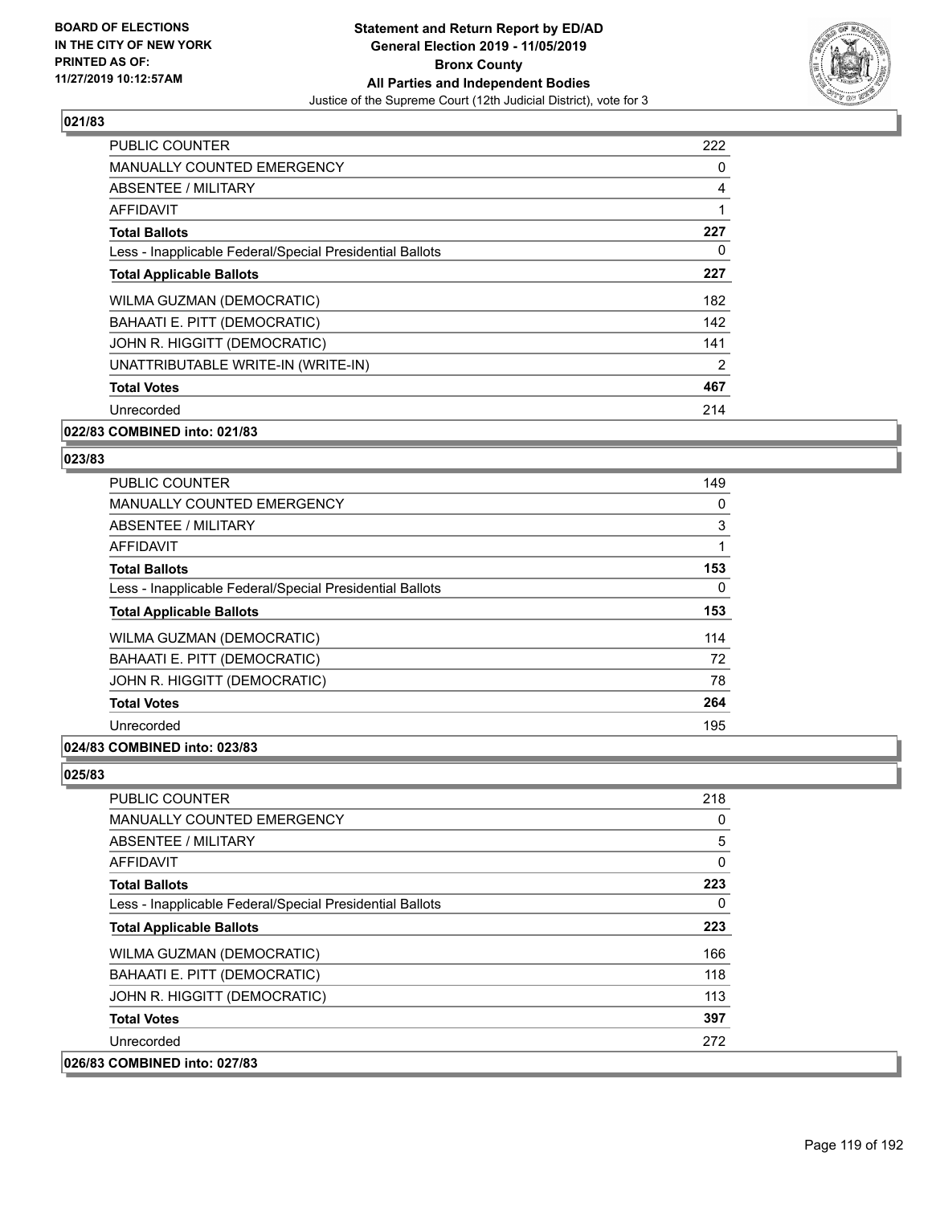## 021/83

| | |
|---|---|
| PUBLIC COUNTER | 222 |
| MANUALLY COUNTED EMERGENCY | 0 |
| ABSENTEE / MILITARY | 4 |
| AFFIDAVIT | 1 |
| **Total Ballots** | **227** |
| Less - Inapplicable Federal/Special Presidential Ballots | 0 |
| **Total Applicable Ballots** | **227** |
| WILMA GUZMAN (DEMOCRATIC) | 182 |
| BAHAATI E. PITT (DEMOCRATIC) | 142 |
| JOHN R. HIGGITT (DEMOCRATIC) | 141 |
| UNATTRIBUTABLE WRITE-IN (WRITE-IN) | 2 |
| **Total Votes** | **467** |
| Unrecorded | 214 |

**022/83 COMBINED into: 021/83**

## 023/83

| | |
|---|---|
| PUBLIC COUNTER | 149 |
| MANUALLY COUNTED EMERGENCY | 0 |
| ABSENTEE / MILITARY | 3 |
| AFFIDAVIT | 1 |
| **Total Ballots** | **153** |
| Less - Inapplicable Federal/Special Presidential Ballots | 0 |
| **Total Applicable Ballots** | **153** |
| WILMA GUZMAN (DEMOCRATIC) | 114 |
| BAHAATI E. PITT (DEMOCRATIC) | 72 |
| JOHN R. HIGGITT (DEMOCRATIC) | 78 |
| **Total Votes** | **264** |
| Unrecorded | 195 |

**024/83 COMBINED into: 023/83**

## 025/83

| | |
|---|---|
| PUBLIC COUNTER | 218 |
| MANUALLY COUNTED EMERGENCY | 0 |
| ABSENTEE / MILITARY | 5 |
| AFFIDAVIT | 0 |
| **Total Ballots** | **223** |
| Less - Inapplicable Federal/Special Presidential Ballots | 0 |
| **Total Applicable Ballots** | **223** |
| WILMA GUZMAN (DEMOCRATIC) | 166 |
| BAHAATI E. PITT (DEMOCRATIC) | 118 |
| JOHN R. HIGGITT (DEMOCRATIC) | 113 |
| **Total Votes** | **397** |
| Unrecorded | 272 |

**026/83 COMBINED into: 027/83**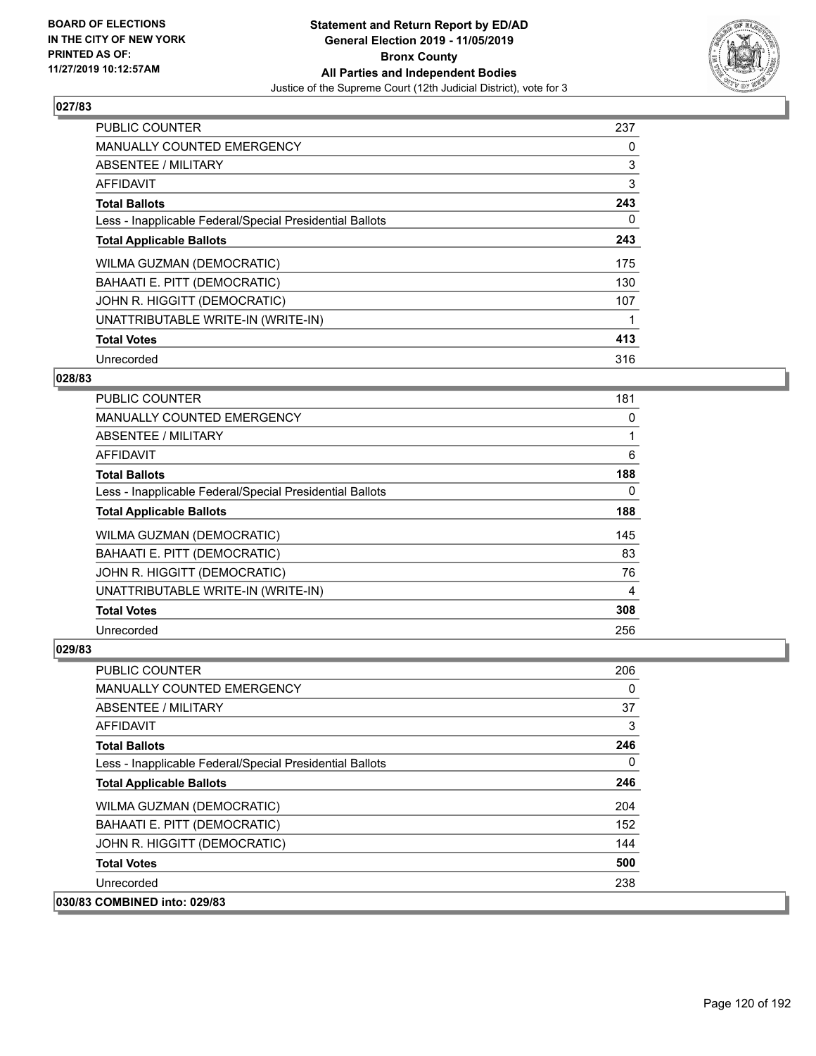## 027/83

| | |
|---|---|
| PUBLIC COUNTER | 237 |
| MANUALLY COUNTED EMERGENCY | 0 |
| ABSENTEE / MILITARY | 3 |
| AFFIDAVIT | 3 |
| **Total Ballots** | **243** |
| Less - Inapplicable Federal/Special Presidential Ballots | 0 |
| **Total Applicable Ballots** | **243** |
| WILMA GUZMAN (DEMOCRATIC) | 175 |
| BAHAATI E. PITT (DEMOCRATIC) | 130 |
| JOHN R. HIGGITT (DEMOCRATIC) | 107 |
| UNATTRIBUTABLE WRITE-IN (WRITE-IN) | 1 |
| **Total Votes** | **413** |
| Unrecorded | 316 |

## 028/83

| | |
|---|---|
| PUBLIC COUNTER | 181 |
| MANUALLY COUNTED EMERGENCY | 0 |
| ABSENTEE / MILITARY | 1 |
| AFFIDAVIT | 6 |
| **Total Ballots** | **188** |
| Less - Inapplicable Federal/Special Presidential Ballots | 0 |
| **Total Applicable Ballots** | **188** |
| WILMA GUZMAN (DEMOCRATIC) | 145 |
| BAHAATI E. PITT (DEMOCRATIC) | 83 |
| JOHN R. HIGGITT (DEMOCRATIC) | 76 |
| UNATTRIBUTABLE WRITE-IN (WRITE-IN) | 4 |
| **Total Votes** | **308** |
| Unrecorded | 256 |

## 029/83

| | |
|---|---|
| PUBLIC COUNTER | 206 |
| MANUALLY COUNTED EMERGENCY | 0 |
| ABSENTEE / MILITARY | 37 |
| AFFIDAVIT | 3 |
| **Total Ballots** | **246** |
| Less - Inapplicable Federal/Special Presidential Ballots | 0 |
| **Total Applicable Ballots** | **246** |
| WILMA GUZMAN (DEMOCRATIC) | 204 |
| BAHAATI E. PITT (DEMOCRATIC) | 152 |
| JOHN R. HIGGITT (DEMOCRATIC) | 144 |
| **Total Votes** | **500** |
| Unrecorded | 238 |

## 030/83 COMBINED into: 029/83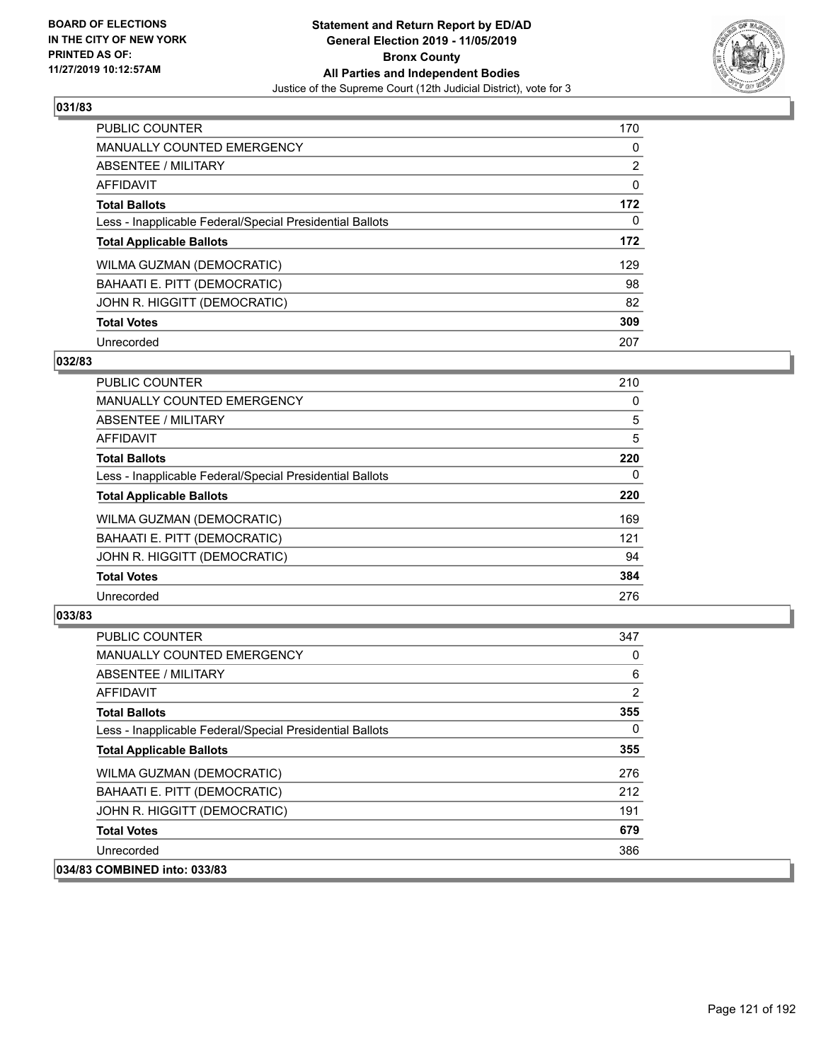**Statement and Return Report by ED/AD**
**General Election 2019 - 11/05/2019**
**Bronx County**
**All Parties and Independent Bodies**
Justice of the Supreme Court (12th Judicial District), vote for 3

BOARD OF ELECTIONS
IN THE CITY OF NEW YORK
PRINTED AS OF:
11/27/2019 10:12:57AM

## 031/83

| | |
|---|---|
| PUBLIC COUNTER | 170 |
| MANUALLY COUNTED EMERGENCY | 0 |
| ABSENTEE / MILITARY | 2 |
| AFFIDAVIT | 0 |
| **Total Ballots** | **172** |
| Less - Inapplicable Federal/Special Presidential Ballots | 0 |
| **Total Applicable Ballots** | **172** |
| WILMA GUZMAN (DEMOCRATIC) | 129 |
| BAHAATI E. PITT (DEMOCRATIC) | 98 |
| JOHN R. HIGGITT (DEMOCRATIC) | 82 |
| **Total Votes** | **309** |
| Unrecorded | 207 |

## 032/83

| | |
|---|---|
| PUBLIC COUNTER | 210 |
| MANUALLY COUNTED EMERGENCY | 0 |
| ABSENTEE / MILITARY | 5 |
| AFFIDAVIT | 5 |
| **Total Ballots** | **220** |
| Less - Inapplicable Federal/Special Presidential Ballots | 0 |
| **Total Applicable Ballots** | **220** |
| WILMA GUZMAN (DEMOCRATIC) | 169 |
| BAHAATI E. PITT (DEMOCRATIC) | 121 |
| JOHN R. HIGGITT (DEMOCRATIC) | 94 |
| **Total Votes** | **384** |
| Unrecorded | 276 |

## 033/83

| | |
|---|---|
| PUBLIC COUNTER | 347 |
| MANUALLY COUNTED EMERGENCY | 0 |
| ABSENTEE / MILITARY | 6 |
| AFFIDAVIT | 2 |
| **Total Ballots** | **355** |
| Less - Inapplicable Federal/Special Presidential Ballots | 0 |
| **Total Applicable Ballots** | **355** |
| WILMA GUZMAN (DEMOCRATIC) | 276 |
| BAHAATI E. PITT (DEMOCRATIC) | 212 |
| JOHN R. HIGGITT (DEMOCRATIC) | 191 |
| **Total Votes** | **679** |
| Unrecorded | 386 |

**034/83 COMBINED into: 033/83**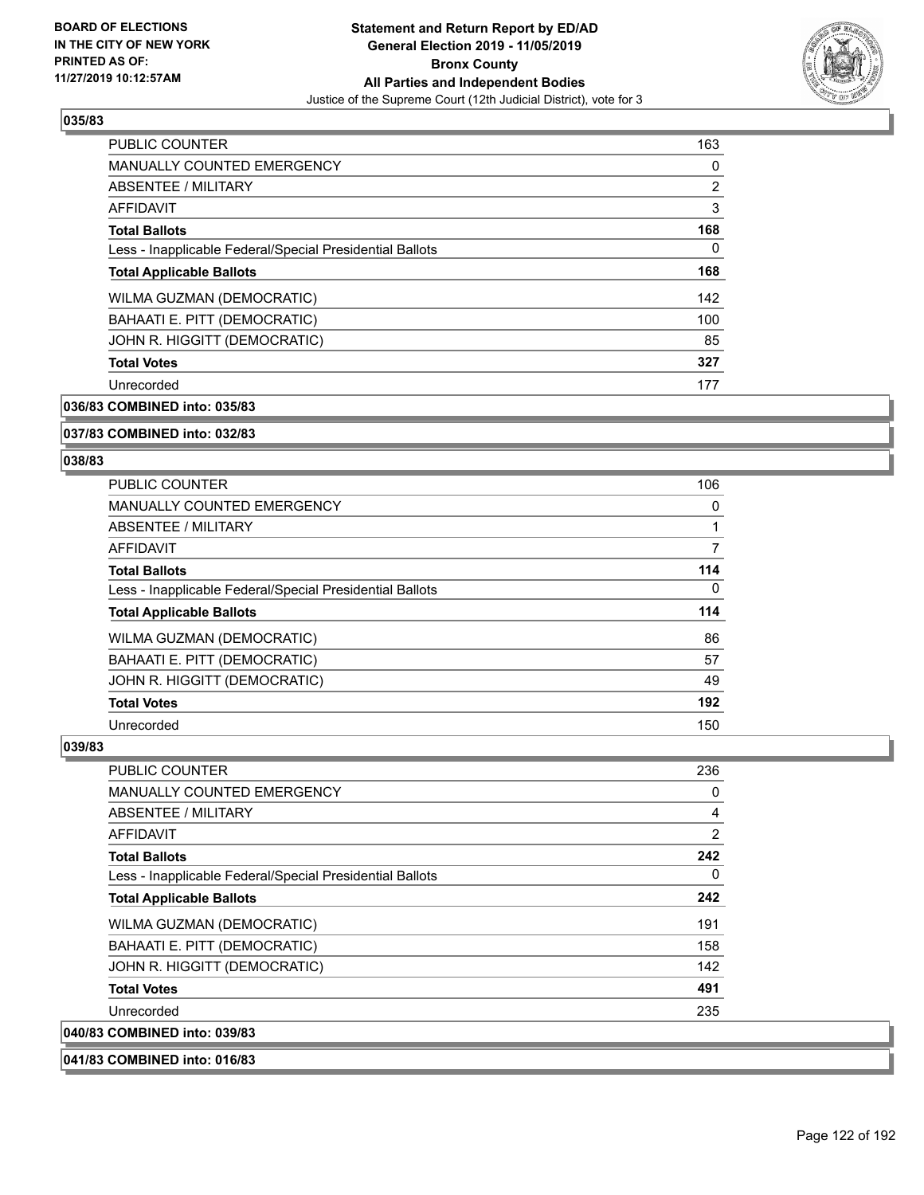## 035/83

| | |
|---|---|
| PUBLIC COUNTER | 163 |
| MANUALLY COUNTED EMERGENCY | 0 |
| ABSENTEE / MILITARY | 2 |
| AFFIDAVIT | 3 |
| **Total Ballots** | **168** |
| Less - Inapplicable Federal/Special Presidential Ballots | 0 |
| **Total Applicable Ballots** | **168** |
| WILMA GUZMAN (DEMOCRATIC) | 142 |
| BAHAATI E. PITT (DEMOCRATIC) | 100 |
| JOHN R. HIGGITT (DEMOCRATIC) | 85 |
| **Total Votes** | **327** |
| Unrecorded | 177 |

## 036/83 COMBINED into: 035/83

## 037/83 COMBINED into: 032/83

## 038/83

| | |
|---|---|
| PUBLIC COUNTER | 106 |
| MANUALLY COUNTED EMERGENCY | 0 |
| ABSENTEE / MILITARY | 1 |
| AFFIDAVIT | 7 |
| **Total Ballots** | **114** |
| Less - Inapplicable Federal/Special Presidential Ballots | 0 |
| **Total Applicable Ballots** | **114** |
| WILMA GUZMAN (DEMOCRATIC) | 86 |
| BAHAATI E. PITT (DEMOCRATIC) | 57 |
| JOHN R. HIGGITT (DEMOCRATIC) | 49 |
| **Total Votes** | **192** |
| Unrecorded | 150 |

## 039/83

| | |
|---|---|
| PUBLIC COUNTER | 236 |
| MANUALLY COUNTED EMERGENCY | 0 |
| ABSENTEE / MILITARY | 4 |
| AFFIDAVIT | 2 |
| **Total Ballots** | **242** |
| Less - Inapplicable Federal/Special Presidential Ballots | 0 |
| **Total Applicable Ballots** | **242** |
| WILMA GUZMAN (DEMOCRATIC) | 191 |
| BAHAATI E. PITT (DEMOCRATIC) | 158 |
| JOHN R. HIGGITT (DEMOCRATIC) | 142 |
| **Total Votes** | **491** |
| Unrecorded | 235 |

## 040/83 COMBINED into: 039/83

## 041/83 COMBINED into: 016/83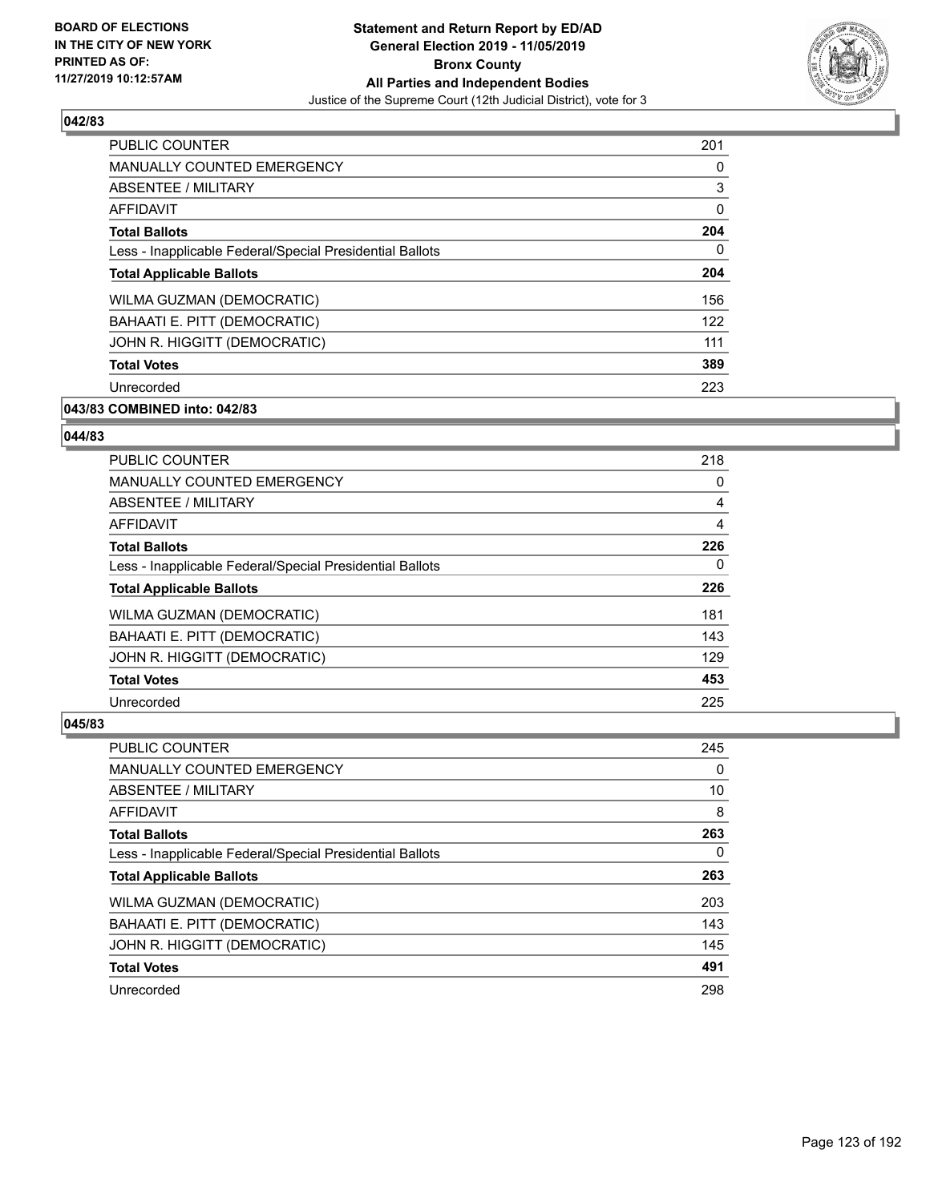## 042/83

| | |
|---|---|
| PUBLIC COUNTER | 201 |
| MANUALLY COUNTED EMERGENCY | 0 |
| ABSENTEE / MILITARY | 3 |
| AFFIDAVIT | 0 |
| **Total Ballots** | **204** |
| Less - Inapplicable Federal/Special Presidential Ballots | 0 |
| **Total Applicable Ballots** | **204** |
| WILMA GUZMAN (DEMOCRATIC) | 156 |
| BAHAATI E. PITT (DEMOCRATIC) | 122 |
| JOHN R. HIGGITT (DEMOCRATIC) | 111 |
| **Total Votes** | **389** |
| Unrecorded | 223 |

## 043/83 COMBINED into: 042/83

## 044/83

| | |
|---|---|
| PUBLIC COUNTER | 218 |
| MANUALLY COUNTED EMERGENCY | 0 |
| ABSENTEE / MILITARY | 4 |
| AFFIDAVIT | 4 |
| **Total Ballots** | **226** |
| Less - Inapplicable Federal/Special Presidential Ballots | 0 |
| **Total Applicable Ballots** | **226** |
| WILMA GUZMAN (DEMOCRATIC) | 181 |
| BAHAATI E. PITT (DEMOCRATIC) | 143 |
| JOHN R. HIGGITT (DEMOCRATIC) | 129 |
| **Total Votes** | **453** |
| Unrecorded | 225 |

## 045/83

| | |
|---|---|
| PUBLIC COUNTER | 245 |
| MANUALLY COUNTED EMERGENCY | 0 |
| ABSENTEE / MILITARY | 10 |
| AFFIDAVIT | 8 |
| **Total Ballots** | **263** |
| Less - Inapplicable Federal/Special Presidential Ballots | 0 |
| **Total Applicable Ballots** | **263** |
| WILMA GUZMAN (DEMOCRATIC) | 203 |
| BAHAATI E. PITT (DEMOCRATIC) | 143 |
| JOHN R. HIGGITT (DEMOCRATIC) | 145 |
| **Total Votes** | **491** |
| Unrecorded | 298 |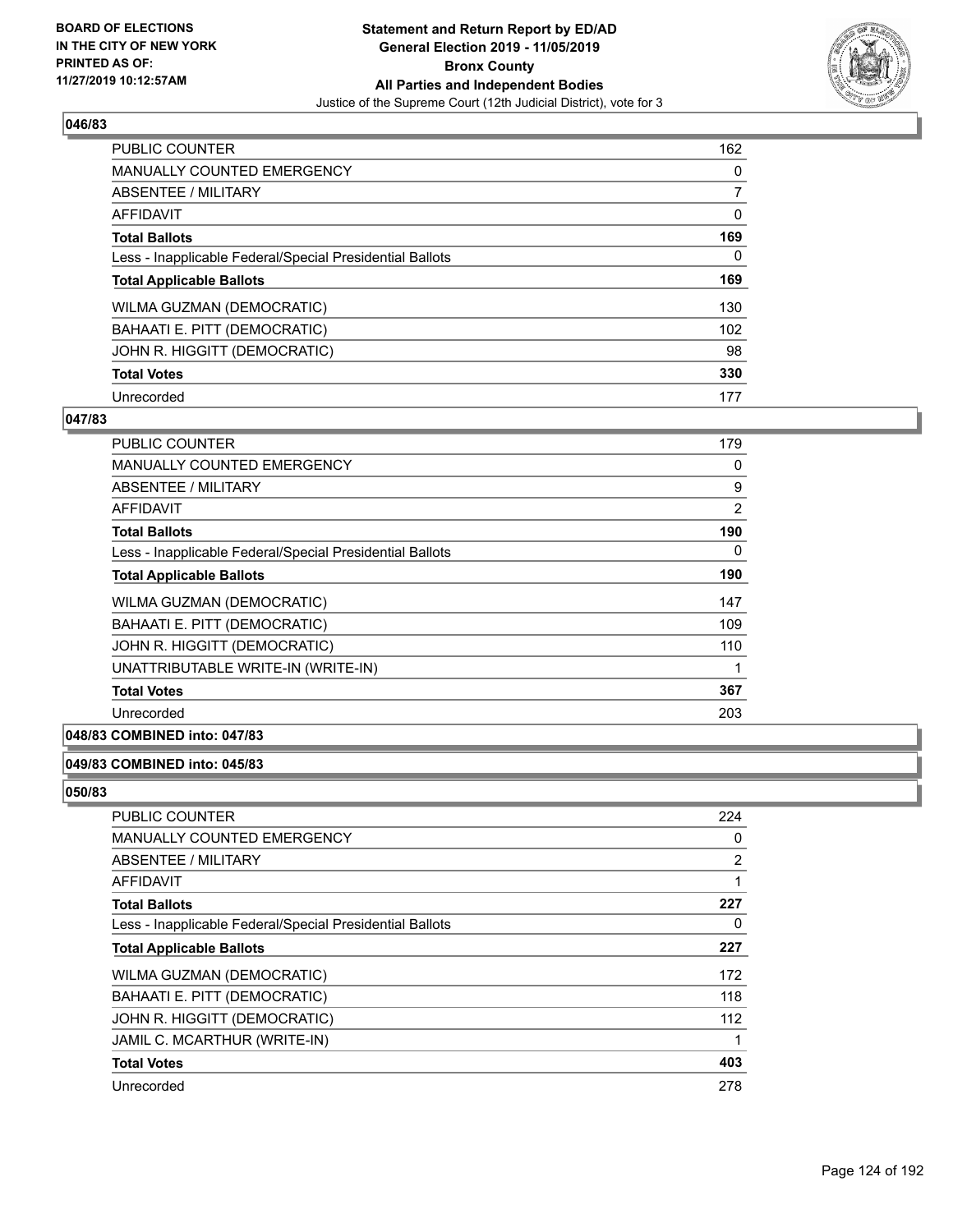**BOARD OF ELECTIONS IN THE CITY OF NEW YORK PRINTED AS OF: 11/27/2019 10:12:57AM**

**Statement and Return Report by ED/AD General Election 2019 - 11/05/2019 Bronx County All Parties and Independent Bodies**
Justice of the Supreme Court (12th Judicial District), vote for 3

### 046/83

| | |
|---|---|
| PUBLIC COUNTER | 162 |
| MANUALLY COUNTED EMERGENCY | 0 |
| ABSENTEE / MILITARY | 7 |
| AFFIDAVIT | 0 |
| **Total Ballots** | **169** |
| Less - Inapplicable Federal/Special Presidential Ballots | 0 |
| **Total Applicable Ballots** | **169** |
| WILMA GUZMAN (DEMOCRATIC) | 130 |
| BAHAATI E. PITT (DEMOCRATIC) | 102 |
| JOHN R. HIGGITT (DEMOCRATIC) | 98 |
| **Total Votes** | **330** |
| Unrecorded | 177 |

### 047/83

| | |
|---|---|
| PUBLIC COUNTER | 179 |
| MANUALLY COUNTED EMERGENCY | 0 |
| ABSENTEE / MILITARY | 9 |
| AFFIDAVIT | 2 |
| **Total Ballots** | **190** |
| Less - Inapplicable Federal/Special Presidential Ballots | 0 |
| **Total Applicable Ballots** | **190** |
| WILMA GUZMAN (DEMOCRATIC) | 147 |
| BAHAATI E. PITT (DEMOCRATIC) | 109 |
| JOHN R. HIGGITT (DEMOCRATIC) | 110 |
| UNATTRIBUTABLE WRITE-IN (WRITE-IN) | 1 |
| **Total Votes** | **367** |
| Unrecorded | 203 |

### 048/83 COMBINED into: 047/83

### 049/83 COMBINED into: 045/83

### 050/83

| | |
|---|---|
| PUBLIC COUNTER | 224 |
| MANUALLY COUNTED EMERGENCY | 0 |
| ABSENTEE / MILITARY | 2 |
| AFFIDAVIT | 1 |
| **Total Ballots** | **227** |
| Less - Inapplicable Federal/Special Presidential Ballots | 0 |
| **Total Applicable Ballots** | **227** |
| WILMA GUZMAN (DEMOCRATIC) | 172 |
| BAHAATI E. PITT (DEMOCRATIC) | 118 |
| JOHN R. HIGGITT (DEMOCRATIC) | 112 |
| JAMIL C. MCARTHUR (WRITE-IN) | 1 |
| **Total Votes** | **403** |
| Unrecorded | 278 |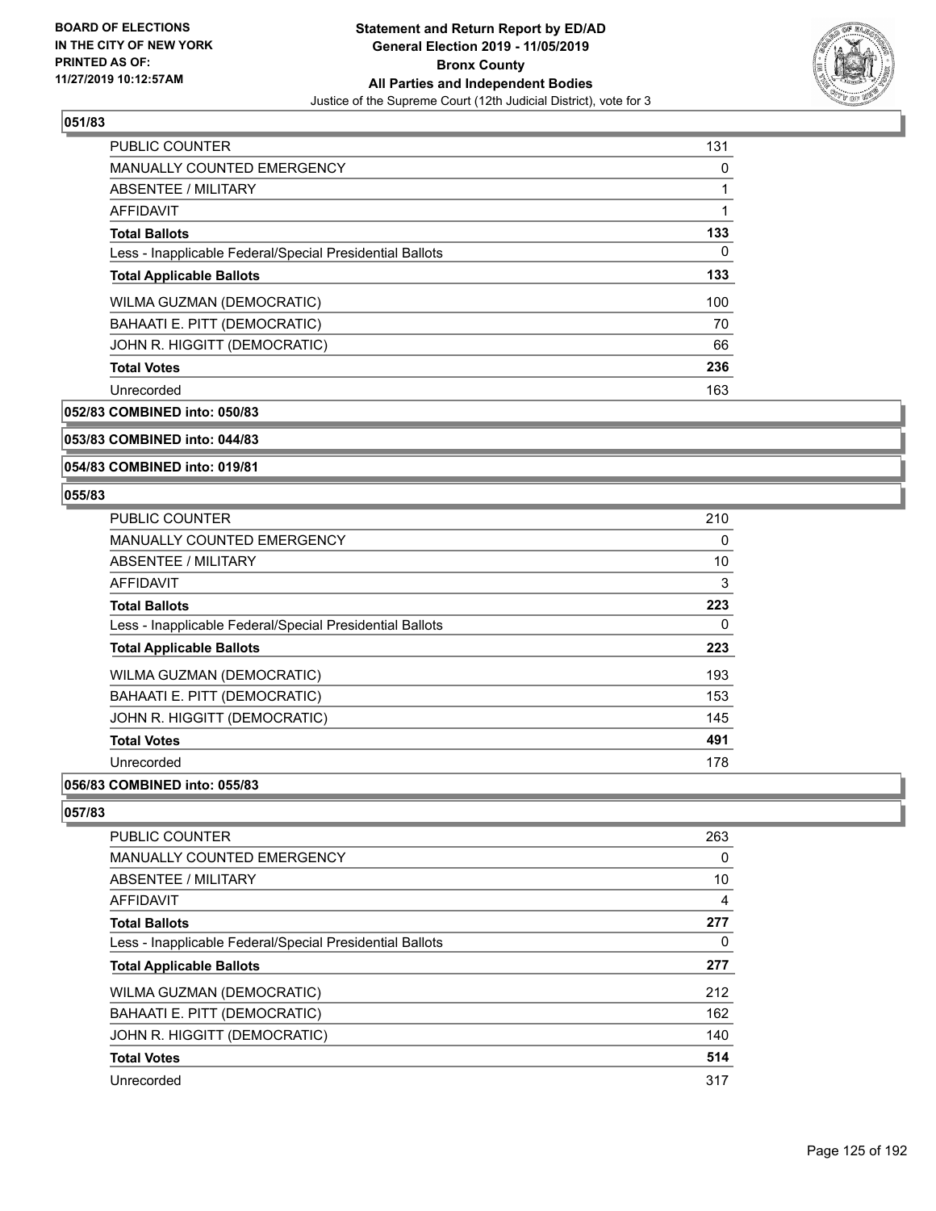## 051/83

| | |
|---|---|
| PUBLIC COUNTER | 131 |
| MANUALLY COUNTED EMERGENCY | 0 |
| ABSENTEE / MILITARY | 1 |
| AFFIDAVIT | 1 |
| **Total Ballots** | **133** |
| Less - Inapplicable Federal/Special Presidential Ballots | 0 |
| **Total Applicable Ballots** | **133** |
| WILMA GUZMAN (DEMOCRATIC) | 100 |
| BAHAATI E. PITT (DEMOCRATIC) | 70 |
| JOHN R. HIGGITT (DEMOCRATIC) | 66 |
| **Total Votes** | **236** |
| Unrecorded | 163 |

## 052/83 COMBINED into: 050/83

## 053/83 COMBINED into: 044/83

## 054/83 COMBINED into: 019/81

## 055/83

| | |
|---|---|
| PUBLIC COUNTER | 210 |
| MANUALLY COUNTED EMERGENCY | 0 |
| ABSENTEE / MILITARY | 10 |
| AFFIDAVIT | 3 |
| **Total Ballots** | **223** |
| Less - Inapplicable Federal/Special Presidential Ballots | 0 |
| **Total Applicable Ballots** | **223** |
| WILMA GUZMAN (DEMOCRATIC) | 193 |
| BAHAATI E. PITT (DEMOCRATIC) | 153 |
| JOHN R. HIGGITT (DEMOCRATIC) | 145 |
| **Total Votes** | **491** |
| Unrecorded | 178 |

## 056/83 COMBINED into: 055/83

## 057/83

| | |
|---|---|
| PUBLIC COUNTER | 263 |
| MANUALLY COUNTED EMERGENCY | 0 |
| ABSENTEE / MILITARY | 10 |
| AFFIDAVIT | 4 |
| **Total Ballots** | **277** |
| Less - Inapplicable Federal/Special Presidential Ballots | 0 |
| **Total Applicable Ballots** | **277** |
| WILMA GUZMAN (DEMOCRATIC) | 212 |
| BAHAATI E. PITT (DEMOCRATIC) | 162 |
| JOHN R. HIGGITT (DEMOCRATIC) | 140 |
| **Total Votes** | **514** |
| Unrecorded | 317 |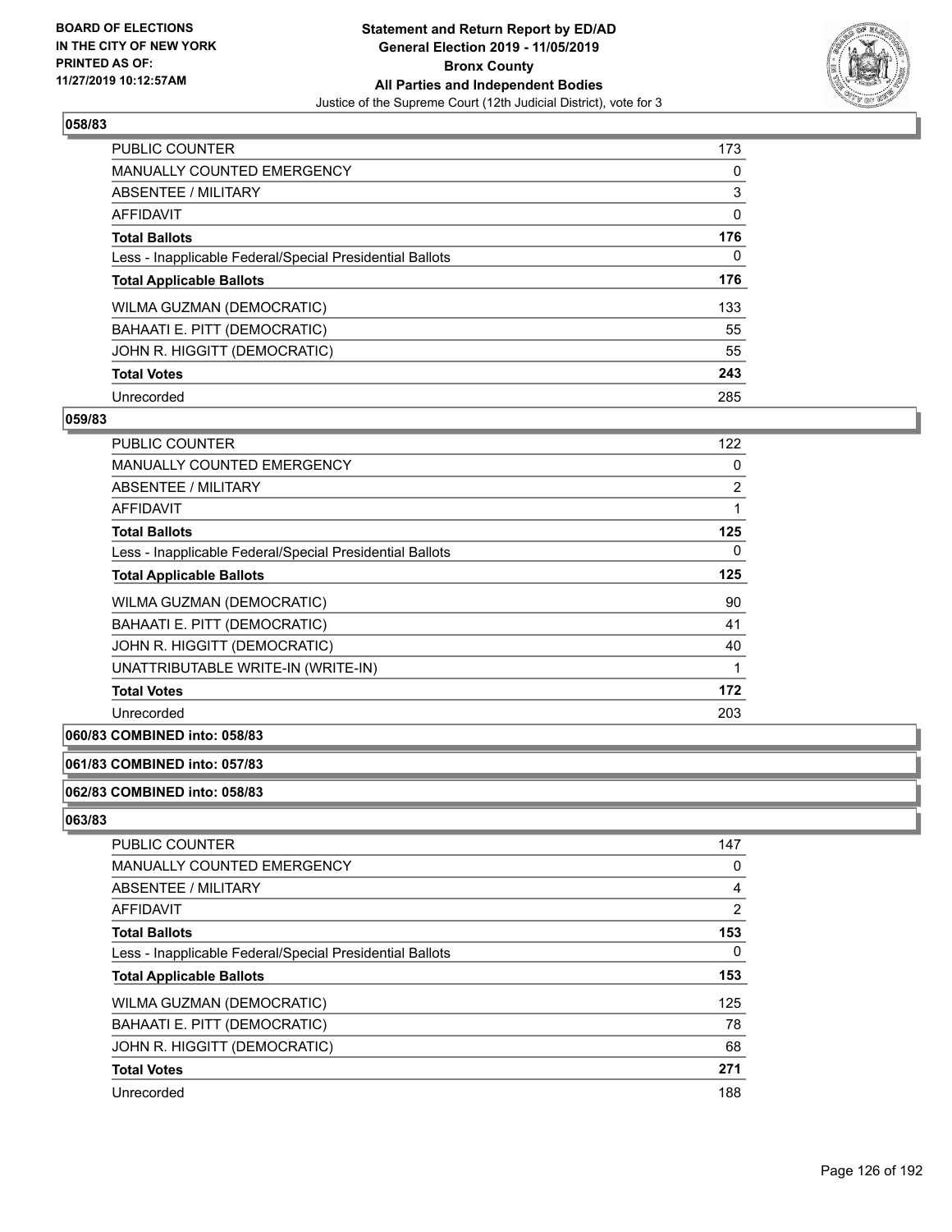**BOARD OF ELECTIONS IN THE CITY OF NEW YORK PRINTED AS OF: 11/27/2019 10:12:57AM**

**Statement and Return Report by ED/AD General Election 2019 - 11/05/2019 Bronx County All Parties and Independent Bodies**

Justice of the Supreme Court (12th Judicial District), vote for 3

### 058/83

| | |
|---|---|
| PUBLIC COUNTER | 173 |
| MANUALLY COUNTED EMERGENCY | 0 |
| ABSENTEE / MILITARY | 3 |
| AFFIDAVIT | 0 |
| **Total Ballots** | **176** |
| Less - Inapplicable Federal/Special Presidential Ballots | 0 |
| **Total Applicable Ballots** | **176** |
| WILMA GUZMAN (DEMOCRATIC) | 133 |
| BAHAATI E. PITT (DEMOCRATIC) | 55 |
| JOHN R. HIGGITT (DEMOCRATIC) | 55 |
| **Total Votes** | **243** |
| Unrecorded | 285 |

### 059/83

| | |
|---|---|
| PUBLIC COUNTER | 122 |
| MANUALLY COUNTED EMERGENCY | 0 |
| ABSENTEE / MILITARY | 2 |
| AFFIDAVIT | 1 |
| **Total Ballots** | **125** |
| Less - Inapplicable Federal/Special Presidential Ballots | 0 |
| **Total Applicable Ballots** | **125** |
| WILMA GUZMAN (DEMOCRATIC) | 90 |
| BAHAATI E. PITT (DEMOCRATIC) | 41 |
| JOHN R. HIGGITT (DEMOCRATIC) | 40 |
| UNATTRIBUTABLE WRITE-IN (WRITE-IN) | 1 |
| **Total Votes** | **172** |
| Unrecorded | 203 |

### 060/83 COMBINED into: 058/83

### 061/83 COMBINED into: 057/83

### 062/83 COMBINED into: 058/83

### 063/83

| | |
|---|---|
| PUBLIC COUNTER | 147 |
| MANUALLY COUNTED EMERGENCY | 0 |
| ABSENTEE / MILITARY | 4 |
| AFFIDAVIT | 2 |
| **Total Ballots** | **153** |
| Less - Inapplicable Federal/Special Presidential Ballots | 0 |
| **Total Applicable Ballots** | **153** |
| WILMA GUZMAN (DEMOCRATIC) | 125 |
| BAHAATI E. PITT (DEMOCRATIC) | 78 |
| JOHN R. HIGGITT (DEMOCRATIC) | 68 |
| **Total Votes** | **271** |
| Unrecorded | 188 |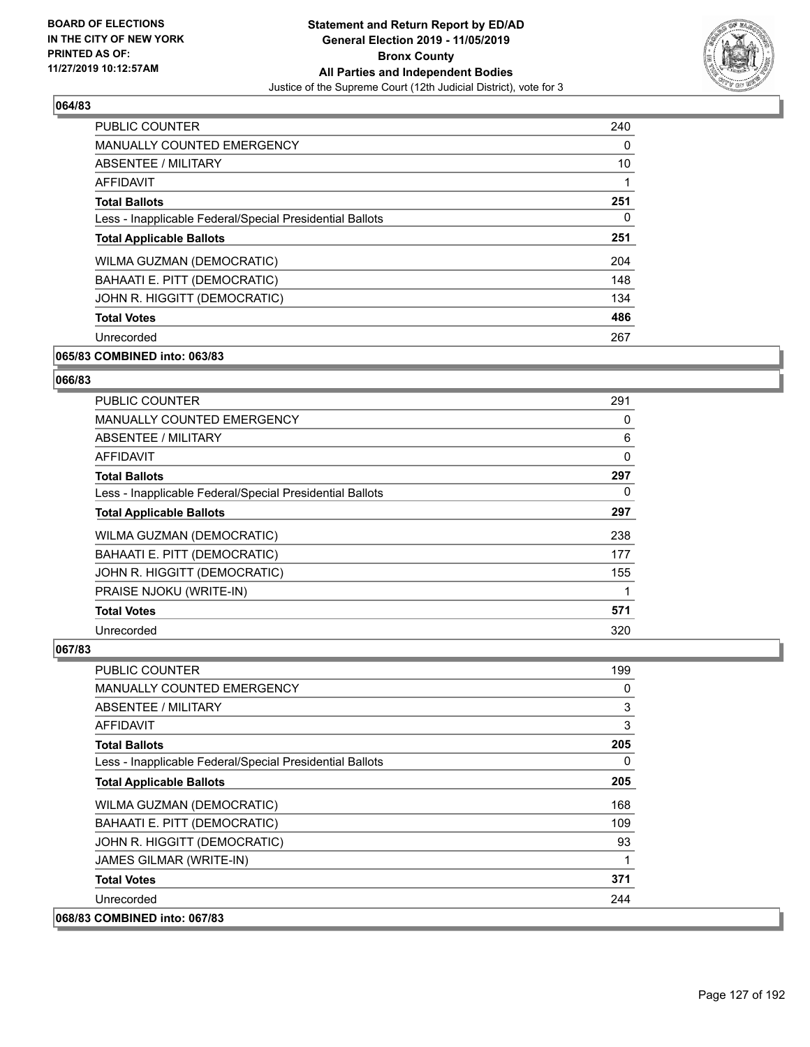### 064/83

| | |
|---|---|
| PUBLIC COUNTER | 240 |
| MANUALLY COUNTED EMERGENCY | 0 |
| ABSENTEE / MILITARY | 10 |
| AFFIDAVIT | 1 |
| **Total Ballots** | **251** |
| Less - Inapplicable Federal/Special Presidential Ballots | 0 |
| **Total Applicable Ballots** | **251** |
| WILMA GUZMAN (DEMOCRATIC) | 204 |
| BAHAATI E. PITT (DEMOCRATIC) | 148 |
| JOHN R. HIGGITT (DEMOCRATIC) | 134 |
| **Total Votes** | **486** |
| Unrecorded | 267 |

### 065/83 COMBINED into: 063/83

### 066/83

| | |
|---|---|
| PUBLIC COUNTER | 291 |
| MANUALLY COUNTED EMERGENCY | 0 |
| ABSENTEE / MILITARY | 6 |
| AFFIDAVIT | 0 |
| **Total Ballots** | **297** |
| Less - Inapplicable Federal/Special Presidential Ballots | 0 |
| **Total Applicable Ballots** | **297** |
| WILMA GUZMAN (DEMOCRATIC) | 238 |
| BAHAATI E. PITT (DEMOCRATIC) | 177 |
| JOHN R. HIGGITT (DEMOCRATIC) | 155 |
| PRAISE NJOKU (WRITE-IN) | 1 |
| **Total Votes** | **571** |
| Unrecorded | 320 |

### 067/83

| | |
|---|---|
| PUBLIC COUNTER | 199 |
| MANUALLY COUNTED EMERGENCY | 0 |
| ABSENTEE / MILITARY | 3 |
| AFFIDAVIT | 3 |
| **Total Ballots** | **205** |
| Less - Inapplicable Federal/Special Presidential Ballots | 0 |
| **Total Applicable Ballots** | **205** |
| WILMA GUZMAN (DEMOCRATIC) | 168 |
| BAHAATI E. PITT (DEMOCRATIC) | 109 |
| JOHN R. HIGGITT (DEMOCRATIC) | 93 |
| JAMES GILMAR (WRITE-IN) | 1 |
| **Total Votes** | **371** |
| Unrecorded | 244 |

### 068/83 COMBINED into: 067/83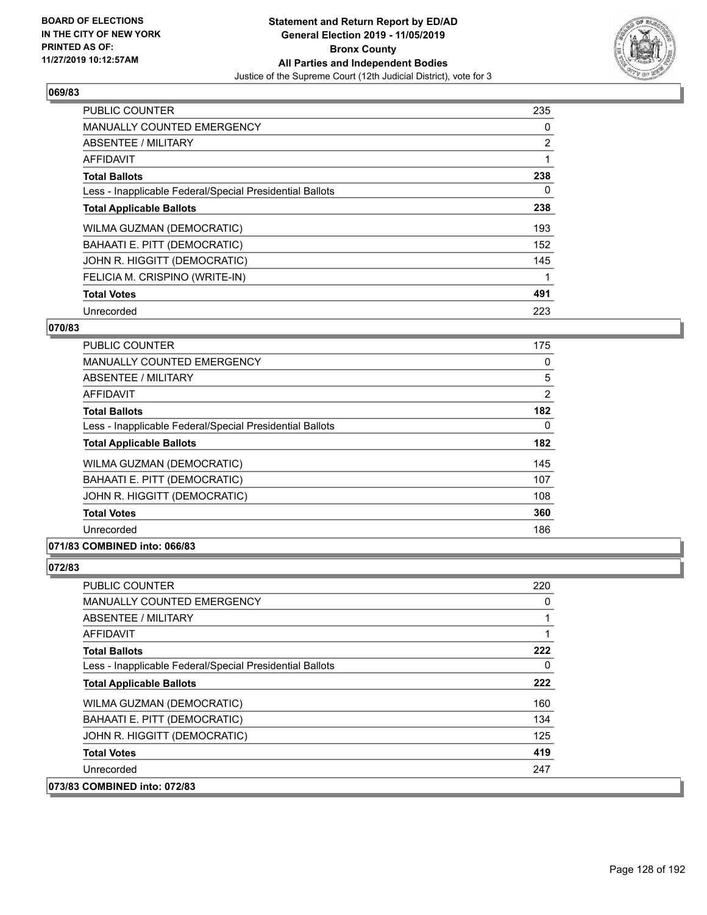**Statement and Return Report by ED/AD**
**General Election 2019 - 11/05/2019**
**Bronx County**
**All Parties and Independent Bodies**
Justice of the Supreme Court (12th Judicial District), vote for 3

BOARD OF ELECTIONS IN THE CITY OF NEW YORK PRINTED AS OF: 11/27/2019 10:12:57AM

### 069/83

| | |
|---|---|
| PUBLIC COUNTER | 235 |
| MANUALLY COUNTED EMERGENCY | 0 |
| ABSENTEE / MILITARY | 2 |
| AFFIDAVIT | 1 |
| **Total Ballots** | **238** |
| Less - Inapplicable Federal/Special Presidential Ballots | 0 |
| **Total Applicable Ballots** | **238** |
| WILMA GUZMAN (DEMOCRATIC) | 193 |
| BAHAATI E. PITT (DEMOCRATIC) | 152 |
| JOHN R. HIGGITT (DEMOCRATIC) | 145 |
| FELICIA M. CRISPINO (WRITE-IN) | 1 |
| **Total Votes** | **491** |
| Unrecorded | 223 |

### 070/83

| | |
|---|---|
| PUBLIC COUNTER | 175 |
| MANUALLY COUNTED EMERGENCY | 0 |
| ABSENTEE / MILITARY | 5 |
| AFFIDAVIT | 2 |
| **Total Ballots** | **182** |
| Less - Inapplicable Federal/Special Presidential Ballots | 0 |
| **Total Applicable Ballots** | **182** |
| WILMA GUZMAN (DEMOCRATIC) | 145 |
| BAHAATI E. PITT (DEMOCRATIC) | 107 |
| JOHN R. HIGGITT (DEMOCRATIC) | 108 |
| **Total Votes** | **360** |
| Unrecorded | 186 |

### 071/83 COMBINED into: 066/83

### 072/83

| | |
|---|---|
| PUBLIC COUNTER | 220 |
| MANUALLY COUNTED EMERGENCY | 0 |
| ABSENTEE / MILITARY | 1 |
| AFFIDAVIT | 1 |
| **Total Ballots** | **222** |
| Less - Inapplicable Federal/Special Presidential Ballots | 0 |
| **Total Applicable Ballots** | **222** |
| WILMA GUZMAN (DEMOCRATIC) | 160 |
| BAHAATI E. PITT (DEMOCRATIC) | 134 |
| JOHN R. HIGGITT (DEMOCRATIC) | 125 |
| **Total Votes** | **419** |
| Unrecorded | 247 |

### 073/83 COMBINED into: 072/83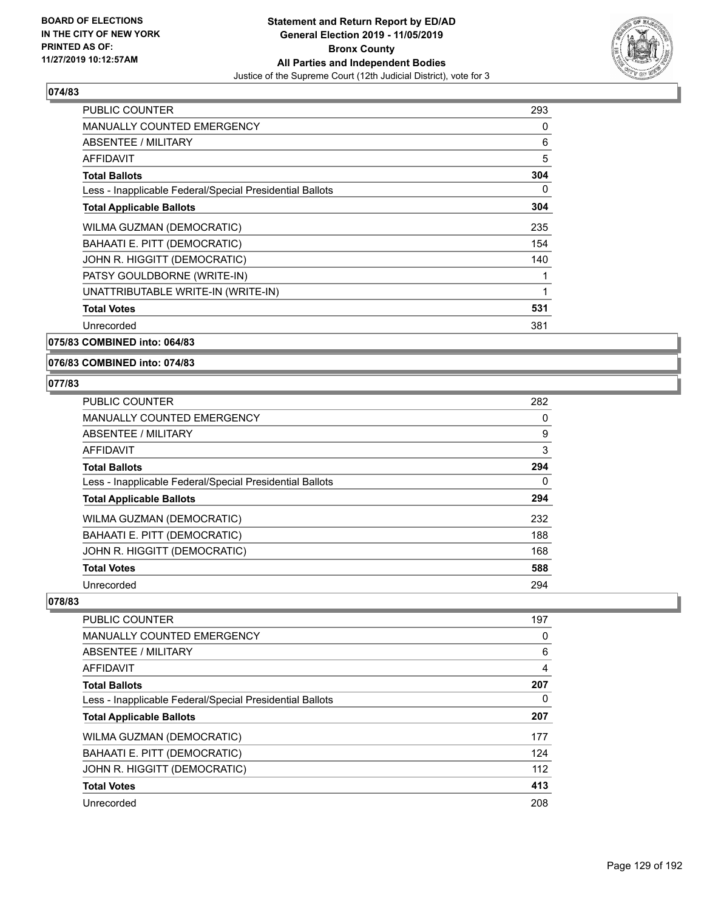## 074/83

| | |
|---|---|
| PUBLIC COUNTER | 293 |
| MANUALLY COUNTED EMERGENCY | 0 |
| ABSENTEE / MILITARY | 6 |
| AFFIDAVIT | 5 |
| **Total Ballots** | **304** |
| Less - Inapplicable Federal/Special Presidential Ballots | 0 |
| **Total Applicable Ballots** | **304** |
| WILMA GUZMAN (DEMOCRATIC) | 235 |
| BAHAATI E. PITT (DEMOCRATIC) | 154 |
| JOHN R. HIGGITT (DEMOCRATIC) | 140 |
| PATSY GOULDBORNE (WRITE-IN) | 1 |
| UNATTRIBUTABLE WRITE-IN (WRITE-IN) | 1 |
| **Total Votes** | **531** |
| Unrecorded | 381 |

## 075/83 COMBINED into: 064/83

## 076/83 COMBINED into: 074/83

## 077/83

| | |
|---|---|
| PUBLIC COUNTER | 282 |
| MANUALLY COUNTED EMERGENCY | 0 |
| ABSENTEE / MILITARY | 9 |
| AFFIDAVIT | 3 |
| **Total Ballots** | **294** |
| Less - Inapplicable Federal/Special Presidential Ballots | 0 |
| **Total Applicable Ballots** | **294** |
| WILMA GUZMAN (DEMOCRATIC) | 232 |
| BAHAATI E. PITT (DEMOCRATIC) | 188 |
| JOHN R. HIGGITT (DEMOCRATIC) | 168 |
| **Total Votes** | **588** |
| Unrecorded | 294 |

## 078/83

| | |
|---|---|
| PUBLIC COUNTER | 197 |
| MANUALLY COUNTED EMERGENCY | 0 |
| ABSENTEE / MILITARY | 6 |
| AFFIDAVIT | 4 |
| **Total Ballots** | **207** |
| Less - Inapplicable Federal/Special Presidential Ballots | 0 |
| **Total Applicable Ballots** | **207** |
| WILMA GUZMAN (DEMOCRATIC) | 177 |
| BAHAATI E. PITT (DEMOCRATIC) | 124 |
| JOHN R. HIGGITT (DEMOCRATIC) | 112 |
| **Total Votes** | **413** |
| Unrecorded | 208 |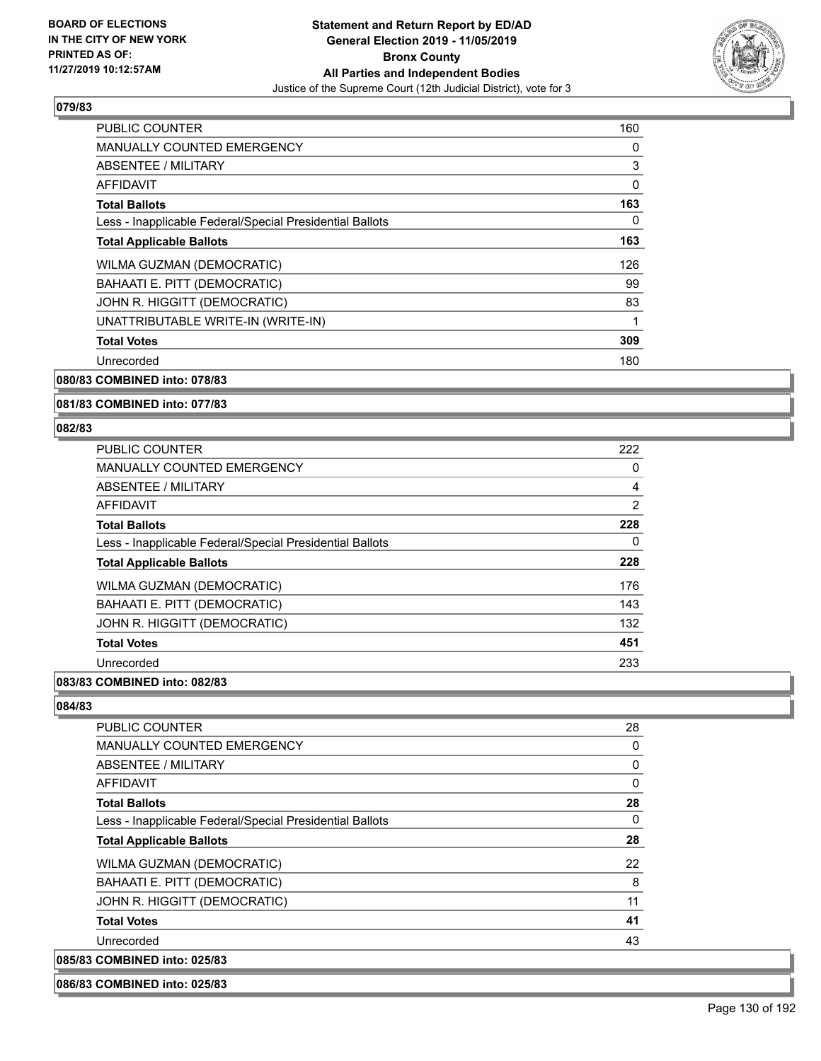## 079/83

| | |
|---|---|
| PUBLIC COUNTER | 160 |
| MANUALLY COUNTED EMERGENCY | 0 |
| ABSENTEE / MILITARY | 3 |
| AFFIDAVIT | 0 |
| **Total Ballots** | **163** |
| Less - Inapplicable Federal/Special Presidential Ballots | 0 |
| **Total Applicable Ballots** | **163** |
| WILMA GUZMAN (DEMOCRATIC) | 126 |
| BAHAATI E. PITT (DEMOCRATIC) | 99 |
| JOHN R. HIGGITT (DEMOCRATIC) | 83 |
| UNATTRIBUTABLE WRITE-IN (WRITE-IN) | 1 |
| **Total Votes** | **309** |
| Unrecorded | 180 |

## 080/83 COMBINED into: 078/83

## 081/83 COMBINED into: 077/83

## 082/83

| | |
|---|---|
| PUBLIC COUNTER | 222 |
| MANUALLY COUNTED EMERGENCY | 0 |
| ABSENTEE / MILITARY | 4 |
| AFFIDAVIT | 2 |
| **Total Ballots** | **228** |
| Less - Inapplicable Federal/Special Presidential Ballots | 0 |
| **Total Applicable Ballots** | **228** |
| WILMA GUZMAN (DEMOCRATIC) | 176 |
| BAHAATI E. PITT (DEMOCRATIC) | 143 |
| JOHN R. HIGGITT (DEMOCRATIC) | 132 |
| **Total Votes** | **451** |
| Unrecorded | 233 |

## 083/83 COMBINED into: 082/83

## 084/83

| | |
|---|---|
| PUBLIC COUNTER | 28 |
| MANUALLY COUNTED EMERGENCY | 0 |
| ABSENTEE / MILITARY | 0 |
| AFFIDAVIT | 0 |
| **Total Ballots** | **28** |
| Less - Inapplicable Federal/Special Presidential Ballots | 0 |
| **Total Applicable Ballots** | **28** |
| WILMA GUZMAN (DEMOCRATIC) | 22 |
| BAHAATI E. PITT (DEMOCRATIC) | 8 |
| JOHN R. HIGGITT (DEMOCRATIC) | 11 |
| **Total Votes** | **41** |
| Unrecorded | 43 |

## 085/83 COMBINED into: 025/83

## 086/83 COMBINED into: 025/83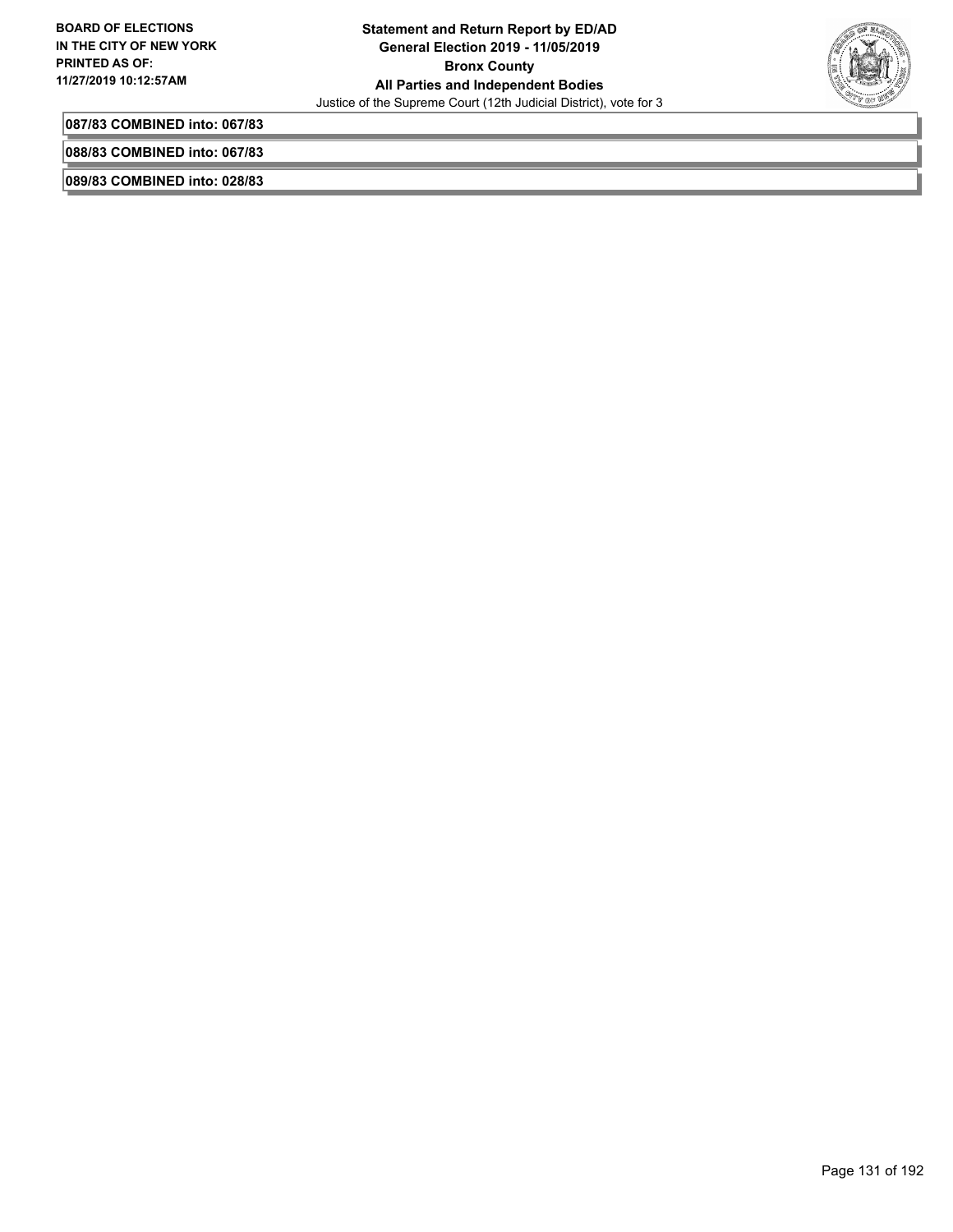087/83 COMBINED into: 067/83

088/83 COMBINED into: 067/83

089/83 COMBINED into: 028/83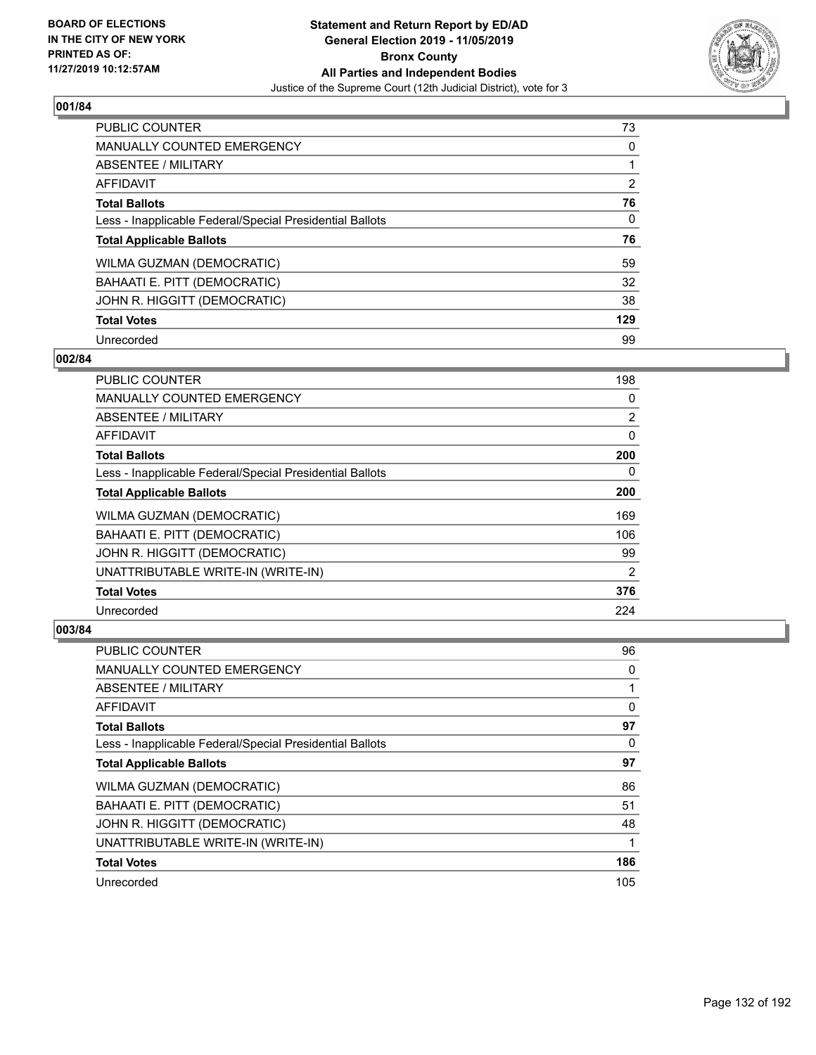BOARD OF ELECTIONS
IN THE CITY OF NEW YORK
PRINTED AS OF:
11/27/2019 10:12:57AM

**Statement and Return Report by ED/AD**
**General Election 2019 - 11/05/2019**
**Bronx County**
**All Parties and Independent Bodies**
Justice of the Supreme Court (12th Judicial District), vote for 3

### 001/84

| | |
|---|---|
| PUBLIC COUNTER | 73 |
| MANUALLY COUNTED EMERGENCY | 0 |
| ABSENTEE / MILITARY | 1 |
| AFFIDAVIT | 2 |
| **Total Ballots** | **76** |
| Less - Inapplicable Federal/Special Presidential Ballots | 0 |
| **Total Applicable Ballots** | **76** |
| WILMA GUZMAN (DEMOCRATIC) | 59 |
| BAHAATI E. PITT (DEMOCRATIC) | 32 |
| JOHN R. HIGGITT (DEMOCRATIC) | 38 |
| **Total Votes** | **129** |
| Unrecorded | 99 |

### 002/84

| | |
|---|---|
| PUBLIC COUNTER | 198 |
| MANUALLY COUNTED EMERGENCY | 0 |
| ABSENTEE / MILITARY | 2 |
| AFFIDAVIT | 0 |
| **Total Ballots** | **200** |
| Less - Inapplicable Federal/Special Presidential Ballots | 0 |
| **Total Applicable Ballots** | **200** |
| WILMA GUZMAN (DEMOCRATIC) | 169 |
| BAHAATI E. PITT (DEMOCRATIC) | 106 |
| JOHN R. HIGGITT (DEMOCRATIC) | 99 |
| UNATTRIBUTABLE WRITE-IN (WRITE-IN) | 2 |
| **Total Votes** | **376** |
| Unrecorded | 224 |

### 003/84

| | |
|---|---|
| PUBLIC COUNTER | 96 |
| MANUALLY COUNTED EMERGENCY | 0 |
| ABSENTEE / MILITARY | 1 |
| AFFIDAVIT | 0 |
| **Total Ballots** | **97** |
| Less - Inapplicable Federal/Special Presidential Ballots | 0 |
| **Total Applicable Ballots** | **97** |
| WILMA GUZMAN (DEMOCRATIC) | 86 |
| BAHAATI E. PITT (DEMOCRATIC) | 51 |
| JOHN R. HIGGITT (DEMOCRATIC) | 48 |
| UNATTRIBUTABLE WRITE-IN (WRITE-IN) | 1 |
| **Total Votes** | **186** |
| Unrecorded | 105 |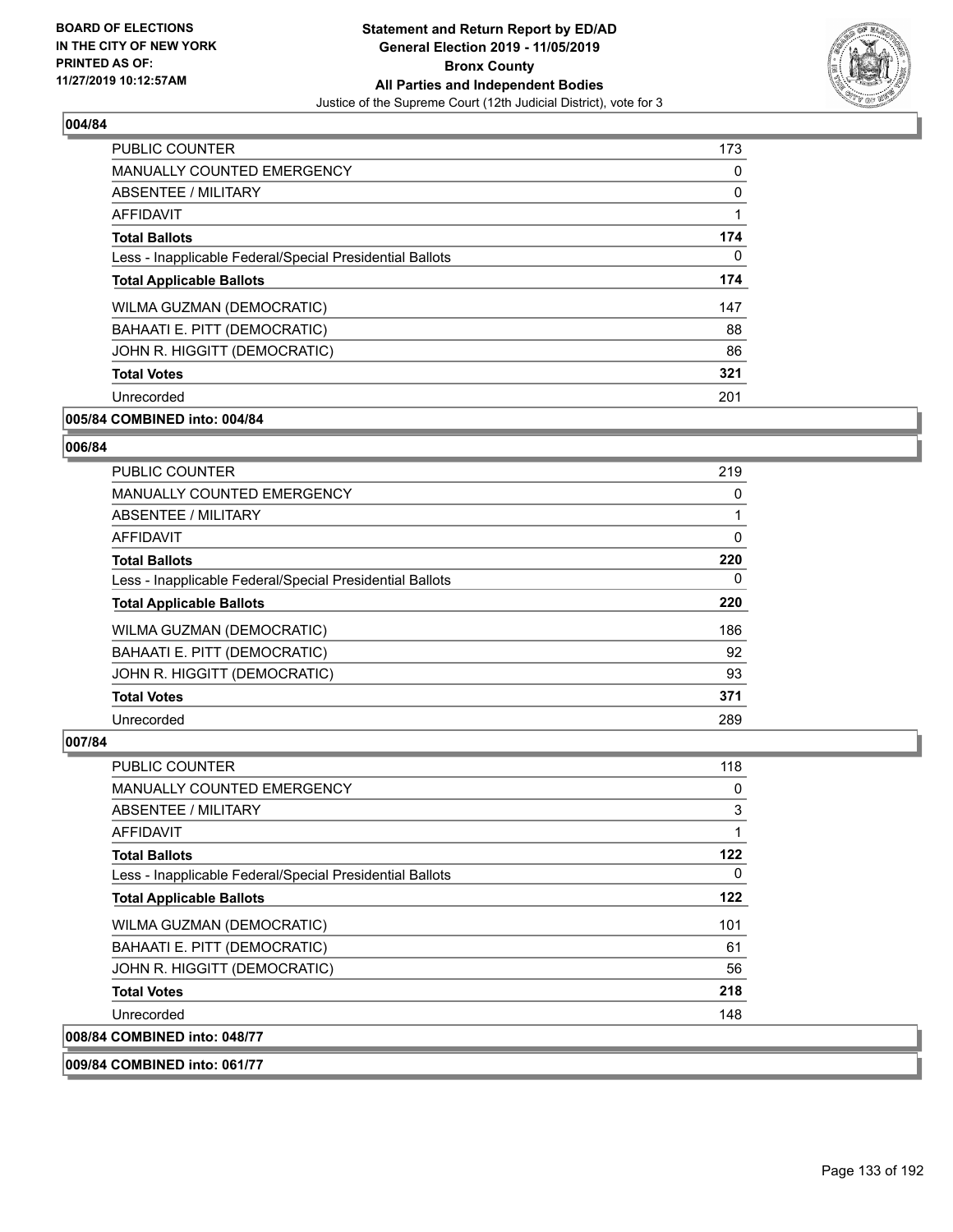## 004/84

| | |
|---|---|
| PUBLIC COUNTER | 173 |
| MANUALLY COUNTED EMERGENCY | 0 |
| ABSENTEE / MILITARY | 0 |
| AFFIDAVIT | 1 |
| **Total Ballots** | **174** |
| Less - Inapplicable Federal/Special Presidential Ballots | 0 |
| **Total Applicable Ballots** | **174** |
| WILMA GUZMAN (DEMOCRATIC) | 147 |
| BAHAATI E. PITT (DEMOCRATIC) | 88 |
| JOHN R. HIGGITT (DEMOCRATIC) | 86 |
| **Total Votes** | **321** |
| Unrecorded | 201 |

**005/84 COMBINED into: 004/84**

## 006/84

| | |
|---|---|
| PUBLIC COUNTER | 219 |
| MANUALLY COUNTED EMERGENCY | 0 |
| ABSENTEE / MILITARY | 1 |
| AFFIDAVIT | 0 |
| **Total Ballots** | **220** |
| Less - Inapplicable Federal/Special Presidential Ballots | 0 |
| **Total Applicable Ballots** | **220** |
| WILMA GUZMAN (DEMOCRATIC) | 186 |
| BAHAATI E. PITT (DEMOCRATIC) | 92 |
| JOHN R. HIGGITT (DEMOCRATIC) | 93 |
| **Total Votes** | **371** |
| Unrecorded | 289 |

## 007/84

| | |
|---|---|
| PUBLIC COUNTER | 118 |
| MANUALLY COUNTED EMERGENCY | 0 |
| ABSENTEE / MILITARY | 3 |
| AFFIDAVIT | 1 |
| **Total Ballots** | **122** |
| Less - Inapplicable Federal/Special Presidential Ballots | 0 |
| **Total Applicable Ballots** | **122** |
| WILMA GUZMAN (DEMOCRATIC) | 101 |
| BAHAATI E. PITT (DEMOCRATIC) | 61 |
| JOHN R. HIGGITT (DEMOCRATIC) | 56 |
| **Total Votes** | **218** |
| Unrecorded | 148 |

**008/84 COMBINED into: 048/77**

**009/84 COMBINED into: 061/77**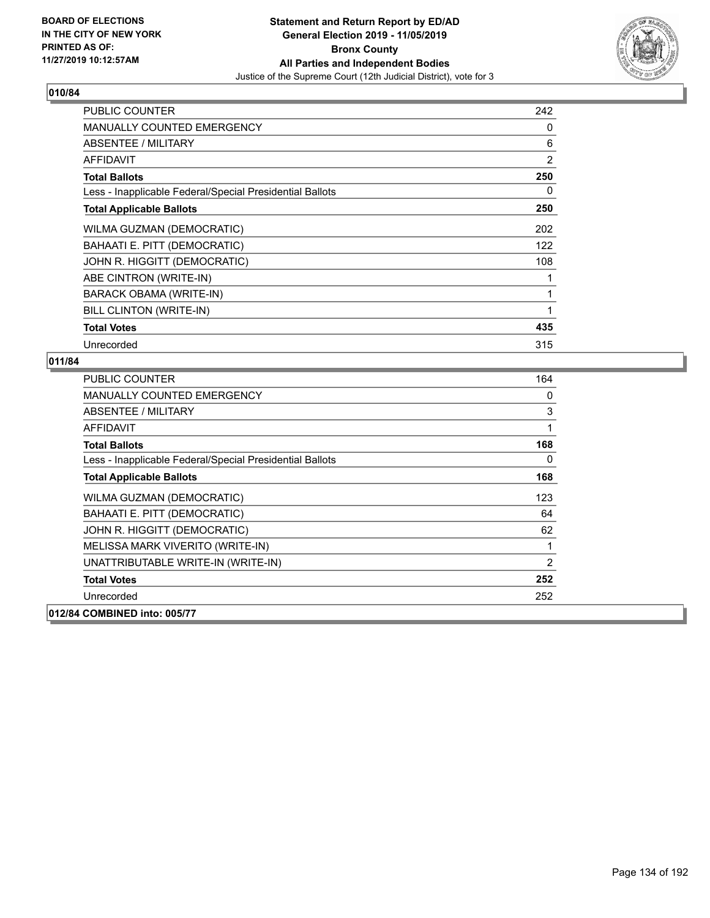## 010/84

| | |
|---|---|
| PUBLIC COUNTER | 242 |
| MANUALLY COUNTED EMERGENCY | 0 |
| ABSENTEE / MILITARY | 6 |
| AFFIDAVIT | 2 |
| **Total Ballots** | **250** |
| Less - Inapplicable Federal/Special Presidential Ballots | 0 |
| **Total Applicable Ballots** | **250** |
| WILMA GUZMAN (DEMOCRATIC) | 202 |
| BAHAATI E. PITT (DEMOCRATIC) | 122 |
| JOHN R. HIGGITT (DEMOCRATIC) | 108 |
| ABE CINTRON (WRITE-IN) | 1 |
| BARACK OBAMA (WRITE-IN) | 1 |
| BILL CLINTON (WRITE-IN) | 1 |
| **Total Votes** | **435** |
| Unrecorded | 315 |

## 011/84

| | |
|---|---|
| PUBLIC COUNTER | 164 |
| MANUALLY COUNTED EMERGENCY | 0 |
| ABSENTEE / MILITARY | 3 |
| AFFIDAVIT | 1 |
| **Total Ballots** | **168** |
| Less - Inapplicable Federal/Special Presidential Ballots | 0 |
| **Total Applicable Ballots** | **168** |
| WILMA GUZMAN (DEMOCRATIC) | 123 |
| BAHAATI E. PITT (DEMOCRATIC) | 64 |
| JOHN R. HIGGITT (DEMOCRATIC) | 62 |
| MELISSA MARK VIVERITO (WRITE-IN) | 1 |
| UNATTRIBUTABLE WRITE-IN (WRITE-IN) | 2 |
| **Total Votes** | **252** |
| Unrecorded | 252 |

## 012/84 COMBINED into: 005/77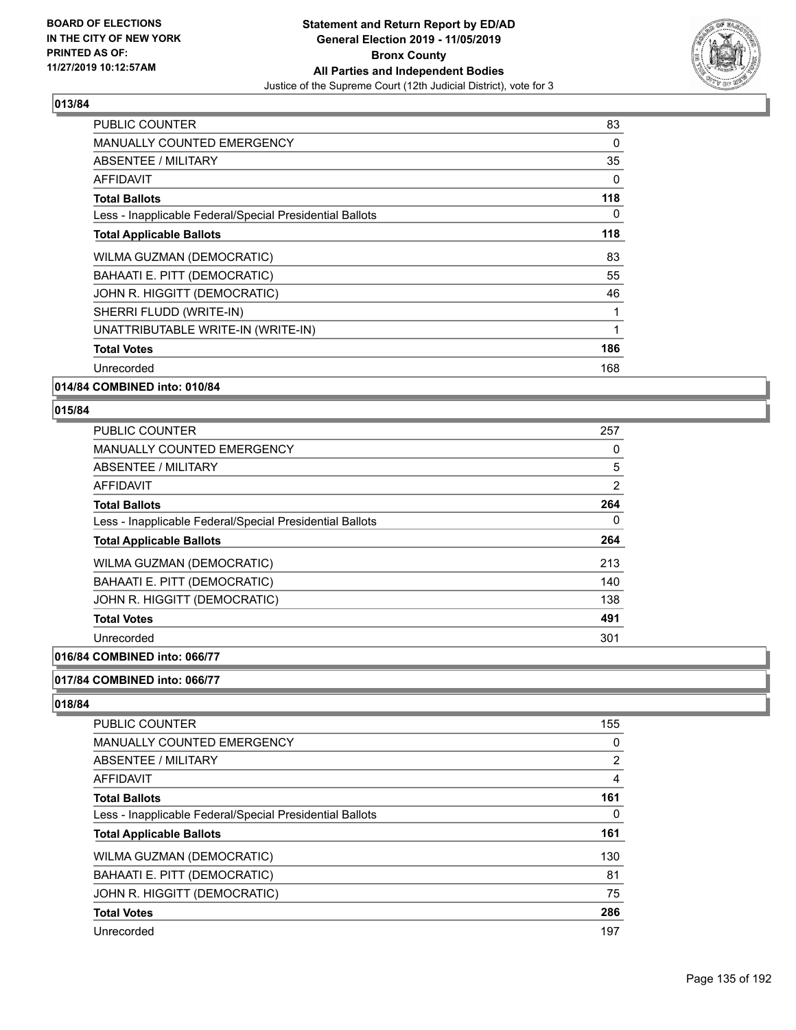## 013/84

| | |
|---|---|
| PUBLIC COUNTER | 83 |
| MANUALLY COUNTED EMERGENCY | 0 |
| ABSENTEE / MILITARY | 35 |
| AFFIDAVIT | 0 |
| **Total Ballots** | **118** |
| Less - Inapplicable Federal/Special Presidential Ballots | 0 |
| **Total Applicable Ballots** | **118** |
| WILMA GUZMAN (DEMOCRATIC) | 83 |
| BAHAATI E. PITT (DEMOCRATIC) | 55 |
| JOHN R. HIGGITT (DEMOCRATIC) | 46 |
| SHERRI FLUDD (WRITE-IN) | 1 |
| UNATTRIBUTABLE WRITE-IN (WRITE-IN) | 1 |
| **Total Votes** | **186** |
| Unrecorded | 168 |

## 014/84 COMBINED into: 010/84

## 015/84

| | |
|---|---|
| PUBLIC COUNTER | 257 |
| MANUALLY COUNTED EMERGENCY | 0 |
| ABSENTEE / MILITARY | 5 |
| AFFIDAVIT | 2 |
| **Total Ballots** | **264** |
| Less - Inapplicable Federal/Special Presidential Ballots | 0 |
| **Total Applicable Ballots** | **264** |
| WILMA GUZMAN (DEMOCRATIC) | 213 |
| BAHAATI E. PITT (DEMOCRATIC) | 140 |
| JOHN R. HIGGITT (DEMOCRATIC) | 138 |
| **Total Votes** | **491** |
| Unrecorded | 301 |

## 016/84 COMBINED into: 066/77

## 017/84 COMBINED into: 066/77

## 018/84

| | |
|---|---|
| PUBLIC COUNTER | 155 |
| MANUALLY COUNTED EMERGENCY | 0 |
| ABSENTEE / MILITARY | 2 |
| AFFIDAVIT | 4 |
| **Total Ballots** | **161** |
| Less - Inapplicable Federal/Special Presidential Ballots | 0 |
| **Total Applicable Ballots** | **161** |
| WILMA GUZMAN (DEMOCRATIC) | 130 |
| BAHAATI E. PITT (DEMOCRATIC) | 81 |
| JOHN R. HIGGITT (DEMOCRATIC) | 75 |
| **Total Votes** | **286** |
| Unrecorded | 197 |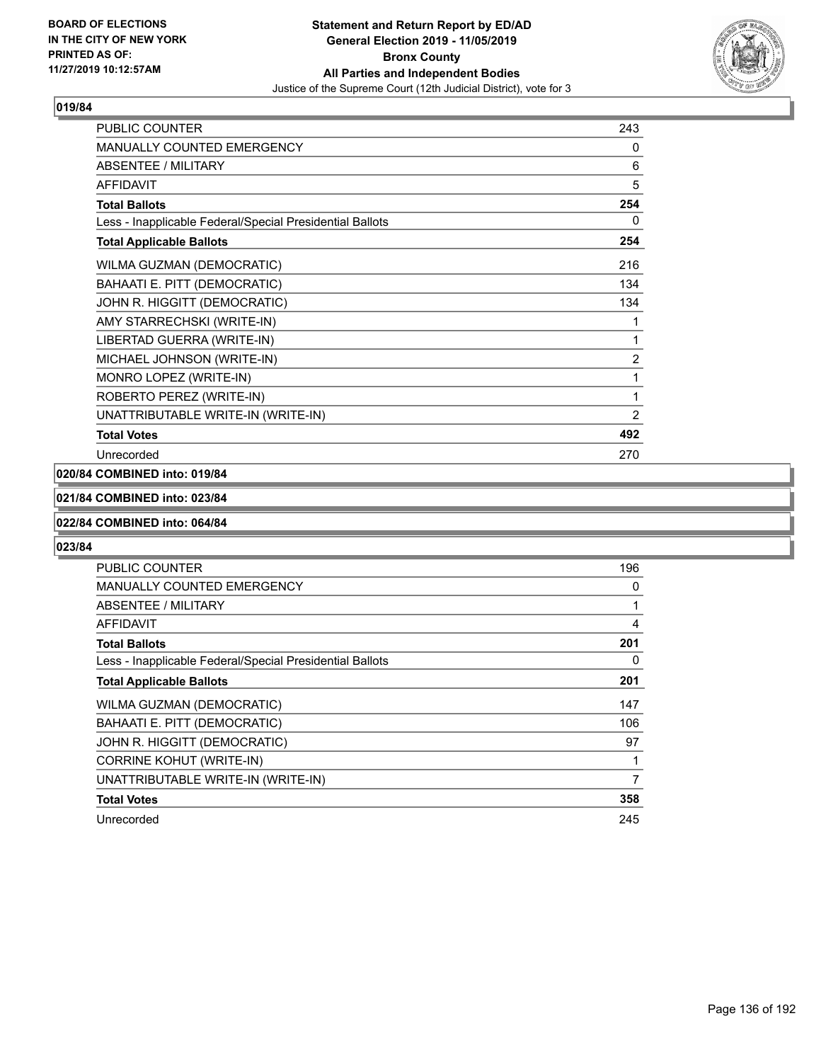**Statement and Return Report by ED/AD**
**General Election 2019 - 11/05/2019**
**Bronx County**
**All Parties and Independent Bodies**
Justice of the Supreme Court (12th Judicial District), vote for 3

BOARD OF ELECTIONS IN THE CITY OF NEW YORK PRINTED AS OF: 11/27/2019 10:12:57AM

### 019/84

| | |
|---|---|
| PUBLIC COUNTER | 243 |
| MANUALLY COUNTED EMERGENCY | 0 |
| ABSENTEE / MILITARY | 6 |
| AFFIDAVIT | 5 |
| **Total Ballots** | **254** |
| Less - Inapplicable Federal/Special Presidential Ballots | 0 |
| **Total Applicable Ballots** | **254** |
| WILMA GUZMAN (DEMOCRATIC) | 216 |
| BAHAATI E. PITT (DEMOCRATIC) | 134 |
| JOHN R. HIGGITT (DEMOCRATIC) | 134 |
| AMY STARRECHSKI (WRITE-IN) | 1 |
| LIBERTAD GUERRA (WRITE-IN) | 1 |
| MICHAEL JOHNSON (WRITE-IN) | 2 |
| MONRO LOPEZ (WRITE-IN) | 1 |
| ROBERTO PEREZ (WRITE-IN) | 1 |
| UNATTRIBUTABLE WRITE-IN (WRITE-IN) | 2 |
| **Total Votes** | **492** |
| Unrecorded | 270 |

### 020/84 COMBINED into: 019/84

### 021/84 COMBINED into: 023/84

### 022/84 COMBINED into: 064/84

### 023/84

| | |
|---|---|
| PUBLIC COUNTER | 196 |
| MANUALLY COUNTED EMERGENCY | 0 |
| ABSENTEE / MILITARY | 1 |
| AFFIDAVIT | 4 |
| **Total Ballots** | **201** |
| Less - Inapplicable Federal/Special Presidential Ballots | 0 |
| **Total Applicable Ballots** | **201** |
| WILMA GUZMAN (DEMOCRATIC) | 147 |
| BAHAATI E. PITT (DEMOCRATIC) | 106 |
| JOHN R. HIGGITT (DEMOCRATIC) | 97 |
| CORRINE KOHUT (WRITE-IN) | 1 |
| UNATTRIBUTABLE WRITE-IN (WRITE-IN) | 7 |
| **Total Votes** | **358** |
| Unrecorded | 245 |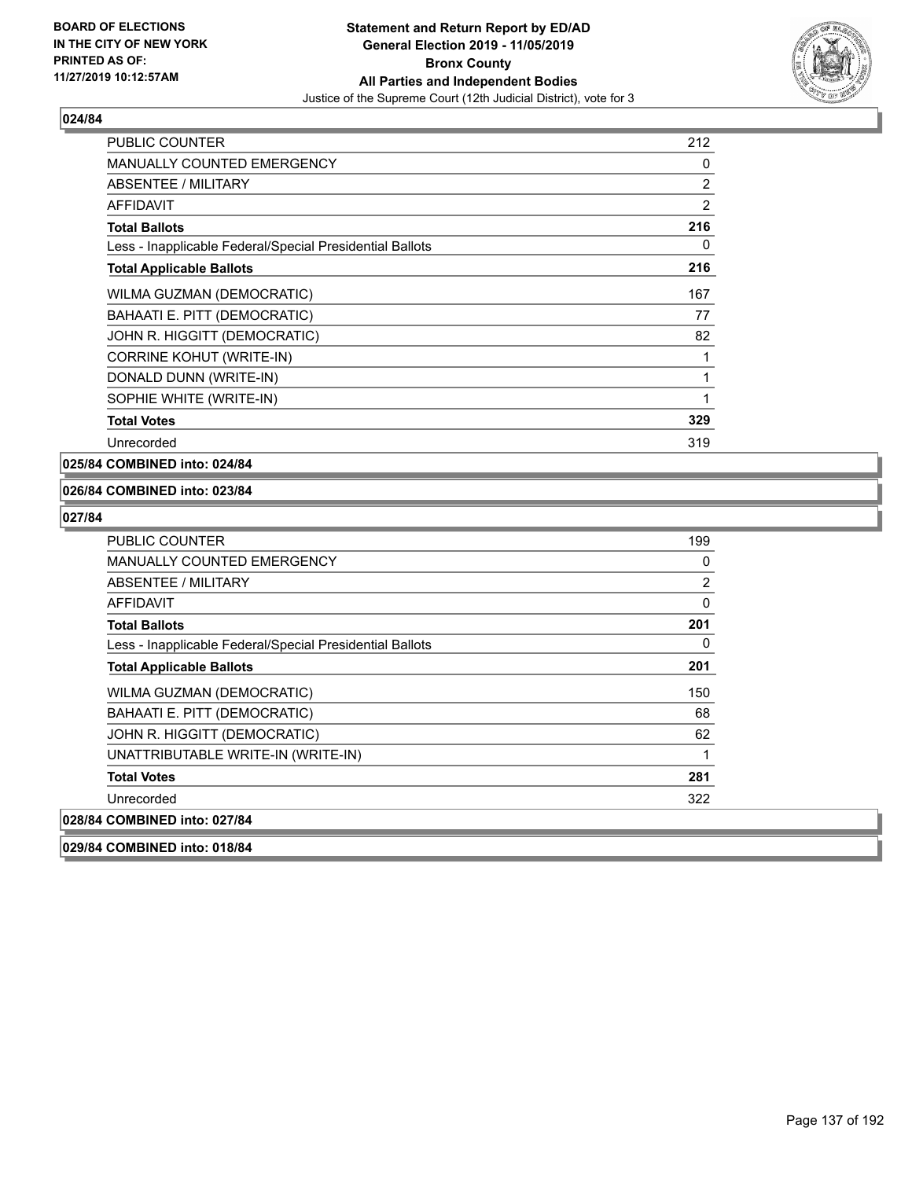## 024/84

| | |
|---|---|
| PUBLIC COUNTER | 212 |
| MANUALLY COUNTED EMERGENCY | 0 |
| ABSENTEE / MILITARY | 2 |
| AFFIDAVIT | 2 |
| **Total Ballots** | **216** |
| Less - Inapplicable Federal/Special Presidential Ballots | 0 |
| **Total Applicable Ballots** | **216** |
| WILMA GUZMAN (DEMOCRATIC) | 167 |
| BAHAATI E. PITT (DEMOCRATIC) | 77 |
| JOHN R. HIGGITT (DEMOCRATIC) | 82 |
| CORRINE KOHUT (WRITE-IN) | 1 |
| DONALD DUNN (WRITE-IN) | 1 |
| SOPHIE WHITE (WRITE-IN) | 1 |
| **Total Votes** | **329** |
| Unrecorded | 319 |

**025/84 COMBINED into: 024/84**

**026/84 COMBINED into: 023/84**

## 027/84

| | |
|---|---|
| PUBLIC COUNTER | 199 |
| MANUALLY COUNTED EMERGENCY | 0 |
| ABSENTEE / MILITARY | 2 |
| AFFIDAVIT | 0 |
| **Total Ballots** | **201** |
| Less - Inapplicable Federal/Special Presidential Ballots | 0 |
| **Total Applicable Ballots** | **201** |
| WILMA GUZMAN (DEMOCRATIC) | 150 |
| BAHAATI E. PITT (DEMOCRATIC) | 68 |
| JOHN R. HIGGITT (DEMOCRATIC) | 62 |
| UNATTRIBUTABLE WRITE-IN (WRITE-IN) | 1 |
| **Total Votes** | **281** |
| Unrecorded | 322 |

**028/84 COMBINED into: 027/84**

**029/84 COMBINED into: 018/84**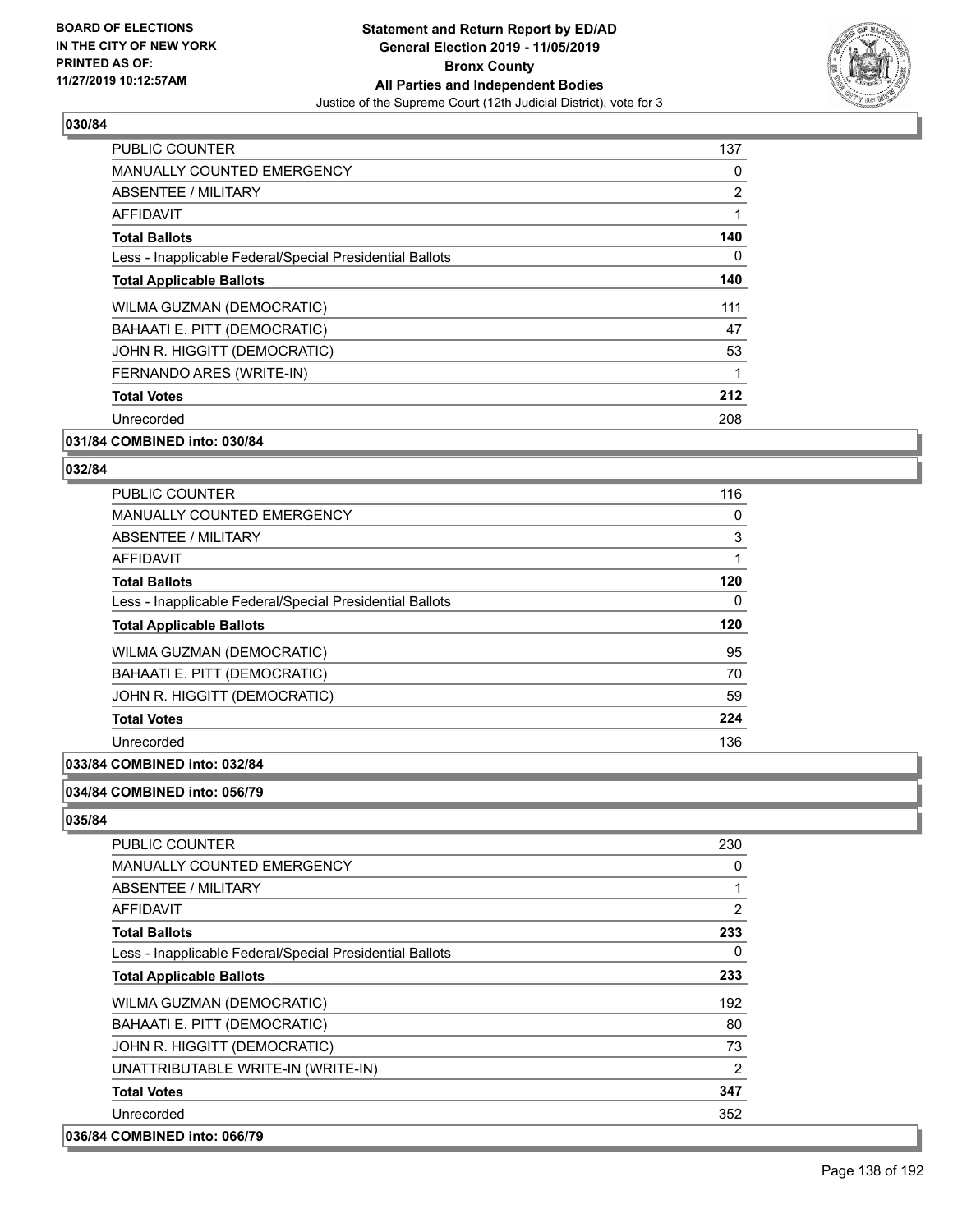## 030/84

| | |
|---|---|
| PUBLIC COUNTER | 137 |
| MANUALLY COUNTED EMERGENCY | 0 |
| ABSENTEE / MILITARY | 2 |
| AFFIDAVIT | 1 |
| **Total Ballots** | **140** |
| Less - Inapplicable Federal/Special Presidential Ballots | 0 |
| **Total Applicable Ballots** | **140** |
| WILMA GUZMAN (DEMOCRATIC) | 111 |
| BAHAATI E. PITT (DEMOCRATIC) | 47 |
| JOHN R. HIGGITT (DEMOCRATIC) | 53 |
| FERNANDO ARES (WRITE-IN) | 1 |
| **Total Votes** | **212** |
| Unrecorded | 208 |

**031/84 COMBINED into: 030/84**

## 032/84

| | |
|---|---|
| PUBLIC COUNTER | 116 |
| MANUALLY COUNTED EMERGENCY | 0 |
| ABSENTEE / MILITARY | 3 |
| AFFIDAVIT | 1 |
| **Total Ballots** | **120** |
| Less - Inapplicable Federal/Special Presidential Ballots | 0 |
| **Total Applicable Ballots** | **120** |
| WILMA GUZMAN (DEMOCRATIC) | 95 |
| BAHAATI E. PITT (DEMOCRATIC) | 70 |
| JOHN R. HIGGITT (DEMOCRATIC) | 59 |
| **Total Votes** | **224** |
| Unrecorded | 136 |

**033/84 COMBINED into: 032/84**

**034/84 COMBINED into: 056/79**

## 035/84

| | |
|---|---|
| PUBLIC COUNTER | 230 |
| MANUALLY COUNTED EMERGENCY | 0 |
| ABSENTEE / MILITARY | 1 |
| AFFIDAVIT | 2 |
| **Total Ballots** | **233** |
| Less - Inapplicable Federal/Special Presidential Ballots | 0 |
| **Total Applicable Ballots** | **233** |
| WILMA GUZMAN (DEMOCRATIC) | 192 |
| BAHAATI E. PITT (DEMOCRATIC) | 80 |
| JOHN R. HIGGITT (DEMOCRATIC) | 73 |
| UNATTRIBUTABLE WRITE-IN (WRITE-IN) | 2 |
| **Total Votes** | **347** |
| Unrecorded | 352 |

**036/84 COMBINED into: 066/79**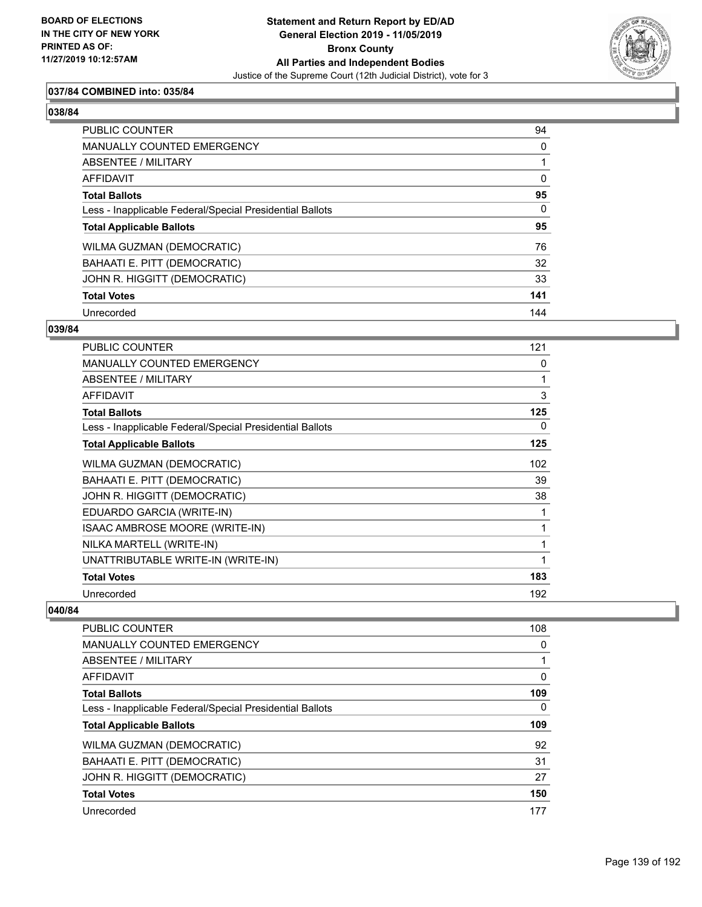**BOARD OF ELECTIONS IN THE CITY OF NEW YORK PRINTED AS OF: 11/27/2019 10:12:57AM**

**Statement and Return Report by ED/AD General Election 2019 - 11/05/2019 Bronx County All Parties and Independent Bodies**

Justice of the Supreme Court (12th Judicial District), vote for 3

### 037/84 COMBINED into: 035/84

### 038/84

| | |
|---|---|
| PUBLIC COUNTER | 94 |
| MANUALLY COUNTED EMERGENCY | 0 |
| ABSENTEE / MILITARY | 1 |
| AFFIDAVIT | 0 |
| **Total Ballots** | **95** |
| Less - Inapplicable Federal/Special Presidential Ballots | 0 |
| **Total Applicable Ballots** | **95** |
| WILMA GUZMAN (DEMOCRATIC) | 76 |
| BAHAATI E. PITT (DEMOCRATIC) | 32 |
| JOHN R. HIGGITT (DEMOCRATIC) | 33 |
| **Total Votes** | **141** |
| Unrecorded | 144 |

### 039/84

| | |
|---|---|
| PUBLIC COUNTER | 121 |
| MANUALLY COUNTED EMERGENCY | 0 |
| ABSENTEE / MILITARY | 1 |
| AFFIDAVIT | 3 |
| **Total Ballots** | **125** |
| Less - Inapplicable Federal/Special Presidential Ballots | 0 |
| **Total Applicable Ballots** | **125** |
| WILMA GUZMAN (DEMOCRATIC) | 102 |
| BAHAATI E. PITT (DEMOCRATIC) | 39 |
| JOHN R. HIGGITT (DEMOCRATIC) | 38 |
| EDUARDO GARCIA (WRITE-IN) | 1 |
| ISAAC AMBROSE MOORE (WRITE-IN) | 1 |
| NILKA MARTELL (WRITE-IN) | 1 |
| UNATTRIBUTABLE WRITE-IN (WRITE-IN) | 1 |
| **Total Votes** | **183** |
| Unrecorded | 192 |

### 040/84

| | |
|---|---|
| PUBLIC COUNTER | 108 |
| MANUALLY COUNTED EMERGENCY | 0 |
| ABSENTEE / MILITARY | 1 |
| AFFIDAVIT | 0 |
| **Total Ballots** | **109** |
| Less - Inapplicable Federal/Special Presidential Ballots | 0 |
| **Total Applicable Ballots** | **109** |
| WILMA GUZMAN (DEMOCRATIC) | 92 |
| BAHAATI E. PITT (DEMOCRATIC) | 31 |
| JOHN R. HIGGITT (DEMOCRATIC) | 27 |
| **Total Votes** | **150** |
| Unrecorded | 177 |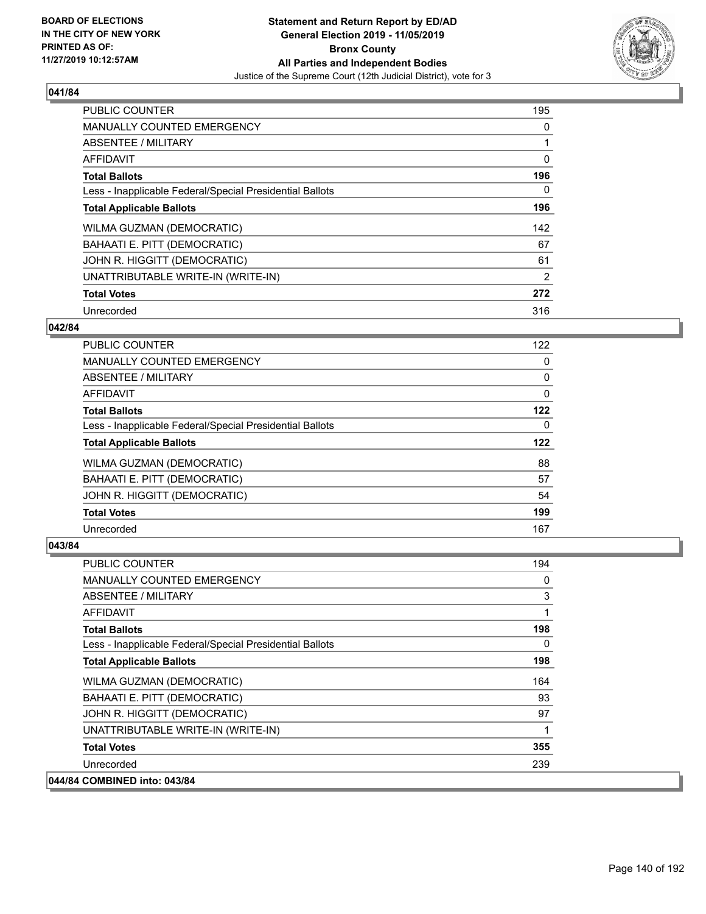**BOARD OF ELECTIONS IN THE CITY OF NEW YORK PRINTED AS OF: 11/27/2019 10:12:57AM**

**Statement and Return Report by ED/AD General Election 2019 - 11/05/2019 Bronx County All Parties and Independent Bodies**
Justice of the Supreme Court (12th Judicial District), vote for 3

## 041/84

| | |
|---|---|
| PUBLIC COUNTER | 195 |
| MANUALLY COUNTED EMERGENCY | 0 |
| ABSENTEE / MILITARY | 1 |
| AFFIDAVIT | 0 |
| **Total Ballots** | **196** |
| Less - Inapplicable Federal/Special Presidential Ballots | 0 |
| **Total Applicable Ballots** | **196** |
| WILMA GUZMAN (DEMOCRATIC) | 142 |
| BAHAATI E. PITT (DEMOCRATIC) | 67 |
| JOHN R. HIGGITT (DEMOCRATIC) | 61 |
| UNATTRIBUTABLE WRITE-IN (WRITE-IN) | 2 |
| **Total Votes** | **272** |
| Unrecorded | 316 |

## 042/84

| | |
|---|---|
| PUBLIC COUNTER | 122 |
| MANUALLY COUNTED EMERGENCY | 0 |
| ABSENTEE / MILITARY | 0 |
| AFFIDAVIT | 0 |
| **Total Ballots** | **122** |
| Less - Inapplicable Federal/Special Presidential Ballots | 0 |
| **Total Applicable Ballots** | **122** |
| WILMA GUZMAN (DEMOCRATIC) | 88 |
| BAHAATI E. PITT (DEMOCRATIC) | 57 |
| JOHN R. HIGGITT (DEMOCRATIC) | 54 |
| **Total Votes** | **199** |
| Unrecorded | 167 |

## 043/84

| | |
|---|---|
| PUBLIC COUNTER | 194 |
| MANUALLY COUNTED EMERGENCY | 0 |
| ABSENTEE / MILITARY | 3 |
| AFFIDAVIT | 1 |
| **Total Ballots** | **198** |
| Less - Inapplicable Federal/Special Presidential Ballots | 0 |
| **Total Applicable Ballots** | **198** |
| WILMA GUZMAN (DEMOCRATIC) | 164 |
| BAHAATI E. PITT (DEMOCRATIC) | 93 |
| JOHN R. HIGGITT (DEMOCRATIC) | 97 |
| UNATTRIBUTABLE WRITE-IN (WRITE-IN) | 1 |
| **Total Votes** | **355** |
| Unrecorded | 239 |

## 044/84 COMBINED into: 043/84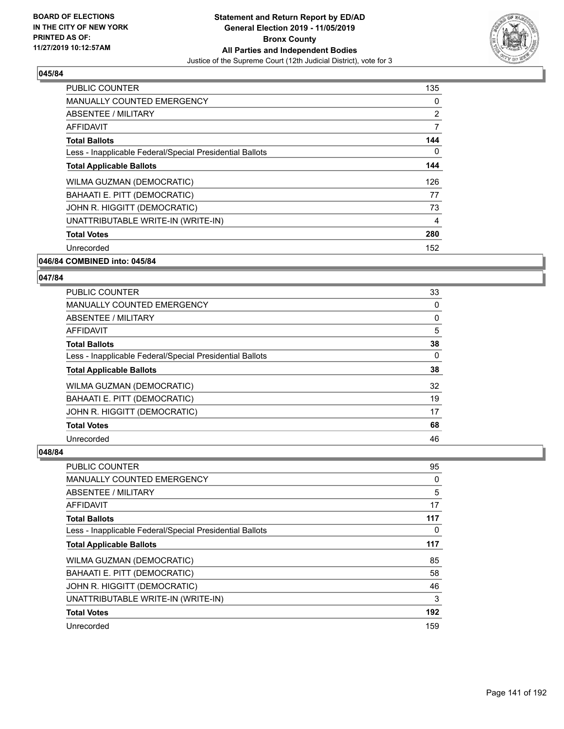## 045/84

| | |
|---|---|
| PUBLIC COUNTER | 135 |
| MANUALLY COUNTED EMERGENCY | 0 |
| ABSENTEE / MILITARY | 2 |
| AFFIDAVIT | 7 |
| **Total Ballots** | **144** |
| Less - Inapplicable Federal/Special Presidential Ballots | 0 |
| **Total Applicable Ballots** | **144** |
| WILMA GUZMAN (DEMOCRATIC) | 126 |
| BAHAATI E. PITT (DEMOCRATIC) | 77 |
| JOHN R. HIGGITT (DEMOCRATIC) | 73 |
| UNATTRIBUTABLE WRITE-IN (WRITE-IN) | 4 |
| **Total Votes** | **280** |
| Unrecorded | 152 |

## 046/84 COMBINED into: 045/84

## 047/84

| | |
|---|---|
| PUBLIC COUNTER | 33 |
| MANUALLY COUNTED EMERGENCY | 0 |
| ABSENTEE / MILITARY | 0 |
| AFFIDAVIT | 5 |
| **Total Ballots** | **38** |
| Less - Inapplicable Federal/Special Presidential Ballots | 0 |
| **Total Applicable Ballots** | **38** |
| WILMA GUZMAN (DEMOCRATIC) | 32 |
| BAHAATI E. PITT (DEMOCRATIC) | 19 |
| JOHN R. HIGGITT (DEMOCRATIC) | 17 |
| **Total Votes** | **68** |
| Unrecorded | 46 |

## 048/84

| | |
|---|---|
| PUBLIC COUNTER | 95 |
| MANUALLY COUNTED EMERGENCY | 0 |
| ABSENTEE / MILITARY | 5 |
| AFFIDAVIT | 17 |
| **Total Ballots** | **117** |
| Less - Inapplicable Federal/Special Presidential Ballots | 0 |
| **Total Applicable Ballots** | **117** |
| WILMA GUZMAN (DEMOCRATIC) | 85 |
| BAHAATI E. PITT (DEMOCRATIC) | 58 |
| JOHN R. HIGGITT (DEMOCRATIC) | 46 |
| UNATTRIBUTABLE WRITE-IN (WRITE-IN) | 3 |
| **Total Votes** | **192** |
| Unrecorded | 159 |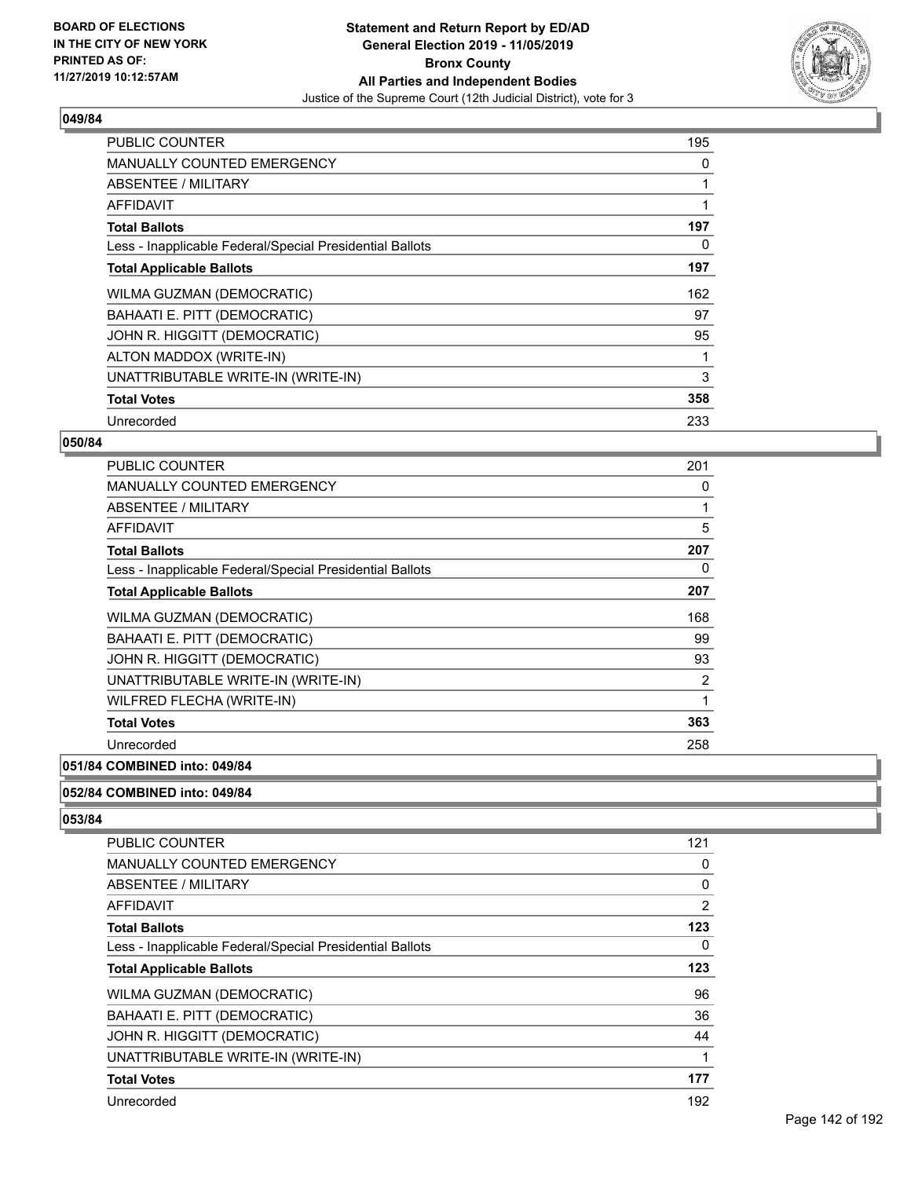**BOARD OF ELECTIONS IN THE CITY OF NEW YORK PRINTED AS OF: 11/27/2019 10:12:57AM**

**Statement and Return Report by ED/AD General Election 2019 - 11/05/2019 Bronx County All Parties and Independent Bodies**

Justice of the Supreme Court (12th Judicial District), vote for 3

### 049/84

| | |
|---|---|
| PUBLIC COUNTER | 195 |
| MANUALLY COUNTED EMERGENCY | 0 |
| ABSENTEE / MILITARY | 1 |
| AFFIDAVIT | 1 |
| **Total Ballots** | **197** |
| Less - Inapplicable Federal/Special Presidential Ballots | 0 |
| **Total Applicable Ballots** | **197** |
| WILMA GUZMAN (DEMOCRATIC) | 162 |
| BAHAATI E. PITT (DEMOCRATIC) | 97 |
| JOHN R. HIGGITT (DEMOCRATIC) | 95 |
| ALTON MADDOX (WRITE-IN) | 1 |
| UNATTRIBUTABLE WRITE-IN (WRITE-IN) | 3 |
| **Total Votes** | **358** |
| Unrecorded | 233 |

### 050/84

| | |
|---|---|
| PUBLIC COUNTER | 201 |
| MANUALLY COUNTED EMERGENCY | 0 |
| ABSENTEE / MILITARY | 1 |
| AFFIDAVIT | 5 |
| **Total Ballots** | **207** |
| Less - Inapplicable Federal/Special Presidential Ballots | 0 |
| **Total Applicable Ballots** | **207** |
| WILMA GUZMAN (DEMOCRATIC) | 168 |
| BAHAATI E. PITT (DEMOCRATIC) | 99 |
| JOHN R. HIGGITT (DEMOCRATIC) | 93 |
| UNATTRIBUTABLE WRITE-IN (WRITE-IN) | 2 |
| WILFRED FLECHA (WRITE-IN) | 1 |
| **Total Votes** | **363** |
| Unrecorded | 258 |

### 051/84 COMBINED into: 049/84

### 052/84 COMBINED into: 049/84

### 053/84

| | |
|---|---|
| PUBLIC COUNTER | 121 |
| MANUALLY COUNTED EMERGENCY | 0 |
| ABSENTEE / MILITARY | 0 |
| AFFIDAVIT | 2 |
| **Total Ballots** | **123** |
| Less - Inapplicable Federal/Special Presidential Ballots | 0 |
| **Total Applicable Ballots** | **123** |
| WILMA GUZMAN (DEMOCRATIC) | 96 |
| BAHAATI E. PITT (DEMOCRATIC) | 36 |
| JOHN R. HIGGITT (DEMOCRATIC) | 44 |
| UNATTRIBUTABLE WRITE-IN (WRITE-IN) | 1 |
| **Total Votes** | **177** |
| Unrecorded | 192 |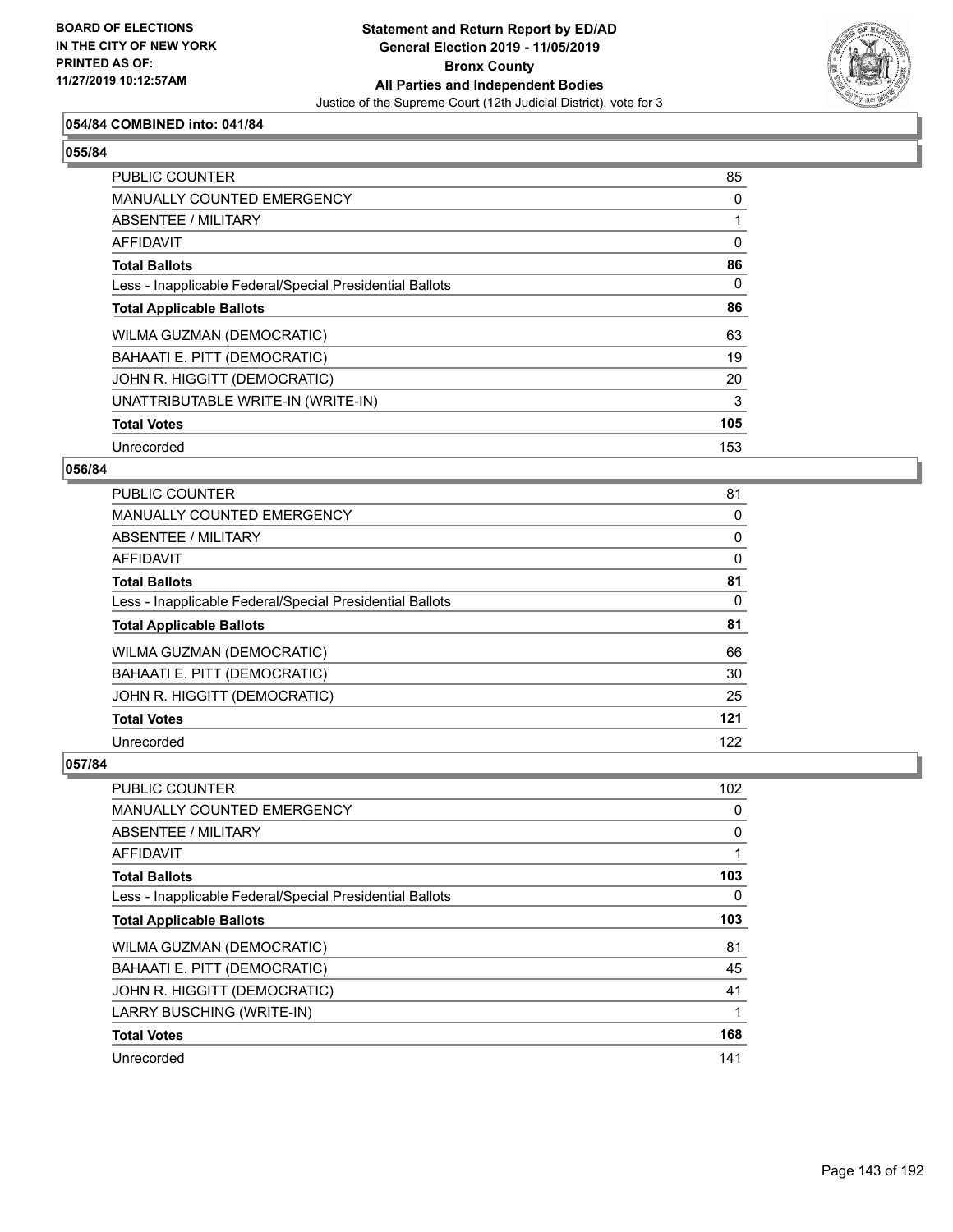### 054/84 COMBINED into: 041/84

### 055/84

| | |
|---|---|
| PUBLIC COUNTER | 85 |
| MANUALLY COUNTED EMERGENCY | 0 |
| ABSENTEE / MILITARY | 1 |
| AFFIDAVIT | 0 |
| **Total Ballots** | **86** |
| Less - Inapplicable Federal/Special Presidential Ballots | 0 |
| **Total Applicable Ballots** | **86** |
| WILMA GUZMAN (DEMOCRATIC) | 63 |
| BAHAATI E. PITT (DEMOCRATIC) | 19 |
| JOHN R. HIGGITT (DEMOCRATIC) | 20 |
| UNATTRIBUTABLE WRITE-IN (WRITE-IN) | 3 |
| **Total Votes** | **105** |
| Unrecorded | 153 |

### 056/84

| | |
|---|---|
| PUBLIC COUNTER | 81 |
| MANUALLY COUNTED EMERGENCY | 0 |
| ABSENTEE / MILITARY | 0 |
| AFFIDAVIT | 0 |
| **Total Ballots** | **81** |
| Less - Inapplicable Federal/Special Presidential Ballots | 0 |
| **Total Applicable Ballots** | **81** |
| WILMA GUZMAN (DEMOCRATIC) | 66 |
| BAHAATI E. PITT (DEMOCRATIC) | 30 |
| JOHN R. HIGGITT (DEMOCRATIC) | 25 |
| **Total Votes** | **121** |
| Unrecorded | 122 |

### 057/84

| | |
|---|---|
| PUBLIC COUNTER | 102 |
| MANUALLY COUNTED EMERGENCY | 0 |
| ABSENTEE / MILITARY | 0 |
| AFFIDAVIT | 1 |
| **Total Ballots** | **103** |
| Less - Inapplicable Federal/Special Presidential Ballots | 0 |
| **Total Applicable Ballots** | **103** |
| WILMA GUZMAN (DEMOCRATIC) | 81 |
| BAHAATI E. PITT (DEMOCRATIC) | 45 |
| JOHN R. HIGGITT (DEMOCRATIC) | 41 |
| LARRY BUSCHING (WRITE-IN) | 1 |
| **Total Votes** | **168** |
| Unrecorded | 141 |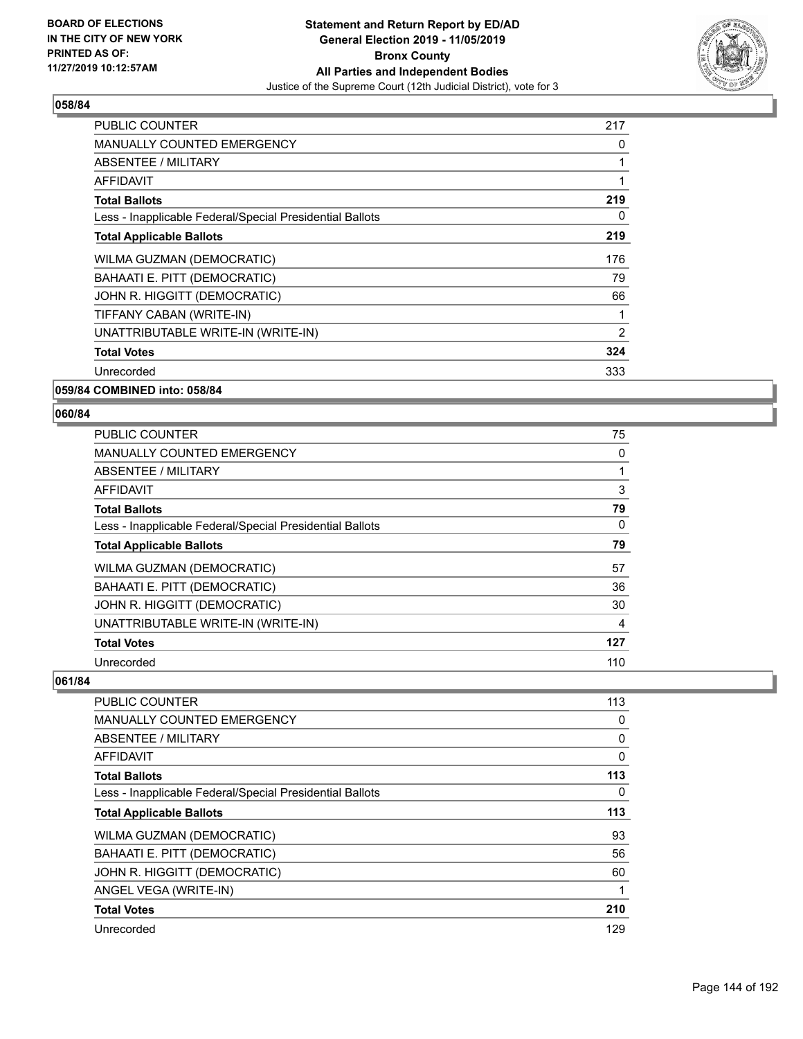## 058/84

| | |
|---|---|
| PUBLIC COUNTER | 217 |
| MANUALLY COUNTED EMERGENCY | 0 |
| ABSENTEE / MILITARY | 1 |
| AFFIDAVIT | 1 |
| **Total Ballots** | **219** |
| Less - Inapplicable Federal/Special Presidential Ballots | 0 |
| **Total Applicable Ballots** | **219** |
| WILMA GUZMAN (DEMOCRATIC) | 176 |
| BAHAATI E. PITT (DEMOCRATIC) | 79 |
| JOHN R. HIGGITT (DEMOCRATIC) | 66 |
| TIFFANY CABAN (WRITE-IN) | 1 |
| UNATTRIBUTABLE WRITE-IN (WRITE-IN) | 2 |
| **Total Votes** | **324** |
| Unrecorded | 333 |

## 059/84 COMBINED into: 058/84

## 060/84

| | |
|---|---|
| PUBLIC COUNTER | 75 |
| MANUALLY COUNTED EMERGENCY | 0 |
| ABSENTEE / MILITARY | 1 |
| AFFIDAVIT | 3 |
| **Total Ballots** | **79** |
| Less - Inapplicable Federal/Special Presidential Ballots | 0 |
| **Total Applicable Ballots** | **79** |
| WILMA GUZMAN (DEMOCRATIC) | 57 |
| BAHAATI E. PITT (DEMOCRATIC) | 36 |
| JOHN R. HIGGITT (DEMOCRATIC) | 30 |
| UNATTRIBUTABLE WRITE-IN (WRITE-IN) | 4 |
| **Total Votes** | **127** |
| Unrecorded | 110 |

## 061/84

| | |
|---|---|
| PUBLIC COUNTER | 113 |
| MANUALLY COUNTED EMERGENCY | 0 |
| ABSENTEE / MILITARY | 0 |
| AFFIDAVIT | 0 |
| **Total Ballots** | **113** |
| Less - Inapplicable Federal/Special Presidential Ballots | 0 |
| **Total Applicable Ballots** | **113** |
| WILMA GUZMAN (DEMOCRATIC) | 93 |
| BAHAATI E. PITT (DEMOCRATIC) | 56 |
| JOHN R. HIGGITT (DEMOCRATIC) | 60 |
| ANGEL VEGA (WRITE-IN) | 1 |
| **Total Votes** | **210** |
| Unrecorded | 129 |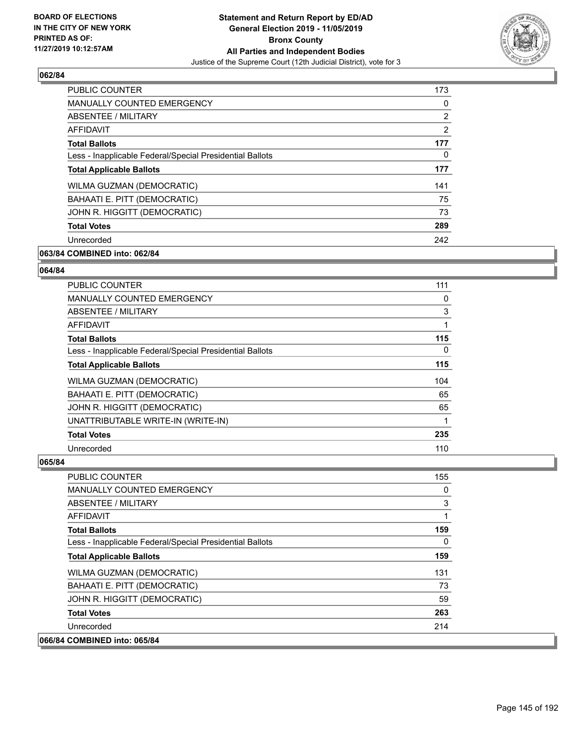**Statement and Return Report by ED/AD**
**General Election 2019 - 11/05/2019**
**Bronx County**
**All Parties and Independent Bodies**
Justice of the Supreme Court (12th Judicial District), vote for 3

BOARD OF ELECTIONS
IN THE CITY OF NEW YORK
PRINTED AS OF:
11/27/2019 10:12:57AM

### 062/84

| | |
|---|---|
| PUBLIC COUNTER | 173 |
| MANUALLY COUNTED EMERGENCY | 0 |
| ABSENTEE / MILITARY | 2 |
| AFFIDAVIT | 2 |
| **Total Ballots** | **177** |
| Less - Inapplicable Federal/Special Presidential Ballots | 0 |
| **Total Applicable Ballots** | **177** |
| WILMA GUZMAN (DEMOCRATIC) | 141 |
| BAHAATI E. PITT (DEMOCRATIC) | 75 |
| JOHN R. HIGGITT (DEMOCRATIC) | 73 |
| **Total Votes** | **289** |
| Unrecorded | 242 |

**063/84 COMBINED into: 062/84**

### 064/84

| | |
|---|---|
| PUBLIC COUNTER | 111 |
| MANUALLY COUNTED EMERGENCY | 0 |
| ABSENTEE / MILITARY | 3 |
| AFFIDAVIT | 1 |
| **Total Ballots** | **115** |
| Less - Inapplicable Federal/Special Presidential Ballots | 0 |
| **Total Applicable Ballots** | **115** |
| WILMA GUZMAN (DEMOCRATIC) | 104 |
| BAHAATI E. PITT (DEMOCRATIC) | 65 |
| JOHN R. HIGGITT (DEMOCRATIC) | 65 |
| UNATTRIBUTABLE WRITE-IN (WRITE-IN) | 1 |
| **Total Votes** | **235** |
| Unrecorded | 110 |

### 065/84

| | |
|---|---|
| PUBLIC COUNTER | 155 |
| MANUALLY COUNTED EMERGENCY | 0 |
| ABSENTEE / MILITARY | 3 |
| AFFIDAVIT | 1 |
| **Total Ballots** | **159** |
| Less - Inapplicable Federal/Special Presidential Ballots | 0 |
| **Total Applicable Ballots** | **159** |
| WILMA GUZMAN (DEMOCRATIC) | 131 |
| BAHAATI E. PITT (DEMOCRATIC) | 73 |
| JOHN R. HIGGITT (DEMOCRATIC) | 59 |
| **Total Votes** | **263** |
| Unrecorded | 214 |

**066/84 COMBINED into: 065/84**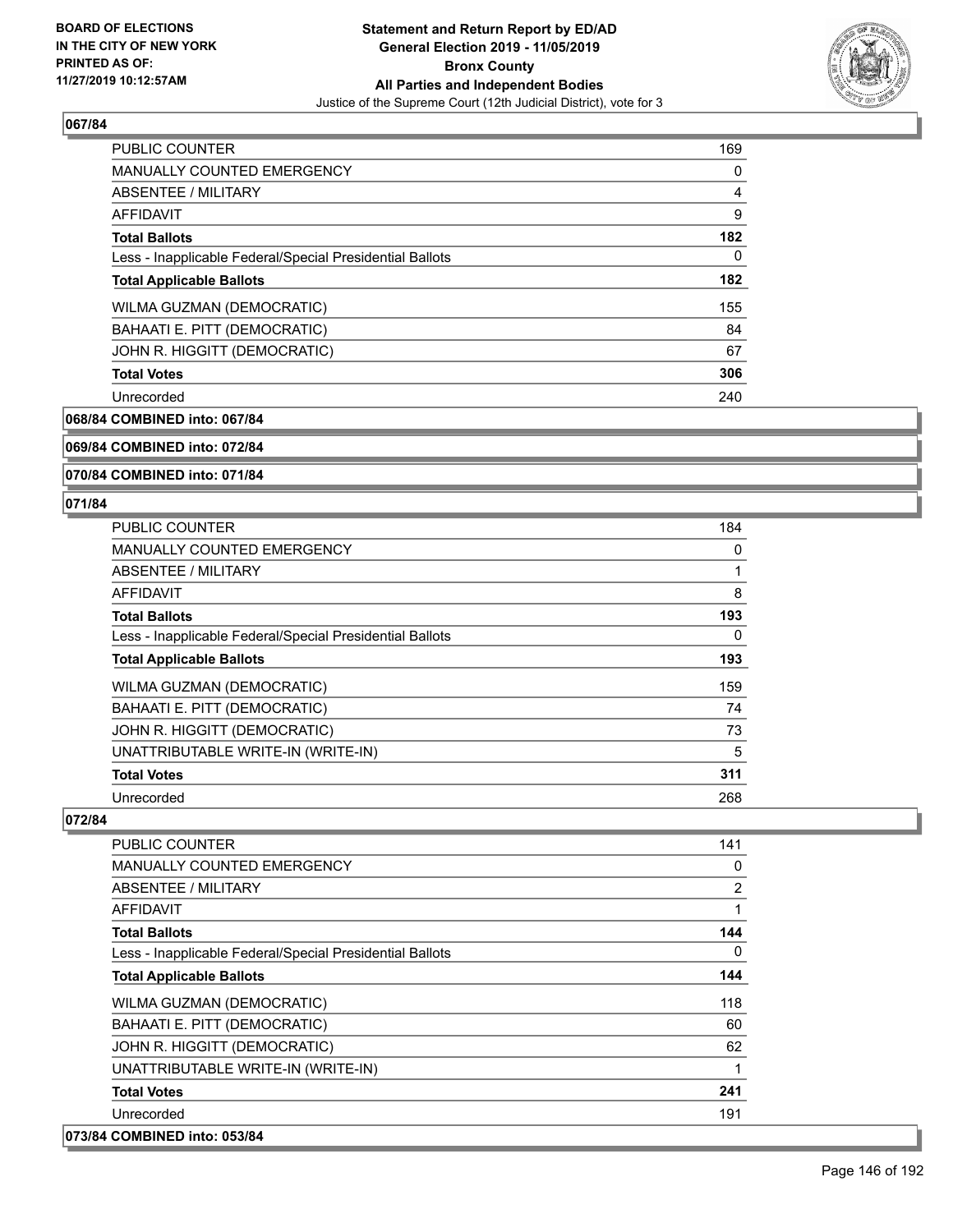## 067/84

| | |
|---|---|
| PUBLIC COUNTER | 169 |
| MANUALLY COUNTED EMERGENCY | 0 |
| ABSENTEE / MILITARY | 4 |
| AFFIDAVIT | 9 |
| **Total Ballots** | **182** |
| Less - Inapplicable Federal/Special Presidential Ballots | 0 |
| **Total Applicable Ballots** | **182** |
| WILMA GUZMAN (DEMOCRATIC) | 155 |
| BAHAATI E. PITT (DEMOCRATIC) | 84 |
| JOHN R. HIGGITT (DEMOCRATIC) | 67 |
| **Total Votes** | **306** |
| Unrecorded | 240 |

**068/84 COMBINED into: 067/84**

**069/84 COMBINED into: 072/84**

**070/84 COMBINED into: 071/84**

## 071/84

| | |
|---|---|
| PUBLIC COUNTER | 184 |
| MANUALLY COUNTED EMERGENCY | 0 |
| ABSENTEE / MILITARY | 1 |
| AFFIDAVIT | 8 |
| **Total Ballots** | **193** |
| Less - Inapplicable Federal/Special Presidential Ballots | 0 |
| **Total Applicable Ballots** | **193** |
| WILMA GUZMAN (DEMOCRATIC) | 159 |
| BAHAATI E. PITT (DEMOCRATIC) | 74 |
| JOHN R. HIGGITT (DEMOCRATIC) | 73 |
| UNATTRIBUTABLE WRITE-IN (WRITE-IN) | 5 |
| **Total Votes** | **311** |
| Unrecorded | 268 |

## 072/84

| | |
|---|---|
| PUBLIC COUNTER | 141 |
| MANUALLY COUNTED EMERGENCY | 0 |
| ABSENTEE / MILITARY | 2 |
| AFFIDAVIT | 1 |
| **Total Ballots** | **144** |
| Less - Inapplicable Federal/Special Presidential Ballots | 0 |
| **Total Applicable Ballots** | **144** |
| WILMA GUZMAN (DEMOCRATIC) | 118 |
| BAHAATI E. PITT (DEMOCRATIC) | 60 |
| JOHN R. HIGGITT (DEMOCRATIC) | 62 |
| UNATTRIBUTABLE WRITE-IN (WRITE-IN) | 1 |
| **Total Votes** | **241** |
| Unrecorded | 191 |

**073/84 COMBINED into: 053/84**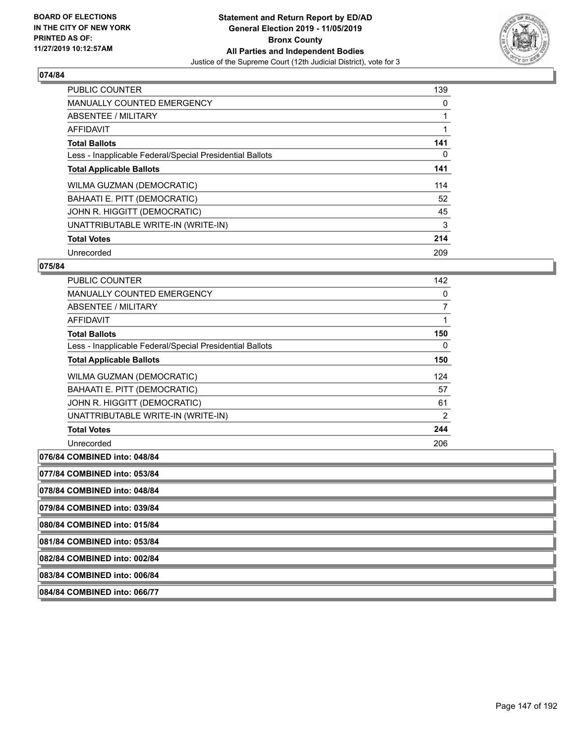## 074/84

| | |
|---|---|
| PUBLIC COUNTER | 139 |
| MANUALLY COUNTED EMERGENCY | 0 |
| ABSENTEE / MILITARY | 1 |
| AFFIDAVIT | 1 |
| **Total Ballots** | **141** |
| Less - Inapplicable Federal/Special Presidential Ballots | 0 |
| **Total Applicable Ballots** | **141** |
| WILMA GUZMAN (DEMOCRATIC) | 114 |
| BAHAATI E. PITT (DEMOCRATIC) | 52 |
| JOHN R. HIGGITT (DEMOCRATIC) | 45 |
| UNATTRIBUTABLE WRITE-IN (WRITE-IN) | 3 |
| **Total Votes** | **214** |
| Unrecorded | 209 |

## 075/84

| | |
|---|---|
| PUBLIC COUNTER | 142 |
| MANUALLY COUNTED EMERGENCY | 0 |
| ABSENTEE / MILITARY | 7 |
| AFFIDAVIT | 1 |
| **Total Ballots** | **150** |
| Less - Inapplicable Federal/Special Presidential Ballots | 0 |
| **Total Applicable Ballots** | **150** |
| WILMA GUZMAN (DEMOCRATIC) | 124 |
| BAHAATI E. PITT (DEMOCRATIC) | 57 |
| JOHN R. HIGGITT (DEMOCRATIC) | 61 |
| UNATTRIBUTABLE WRITE-IN (WRITE-IN) | 2 |
| **Total Votes** | **244** |
| Unrecorded | 206 |

**076/84 COMBINED into: 048/84**

**077/84 COMBINED into: 053/84**

**078/84 COMBINED into: 048/84**

**079/84 COMBINED into: 039/84**

**080/84 COMBINED into: 015/84**

**081/84 COMBINED into: 053/84**

**082/84 COMBINED into: 002/84**

**083/84 COMBINED into: 006/84**

**084/84 COMBINED into: 066/77**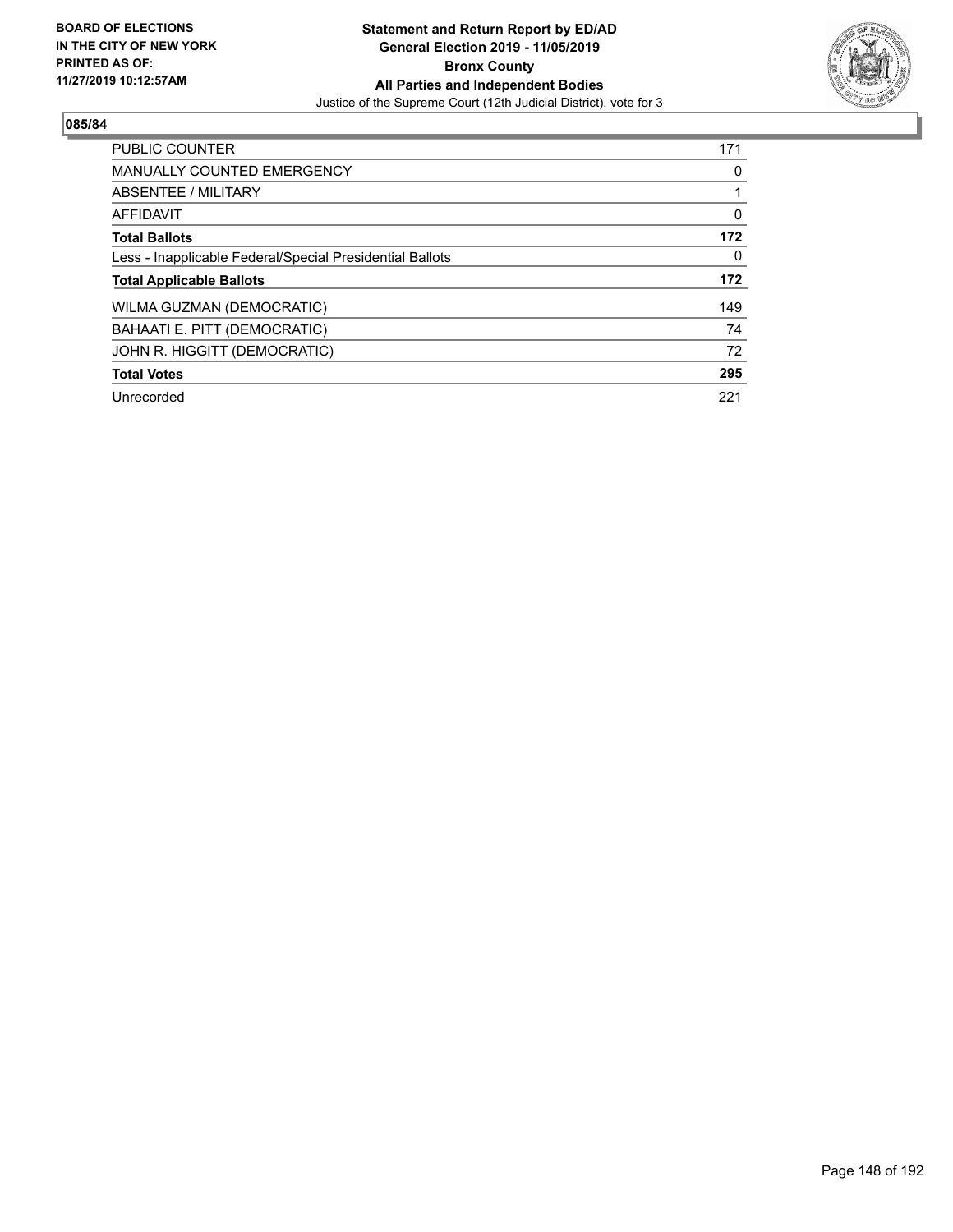**BOARD OF ELECTIONS IN THE CITY OF NEW YORK PRINTED AS OF: 11/27/2019 10:12:57AM**

**Statement and Return Report by ED/AD General Election 2019 - 11/05/2019 Bronx County All Parties and Independent Bodies**

Justice of the Supreme Court (12th Judicial District), vote for 3

## 085/84

| | |
|---|---|
| PUBLIC COUNTER | 171 |
| MANUALLY COUNTED EMERGENCY | 0 |
| ABSENTEE / MILITARY | 1 |
| AFFIDAVIT | 0 |
| **Total Ballots** | **172** |
| Less - Inapplicable Federal/Special Presidential Ballots | 0 |
| **Total Applicable Ballots** | **172** |
| WILMA GUZMAN (DEMOCRATIC) | 149 |
| BAHAATI E. PITT (DEMOCRATIC) | 74 |
| JOHN R. HIGGITT (DEMOCRATIC) | 72 |
| **Total Votes** | **295** |
| Unrecorded | 221 |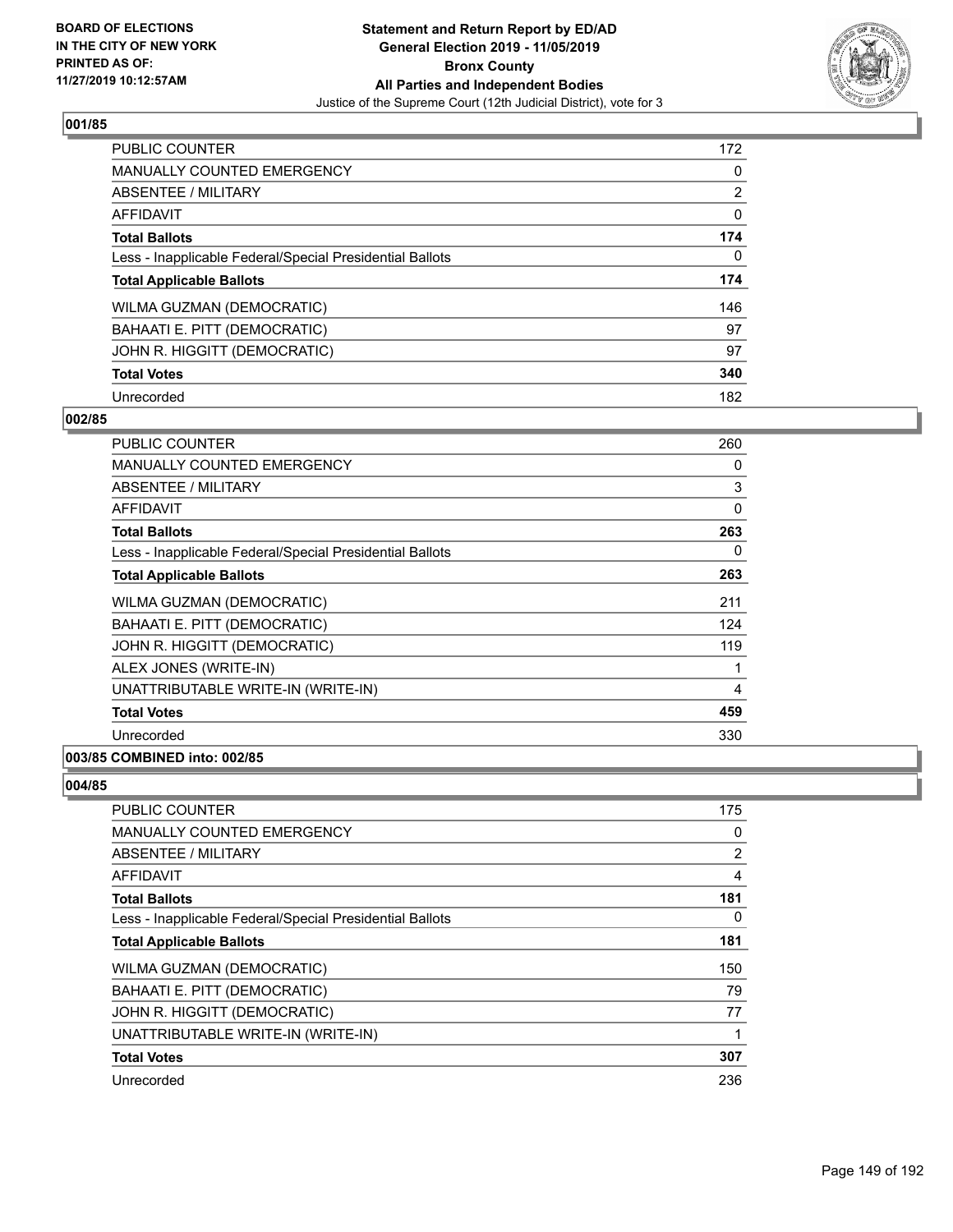BOARD OF ELECTIONS
IN THE CITY OF NEW YORK
PRINTED AS OF:
11/27/2019 10:12:57AM

# Statement and Return Report by ED/AD
## General Election 2019 - 11/05/2019
## Bronx County
## All Parties and Independent Bodies
Justice of the Supreme Court (12th Judicial District), vote for 3

### 001/85

| | |
|---|---|
| PUBLIC COUNTER | 172 |
| MANUALLY COUNTED EMERGENCY | 0 |
| ABSENTEE / MILITARY | 2 |
| AFFIDAVIT | 0 |
| **Total Ballots** | **174** |
| Less - Inapplicable Federal/Special Presidential Ballots | 0 |
| **Total Applicable Ballots** | **174** |
| WILMA GUZMAN (DEMOCRATIC) | 146 |
| BAHAATI E. PITT (DEMOCRATIC) | 97 |
| JOHN R. HIGGITT (DEMOCRATIC) | 97 |
| **Total Votes** | **340** |
| Unrecorded | 182 |

### 002/85

| | |
|---|---|
| PUBLIC COUNTER | 260 |
| MANUALLY COUNTED EMERGENCY | 0 |
| ABSENTEE / MILITARY | 3 |
| AFFIDAVIT | 0 |
| **Total Ballots** | **263** |
| Less - Inapplicable Federal/Special Presidential Ballots | 0 |
| **Total Applicable Ballots** | **263** |
| WILMA GUZMAN (DEMOCRATIC) | 211 |
| BAHAATI E. PITT (DEMOCRATIC) | 124 |
| JOHN R. HIGGITT (DEMOCRATIC) | 119 |
| ALEX JONES (WRITE-IN) | 1 |
| UNATTRIBUTABLE WRITE-IN (WRITE-IN) | 4 |
| **Total Votes** | **459** |
| Unrecorded | 330 |

### 003/85 COMBINED into: 002/85

### 004/85

| | |
|---|---|
| PUBLIC COUNTER | 175 |
| MANUALLY COUNTED EMERGENCY | 0 |
| ABSENTEE / MILITARY | 2 |
| AFFIDAVIT | 4 |
| **Total Ballots** | **181** |
| Less - Inapplicable Federal/Special Presidential Ballots | 0 |
| **Total Applicable Ballots** | **181** |
| WILMA GUZMAN (DEMOCRATIC) | 150 |
| BAHAATI E. PITT (DEMOCRATIC) | 79 |
| JOHN R. HIGGITT (DEMOCRATIC) | 77 |
| UNATTRIBUTABLE WRITE-IN (WRITE-IN) | 1 |
| **Total Votes** | **307** |
| Unrecorded | 236 |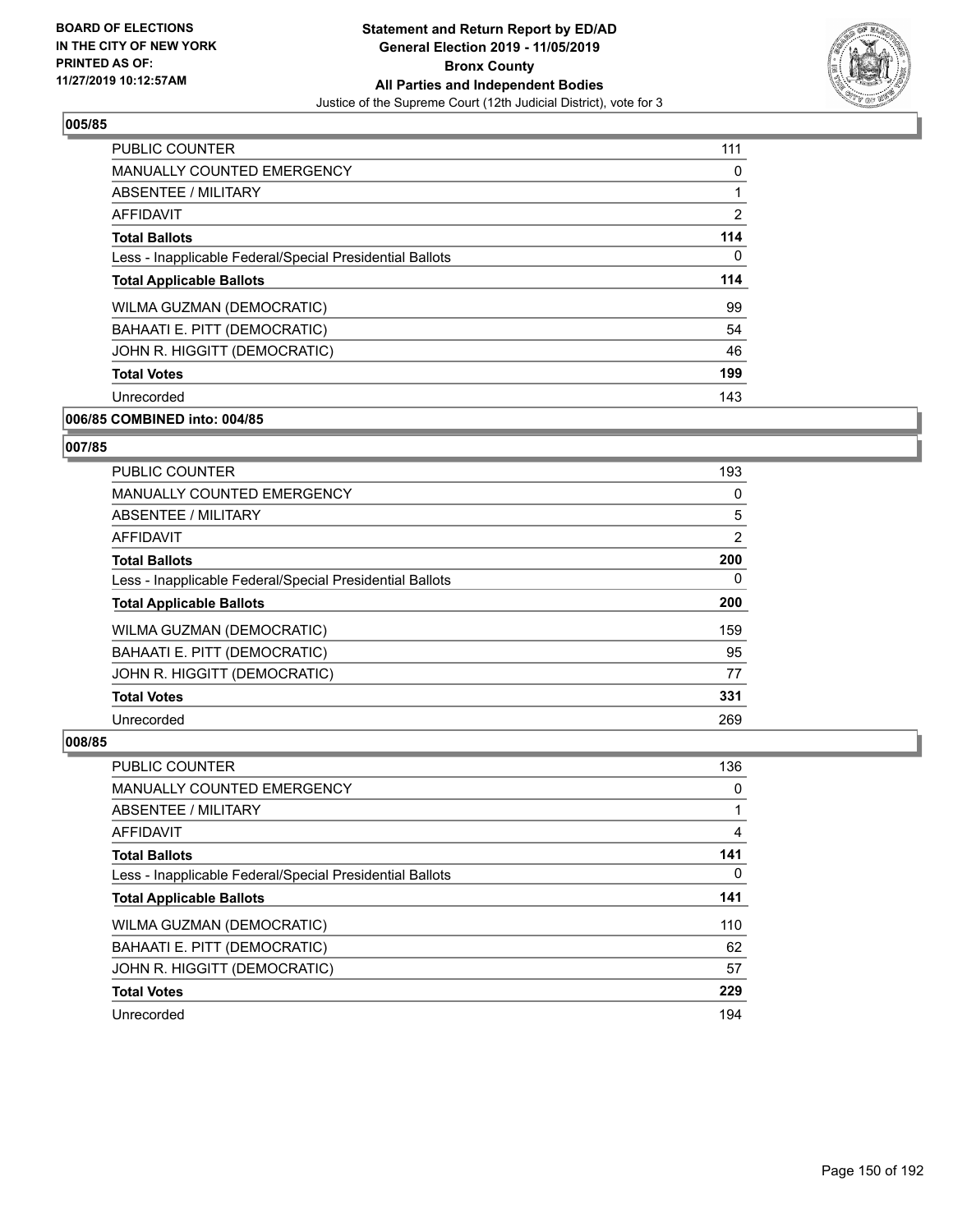### 005/85

| | |
|---|---|
| PUBLIC COUNTER | 111 |
| MANUALLY COUNTED EMERGENCY | 0 |
| ABSENTEE / MILITARY | 1 |
| AFFIDAVIT | 2 |
| **Total Ballots** | **114** |
| Less - Inapplicable Federal/Special Presidential Ballots | 0 |
| **Total Applicable Ballots** | **114** |
| WILMA GUZMAN (DEMOCRATIC) | 99 |
| BAHAATI E. PITT (DEMOCRATIC) | 54 |
| JOHN R. HIGGITT (DEMOCRATIC) | 46 |
| **Total Votes** | **199** |
| Unrecorded | 143 |

### 006/85 COMBINED into: 004/85

### 007/85

| | |
|---|---|
| PUBLIC COUNTER | 193 |
| MANUALLY COUNTED EMERGENCY | 0 |
| ABSENTEE / MILITARY | 5 |
| AFFIDAVIT | 2 |
| **Total Ballots** | **200** |
| Less - Inapplicable Federal/Special Presidential Ballots | 0 |
| **Total Applicable Ballots** | **200** |
| WILMA GUZMAN (DEMOCRATIC) | 159 |
| BAHAATI E. PITT (DEMOCRATIC) | 95 |
| JOHN R. HIGGITT (DEMOCRATIC) | 77 |
| **Total Votes** | **331** |
| Unrecorded | 269 |

### 008/85

| | |
|---|---|
| PUBLIC COUNTER | 136 |
| MANUALLY COUNTED EMERGENCY | 0 |
| ABSENTEE / MILITARY | 1 |
| AFFIDAVIT | 4 |
| **Total Ballots** | **141** |
| Less - Inapplicable Federal/Special Presidential Ballots | 0 |
| **Total Applicable Ballots** | **141** |
| WILMA GUZMAN (DEMOCRATIC) | 110 |
| BAHAATI E. PITT (DEMOCRATIC) | 62 |
| JOHN R. HIGGITT (DEMOCRATIC) | 57 |
| **Total Votes** | **229** |
| Unrecorded | 194 |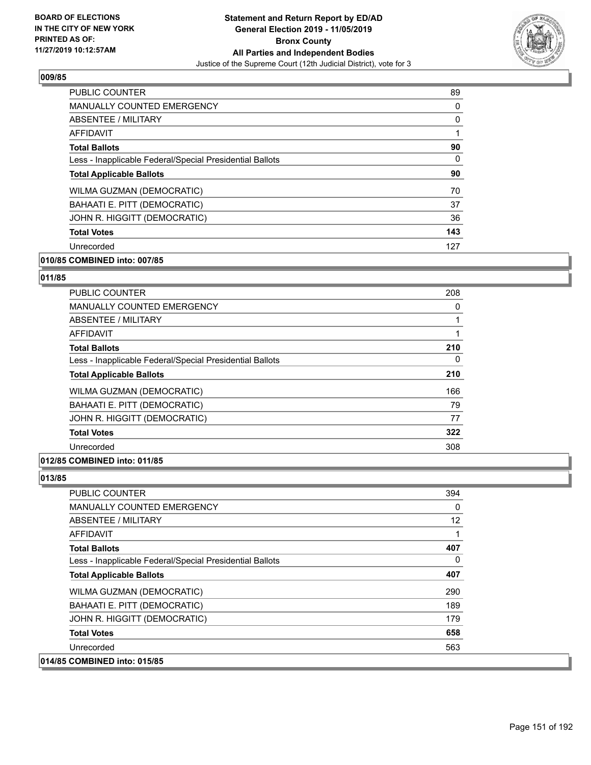## 009/85

| | |
|---|---|
| PUBLIC COUNTER | 89 |
| MANUALLY COUNTED EMERGENCY | 0 |
| ABSENTEE / MILITARY | 0 |
| AFFIDAVIT | 1 |
| **Total Ballots** | **90** |
| Less - Inapplicable Federal/Special Presidential Ballots | 0 |
| **Total Applicable Ballots** | **90** |
| WILMA GUZMAN (DEMOCRATIC) | 70 |
| BAHAATI E. PITT (DEMOCRATIC) | 37 |
| JOHN R. HIGGITT (DEMOCRATIC) | 36 |
| **Total Votes** | **143** |
| Unrecorded | 127 |

## 010/85 COMBINED into: 007/85

## 011/85

| | |
|---|---|
| PUBLIC COUNTER | 208 |
| MANUALLY COUNTED EMERGENCY | 0 |
| ABSENTEE / MILITARY | 1 |
| AFFIDAVIT | 1 |
| **Total Ballots** | **210** |
| Less - Inapplicable Federal/Special Presidential Ballots | 0 |
| **Total Applicable Ballots** | **210** |
| WILMA GUZMAN (DEMOCRATIC) | 166 |
| BAHAATI E. PITT (DEMOCRATIC) | 79 |
| JOHN R. HIGGITT (DEMOCRATIC) | 77 |
| **Total Votes** | **322** |
| Unrecorded | 308 |

## 012/85 COMBINED into: 011/85

## 013/85

| | |
|---|---|
| PUBLIC COUNTER | 394 |
| MANUALLY COUNTED EMERGENCY | 0 |
| ABSENTEE / MILITARY | 12 |
| AFFIDAVIT | 1 |
| **Total Ballots** | **407** |
| Less - Inapplicable Federal/Special Presidential Ballots | 0 |
| **Total Applicable Ballots** | **407** |
| WILMA GUZMAN (DEMOCRATIC) | 290 |
| BAHAATI E. PITT (DEMOCRATIC) | 189 |
| JOHN R. HIGGITT (DEMOCRATIC) | 179 |
| **Total Votes** | **658** |
| Unrecorded | 563 |

## 014/85 COMBINED into: 015/85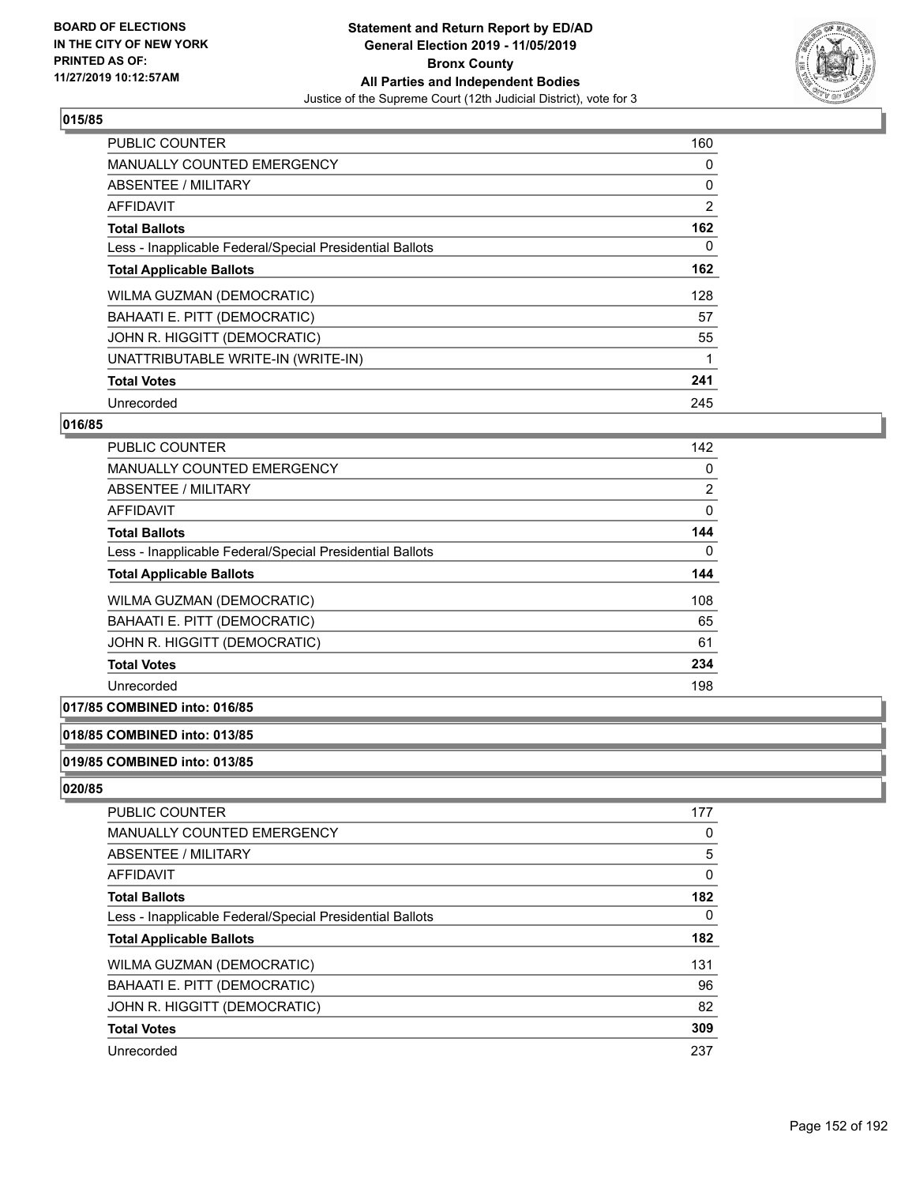## 015/85

| | |
|---|---|
| PUBLIC COUNTER | 160 |
| MANUALLY COUNTED EMERGENCY | 0 |
| ABSENTEE / MILITARY | 0 |
| AFFIDAVIT | 2 |
| **Total Ballots** | **162** |
| Less - Inapplicable Federal/Special Presidential Ballots | 0 |
| **Total Applicable Ballots** | **162** |
| WILMA GUZMAN (DEMOCRATIC) | 128 |
| BAHAATI E. PITT (DEMOCRATIC) | 57 |
| JOHN R. HIGGITT (DEMOCRATIC) | 55 |
| UNATTRIBUTABLE WRITE-IN (WRITE-IN) | 1 |
| **Total Votes** | **241** |
| Unrecorded | 245 |

## 016/85

| | |
|---|---|
| PUBLIC COUNTER | 142 |
| MANUALLY COUNTED EMERGENCY | 0 |
| ABSENTEE / MILITARY | 2 |
| AFFIDAVIT | 0 |
| **Total Ballots** | **144** |
| Less - Inapplicable Federal/Special Presidential Ballots | 0 |
| **Total Applicable Ballots** | **144** |
| WILMA GUZMAN (DEMOCRATIC) | 108 |
| BAHAATI E. PITT (DEMOCRATIC) | 65 |
| JOHN R. HIGGITT (DEMOCRATIC) | 61 |
| **Total Votes** | **234** |
| Unrecorded | 198 |

## 017/85 COMBINED into: 016/85

## 018/85 COMBINED into: 013/85

## 019/85 COMBINED into: 013/85

## 020/85

| | |
|---|---|
| PUBLIC COUNTER | 177 |
| MANUALLY COUNTED EMERGENCY | 0 |
| ABSENTEE / MILITARY | 5 |
| AFFIDAVIT | 0 |
| **Total Ballots** | **182** |
| Less - Inapplicable Federal/Special Presidential Ballots | 0 |
| **Total Applicable Ballots** | **182** |
| WILMA GUZMAN (DEMOCRATIC) | 131 |
| BAHAATI E. PITT (DEMOCRATIC) | 96 |
| JOHN R. HIGGITT (DEMOCRATIC) | 82 |
| **Total Votes** | **309** |
| Unrecorded | 237 |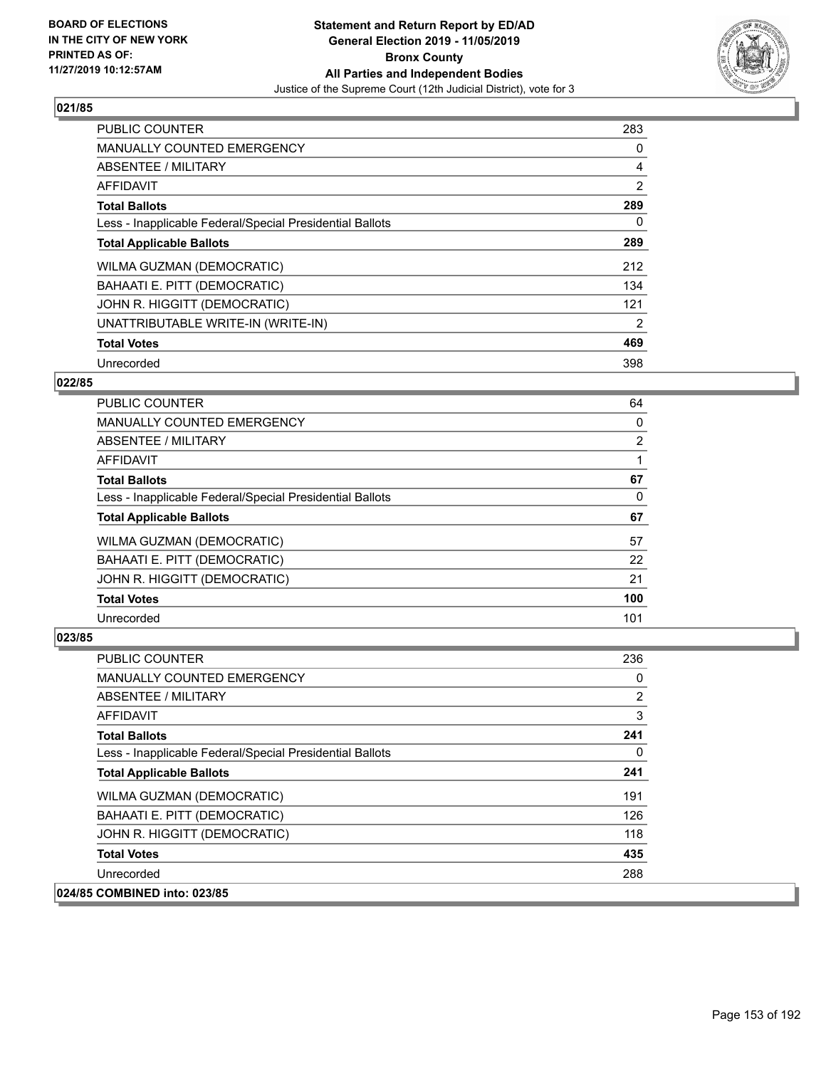## 021/85

| | |
|---|---|
| PUBLIC COUNTER | 283 |
| MANUALLY COUNTED EMERGENCY | 0 |
| ABSENTEE / MILITARY | 4 |
| AFFIDAVIT | 2 |
| **Total Ballots** | **289** |
| Less - Inapplicable Federal/Special Presidential Ballots | 0 |
| **Total Applicable Ballots** | **289** |
| WILMA GUZMAN (DEMOCRATIC) | 212 |
| BAHAATI E. PITT (DEMOCRATIC) | 134 |
| JOHN R. HIGGITT (DEMOCRATIC) | 121 |
| UNATTRIBUTABLE WRITE-IN (WRITE-IN) | 2 |
| **Total Votes** | **469** |
| Unrecorded | 398 |

## 022/85

| | |
|---|---|
| PUBLIC COUNTER | 64 |
| MANUALLY COUNTED EMERGENCY | 0 |
| ABSENTEE / MILITARY | 2 |
| AFFIDAVIT | 1 |
| **Total Ballots** | **67** |
| Less - Inapplicable Federal/Special Presidential Ballots | 0 |
| **Total Applicable Ballots** | **67** |
| WILMA GUZMAN (DEMOCRATIC) | 57 |
| BAHAATI E. PITT (DEMOCRATIC) | 22 |
| JOHN R. HIGGITT (DEMOCRATIC) | 21 |
| **Total Votes** | **100** |
| Unrecorded | 101 |

## 023/85

| | |
|---|---|
| PUBLIC COUNTER | 236 |
| MANUALLY COUNTED EMERGENCY | 0 |
| ABSENTEE / MILITARY | 2 |
| AFFIDAVIT | 3 |
| **Total Ballots** | **241** |
| Less - Inapplicable Federal/Special Presidential Ballots | 0 |
| **Total Applicable Ballots** | **241** |
| WILMA GUZMAN (DEMOCRATIC) | 191 |
| BAHAATI E. PITT (DEMOCRATIC) | 126 |
| JOHN R. HIGGITT (DEMOCRATIC) | 118 |
| **Total Votes** | **435** |
| Unrecorded | 288 |

## 024/85 COMBINED into: 023/85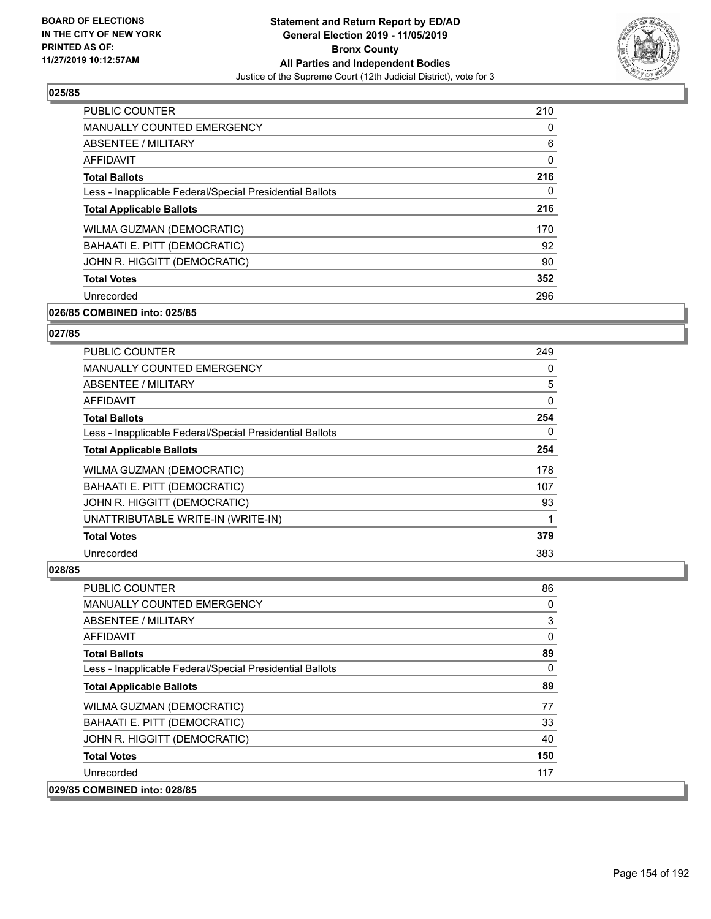BOARD OF ELECTIONS
IN THE CITY OF NEW YORK
PRINTED AS OF:
11/27/2019 10:12:57AM

**Statement and Return Report by ED/AD**
**General Election 2019 - 11/05/2019**
**Bronx County**
**All Parties and Independent Bodies**
Justice of the Supreme Court (12th Judicial District), vote for 3

### 025/85

| | |
|---|---|
| PUBLIC COUNTER | 210 |
| MANUALLY COUNTED EMERGENCY | 0 |
| ABSENTEE / MILITARY | 6 |
| AFFIDAVIT | 0 |
| **Total Ballots** | **216** |
| Less - Inapplicable Federal/Special Presidential Ballots | 0 |
| **Total Applicable Ballots** | **216** |
| WILMA GUZMAN (DEMOCRATIC) | 170 |
| BAHAATI E. PITT (DEMOCRATIC) | 92 |
| JOHN R. HIGGITT (DEMOCRATIC) | 90 |
| **Total Votes** | **352** |
| Unrecorded | 296 |

**026/85 COMBINED into: 025/85**

### 027/85

| | |
|---|---|
| PUBLIC COUNTER | 249 |
| MANUALLY COUNTED EMERGENCY | 0 |
| ABSENTEE / MILITARY | 5 |
| AFFIDAVIT | 0 |
| **Total Ballots** | **254** |
| Less - Inapplicable Federal/Special Presidential Ballots | 0 |
| **Total Applicable Ballots** | **254** |
| WILMA GUZMAN (DEMOCRATIC) | 178 |
| BAHAATI E. PITT (DEMOCRATIC) | 107 |
| JOHN R. HIGGITT (DEMOCRATIC) | 93 |
| UNATTRIBUTABLE WRITE-IN (WRITE-IN) | 1 |
| **Total Votes** | **379** |
| Unrecorded | 383 |

### 028/85

| | |
|---|---|
| PUBLIC COUNTER | 86 |
| MANUALLY COUNTED EMERGENCY | 0 |
| ABSENTEE / MILITARY | 3 |
| AFFIDAVIT | 0 |
| **Total Ballots** | **89** |
| Less - Inapplicable Federal/Special Presidential Ballots | 0 |
| **Total Applicable Ballots** | **89** |
| WILMA GUZMAN (DEMOCRATIC) | 77 |
| BAHAATI E. PITT (DEMOCRATIC) | 33 |
| JOHN R. HIGGITT (DEMOCRATIC) | 40 |
| **Total Votes** | **150** |
| Unrecorded | 117 |

**029/85 COMBINED into: 028/85**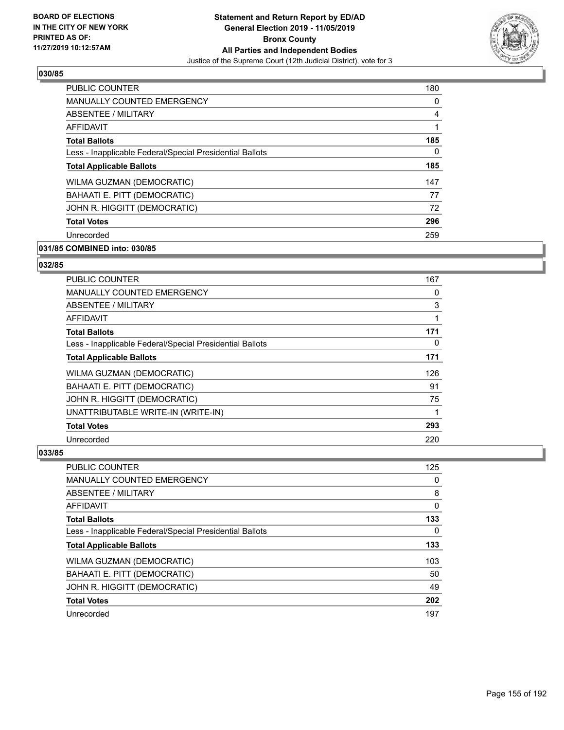### 030/85

| | |
|---|---|
| PUBLIC COUNTER | 180 |
| MANUALLY COUNTED EMERGENCY | 0 |
| ABSENTEE / MILITARY | 4 |
| AFFIDAVIT | 1 |
| **Total Ballots** | **185** |
| Less - Inapplicable Federal/Special Presidential Ballots | 0 |
| **Total Applicable Ballots** | **185** |
| WILMA GUZMAN (DEMOCRATIC) | 147 |
| BAHAATI E. PITT (DEMOCRATIC) | 77 |
| JOHN R. HIGGITT (DEMOCRATIC) | 72 |
| **Total Votes** | **296** |
| Unrecorded | 259 |

### 031/85 COMBINED into: 030/85

### 032/85

| | |
|---|---|
| PUBLIC COUNTER | 167 |
| MANUALLY COUNTED EMERGENCY | 0 |
| ABSENTEE / MILITARY | 3 |
| AFFIDAVIT | 1 |
| **Total Ballots** | **171** |
| Less - Inapplicable Federal/Special Presidential Ballots | 0 |
| **Total Applicable Ballots** | **171** |
| WILMA GUZMAN (DEMOCRATIC) | 126 |
| BAHAATI E. PITT (DEMOCRATIC) | 91 |
| JOHN R. HIGGITT (DEMOCRATIC) | 75 |
| UNATTRIBUTABLE WRITE-IN (WRITE-IN) | 1 |
| **Total Votes** | **293** |
| Unrecorded | 220 |

### 033/85

| | |
|---|---|
| PUBLIC COUNTER | 125 |
| MANUALLY COUNTED EMERGENCY | 0 |
| ABSENTEE / MILITARY | 8 |
| AFFIDAVIT | 0 |
| **Total Ballots** | **133** |
| Less - Inapplicable Federal/Special Presidential Ballots | 0 |
| **Total Applicable Ballots** | **133** |
| WILMA GUZMAN (DEMOCRATIC) | 103 |
| BAHAATI E. PITT (DEMOCRATIC) | 50 |
| JOHN R. HIGGITT (DEMOCRATIC) | 49 |
| **Total Votes** | **202** |
| Unrecorded | 197 |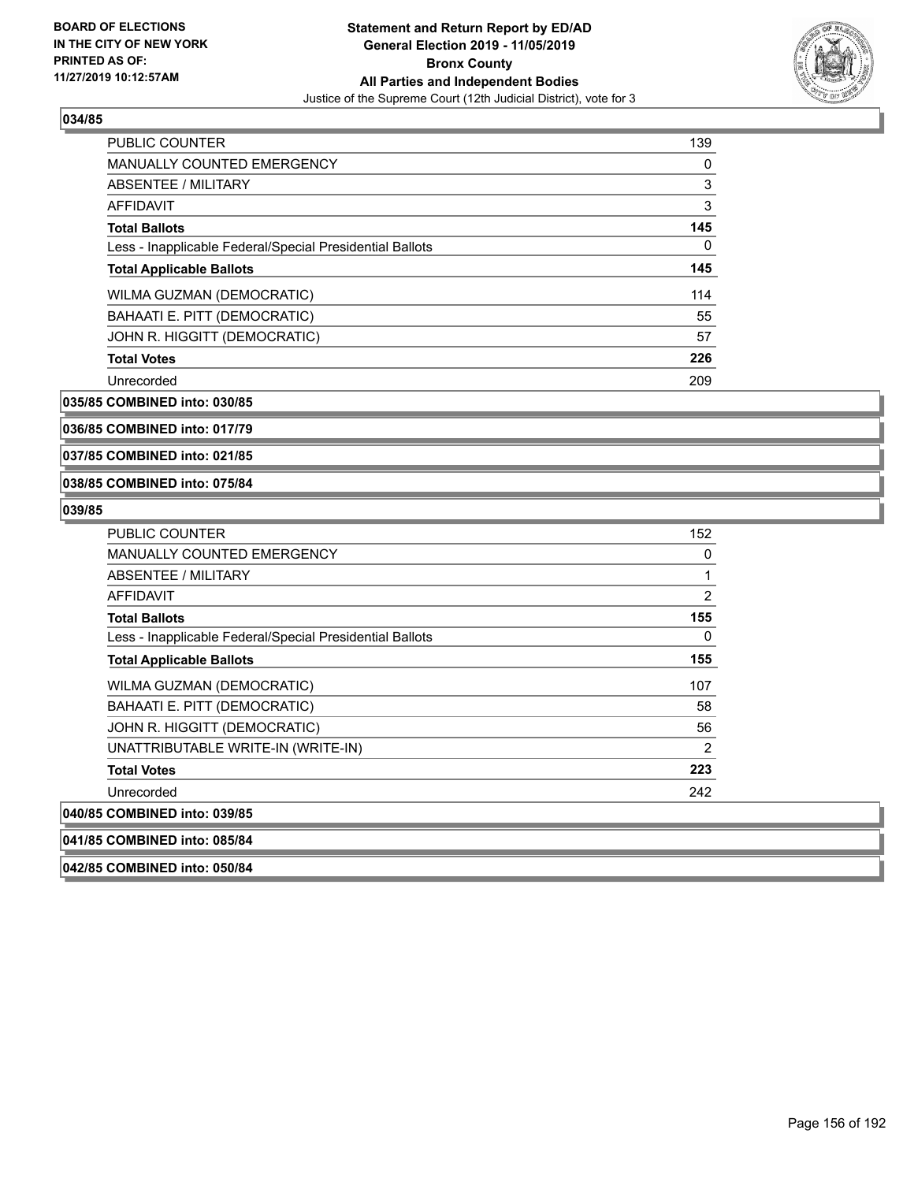**BOARD OF ELECTIONS IN THE CITY OF NEW YORK PRINTED AS OF: 11/27/2019 10:12:57AM**

**Statement and Return Report by ED/AD General Election 2019 - 11/05/2019 Bronx County All Parties and Independent Bodies**

Justice of the Supreme Court (12th Judicial District), vote for 3

### 034/85

| | |
|---|---|
| PUBLIC COUNTER | 139 |
| MANUALLY COUNTED EMERGENCY | 0 |
| ABSENTEE / MILITARY | 3 |
| AFFIDAVIT | 3 |
| **Total Ballots** | **145** |
| Less - Inapplicable Federal/Special Presidential Ballots | 0 |
| **Total Applicable Ballots** | **145** |
| WILMA GUZMAN (DEMOCRATIC) | 114 |
| BAHAATI E. PITT (DEMOCRATIC) | 55 |
| JOHN R. HIGGITT (DEMOCRATIC) | 57 |
| **Total Votes** | **226** |
| Unrecorded | 209 |

**035/85 COMBINED into: 030/85**

**036/85 COMBINED into: 017/79**

**037/85 COMBINED into: 021/85**

**038/85 COMBINED into: 075/84**

### 039/85

| | |
|---|---|
| PUBLIC COUNTER | 152 |
| MANUALLY COUNTED EMERGENCY | 0 |
| ABSENTEE / MILITARY | 1 |
| AFFIDAVIT | 2 |
| **Total Ballots** | **155** |
| Less - Inapplicable Federal/Special Presidential Ballots | 0 |
| **Total Applicable Ballots** | **155** |
| WILMA GUZMAN (DEMOCRATIC) | 107 |
| BAHAATI E. PITT (DEMOCRATIC) | 58 |
| JOHN R. HIGGITT (DEMOCRATIC) | 56 |
| UNATTRIBUTABLE WRITE-IN (WRITE-IN) | 2 |
| **Total Votes** | **223** |
| Unrecorded | 242 |

**040/85 COMBINED into: 039/85**

**041/85 COMBINED into: 085/84**

**042/85 COMBINED into: 050/84**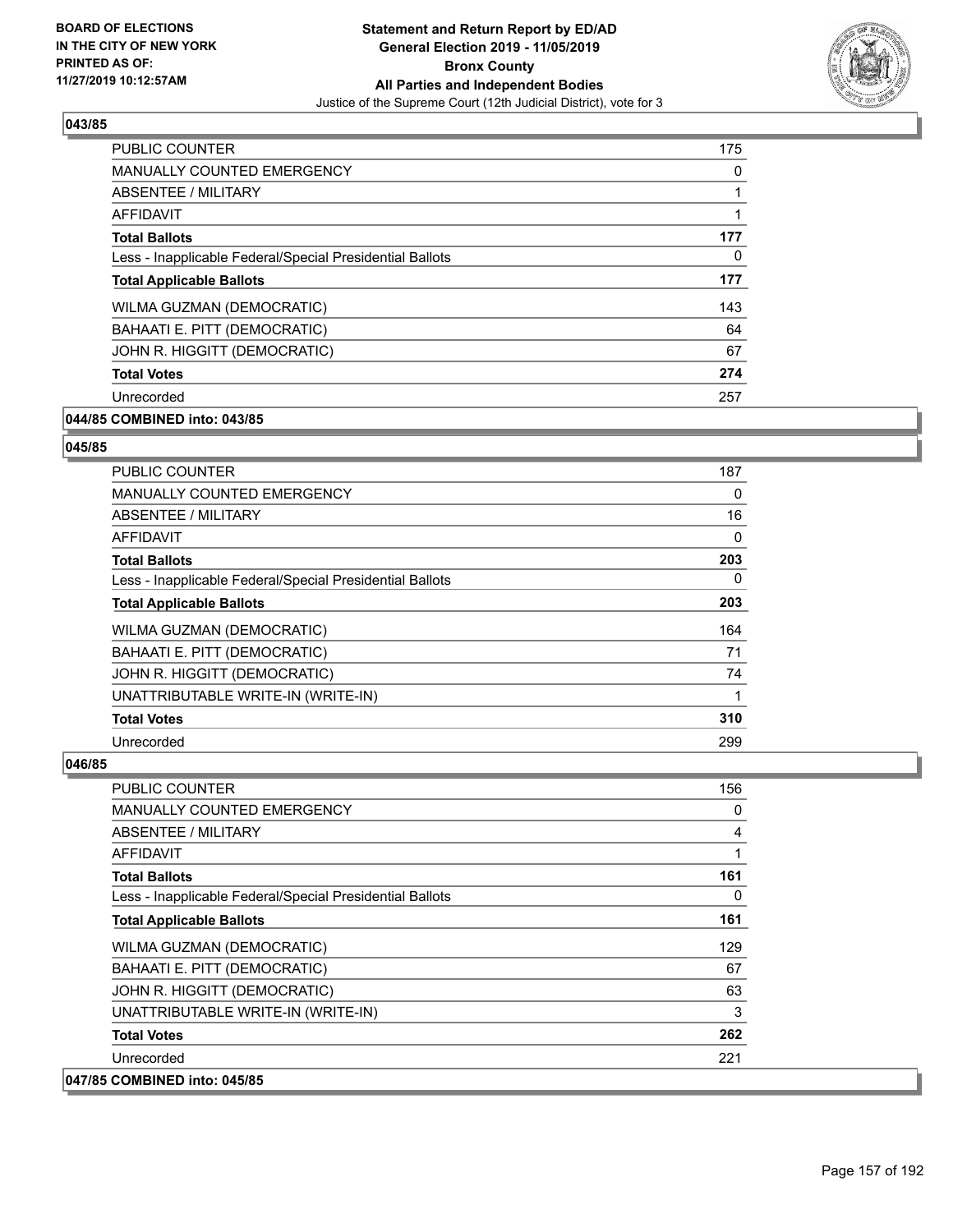## 043/85

| | |
|---|---|
| PUBLIC COUNTER | 175 |
| MANUALLY COUNTED EMERGENCY | 0 |
| ABSENTEE / MILITARY | 1 |
| AFFIDAVIT | 1 |
| **Total Ballots** | **177** |
| Less - Inapplicable Federal/Special Presidential Ballots | 0 |
| **Total Applicable Ballots** | **177** |
| WILMA GUZMAN (DEMOCRATIC) | 143 |
| BAHAATI E. PITT (DEMOCRATIC) | 64 |
| JOHN R. HIGGITT (DEMOCRATIC) | 67 |
| **Total Votes** | **274** |
| Unrecorded | 257 |

**044/85 COMBINED into: 043/85**

## 045/85

| | |
|---|---|
| PUBLIC COUNTER | 187 |
| MANUALLY COUNTED EMERGENCY | 0 |
| ABSENTEE / MILITARY | 16 |
| AFFIDAVIT | 0 |
| **Total Ballots** | **203** |
| Less - Inapplicable Federal/Special Presidential Ballots | 0 |
| **Total Applicable Ballots** | **203** |
| WILMA GUZMAN (DEMOCRATIC) | 164 |
| BAHAATI E. PITT (DEMOCRATIC) | 71 |
| JOHN R. HIGGITT (DEMOCRATIC) | 74 |
| UNATTRIBUTABLE WRITE-IN (WRITE-IN) | 1 |
| **Total Votes** | **310** |
| Unrecorded | 299 |

## 046/85

| | |
|---|---|
| PUBLIC COUNTER | 156 |
| MANUALLY COUNTED EMERGENCY | 0 |
| ABSENTEE / MILITARY | 4 |
| AFFIDAVIT | 1 |
| **Total Ballots** | **161** |
| Less - Inapplicable Federal/Special Presidential Ballots | 0 |
| **Total Applicable Ballots** | **161** |
| WILMA GUZMAN (DEMOCRATIC) | 129 |
| BAHAATI E. PITT (DEMOCRATIC) | 67 |
| JOHN R. HIGGITT (DEMOCRATIC) | 63 |
| UNATTRIBUTABLE WRITE-IN (WRITE-IN) | 3 |
| **Total Votes** | **262** |
| Unrecorded | 221 |

**047/85 COMBINED into: 045/85**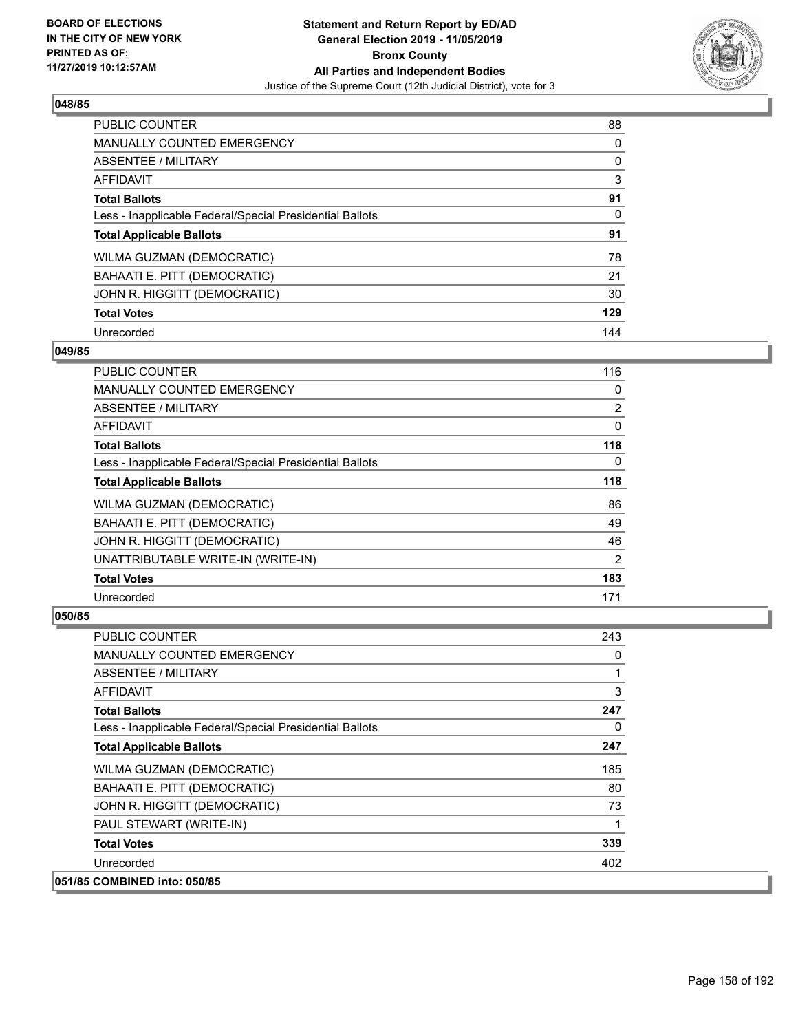### 048/85

| | |
|---|---|
| PUBLIC COUNTER | 88 |
| MANUALLY COUNTED EMERGENCY | 0 |
| ABSENTEE / MILITARY | 0 |
| AFFIDAVIT | 3 |
| **Total Ballots** | **91** |
| Less - Inapplicable Federal/Special Presidential Ballots | 0 |
| **Total Applicable Ballots** | **91** |
| WILMA GUZMAN (DEMOCRATIC) | 78 |
| BAHAATI E. PITT (DEMOCRATIC) | 21 |
| JOHN R. HIGGITT (DEMOCRATIC) | 30 |
| **Total Votes** | **129** |
| Unrecorded | 144 |

### 049/85

| | |
|---|---|
| PUBLIC COUNTER | 116 |
| MANUALLY COUNTED EMERGENCY | 0 |
| ABSENTEE / MILITARY | 2 |
| AFFIDAVIT | 0 |
| **Total Ballots** | **118** |
| Less - Inapplicable Federal/Special Presidential Ballots | 0 |
| **Total Applicable Ballots** | **118** |
| WILMA GUZMAN (DEMOCRATIC) | 86 |
| BAHAATI E. PITT (DEMOCRATIC) | 49 |
| JOHN R. HIGGITT (DEMOCRATIC) | 46 |
| UNATTRIBUTABLE WRITE-IN (WRITE-IN) | 2 |
| **Total Votes** | **183** |
| Unrecorded | 171 |

### 050/85

| | |
|---|---|
| PUBLIC COUNTER | 243 |
| MANUALLY COUNTED EMERGENCY | 0 |
| ABSENTEE / MILITARY | 1 |
| AFFIDAVIT | 3 |
| **Total Ballots** | **247** |
| Less - Inapplicable Federal/Special Presidential Ballots | 0 |
| **Total Applicable Ballots** | **247** |
| WILMA GUZMAN (DEMOCRATIC) | 185 |
| BAHAATI E. PITT (DEMOCRATIC) | 80 |
| JOHN R. HIGGITT (DEMOCRATIC) | 73 |
| PAUL STEWART (WRITE-IN) | 1 |
| **Total Votes** | **339** |
| Unrecorded | 402 |

### 051/85 COMBINED into: 050/85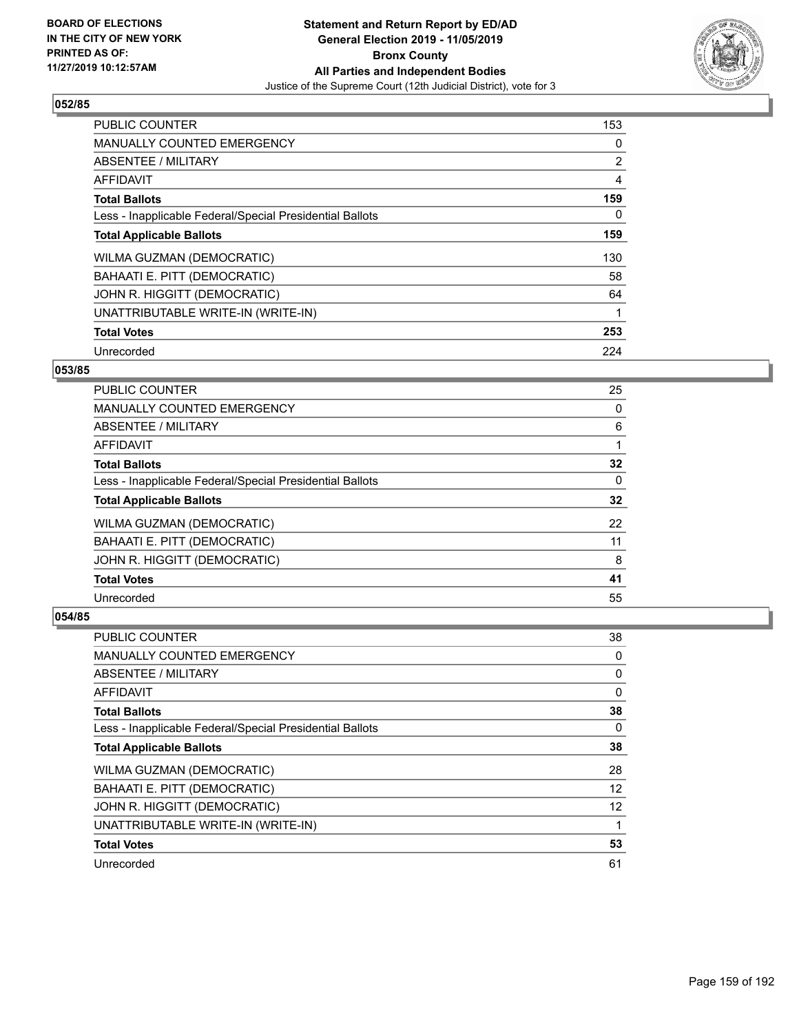### 052/85

| | |
|---|---|
| PUBLIC COUNTER | 153 |
| MANUALLY COUNTED EMERGENCY | 0 |
| ABSENTEE / MILITARY | 2 |
| AFFIDAVIT | 4 |
| **Total Ballots** | **159** |
| Less - Inapplicable Federal/Special Presidential Ballots | 0 |
| **Total Applicable Ballots** | **159** |
| WILMA GUZMAN (DEMOCRATIC) | 130 |
| BAHAATI E. PITT (DEMOCRATIC) | 58 |
| JOHN R. HIGGITT (DEMOCRATIC) | 64 |
| UNATTRIBUTABLE WRITE-IN (WRITE-IN) | 1 |
| **Total Votes** | **253** |
| Unrecorded | 224 |

### 053/85

| | |
|---|---|
| PUBLIC COUNTER | 25 |
| MANUALLY COUNTED EMERGENCY | 0 |
| ABSENTEE / MILITARY | 6 |
| AFFIDAVIT | 1 |
| **Total Ballots** | **32** |
| Less - Inapplicable Federal/Special Presidential Ballots | 0 |
| **Total Applicable Ballots** | **32** |
| WILMA GUZMAN (DEMOCRATIC) | 22 |
| BAHAATI E. PITT (DEMOCRATIC) | 11 |
| JOHN R. HIGGITT (DEMOCRATIC) | 8 |
| **Total Votes** | **41** |
| Unrecorded | 55 |

### 054/85

| | |
|---|---|
| PUBLIC COUNTER | 38 |
| MANUALLY COUNTED EMERGENCY | 0 |
| ABSENTEE / MILITARY | 0 |
| AFFIDAVIT | 0 |
| **Total Ballots** | **38** |
| Less - Inapplicable Federal/Special Presidential Ballots | 0 |
| **Total Applicable Ballots** | **38** |
| WILMA GUZMAN (DEMOCRATIC) | 28 |
| BAHAATI E. PITT (DEMOCRATIC) | 12 |
| JOHN R. HIGGITT (DEMOCRATIC) | 12 |
| UNATTRIBUTABLE WRITE-IN (WRITE-IN) | 1 |
| **Total Votes** | **53** |
| Unrecorded | 61 |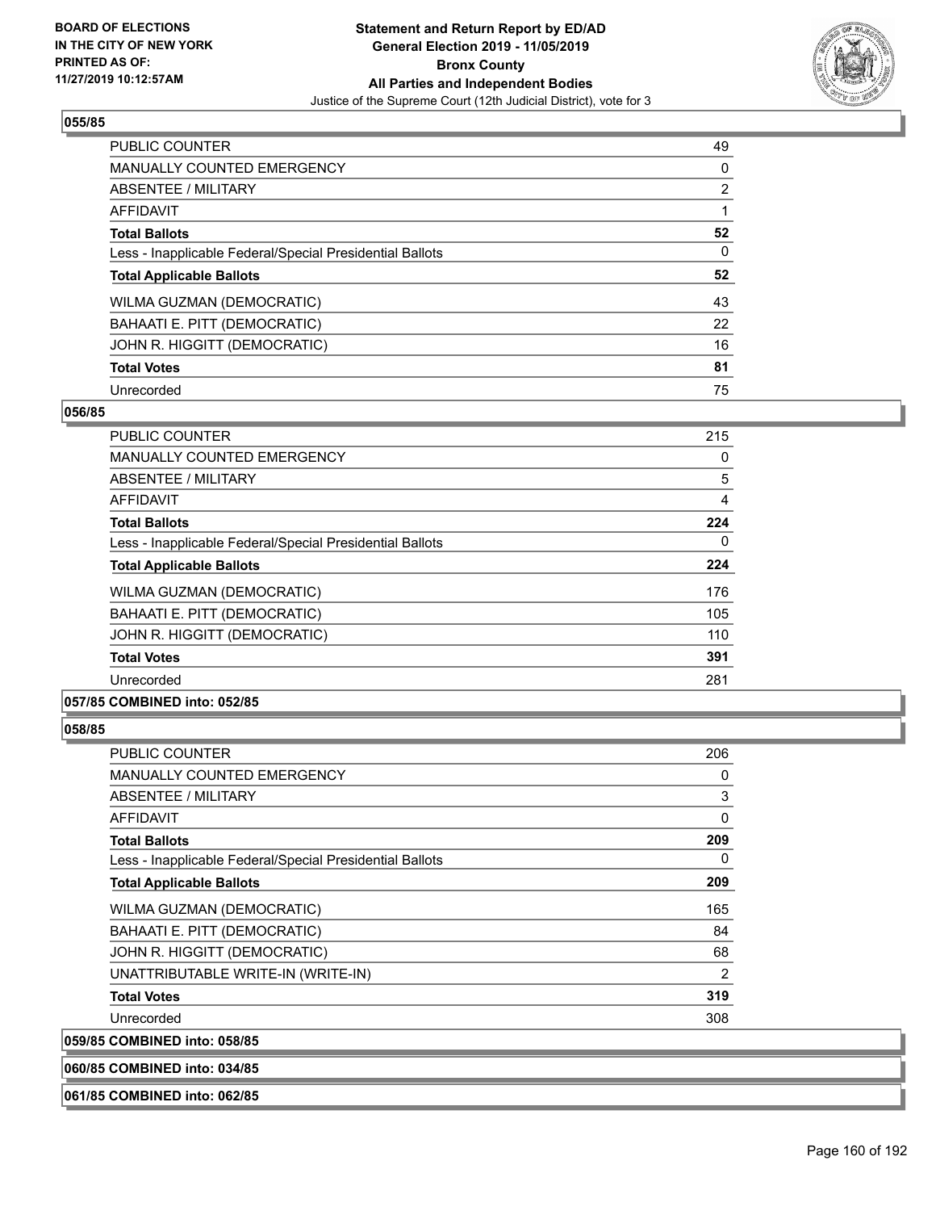## 055/85

| | |
|---|---|
| PUBLIC COUNTER | 49 |
| MANUALLY COUNTED EMERGENCY | 0 |
| ABSENTEE / MILITARY | 2 |
| AFFIDAVIT | 1 |
| **Total Ballots** | **52** |
| Less - Inapplicable Federal/Special Presidential Ballots | 0 |
| **Total Applicable Ballots** | **52** |
| WILMA GUZMAN (DEMOCRATIC) | 43 |
| BAHAATI E. PITT (DEMOCRATIC) | 22 |
| JOHN R. HIGGITT (DEMOCRATIC) | 16 |
| **Total Votes** | **81** |
| Unrecorded | 75 |

## 056/85

| | |
|---|---|
| PUBLIC COUNTER | 215 |
| MANUALLY COUNTED EMERGENCY | 0 |
| ABSENTEE / MILITARY | 5 |
| AFFIDAVIT | 4 |
| **Total Ballots** | **224** |
| Less - Inapplicable Federal/Special Presidential Ballots | 0 |
| **Total Applicable Ballots** | **224** |
| WILMA GUZMAN (DEMOCRATIC) | 176 |
| BAHAATI E. PITT (DEMOCRATIC) | 105 |
| JOHN R. HIGGITT (DEMOCRATIC) | 110 |
| **Total Votes** | **391** |
| Unrecorded | 281 |

## 057/85 COMBINED into: 052/85

## 058/85

| | |
|---|---|
| PUBLIC COUNTER | 206 |
| MANUALLY COUNTED EMERGENCY | 0 |
| ABSENTEE / MILITARY | 3 |
| AFFIDAVIT | 0 |
| **Total Ballots** | **209** |
| Less - Inapplicable Federal/Special Presidential Ballots | 0 |
| **Total Applicable Ballots** | **209** |
| WILMA GUZMAN (DEMOCRATIC) | 165 |
| BAHAATI E. PITT (DEMOCRATIC) | 84 |
| JOHN R. HIGGITT (DEMOCRATIC) | 68 |
| UNATTRIBUTABLE WRITE-IN (WRITE-IN) | 2 |
| **Total Votes** | **319** |
| Unrecorded | 308 |

## 059/85 COMBINED into: 058/85

## 060/85 COMBINED into: 034/85

## 061/85 COMBINED into: 062/85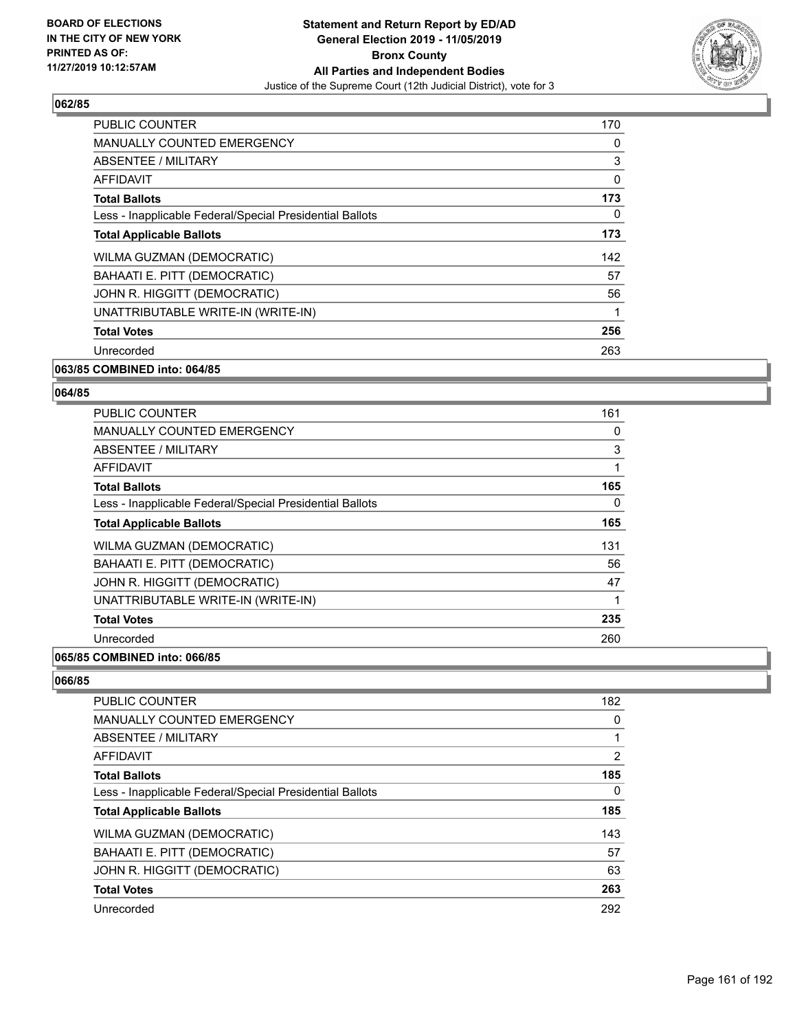**BOARD OF ELECTIONS IN THE CITY OF NEW YORK PRINTED AS OF: 11/27/2019 10:12:57AM**

**Statement and Return Report by ED/AD General Election 2019 - 11/05/2019 Bronx County All Parties and Independent Bodies**

Justice of the Supreme Court (12th Judicial District), vote for 3

### 062/85

| | |
|---|---|
| PUBLIC COUNTER | 170 |
| MANUALLY COUNTED EMERGENCY | 0 |
| ABSENTEE / MILITARY | 3 |
| AFFIDAVIT | 0 |
| **Total Ballots** | **173** |
| Less - Inapplicable Federal/Special Presidential Ballots | 0 |
| **Total Applicable Ballots** | **173** |
| WILMA GUZMAN (DEMOCRATIC) | 142 |
| BAHAATI E. PITT (DEMOCRATIC) | 57 |
| JOHN R. HIGGITT (DEMOCRATIC) | 56 |
| UNATTRIBUTABLE WRITE-IN (WRITE-IN) | 1 |
| **Total Votes** | **256** |
| Unrecorded | 263 |

### 063/85 COMBINED into: 064/85

### 064/85

| | |
|---|---|
| PUBLIC COUNTER | 161 |
| MANUALLY COUNTED EMERGENCY | 0 |
| ABSENTEE / MILITARY | 3 |
| AFFIDAVIT | 1 |
| **Total Ballots** | **165** |
| Less - Inapplicable Federal/Special Presidential Ballots | 0 |
| **Total Applicable Ballots** | **165** |
| WILMA GUZMAN (DEMOCRATIC) | 131 |
| BAHAATI E. PITT (DEMOCRATIC) | 56 |
| JOHN R. HIGGITT (DEMOCRATIC) | 47 |
| UNATTRIBUTABLE WRITE-IN (WRITE-IN) | 1 |
| **Total Votes** | **235** |
| Unrecorded | 260 |

### 065/85 COMBINED into: 066/85

### 066/85

| | |
|---|---|
| PUBLIC COUNTER | 182 |
| MANUALLY COUNTED EMERGENCY | 0 |
| ABSENTEE / MILITARY | 1 |
| AFFIDAVIT | 2 |
| **Total Ballots** | **185** |
| Less - Inapplicable Federal/Special Presidential Ballots | 0 |
| **Total Applicable Ballots** | **185** |
| WILMA GUZMAN (DEMOCRATIC) | 143 |
| BAHAATI E. PITT (DEMOCRATIC) | 57 |
| JOHN R. HIGGITT (DEMOCRATIC) | 63 |
| **Total Votes** | **263** |
| Unrecorded | 292 |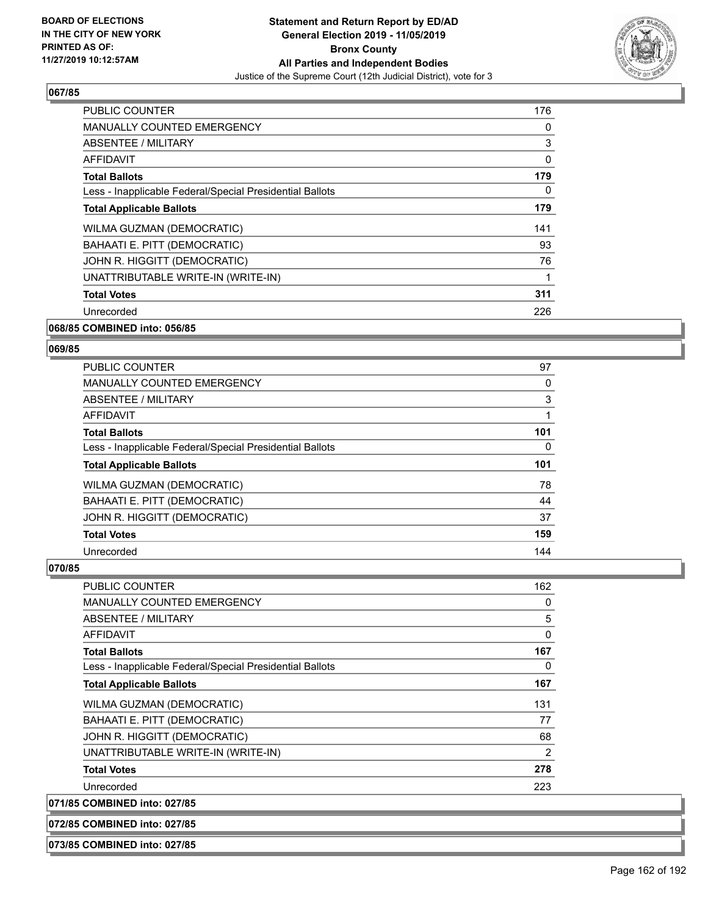## 067/85

| | |
|---|---|
| PUBLIC COUNTER | 176 |
| MANUALLY COUNTED EMERGENCY | 0 |
| ABSENTEE / MILITARY | 3 |
| AFFIDAVIT | 0 |
| **Total Ballots** | **179** |
| Less - Inapplicable Federal/Special Presidential Ballots | 0 |
| **Total Applicable Ballots** | **179** |
| WILMA GUZMAN (DEMOCRATIC) | 141 |
| BAHAATI E. PITT (DEMOCRATIC) | 93 |
| JOHN R. HIGGITT (DEMOCRATIC) | 76 |
| UNATTRIBUTABLE WRITE-IN (WRITE-IN) | 1 |
| **Total Votes** | **311** |
| Unrecorded | 226 |

## 068/85 COMBINED into: 056/85

## 069/85

| | |
|---|---|
| PUBLIC COUNTER | 97 |
| MANUALLY COUNTED EMERGENCY | 0 |
| ABSENTEE / MILITARY | 3 |
| AFFIDAVIT | 1 |
| **Total Ballots** | **101** |
| Less - Inapplicable Federal/Special Presidential Ballots | 0 |
| **Total Applicable Ballots** | **101** |
| WILMA GUZMAN (DEMOCRATIC) | 78 |
| BAHAATI E. PITT (DEMOCRATIC) | 44 |
| JOHN R. HIGGITT (DEMOCRATIC) | 37 |
| **Total Votes** | **159** |
| Unrecorded | 144 |

## 070/85

| | |
|---|---|
| PUBLIC COUNTER | 162 |
| MANUALLY COUNTED EMERGENCY | 0 |
| ABSENTEE / MILITARY | 5 |
| AFFIDAVIT | 0 |
| **Total Ballots** | **167** |
| Less - Inapplicable Federal/Special Presidential Ballots | 0 |
| **Total Applicable Ballots** | **167** |
| WILMA GUZMAN (DEMOCRATIC) | 131 |
| BAHAATI E. PITT (DEMOCRATIC) | 77 |
| JOHN R. HIGGITT (DEMOCRATIC) | 68 |
| UNATTRIBUTABLE WRITE-IN (WRITE-IN) | 2 |
| **Total Votes** | **278** |
| Unrecorded | 223 |

## 071/85 COMBINED into: 027/85

## 072/85 COMBINED into: 027/85

## 073/85 COMBINED into: 027/85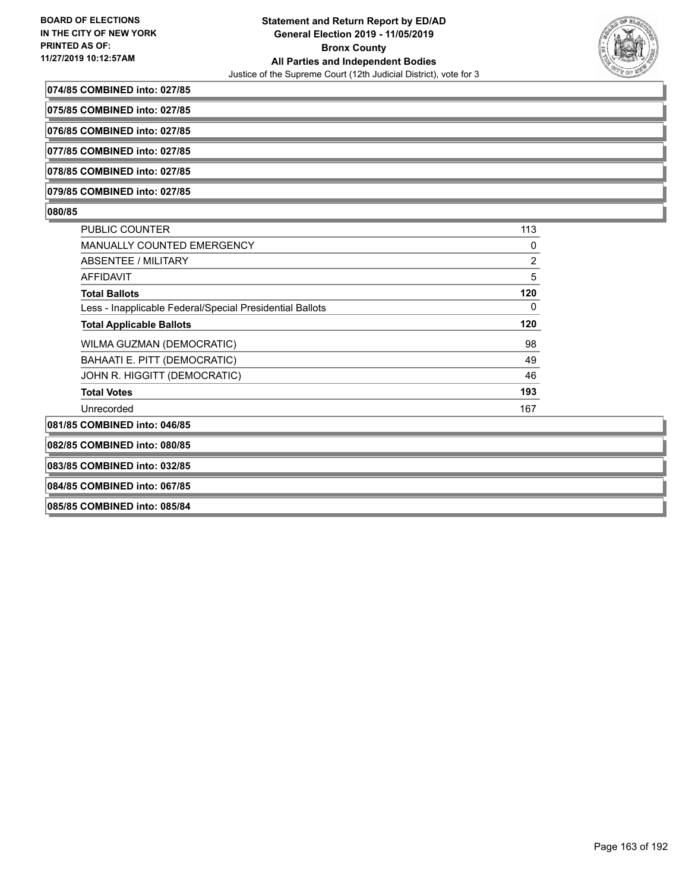**074/85 COMBINED into: 027/85**

**075/85 COMBINED into: 027/85**

**076/85 COMBINED into: 027/85**

**077/85 COMBINED into: 027/85**

**078/85 COMBINED into: 027/85**

**079/85 COMBINED into: 027/85**

**080/85**

| | |
|---|---|
| PUBLIC COUNTER | 113 |
| MANUALLY COUNTED EMERGENCY | 0 |
| ABSENTEE / MILITARY | 2 |
| AFFIDAVIT | 5 |
| **Total Ballots** | **120** |
| Less - Inapplicable Federal/Special Presidential Ballots | 0 |
| **Total Applicable Ballots** | **120** |
| WILMA GUZMAN (DEMOCRATIC) | 98 |
| BAHAATI E. PITT (DEMOCRATIC) | 49 |
| JOHN R. HIGGITT (DEMOCRATIC) | 46 |
| **Total Votes** | **193** |
| Unrecorded | 167 |

**081/85 COMBINED into: 046/85**

**082/85 COMBINED into: 080/85**

**083/85 COMBINED into: 032/85**

**084/85 COMBINED into: 067/85**

**085/85 COMBINED into: 085/84**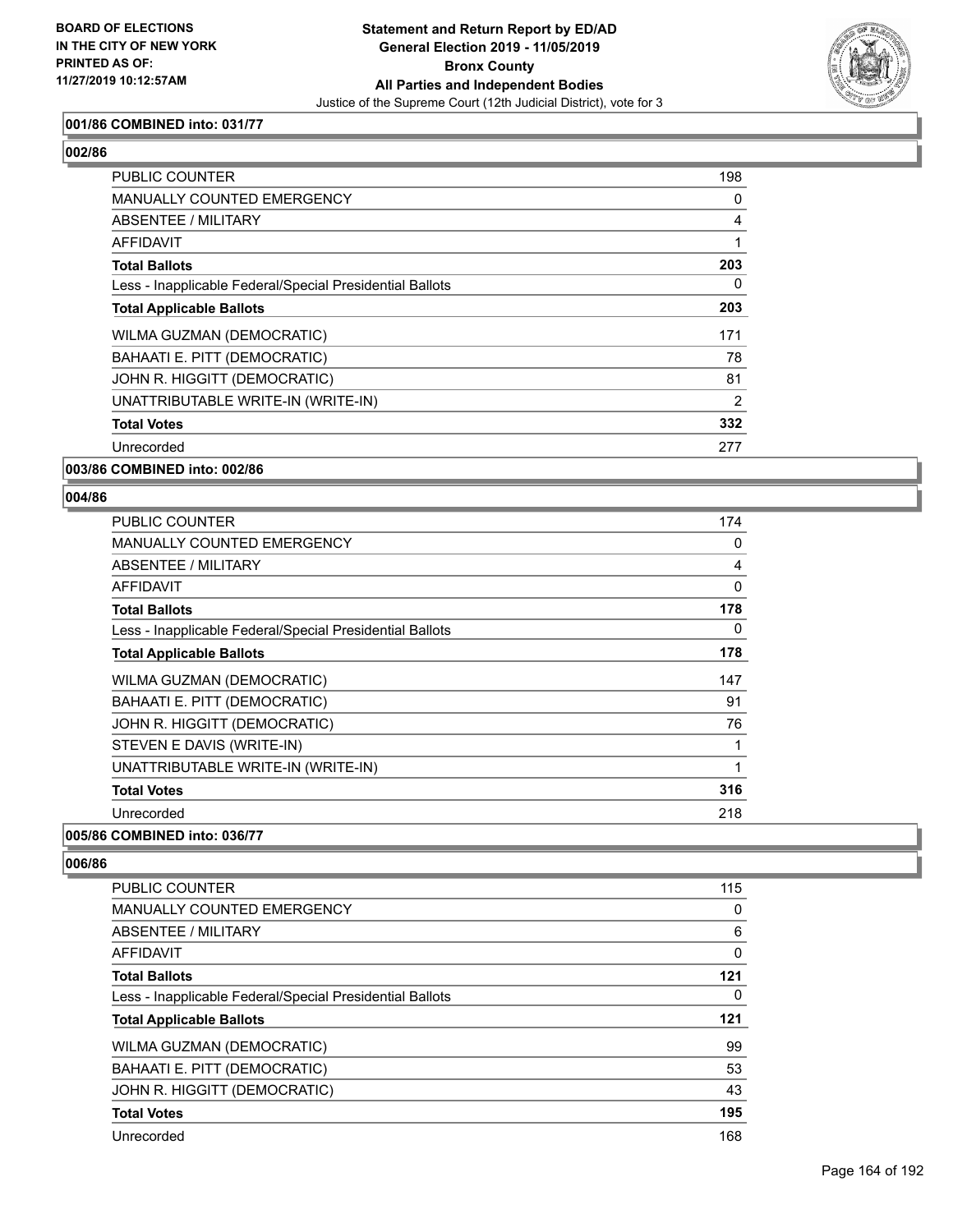**001/86 COMBINED into: 031/77**

**002/86**

| | |
|---|---|
| PUBLIC COUNTER | 198 |
| MANUALLY COUNTED EMERGENCY | 0 |
| ABSENTEE / MILITARY | 4 |
| AFFIDAVIT | 1 |
| **Total Ballots** | **203** |
| Less - Inapplicable Federal/Special Presidential Ballots | 0 |
| **Total Applicable Ballots** | **203** |
| WILMA GUZMAN (DEMOCRATIC) | 171 |
| BAHAATI E. PITT (DEMOCRATIC) | 78 |
| JOHN R. HIGGITT (DEMOCRATIC) | 81 |
| UNATTRIBUTABLE WRITE-IN (WRITE-IN) | 2 |
| **Total Votes** | **332** |
| Unrecorded | 277 |

**003/86 COMBINED into: 002/86**

**004/86**

| | |
|---|---|
| PUBLIC COUNTER | 174 |
| MANUALLY COUNTED EMERGENCY | 0 |
| ABSENTEE / MILITARY | 4 |
| AFFIDAVIT | 0 |
| **Total Ballots** | **178** |
| Less - Inapplicable Federal/Special Presidential Ballots | 0 |
| **Total Applicable Ballots** | **178** |
| WILMA GUZMAN (DEMOCRATIC) | 147 |
| BAHAATI E. PITT (DEMOCRATIC) | 91 |
| JOHN R. HIGGITT (DEMOCRATIC) | 76 |
| STEVEN E DAVIS (WRITE-IN) | 1 |
| UNATTRIBUTABLE WRITE-IN (WRITE-IN) | 1 |
| **Total Votes** | **316** |
| Unrecorded | 218 |

**005/86 COMBINED into: 036/77**

**006/86**

| | |
|---|---|
| PUBLIC COUNTER | 115 |
| MANUALLY COUNTED EMERGENCY | 0 |
| ABSENTEE / MILITARY | 6 |
| AFFIDAVIT | 0 |
| **Total Ballots** | **121** |
| Less - Inapplicable Federal/Special Presidential Ballots | 0 |
| **Total Applicable Ballots** | **121** |
| WILMA GUZMAN (DEMOCRATIC) | 99 |
| BAHAATI E. PITT (DEMOCRATIC) | 53 |
| JOHN R. HIGGITT (DEMOCRATIC) | 43 |
| **Total Votes** | **195** |
| Unrecorded | 168 |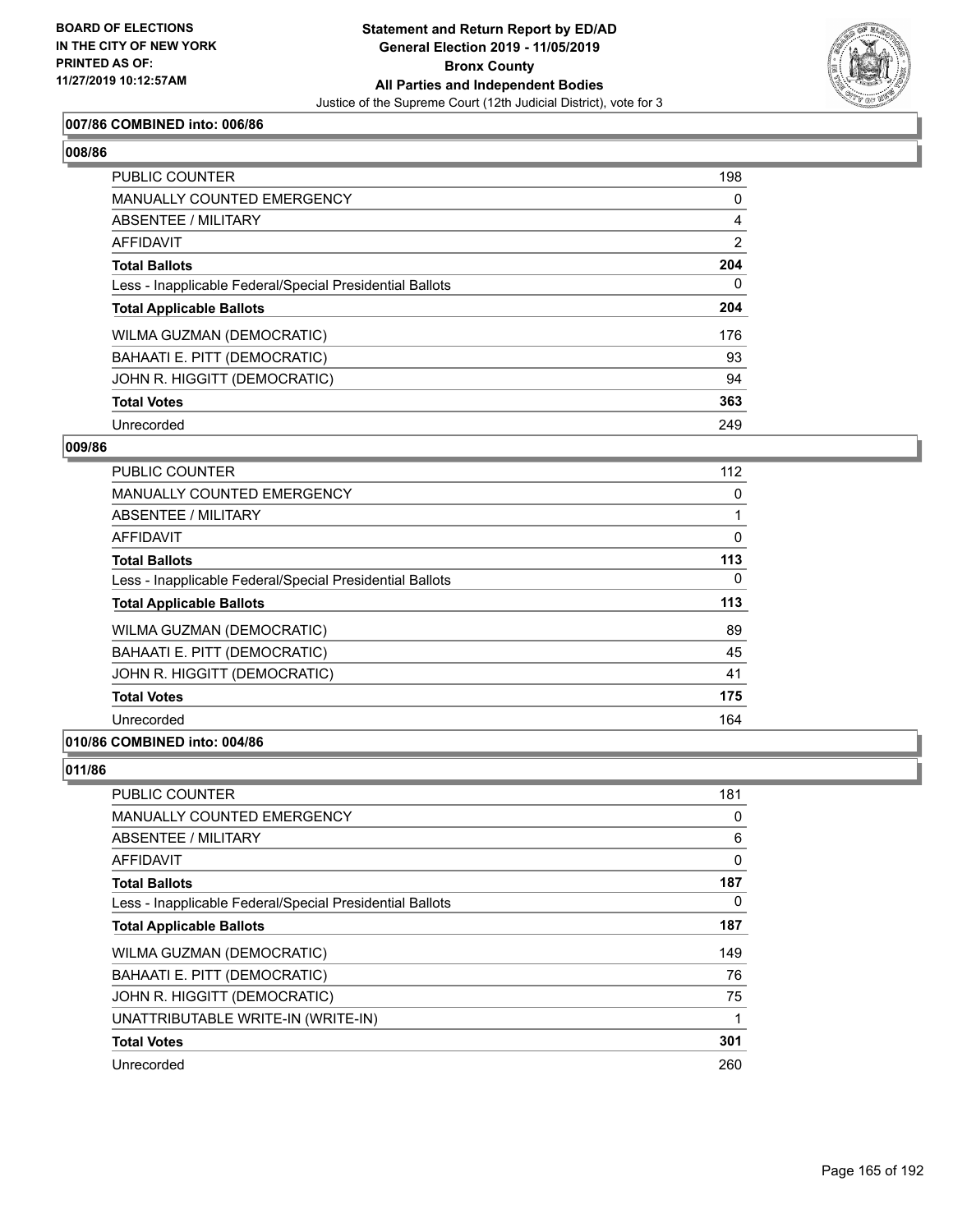### 007/86 COMBINED into: 006/86

### 008/86

| | |
|---|---|
| PUBLIC COUNTER | 198 |
| MANUALLY COUNTED EMERGENCY | 0 |
| ABSENTEE / MILITARY | 4 |
| AFFIDAVIT | 2 |
| **Total Ballots** | **204** |
| Less - Inapplicable Federal/Special Presidential Ballots | 0 |
| **Total Applicable Ballots** | **204** |
| WILMA GUZMAN (DEMOCRATIC) | 176 |
| BAHAATI E. PITT (DEMOCRATIC) | 93 |
| JOHN R. HIGGITT (DEMOCRATIC) | 94 |
| **Total Votes** | **363** |
| Unrecorded | 249 |

### 009/86

| | |
|---|---|
| PUBLIC COUNTER | 112 |
| MANUALLY COUNTED EMERGENCY | 0 |
| ABSENTEE / MILITARY | 1 |
| AFFIDAVIT | 0 |
| **Total Ballots** | **113** |
| Less - Inapplicable Federal/Special Presidential Ballots | 0 |
| **Total Applicable Ballots** | **113** |
| WILMA GUZMAN (DEMOCRATIC) | 89 |
| BAHAATI E. PITT (DEMOCRATIC) | 45 |
| JOHN R. HIGGITT (DEMOCRATIC) | 41 |
| **Total Votes** | **175** |
| Unrecorded | 164 |

### 010/86 COMBINED into: 004/86

### 011/86

| | |
|---|---|
| PUBLIC COUNTER | 181 |
| MANUALLY COUNTED EMERGENCY | 0 |
| ABSENTEE / MILITARY | 6 |
| AFFIDAVIT | 0 |
| **Total Ballots** | **187** |
| Less - Inapplicable Federal/Special Presidential Ballots | 0 |
| **Total Applicable Ballots** | **187** |
| WILMA GUZMAN (DEMOCRATIC) | 149 |
| BAHAATI E. PITT (DEMOCRATIC) | 76 |
| JOHN R. HIGGITT (DEMOCRATIC) | 75 |
| UNATTRIBUTABLE WRITE-IN (WRITE-IN) | 1 |
| **Total Votes** | **301** |
| Unrecorded | 260 |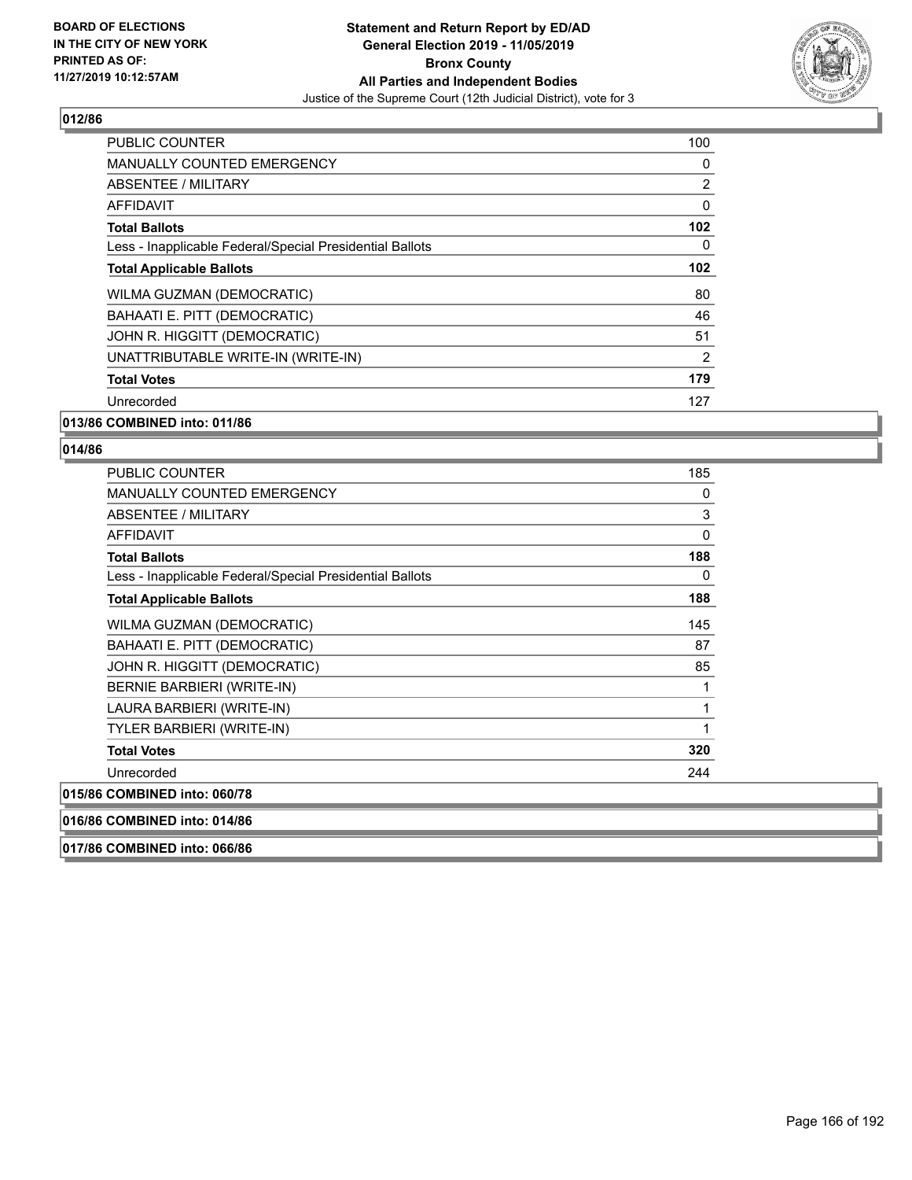## 012/86

| | |
|---|---|
| PUBLIC COUNTER | 100 |
| MANUALLY COUNTED EMERGENCY | 0 |
| ABSENTEE / MILITARY | 2 |
| AFFIDAVIT | 0 |
| **Total Ballots** | **102** |
| Less - Inapplicable Federal/Special Presidential Ballots | 0 |
| **Total Applicable Ballots** | **102** |
| WILMA GUZMAN (DEMOCRATIC) | 80 |
| BAHAATI E. PITT (DEMOCRATIC) | 46 |
| JOHN R. HIGGITT (DEMOCRATIC) | 51 |
| UNATTRIBUTABLE WRITE-IN (WRITE-IN) | 2 |
| **Total Votes** | **179** |
| Unrecorded | 127 |

## 013/86 COMBINED into: 011/86

## 014/86

| | |
|---|---|
| PUBLIC COUNTER | 185 |
| MANUALLY COUNTED EMERGENCY | 0 |
| ABSENTEE / MILITARY | 3 |
| AFFIDAVIT | 0 |
| **Total Ballots** | **188** |
| Less - Inapplicable Federal/Special Presidential Ballots | 0 |
| **Total Applicable Ballots** | **188** |
| WILMA GUZMAN (DEMOCRATIC) | 145 |
| BAHAATI E. PITT (DEMOCRATIC) | 87 |
| JOHN R. HIGGITT (DEMOCRATIC) | 85 |
| BERNIE BARBIERI (WRITE-IN) | 1 |
| LAURA BARBIERI (WRITE-IN) | 1 |
| TYLER BARBIERI (WRITE-IN) | 1 |
| **Total Votes** | **320** |
| Unrecorded | 244 |

## 015/86 COMBINED into: 060/78

## 016/86 COMBINED into: 014/86

## 017/86 COMBINED into: 066/86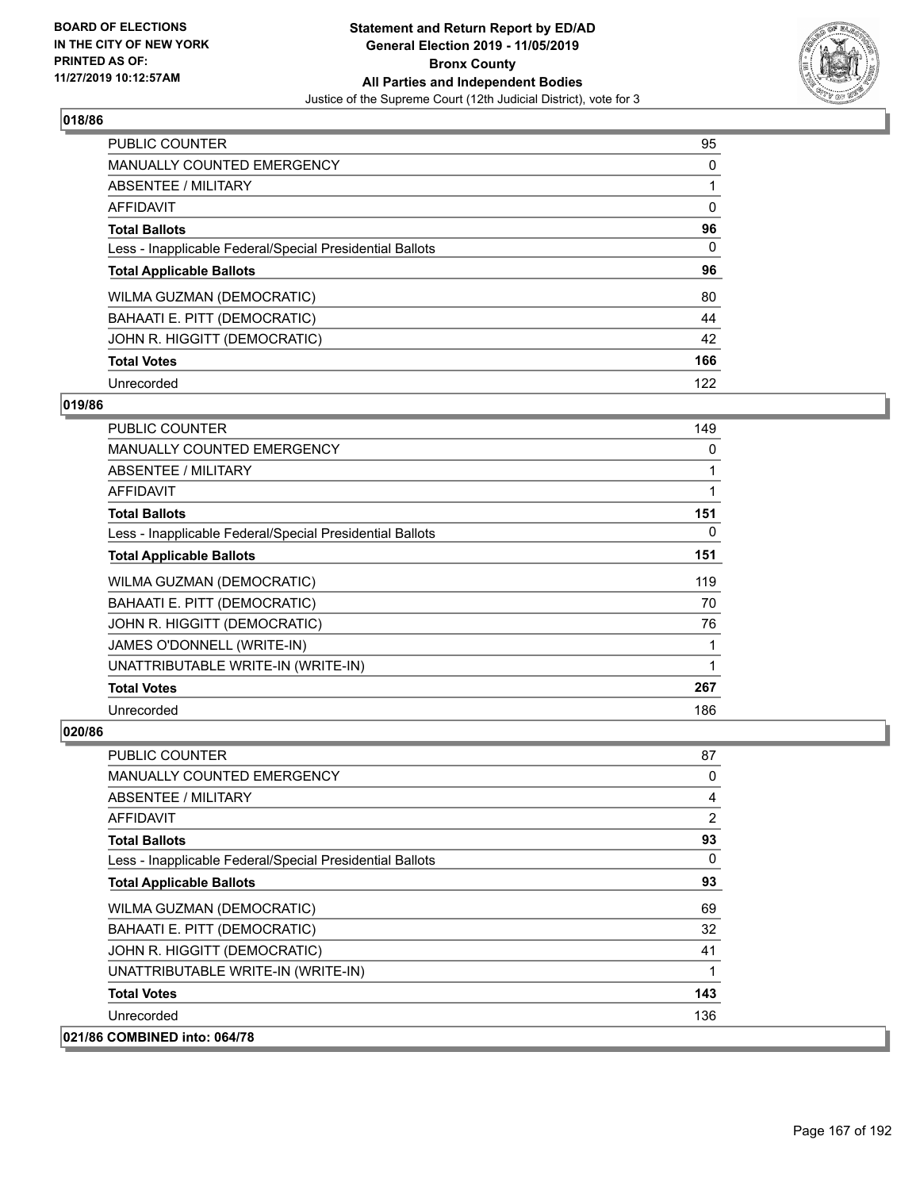### 018/86

| | |
|---|---|
| PUBLIC COUNTER | 95 |
| MANUALLY COUNTED EMERGENCY | 0 |
| ABSENTEE / MILITARY | 1 |
| AFFIDAVIT | 0 |
| **Total Ballots** | **96** |
| Less - Inapplicable Federal/Special Presidential Ballots | 0 |
| **Total Applicable Ballots** | **96** |
| WILMA GUZMAN (DEMOCRATIC) | 80 |
| BAHAATI E. PITT (DEMOCRATIC) | 44 |
| JOHN R. HIGGITT (DEMOCRATIC) | 42 |
| **Total Votes** | **166** |
| Unrecorded | 122 |

### 019/86

| | |
|---|---|
| PUBLIC COUNTER | 149 |
| MANUALLY COUNTED EMERGENCY | 0 |
| ABSENTEE / MILITARY | 1 |
| AFFIDAVIT | 1 |
| **Total Ballots** | **151** |
| Less - Inapplicable Federal/Special Presidential Ballots | 0 |
| **Total Applicable Ballots** | **151** |
| WILMA GUZMAN (DEMOCRATIC) | 119 |
| BAHAATI E. PITT (DEMOCRATIC) | 70 |
| JOHN R. HIGGITT (DEMOCRATIC) | 76 |
| JAMES O'DONNELL (WRITE-IN) | 1 |
| UNATTRIBUTABLE WRITE-IN (WRITE-IN) | 1 |
| **Total Votes** | **267** |
| Unrecorded | 186 |

### 020/86

| | |
|---|---|
| PUBLIC COUNTER | 87 |
| MANUALLY COUNTED EMERGENCY | 0 |
| ABSENTEE / MILITARY | 4 |
| AFFIDAVIT | 2 |
| **Total Ballots** | **93** |
| Less - Inapplicable Federal/Special Presidential Ballots | 0 |
| **Total Applicable Ballots** | **93** |
| WILMA GUZMAN (DEMOCRATIC) | 69 |
| BAHAATI E. PITT (DEMOCRATIC) | 32 |
| JOHN R. HIGGITT (DEMOCRATIC) | 41 |
| UNATTRIBUTABLE WRITE-IN (WRITE-IN) | 1 |
| **Total Votes** | **143** |
| Unrecorded | 136 |

### 021/86 COMBINED into: 064/78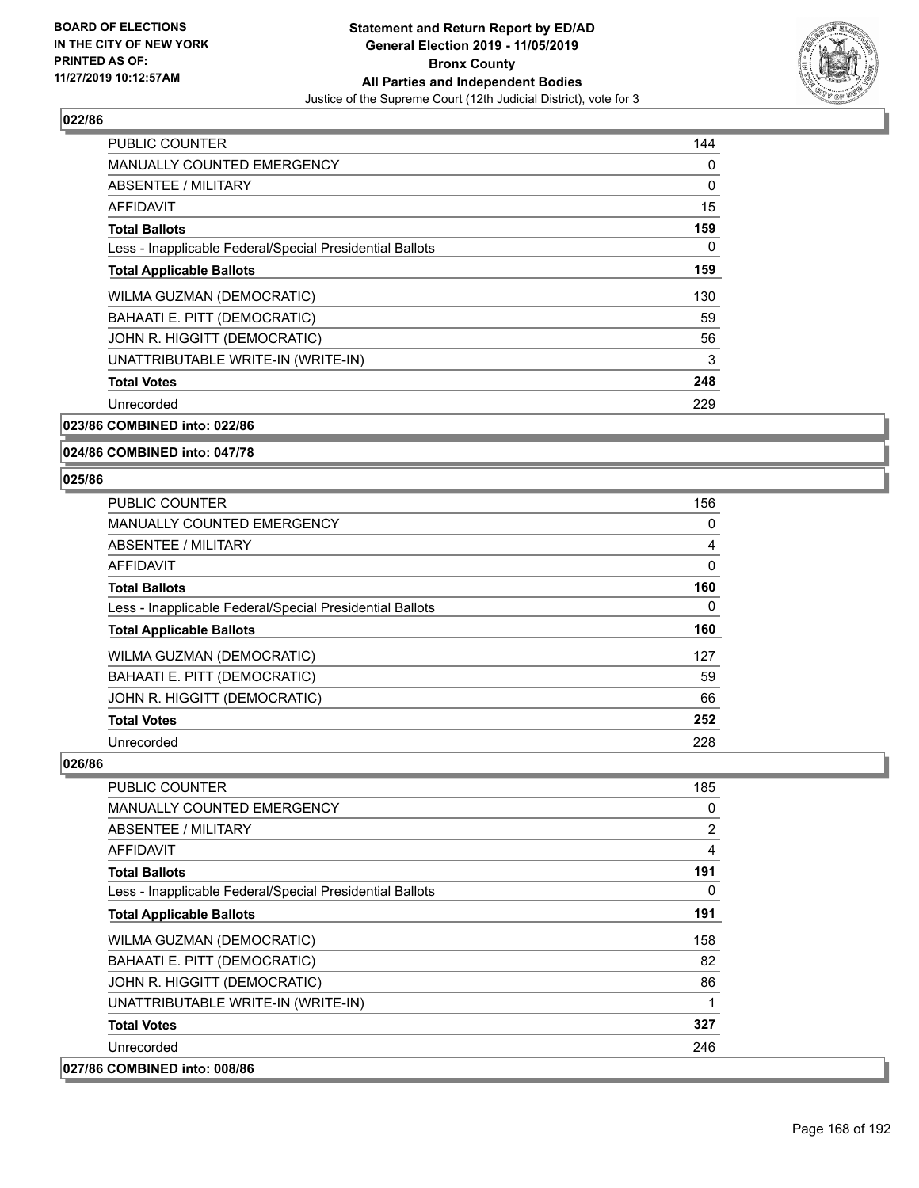## 022/86

| | |
|---|---|
| PUBLIC COUNTER | 144 |
| MANUALLY COUNTED EMERGENCY | 0 |
| ABSENTEE / MILITARY | 0 |
| AFFIDAVIT | 15 |
| **Total Ballots** | **159** |
| Less - Inapplicable Federal/Special Presidential Ballots | 0 |
| **Total Applicable Ballots** | **159** |
| WILMA GUZMAN (DEMOCRATIC) | 130 |
| BAHAATI E. PITT (DEMOCRATIC) | 59 |
| JOHN R. HIGGITT (DEMOCRATIC) | 56 |
| UNATTRIBUTABLE WRITE-IN (WRITE-IN) | 3 |
| **Total Votes** | **248** |
| Unrecorded | 229 |

## 023/86 COMBINED into: 022/86

## 024/86 COMBINED into: 047/78

## 025/86

| | |
|---|---|
| PUBLIC COUNTER | 156 |
| MANUALLY COUNTED EMERGENCY | 0 |
| ABSENTEE / MILITARY | 4 |
| AFFIDAVIT | 0 |
| **Total Ballots** | **160** |
| Less - Inapplicable Federal/Special Presidential Ballots | 0 |
| **Total Applicable Ballots** | **160** |
| WILMA GUZMAN (DEMOCRATIC) | 127 |
| BAHAATI E. PITT (DEMOCRATIC) | 59 |
| JOHN R. HIGGITT (DEMOCRATIC) | 66 |
| **Total Votes** | **252** |
| Unrecorded | 228 |

## 026/86

| | |
|---|---|
| PUBLIC COUNTER | 185 |
| MANUALLY COUNTED EMERGENCY | 0 |
| ABSENTEE / MILITARY | 2 |
| AFFIDAVIT | 4 |
| **Total Ballots** | **191** |
| Less - Inapplicable Federal/Special Presidential Ballots | 0 |
| **Total Applicable Ballots** | **191** |
| WILMA GUZMAN (DEMOCRATIC) | 158 |
| BAHAATI E. PITT (DEMOCRATIC) | 82 |
| JOHN R. HIGGITT (DEMOCRATIC) | 86 |
| UNATTRIBUTABLE WRITE-IN (WRITE-IN) | 1 |
| **Total Votes** | **327** |
| Unrecorded | 246 |

## 027/86 COMBINED into: 008/86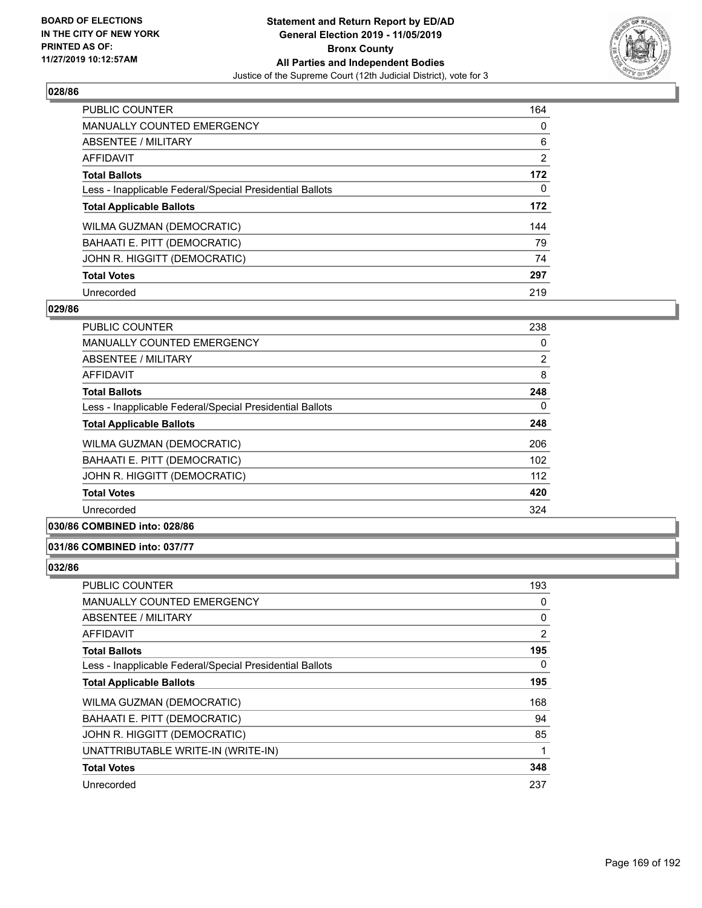### 028/86

| | |
|---|---|
| PUBLIC COUNTER | 164 |
| MANUALLY COUNTED EMERGENCY | 0 |
| ABSENTEE / MILITARY | 6 |
| AFFIDAVIT | 2 |
| **Total Ballots** | **172** |
| Less - Inapplicable Federal/Special Presidential Ballots | 0 |
| **Total Applicable Ballots** | **172** |
| WILMA GUZMAN (DEMOCRATIC) | 144 |
| BAHAATI E. PITT (DEMOCRATIC) | 79 |
| JOHN R. HIGGITT (DEMOCRATIC) | 74 |
| **Total Votes** | **297** |
| Unrecorded | 219 |

### 029/86

| | |
|---|---|
| PUBLIC COUNTER | 238 |
| MANUALLY COUNTED EMERGENCY | 0 |
| ABSENTEE / MILITARY | 2 |
| AFFIDAVIT | 8 |
| **Total Ballots** | **248** |
| Less - Inapplicable Federal/Special Presidential Ballots | 0 |
| **Total Applicable Ballots** | **248** |
| WILMA GUZMAN (DEMOCRATIC) | 206 |
| BAHAATI E. PITT (DEMOCRATIC) | 102 |
| JOHN R. HIGGITT (DEMOCRATIC) | 112 |
| **Total Votes** | **420** |
| Unrecorded | 324 |

### 030/86 COMBINED into: 028/86

### 031/86 COMBINED into: 037/77

### 032/86

| | |
|---|---|
| PUBLIC COUNTER | 193 |
| MANUALLY COUNTED EMERGENCY | 0 |
| ABSENTEE / MILITARY | 0 |
| AFFIDAVIT | 2 |
| **Total Ballots** | **195** |
| Less - Inapplicable Federal/Special Presidential Ballots | 0 |
| **Total Applicable Ballots** | **195** |
| WILMA GUZMAN (DEMOCRATIC) | 168 |
| BAHAATI E. PITT (DEMOCRATIC) | 94 |
| JOHN R. HIGGITT (DEMOCRATIC) | 85 |
| UNATTRIBUTABLE WRITE-IN (WRITE-IN) | 1 |
| **Total Votes** | **348** |
| Unrecorded | 237 |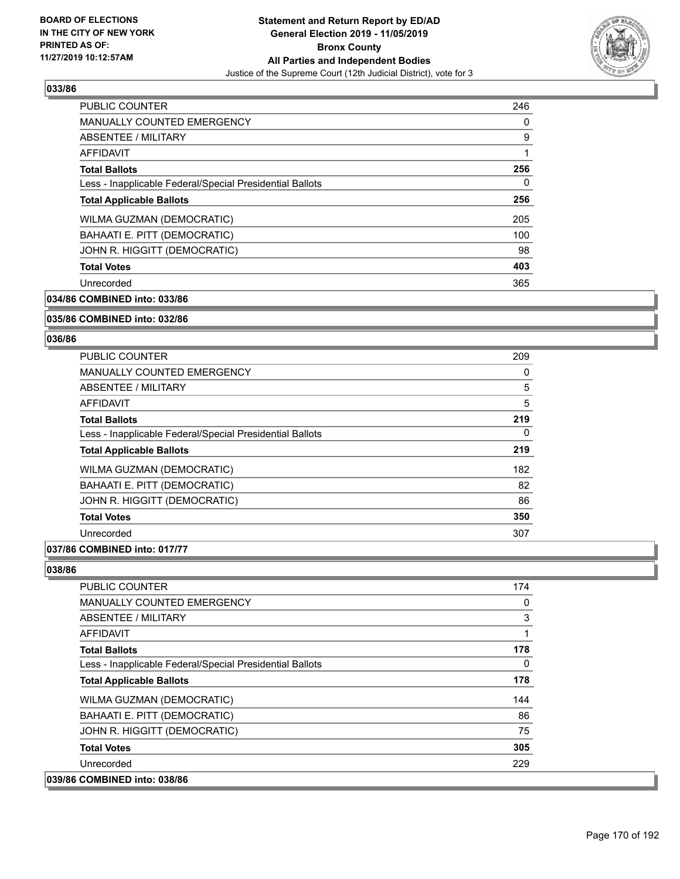## 033/86

| | |
|---|---|
| PUBLIC COUNTER | 246 |
| MANUALLY COUNTED EMERGENCY | 0 |
| ABSENTEE / MILITARY | 9 |
| AFFIDAVIT | 1 |
| **Total Ballots** | **256** |
| Less - Inapplicable Federal/Special Presidential Ballots | 0 |
| **Total Applicable Ballots** | **256** |
| WILMA GUZMAN (DEMOCRATIC) | 205 |
| BAHAATI E. PITT (DEMOCRATIC) | 100 |
| JOHN R. HIGGITT (DEMOCRATIC) | 98 |
| **Total Votes** | **403** |
| Unrecorded | 365 |

**034/86 COMBINED into: 033/86**

**035/86 COMBINED into: 032/86**

## 036/86

| | |
|---|---|
| PUBLIC COUNTER | 209 |
| MANUALLY COUNTED EMERGENCY | 0 |
| ABSENTEE / MILITARY | 5 |
| AFFIDAVIT | 5 |
| **Total Ballots** | **219** |
| Less - Inapplicable Federal/Special Presidential Ballots | 0 |
| **Total Applicable Ballots** | **219** |
| WILMA GUZMAN (DEMOCRATIC) | 182 |
| BAHAATI E. PITT (DEMOCRATIC) | 82 |
| JOHN R. HIGGITT (DEMOCRATIC) | 86 |
| **Total Votes** | **350** |
| Unrecorded | 307 |

**037/86 COMBINED into: 017/77**

## 038/86

| | |
|---|---|
| PUBLIC COUNTER | 174 |
| MANUALLY COUNTED EMERGENCY | 0 |
| ABSENTEE / MILITARY | 3 |
| AFFIDAVIT | 1 |
| **Total Ballots** | **178** |
| Less - Inapplicable Federal/Special Presidential Ballots | 0 |
| **Total Applicable Ballots** | **178** |
| WILMA GUZMAN (DEMOCRATIC) | 144 |
| BAHAATI E. PITT (DEMOCRATIC) | 86 |
| JOHN R. HIGGITT (DEMOCRATIC) | 75 |
| **Total Votes** | **305** |
| Unrecorded | 229 |

**039/86 COMBINED into: 038/86**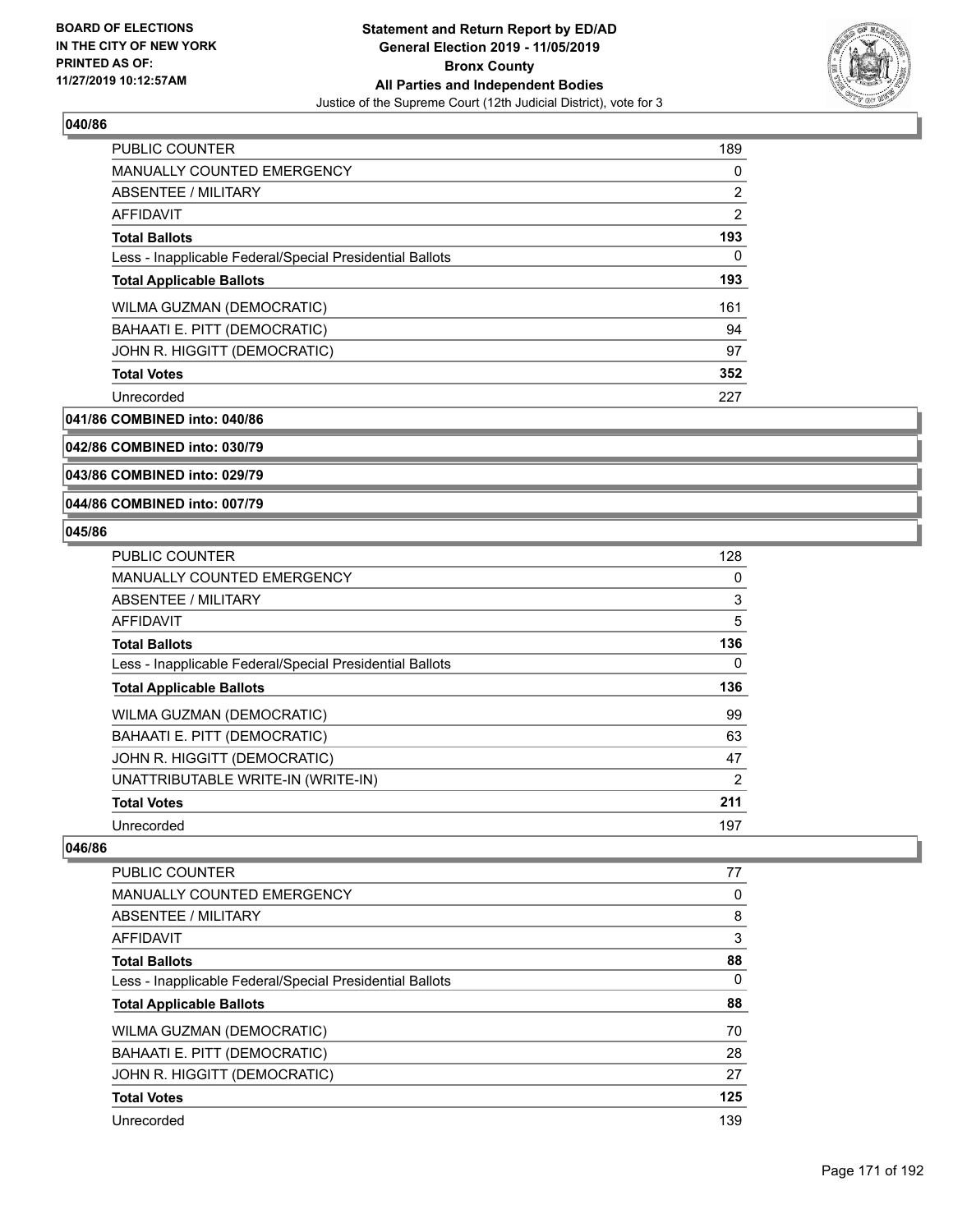**Statement and Return Report by ED/AD**
**General Election 2019 - 11/05/2019**
**Bronx County**
**All Parties and Independent Bodies**
Justice of the Supreme Court (12th Judicial District), vote for 3

BOARD OF ELECTIONS
IN THE CITY OF NEW YORK
PRINTED AS OF:
11/27/2019 10:12:57AM

### 040/86

| | |
|---|---|
| PUBLIC COUNTER | 189 |
| MANUALLY COUNTED EMERGENCY | 0 |
| ABSENTEE / MILITARY | 2 |
| AFFIDAVIT | 2 |
| **Total Ballots** | **193** |
| Less - Inapplicable Federal/Special Presidential Ballots | 0 |
| **Total Applicable Ballots** | **193** |
| WILMA GUZMAN (DEMOCRATIC) | 161 |
| BAHAATI E. PITT (DEMOCRATIC) | 94 |
| JOHN R. HIGGITT (DEMOCRATIC) | 97 |
| **Total Votes** | **352** |
| Unrecorded | 227 |

**041/86 COMBINED into: 040/86**

**042/86 COMBINED into: 030/79**

**043/86 COMBINED into: 029/79**

**044/86 COMBINED into: 007/79**

### 045/86

| | |
|---|---|
| PUBLIC COUNTER | 128 |
| MANUALLY COUNTED EMERGENCY | 0 |
| ABSENTEE / MILITARY | 3 |
| AFFIDAVIT | 5 |
| **Total Ballots** | **136** |
| Less - Inapplicable Federal/Special Presidential Ballots | 0 |
| **Total Applicable Ballots** | **136** |
| WILMA GUZMAN (DEMOCRATIC) | 99 |
| BAHAATI E. PITT (DEMOCRATIC) | 63 |
| JOHN R. HIGGITT (DEMOCRATIC) | 47 |
| UNATTRIBUTABLE WRITE-IN (WRITE-IN) | 2 |
| **Total Votes** | **211** |
| Unrecorded | 197 |

### 046/86

| | |
|---|---|
| PUBLIC COUNTER | 77 |
| MANUALLY COUNTED EMERGENCY | 0 |
| ABSENTEE / MILITARY | 8 |
| AFFIDAVIT | 3 |
| **Total Ballots** | **88** |
| Less - Inapplicable Federal/Special Presidential Ballots | 0 |
| **Total Applicable Ballots** | **88** |
| WILMA GUZMAN (DEMOCRATIC) | 70 |
| BAHAATI E. PITT (DEMOCRATIC) | 28 |
| JOHN R. HIGGITT (DEMOCRATIC) | 27 |
| **Total Votes** | **125** |
| Unrecorded | 139 |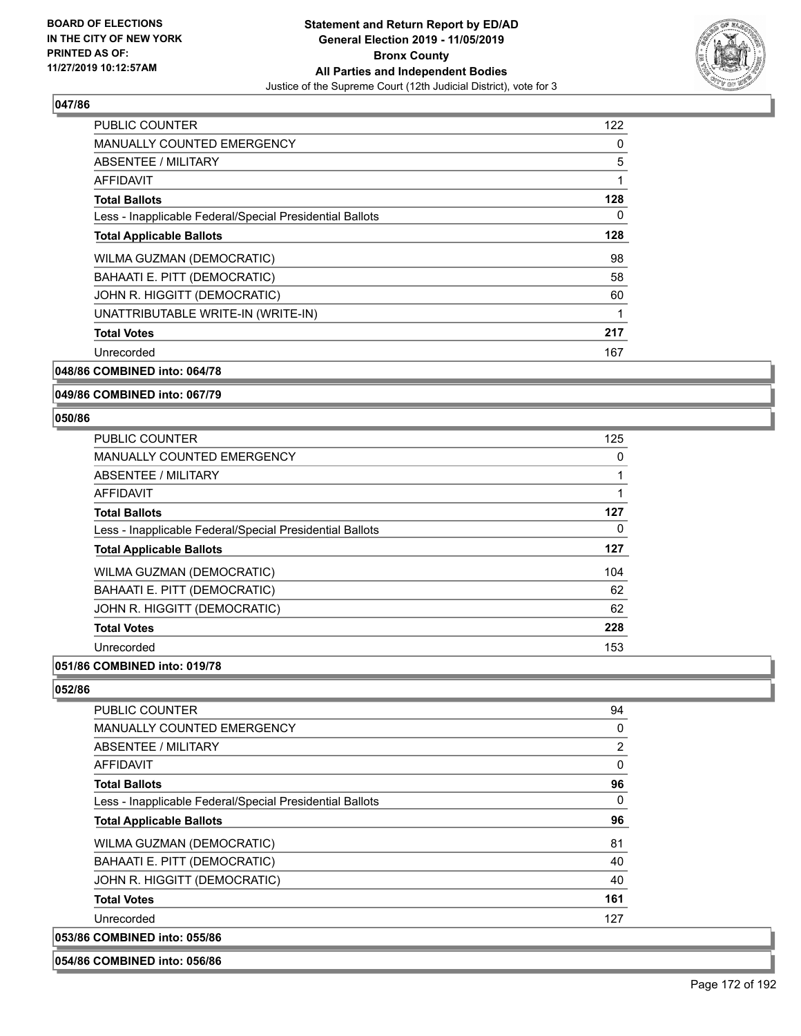### 047/86

| | |
|---|---|
| PUBLIC COUNTER | 122 |
| MANUALLY COUNTED EMERGENCY | 0 |
| ABSENTEE / MILITARY | 5 |
| AFFIDAVIT | 1 |
| **Total Ballots** | **128** |
| Less - Inapplicable Federal/Special Presidential Ballots | 0 |
| **Total Applicable Ballots** | **128** |
| WILMA GUZMAN (DEMOCRATIC) | 98 |
| BAHAATI E. PITT (DEMOCRATIC) | 58 |
| JOHN R. HIGGITT (DEMOCRATIC) | 60 |
| UNATTRIBUTABLE WRITE-IN (WRITE-IN) | 1 |
| **Total Votes** | **217** |
| Unrecorded | 167 |

### 048/86 COMBINED into: 064/78

### 049/86 COMBINED into: 067/79

### 050/86

| | |
|---|---|
| PUBLIC COUNTER | 125 |
| MANUALLY COUNTED EMERGENCY | 0 |
| ABSENTEE / MILITARY | 1 |
| AFFIDAVIT | 1 |
| **Total Ballots** | **127** |
| Less - Inapplicable Federal/Special Presidential Ballots | 0 |
| **Total Applicable Ballots** | **127** |
| WILMA GUZMAN (DEMOCRATIC) | 104 |
| BAHAATI E. PITT (DEMOCRATIC) | 62 |
| JOHN R. HIGGITT (DEMOCRATIC) | 62 |
| **Total Votes** | **228** |
| Unrecorded | 153 |

### 051/86 COMBINED into: 019/78

### 052/86

| | |
|---|---|
| PUBLIC COUNTER | 94 |
| MANUALLY COUNTED EMERGENCY | 0 |
| ABSENTEE / MILITARY | 2 |
| AFFIDAVIT | 0 |
| **Total Ballots** | **96** |
| Less - Inapplicable Federal/Special Presidential Ballots | 0 |
| **Total Applicable Ballots** | **96** |
| WILMA GUZMAN (DEMOCRATIC) | 81 |
| BAHAATI E. PITT (DEMOCRATIC) | 40 |
| JOHN R. HIGGITT (DEMOCRATIC) | 40 |
| **Total Votes** | **161** |
| Unrecorded | 127 |

### 053/86 COMBINED into: 055/86

### 054/86 COMBINED into: 056/86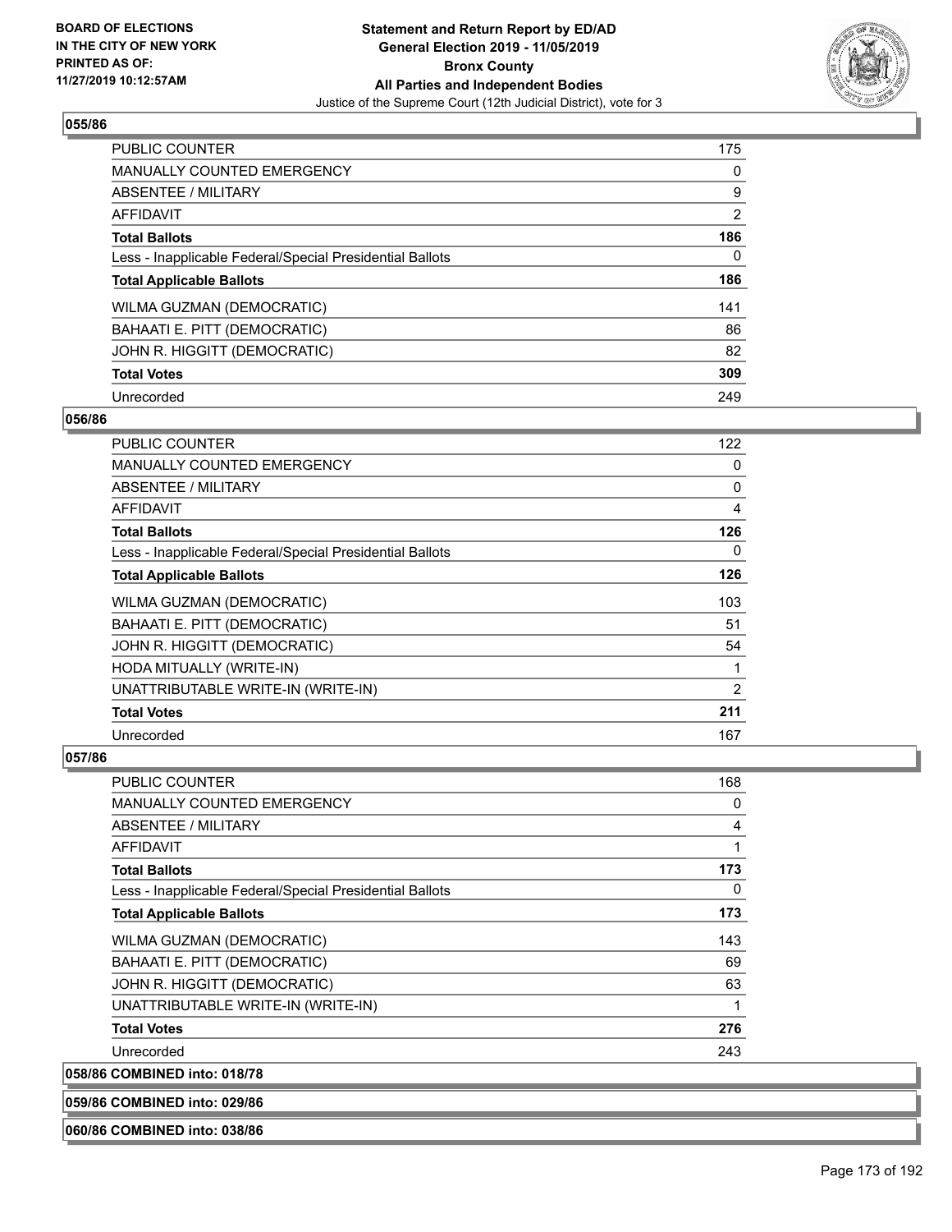### 055/86

| | |
|---|---|
| PUBLIC COUNTER | 175 |
| MANUALLY COUNTED EMERGENCY | 0 |
| ABSENTEE / MILITARY | 9 |
| AFFIDAVIT | 2 |
| **Total Ballots** | **186** |
| Less - Inapplicable Federal/Special Presidential Ballots | 0 |
| **Total Applicable Ballots** | **186** |
| WILMA GUZMAN (DEMOCRATIC) | 141 |
| BAHAATI E. PITT (DEMOCRATIC) | 86 |
| JOHN R. HIGGITT (DEMOCRATIC) | 82 |
| **Total Votes** | **309** |
| Unrecorded | 249 |

### 056/86

| | |
|---|---|
| PUBLIC COUNTER | 122 |
| MANUALLY COUNTED EMERGENCY | 0 |
| ABSENTEE / MILITARY | 0 |
| AFFIDAVIT | 4 |
| **Total Ballots** | **126** |
| Less - Inapplicable Federal/Special Presidential Ballots | 0 |
| **Total Applicable Ballots** | **126** |
| WILMA GUZMAN (DEMOCRATIC) | 103 |
| BAHAATI E. PITT (DEMOCRATIC) | 51 |
| JOHN R. HIGGITT (DEMOCRATIC) | 54 |
| HODA MITUALLY (WRITE-IN) | 1 |
| UNATTRIBUTABLE WRITE-IN (WRITE-IN) | 2 |
| **Total Votes** | **211** |
| Unrecorded | 167 |

### 057/86

| | |
|---|---|
| PUBLIC COUNTER | 168 |
| MANUALLY COUNTED EMERGENCY | 0 |
| ABSENTEE / MILITARY | 4 |
| AFFIDAVIT | 1 |
| **Total Ballots** | **173** |
| Less - Inapplicable Federal/Special Presidential Ballots | 0 |
| **Total Applicable Ballots** | **173** |
| WILMA GUZMAN (DEMOCRATIC) | 143 |
| BAHAATI E. PITT (DEMOCRATIC) | 69 |
| JOHN R. HIGGITT (DEMOCRATIC) | 63 |
| UNATTRIBUTABLE WRITE-IN (WRITE-IN) | 1 |
| **Total Votes** | **276** |
| Unrecorded | 243 |

### 058/86 COMBINED into: 018/78

### 059/86 COMBINED into: 029/86

### 060/86 COMBINED into: 038/86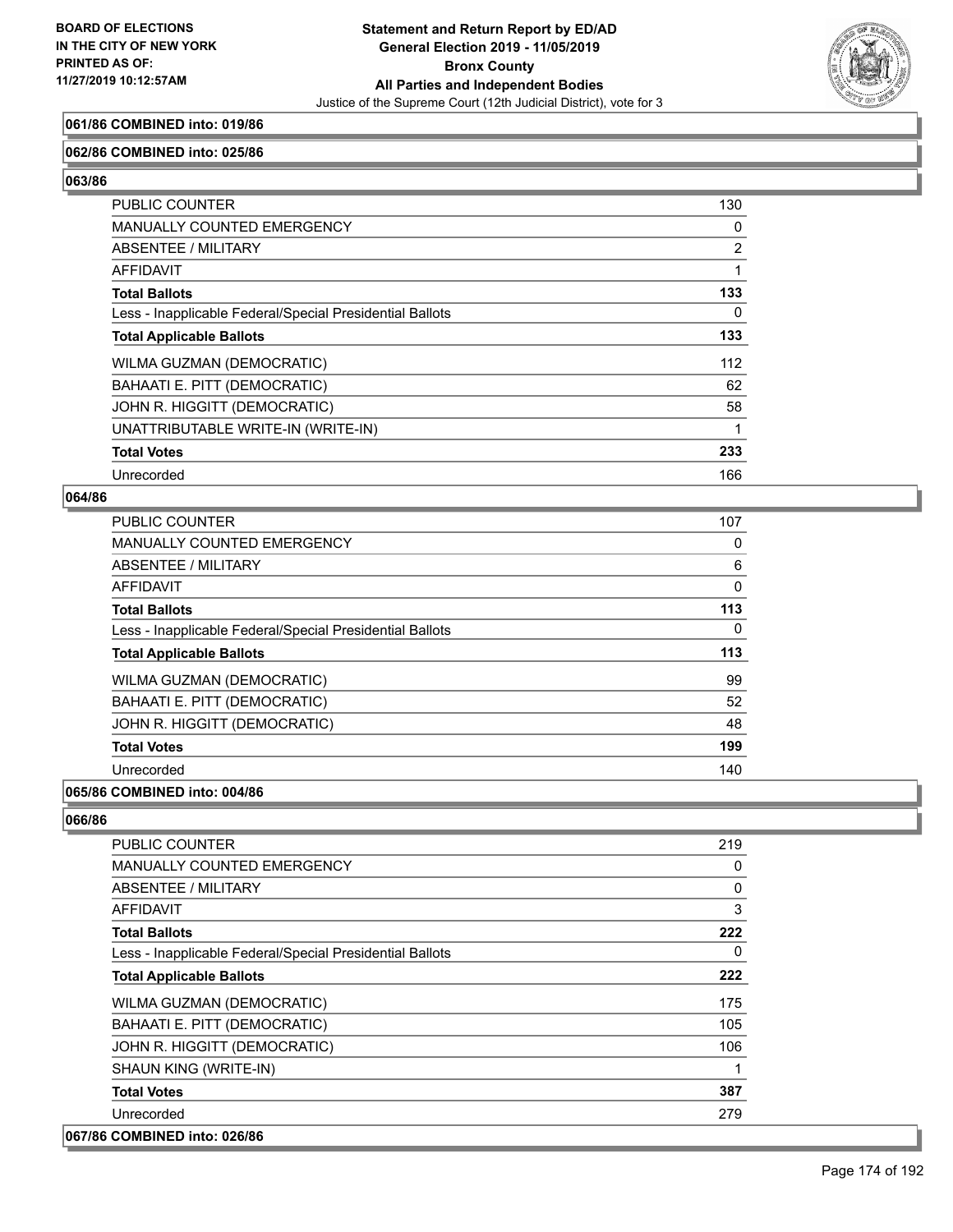**061/86 COMBINED into: 019/86**

**062/86 COMBINED into: 025/86**

**063/86**

| | |
|---|---|
| PUBLIC COUNTER | 130 |
| MANUALLY COUNTED EMERGENCY | 0 |
| ABSENTEE / MILITARY | 2 |
| AFFIDAVIT | 1 |
| **Total Ballots** | **133** |
| Less - Inapplicable Federal/Special Presidential Ballots | 0 |
| **Total Applicable Ballots** | **133** |
| WILMA GUZMAN (DEMOCRATIC) | 112 |
| BAHAATI E. PITT (DEMOCRATIC) | 62 |
| JOHN R. HIGGITT (DEMOCRATIC) | 58 |
| UNATTRIBUTABLE WRITE-IN (WRITE-IN) | 1 |
| **Total Votes** | **233** |
| Unrecorded | 166 |

**064/86**

| | |
|---|---|
| PUBLIC COUNTER | 107 |
| MANUALLY COUNTED EMERGENCY | 0 |
| ABSENTEE / MILITARY | 6 |
| AFFIDAVIT | 0 |
| **Total Ballots** | **113** |
| Less - Inapplicable Federal/Special Presidential Ballots | 0 |
| **Total Applicable Ballots** | **113** |
| WILMA GUZMAN (DEMOCRATIC) | 99 |
| BAHAATI E. PITT (DEMOCRATIC) | 52 |
| JOHN R. HIGGITT (DEMOCRATIC) | 48 |
| **Total Votes** | **199** |
| Unrecorded | 140 |

**065/86 COMBINED into: 004/86**

**066/86**

| | |
|---|---|
| PUBLIC COUNTER | 219 |
| MANUALLY COUNTED EMERGENCY | 0 |
| ABSENTEE / MILITARY | 0 |
| AFFIDAVIT | 3 |
| **Total Ballots** | **222** |
| Less - Inapplicable Federal/Special Presidential Ballots | 0 |
| **Total Applicable Ballots** | **222** |
| WILMA GUZMAN (DEMOCRATIC) | 175 |
| BAHAATI E. PITT (DEMOCRATIC) | 105 |
| JOHN R. HIGGITT (DEMOCRATIC) | 106 |
| SHAUN KING (WRITE-IN) | 1 |
| **Total Votes** | **387** |
| Unrecorded | 279 |

**067/86 COMBINED into: 026/86**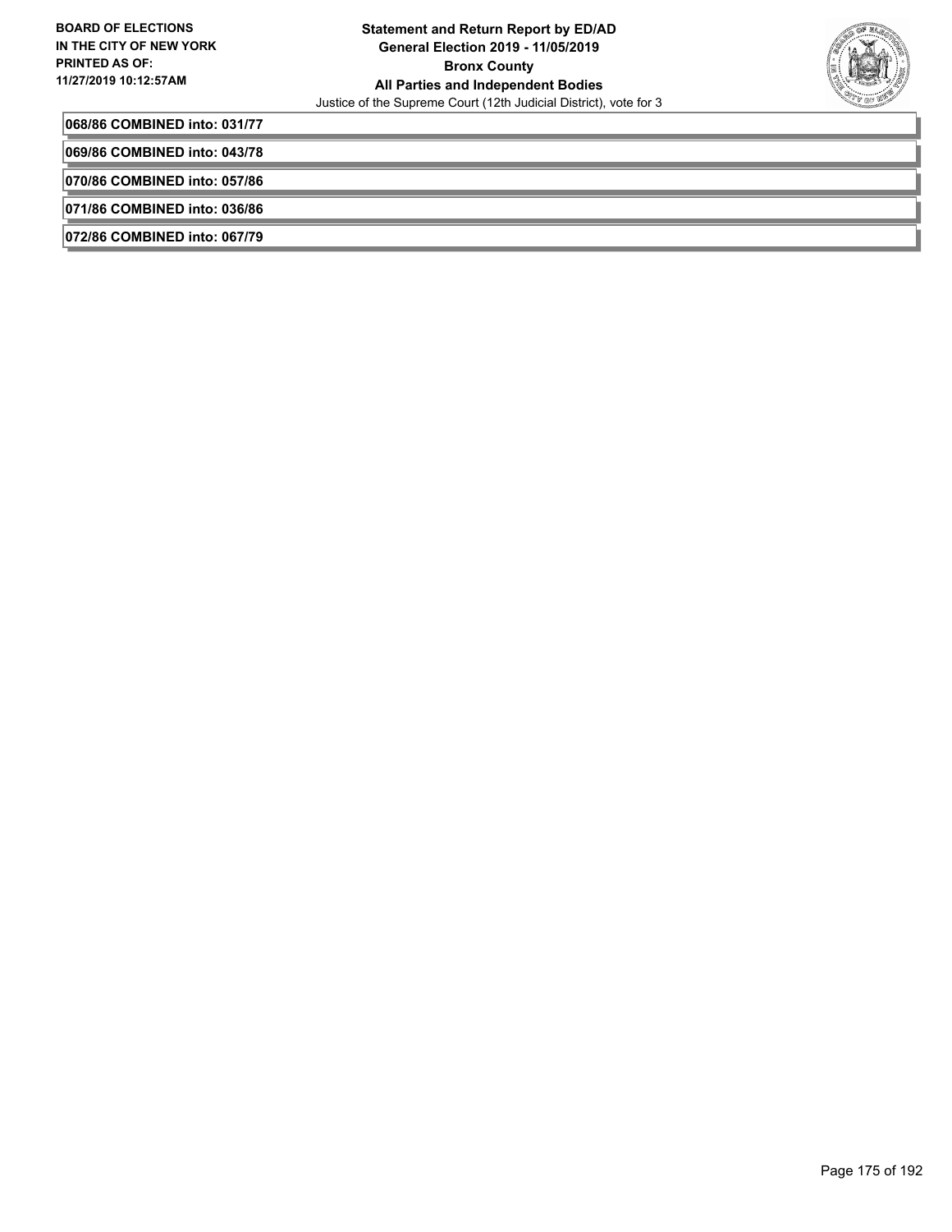**068/86 COMBINED into: 031/77**

**069/86 COMBINED into: 043/78**

**070/86 COMBINED into: 057/86**

**071/86 COMBINED into: 036/86**

**072/86 COMBINED into: 067/79**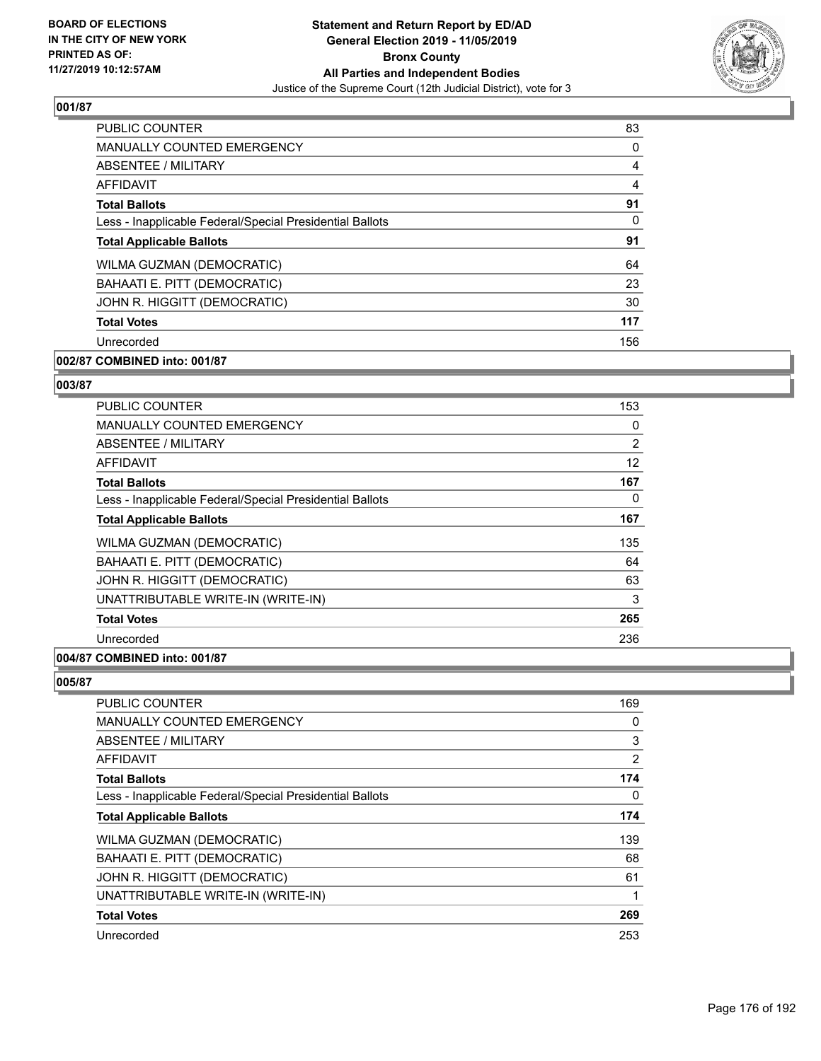## 001/87

| | |
|---|---|
| PUBLIC COUNTER | 83 |
| MANUALLY COUNTED EMERGENCY | 0 |
| ABSENTEE / MILITARY | 4 |
| AFFIDAVIT | 4 |
| **Total Ballots** | **91** |
| Less - Inapplicable Federal/Special Presidential Ballots | 0 |
| **Total Applicable Ballots** | **91** |
| WILMA GUZMAN (DEMOCRATIC) | 64 |
| BAHAATI E. PITT (DEMOCRATIC) | 23 |
| JOHN R. HIGGITT (DEMOCRATIC) | 30 |
| **Total Votes** | **117** |
| Unrecorded | 156 |

## 002/87 COMBINED into: 001/87

## 003/87

| | |
|---|---|
| PUBLIC COUNTER | 153 |
| MANUALLY COUNTED EMERGENCY | 0 |
| ABSENTEE / MILITARY | 2 |
| AFFIDAVIT | 12 |
| **Total Ballots** | **167** |
| Less - Inapplicable Federal/Special Presidential Ballots | 0 |
| **Total Applicable Ballots** | **167** |
| WILMA GUZMAN (DEMOCRATIC) | 135 |
| BAHAATI E. PITT (DEMOCRATIC) | 64 |
| JOHN R. HIGGITT (DEMOCRATIC) | 63 |
| UNATTRIBUTABLE WRITE-IN (WRITE-IN) | 3 |
| **Total Votes** | **265** |
| Unrecorded | 236 |

## 004/87 COMBINED into: 001/87

## 005/87

| | |
|---|---|
| PUBLIC COUNTER | 169 |
| MANUALLY COUNTED EMERGENCY | 0 |
| ABSENTEE / MILITARY | 3 |
| AFFIDAVIT | 2 |
| **Total Ballots** | **174** |
| Less - Inapplicable Federal/Special Presidential Ballots | 0 |
| **Total Applicable Ballots** | **174** |
| WILMA GUZMAN (DEMOCRATIC) | 139 |
| BAHAATI E. PITT (DEMOCRATIC) | 68 |
| JOHN R. HIGGITT (DEMOCRATIC) | 61 |
| UNATTRIBUTABLE WRITE-IN (WRITE-IN) | 1 |
| **Total Votes** | **269** |
| Unrecorded | 253 |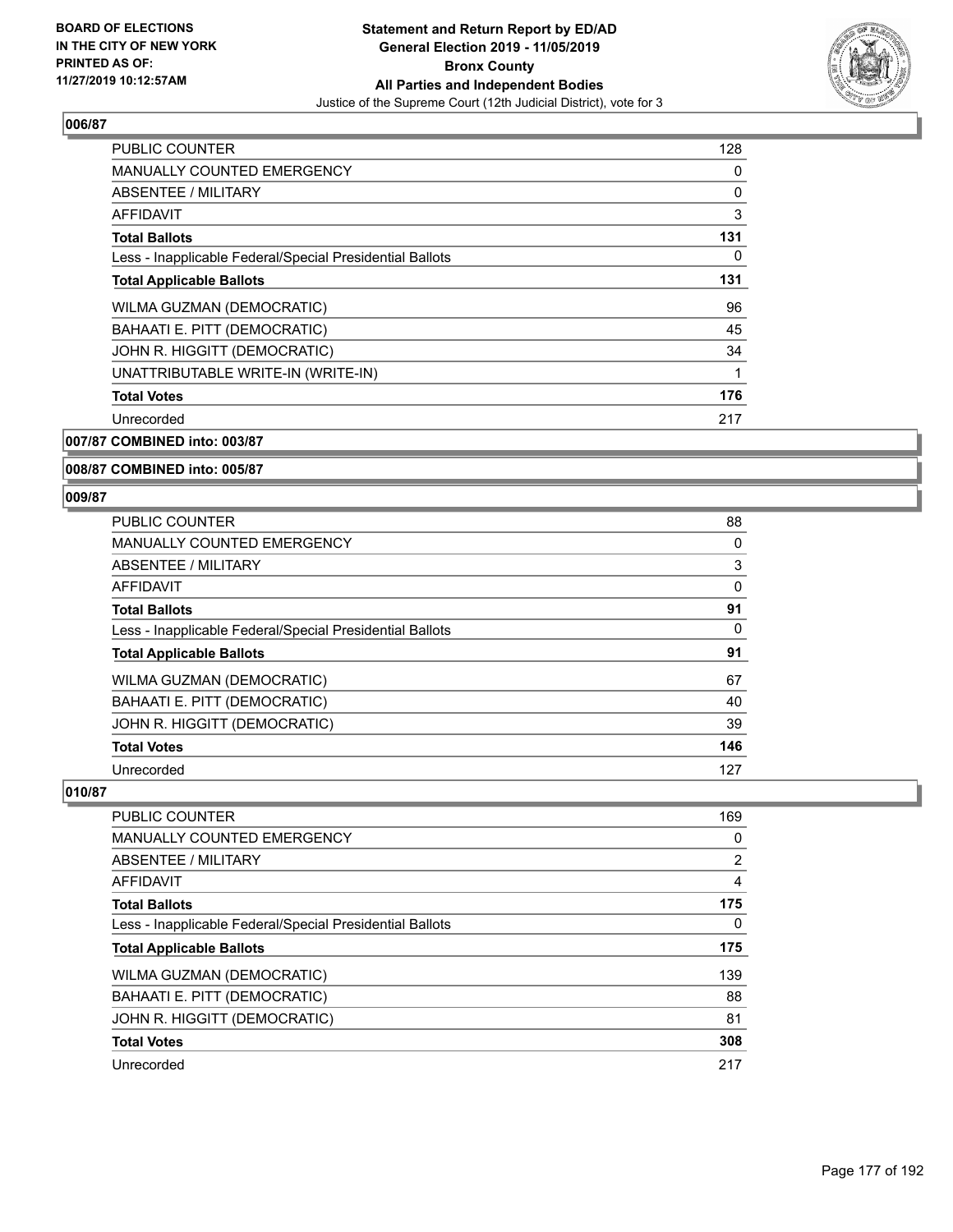## 006/87

| | |
|---|---|
| PUBLIC COUNTER | 128 |
| MANUALLY COUNTED EMERGENCY | 0 |
| ABSENTEE / MILITARY | 0 |
| AFFIDAVIT | 3 |
| **Total Ballots** | **131** |
| Less - Inapplicable Federal/Special Presidential Ballots | 0 |
| **Total Applicable Ballots** | **131** |
| WILMA GUZMAN (DEMOCRATIC) | 96 |
| BAHAATI E. PITT (DEMOCRATIC) | 45 |
| JOHN R. HIGGITT (DEMOCRATIC) | 34 |
| UNATTRIBUTABLE WRITE-IN (WRITE-IN) | 1 |
| **Total Votes** | **176** |
| Unrecorded | 217 |

## 007/87 COMBINED into: 003/87

## 008/87 COMBINED into: 005/87

## 009/87

| | |
|---|---|
| PUBLIC COUNTER | 88 |
| MANUALLY COUNTED EMERGENCY | 0 |
| ABSENTEE / MILITARY | 3 |
| AFFIDAVIT | 0 |
| **Total Ballots** | **91** |
| Less - Inapplicable Federal/Special Presidential Ballots | 0 |
| **Total Applicable Ballots** | **91** |
| WILMA GUZMAN (DEMOCRATIC) | 67 |
| BAHAATI E. PITT (DEMOCRATIC) | 40 |
| JOHN R. HIGGITT (DEMOCRATIC) | 39 |
| **Total Votes** | **146** |
| Unrecorded | 127 |

## 010/87

| | |
|---|---|
| PUBLIC COUNTER | 169 |
| MANUALLY COUNTED EMERGENCY | 0 |
| ABSENTEE / MILITARY | 2 |
| AFFIDAVIT | 4 |
| **Total Ballots** | **175** |
| Less - Inapplicable Federal/Special Presidential Ballots | 0 |
| **Total Applicable Ballots** | **175** |
| WILMA GUZMAN (DEMOCRATIC) | 139 |
| BAHAATI E. PITT (DEMOCRATIC) | 88 |
| JOHN R. HIGGITT (DEMOCRATIC) | 81 |
| **Total Votes** | **308** |
| Unrecorded | 217 |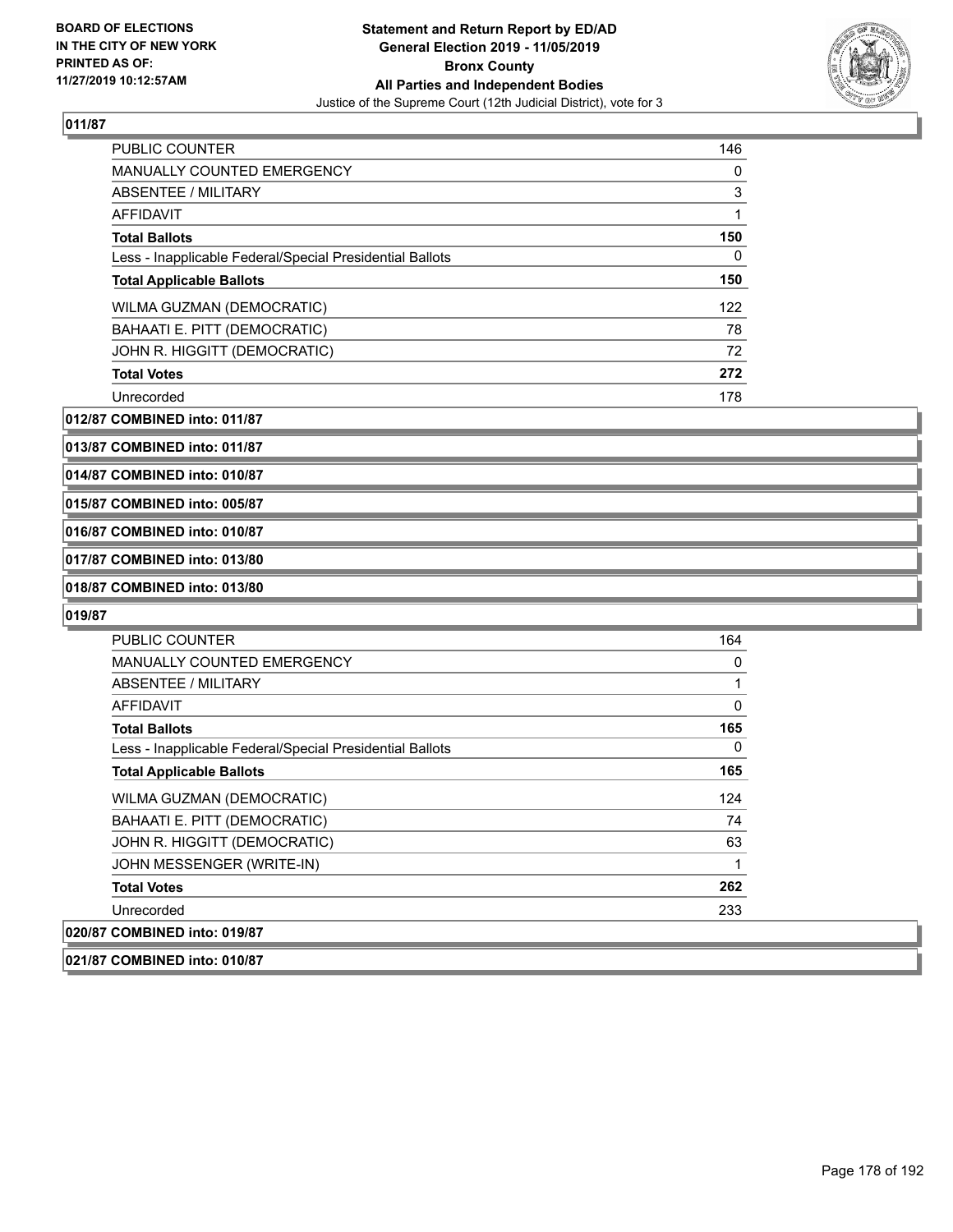**011/87**

| | |
|---|---|
| PUBLIC COUNTER | 146 |
| MANUALLY COUNTED EMERGENCY | 0 |
| ABSENTEE / MILITARY | 3 |
| AFFIDAVIT | 1 |
| **Total Ballots** | **150** |
| Less - Inapplicable Federal/Special Presidential Ballots | 0 |
| **Total Applicable Ballots** | **150** |
| WILMA GUZMAN (DEMOCRATIC) | 122 |
| BAHAATI E. PITT (DEMOCRATIC) | 78 |
| JOHN R. HIGGITT (DEMOCRATIC) | 72 |
| **Total Votes** | **272** |
| Unrecorded | 178 |

**012/87 COMBINED into: 011/87**

**013/87 COMBINED into: 011/87**

**014/87 COMBINED into: 010/87**

**015/87 COMBINED into: 005/87**

**016/87 COMBINED into: 010/87**

**017/87 COMBINED into: 013/80**

**018/87 COMBINED into: 013/80**

**019/87**

| | |
|---|---|
| PUBLIC COUNTER | 164 |
| MANUALLY COUNTED EMERGENCY | 0 |
| ABSENTEE / MILITARY | 1 |
| AFFIDAVIT | 0 |
| **Total Ballots** | **165** |
| Less - Inapplicable Federal/Special Presidential Ballots | 0 |
| **Total Applicable Ballots** | **165** |
| WILMA GUZMAN (DEMOCRATIC) | 124 |
| BAHAATI E. PITT (DEMOCRATIC) | 74 |
| JOHN R. HIGGITT (DEMOCRATIC) | 63 |
| JOHN MESSENGER (WRITE-IN) | 1 |
| **Total Votes** | **262** |
| Unrecorded | 233 |

**020/87 COMBINED into: 019/87**

**021/87 COMBINED into: 010/87**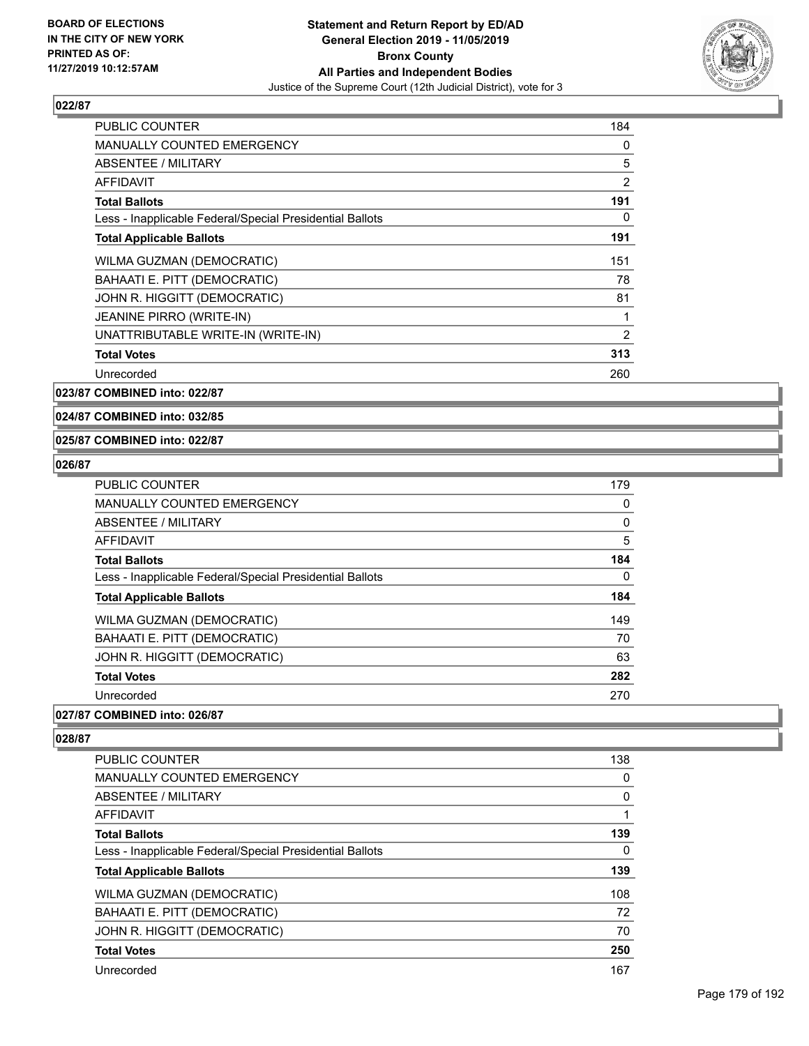## 022/87

| | |
|---|---|
| PUBLIC COUNTER | 184 |
| MANUALLY COUNTED EMERGENCY | 0 |
| ABSENTEE / MILITARY | 5 |
| AFFIDAVIT | 2 |
| **Total Ballots** | **191** |
| Less - Inapplicable Federal/Special Presidential Ballots | 0 |
| **Total Applicable Ballots** | **191** |
| WILMA GUZMAN (DEMOCRATIC) | 151 |
| BAHAATI E. PITT (DEMOCRATIC) | 78 |
| JOHN R. HIGGITT (DEMOCRATIC) | 81 |
| JEANINE PIRRO (WRITE-IN) | 1 |
| UNATTRIBUTABLE WRITE-IN (WRITE-IN) | 2 |
| **Total Votes** | **313** |
| Unrecorded | 260 |

## 023/87 COMBINED into: 022/87

## 024/87 COMBINED into: 032/85

## 025/87 COMBINED into: 022/87

## 026/87

| | |
|---|---|
| PUBLIC COUNTER | 179 |
| MANUALLY COUNTED EMERGENCY | 0 |
| ABSENTEE / MILITARY | 0 |
| AFFIDAVIT | 5 |
| **Total Ballots** | **184** |
| Less - Inapplicable Federal/Special Presidential Ballots | 0 |
| **Total Applicable Ballots** | **184** |
| WILMA GUZMAN (DEMOCRATIC) | 149 |
| BAHAATI E. PITT (DEMOCRATIC) | 70 |
| JOHN R. HIGGITT (DEMOCRATIC) | 63 |
| **Total Votes** | **282** |
| Unrecorded | 270 |

## 027/87 COMBINED into: 026/87

## 028/87

| | |
|---|---|
| PUBLIC COUNTER | 138 |
| MANUALLY COUNTED EMERGENCY | 0 |
| ABSENTEE / MILITARY | 0 |
| AFFIDAVIT | 1 |
| **Total Ballots** | **139** |
| Less - Inapplicable Federal/Special Presidential Ballots | 0 |
| **Total Applicable Ballots** | **139** |
| WILMA GUZMAN (DEMOCRATIC) | 108 |
| BAHAATI E. PITT (DEMOCRATIC) | 72 |
| JOHN R. HIGGITT (DEMOCRATIC) | 70 |
| **Total Votes** | **250** |
| Unrecorded | 167 |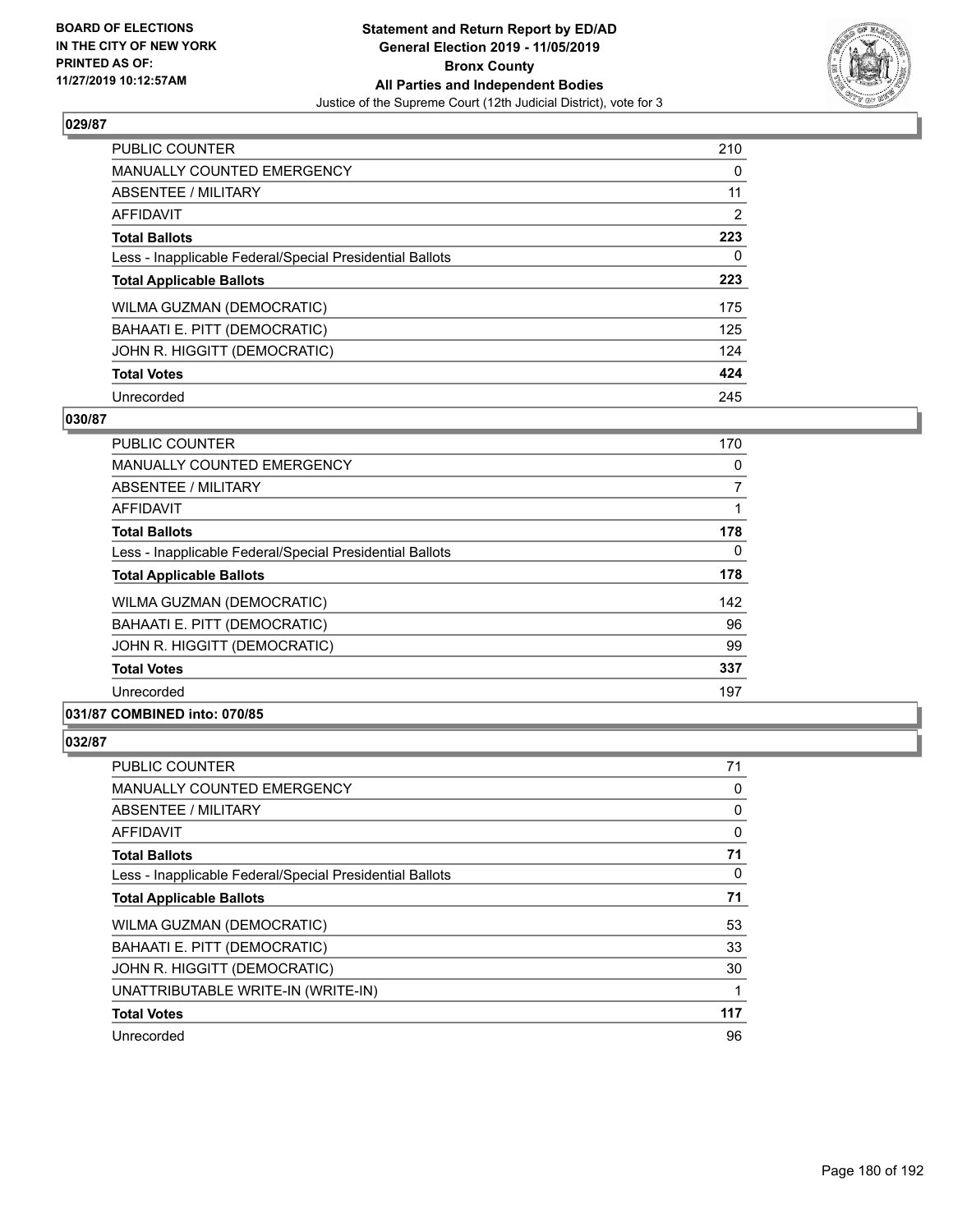### 029/87

| | |
|---|---|
| PUBLIC COUNTER | 210 |
| MANUALLY COUNTED EMERGENCY | 0 |
| ABSENTEE / MILITARY | 11 |
| AFFIDAVIT | 2 |
| **Total Ballots** | **223** |
| Less - Inapplicable Federal/Special Presidential Ballots | 0 |
| **Total Applicable Ballots** | **223** |
| WILMA GUZMAN (DEMOCRATIC) | 175 |
| BAHAATI E. PITT (DEMOCRATIC) | 125 |
| JOHN R. HIGGITT (DEMOCRATIC) | 124 |
| **Total Votes** | **424** |
| Unrecorded | 245 |

### 030/87

| | |
|---|---|
| PUBLIC COUNTER | 170 |
| MANUALLY COUNTED EMERGENCY | 0 |
| ABSENTEE / MILITARY | 7 |
| AFFIDAVIT | 1 |
| **Total Ballots** | **178** |
| Less - Inapplicable Federal/Special Presidential Ballots | 0 |
| **Total Applicable Ballots** | **178** |
| WILMA GUZMAN (DEMOCRATIC) | 142 |
| BAHAATI E. PITT (DEMOCRATIC) | 96 |
| JOHN R. HIGGITT (DEMOCRATIC) | 99 |
| **Total Votes** | **337** |
| Unrecorded | 197 |

### 031/87 COMBINED into: 070/85

### 032/87

| | |
|---|---|
| PUBLIC COUNTER | 71 |
| MANUALLY COUNTED EMERGENCY | 0 |
| ABSENTEE / MILITARY | 0 |
| AFFIDAVIT | 0 |
| **Total Ballots** | **71** |
| Less - Inapplicable Federal/Special Presidential Ballots | 0 |
| **Total Applicable Ballots** | **71** |
| WILMA GUZMAN (DEMOCRATIC) | 53 |
| BAHAATI E. PITT (DEMOCRATIC) | 33 |
| JOHN R. HIGGITT (DEMOCRATIC) | 30 |
| UNATTRIBUTABLE WRITE-IN (WRITE-IN) | 1 |
| **Total Votes** | **117** |
| Unrecorded | 96 |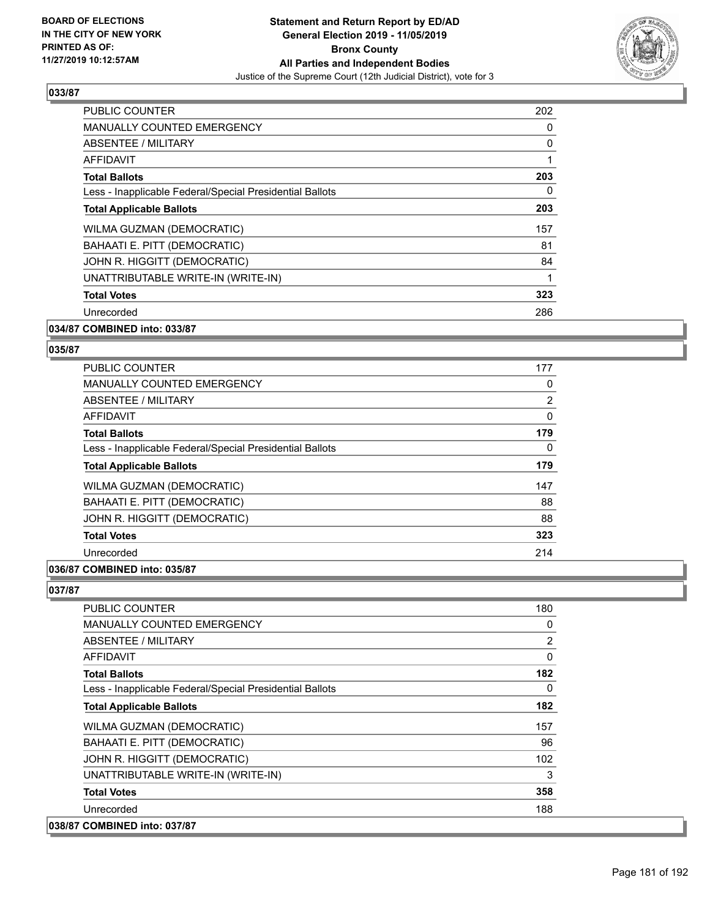## 033/87

| | |
|---|---|
| PUBLIC COUNTER | 202 |
| MANUALLY COUNTED EMERGENCY | 0 |
| ABSENTEE / MILITARY | 0 |
| AFFIDAVIT | 1 |
| **Total Ballots** | **203** |
| Less - Inapplicable Federal/Special Presidential Ballots | 0 |
| **Total Applicable Ballots** | **203** |
| WILMA GUZMAN (DEMOCRATIC) | 157 |
| BAHAATI E. PITT (DEMOCRATIC) | 81 |
| JOHN R. HIGGITT (DEMOCRATIC) | 84 |
| UNATTRIBUTABLE WRITE-IN (WRITE-IN) | 1 |
| **Total Votes** | **323** |
| Unrecorded | 286 |

**034/87 COMBINED into: 033/87**

## 035/87

| | |
|---|---|
| PUBLIC COUNTER | 177 |
| MANUALLY COUNTED EMERGENCY | 0 |
| ABSENTEE / MILITARY | 2 |
| AFFIDAVIT | 0 |
| **Total Ballots** | **179** |
| Less - Inapplicable Federal/Special Presidential Ballots | 0 |
| **Total Applicable Ballots** | **179** |
| WILMA GUZMAN (DEMOCRATIC) | 147 |
| BAHAATI E. PITT (DEMOCRATIC) | 88 |
| JOHN R. HIGGITT (DEMOCRATIC) | 88 |
| **Total Votes** | **323** |
| Unrecorded | 214 |

**036/87 COMBINED into: 035/87**

## 037/87

| | |
|---|---|
| PUBLIC COUNTER | 180 |
| MANUALLY COUNTED EMERGENCY | 0 |
| ABSENTEE / MILITARY | 2 |
| AFFIDAVIT | 0 |
| **Total Ballots** | **182** |
| Less - Inapplicable Federal/Special Presidential Ballots | 0 |
| **Total Applicable Ballots** | **182** |
| WILMA GUZMAN (DEMOCRATIC) | 157 |
| BAHAATI E. PITT (DEMOCRATIC) | 96 |
| JOHN R. HIGGITT (DEMOCRATIC) | 102 |
| UNATTRIBUTABLE WRITE-IN (WRITE-IN) | 3 |
| **Total Votes** | **358** |
| Unrecorded | 188 |

**038/87 COMBINED into: 037/87**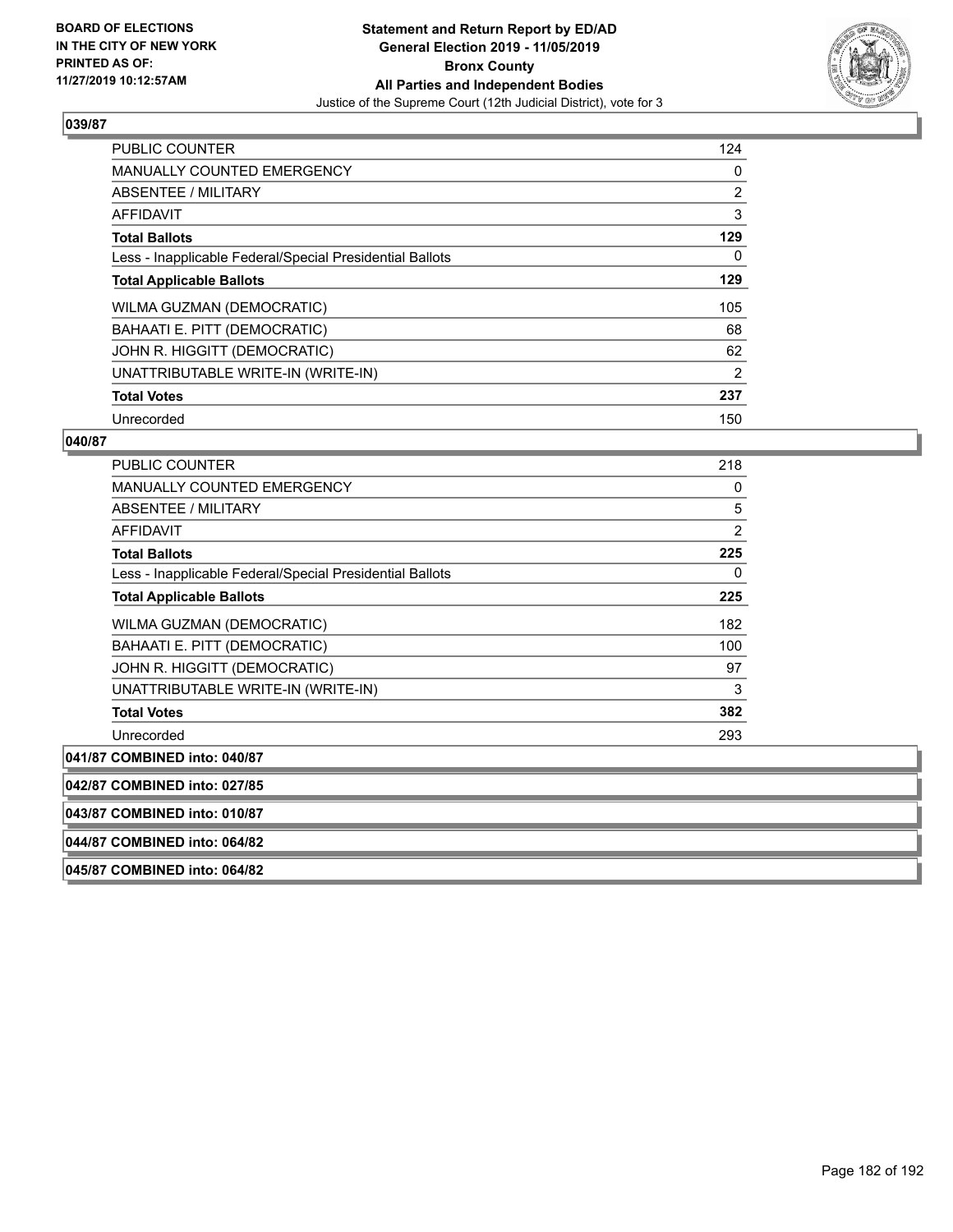**BOARD OF ELECTIONS IN THE CITY OF NEW YORK PRINTED AS OF: 11/27/2019 10:12:57AM**

**Statement and Return Report by ED/AD General Election 2019 - 11/05/2019 Bronx County All Parties and Independent Bodies**
Justice of the Supreme Court (12th Judicial District), vote for 3

## 039/87

| | |
|---|---|
| PUBLIC COUNTER | 124 |
| MANUALLY COUNTED EMERGENCY | 0 |
| ABSENTEE / MILITARY | 2 |
| AFFIDAVIT | 3 |
| **Total Ballots** | **129** |
| Less - Inapplicable Federal/Special Presidential Ballots | 0 |
| **Total Applicable Ballots** | **129** |
| WILMA GUZMAN (DEMOCRATIC) | 105 |
| BAHAATI E. PITT (DEMOCRATIC) | 68 |
| JOHN R. HIGGITT (DEMOCRATIC) | 62 |
| UNATTRIBUTABLE WRITE-IN (WRITE-IN) | 2 |
| **Total Votes** | **237** |
| Unrecorded | 150 |

## 040/87

| | |
|---|---|
| PUBLIC COUNTER | 218 |
| MANUALLY COUNTED EMERGENCY | 0 |
| ABSENTEE / MILITARY | 5 |
| AFFIDAVIT | 2 |
| **Total Ballots** | **225** |
| Less - Inapplicable Federal/Special Presidential Ballots | 0 |
| **Total Applicable Ballots** | **225** |
| WILMA GUZMAN (DEMOCRATIC) | 182 |
| BAHAATI E. PITT (DEMOCRATIC) | 100 |
| JOHN R. HIGGITT (DEMOCRATIC) | 97 |
| UNATTRIBUTABLE WRITE-IN (WRITE-IN) | 3 |
| **Total Votes** | **382** |
| Unrecorded | 293 |

**041/87 COMBINED into: 040/87**

**042/87 COMBINED into: 027/85**

**043/87 COMBINED into: 010/87**

**044/87 COMBINED into: 064/82**

**045/87 COMBINED into: 064/82**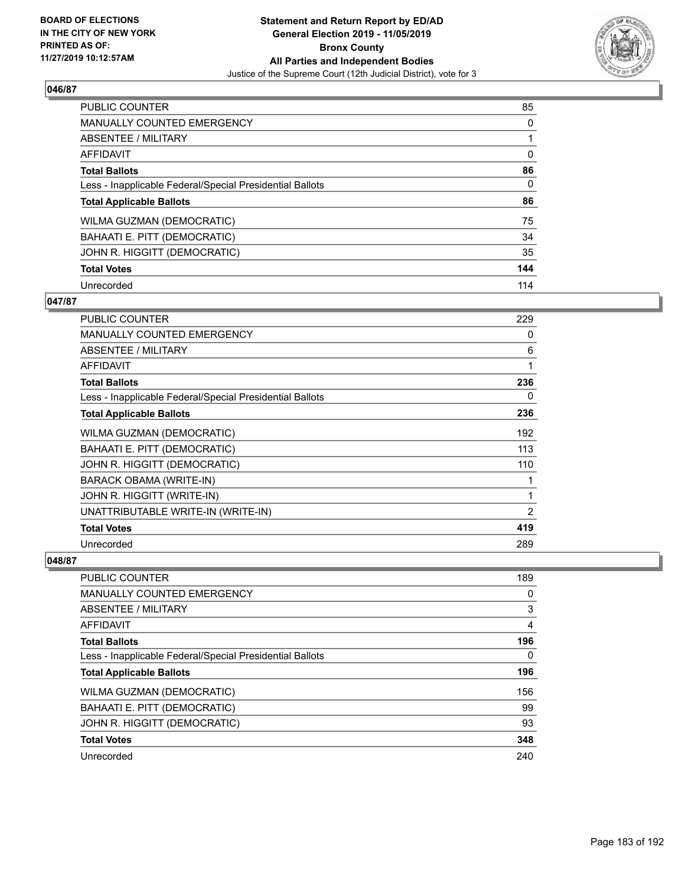## 046/87

| | |
|---|---|
| PUBLIC COUNTER | 85 |
| MANUALLY COUNTED EMERGENCY | 0 |
| ABSENTEE / MILITARY | 1 |
| AFFIDAVIT | 0 |
| **Total Ballots** | **86** |
| Less - Inapplicable Federal/Special Presidential Ballots | 0 |
| **Total Applicable Ballots** | **86** |
| WILMA GUZMAN (DEMOCRATIC) | 75 |
| BAHAATI E. PITT (DEMOCRATIC) | 34 |
| JOHN R. HIGGITT (DEMOCRATIC) | 35 |
| **Total Votes** | **144** |
| Unrecorded | 114 |

## 047/87

| | |
|---|---|
| PUBLIC COUNTER | 229 |
| MANUALLY COUNTED EMERGENCY | 0 |
| ABSENTEE / MILITARY | 6 |
| AFFIDAVIT | 1 |
| **Total Ballots** | **236** |
| Less - Inapplicable Federal/Special Presidential Ballots | 0 |
| **Total Applicable Ballots** | **236** |
| WILMA GUZMAN (DEMOCRATIC) | 192 |
| BAHAATI E. PITT (DEMOCRATIC) | 113 |
| JOHN R. HIGGITT (DEMOCRATIC) | 110 |
| BARACK OBAMA (WRITE-IN) | 1 |
| JOHN R. HIGGITT (WRITE-IN) | 1 |
| UNATTRIBUTABLE WRITE-IN (WRITE-IN) | 2 |
| **Total Votes** | **419** |
| Unrecorded | 289 |

## 048/87

| | |
|---|---|
| PUBLIC COUNTER | 189 |
| MANUALLY COUNTED EMERGENCY | 0 |
| ABSENTEE / MILITARY | 3 |
| AFFIDAVIT | 4 |
| **Total Ballots** | **196** |
| Less - Inapplicable Federal/Special Presidential Ballots | 0 |
| **Total Applicable Ballots** | **196** |
| WILMA GUZMAN (DEMOCRATIC) | 156 |
| BAHAATI E. PITT (DEMOCRATIC) | 99 |
| JOHN R. HIGGITT (DEMOCRATIC) | 93 |
| **Total Votes** | **348** |
| Unrecorded | 240 |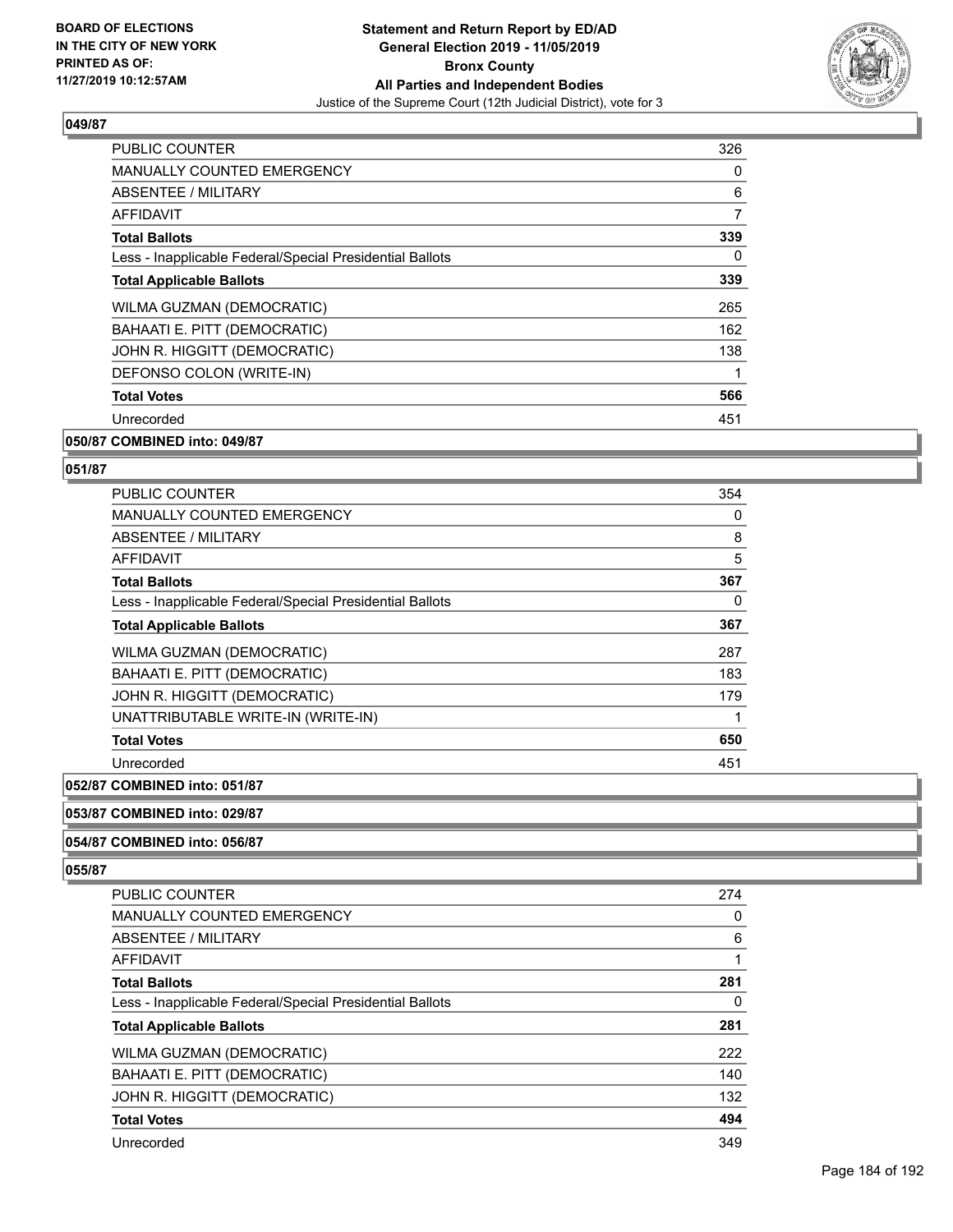### 049/87

| | |
|---|---|
| PUBLIC COUNTER | 326 |
| MANUALLY COUNTED EMERGENCY | 0 |
| ABSENTEE / MILITARY | 6 |
| AFFIDAVIT | 7 |
| **Total Ballots** | **339** |
| Less - Inapplicable Federal/Special Presidential Ballots | 0 |
| **Total Applicable Ballots** | **339** |
| WILMA GUZMAN (DEMOCRATIC) | 265 |
| BAHAATI E. PITT (DEMOCRATIC) | 162 |
| JOHN R. HIGGITT (DEMOCRATIC) | 138 |
| DEFONSO COLON (WRITE-IN) | 1 |
| **Total Votes** | **566** |
| Unrecorded | 451 |

### 050/87 COMBINED into: 049/87

### 051/87

| | |
|---|---|
| PUBLIC COUNTER | 354 |
| MANUALLY COUNTED EMERGENCY | 0 |
| ABSENTEE / MILITARY | 8 |
| AFFIDAVIT | 5 |
| **Total Ballots** | **367** |
| Less - Inapplicable Federal/Special Presidential Ballots | 0 |
| **Total Applicable Ballots** | **367** |
| WILMA GUZMAN (DEMOCRATIC) | 287 |
| BAHAATI E. PITT (DEMOCRATIC) | 183 |
| JOHN R. HIGGITT (DEMOCRATIC) | 179 |
| UNATTRIBUTABLE WRITE-IN (WRITE-IN) | 1 |
| **Total Votes** | **650** |
| Unrecorded | 451 |

### 052/87 COMBINED into: 051/87

### 053/87 COMBINED into: 029/87

### 054/87 COMBINED into: 056/87

### 055/87

| | |
|---|---|
| PUBLIC COUNTER | 274 |
| MANUALLY COUNTED EMERGENCY | 0 |
| ABSENTEE / MILITARY | 6 |
| AFFIDAVIT | 1 |
| **Total Ballots** | **281** |
| Less - Inapplicable Federal/Special Presidential Ballots | 0 |
| **Total Applicable Ballots** | **281** |
| WILMA GUZMAN (DEMOCRATIC) | 222 |
| BAHAATI E. PITT (DEMOCRATIC) | 140 |
| JOHN R. HIGGITT (DEMOCRATIC) | 132 |
| **Total Votes** | **494** |
| Unrecorded | 349 |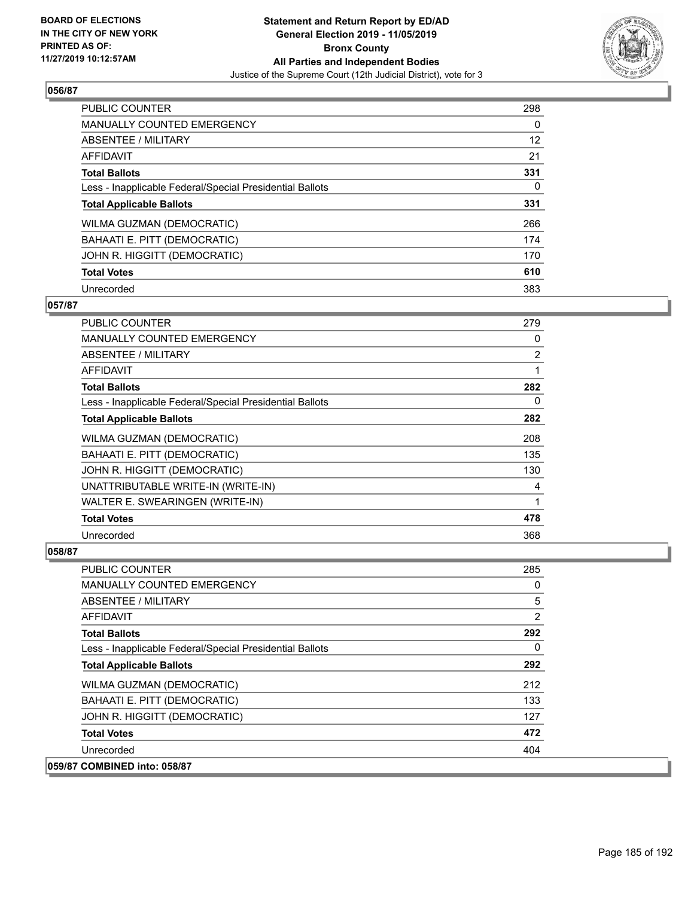### 056/87

| | |
|---|---|
| PUBLIC COUNTER | 298 |
| MANUALLY COUNTED EMERGENCY | 0 |
| ABSENTEE / MILITARY | 12 |
| AFFIDAVIT | 21 |
| **Total Ballots** | **331** |
| Less - Inapplicable Federal/Special Presidential Ballots | 0 |
| **Total Applicable Ballots** | **331** |
| WILMA GUZMAN (DEMOCRATIC) | 266 |
| BAHAATI E. PITT (DEMOCRATIC) | 174 |
| JOHN R. HIGGITT (DEMOCRATIC) | 170 |
| **Total Votes** | **610** |
| Unrecorded | 383 |

### 057/87

| | |
|---|---|
| PUBLIC COUNTER | 279 |
| MANUALLY COUNTED EMERGENCY | 0 |
| ABSENTEE / MILITARY | 2 |
| AFFIDAVIT | 1 |
| **Total Ballots** | **282** |
| Less - Inapplicable Federal/Special Presidential Ballots | 0 |
| **Total Applicable Ballots** | **282** |
| WILMA GUZMAN (DEMOCRATIC) | 208 |
| BAHAATI E. PITT (DEMOCRATIC) | 135 |
| JOHN R. HIGGITT (DEMOCRATIC) | 130 |
| UNATTRIBUTABLE WRITE-IN (WRITE-IN) | 4 |
| WALTER E. SWEARINGEN (WRITE-IN) | 1 |
| **Total Votes** | **478** |
| Unrecorded | 368 |

### 058/87

| | |
|---|---|
| PUBLIC COUNTER | 285 |
| MANUALLY COUNTED EMERGENCY | 0 |
| ABSENTEE / MILITARY | 5 |
| AFFIDAVIT | 2 |
| **Total Ballots** | **292** |
| Less - Inapplicable Federal/Special Presidential Ballots | 0 |
| **Total Applicable Ballots** | **292** |
| WILMA GUZMAN (DEMOCRATIC) | 212 |
| BAHAATI E. PITT (DEMOCRATIC) | 133 |
| JOHN R. HIGGITT (DEMOCRATIC) | 127 |
| **Total Votes** | **472** |
| Unrecorded | 404 |

### 059/87 COMBINED into: 058/87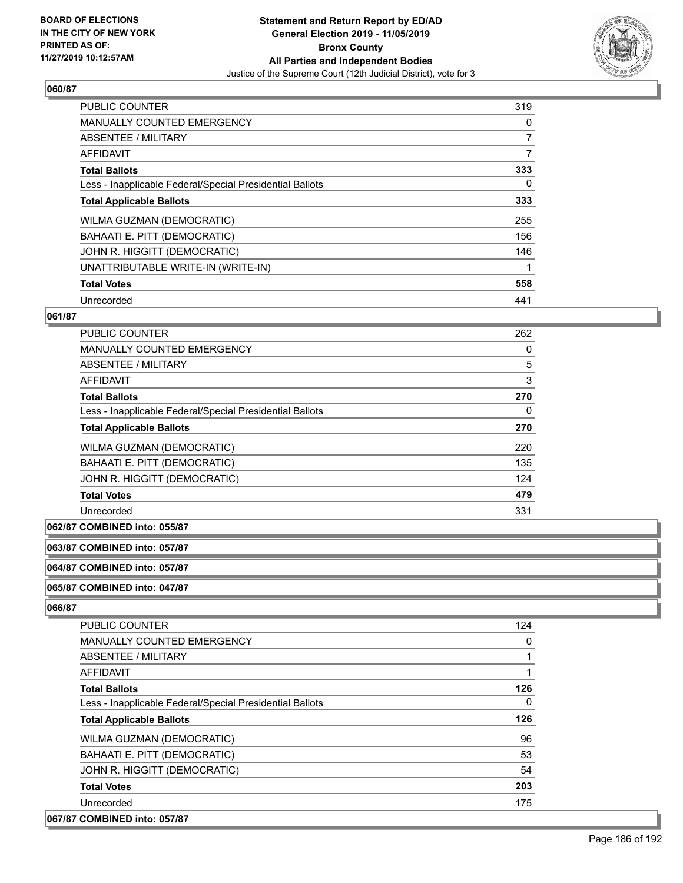**Statement and Return Report by ED/AD**
**General Election 2019 - 11/05/2019**
**Bronx County**
**All Parties and Independent Bodies**
Justice of the Supreme Court (12th Judicial District), vote for 3

BOARD OF ELECTIONS IN THE CITY OF NEW YORK PRINTED AS OF: 11/27/2019 10:12:57AM

### 060/87

| | |
|---|---|
| PUBLIC COUNTER | 319 |
| MANUALLY COUNTED EMERGENCY | 0 |
| ABSENTEE / MILITARY | 7 |
| AFFIDAVIT | 7 |
| **Total Ballots** | **333** |
| Less - Inapplicable Federal/Special Presidential Ballots | 0 |
| **Total Applicable Ballots** | **333** |
| WILMA GUZMAN (DEMOCRATIC) | 255 |
| BAHAATI E. PITT (DEMOCRATIC) | 156 |
| JOHN R. HIGGITT (DEMOCRATIC) | 146 |
| UNATTRIBUTABLE WRITE-IN (WRITE-IN) | 1 |
| **Total Votes** | **558** |
| Unrecorded | 441 |

### 061/87

| | |
|---|---|
| PUBLIC COUNTER | 262 |
| MANUALLY COUNTED EMERGENCY | 0 |
| ABSENTEE / MILITARY | 5 |
| AFFIDAVIT | 3 |
| **Total Ballots** | **270** |
| Less - Inapplicable Federal/Special Presidential Ballots | 0 |
| **Total Applicable Ballots** | **270** |
| WILMA GUZMAN (DEMOCRATIC) | 220 |
| BAHAATI E. PITT (DEMOCRATIC) | 135 |
| JOHN R. HIGGITT (DEMOCRATIC) | 124 |
| **Total Votes** | **479** |
| Unrecorded | 331 |

### 062/87 COMBINED into: 055/87

### 063/87 COMBINED into: 057/87

### 064/87 COMBINED into: 057/87

### 065/87 COMBINED into: 047/87

### 066/87

| | |
|---|---|
| PUBLIC COUNTER | 124 |
| MANUALLY COUNTED EMERGENCY | 0 |
| ABSENTEE / MILITARY | 1 |
| AFFIDAVIT | 1 |
| **Total Ballots** | **126** |
| Less - Inapplicable Federal/Special Presidential Ballots | 0 |
| **Total Applicable Ballots** | **126** |
| WILMA GUZMAN (DEMOCRATIC) | 96 |
| BAHAATI E. PITT (DEMOCRATIC) | 53 |
| JOHN R. HIGGITT (DEMOCRATIC) | 54 |
| **Total Votes** | **203** |
| Unrecorded | 175 |

### 067/87 COMBINED into: 057/87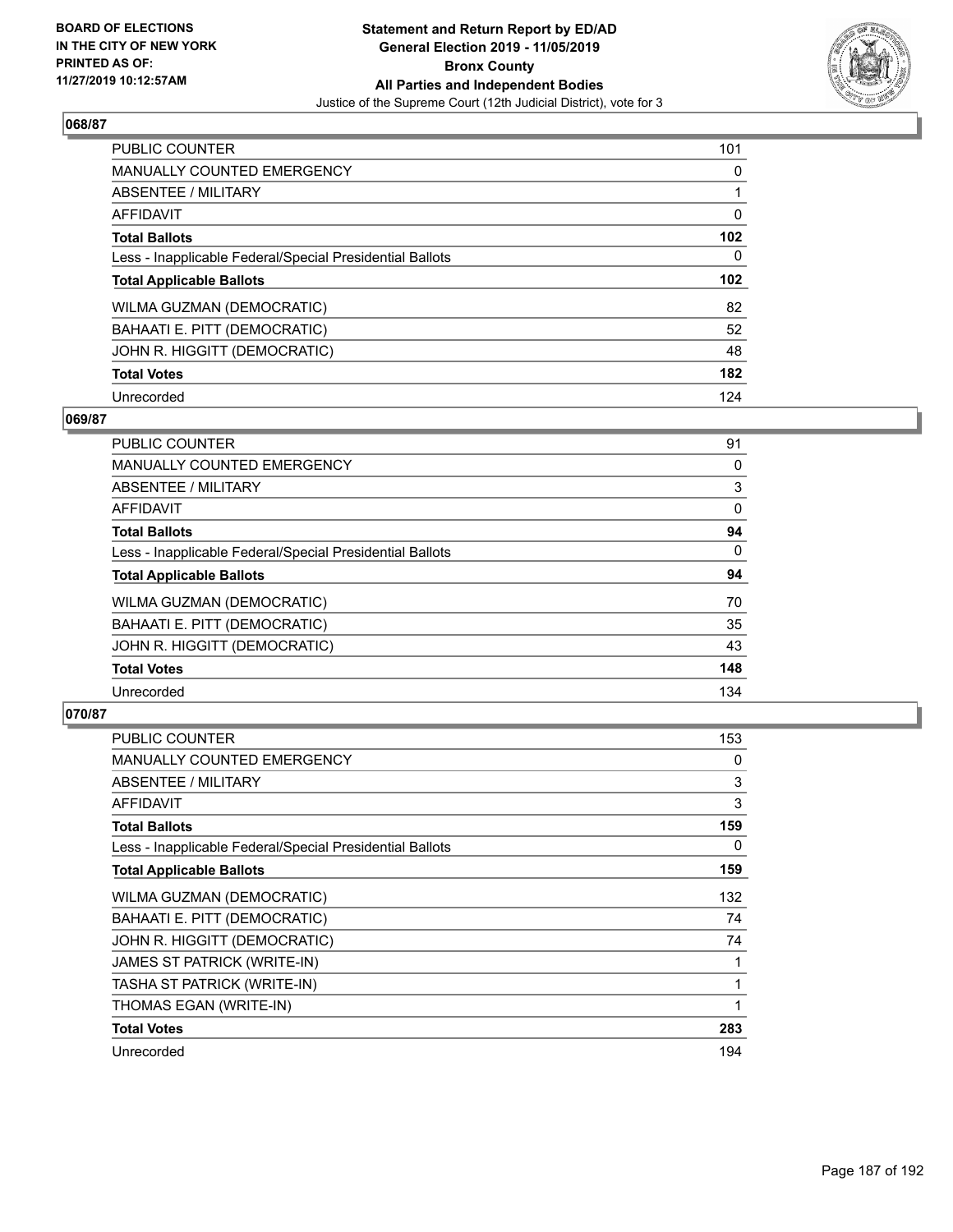**BOARD OF ELECTIONS IN THE CITY OF NEW YORK PRINTED AS OF: 11/27/2019 10:12:57AM**

**Statement and Return Report by ED/AD**
**General Election 2019 - 11/05/2019**
**Bronx County**
**All Parties and Independent Bodies**
Justice of the Supreme Court (12th Judicial District), vote for 3

### 068/87

| | |
|---|---|
| PUBLIC COUNTER | 101 |
| MANUALLY COUNTED EMERGENCY | 0 |
| ABSENTEE / MILITARY | 1 |
| AFFIDAVIT | 0 |
| **Total Ballots** | **102** |
| Less - Inapplicable Federal/Special Presidential Ballots | 0 |
| **Total Applicable Ballots** | **102** |
| WILMA GUZMAN (DEMOCRATIC) | 82 |
| BAHAATI E. PITT (DEMOCRATIC) | 52 |
| JOHN R. HIGGITT (DEMOCRATIC) | 48 |
| **Total Votes** | **182** |
| Unrecorded | 124 |

### 069/87

| | |
|---|---|
| PUBLIC COUNTER | 91 |
| MANUALLY COUNTED EMERGENCY | 0 |
| ABSENTEE / MILITARY | 3 |
| AFFIDAVIT | 0 |
| **Total Ballots** | **94** |
| Less - Inapplicable Federal/Special Presidential Ballots | 0 |
| **Total Applicable Ballots** | **94** |
| WILMA GUZMAN (DEMOCRATIC) | 70 |
| BAHAATI E. PITT (DEMOCRATIC) | 35 |
| JOHN R. HIGGITT (DEMOCRATIC) | 43 |
| **Total Votes** | **148** |
| Unrecorded | 134 |

### 070/87

| | |
|---|---|
| PUBLIC COUNTER | 153 |
| MANUALLY COUNTED EMERGENCY | 0 |
| ABSENTEE / MILITARY | 3 |
| AFFIDAVIT | 3 |
| **Total Ballots** | **159** |
| Less - Inapplicable Federal/Special Presidential Ballots | 0 |
| **Total Applicable Ballots** | **159** |
| WILMA GUZMAN (DEMOCRATIC) | 132 |
| BAHAATI E. PITT (DEMOCRATIC) | 74 |
| JOHN R. HIGGITT (DEMOCRATIC) | 74 |
| JAMES ST PATRICK (WRITE-IN) | 1 |
| TASHA ST PATRICK (WRITE-IN) | 1 |
| THOMAS EGAN (WRITE-IN) | 1 |
| **Total Votes** | **283** |
| Unrecorded | 194 |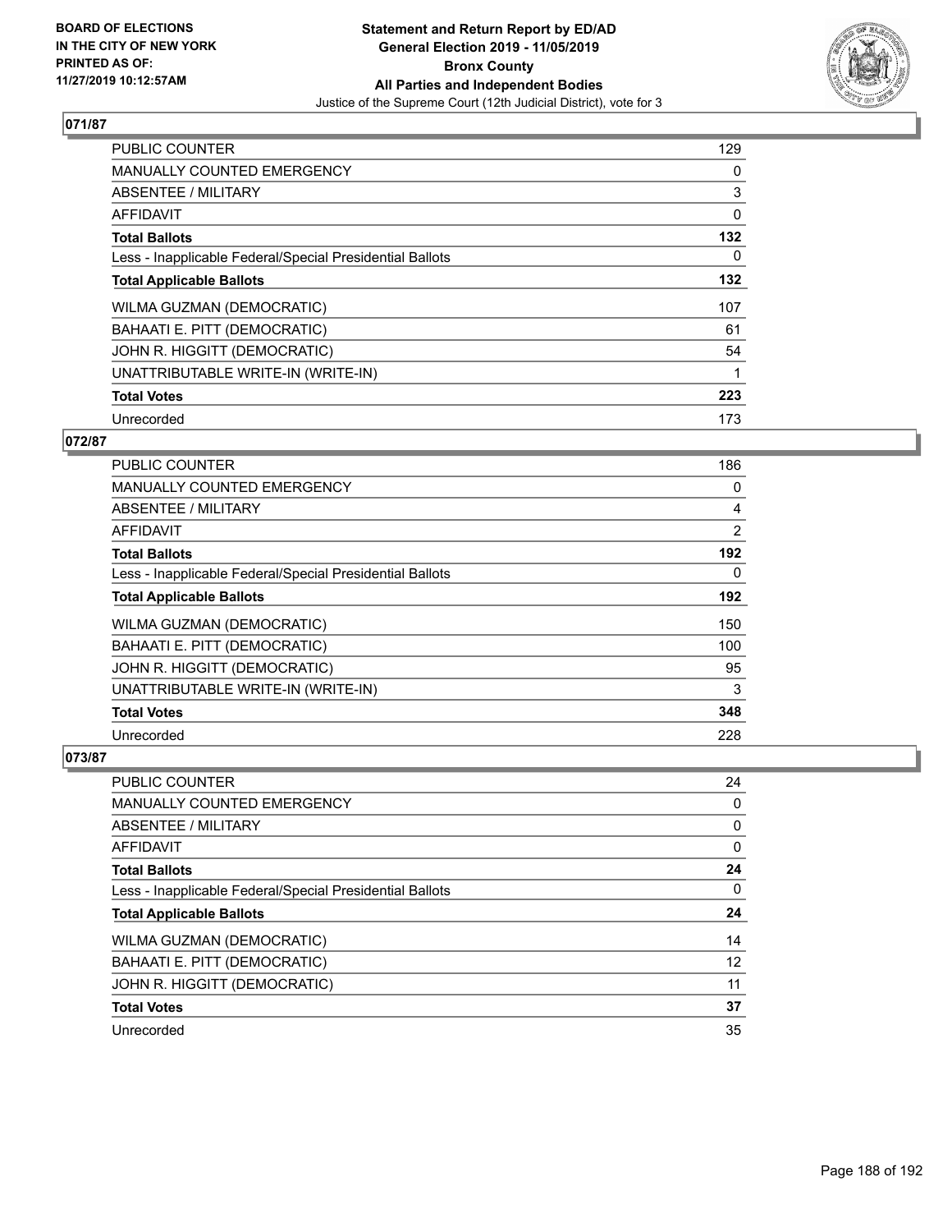**BOARD OF ELECTIONS IN THE CITY OF NEW YORK PRINTED AS OF: 11/27/2019 10:12:57AM**

# Statement and Return Report by ED/AD
## General Election 2019 - 11/05/2019
## Bronx County
## All Parties and Independent Bodies
Justice of the Supreme Court (12th Judicial District), vote for 3

### 071/87

| | |
|---|---|
| PUBLIC COUNTER | 129 |
| MANUALLY COUNTED EMERGENCY | 0 |
| ABSENTEE / MILITARY | 3 |
| AFFIDAVIT | 0 |
| **Total Ballots** | **132** |
| Less - Inapplicable Federal/Special Presidential Ballots | 0 |
| **Total Applicable Ballots** | **132** |
| WILMA GUZMAN (DEMOCRATIC) | 107 |
| BAHAATI E. PITT (DEMOCRATIC) | 61 |
| JOHN R. HIGGITT (DEMOCRATIC) | 54 |
| UNATTRIBUTABLE WRITE-IN (WRITE-IN) | 1 |
| **Total Votes** | **223** |
| Unrecorded | 173 |

### 072/87

| | |
|---|---|
| PUBLIC COUNTER | 186 |
| MANUALLY COUNTED EMERGENCY | 0 |
| ABSENTEE / MILITARY | 4 |
| AFFIDAVIT | 2 |
| **Total Ballots** | **192** |
| Less - Inapplicable Federal/Special Presidential Ballots | 0 |
| **Total Applicable Ballots** | **192** |
| WILMA GUZMAN (DEMOCRATIC) | 150 |
| BAHAATI E. PITT (DEMOCRATIC) | 100 |
| JOHN R. HIGGITT (DEMOCRATIC) | 95 |
| UNATTRIBUTABLE WRITE-IN (WRITE-IN) | 3 |
| **Total Votes** | **348** |
| Unrecorded | 228 |

### 073/87

| | |
|---|---|
| PUBLIC COUNTER | 24 |
| MANUALLY COUNTED EMERGENCY | 0 |
| ABSENTEE / MILITARY | 0 |
| AFFIDAVIT | 0 |
| **Total Ballots** | **24** |
| Less - Inapplicable Federal/Special Presidential Ballots | 0 |
| **Total Applicable Ballots** | **24** |
| WILMA GUZMAN (DEMOCRATIC) | 14 |
| BAHAATI E. PITT (DEMOCRATIC) | 12 |
| JOHN R. HIGGITT (DEMOCRATIC) | 11 |
| **Total Votes** | **37** |
| Unrecorded | 35 |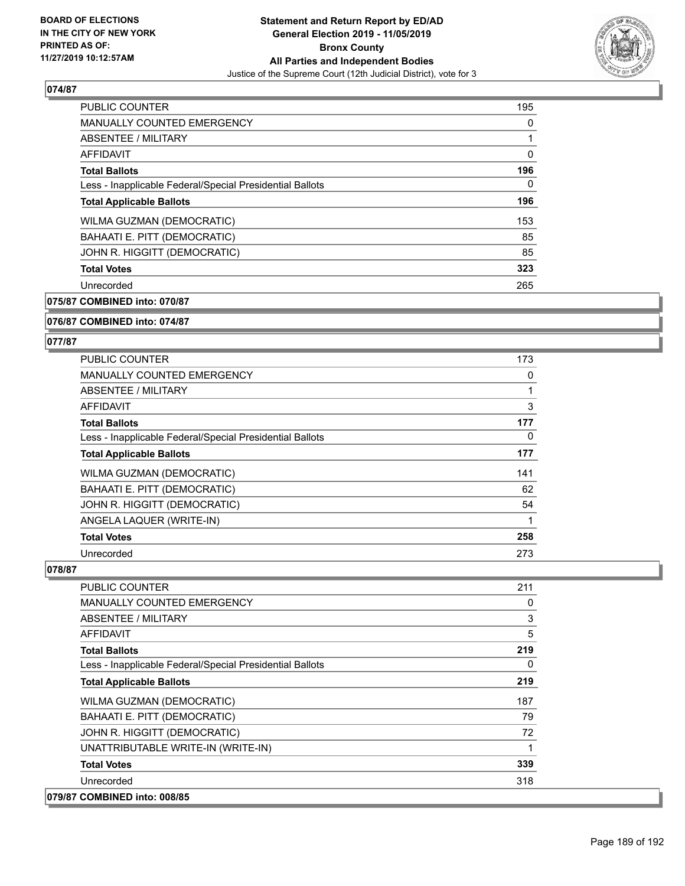## 074/87

| | |
|---|---|
| PUBLIC COUNTER | 195 |
| MANUALLY COUNTED EMERGENCY | 0 |
| ABSENTEE / MILITARY | 1 |
| AFFIDAVIT | 0 |
| **Total Ballots** | **196** |
| Less - Inapplicable Federal/Special Presidential Ballots | 0 |
| **Total Applicable Ballots** | **196** |
| WILMA GUZMAN (DEMOCRATIC) | 153 |
| BAHAATI E. PITT (DEMOCRATIC) | 85 |
| JOHN R. HIGGITT (DEMOCRATIC) | 85 |
| **Total Votes** | **323** |
| Unrecorded | 265 |

## 075/87 COMBINED into: 070/87

## 076/87 COMBINED into: 074/87

## 077/87

| | |
|---|---|
| PUBLIC COUNTER | 173 |
| MANUALLY COUNTED EMERGENCY | 0 |
| ABSENTEE / MILITARY | 1 |
| AFFIDAVIT | 3 |
| **Total Ballots** | **177** |
| Less - Inapplicable Federal/Special Presidential Ballots | 0 |
| **Total Applicable Ballots** | **177** |
| WILMA GUZMAN (DEMOCRATIC) | 141 |
| BAHAATI E. PITT (DEMOCRATIC) | 62 |
| JOHN R. HIGGITT (DEMOCRATIC) | 54 |
| ANGELA LAQUER (WRITE-IN) | 1 |
| **Total Votes** | **258** |
| Unrecorded | 273 |

## 078/87

| | |
|---|---|
| PUBLIC COUNTER | 211 |
| MANUALLY COUNTED EMERGENCY | 0 |
| ABSENTEE / MILITARY | 3 |
| AFFIDAVIT | 5 |
| **Total Ballots** | **219** |
| Less - Inapplicable Federal/Special Presidential Ballots | 0 |
| **Total Applicable Ballots** | **219** |
| WILMA GUZMAN (DEMOCRATIC) | 187 |
| BAHAATI E. PITT (DEMOCRATIC) | 79 |
| JOHN R. HIGGITT (DEMOCRATIC) | 72 |
| UNATTRIBUTABLE WRITE-IN (WRITE-IN) | 1 |
| **Total Votes** | **339** |
| Unrecorded | 318 |

## 079/87 COMBINED into: 008/85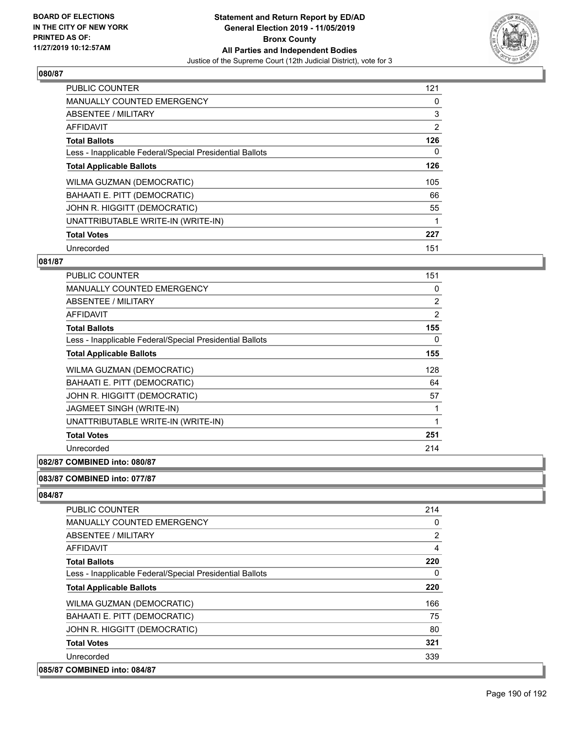## 080/87

| | |
|---|---|
| PUBLIC COUNTER | 121 |
| MANUALLY COUNTED EMERGENCY | 0 |
| ABSENTEE / MILITARY | 3 |
| AFFIDAVIT | 2 |
| **Total Ballots** | **126** |
| Less - Inapplicable Federal/Special Presidential Ballots | 0 |
| **Total Applicable Ballots** | **126** |
| WILMA GUZMAN (DEMOCRATIC) | 105 |
| BAHAATI E. PITT (DEMOCRATIC) | 66 |
| JOHN R. HIGGITT (DEMOCRATIC) | 55 |
| UNATTRIBUTABLE WRITE-IN (WRITE-IN) | 1 |
| **Total Votes** | **227** |
| Unrecorded | 151 |

## 081/87

| | |
|---|---|
| PUBLIC COUNTER | 151 |
| MANUALLY COUNTED EMERGENCY | 0 |
| ABSENTEE / MILITARY | 2 |
| AFFIDAVIT | 2 |
| **Total Ballots** | **155** |
| Less - Inapplicable Federal/Special Presidential Ballots | 0 |
| **Total Applicable Ballots** | **155** |
| WILMA GUZMAN (DEMOCRATIC) | 128 |
| BAHAATI E. PITT (DEMOCRATIC) | 64 |
| JOHN R. HIGGITT (DEMOCRATIC) | 57 |
| JAGMEET SINGH (WRITE-IN) | 1 |
| UNATTRIBUTABLE WRITE-IN (WRITE-IN) | 1 |
| **Total Votes** | **251** |
| Unrecorded | 214 |

## 082/87 COMBINED into: 080/87

## 083/87 COMBINED into: 077/87

## 084/87

| | |
|---|---|
| PUBLIC COUNTER | 214 |
| MANUALLY COUNTED EMERGENCY | 0 |
| ABSENTEE / MILITARY | 2 |
| AFFIDAVIT | 4 |
| **Total Ballots** | **220** |
| Less - Inapplicable Federal/Special Presidential Ballots | 0 |
| **Total Applicable Ballots** | **220** |
| WILMA GUZMAN (DEMOCRATIC) | 166 |
| BAHAATI E. PITT (DEMOCRATIC) | 75 |
| JOHN R. HIGGITT (DEMOCRATIC) | 80 |
| **Total Votes** | **321** |
| Unrecorded | 339 |

## 085/87 COMBINED into: 084/87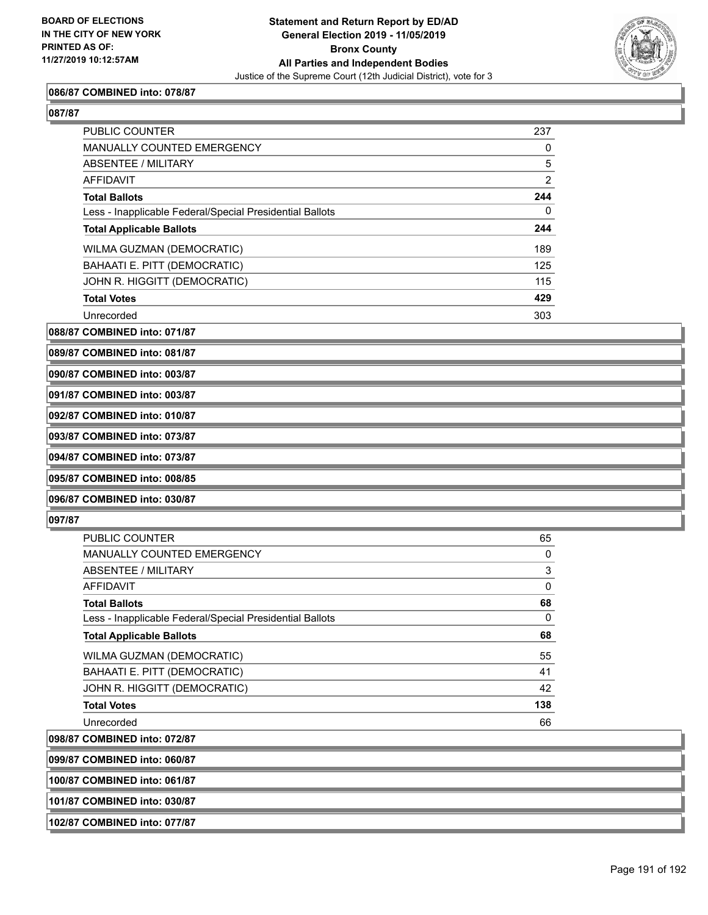**086/87 COMBINED into: 078/87**

**087/87**

| | |
|---|---|
| PUBLIC COUNTER | 237 |
| MANUALLY COUNTED EMERGENCY | 0 |
| ABSENTEE / MILITARY | 5 |
| AFFIDAVIT | 2 |
| **Total Ballots** | **244** |
| Less - Inapplicable Federal/Special Presidential Ballots | 0 |
| **Total Applicable Ballots** | **244** |
| WILMA GUZMAN (DEMOCRATIC) | 189 |
| BAHAATI E. PITT (DEMOCRATIC) | 125 |
| JOHN R. HIGGITT (DEMOCRATIC) | 115 |
| **Total Votes** | **429** |
| Unrecorded | 303 |

**088/87 COMBINED into: 071/87**

**089/87 COMBINED into: 081/87**

**090/87 COMBINED into: 003/87**

**091/87 COMBINED into: 003/87**

**092/87 COMBINED into: 010/87**

**093/87 COMBINED into: 073/87**

**094/87 COMBINED into: 073/87**

**095/87 COMBINED into: 008/85**

**096/87 COMBINED into: 030/87**

**097/87**

| | |
|---|---|
| PUBLIC COUNTER | 65 |
| MANUALLY COUNTED EMERGENCY | 0 |
| ABSENTEE / MILITARY | 3 |
| AFFIDAVIT | 0 |
| **Total Ballots** | **68** |
| Less - Inapplicable Federal/Special Presidential Ballots | 0 |
| **Total Applicable Ballots** | **68** |
| WILMA GUZMAN (DEMOCRATIC) | 55 |
| BAHAATI E. PITT (DEMOCRATIC) | 41 |
| JOHN R. HIGGITT (DEMOCRATIC) | 42 |
| **Total Votes** | **138** |
| Unrecorded | 66 |

**098/87 COMBINED into: 072/87**

**099/87 COMBINED into: 060/87**

**100/87 COMBINED into: 061/87**

**101/87 COMBINED into: 030/87**

**102/87 COMBINED into: 077/87**